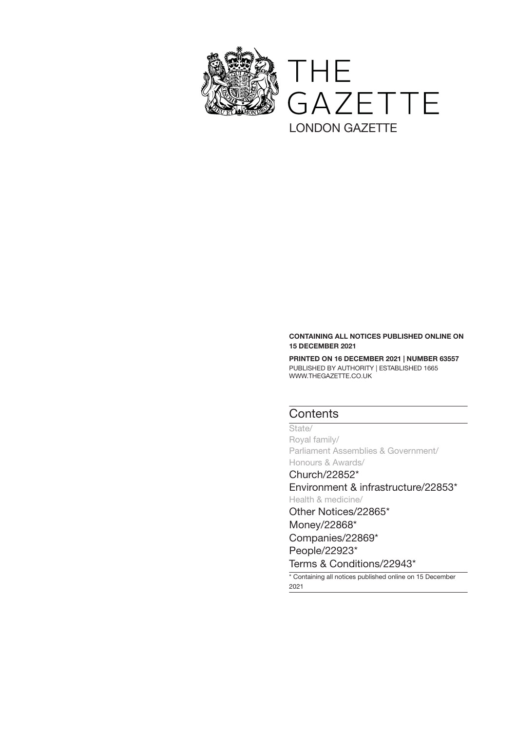# THE GAZETTE

LONDON GAZETTE

**CONTAINING ALL NOTICES PUBLISHED ONLINE ON 15 DECEMBER 2021**

**PRINTED ON 16 DECEMBER 2021 | NUMBER 63557**

PUBLISHED BY AUTHORITY | ESTABLISHED 1665

WWW.THEGAZETTE.CO.UK

## Contents

State/

Royal family/

Parliament Assemblies & Government/

Honours & Awards/

Church/22852*

Environment & infrastructure/22853*

Health & medicine/

Other Notices/22865*

Money/22868*

Companies/22869*

People/22923*

Terms & Conditions/22943*

* Containing all notices published online on 15 December 2021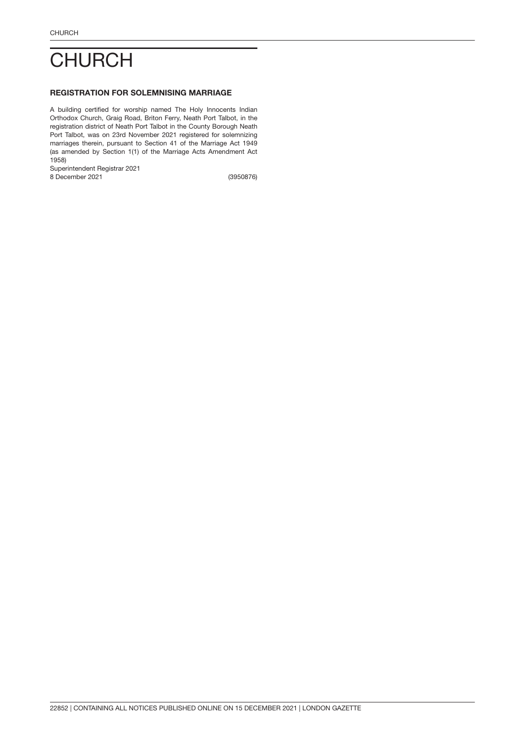# CHURCH

### REGISTRATION FOR SOLEMNISING MARRIAGE

A building certified for worship named The Holy Innocents Indian Orthodox Church, Graig Road, Briton Ferry, Neath Port Talbot, in the registration district of Neath Port Talbot in the County Borough Neath Port Talbot, was on 23rd November 2021 registered for solemnizing marriages therein, pursuant to Section 41 of the Marriage Act 1949 (as amended by Section 1(1) of the Marriage Acts Amendment Act 1958)

Superintendent Registrar 2021

8 December 2021 (3950876)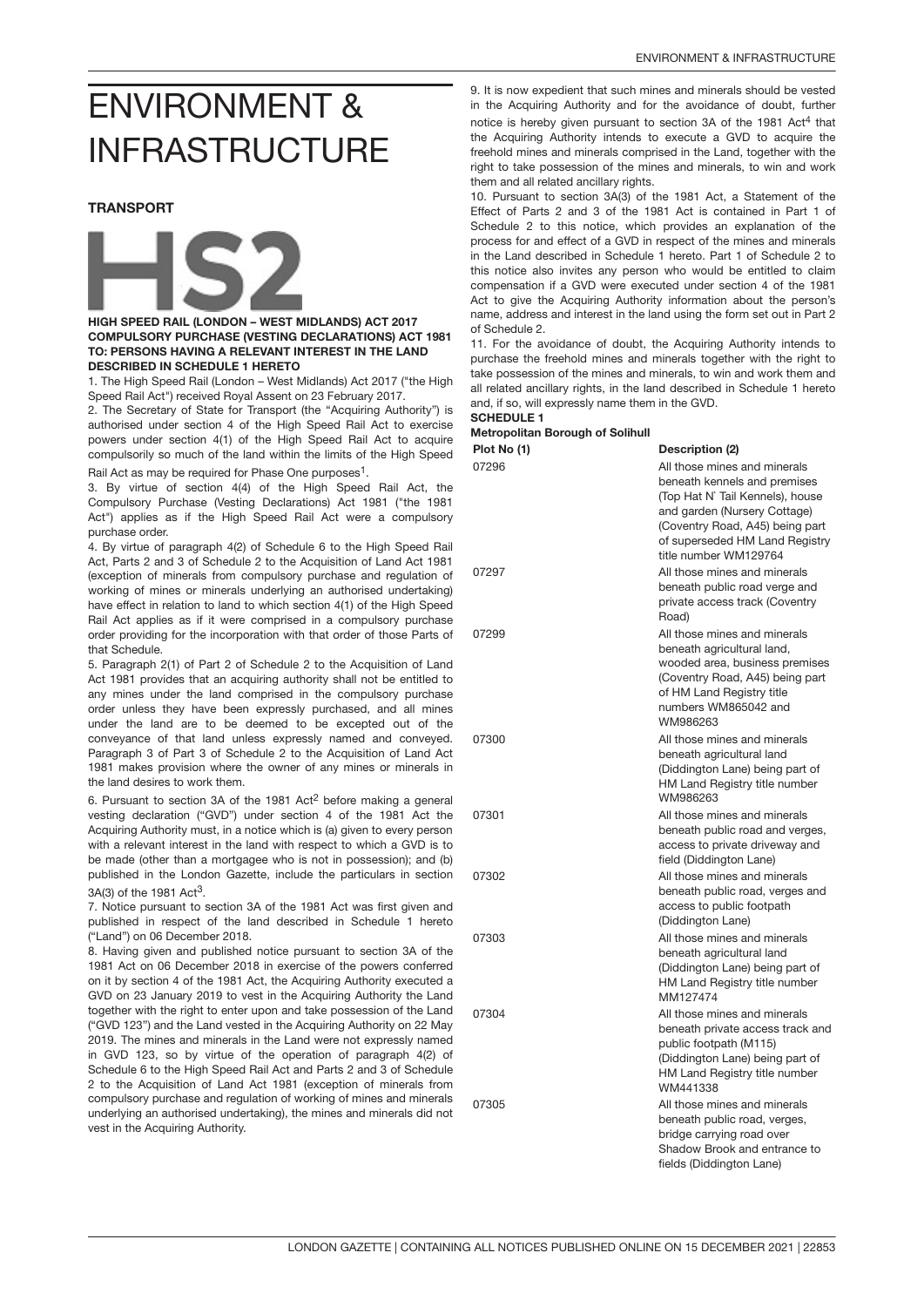# ENVIRONMENT & INFRASTRUCTURE

## TRANSPORT

HS2

### HIGH SPEED RAIL (LONDON – WEST MIDLANDS) ACT 2017 COMPULSORY PURCHASE (VESTING DECLARATIONS) ACT 1981 TO: PERSONS HAVING A RELEVANT INTEREST IN THE LAND DESCRIBED IN SCHEDULE 1 HERETO

1. The High Speed Rail (London – West Midlands) Act 2017 ("the High Speed Rail Act") received Royal Assent on 23 February 2017.

2. The Secretary of State for Transport (the "Acquiring Authority") is authorised under section 4 of the High Speed Rail Act to exercise powers under section 4(1) of the High Speed Rail Act to acquire compulsorily so much of the land within the limits of the High Speed Rail Act as may be required for Phase One purposes[1].

3. By virtue of section 4(4) of the High Speed Rail Act, the Compulsory Purchase (Vesting Declarations) Act 1981 ("the 1981 Act") applies as if the High Speed Rail Act were a compulsory purchase order.

4. By virtue of paragraph 4(2) of Schedule 6 to the High Speed Rail Act, Parts 2 and 3 of Schedule 2 to the Acquisition of Land Act 1981 (exception of minerals from compulsory purchase and regulation of working of mines or minerals underlying an authorised undertaking) have effect in relation to land to which section 4(1) of the High Speed Rail Act applies as if it were comprised in a compulsory purchase order providing for the incorporation with that order of those Parts of that Schedule.

5. Paragraph 2(1) of Part 2 of Schedule 2 to the Acquisition of Land Act 1981 provides that an acquiring authority shall not be entitled to any mines under the land comprised in the compulsory purchase order unless they have been expressly purchased, and all mines under the land are to be deemed to be excepted out of the conveyance of that land unless expressly named and conveyed. Paragraph 3 of Part 3 of Schedule 2 to the Acquisition of Land Act 1981 makes provision where the owner of any mines or minerals in the land desires to work them.

6. Pursuant to section 3A of the 1981 Act[2] before making a general vesting declaration ("GVD") under section 4 of the 1981 Act the Acquiring Authority must, in a notice which is (a) given to every person with a relevant interest in the land with respect to which a GVD is to be made (other than a mortgagee who is not in possession); and (b) published in the London Gazette, include the particulars in section 3A(3) of the 1981 Act[3].

7. Notice pursuant to section 3A of the 1981 Act was first given and published in respect of the land described in Schedule 1 hereto ("Land") on 06 December 2018.

8. Having given and published notice pursuant to section 3A of the 1981 Act on 06 December 2018 in exercise of the powers conferred on it by section 4 of the 1981 Act, the Acquiring Authority executed a GVD on 23 January 2019 to vest in the Acquiring Authority the Land together with the right to enter upon and take possession of the Land ("GVD 123") and the Land vested in the Acquiring Authority on 22 May 2019. The mines and minerals in the Land were not expressly named in GVD 123, so by virtue of the operation of paragraph 4(2) of Schedule 6 to the High Speed Rail Act and Parts 2 and 3 of Schedule 2 to the Acquisition of Land Act 1981 (exception of minerals from compulsory purchase and regulation of working of mines or minerals underlying an authorised undertaking), the mines and minerals did not vest in the Acquiring Authority.

9. It is now expedient that such mines and minerals should be vested in the Acquiring Authority and for the avoidance of doubt, further notice is hereby given pursuant to section 3A of the 1981 Act[4] that the Acquiring Authority intends to execute a GVD to acquire the freehold mines and minerals comprised in the Land, together with the right to take possession of the mines and minerals, to win and work them and all related ancillary rights.

10. Pursuant to section 3A(3) of the 1981 Act, a Statement of the Effect of Parts 2 and 3 of the 1981 Act is contained in Part 1 of Schedule 2 to this notice, which provides an explanation of the process for and effect of a GVD in respect of the mines and minerals in the Land described in Schedule 1 hereto. Part 1 of Schedule 2 to this notice also invites any person who would be entitled to claim compensation if a GVD were executed under section 4 of the 1981 Act to give the Acquiring Authority information about the person's name, address and interest in the land using the form set out in Part 2 of Schedule 2.

11. For the avoidance of doubt, the Acquiring Authority intends to purchase the freehold mines and minerals together with the right to take possession of the mines and minerals, to win and work them and all related ancillary rights, in the land described in Schedule 1 hereto and, if so, will expressly name them in the GVD.

**SCHEDULE 1**

**Metropolitan Borough of Solihull**

| Plot No (1) | Description (2) |
|---|---|
| 07296 | All those mines and minerals beneath kennels and premises (Top Hat N' Tail Kennels), house and garden (Nursery Cottage) (Coventry Road, A45) being part of superseded HM Land Registry title number WM129764 |
| 07297 | All those mines and minerals beneath public road verge and private access track (Coventry Road) |
| 07299 | All those mines and minerals beneath agricultural land, wooded area, business premises (Coventry Road, A45) being part of HM Land Registry title numbers WM865042 and WM986263 |
| 07300 | All those mines and minerals beneath agricultural land (Diddington Lane) being part of HM Land Registry title number WM986263 |
| 07301 | All those mines and minerals beneath public road and verges, access to private driveway and field (Diddington Lane) |
| 07302 | All those mines and minerals beneath public road, verges and access to public footpath (Diddington Lane) |
| 07303 | All those mines and minerals beneath agricultural land (Diddington Lane) being part of HM Land Registry title number MM127474 |
| 07304 | All those mines and minerals beneath private access track and public footpath (M115) (Diddington Lane) being part of HM Land Registry title number WM441338 |
| 07305 | All those mines and minerals beneath public road, verges, bridge carrying road over Shadow Brook and entrance to fields (Diddington Lane) |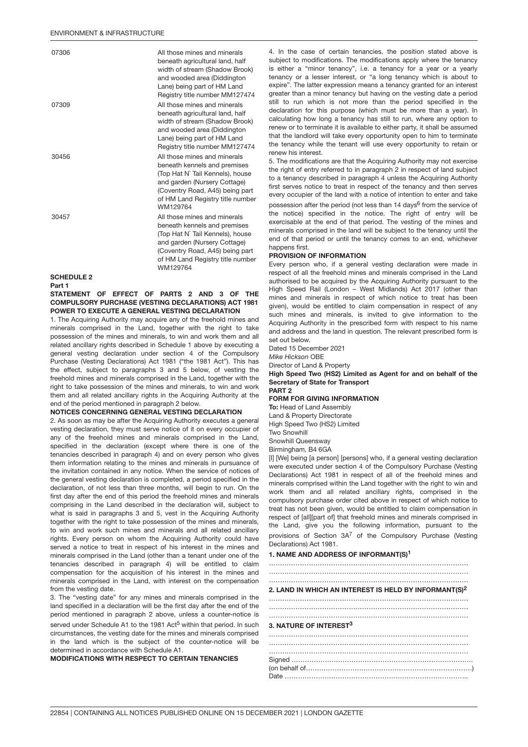| | |
|---|---|
| 07306 | All those mines and minerals beneath agricultural land, half width of stream (Shadow Brook) and wooded area (Diddington Lane) being part of HM Land Registry title number MM127474 |
| 07309 | All those mines and minerals beneath agricultural land, half width of stream (Shadow Brook) and wooded area (Diddington Lane) being part of HM Land Registry title number MM127474 |
| 30456 | All those mines and minerals beneath kennels and premises (Top Hat N` Tail Kennels), house and garden (Nursery Cottage) (Coventry Road, A45) being part of HM Land Registry title number WM129764 |
| 30457 | All those mines and minerals beneath kennels and premises (Top Hat N` Tail Kennels), house and garden (Nursery Cottage) (Coventry Road, A45) being part of HM Land Registry title number WM129764 |

**SCHEDULE 2**

**Part 1**

**STATEMENT OF EFFECT OF PARTS 2 AND 3 OF THE COMPULSORY PURCHASE (VESTING DECLARATIONS) ACT 1981**

**POWER TO EXECUTE A GENERAL VESTING DECLARATION**

1. The Acquiring Authority may acquire any of the freehold mines and minerals comprised in the Land, together with the right to take possession of the mines and minerals, to win and work them and all related ancillary rights described in Schedule 1 above by executing a general vesting declaration under section 4 of the Compulsory Purchase (Vesting Declarations) Act 1981 ("the 1981 Act"). This has the effect, subject to paragraphs 3 and 5 below, of vesting the freehold mines and minerals comprised in the Land, together with the right to take possession of the mines and minerals, to win and work them and all related ancillary rights in the Acquiring Authority at the end of the period mentioned in paragraph 2 below.

**NOTICES CONCERNING GENERAL VESTING DECLARATION**

2. As soon as may be after the Acquiring Authority executes a general vesting declaration, they must serve notice of it on every occupier of any of the freehold mines and minerals comprised in the Land, specified in the declaration (except where there is one of the tenancies described in paragraph 4) and on every person who gives them information relating to the mines and minerals in pursuance of the invitation contained in any notice. When the service of notices of the general vesting declaration is completed, a period specified in the declaration, of not less than three months, will begin to run. On the first day after the end of this period the freehold mines and minerals comprising in the Land described in the declaration will, subject to what is said in paragraphs 3 and 5, vest in the Acquiring Authority together with the right to take possession of the mines and minerals, to win and work such mines and minerals and all related ancillary rights. Every person on whom the Acquiring Authority could have served a notice to treat in respect of his interest in the mines and minerals comprised in the Land (other than a tenant under one of the tenancies described in paragraph 4) will be entitled to claim compensation for the acquisition of his interest in the mines and minerals comprised in the Land, with interest on the compensation from the vesting date.

3. The "vesting date" for any mines and minerals comprised in the land specified in a declaration will be the first day after the end of the period mentioned in paragraph 2 above, unless a counter-notice is served under Schedule A1 to the 1981 Act[5] within that period. In such circumstances, the vesting date for the mines and minerals comprised in the land which is the subject of the counter-notice will be determined in accordance with Schedule A1.

**MODIFICATIONS WITH RESPECT TO CERTAIN TENANCIES**

4. In the case of certain tenancies, the position stated above is subject to modifications. The modifications apply where the tenancy is either a "minor tenancy", i.e. a tenancy for a year or a yearly tenancy or a lesser interest, or "a long tenancy which is about to expire". The latter expression means a tenancy granted for an interest greater than a minor tenancy but having on the vesting date a period still to run which is not more than the period specified in the declaration for this purpose (which must be more than a year). In calculating how long a tenancy has still to run, where any option to renew or to terminate it is available to either party, it shall be assumed that the landlord will take every opportunity open to him to terminate the tenancy while the tenant will use every opportunity to retain or renew his interest.

5. The modifications are that the Acquiring Authority may not exercise the right of entry referred to in paragraph 2 in respect of land subject to a tenancy described in paragraph 4 unless the Acquiring Authority first serves notice to treat in respect of the tenancy and then serves every occupier of the land with a notice of intention to enter and take possession after the period (not less than 14 days[6] from the service of the notice) specified in the notice. The right of entry will be exercisable at the end of that period. The vesting of the mines and minerals comprised in the land will be subject to the tenancy until the end of that period or until the tenancy comes to an end, whichever happens first.

**PROVISION OF INFORMATION**

Every person who, if a general vesting declaration were made in respect of all the freehold mines and minerals comprised in the Land authorised to be acquired by the Acquiring Authority pursuant to the High Speed Rail (London – West Midlands) Act 2017 (other than mines and minerals in respect of which notice to treat has been given), would be entitled to claim compensation in respect of any such mines and minerals, is invited to give information to the Acquiring Authority in the prescribed form with respect to his name and address and the land in question. The relevant prescribed form is set out below.

Dated 15 December 2021

*Mike Hickson* OBE

Director of Land & Property

**High Speed Two (HS2) Limited as Agent for and on behalf of the Secretary of State for Transport**

**PART 2**

**FORM FOR GIVING INFORMATION**

**To:** Head of Land Assembly
Land & Property Directorate
High Speed Two (HS2) Limited
Two Snowhill
Snowhill Queensway
Birmingham, B4 6GA

[I] [We] being [a person] [persons] who, if a general vesting declaration were executed under section 4 of the Compulsory Purchase (Vesting Declarations) Act 1981 in respect of all of the freehold mines and minerals comprised within the Land together with the right to win and work them and all related ancillary rights, comprised in the compulsory purchase order cited above in respect of which notice to treat has not been given, would be entitled to claim compensation in respect of [all][part of] that freehold mines and minerals comprised in the Land, give you the following information, pursuant to the provisions of Section 3A[7] of the Compulsory Purchase (Vesting Declarations) Act 1981.

**1. NAME AND ADDRESS OF INFORMANT(S)[1]**

……………………………………………………………………………
……………………………………………………………………………
……………………………………………………………………………

**2. LAND IN WHICH AN INTEREST IS HELD BY INFORMANT(S)[2]**

……………………………………………………………………………
……………………………………………………………………………
……………………………………………………………………………

**3. NATURE OF INTEREST[3]**

……………………………………………………………………………
……………………………………………………………………………
……………………………………………………………………………

Signed ……………………………………………………………………
(on behalf of……………………………………………………………)
Date ………………………………………………………………………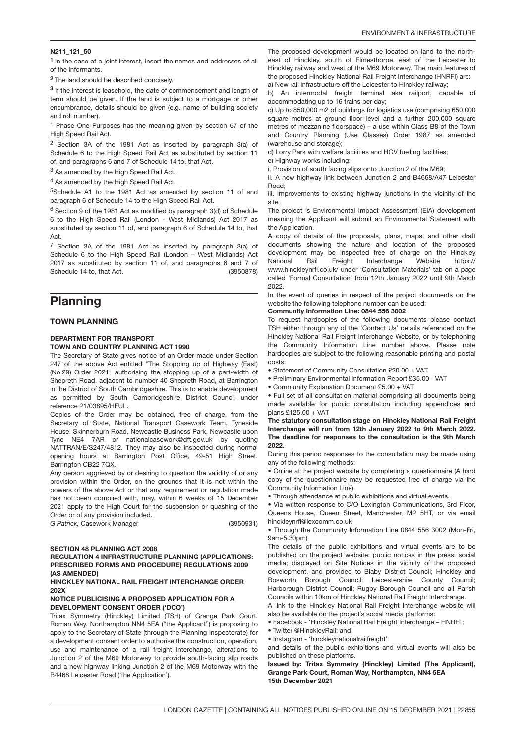**N211_121_50**

[1] In the case of a joint interest, insert the names and addresses of all of the informants.

[2] The land should be described concisely.

[3] If the interest is leasehold, the date of commencement and length of term should be given. If the land is subject to a mortgage or other encumbrance, details should be given (e.g. name of building society and roll number).

[1] Phase One Purposes has the meaning given by section 67 of the High Speed Rail Act.

[2] Section 3A of the 1981 Act as inserted by paragraph 3(a) of Schedule 6 to the High Speed Rail Act as substituted by section 11 of, and paragraphs 6 and 7 of Schedule 14 to, that Act.

[3] As amended by the High Speed Rail Act.

[4] As amended by the High Speed Rail Act.

[5] Schedule A1 to the 1981 Act as amended by section 11 of and paragraph 6 of Schedule 14 to the High Speed Rail Act.

[6] Section 9 of the 1981 Act as modified by paragraph 3(d) of Schedule 6 to the High Speed Rail (London - West Midlands) Act 2017 as substituted by section 11 of, and paragraph 6 of Schedule 14 to, that Act.

[7] Section 3A of the 1981 Act as inserted by paragraph 3(a) of Schedule 6 to the High Speed Rail (London – West Midlands) Act 2017 as substituted by section 11 of, and paragraphs 6 and 7 of Schedule 14 to, that Act. (3950878)

# Planning

## TOWN PLANNING

### DEPARTMENT FOR TRANSPORT

**TOWN AND COUNTRY PLANNING ACT 1990**

The Secretary of State gives notice of an Order made under Section 247 of the above Act entitled "The Stopping up of Highway (East) (No.29) Order 2021" authorising the stopping up of a part-width of Shepreth Road, adjacent to number 40 Shepreth Road, at Barrington in the District of South Cambridgeshire. This is to enable development as permitted by South Cambridgeshire District Council under reference 21/03895/HFUL.

Copies of the Order may be obtained, free of charge, from the Secretary of State, National Transport Casework Team, Tyneside House, Skinnerburn Road, Newcastle Business Park, Newcastle upon Tyne NE4 7AR or nationalcasework@dft.gov.uk by quoting NATTRAN/E/S247/4812. They may also be inspected during normal opening hours at Barrington Post Office, 49-51 High Street, Barrington CB22 7QX.

Any person aggrieved by or desiring to question the validity of or any provision within the Order, on the grounds that it is not within the powers of the above Act or that any requirement or regulation made has not been complied with, may, within 6 weeks of 15 December 2021 apply to the High Court for the suspension or quashing of the Order or of any provision included.

*G Patrick,* Casework Manager (3950931)

### SECTION 48 PLANNING ACT 2008

**REGULATION 4 INFRASTRUCTURE PLANNING (APPLICATIONS: PRESCRIBED FORMS AND PROCEDURE) REGULATIONS 2009 (AS AMENDED)**

**HINCKLEY NATIONAL RAIL FREIGHT INTERCHANGE ORDER 202X**

**NOTICE PUBLICISING A PROPOSED APPLICATION FOR A DEVELOPMENT CONSENT ORDER ('DCO')**

Tritax Symmetry (Hinckley) Limited (TSH) of Grange Park Court, Roman Way, Northampton NN4 5EA ("the Applicant") is proposing to apply to the Secretary of State (through the Planning Inspectorate) for a development consent order to authorise the construction, operation, use and maintenance of a rail freight interchange, alterations to Junction 2 of the M69 Motorway to provide south-facing slip roads and a new highway linking Junction 2 of the M69 Motorway with the B4468 Leicester Road ('the Application').

The proposed development would be located on land to the north-east of Hinckley, south of Elmesthorpe, east of the Leicester to Hinckley railway and west of the M69 Motorway. The main features of the proposed Hinckley National Rail Freight Interchange (HNRFI) are:

a) New rail infrastructure off the Leicester to Hinckley railway;

b) An intermodal freight terminal aka railport, capable of accommodating up to 16 trains per day;

c) Up to 850,000 m2 of buildings for logistics use (comprising 650,000 square metres at ground floor level and a further 200,000 square metres of mezzanine floorspace) – a use within Class B8 of the Town and Country Planning (Use Classes) Order 1987 as amended (warehouse and storage);

d) Lorry Park with welfare facilities and HGV fuelling facilities;

e) Highway works including:

i. Provision of south facing slips onto Junction 2 of the M69;

ii. A new highway link between Junction 2 and B4668/A47 Leicester Road;

iii. Improvements to existing highway junctions in the vicinity of the site

The project is Environmental Impact Assessment (EIA) development meaning the Applicant will submit an Environmental Statement with the Application.

A copy of details of the proposals, plans, maps, and other draft documents showing the nature and location of the proposed development may be inspected free of charge on the Hinckley National Rail Freight Interchange Website https://www.hinckleynrfi.co.uk/ under 'Consultation Materials' tab on a page called 'Formal Consultation' from 12th January 2022 until 9th March 2022.

In the event of queries in respect of the project documents on the website the following telephone number can be used:

**Community Information Line: 0844 556 3002**

To request hardcopies of the following documents please contact TSH either through any of the 'Contact Us' details referenced on the Hinckley National Rail Freight Interchange Website, or by telephoning the Community Information Line number above. Please note hardcopies are subject to the following reasonable printing and postal costs:

- Statement of Community Consultation £20.00 + VAT
- Preliminary Environmental Information Report £35.00 +VAT
- Community Explanation Document £5.00 + VAT
- Full set of all consultation material comprising all documents being made available for public consultation including appendices and plans £125.00 + VAT

**The statutory consultation stage on Hinckley National Rail Freight Interchange will run from 12th January 2022 to 9th March 2022. The deadline for responses to the consultation is the 9th March 2022.**

During this period responses to the consultation may be made using any of the following methods:

- Online at the project website by completing a questionnaire (A hard copy of the questionnaire may be requested free of charge via the Community Information Line).
- Through attendance at public exhibitions and virtual events.
- Via written response to C/O Lexington Communications, 3rd Floor, Queens House, Queen Street, Manchester, M2 5HT, or via email hinckleynrfi@lexcomm.co.uk
- Through the Community Information Line 0844 556 3002 (Mon-Fri, 9am-5.30pm)

The details of the public exhibitions and virtual events are to be published on the project website; public notices in the press; social media; displayed on Site Notices in the vicinity of the proposed development, and provided to Blaby District Council; Hinckley and Bosworth Borough Council; Leicestershire County Council; Harborough District Council; Rugby Borough Council and all Parish Councils within 10km of Hinckley National Rail Freight Interchange.

A link to the Hinckley National Rail Freight Interchange website will also be available on the project's social media platforms:

- Facebook - 'Hinckley National Rail Freight Interchange – HNRFI';
- Twitter @HinckleyRail; and
- Instagram - 'hinckleynationalrailfreight'

and details of the public exhibitions and virtual events will also be published on these platforms.

**Issued by: Tritax Symmetry (Hinckley) Limited (The Applicant), Grange Park Court, Roman Way, Northampton, NN4 5EA**
**15th December 2021**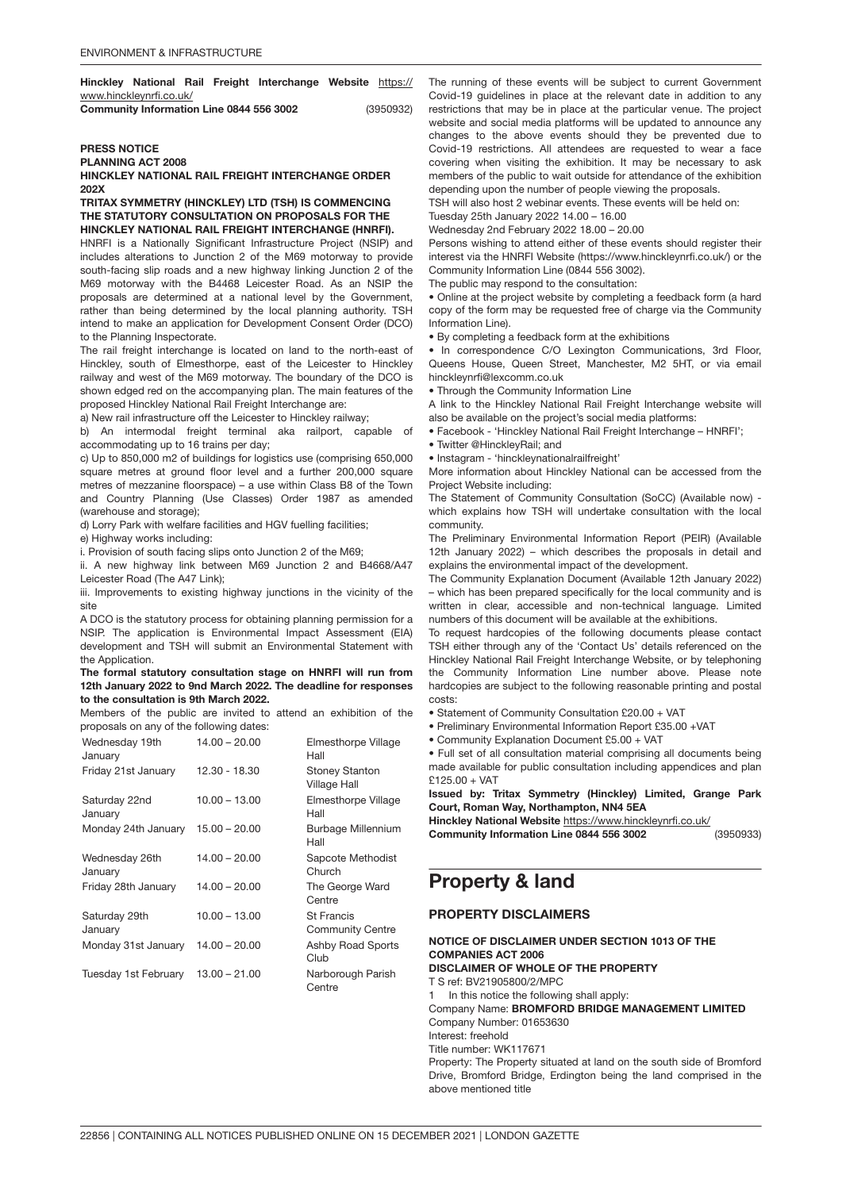**Hinckley National Rail Freight Interchange Website** https://www.hinckleynrfi.co.uk/
**Community Information Line 0844 556 3002** (3950932)

**PRESS NOTICE**

**PLANNING ACT 2008**

**HINCKLEY NATIONAL RAIL FREIGHT INTERCHANGE ORDER 202X**

**TRITAX SYMMETRY (HINCKLEY) LTD (TSH) IS COMMENCING THE STATUTORY CONSULTATION ON PROPOSALS FOR THE HINCKLEY NATIONAL RAIL FREIGHT INTERCHANGE (HNRFI).**

HNRFI is a Nationally Significant Infrastructure Project (NSIP) and includes alterations to Junction 2 of the M69 motorway to provide south-facing slip roads and a new highway linking Junction 2 of the M69 motorway with the B4468 Leicester Road. As an NSIP the proposals are determined at a national level by the Government, rather than being determined by the local planning authority. TSH intend to make an application for Development Consent Order (DCO) to the Planning Inspectorate.

The rail freight interchange is located on land to the north-east of Hinckley, south of Elmesthorpe, east of the Leicester to Hinckley railway and west of the M69 motorway. The boundary of the DCO is shown edged red on the accompanying plan. The main features of the proposed Hinckley National Rail Freight Interchange are:

a) New rail infrastructure off the Leicester to Hinckley railway;

b) An intermodal freight terminal aka railport, capable of accommodating up to 16 trains per day;

c) Up to 850,000 m2 of buildings for logistics use (comprising 650,000 square metres at ground floor level and a further 200,000 square metres of mezzanine floorspace) – a use within Class B8 of the Town and Country Planning (Use Classes) Order 1987 as amended (warehouse and storage);

d) Lorry Park with welfare facilities and HGV fuelling facilities;

e) Highway works including:

i. Provision of south facing slips onto Junction 2 of the M69;

ii. A new highway link between M69 Junction 2 and B4668/A47 Leicester Road (The A47 Link);

iii. Improvements to existing highway junctions in the vicinity of the site

A DCO is the statutory process for obtaining planning permission for a NSIP. The application is Environmental Impact Assessment (EIA) development and TSH will submit an Environmental Statement with the Application.

**The formal statutory consultation stage on HNRFI will run from 12th January 2022 to 9nd March 2022. The deadline for responses to the consultation is 9th March 2022.**

Members of the public are invited to attend an exhibition of the proposals on any of the following dates:

| | | |
|---|---|---|
| Wednesday 19th January | 14.00 – 20.00 | Elmesthorpe Village Hall |
| Friday 21st January | 12.30 - 18.30 | Stoney Stanton Village Hall |
| Saturday 22nd January | 10.00 – 13.00 | Elmesthorpe Village Hall |
| Monday 24th January | 15.00 – 20.00 | Burbage Millennium Hall |
| Wednesday 26th January | 14.00 – 20.00 | Sapcote Methodist Church |
| Friday 28th January | 14.00 – 20.00 | The George Ward Centre |
| Saturday 29th January | 10.00 – 13.00 | St Francis Community Centre |
| Monday 31st January | 14.00 – 20.00 | Ashby Road Sports Club |
| Tuesday 1st February | 13.00 – 21.00 | Narborough Parish Centre |

The running of these events will be subject to current Government Covid-19 guidelines in place at the relevant date in addition to any restrictions that may be in place at the particular venue. The project website and social media platforms will be updated to announce any changes to the above events should they be prevented due to Covid-19 restrictions. All attendees are requested to wear a face covering when visiting the exhibition. It may be necessary to ask members of the public to wait outside for attendance of the exhibition depending upon the number of people viewing the proposals.

TSH will also host 2 webinar events. These events will be held on:

Tuesday 25th January 2022 14.00 – 16.00

Wednesday 2nd February 2022 18.00 – 20.00

Persons wishing to attend either of these events should register their interest via the HNRFI Website (https://www.hinckleynrfi.co.uk/) or the Community Information Line (0844 556 3002).

The public may respond to the consultation:

- Online at the project website by completing a feedback form (a hard copy of the form may be requested free of charge via the Community Information Line).
- By completing a feedback form at the exhibitions
- In correspondence C/O Lexington Communications, 3rd Floor, Queens House, Queen Street, Manchester, M2 5HT, or via email hinckleynrfi@lexcomm.co.uk
- Through the Community Information Line

A link to the Hinckley National Rail Freight Interchange website will also be available on the project's social media platforms:

- Facebook - 'Hinckley National Rail Freight Interchange – HNRFI';
- Twitter @HinckleyRail; and
- Instagram - 'hinckleynationalrailfreight'

More information about Hinckley National can be accessed from the Project Website including:

The Statement of Community Consultation (SoCC) (Available now) - which explains how TSH will undertake consultation with the local community.

The Preliminary Environmental Information Report (PEIR) (Available 12th January 2022) – which describes the proposals in detail and explains the environmental impact of the development.

The Community Explanation Document (Available 12th January 2022) – which has been prepared specifically for the local community and is written in clear, accessible and non-technical language. Limited numbers of this document will be available at the exhibitions.

To request hardcopies of the following documents please contact TSH either through any of the 'Contact Us' details referenced on the Hinckley National Rail Freight Interchange website, or by telephoning the Community Information Line number above. Please note hardcopies are subject to the following reasonable printing and postal costs:

- Statement of Community Consultation £20.00 + VAT
- Preliminary Environmental Information Report £35.00 +VAT
- Community Explanation Document £5.00 + VAT
- Full set of all consultation material comprising all documents being made available for public consultation including appendices and plan £125.00 + VAT

**Issued by: Tritax Symmetry (Hinckley) Limited, Grange Park Court, Roman Way, Northampton, NN4 5EA**

**Hinckley National Website** https://www.hinckleynrfi.co.uk/
**Community Information Line 0844 556 3002** (3950933)

# Property & land

## PROPERTY DISCLAIMERS

**NOTICE OF DISCLAIMER UNDER SECTION 1013 OF THE COMPANIES ACT 2006**

**DISCLAIMER OF WHOLE OF THE PROPERTY**

T S ref: BV21905800/2/MPC

1 In this notice the following shall apply:

Company Name: **BROMFORD BRIDGE MANAGEMENT LIMITED**

Company Number: 01653630

Interest: freehold

Title number: WK117671

Property: The Property situated at land on the south side of Bromford Drive, Bromford Bridge, Erdington being the land comprised in the above mentioned title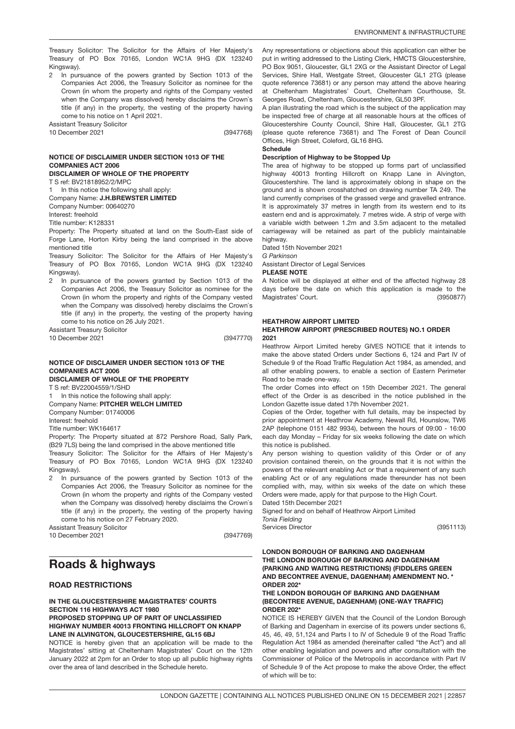Treasury Solicitor: The Solicitor for the Affairs of Her Majesty's Treasury of PO Box 70165, London WC1A 9HG (DX 123240 Kingsway).

2 In pursuance of the powers granted by Section 1013 of the Companies Act 2006, the Treasury Solicitor as nominee for the Crown (in whom the property and rights of the Company vested when the Company was dissolved) hereby disclaims the Crown`s title (if any) in the property, the vesting of the property having come to his notice on 1 April 2021.

Assistant Treasury Solicitor

10 December 2021 (3947768)

**NOTICE OF DISCLAIMER UNDER SECTION 1013 OF THE COMPANIES ACT 2006**

**DISCLAIMER OF WHOLE OF THE PROPERTY**

T S ref: BV21818952/2/MPC

1 In this notice the following shall apply:

Company Name: **J.H.BREWSTER LIMITED**

Company Number: 00640270

Interest: freehold

Title number: K128331

Property: The Property situated at land on the South-East side of Forge Lane, Horton Kirby being the land comprised in the above mentioned title

Treasury Solicitor: The Solicitor for the Affairs of Her Majesty's Treasury of PO Box 70165, London WC1A 9HG (DX 123240 Kingsway).

2 In pursuance of the powers granted by Section 1013 of the Companies Act 2006, the Treasury Solicitor as nominee for the Crown (in whom the property and rights of the Company vested when the Company was dissolved) hereby disclaims the Crown`s title (if any) in the property, the vesting of the property having come to his notice on 26 July 2021.

Assistant Treasury Solicitor

10 December 2021 (3947770)

**NOTICE OF DISCLAIMER UNDER SECTION 1013 OF THE COMPANIES ACT 2006**

**DISCLAIMER OF WHOLE OF THE PROPERTY**

T S ref: BV22004559/1/SHD

1 In this notice the following shall apply:

Company Name: **PITCHER WELCH LIMITED**

Company Number: 01740006

Interest: freehold

Title number: WK164617

Property: The Property situated at 872 Pershore Road, Sally Park, (B29 7LS) being the land comprised in the above mentioned title

Treasury Solicitor: The Solicitor for the Affairs of Her Majesty's Treasury of PO Box 70165, London WC1A 9HG (DX 123240 Kingsway).

2 In pursuance of the powers granted by Section 1013 of the Companies Act 2006, the Treasury Solicitor as nominee for the Crown (in whom the property and rights of the Company vested when the Company was dissolved) hereby disclaims the Crown`s title (if any) in the property, the vesting of the property having come to his notice on 27 February 2020.

Assistant Treasury Solicitor

10 December 2021 (3947769)

# Roads & highways

## ROAD RESTRICTIONS

**IN THE GLOUCESTERSHIRE MAGISTRATES' COURTS**
**SECTION 116 HIGHWAYS ACT 1980**
**PROPOSED STOPPING UP OF PART OF UNCLASSIFIED HIGHWAY NUMBER 40013 FRONTING HILLCROFT ON KNAPP LANE IN ALVINGTON, GLOUCESTERSHIRE, GL15 6BJ**

NOTICE is hereby given that an application will be made to the Magistrates' sitting at Cheltenham Magistrates' Court on the 12th January 2022 at 2pm for an Order to stop up all public highway rights over the area of land described in the Schedule hereto.

Any representations or objections about this application can either be put in writing addressed to the Listing Clerk, HMCTS Gloucestershire, PO Box 9051, Gloucester, GL1 2XG or the Assistant Director of Legal Services, Shire Hall, Westgate Street, Gloucester GL1 2TG (please quote reference 73681) or any person may attend the above hearing at Cheltenham Magistrates' Court, Cheltenham Courthouse, St. Georges Road, Cheltenham, Gloucestershire, GL50 3PF.

A plan illustrating the road which is the subject of the application may be inspected free of charge at all reasonable hours at the offices of Gloucestershire County Council, Shire Hall, Gloucester, GL1 2TG (please quote reference 73681) and The Forest of Dean Council Offices, High Street, Coleford, GL16 8HG.

**Schedule**

**Description of Highway to be Stopped Up**

The area of highway to be stopped up forms part of unclassified highway 40013 fronting Hillcroft on Knapp Lane in Alvington, Gloucestershire. The land is approximately oblong in shape on the ground and is shown crosshatched on drawing number TA 249. The land currently comprises of the grassed verge and gravelled entrance. It is approximately 37 metres in length from its western end to its eastern end and is approximately. 7 metres wide. A strip of verge with a variable width between 1.2m and 3.5m adjacent to the metalled carriageway will be retained as part of the publicly maintainable highway.

Dated 15th November 2021

*G Parkinson*

Assistant Director of Legal Services

**PLEASE NOTE**

A Notice will be displayed at either end of the affected highway 28 days before the date on which this application is made to the Magistrates' Court. (3950877)

**HEATHROW AIRPORT LIMITED**
**HEATHROW AIRPORT (PRESCRIBED ROUTES) NO.1 ORDER 2021**

Heathrow Airport Limited hereby GIVES NOTICE that it intends to make the above stated Orders under Sections 6, 124 and Part IV of Schedule 9 of the Road Traffic Regulation Act 1984, as amended, and all other enabling powers, to enable a section of Eastern Perimeter Road to be made one-way.

The order Comes into effect on 15th December 2021. The general effect of the Order is as described in the notice published in the London Gazette issue dated 17th November 2021.

Copies of the Order, together with full details, may be inspected by prior appointment at Heathrow Academy, Newall Rd, Hounslow, TW6 2AP (telephone 0151 482 9934), between the hours of 09:00 - 16:00 each day Monday – Friday for six weeks following the date on which this notice is published.

Any person wishing to question validity of this Order or of any provision contained therein, on the grounds that it is not within the powers of the relevant enabling Act or that a requirement of any such enabling Act or of any regulations made thereunder has not been complied with, may, within six weeks of the date on which these Orders were made, apply for that purpose to the High Court.

Dated 15th December 2021

Signed for and on behalf of Heathrow Airport Limited

*Tonia Fielding*

Services Director (3951113)

**LONDON BOROUGH OF BARKING AND DAGENHAM**
**THE LONDON BOROUGH OF BARKING AND DAGENHAM (PARKING AND WAITING RESTRICTIONS) (FIDDLERS GREEN AND BECONTREE AVENUE, DAGENHAM) AMENDMENT NO. * ORDER 202***
**THE LONDON BOROUGH OF BARKING AND DAGENHAM (BECONTREE AVENUE, DAGENHAM) (ONE-WAY TRAFFIC) ORDER 202***

NOTICE IS HEREBY GIVEN that the Council of the London Borough of Barking and Dagenham in exercise of its powers under sections 6, 45, 46, 49, 51,124 and Parts I to IV of Schedule 9 of the Road Traffic Regulation Act 1984 as amended (hereinafter called "the Act") and all other enabling legislation and powers and after consultation with the Commissioner of Police of the Metropolis in accordance with Part IV of Schedule 9 of the Act propose to make the above Order, the effect of which will be to: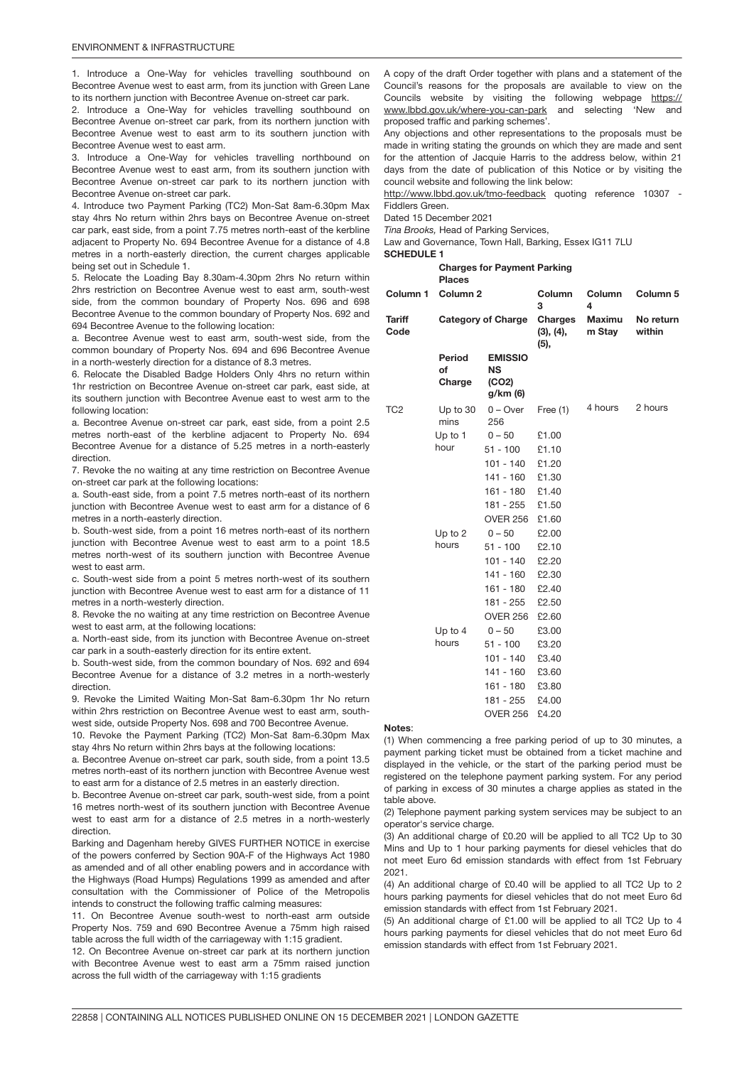1. Introduce a One-Way for vehicles travelling southbound on Becontree Avenue west to east arm, from its junction with Green Lane to its northern junction with Becontree Avenue on-street car park.

2. Introduce a One-Way for vehicles travelling southbound on Becontree Avenue on-street car park, from its northern junction with Becontree Avenue west to east arm to its southern junction with Becontree Avenue west to east arm.

3. Introduce a One-Way for vehicles travelling northbound on Becontree Avenue west to east arm, from its southern junction with Becontree Avenue on-street car park to its northern junction with Becontree Avenue on-street car park.

4. Introduce two Payment Parking (TC2) Mon-Sat 8am-6.30pm Max stay 4hrs No return within 2hrs bays on Becontree Avenue on-street car park, east side, from a point 7.75 metres north-east of the kerbline adjacent to Property No. 694 Becontree Avenue for a distance of 4.8 metres in a north-easterly direction, the current charges applicable being set out in Schedule 1.

5. Relocate the Loading Bay 8.30am-4.30pm 2hrs No return within 2hrs restriction on Becontree Avenue west to east arm, south-west side, from the common boundary of Property Nos. 696 and 698 Becontree Avenue to the common boundary of Property Nos. 692 and 694 Becontree Avenue to the following location:

a. Becontree Avenue west to east arm, south-west side, from the common boundary of Property Nos. 694 and 696 Becontree Avenue in a north-westerly direction for a distance of 8.3 metres.

6. Relocate the Disabled Badge Holders Only 4hrs no return within 1hr restriction on Becontree Avenue on-street car park, east side, at its southern junction with Becontree Avenue east to west arm to the following location:

a. Becontree Avenue on-street car park, east side, from a point 2.5 metres north-east of the kerbline adjacent to Property No. 694 Becontree Avenue for a distance of 5.25 metres in a north-easterly direction.

7. Revoke the no waiting at any time restriction on Becontree Avenue on-street car park at the following locations:

a. South-east side, from a point 7.5 metres north-east of its northern junction with Becontree Avenue west to east arm for a distance of 6 metres in a north-easterly direction.

b. South-west side, from a point 16 metres north-east of its northern junction with Becontree Avenue west to east arm to a point 18.5 metres north-west of its southern junction with Becontree Avenue west to east arm.

c. South-west side from a point 5 metres north-west of its southern junction with Becontree Avenue west to east arm for a distance of 11 metres in a north-westerly direction.

8. Revoke the no waiting at any time restriction on Becontree Avenue west to east arm, at the following locations:

a. North-east side, from its junction with Becontree Avenue on-street car park in a south-easterly direction for its entire extent.

b. South-west side, from the common boundary of Nos. 692 and 694 Becontree Avenue for a distance of 3.2 metres in a north-westerly direction.

9. Revoke the Limited Waiting Mon-Sat 8am-6.30pm 1hr No return within 2hrs restriction on Becontree Avenue west to east arm, south-west side, outside Property Nos. 698 and 700 Becontree Avenue.

10. Revoke the Payment Parking (TC2) Mon-Sat 8am-6.30pm Max stay 4hrs No return within 2hrs bays at the following locations:

a. Becontree Avenue on-street car park, south side, from a point 13.5 metres north-east of its northern junction with Becontree Avenue west to east arm for a distance of 2.5 metres in an easterly direction.

b. Becontree Avenue on-street car park, south-west side, from a point 16 metres north-west of its southern junction with Becontree Avenue west to east arm for a distance of 2.5 metres in a north-westerly direction.

Barking and Dagenham hereby GIVES FURTHER NOTICE in exercise of the powers conferred by Section 90A-F of the Highways Act 1980 as amended and of all other enabling powers and in accordance with the Highways (Road Humps) Regulations 1999 as amended and after consultation with the Commissioner of Police of the Metropolis intends to construct the following traffic calming measures:

11. On Becontree Avenue south-west to north-east arm outside Property Nos. 759 and 690 Becontree Avenue a 75mm high raised table across the full width of the carriageway with 1:15 gradient.

12. On Becontree Avenue on-street car park at its northern junction with Becontree Avenue west to east arm a 75mm raised junction across the full width of the carriageway with 1:15 gradients

A copy of the draft Order together with plans and a statement of the Council's reasons for the proposals are available to view on the Councils website by visiting the following webpage https://www.lbbd.gov.uk/where-you-can-park and selecting 'New and proposed traffic and parking schemes'.

Any objections and other representations to the proposals must be made in writing stating the grounds on which they are made and sent for the attention of Jacquie Harris to the address below, within 21 days from the date of publication of this Notice or by visiting the council website and following the link below:

http://www.lbbd.gov.uk/tmo-feedback quoting reference 10307 - Fiddlers Green.

Dated 15 December 2021

*Tina Brooks,* Head of Parking Services,

Law and Governance, Town Hall, Barking, Essex IG11 7LU

**SCHEDULE 1**

**Charges for Payment Parking Places**

| Column 1 | Column 2 | | Column 3 | Column 4 | Column 5 |
|---|---|---|---|---|---|
| **Tariff Code** | **Category of Charge** | | **Charges (3), (4), (5),** | **Maximum Stay** | **No return within** |
| | **Period of Charge** | **EMISSIONS (CO2) g/km (6)** | | | |
| TC2 | Up to 30 mins | 0 – Over 256 | Free (1) | 4 hours | 2 hours |
| | Up to 1 hour | 0 – 50 | £1.00 | | |
| | | 51 - 100 | £1.10 | | |
| | | 101 - 140 | £1.20 | | |
| | | 141 - 160 | £1.30 | | |
| | | 161 - 180 | £1.40 | | |
| | | 181 - 255 | £1.50 | | |
| | | OVER 256 | £1.60 | | |
| | Up to 2 hours | 0 – 50 | £2.00 | | |
| | | 51 - 100 | £2.10 | | |
| | | 101 - 140 | £2.20 | | |
| | | 141 - 160 | £2.30 | | |
| | | 161 - 180 | £2.40 | | |
| | | 181 - 255 | £2.50 | | |
| | | OVER 256 | £2.60 | | |
| | Up to 4 hours | 0 – 50 | £3.00 | | |
| | | 51 - 100 | £3.20 | | |
| | | 101 - 140 | £3.40 | | |
| | | 141 - 160 | £3.60 | | |
| | | 161 - 180 | £3.80 | | |
| | | 181 - 255 | £4.00 | | |
| | | OVER 256 | £4.20 | | |

**Notes**:

(1) When commencing a free parking period of up to 30 minutes, a payment parking ticket must be obtained from a ticket machine and displayed in the vehicle, or the start of the parking period must be registered on the telephone payment parking system. For any period of parking in excess of 30 minutes a charge applies as stated in the table above.

(2) Telephone payment parking system services may be subject to an operator's service charge.

(3) An additional charge of £0.20 will be applied to all TC2 Up to 30 Mins and Up to 1 hour parking payments for diesel vehicles that do not meet Euro 6d emission standards with effect from 1st February 2021.

(4) An additional charge of £0.40 will be applied to all TC2 Up to 2 hours parking payments for diesel vehicles that do not meet Euro 6d emission standards with effect from 1st February 2021.

(5) An additional charge of £1.00 will be applied to all TC2 Up to 4 hours parking payments for diesel vehicles that do not meet Euro 6d emission standards with effect from 1st February 2021.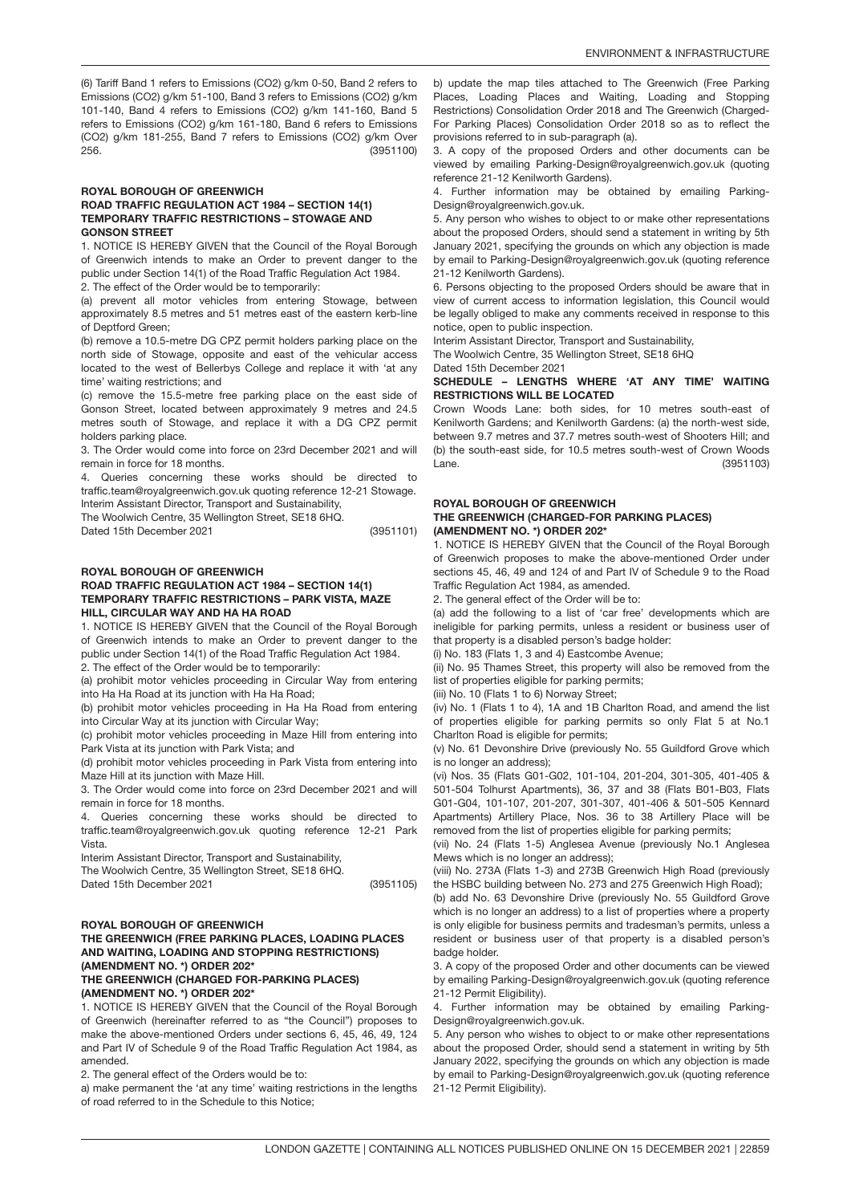(6) Tariff Band 1 refers to Emissions ($CO_2$) g/km 0-50, Band 2 refers to Emissions ($CO_2$) g/km 51-100, Band 3 refers to Emissions ($CO_2$) g/km 101-140, Band 4 refers to Emissions ($CO_2$) g/km 141-160, Band 5 refers to Emissions ($CO_2$) g/km 161-180, Band 6 refers to Emissions ($CO_2$) g/km 181-255, Band 7 refers to Emissions ($CO_2$) g/km Over 256. (3951100)

**ROYAL BOROUGH OF GREENWICH**
**ROAD TRAFFIC REGULATION ACT 1984 – SECTION 14(1) TEMPORARY TRAFFIC RESTRICTIONS – STOWAGE AND GONSON STREET**

1. NOTICE IS HEREBY GIVEN that the Council of the Royal Borough of Greenwich intends to make an Order to prevent danger to the public under Section 14(1) of the Road Traffic Regulation Act 1984.

2. The effect of the Order would be to temporarily:

(a) prevent all motor vehicles from entering Stowage, between approximately 8.5 metres and 51 metres east of the eastern kerb-line of Deptford Green;

(b) remove a 10.5-metre DG CPZ permit holders parking place on the north side of Stowage, opposite and east of the vehicular access located to the west of Bellerbys College and replace it with 'at any time' waiting restrictions; and

(c) remove the 15.5-metre free parking place on the east side of Gonson Street, located between approximately 9 metres and 24.5 metres south of Stowage, and replace it with a DG CPZ permit holders parking place.

3. The Order would come into force on 23rd December 2021 and will remain in force for 18 months.

4. Queries concerning these works should be directed to traffic.team@royalgreenwich.gov.uk quoting reference 12-21 Stowage.

Interim Assistant Director, Transport and Sustainability,
The Woolwich Centre, 35 Wellington Street, SE18 6HQ.
Dated 15th December 2021 (3951101)

**ROYAL BOROUGH OF GREENWICH**
**ROAD TRAFFIC REGULATION ACT 1984 – SECTION 14(1) TEMPORARY TRAFFIC RESTRICTIONS – PARK VISTA, MAZE HILL, CIRCULAR WAY AND HA HA ROAD**

1. NOTICE IS HEREBY GIVEN that the Council of the Royal Borough of Greenwich intends to make an Order to prevent danger to the public under Section 14(1) of the Road Traffic Regulation Act 1984.

2. The effect of the Order would be to temporarily:

(a) prohibit motor vehicles proceeding in Circular Way from entering into Ha Ha Road at its junction with Ha Ha Road;

(b) prohibit motor vehicles proceeding in Ha Ha Road from entering into Circular Way at its junction with Circular Way;

(c) prohibit motor vehicles proceeding in Maze Hill from entering into Park Vista at its junction with Park Vista; and

(d) prohibit motor vehicles proceeding in Park Vista from entering into Maze Hill at its junction with Maze Hill.

3. The Order would come into force on 23rd December 2021 and will remain in force for 18 months.

4. Queries concerning these works should be directed to traffic.team@royalgreenwich.gov.uk quoting reference 12-21 Park Vista.

Interim Assistant Director, Transport and Sustainability,
The Woolwich Centre, 35 Wellington Street, SE18 6HQ.
Dated 15th December 2021 (3951105)

**ROYAL BOROUGH OF GREENWICH**
**THE GREENWICH (FREE PARKING PLACES, LOADING PLACES AND WAITING, LOADING AND STOPPING RESTRICTIONS) (AMENDMENT NO. *) ORDER 202***
**THE GREENWICH (CHARGED FOR-PARKING PLACES) (AMENDMENT NO. *) ORDER 202***

1. NOTICE IS HEREBY GIVEN that the Council of the Royal Borough of Greenwich (hereinafter referred to as "the Council") proposes to make the above-mentioned Orders under sections 6, 45, 46, 49, 124 and Part IV of Schedule 9 of the Road Traffic Regulation Act 1984, as amended.

2. The general effect of the Orders would be to:

a) make permanent the 'at any time' waiting restrictions in the lengths of road referred to in the Schedule to this Notice;

b) update the map tiles attached to The Greenwich (Free Parking Places, Loading Places and Waiting, Loading and Stopping Restrictions) Consolidation Order 2018 and The Greenwich (Charged-For Parking Places) Consolidation Order 2018 so as to reflect the provisions referred to in sub-paragraph (a).

3. A copy of the proposed Orders and other documents can be viewed by emailing Parking-Design@royalgreenwich.gov.uk (quoting reference 21-12 Kenilworth Gardens).

4. Further information may be obtained by emailing Parking-Design@royalgreenwich.gov.uk.

5. Any person who wishes to object to or make other representations about the proposed Orders, should send a statement in writing by 5th January 2021, specifying the grounds on which any objection is made by email to Parking-Design@royalgreenwich.gov.uk (quoting reference 21-12 Kenilworth Gardens).

6. Persons objecting to the proposed Orders should be aware that in view of current access to information legislation, this Council would be legally obliged to make any comments received in response to this notice, open to public inspection.

Interim Assistant Director, Transport and Sustainability,
The Woolwich Centre, 35 Wellington Street, SE18 6HQ
Dated 15th December 2021

**SCHEDULE – LENGTHS WHERE 'AT ANY TIME' WAITING RESTRICTIONS WILL BE LOCATED**

Crown Woods Lane: both sides, for 10 metres south-east of Kenilworth Gardens; and Kenilworth Gardens: (a) the north-west side, between 9.7 metres and 37.7 metres south-west of Shooters Hill; and (b) the south-east side, for 10.5 metres south-west of Crown Woods Lane. (3951103)

**ROYAL BOROUGH OF GREENWICH**
**THE GREENWICH (CHARGED-FOR PARKING PLACES) (AMENDMENT NO. *) ORDER 202***

1. NOTICE IS HEREBY GIVEN that the Council of the Royal Borough of Greenwich proposes to make the above-mentioned Order under sections 45, 46, 49 and 124 of and Part IV of Schedule 9 to the Road Traffic Regulation Act 1984, as amended.

2. The general effect of the Order will be to:

(a) add the following to a list of 'car free' developments which are ineligible for parking permits, unless a resident or business user of that property is a disabled person's badge holder:

(i) No. 183 (Flats 1, 3 and 4) Eastcombe Avenue;

(ii) No. 95 Thames Street, this property will also be removed from the list of properties eligible for parking permits;

(iii) No. 10 (Flats 1 to 6) Norway Street;

(iv) No. 1 (Flats 1 to 4), 1A and 1B Charlton Road, and amend the list of properties eligible for parking permits so only Flat 5 at No.1 Charlton Road is eligible for permits;

(v) No. 61 Devonshire Drive (previously No. 55 Guildford Grove which is no longer an address);

(vi) Nos. 35 (Flats G01-G02, 101-104, 201-204, 301-305, 401-405 & 501-504 Tolhurst Apartments), 36, 37 and 38 (Flats B01-B03, Flats G01-G04, 101-107, 201-207, 301-307, 401-406 & 501-505 Kennard Apartments) Artillery Place, Nos. 36 to 38 Artillery Place will be removed from the list of properties eligible for parking permits;

(vii) No. 24 (Flats 1-5) Anglesea Avenue (previously No.1 Anglesea Mews which is no longer an address);

(viii) No. 273A (Flats 1-3) and 273B Greenwich High Road (previously the HSBC building between No. 273 and 275 Greenwich High Road);

(b) add No. 63 Devonshire Drive (previously No. 55 Guildford Grove which is no longer an address) to a list of properties where a property is only eligible for business permits and tradesman's permits, unless a resident or business user of that property is a disabled person's badge holder.

3. A copy of the proposed Order and other documents can be viewed by emailing Parking-Design@royalgreenwich.gov.uk (quoting reference 21-12 Permit Eligibility).

4. Further information may be obtained by emailing Parking-Design@royalgreenwich.gov.uk.

5. Any person who wishes to object to or make other representations about the proposed Order, should send a statement in writing by 5th January 2022, specifying the grounds on which any objection is made by email to Parking-Design@royalgreenwich.gov.uk (quoting reference 21-12 Permit Eligibility).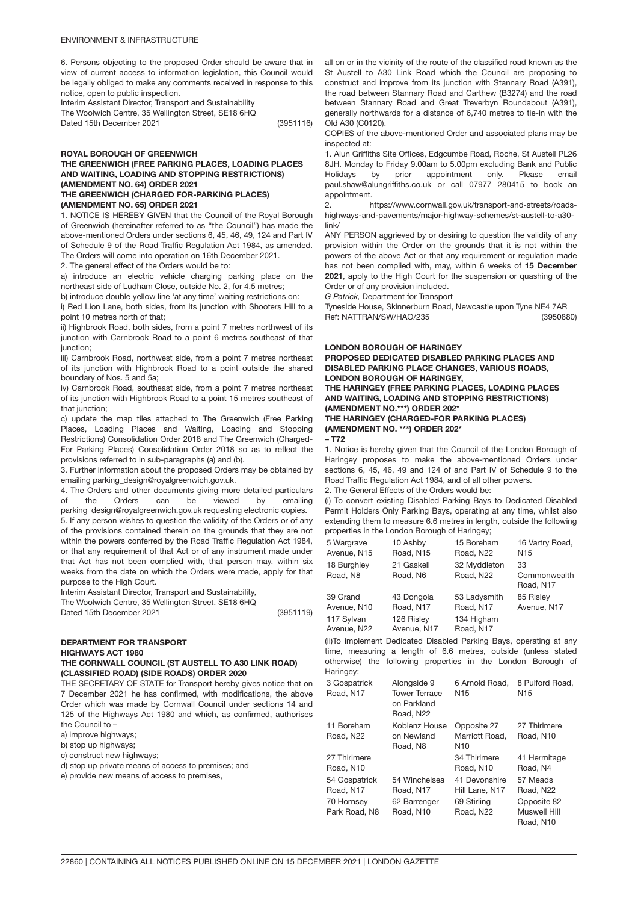6. Persons objecting to the proposed Order should be aware that in view of current access to information legislation, this Council would be legally obliged to make any comments received in response to this notice, open to public inspection.

Interim Assistant Director, Transport and Sustainability
The Woolwich Centre, 35 Wellington Street, SE18 6HQ
Dated 15th December 2021 (3951116)

**ROYAL BOROUGH OF GREENWICH**

**THE GREENWICH (FREE PARKING PLACES, LOADING PLACES AND WAITING, LOADING AND STOPPING RESTRICTIONS) (AMENDMENT NO. 64) ORDER 2021**

**THE GREENWICH (CHARGED FOR-PARKING PLACES) (AMENDMENT NO. 65) ORDER 2021**

1. NOTICE IS HEREBY GIVEN that the Council of the Royal Borough of Greenwich (hereinafter referred to as "the Council") has made the above-mentioned Orders under sections 6, 45, 46, 49, 124 and Part IV of Schedule 9 of the Road Traffic Regulation Act 1984, as amended. The Orders will come into operation on 16th December 2021.

2. The general effect of the Orders would be to:

a) introduce an electric vehicle charging parking place on the northeast side of Ludham Close, outside No. 2, for 4.5 metres;

b) introduce double yellow line 'at any time' waiting restrictions on:

i) Red Lion Lane, both sides, from its junction with Shooters Hill to a point 10 metres north of that;

ii) Highbrook Road, both sides, from a point 7 metres northwest of its junction with Carnbrook Road to a point 6 metres southeast of that junction;

iii) Carnbrook Road, northwest side, from a point 7 metres northeast of its junction with Highbrook Road to a point outside the shared boundary of Nos. 5 and 5a;

iv) Carnbrook Road, southeast side, from a point 7 metres northeast of its junction with Highbrook Road to a point 15 metres southeast of that junction;

c) update the map tiles attached to The Greenwich (Free Parking Places, Loading Places and Waiting, Loading and Stopping Restrictions) Consolidation Order 2018 and The Greenwich (Charged-For Parking Places) Consolidation Order 2018 so as to reflect the provisions referred to in sub-paragraphs (a) and (b).

3. Further information about the proposed Orders may be obtained by emailing parking_design@royalgreenwich.gov.uk.

4. The Orders and other documents giving more detailed particulars of the Orders can be viewed by emailing parking_design@royalgreenwich.gov.uk requesting electronic copies.

5. If any person wishes to question the validity of the Orders or of any of the provisions contained therein on the grounds that they are not within the powers conferred by the Road Traffic Regulation Act 1984, or that any requirement of that Act or of any instrument made under that Act has not been complied with, that person may, within six weeks from the date on which the Orders were made, apply for that purpose to the High Court.

Interim Assistant Director, Transport and Sustainability,
The Woolwich Centre, 35 Wellington Street, SE18 6HQ
Dated 15th December 2021 (3951119)

**DEPARTMENT FOR TRANSPORT**

**HIGHWAYS ACT 1980**

**THE CORNWALL COUNCIL (ST AUSTELL TO A30 LINK ROAD) (CLASSIFIED ROAD) (SIDE ROADS) ORDER 2020**

THE SECRETARY OF STATE for Transport hereby gives notice that on 7 December 2021 he has confirmed, with modifications, the above Order which was made by Cornwall Council under sections 14 and 125 of the Highways Act 1980 and which, as confirmed, authorises the Council to –

a) improve highways;

b) stop up highways;

c) construct new highways;

d) stop up private means of access to premises; and

e) provide new means of access to premises,

all on or in the vicinity of the route of the classified road known as the St Austell to A30 Link Road which the Council are proposing to construct and improve from its junction with Stannary Road (A391), the road between Stannary Road and Carthew (B3274) and the road between Stannary Road and Great Treverbyn Roundabout (A391), generally northwards for a distance of 6,740 metres to tie-in with the Old A30 (C0120).

COPIES of the above-mentioned Order and associated plans may be inspected at:

1. Alun Griffiths Site Offices, Edgcumbe Road, Roche, St Austell PL26 8JH. Monday to Friday 9.00am to 5.00pm excluding Bank and Public Holidays by prior appointment only. Please email paul.shaw@alungriffiths.co.uk or call 07977 280415 to book an appointment.

2. https://www.cornwall.gov.uk/transport-and-streets/roads-highways-and-pavements/major-highway-schemes/st-austell-to-a30-link/

ANY PERSON aggrieved by or desiring to question the validity of any provision within the Order on the grounds that it is not within the powers of the above Act or that any requirement or regulation made has not been complied with, may, within 6 weeks of **15 December 2021**, apply to the High Court for the suspension or quashing of the Order or of any provision included.

*G Patrick,* Department for Transport
Tyneside House, Skinnerburn Road, Newcastle upon Tyne NE4 7AR
Ref: NATTRAN/SW/HAO/235 (3950880)

**LONDON BOROUGH OF HARINGEY**

**PROPOSED DEDICATED DISABLED PARKING PLACES AND DISABLED PARKING PLACE CHANGES, VARIOUS ROADS, LONDON BOROUGH OF HARINGEY,**

**THE HARINGEY (FREE PARKING PLACES, LOADING PLACES AND WAITING, LOADING AND STOPPING RESTRICTIONS) (AMENDMENT NO.***) ORDER 202***

**THE HARINGEY (CHARGED-FOR PARKING PLACES) (AMENDMENT NO. ***) ORDER 202***

**– T72**

1. Notice is hereby given that the Council of the London Borough of Haringey proposes to make the above-mentioned Orders under sections 6, 45, 46, 49 and 124 of and Part IV of Schedule 9 to the Road Traffic Regulation Act 1984, and of all other powers.

2. The General Effects of the Orders would be:

(i) To convert existing Disabled Parking Bays to Dedicated Disabled Permit Holders Only Parking Bays, operating at any time, whilst also extending them to measure 6.6 metres in length, outside the following properties in the London Borough of Haringey;

| | | | |
|---|---|---|---|
| 5 Wargrave Avenue, N15 | 10 Ashby Road, N15 | 15 Boreham Road, N22 | 16 Vartry Road, N15 |
| 18 Burghley Road, N8 | 21 Gaskell Road, N6 | 32 Myddleton Road, N22 | 33 Commonwealth Road, N17 |
| 39 Grand Avenue, N10 | 43 Dongola Road, N17 | 53 Ladysmith Road, N17 | 85 Risley Avenue, N17 |
| 117 Sylvan Avenue, N22 | 126 Risley Avenue, N17 | 134 Higham Road, N17 | |

(ii)To implement Dedicated Disabled Parking Bays, operating at any time, measuring a length of 6.6 metres, outside (unless stated otherwise) the following properties in the London Borough of Haringey;

| | | | |
|---|---|---|---|
| 3 Gospatrick Road, N17 | Alongside 9 Tower Terrace on Parkland Road, N22 | 6 Arnold Road, N15 | 8 Pulford Road, N15 |
| 11 Boreham Road, N22 | Koblenz House on Newland Road, N8 | Opposite 27 Marriott Road, N10 | 27 Thirlmere Road, N10 |
| 27 Thirlmere Road, N10 | | 34 Thirlmere Road, N10 | 41 Hermitage Road, N4 |
| 54 Gospatrick Road, N17 | 54 Winchelsea Road, N17 | 41 Devonshire Hill Lane, N17 | 57 Meads Road, N22 |
| 70 Hornsey Park Road, N8 | 62 Barrenger Road, N10 | 69 Stirling Road, N22 | Opposite 82 Muswell Hill Road, N10 |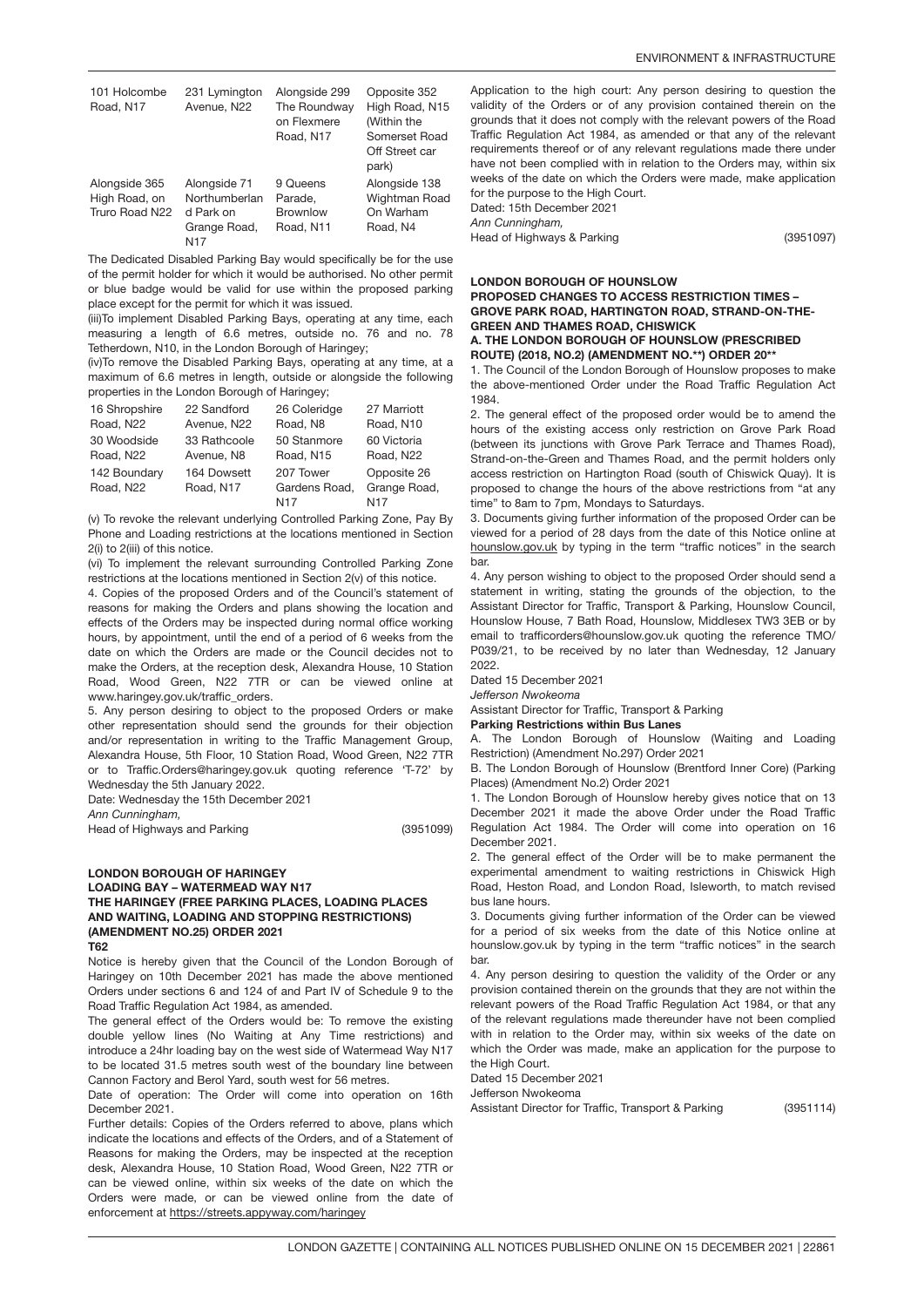| 101 Holcombe Road, N17 | 231 Lymington Avenue, N22 | Alongside 299 The Roundway on Flexmere Road, N17 | Opposite 352 High Road, N15 (Within the Somerset Road Off Street car park) |
|---|---|---|---|
| Alongside 365 High Road, on Truro Road N22 | Alongside 71 Northumberland Park on Grange Road, N17 | 9 Queens Parade, Brownlow Road, N11 | Alongside 138 Wightman Road On Warham Road, N4 |

The Dedicated Disabled Parking Bay would specifically be for the use of the permit holder for which it would be authorised. No other permit or blue badge would be valid for use within the proposed parking place except for the permit for which it was issued.

(iii)To implement Disabled Parking Bays, operating at any time, each measuring a length of 6.6 metres, outside no. 76 and no. 78 Tetherdown, N10, in the London Borough of Haringey;

(iv)To remove the Disabled Parking Bays, operating at any time, at a maximum of 6.6 metres in length, outside or alongside the following properties in the London Borough of Haringey;

| 16 Shropshire Road, N22 | 22 Sandford Avenue, N22 | 26 Coleridge Road, N8 | 27 Marriott Road, N10 |
|---|---|---|---|
| 30 Woodside Road, N22 | 33 Rathcoole Avenue, N8 | 50 Stanmore Road, N15 | 60 Victoria Road, N22 |
| 142 Boundary Road, N22 | 164 Dowsett Road, N17 | 207 Tower Gardens Road, N17 | Opposite 26 Grange Road, N17 |

(v) To revoke the relevant underlying Controlled Parking Zone, Pay By Phone and Loading restrictions at the locations mentioned in Section 2(i) to 2(iii) of this notice.

(vi) To implement the relevant surrounding Controlled Parking Zone restrictions at the locations mentioned in Section 2(v) of this notice.

4. Copies of the proposed Orders and of the Council's statement of reasons for making the Orders and plans showing the location and effects of the Orders may be inspected during normal office working hours, by appointment, until the end of a period of 6 weeks from the date on which the Orders are made or the Council decides not to make the Orders, at the reception desk, Alexandra House, 10 Station Road, Wood Green, N22 7TR or can be viewed online at www.haringey.gov.uk/traffic_orders.

5. Any person desiring to object to the proposed Orders or make other representation should send the grounds for their objection and/or representation in writing to the Traffic Management Group, Alexandra House, 5th Floor, 10 Station Road, Wood Green, N22 7TR or to Traffic.Orders@haringey.gov.uk quoting reference 'T-72' by Wednesday the 5th January 2022.

Date: Wednesday the 15th December 2021

*Ann Cunningham,*

Head of Highways and Parking (3951099)

**LONDON BOROUGH OF HARINGEY**
**LOADING BAY – WATERMEAD WAY N17**
**THE HARINGEY (FREE PARKING PLACES, LOADING PLACES AND WAITING, LOADING AND STOPPING RESTRICTIONS) (AMENDMENT NO.25) ORDER 2021**
**T62**

Notice is hereby given that the Council of the London Borough of Haringey on 10th December 2021 has made the above mentioned Orders under sections 6 and 124 of and Part IV of Schedule 9 to the Road Traffic Regulation Act 1984, as amended.

The general effect of the Orders would be: To remove the existing double yellow lines (No Waiting at Any Time restrictions) and introduce a 24hr loading bay on the west side of Watermead Way N17 to be located 31.5 metres south west of the boundary line between Cannon Factory and Berol Yard, south west for 56 metres.

Date of operation: The Order will come into operation on 16th December 2021.

Further details: Copies of the Orders referred to above, plans which indicate the locations and effects of the Orders, and of a Statement of Reasons for making the Orders, may be inspected at the reception desk, Alexandra House, 10 Station Road, Wood Green, N22 7TR or can be viewed online, within six weeks of the date on which the Orders were made, or can be viewed online from the date of enforcement at https://streets.appyway.com/haringey

Application to the high court: Any person desiring to question the validity of the Orders or of any provision contained therein on the grounds that it does not comply with the relevant powers of the Road Traffic Regulation Act 1984, as amended or that any of the relevant requirements thereof or of any relevant regulations made there under have not been complied with in relation to the Orders may, within six weeks of the date on which the Orders were made, make application for the purpose to the High Court.

Dated: 15th December 2021

*Ann Cunningham,*

Head of Highways & Parking (3951097)

**LONDON BOROUGH OF HOUNSLOW**
**PROPOSED CHANGES TO ACCESS RESTRICTION TIMES – GROVE PARK ROAD, HARTINGTON ROAD, STRAND-ON-THE-GREEN AND THAMES ROAD, CHISWICK**
**A. THE LONDON BOROUGH OF HOUNSLOW (PRESCRIBED ROUTE) (2018, NO.2) (AMENDMENT NO.**) ORDER 20****

1. The Council of the London Borough of Hounslow proposes to make the above-mentioned Order under the Road Traffic Regulation Act 1984.

2. The general effect of the proposed order would be to amend the hours of the existing access only restriction on Grove Park Road (between its junctions with Grove Park Terrace and Thames Road), Strand-on-the-Green and Thames Road, and the permit holders only access restriction on Hartington Road (south of Chiswick Quay). It is proposed to change the hours of the above restrictions from "at any time" to 8am to 7pm, Mondays to Saturdays.

3. Documents giving further information of the proposed Order can be viewed for a period of 28 days from the date of this Notice online at hounslow.gov.uk by typing in the term "traffic notices" in the search bar.

4. Any person wishing to object to the proposed Order should send a statement in writing, stating the grounds of the objection, to the Assistant Director for Traffic, Transport & Parking, Hounslow Council, Hounslow House, 7 Bath Road, Hounslow, Middlesex TW3 3EB or by email to trafficorders@hounslow.gov.uk quoting the reference TMO/P039/21, to be received by no later than Wednesday, 12 January 2022.

Dated 15 December 2021

*Jefferson Nwokeoma*

Assistant Director for Traffic, Transport & Parking

**Parking Restrictions within Bus Lanes**

A. The London Borough of Hounslow (Waiting and Loading Restriction) (Amendment No.297) Order 2021

B. The London Borough of Hounslow (Brentford Inner Core) (Parking Places) (Amendment No.2) Order 2021

1. The London Borough of Hounslow hereby gives notice that on 13 December 2021 it made the above Order under the Road Traffic Regulation Act 1984. The Order will come into operation on 16 December 2021.

2. The general effect of the Order will be to make permanent the experimental amendment to waiting restrictions in Chiswick High Road, Heston Road, and London Road, Isleworth, to match revised bus lane hours.

3. Documents giving further information of the Order can be viewed for a period of six weeks from the date of this Notice online at hounslow.gov.uk by typing in the term "traffic notices" in the search bar.

4. Any person desiring to question the validity of the Order or any provision contained therein on the grounds that they are not within the relevant powers of the Road Traffic Regulation Act 1984, or that any of the relevant regulations made thereunder have not been complied with in relation to the Order may, within six weeks of the date on which the Order was made, make an application for the purpose to the High Court.

Dated 15 December 2021

Jefferson Nwokeoma

Assistant Director for Traffic, Transport & Parking (3951114)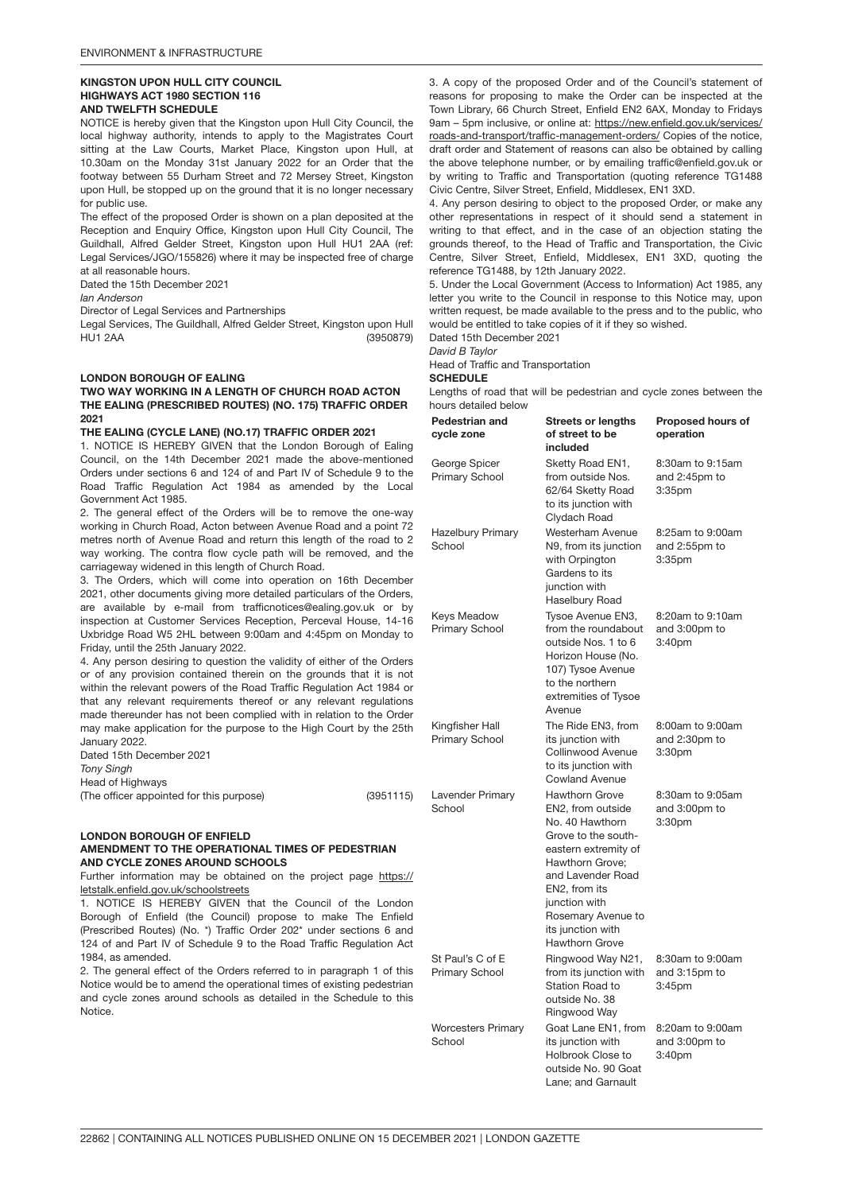ENVIRONMENT & INFRASTRUCTURE

**KINGSTON UPON HULL CITY COUNCIL**
**HIGHWAYS ACT 1980 SECTION 116**
**AND TWELFTH SCHEDULE**

NOTICE is hereby given that the Kingston upon Hull City Council, the local highway authority, intends to apply to the Magistrates Court sitting at the Law Courts, Market Place, Kingston upon Hull, at 10.30am on the Monday 31st January 2022 for an Order that the footway between 55 Durham Street and 72 Mersey Street, Kingston upon Hull, be stopped up on the ground that it is no longer necessary for public use.

The effect of the proposed Order is shown on a plan deposited at the Reception and Enquiry Office, Kingston upon Hull City Council, The Guildhall, Alfred Gelder Street, Kingston upon Hull HU1 2AA (ref: Legal Services/JGO/155826) where it may be inspected free of charge at all reasonable hours.

Dated the 15th December 2021

*Ian Anderson*

Director of Legal Services and Partnerships

Legal Services, The Guildhall, Alfred Gelder Street, Kingston upon Hull HU1 2AA (3950879)

**LONDON BOROUGH OF EALING**
**TWO WAY WORKING IN A LENGTH OF CHURCH ROAD ACTON**
**THE EALING (PRESCRIBED ROUTES) (NO. 175) TRAFFIC ORDER 2021**
**THE EALING (CYCLE LANE) (NO.17) TRAFFIC ORDER 2021**

1. NOTICE IS HEREBY GIVEN that the London Borough of Ealing Council, on the 14th December 2021 made the above-mentioned Orders under sections 6 and 124 of and Part IV of Schedule 9 to the Road Traffic Regulation Act 1984 as amended by the Local Government Act 1985.

2. The general effect of the Orders will be to remove the one-way working in Church Road, Acton between Avenue Road and a point 72 metres north of Avenue Road and return this length of the road to 2 way working. The contra flow cycle path will be removed, and the carriageway widened in this length of Church Road.

3. The Orders, which will come into operation on 16th December 2021, other documents giving more detailed particulars of the Orders, are available by e-mail from trafficnotices@ealing.gov.uk or by inspection at Customer Services Reception, Perceval House, 14-16 Uxbridge Road W5 2HL between 9:00am and 4:45pm on Monday to Friday, until the 25th January 2022.

4. Any person desiring to question the validity of either of the Orders or of any provision contained therein on the grounds that it is not within the relevant powers of the Road Traffic Regulation Act 1984 or that any relevant requirements thereof or any relevant regulations made thereunder has not been complied with in relation to the Order may make application for the purpose to the High Court by the 25th January 2022.

Dated 15th December 2021

*Tony Singh*

Head of Highways

(The officer appointed for this purpose) (3951115)

**LONDON BOROUGH OF ENFIELD**
**AMENDMENT TO THE OPERATIONAL TIMES OF PEDESTRIAN AND CYCLE ZONES AROUND SCHOOLS**

Further information may be obtained on the project page https://letstalk.enfield.gov.uk/schoolstreets

1. NOTICE IS HEREBY GIVEN that the Council of the London Borough of Enfield (the Council) propose to make The Enfield (Prescribed Routes) (No. *) Traffic Order 202* under sections 6 and 124 of and Part IV of Schedule 9 to the Road Traffic Regulation Act 1984, as amended.

2. The general effect of the Orders referred to in paragraph 1 of this Notice would be to amend the operational times of existing pedestrian and cycle zones around schools as detailed in the Schedule to this Notice.

3. A copy of the proposed Order and of the Council's statement of reasons for proposing to make the Order can be inspected at the Town Library, 66 Church Street, Enfield EN2 6AX, Monday to Fridays 9am – 5pm inclusive, or online at: https://new.enfield.gov.uk/services/roads-and-transport/traffic-management-orders/ Copies of the notice, draft order and Statement of reasons can also be obtained by calling the above telephone number, or by emailing traffic@enfield.gov.uk or by writing to Traffic and Transportation (quoting reference TG1488 Civic Centre, Silver Street, Enfield, Middlesex, EN1 3XD.

4. Any person desiring to object to the proposed Order, or make any other representations in respect of it should send a statement in writing to that effect, and in the case of an objection stating the grounds thereof, to the Head of Traffic and Transportation, the Civic Centre, Silver Street, Enfield, Middlesex, EN1 3XD, quoting the reference TG1488, by 12th January 2022.

5. Under the Local Government (Access to Information) Act 1985, any letter you write to the Council in response to this Notice may, upon written request, be made available to the press and to the public, who would be entitled to take copies of it if they so wished.

Dated 15th December 2021

*David B Taylor*

Head of Traffic and Transportation

**SCHEDULE**

Lengths of road that will be pedestrian and cycle zones between the hours detailed below

| Pedestrian and cycle zone | Streets or lengths of street to be included | Proposed hours of operation |
|---|---|---|
| George Spicer Primary School | Sketty Road EN1, from outside Nos. 62/64 Sketty Road to its junction with Clydach Road | 8:30am to 9:15am and 2:45pm to 3:35pm |
| Hazelbury Primary School | Westerham Avenue N9, from its junction with Orpington Gardens to its junction with Haselbury Road | 8:25am to 9:00am and 2:55pm to 3:35pm |
| Keys Meadow Primary School | Tysoe Avenue EN3, from the roundabout outside Nos. 1 to 6 Horizon House (No. 107) Tysoe Avenue to the northern extremities of Tysoe Avenue | 8:20am to 9:10am and 3:00pm to 3:40pm |
| Kingfisher Hall Primary School | The Ride EN3, from its junction with Collinwood Avenue to its junction with Cowland Avenue | 8:00am to 9:00am and 2:30pm to 3:30pm |
| Lavender Primary School | Hawthorn Grove EN2, from outside No. 40 Hawthorn Grove to the south-eastern extremity of Hawthorn Grove; and Lavender Road EN2, from its junction with Rosemary Avenue to its junction with Hawthorn Grove | 8:30am to 9:05am and 3:00pm to 3:30pm |
| St Paul's C of E Primary School | Ringwood Way N21, from its junction with Station Road to outside No. 38 Ringwood Way | 8:30am to 9:00am and 3:15pm to 3:45pm |
| Worcesters Primary School | Goat Lane EN1, from its junction with Holbrook Close to outside No. 90 Goat Lane; and Garnault | 8:20am to 9:00am and 3:00pm to 3:40pm |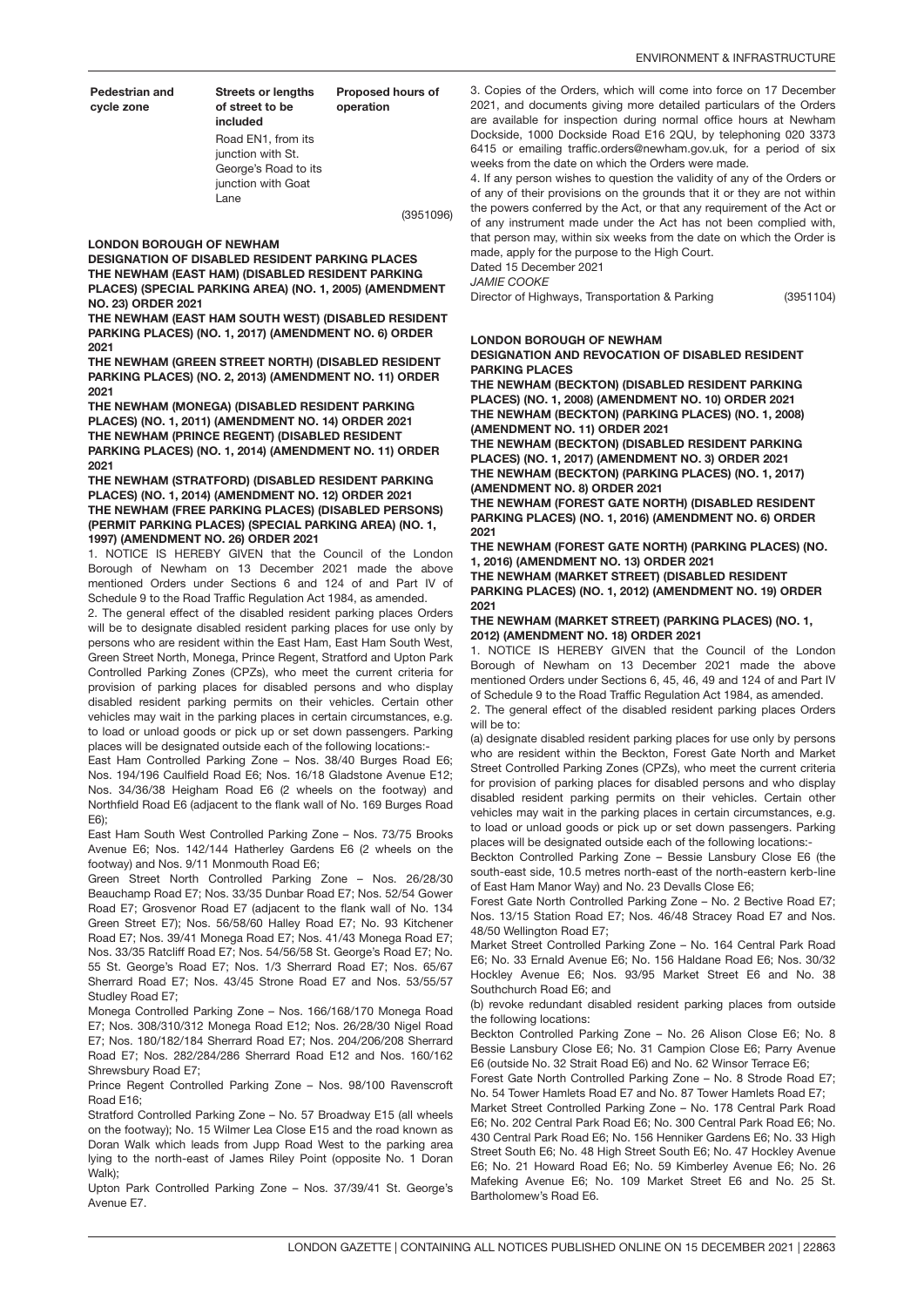| Pedestrian and cycle zone | Streets or lengths of street to be included | Proposed hours of operation |
|---|---|---|
| | Road EN1, from its junction with St. George's Road to its junction with Goat Lane | |

(3951096)

**LONDON BOROUGH OF NEWHAM**

**DESIGNATION OF DISABLED RESIDENT PARKING PLACES**

**THE NEWHAM (EAST HAM) (DISABLED RESIDENT PARKING PLACES) (SPECIAL PARKING AREA) (NO. 1, 2005) (AMENDMENT NO. 23) ORDER 2021**

**THE NEWHAM (EAST HAM SOUTH WEST) (DISABLED RESIDENT PARKING PLACES) (NO. 1, 2017) (AMENDMENT NO. 6) ORDER 2021**

**THE NEWHAM (GREEN STREET NORTH) (DISABLED RESIDENT PARKING PLACES) (NO. 2, 2013) (AMENDMENT NO. 11) ORDER 2021**

**THE NEWHAM (MONEGA) (DISABLED RESIDENT PARKING PLACES) (NO. 1, 2011) (AMENDMENT NO. 14) ORDER 2021**

**THE NEWHAM (PRINCE REGENT) (DISABLED RESIDENT PARKING PLACES) (NO. 1, 2014) (AMENDMENT NO. 11) ORDER 2021**

**THE NEWHAM (STRATFORD) (DISABLED RESIDENT PARKING PLACES) (NO. 1, 2014) (AMENDMENT NO. 12) ORDER 2021**

**THE NEWHAM (FREE PARKING PLACES) (DISABLED PERSONS) (PERMIT PARKING PLACES) (SPECIAL PARKING AREA) (NO. 1, 1997) (AMENDMENT NO. 26) ORDER 2021**

1. NOTICE IS HEREBY GIVEN that the Council of the London Borough of Newham on 13 December 2021 made the above mentioned Orders under Sections 6 and 124 of and Part IV of Schedule 9 to the Road Traffic Regulation Act 1984, as amended.

2. The general effect of the disabled resident parking places Orders will be to designate disabled resident parking places for use only by persons who are resident within the East Ham, East Ham South West, Green Street North, Monega, Prince Regent, Stratford and Upton Park Controlled Parking Zones (CPZs), who meet the current criteria for provision of parking places for disabled persons and who display disabled resident parking permits on their vehicles. Certain other vehicles may wait in the parking places in certain circumstances, e.g. to load or unload goods or pick up or set down passengers. Parking places will be designated outside each of the following locations:-

East Ham Controlled Parking Zone – Nos. 38/40 Burges Road E6; Nos. 194/196 Caulfield Road E6; Nos. 16/18 Gladstone Avenue E12; Nos. 34/36/38 Heigham Road E6 (2 wheels on the footway) and Northfield Road E6 (adjacent to the flank wall of No. 169 Burges Road E6);

East Ham South West Controlled Parking Zone – Nos. 73/75 Brooks Avenue E6; Nos. 142/144 Hatherley Gardens E6 (2 wheels on the footway) and Nos. 9/11 Monmouth Road E6;

Green Street North Controlled Parking Zone – Nos. 26/28/30 Beauchamp Road E7; Nos. 33/35 Dunbar Road E7; Nos. 52/54 Gower Road E7; Grosvenor Road E7 (adjacent to the flank wall of No. 134 Green Street E7); Nos. 56/58/60 Halley Road E7; No. 93 Kitchener Road E7; Nos. 39/41 Monega Road E7; Nos. 41/43 Monega Road E7; Nos. 33/35 Ratcliff Road E7; Nos. 54/56/58 St. George's Road E7; No. 55 St. George's Road E7; Nos. 1/3 Sherrard Road E7; Nos. 65/67 Sherrard Road E7; Nos. 43/45 Strone Road E7 and Nos. 53/55/57 Studley Road E7;

Monega Controlled Parking Zone – Nos. 166/168/170 Monega Road E7; Nos. 308/310/312 Monega Road E12; Nos. 26/28/30 Nigel Road E7; Nos. 180/182/184 Sherrard Road E7; Nos. 204/206/208 Sherrard Road E7; Nos. 282/284/286 Sherrard Road E12 and Nos. 160/162 Shrewsbury Road E7;

Prince Regent Controlled Parking Zone – Nos. 98/100 Ravenscroft Road E16;

Stratford Controlled Parking Zone – No. 57 Broadway E15 (all wheels on the footway); No. 15 Wilmer Lea Close E15 and the road known as Doran Walk which leads from Jupp Road West to the parking area lying to the north-east of James Riley Point (opposite No. 1 Doran Walk);

Upton Park Controlled Parking Zone – Nos. 37/39/41 St. George's Avenue E7.

3. Copies of the Orders, which will come into force on 17 December 2021, and documents giving more detailed particulars of the Orders are available for inspection during normal office hours at Newham Dockside, 1000 Dockside Road E16 2QU, by telephoning 020 3373 6415 or emailing traffic.orders@newham.gov.uk, for a period of six weeks from the date on which the Orders were made.

4. If any person wishes to question the validity of any of the Orders or of any of their provisions on the grounds that it or they are not within the powers conferred by the Act, or that any requirement of the Act or of any instrument made under the Act has not been complied with, that person may, within six weeks from the date on which the Order is made, apply for the purpose to the High Court.

Dated 15 December 2021

*JAMIE COOKE*

Director of Highways, Transportation & Parking (3951104)

**LONDON BOROUGH OF NEWHAM**

**DESIGNATION AND REVOCATION OF DISABLED RESIDENT PARKING PLACES**

**THE NEWHAM (BECKTON) (DISABLED RESIDENT PARKING PLACES) (NO. 1, 2008) (AMENDMENT NO. 10) ORDER 2021**

**THE NEWHAM (BECKTON) (PARKING PLACES) (NO. 1, 2008) (AMENDMENT NO. 11) ORDER 2021**

**THE NEWHAM (BECKTON) (DISABLED RESIDENT PARKING PLACES) (NO. 1, 2017) (AMENDMENT NO. 3) ORDER 2021**

**THE NEWHAM (BECKTON) (PARKING PLACES) (NO. 1, 2017) (AMENDMENT NO. 8) ORDER 2021**

**THE NEWHAM (FOREST GATE NORTH) (DISABLED RESIDENT PARKING PLACES) (NO. 1, 2016) (AMENDMENT NO. 6) ORDER 2021**

**THE NEWHAM (FOREST GATE NORTH) (PARKING PLACES) (NO. 1, 2016) (AMENDMENT NO. 13) ORDER 2021**

**THE NEWHAM (MARKET STREET) (DISABLED RESIDENT PARKING PLACES) (NO. 1, 2012) (AMENDMENT NO. 19) ORDER 2021**

**THE NEWHAM (MARKET STREET) (PARKING PLACES) (NO. 1, 2012) (AMENDMENT NO. 18) ORDER 2021**

1. NOTICE IS HEREBY GIVEN that the Council of the London Borough of Newham on 13 December 2021 made the above mentioned Orders under Sections 6, 45, 46, 49 and 124 of and Part IV of Schedule 9 to the Road Traffic Regulation Act 1984, as amended.

2. The general effect of the disabled resident parking places Orders will be to:

(a) designate disabled resident parking places for use only by persons who are resident within the Beckton, Forest Gate North and Market Street Controlled Parking Zones (CPZs), who meet the current criteria for provision of parking places for disabled persons and who display disabled resident parking permits on their vehicles. Certain other vehicles may wait in the parking places in certain circumstances, e.g. to load or unload goods or pick up or set down passengers. Parking places will be designated outside each of the following locations:-

Beckton Controlled Parking Zone – Bessie Lansbury Close E6 (the south-east side, 10.5 metres north-east of the north-eastern kerb-line of East Ham Manor Way) and No. 23 Devalls Close E6;

Forest Gate North Controlled Parking Zone – No. 2 Bective Road E7; Nos. 13/15 Station Road E7; Nos. 46/48 Stracey Road E7 and Nos. 48/50 Wellington Road E7;

Market Street Controlled Parking Zone – No. 164 Central Park Road E6; No. 33 Ernald Avenue E6; No. 156 Haldane Road E6; Nos. 30/32 Hockley Avenue E6; Nos. 93/95 Market Street E6 and No. 38 Southchurch Road E6; and

(b) revoke redundant disabled resident parking places from outside the following locations:

Beckton Controlled Parking Zone – No. 26 Alison Close E6; No. 8 Bessie Lansbury Close E6; No. 31 Campion Close E6; Parry Avenue E6 (outside No. 32 Strait Road E6) and No. 62 Winsor Terrace E6;

Forest Gate North Controlled Parking Zone – No. 8 Strode Road E7; No. 54 Tower Hamlets Road E7 and No. 87 Tower Hamlets Road E7;

Market Street Controlled Parking Zone – No. 178 Central Park Road E6; No. 202 Central Park Road E6; No. 300 Central Park Road E6; No. 430 Central Park Road E6; No. 156 Henniker Gardens E6; No. 33 High Street South E6; No. 48 High Street South E6; No. 47 Hockley Avenue E6; No. 21 Howard Road E6; No. 59 Kimberley Avenue E6; No. 26 Mafeking Avenue E6; No. 109 Market Street E6 and No. 25 St. Bartholomew's Road E6.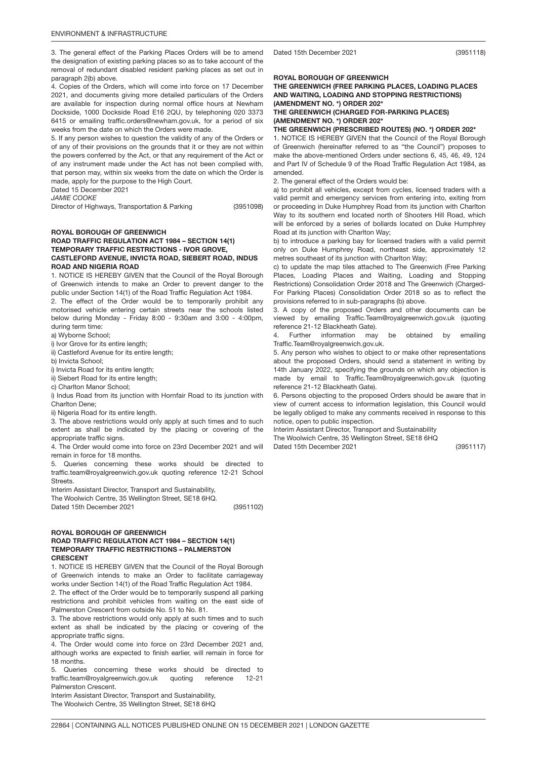3. The general effect of the Parking Places Orders will be to amend the designation of existing parking places so as to take account of the removal of redundant disabled resident parking places as set out in paragraph 2(b) above.

4. Copies of the Orders, which will come into force on 17 December 2021, and documents giving more detailed particulars of the Orders are available for inspection during normal office hours at Newham Dockside, 1000 Dockside Road E16 2QU, by telephoning 020 3373 6415 or emailing traffic.orders@newham.gov.uk, for a period of six weeks from the date on which the Orders were made.

5. If any person wishes to question the validity of any of the Orders or of any of their provisions on the grounds that it or they are not within the powers conferred by the Act, or that any requirement of the Act or of any instrument made under the Act has not been complied with, that person may, within six weeks from the date on which the Order is made, apply for the purpose to the High Court.

Dated 15 December 2021

*JAMIE COOKE*

Director of Highways, Transportation & Parking (3951098)

### ROYAL BOROUGH OF GREENWICH

### ROAD TRAFFIC REGULATION ACT 1984 – SECTION 14(1) TEMPORARY TRAFFIC RESTRICTIONS - IVOR GROVE, CASTLEFORD AVENUE, INVICTA ROAD, SIEBERT ROAD, INDUS ROAD AND NIGERIA ROAD

1. NOTICE IS HEREBY GIVEN that the Council of the Royal Borough of Greenwich intends to make an Order to prevent danger to the public under Section 14(1) of the Road Traffic Regulation Act 1984.

2. The effect of the Order would be to temporarily prohibit any motorised vehicle entering certain streets near the schools listed below during Monday - Friday 8:00 - 9:30am and 3:00 - 4:00pm, during term time:

a) Wyborne School;

i) Ivor Grove for its entire length;

ii) Castleford Avenue for its entire length;

b) Invicta School;

i) Invicta Road for its entire length;

ii) Siebert Road for its entire length;

c) Charlton Manor School;

i) Indus Road from its junction with Hornfair Road to its junction with Charlton Dene;

ii) Nigeria Road for its entire length.

3. The above restrictions would only apply at such times and to such extent as shall be indicated by the placing or covering of the appropriate traffic signs.

4. The Order would come into force on 23rd December 2021 and will remain in force for 18 months.

5. Queries concerning these works should be directed to traffic.team@royalgreenwich.gov.uk quoting reference 12-21 School Streets.

Interim Assistant Director, Transport and Sustainability,

The Woolwich Centre, 35 Wellington Street, SE18 6HQ.

Dated 15th December 2021 (3951102)

### ROYAL BOROUGH OF GREENWICH

### ROAD TRAFFIC REGULATION ACT 1984 – SECTION 14(1) TEMPORARY TRAFFIC RESTRICTIONS – PALMERSTON CRESCENT

1. NOTICE IS HEREBY GIVEN that the Council of the Royal Borough of Greenwich intends to make an Order to facilitate carriageway works under Section 14(1) of the Road Traffic Regulation Act 1984.

2. The effect of the Order would be to temporarily suspend all parking restrictions and prohibit vehicles from waiting on the east side of Palmerston Crescent from outside No. 51 to No. 81.

3. The above restrictions would only apply at such times and to such extent as shall be indicated by the placing or covering of the appropriate traffic signs.

4. The Order would come into force on 23rd December 2021 and, although works are expected to finish earlier, will remain in force for 18 months.

5. Queries concerning these works should be directed to traffic.team@royalgreenwich.gov.uk quoting reference 12-21 Palmerston Crescent.

Interim Assistant Director, Transport and Sustainability,

The Woolwich Centre, 35 Wellington Street, SE18 6HQ

Dated 15th December 2021 (3951118)

### ROYAL BOROUGH OF GREENWICH

### THE GREENWICH (FREE PARKING PLACES, LOADING PLACES AND WAITING, LOADING AND STOPPING RESTRICTIONS) (AMENDMENT NO. *) ORDER 202*

### THE GREENWICH (CHARGED FOR-PARKING PLACES) (AMENDMENT NO. *) ORDER 202*

### THE GREENWICH (PRESCRIBED ROUTES) (NO. *) ORDER 202*

1. NOTICE IS HEREBY GIVEN that the Council of the Royal Borough of Greenwich (hereinafter referred to as "the Council") proposes to make the above-mentioned Orders under sections 6, 45, 46, 49, 124 and Part IV of Schedule 9 of the Road Traffic Regulation Act 1984, as amended.

2. The general effect of the Orders would be:

a) to prohibit all vehicles, except from cycles, licensed traders with a valid permit and emergency services from entering into, exiting from or proceeding in Duke Humphrey Road from its junction with Charlton Way to its southern end located north of Shooters Hill Road, which will be enforced by a series of bollards located on Duke Humphrey Road at its junction with Charlton Way;

b) to introduce a parking bay for licensed traders with a valid permit only on Duke Humphrey Road, northeast side, approximately 12 metres southeast of its junction with Charlton Way;

c) to update the map tiles attached to The Greenwich (Free Parking Places, Loading Places and Waiting, Loading and Stopping Restrictions) Consolidation Order 2018 and The Greenwich (Charged-For Parking Places) Consolidation Order 2018 so as to reflect the provisions referred to in sub-paragraphs (b) above.

3. A copy of the proposed Orders and other documents can be viewed by emailing Traffic.Team@royalgreenwich.gov.uk (quoting reference 21-12 Blackheath Gate).

4. Further information may be obtained by emailing Traffic.Team@royalgreenwich.gov.uk.

5. Any person who wishes to object to or make other representations about the proposed Orders, should send a statement in writing by 14th January 2022, specifying the grounds on which any objection is made by email to Traffic.Team@royalgreenwich.gov.uk (quoting reference 21-12 Blackheath Gate).

6. Persons objecting to the proposed Orders should be aware that in view of current access to information legislation, this Council would be legally obliged to make any comments received in response to this notice, open to public inspection.

Interim Assistant Director, Transport and Sustainability

The Woolwich Centre, 35 Wellington Street, SE18 6HQ

Dated 15th December 2021 (3951117)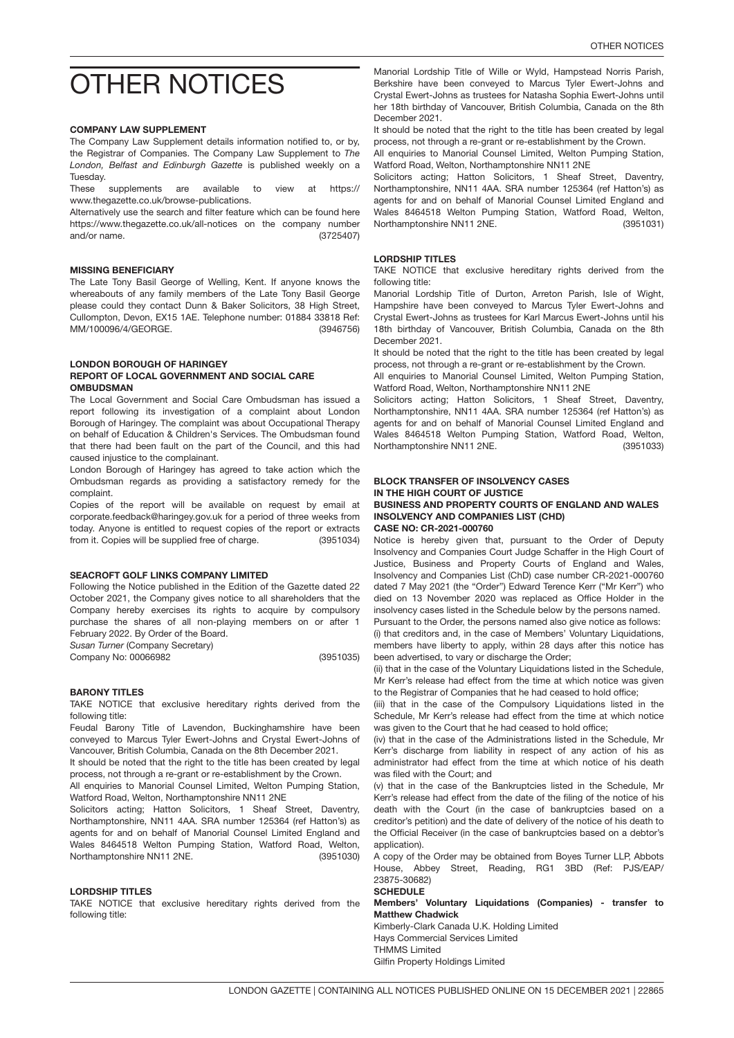# OTHER NOTICES

**COMPANY LAW SUPPLEMENT**

The Company Law Supplement details information notified to, or by, the Registrar of Companies. The Company Law Supplement to *The London, Belfast and Edinburgh Gazette* is published weekly on a Tuesday.

These supplements are available to view at https://www.thegazette.co.uk/browse-publications.

Alternatively use the search and filter feature which can be found here https://www.thegazette.co.uk/all-notices on the company number and/or name. (3725407)

**MISSING BENEFICIARY**

The Late Tony Basil George of Welling, Kent. If anyone knows the whereabouts of any family members of the Late Tony Basil George please could they contact Dunn & Baker Solicitors, 38 High Street, Cullompton, Devon, EX15 1AE. Telephone number: 01884 33818 Ref: MM/100096/4/GEORGE. (3946756)

**LONDON BOROUGH OF HARINGEY**
**REPORT OF LOCAL GOVERNMENT AND SOCIAL CARE OMBUDSMAN**

The Local Government and Social Care Ombudsman has issued a report following its investigation of a complaint about London Borough of Haringey. The complaint was about Occupational Therapy on behalf of Education & Children's Services. The Ombudsman found that there had been fault on the part of the Council, and this had caused injustice to the complainant.

London Borough of Haringey has agreed to take action which the Ombudsman regards as providing a satisfactory remedy for the complaint.

Copies of the report will be available on request by email at corporate.feedback@haringey.gov.uk for a period of three weeks from today. Anyone is entitled to request copies of the report or extracts from it. Copies will be supplied free of charge. (3951034)

**SEACROFT GOLF LINKS COMPANY LIMITED**

Following the Notice published in the Edition of the Gazette dated 22 October 2021, the Company gives notice to all shareholders that the Company hereby exercises its rights to acquire by compulsory purchase the shares of all non-playing members on or after 1 February 2022. By Order of the Board.

*Susan Turner* (Company Secretary)
Company No: 00066982 (3951035)

**BARONY TITLES**

TAKE NOTICE that exclusive hereditary rights derived from the following title:

Feudal Barony Title of Lavendon, Buckinghamshire have been conveyed to Marcus Tyler Ewert-Johns and Crystal Ewert-Johns of Vancouver, British Columbia, Canada on the 8th December 2021.

It should be noted that the right to the title has been created by legal process, not through a re-grant or re-establishment by the Crown.

All enquiries to Manorial Counsel Limited, Welton Pumping Station, Watford Road, Welton, Northamptonshire NN11 2NE

Solicitors acting; Hatton Solicitors, 1 Sheaf Street, Daventry, Northamptonshire, NN11 4AA. SRA number 125364 (ref Hatton's) as agents for and on behalf of Manorial Counsel Limited England and Wales 8464518 Welton Pumping Station, Watford Road, Welton, Northamptonshire NN11 2NE. (3951030)

**LORDSHIP TITLES**

TAKE NOTICE that exclusive hereditary rights derived from the following title:

Manorial Lordship Title of Wille or Wyld, Hampstead Norris Parish, Berkshire have been conveyed to Marcus Tyler Ewert-Johns and Crystal Ewert-Johns as trustees for Natasha Sophia Ewert-Johns until her 18th birthday of Vancouver, British Columbia, Canada on the 8th December 2021.

It should be noted that the right to the title has been created by legal process, not through a re-grant or re-establishment by the Crown.

All enquiries to Manorial Counsel Limited, Welton Pumping Station, Watford Road, Welton, Northamptonshire NN11 2NE

Solicitors acting; Hatton Solicitors, 1 Sheaf Street, Daventry, Northamptonshire, NN11 4AA. SRA number 125364 (ref Hatton's) as agents for and on behalf of Manorial Counsel Limited England and Wales 8464518 Welton Pumping Station, Watford Road, Welton, Northamptonshire NN11 2NE. (3951031)

**LORDSHIP TITLES**

TAKE NOTICE that exclusive hereditary rights derived from the following title:

Manorial Lordship Title of Durton, Arreton Parish, Isle of Wight, Hampshire have been conveyed to Marcus Tyler Ewert-Johns and Crystal Ewert-Johns as trustees for Karl Marcus Ewert-Johns until his 18th birthday of Vancouver, British Columbia, Canada on the 8th December 2021.

It should be noted that the right to the title has been created by legal process, not through a re-grant or re-establishment by the Crown.

All enquiries to Manorial Counsel Limited, Welton Pumping Station, Watford Road, Welton, Northamptonshire NN11 2NE

Solicitors acting; Hatton Solicitors, 1 Sheaf Street, Daventry, Northamptonshire, NN11 4AA. SRA number 125364 (ref Hatton's) as agents for and on behalf of Manorial Counsel Limited England and Wales 8464518 Welton Pumping Station, Watford Road, Welton, Northamptonshire NN11 2NE. (3951033)

**BLOCK TRANSFER OF INSOLVENCY CASES**
**IN THE HIGH COURT OF JUSTICE**
**BUSINESS AND PROPERTY COURTS OF ENGLAND AND WALES**
**INSOLVENCY AND COMPANIES LIST (CHD)**
**CASE NO: CR-2021-000760**

Notice is hereby given that, pursuant to the Order of Deputy Insolvency and Companies Court Judge Schaffer in the High Court of Justice, Business and Property Courts of England and Wales, Insolvency and Companies List (ChD) case number CR-2021-000760 dated 7 May 2021 (the "Order") Edward Terence Kerr ("Mr Kerr") who died on 13 November 2020 was replaced as Office Holder in the insolvency cases listed in the Schedule below by the persons named.

Pursuant to the Order, the persons named also give notice as follows:

(i) that creditors and, in the case of Members' Voluntary Liquidations, members have liberty to apply, within 28 days after this notice has been advertised, to vary or discharge the Order;

(ii) that in the case of the Voluntary Liquidations listed in the Schedule, Mr Kerr's release had effect from the time at which notice was given to the Registrar of Companies that he had ceased to hold office;

(iii) that in the case of the Compulsory Liquidations listed in the Schedule, Mr Kerr's release had effect from the time at which notice was given to the Court that he had ceased to hold office;

(iv) that in the case of the Administrations listed in the Schedule, Mr Kerr's discharge from liability in respect of any action of his as administrator had effect from the time at which notice of his death was filed with the Court; and

(v) that in the case of the Bankruptcies listed in the Schedule, Mr Kerr's release had effect from the date of the filing of the notice of his death with the Court (in the case of bankruptcies based on a creditor's petition) and the date of delivery of the notice of his death to the Official Receiver (in the case of bankruptcies based on a debtor's application).

A copy of the Order may be obtained from Boyes Turner LLP, Abbots House, Abbey Street, Reading, RG1 3BD (Ref: PJS/EAP/23875-30682)

**SCHEDULE**

**Members' Voluntary Liquidations (Companies) - transfer to Matthew Chadwick**

Kimberly-Clark Canada U.K. Holding Limited
Hays Commercial Services Limited
THMMS Limited
Gilfin Property Holdings Limited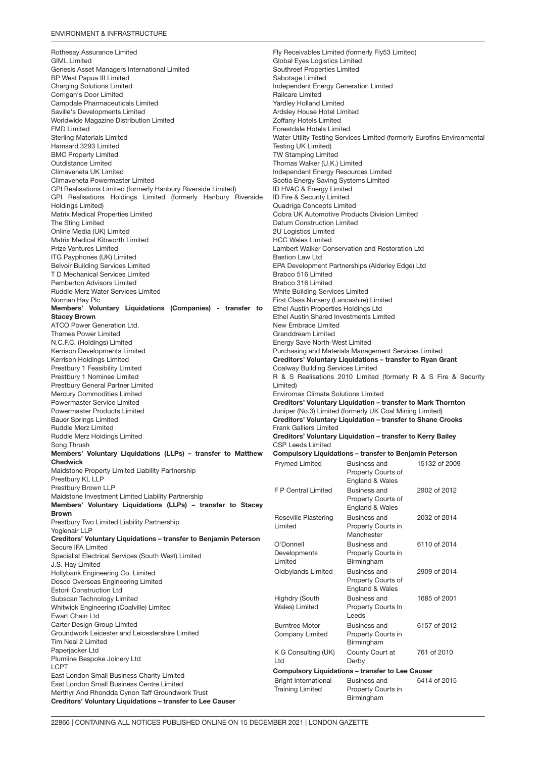Rothesay Assurance Limited
GIML Limited
Genesis Asset Managers International Limited
BP West Papua III Limited
Charging Solutions Limited
Corrigan's Door Limited
Campdale Pharmaceuticals Limited
Saville's Developments Limited
Worldwide Magazine Distribution Limited
FMD Limited
Sterling Materials Limited
Hamsard 3293 Limited
BMC Property Limited
Outdistance Limited
Climaveneta UK Limited
Climaveneta Powermaster Limited
GPI Realisations Limited (formerly Hanbury Riverside Limited)
GPI Realisations Holdings Limited (formerly Hanbury Riverside Holdings Limited)
Matrix Medical Properties Limited
The Sting Limited
Online Media (UK) Limited
Matrix Medical Kibworth Limited
Prize Ventures Limited
ITG Payphones (UK) Limited
Belvoir Building Services Limited
T D Mechanical Services Limited
Pemberton Advisors Limited
Ruddle Merz Water Services Limited
Norman Hay Plc

**Members' Voluntary Liquidations (Companies) - transfer to Stacey Brown**

ATCO Power Generation Ltd.
Thames Power Limited
N.C.F.C. (Holdings) Limited
Kerrison Developments Limited
Kerrison Holdings Limited
Prestbury 1 Feasibility Limited
Prestbury 1 Nominee Limited
Prestbury General Partner Limited
Mercury Commodities Limited
Powermaster Service Limited
Powermaster Products Limited
Bauer Springs Limited
Ruddle Merz Limited
Ruddle Merz Holdings Limited
Song Thrush

**Members' Voluntary Liquidations (LLPs) – transfer to Matthew Chadwick**

Maidstone Property Limited Liability Partnership
Prestbury KL LLP
Prestbury Brown LLP
Maidstone Investment Limited Liability Partnership

**Members' Voluntary Liquidations (LLPs) – transfer to Stacey Brown**

Prestbury Two Limited Liability Partnership
Yoglenair LLP

**Creditors' Voluntary Liquidations – transfer to Benjamin Peterson**

Secure IFA Limited
Specialist Electrical Services (South West) Limited
J.S. Hay Limited
Hollybank Engineering Co. Limited
Dosco Overseas Engineering Limited
Estoril Construction Ltd
Subscan Technology Limited
Whitwick Engineering (Coalville) Limited
Ewart Chain Ltd
Carter Design Group Limited
Groundwork Leicester and Leicestershire Limited
Tim Neal 2 Limited
Paperjacker Ltd
Plumline Bespoke Joinery Ltd
LCPT
East London Small Business Charity Limited
East London Small Business Centre Limited
Merthyr And Rhondda Cynon Taff Groundwork Trust

**Creditors' Voluntary Liquidations – transfer to Lee Causer**

Fly Receivables Limited (formerly Fly53 Limited)
Global Eyes Logistics Limited
Southreef Properties Limited
Sabotage Limited
Independent Energy Generation Limited
Railcare Limited
Yardley Holland Limited
Ardsley House Hotel Limited
Zoffany Hotels Limited
Forestdale Hotels Limited
Water Utility Testing Services Limited (formerly Eurofins Environmental Testing UK Limited)
TW Stamping Limited
Thomas Walker (U.K.) Limited
Independent Energy Resources Limited
Scotia Energy Saving Systems Limited
ID HVAC & Energy Limited
ID Fire & Security Limited
Quadriga Concepts Limited
Cobra UK Automotive Products Division Limited
Datum Construction Limited
2U Logistics Limited
HCC Wales Limited
Lambert Walker Conservation and Restoration Ltd
Bastion Law Ltd
EPA Development Partnerships (Alderley Edge) Ltd
Brabco 516 Limited
Brabco 316 Limited
White Building Services Limited
First Class Nursery (Lancashire) Limited
Ethel Austin Properties Holdings Ltd
Ethel Austin Shared Investments Limited
New Embrace Limited
Granddream Limited
Energy Save North-West Limited
Purchasing and Materials Management Services Limited

**Creditors' Voluntary Liquidations – transfer to Ryan Grant**

Coalway Building Services Limited
R & S Realisations 2010 Limited (formerly R & S Fire & Security Limited)
Enviromax Climate Solutions Limited

**Creditors' Voluntary Liquidation – transfer to Mark Thornton**

Juniper (No.3) Limited (formerly UK Coal Mining Limited)

**Creditors' Voluntary Liquidation – transfer to Shane Crooks**

Frank Galliers Limited

**Creditors' Voluntary Liquidation – transfer to Kerry Bailey**

CSP Leeds Limited

**Compulsory Liquidations – transfer to Benjamin Peterson**

| | | |
|---|---|---|
| Prymed Limited | Business and Property Courts of England & Wales | 15132 of 2009 |
| F P Central Limited | Business and Property Courts of England & Wales | 2902 of 2012 |
| Roseville Plastering Limited | Business and Property Courts in Manchester | 2032 of 2014 |
| O'Donnell Developments Limited | Business and Property Courts in Birmingham | 6110 of 2014 |
| Oldbylands Limited | Business and Property Courts of England & Wales | 2909 of 2014 |
| Highdry (South Wales) Limited | Business and Property Courts In Leeds | 1685 of 2001 |
| Burntree Motor Company Limited | Business and Property Courts in Birmingham | 6157 of 2012 |
| K G Consulting (UK) Ltd | County Court at Derby | 761 of 2010 |

**Compulsory Liquidations – transfer to Lee Causer**

| | | |
|---|---|---|
| Bright International Training Limited | Business and Property Courts in Birmingham | 6414 of 2015 |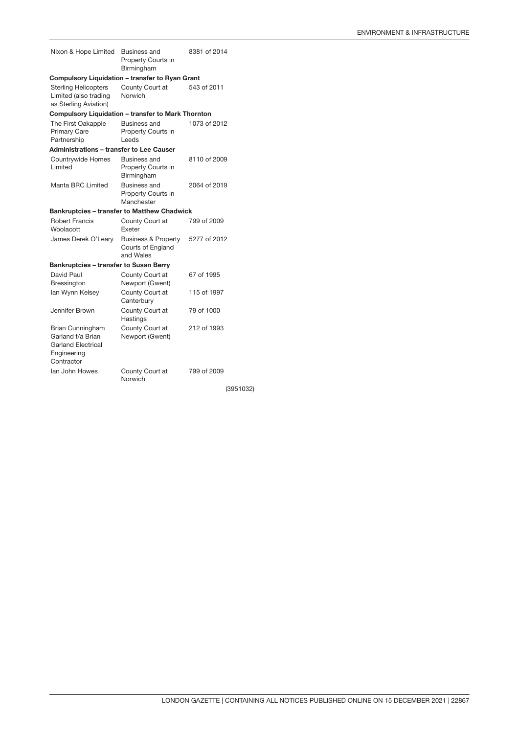| | | |
|---|---|---|
| Nixon & Hope Limited | Business and Property Courts in Birmingham | 8381 of 2014 |

**Compulsory Liquidation – transfer to Ryan Grant**

| | | |
|---|---|---|
| Sterling Helicopters Limited (also trading as Sterling Aviation) | County Court at Norwich | 543 of 2011 |

**Compulsory Liquidation – transfer to Mark Thornton**

| | | |
|---|---|---|
| The First Oakapple Primary Care Partnership | Business and Property Courts in Leeds | 1073 of 2012 |

**Administrations – transfer to Lee Causer**

| | | |
|---|---|---|
| Countrywide Homes Limited | Business and Property Courts in Birmingham | 8110 of 2009 |
| Manta BRC Limited | Business and Property Courts in Manchester | 2064 of 2019 |

**Bankruptcies – transfer to Matthew Chadwick**

| | | |
|---|---|---|
| Robert Francis Woolacott | County Court at Exeter | 799 of 2009 |
| James Derek O'Leary | Business & Property Courts of England and Wales | 5277 of 2012 |

**Bankruptcies – transfer to Susan Berry**

| | | |
|---|---|---|
| David Paul Bressington | County Court at Newport (Gwent) | 67 of 1995 |
| Ian Wynn Kelsey | County Court at Canterbury | 115 of 1997 |
| Jennifer Brown | County Court at Hastings | 79 of 1000 |
| Brian Cunningham Garland t/a Brian Garland Electrical Engineering Contractor | County Court at Newport (Gwent) | 212 of 1993 |
| Ian John Howes | County Court at Norwich | 799 of 2009 |

(3951032)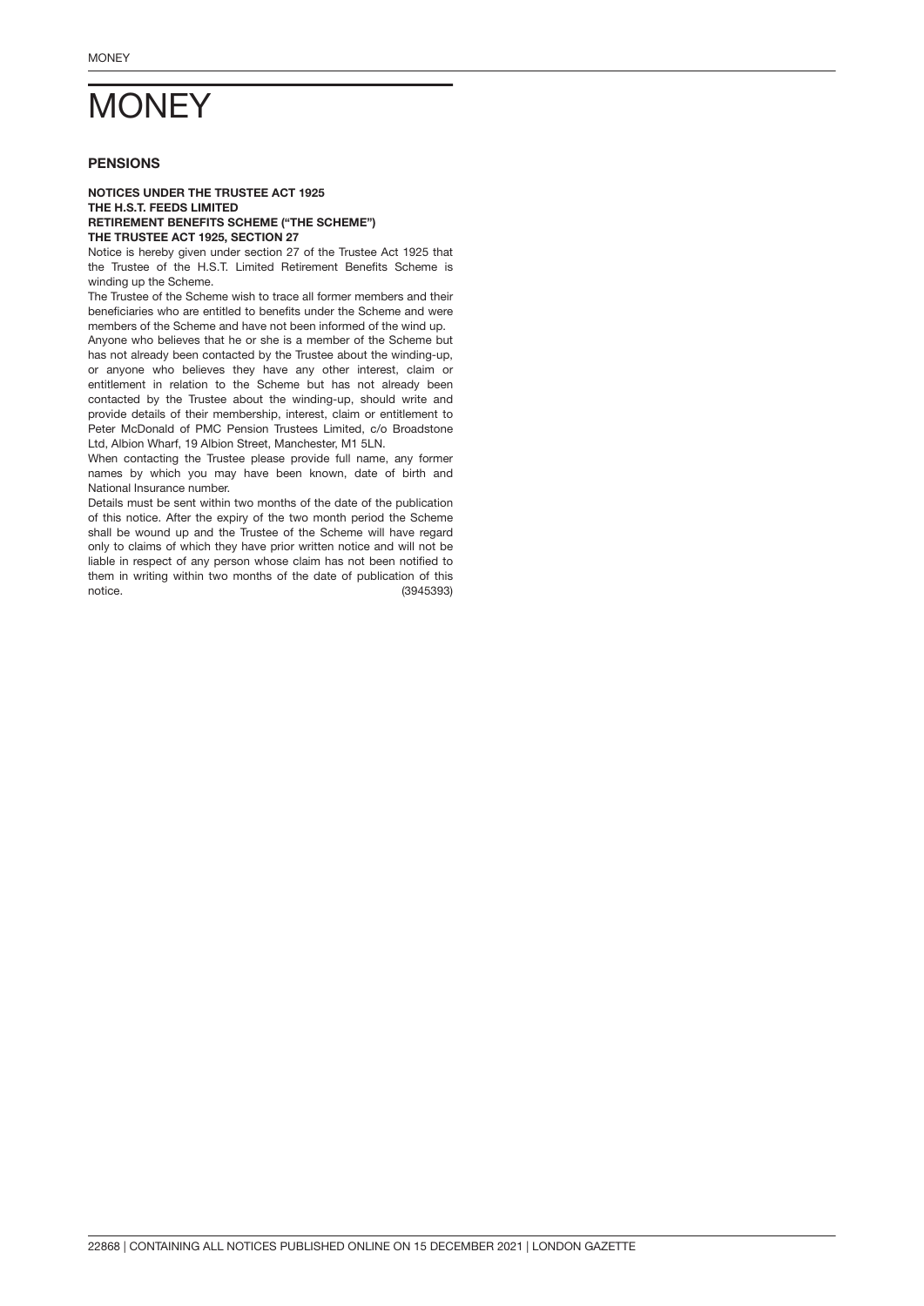# MONEY

## PENSIONS

**NOTICES UNDER THE TRUSTEE ACT 1925**
**THE H.S.T. FEEDS LIMITED**
**RETIREMENT BENEFITS SCHEME ("THE SCHEME")**
**THE TRUSTEE ACT 1925, SECTION 27**

Notice is hereby given under section 27 of the Trustee Act 1925 that the Trustee of the H.S.T. Limited Retirement Benefits Scheme is winding up the Scheme.

The Trustee of the Scheme wish to trace all former members and their beneficiaries who are entitled to benefits under the Scheme and were members of the Scheme and have not been informed of the wind up.

Anyone who believes that he or she is a member of the Scheme but has not already been contacted by the Trustee about the winding-up, or anyone who believes they have any other interest, claim or entitlement in relation to the Scheme but has not already been contacted by the Trustee about the winding-up, should write and provide details of their membership, interest, claim or entitlement to Peter McDonald of PMC Pension Trustees Limited, c/o Broadstone Ltd, Albion Wharf, 19 Albion Street, Manchester, M1 5LN.

When contacting the Trustee please provide full name, any former names by which you may have been known, date of birth and National Insurance number.

Details must be sent within two months of the date of the publication of this notice. After the expiry of the two month period the Scheme shall be wound up and the Trustee of the Scheme will have regard only to claims of which they have prior written notice and will not be liable in respect of any person whose claim has not been notified to them in writing within two months of the date of publication of this notice. (3945393)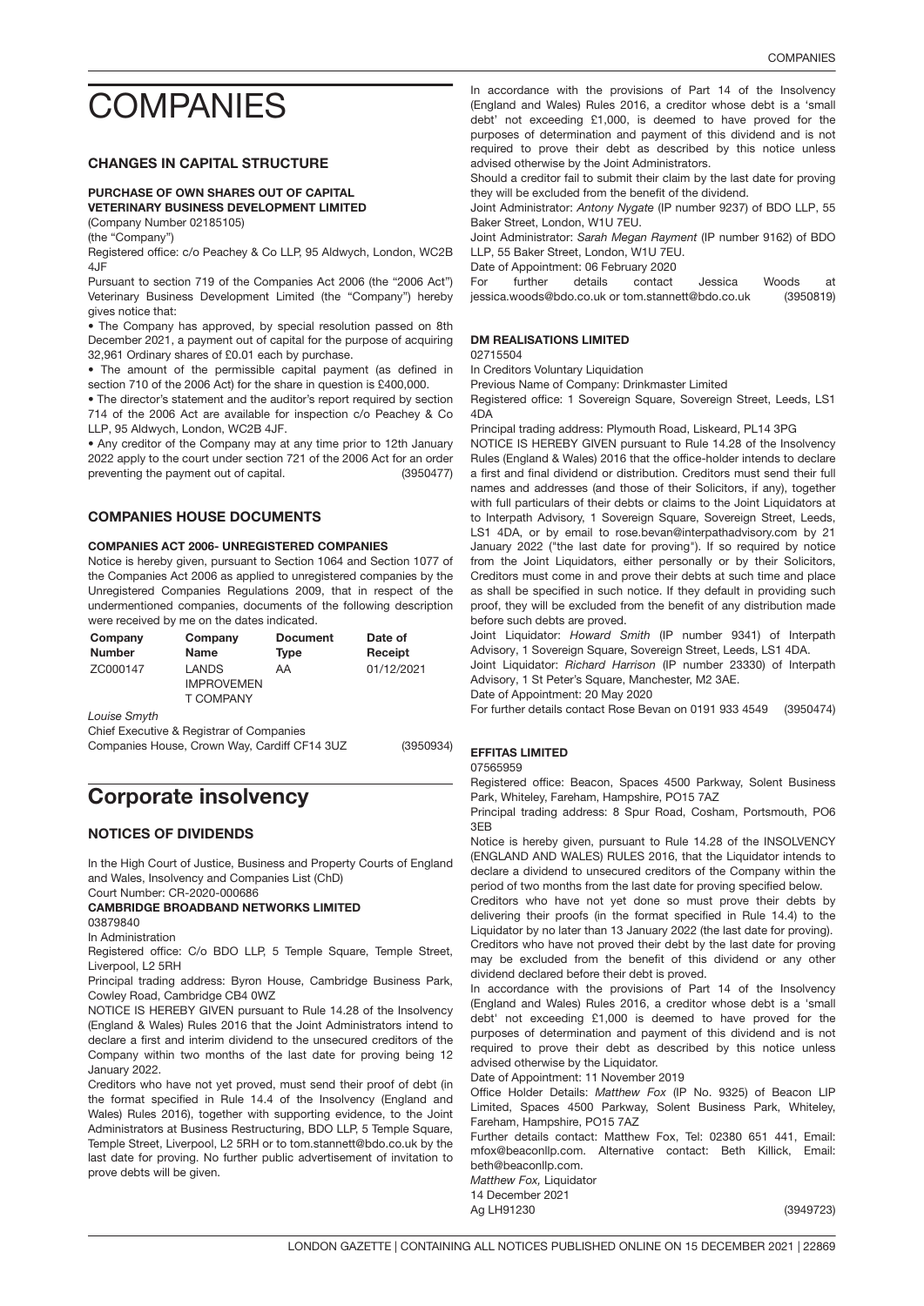# COMPANIES

## CHANGES IN CAPITAL STRUCTURE

### PURCHASE OF OWN SHARES OUT OF CAPITAL

**VETERINARY BUSINESS DEVELOPMENT LIMITED**

(Company Number 02185105)

(the "Company")

Registered office: c/o Peachey & Co LLP, 95 Aldwych, London, WC2B 4JF

Pursuant to section 719 of the Companies Act 2006 (the "2006 Act") Veterinary Business Development Limited (the "Company") hereby gives notice that:

- The Company has approved, by special resolution passed on 8th December 2021, a payment out of capital for the purpose of acquiring 32,961 Ordinary shares of £0.01 each by purchase.
- The amount of the permissible capital payment (as defined in section 710 of the 2006 Act) for the share in question is £400,000.
- The director's statement and the auditor's report required by section 714 of the 2006 Act are available for inspection c/o Peachey & Co LLP, 95 Aldwych, London, WC2B 4JF.
- Any creditor of the Company may at any time prior to 12th January 2022 apply to the court under section 721 of the 2006 Act for an order preventing the payment out of capital. (3950477)

## COMPANIES HOUSE DOCUMENTS

### COMPANIES ACT 2006- UNREGISTERED COMPANIES

Notice is hereby given, pursuant to Section 1064 and Section 1077 of the Companies Act 2006 as applied to unregistered companies by the Unregistered Companies Regulations 2009, that in respect of the undermentioned companies, documents of the following description were received by me on the dates indicated.

| Company Number | Company Name | Document Type | Date of Receipt |
|---|---|---|---|
| ZC000147 | LANDS IMPROVEMEN T COMPANY | AA | 01/12/2021 |

*Louise Smyth*

Chief Executive & Registrar of Companies

Companies House, Crown Way, Cardiff CF14 3UZ (3950934)

# Corporate insolvency

## NOTICES OF DIVIDENDS

In the High Court of Justice, Business and Property Courts of England and Wales, Insolvency and Companies List (ChD)

Court Number: CR-2020-000686

**CAMBRIDGE BROADBAND NETWORKS LIMITED**

03879840

In Administration

Registered office: C/o BDO LLP, 5 Temple Square, Temple Street, Liverpool, L2 5RH

Principal trading address: Byron House, Cambridge Business Park, Cowley Road, Cambridge CB4 0WZ

NOTICE IS HEREBY GIVEN pursuant to Rule 14.28 of the Insolvency (England & Wales) Rules 2016 that the Joint Administrators intend to declare a first and interim dividend to the unsecured creditors of the Company within two months of the last date for proving being 12 January 2022.

Creditors who have not yet proved, must send their proof of debt (in the format specified in Rule 14.4 of the Insolvency (England and Wales) Rules 2016), together with supporting evidence, to the Joint Administrators at Business Restructuring, BDO LLP, 5 Temple Square, Temple Street, Liverpool, L2 5RH or to tom.stannett@bdo.co.uk by the last date for proving. No further public advertisement of invitation to prove debts will be given.

In accordance with the provisions of Part 14 of the Insolvency (England and Wales) Rules 2016, a creditor whose debt is a 'small debt' not exceeding £1,000, is deemed to have proved for the purposes of determination and payment of this dividend and is not required to prove their debt as described by this notice unless advised otherwise by the Joint Administrators.

Should a creditor fail to submit their claim by the last date for proving they will be excluded from the benefit of the dividend.

Joint Administrator: *Antony Nygate* (IP number 9237) of BDO LLP, 55 Baker Street, London, W1U 7EU.

Joint Administrator: *Sarah Megan Rayment* (IP number 9162) of BDO LLP, 55 Baker Street, London, W1U 7EU.

Date of Appointment: 06 February 2020

For further details contact Jessica Woods at jessica.woods@bdo.co.uk or tom.stannett@bdo.co.uk (3950819)

**DM REALISATIONS LIMITED**

02715504

In Creditors Voluntary Liquidation

Previous Name of Company: Drinkmaster Limited

Registered office: 1 Sovereign Square, Sovereign Street, Leeds, LS1 4DA

Principal trading address: Plymouth Road, Liskeard, PL14 3PG

NOTICE IS HEREBY GIVEN pursuant to Rule 14.28 of the Insolvency Rules (England & Wales) 2016 that the office-holder intends to declare a first and final dividend or distribution. Creditors must send their full names and addresses (and those of their Solicitors, if any), together with full particulars of their debts or claims to the Joint Liquidators at to Interpath Advisory, 1 Sovereign Square, Sovereign Street, Leeds, LS1 4DA, or by email to rose.bevan@interpathadvisory.com by 21 January 2022 ("the last date for proving"). If so required by notice from the Joint Liquidators, either personally or by their Solicitors, Creditors must come in and prove their debts at such time and place as shall be specified in such notice. If they default in providing such proof, they will be excluded from the benefit of any distribution made before such debts are proved.

Joint Liquidator: *Howard Smith* (IP number 9341) of Interpath Advisory, 1 Sovereign Square, Sovereign Street, Leeds, LS1 4DA.

Joint Liquidator: *Richard Harrison* (IP number 23330) of Interpath Advisory, 1 St Peter's Square, Manchester, M2 3AE.

Date of Appointment: 20 May 2020

For further details contact Rose Bevan on 0191 933 4549 (3950474)

**EFFITAS LIMITED**

07565959

Registered office: Beacon, Spaces 4500 Parkway, Solent Business Park, Whiteley, Fareham, Hampshire, PO15 7AZ

Principal trading address: 8 Spur Road, Cosham, Portsmouth, PO6 3EB

Notice is hereby given, pursuant to Rule 14.28 of the INSOLVENCY (ENGLAND AND WALES) RULES 2016, that the Liquidator intends to declare a dividend to unsecured creditors of the Company within the period of two months from the last date for proving specified below.

Creditors who have not yet done so must prove their debts by delivering their proofs (in the format specified in Rule 14.4) to the Liquidator by no later than 13 January 2022 (the last date for proving).

Creditors who have not proved their debt by the last date for proving may be excluded from the benefit of this dividend or any other dividend declared before their debt is proved.

In accordance with the provisions of Part 14 of the Insolvency (England and Wales) Rules 2016, a creditor whose debt is a 'small debt' not exceeding £1,000 is deemed to have proved for the purposes of determination and payment of this dividend and is not required to prove their debt as described by this notice unless advised otherwise by the Liquidator.

Date of Appointment: 11 November 2019

Office Holder Details: *Matthew Fox* (IP No. 9325) of Beacon LIP Limited, Spaces 4500 Parkway, Solent Business Park, Whiteley, Fareham, Hampshire, PO15 7AZ

Further details contact: Matthew Fox, Tel: 02380 651 441, Email: mfox@beaconllp.com. Alternative contact: Beth Killick, Email: beth@beaconllp.com.

*Matthew Fox,* Liquidator

14 December 2021

Ag LH91230 (3949723)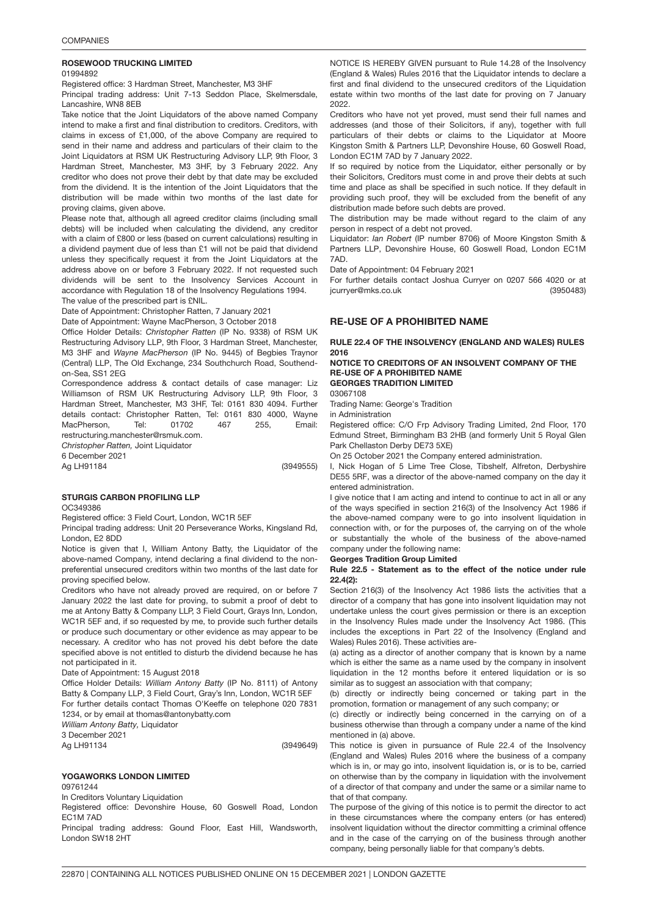### ROSEWOOD TRUCKING LIMITED

01994892

Registered office: 3 Hardman Street, Manchester, M3 3HF

Principal trading address: Unit 7-13 Seddon Place, Skelmersdale, Lancashire, WN8 8EB

Take notice that the Joint Liquidators of the above named Company intend to make a first and final distribution to creditors. Creditors, with claims in excess of £1,000, of the above Company are required to send in their name and address and particulars of their claim to the Joint Liquidators at RSM UK Restructuring Advisory LLP, 9th Floor, 3 Hardman Street, Manchester, M3 3HF, by 3 February 2022. Any creditor who does not prove their debt by that date may be excluded from the dividend. It is the intention of the Joint Liquidators that the distribution will be made within two months of the last date for proving claims, given above.

Please note that, although all agreed creditor claims (including small debts) will be included when calculating the dividend, any creditor with a claim of £800 or less (based on current calculations) resulting in a dividend payment due of less than £1 will not be paid that dividend unless they specifically request it from the Joint Liquidators at the address above on or before 3 February 2022. If not requested such dividends will be sent to the Insolvency Services Account in accordance with Regulation 18 of the Insolvency Regulations 1994.

The value of the prescribed part is £NIL.

Date of Appointment: Christopher Ratten, 7 January 2021

Date of Appointment: Wayne MacPherson, 3 October 2018

Office Holder Details: *Christopher Ratten* (IP No. 9338) of RSM UK Restructuring Advisory LLP, 9th Floor, 3 Hardman Street, Manchester, M3 3HF and *Wayne MacPherson* (IP No. 9445) of Begbies Traynor (Central) LLP, The Old Exchange, 234 Southchurch Road, Southend-on-Sea, SS1 2EG

Correspondence address & contact details of case manager: Liz Williamson of RSM UK Restructuring Advisory LLP, 9th Floor, 3 Hardman Street, Manchester, M3 3HF, Tel: 0161 830 4094. Further details contact: Christopher Ratten, Tel: 0161 830 4000, Wayne MacPherson, Tel: 01702 467 255, Email: restructuring.manchester@rsmuk.com.

*Christopher Ratten,* Joint Liquidator

6 December 2021

Ag LH91184 (3949555)

### STURGIS CARBON PROFILING LLP

OC349386

Registered office: 3 Field Court, London, WC1R 5EF

Principal trading address: Unit 20 Perseverance Works, Kingsland Rd, London, E2 8DD

Notice is given that I, William Antony Batty, the Liquidator of the above-named Company, intend declaring a final dividend to the non-preferential unsecured creditors within two months of the last date for proving specified below.

Creditors who have not already proved are required, on or before 7 January 2022 the last date for proving, to submit a proof of debt to me at Antony Batty & Company LLP, 3 Field Court, Grays Inn, London, WC1R 5EF and, if so requested by me, to provide such further details or produce such documentary or other evidence as may appear to be necessary. A creditor who has not proved his debt before the date specified above is not entitled to disturb the dividend because he has not participated in it.

Date of Appointment: 15 August 2018

Office Holder Details: *William Antony Batty* (IP No. 8111) of Antony Batty & Company LLP, 3 Field Court, Gray's Inn, London, WC1R 5EF

For further details contact Thomas O'Keeffe on telephone 020 7831 1234, or by email at thomas@antonybatty.com

*William Antony Batty,* Liquidator

3 December 2021

Ag LH91134 (3949649)

### YOGAWORKS LONDON LIMITED

09761244

In Creditors Voluntary Liquidation

Registered office: Devonshire House, 60 Goswell Road, London EC1M 7AD

Principal trading address: Gound Floor, East Hill, Wandsworth, London SW18 2HT

NOTICE IS HEREBY GIVEN pursuant to Rule 14.28 of the Insolvency (England & Wales) Rules 2016 that the Liquidator intends to declare a first and final dividend to the unsecured creditors of the Liquidation estate within two months of the last date for proving on 7 January 2022.

Creditors who have not yet proved, must send their full names and addresses (and those of their Solicitors, if any), together with full particulars of their debts or claims to the Liquidator at Moore Kingston Smith & Partners LLP, Devonshire House, 60 Goswell Road, London EC1M 7AD by 7 January 2022.

If so required by notice from the Liquidator, either personally or by their Solicitors, Creditors must come in and prove their debts at such time and place as shall be specified in such notice. If they default in providing such proof, they will be excluded from the benefit of any distribution made before such debts are proved.

The distribution may be made without regard to the claim of any person in respect of a debt not proved.

Liquidator: *Ian Robert* (IP number 8706) of Moore Kingston Smith & Partners LLP, Devonshire House, 60 Goswell Road, London EC1M 7AD.

Date of Appointment: 04 February 2021

For further details contact Joshua Curryer on 0207 566 4020 or at jcurryer@mks.co.uk (3950483)

## RE-USE OF A PROHIBITED NAME

### RULE 22.4 OF THE INSOLVENCY (ENGLAND AND WALES) RULES 2016

#### NOTICE TO CREDITORS OF AN INSOLVENT COMPANY OF THE RE-USE OF A PROHIBITED NAME

#### GEORGES TRADITION LIMITED

03067108

Trading Name: George's Tradition

in Administration

Registered office: C/O Frp Advisory Trading Limited, 2nd Floor, 170 Edmund Street, Birmingham B3 2HB (and formerly Unit 5 Royal Glen Park Chellaston Derby DE73 5XE)

On 25 October 2021 the Company entered administration.

I, Nick Hogan of 5 Lime Tree Close, Tibshelf, Alfreton, Derbyshire DE55 5RF, was a director of the above-named company on the day it entered administration.

I give notice that I am acting and intend to continue to act in all or any of the ways specified in section 216(3) of the Insolvency Act 1986 if the above-named company were to go into insolvent liquidation in connection with, or for the purposes of, the carrying on of the whole or substantially the whole of the business of the above-named company under the following name:

**Georges Tradition Group Limited**

**Rule 22.5 - Statement as to the effect of the notice under rule 22.4(2):**

Section 216(3) of the Insolvency Act 1986 lists the activities that a director of a company that has gone into insolvent liquidation may not undertake unless the court gives permission or there is an exception in the Insolvency Rules made under the Insolvency Act 1986. (This includes the exceptions in Part 22 of the Insolvency (England and Wales) Rules 2016). These activities are-

(a) acting as a director of another company that is known by a name which is either the same as a name used by the company in insolvent liquidation in the 12 months before it entered liquidation or is so similar as to suggest an association with that company;

(b) directly or indirectly being concerned or taking part in the promotion, formation or management of any such company; or

(c) directly or indirectly being concerned in the carrying on of a business otherwise than through a company under a name of the kind mentioned in (a) above.

This notice is given in pursuance of Rule 22.4 of the Insolvency (England and Wales) Rules 2016 where the business of a company which is in, or may go into, insolvent liquidation is, or is to be, carried on otherwise than by the company in liquidation with the involvement of a director of that company and under the same or a similar name to that of that company.

The purpose of the giving of this notice is to permit the director to act in these circumstances where the company enters (or has entered) insolvent liquidation without the director committing a criminal offence and in the case of the carrying on of the business through another company, being personally liable for that company's debts.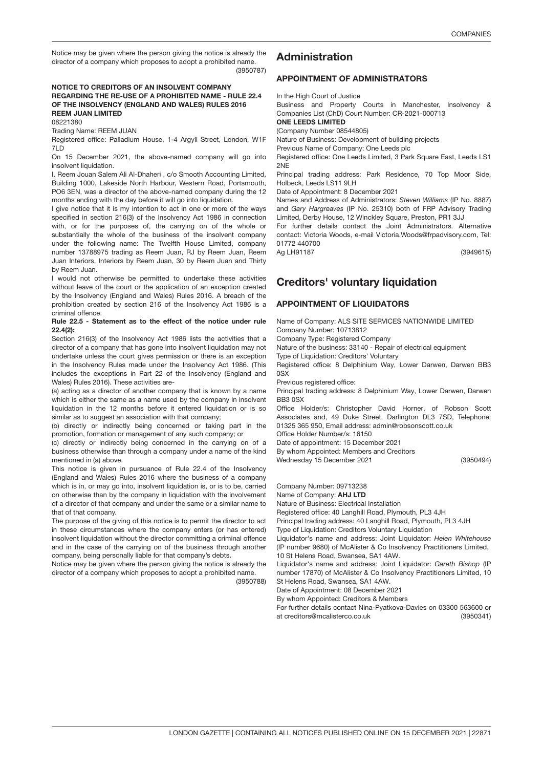Notice may be given where the person giving the notice is already the director of a company which proposes to adopt a prohibited name.

(3950787)

**NOTICE TO CREDITORS OF AN INSOLVENT COMPANY REGARDING THE RE-USE OF A PROHIBITED NAME - RULE 22.4 OF THE INSOLVENCY (ENGLAND AND WALES) RULES 2016**

**REEM JUAN LIMITED**

08221380

Trading Name: REEM JUAN

Registered office: Palladium House, 1-4 Argyll Street, London, W1F 7LD

On 15 December 2021, the above-named company will go into insolvent liquidation.

I, Reem Jouan Salem Ali Al-Dhaheri , c/o Smooth Accounting Limited, Building 1000, Lakeside North Harbour, Western Road, Portsmouth, PO6 3EN, was a director of the above-named company during the 12 months ending with the day before it will go into liquidation.

I give notice that it is my intention to act in one or more of the ways specified in section 216(3) of the Insolvency Act 1986 in connection with, or for the purposes of, the carrying on of the whole or substantially the whole of the business of the insolvent company under the following name: The Twelfth House Limited, company number 13788975 trading as Reem Juan, RJ by Reem Juan, Reem Juan Interiors, Interiors by Reem Juan, 30 by Reem Juan and Thirty by Reem Juan.

I would not otherwise be permitted to undertake these activities without leave of the court or the application of an exception created by the Insolvency (England and Wales) Rules 2016. A breach of the prohibition created by section 216 of the Insolvency Act 1986 is a criminal offence.

**Rule 22.5 - Statement as to the effect of the notice under rule 22.4(2):**

Section 216(3) of the Insolvency Act 1986 lists the activities that a director of a company that has gone into insolvent liquidation may not undertake unless the court gives permission or there is an exception in the Insolvency Rules made under the Insolvency Act 1986. (This includes the exceptions in Part 22 of the Insolvency (England and Wales) Rules 2016). These activities are-

(a) acting as a director of another company that is known by a name which is either the same as a name used by the company in insolvent liquidation in the 12 months before it entered liquidation or is so similar as to suggest an association with that company;

(b) directly or indirectly being concerned or taking part in the promotion, formation or management of any such company; or

(c) directly or indirectly being concerned in the carrying on of a business otherwise than through a company under a name of the kind mentioned in (a) above.

This notice is given in pursuance of Rule 22.4 of the Insolvency (England and Wales) Rules 2016 where the business of a company which is in, or may go into, insolvent liquidation is, or is to be, carried on otherwise than by the company in liquidation with the involvement of a director of that company and under the same or a similar name to that of that company.

The purpose of the giving of this notice is to permit the director to act in these circumstances where the company enters (or has entered) insolvent liquidation without the director committing a criminal offence and in the case of the carrying on of the business through another company, being personally liable for that company's debts.

Notice may be given where the person giving the notice is already the director of a company which proposes to adopt a prohibited name.

(3950788)

## Administration

### APPOINTMENT OF ADMINISTRATORS

In the High Court of Justice

Business and Property Courts in Manchester, Insolvency & Companies List (ChD) Court Number: CR-2021-000713

**ONE LEEDS LIMITED**

(Company Number 08544805)

Nature of Business: Development of building projects

Previous Name of Company: One Leeds plc

Registered office: One Leeds Limited, 3 Park Square East, Leeds LS1 2NE

Principal trading address: Park Residence, 70 Top Moor Side, Holbeck, Leeds LS11 9LH

Date of Appointment: 8 December 2021

Names and Address of Administrators: *Steven Williams* (IP No. 8887) and *Gary Hargreaves* (IP No. 25310) both of FRP Advisory Trading Limited, Derby House, 12 Winckley Square, Preston, PR1 3JJ

For further details contact the Joint Administrators. Alternative contact: Victoria Woods, e-mail Victoria.Woods@frpadvisory.com, Tel: 01772 440700

Ag LH91187

(3949615)

## Creditors' voluntary liquidation

### APPOINTMENT OF LIQUIDATORS

Name of Company: ALS SITE SERVICES NATIONWIDE LIMITED

Company Number: 10713812

Company Type: Registered Company

Nature of the business: 33140 - Repair of electrical equipment

Type of Liquidation: Creditors' Voluntary

Registered office: 8 Delphinium Way, Lower Darwen, Darwen BB3 0SX

Previous registered office:

Principal trading address: 8 Delphinium Way, Lower Darwen, Darwen BB3 0SX

Office Holder/s: Christopher David Horner, of Robson Scott Associates and, 49 Duke Street, Darlington DL3 7SD, Telephone: 01325 365 950, Email address: admin@robsonscott.co.uk

Office Holder Number/s: 16150

Date of appointment: 15 December 2021

By whom Appointed: Members and Creditors

Wednesday 15 December 2021

(3950494)

Company Number: 09713238

Name of Company: **AHJ LTD**

Nature of Business: Electrical Installation

Registered office: 40 Langhill Road, Plymouth, PL3 4JH

Principal trading address: 40 Langhill Road, Plymouth, PL3 4JH

Type of Liquidation: Creditors Voluntary Liquidation

Liquidator's name and address: Joint Liquidator: *Helen Whitehouse* (IP number 9680) of McAlister & Co Insolvency Practitioners Limited, 10 St Helens Road, Swansea, SA1 4AW.

Liquidator's name and address: Joint Liquidator: *Gareth Bishop* (IP number 17870) of McAlister & Co Insolvency Practitioners Limited, 10 St Helens Road, Swansea, SA1 4AW.

Date of Appointment: 08 December 2021

By whom Appointed: Creditors & Members

For further details contact Nina-Pyatkova-Davies on 03300 563600 or at creditors@mcalisterco.co.uk

(3950341)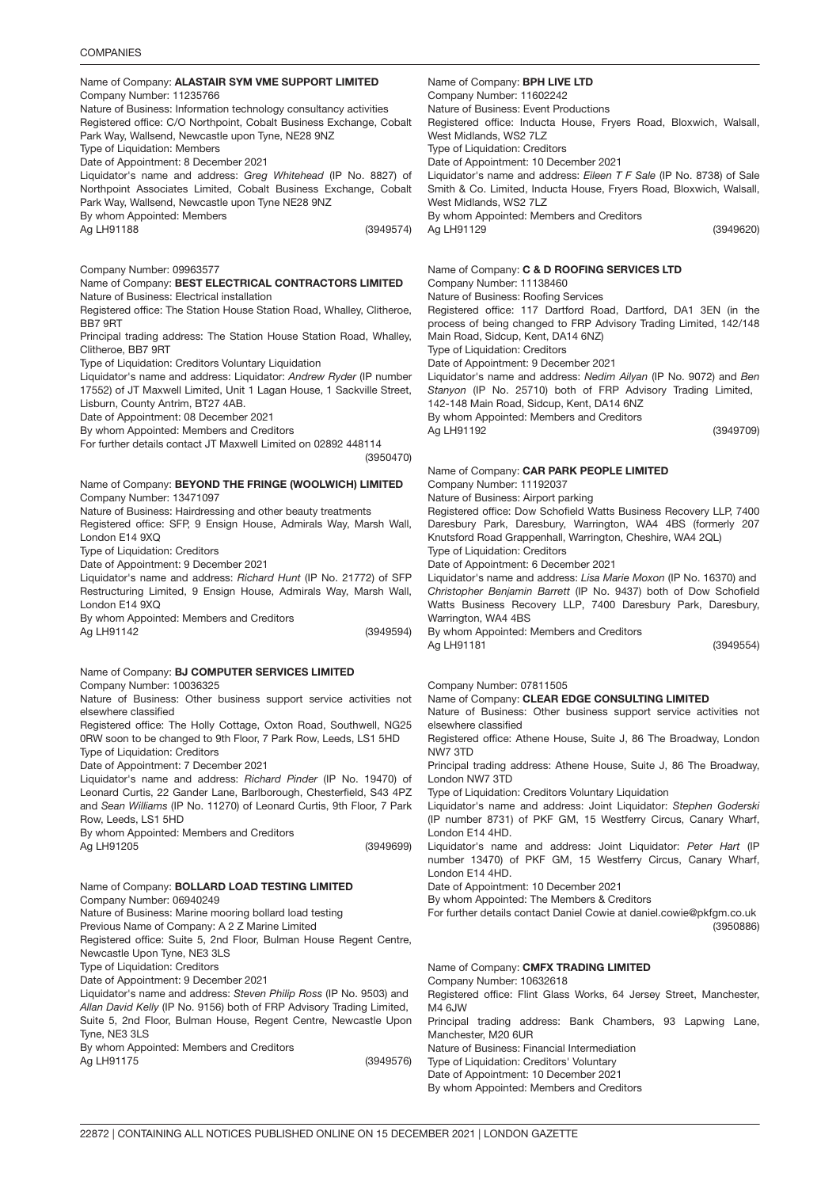Name of Company: **ALASTAIR SYM VME SUPPORT LIMITED**
Company Number: 11235766
Nature of Business: Information technology consultancy activities
Registered office: C/O Northpoint, Cobalt Business Exchange, Cobalt Park Way, Wallsend, Newcastle upon Tyne, NE28 9NZ
Type of Liquidation: Members
Date of Appointment: 8 December 2021
Liquidator's name and address: *Greg Whitehead* (IP No. 8827) of Northpoint Associates Limited, Cobalt Business Exchange, Cobalt Park Way, Wallsend, Newcastle upon Tyne NE28 9NZ
By whom Appointed: Members
Ag LH91188 (3949574)

Company Number: 09963577
Name of Company: **BEST ELECTRICAL CONTRACTORS LIMITED**
Nature of Business: Electrical installation
Registered office: The Station House Station Road, Whalley, Clitheroe, BB7 9RT
Principal trading address: The Station House Station Road, Whalley, Clitheroe, BB7 9RT
Type of Liquidation: Creditors Voluntary Liquidation
Liquidator's name and address: Liquidator: *Andrew Ryder* (IP number 17552) of JT Maxwell Limited, Unit 1 Lagan House, 1 Sackville Street, Lisburn, County Antrim, BT27 4AB.
Date of Appointment: 08 December 2021
By whom Appointed: Members and Creditors
For further details contact JT Maxwell Limited on 02892 448114
(3950470)

Name of Company: **BEYOND THE FRINGE (WOOLWICH) LIMITED**
Company Number: 13471097
Nature of Business: Hairdressing and other beauty treatments
Registered office: SFP, 9 Ensign House, Admirals Way, Marsh Wall, London E14 9XQ
Type of Liquidation: Creditors
Date of Appointment: 9 December 2021
Liquidator's name and address: *Richard Hunt* (IP No. 21772) of SFP Restructuring Limited, 9 Ensign House, Admirals Way, Marsh Wall, London E14 9XQ
By whom Appointed: Members and Creditors
Ag LH91142 (3949594)

Name of Company: **BJ COMPUTER SERVICES LIMITED**
Company Number: 10036325
Nature of Business: Other business support service activities not elsewhere classified
Registered office: The Holly Cottage, Oxton Road, Southwell, NG25 0RW soon to be changed to 9th Floor, 7 Park Row, Leeds, LS1 5HD
Type of Liquidation: Creditors
Date of Appointment: 7 December 2021
Liquidator's name and address: *Richard Pinder* (IP No. 19470) of Leonard Curtis, 22 Gander Lane, Barlborough, Chesterfield, S43 4PZ and *Sean Williams* (IP No. 11270) of Leonard Curtis, 9th Floor, 7 Park Row, Leeds, LS1 5HD
By whom Appointed: Members and Creditors
Ag LH91205 (3949699)

Name of Company: **BOLLARD LOAD TESTING LIMITED**
Company Number: 06940249
Nature of Business: Marine mooring bollard load testing
Previous Name of Company: A 2 Z Marine Limited
Registered office: Suite 5, 2nd Floor, Bulman House Regent Centre, Newcastle Upon Tyne, NE3 3LS
Type of Liquidation: Creditors
Date of Appointment: 9 December 2021
Liquidator's name and address: *Steven Philip Ross* (IP No. 9503) and *Allan David Kelly* (IP No. 9156) both of FRP Advisory Trading Limited, Suite 5, 2nd Floor, Bulman House, Regent Centre, Newcastle Upon Tyne, NE3 3LS
By whom Appointed: Members and Creditors
Ag LH91175 (3949576)

Name of Company: **BPH LIVE LTD**
Company Number: 11602242
Nature of Business: Event Productions
Registered office: Inducta House, Fryers Road, Bloxwich, Walsall, West Midlands, WS2 7LZ
Type of Liquidation: Creditors
Date of Appointment: 10 December 2021
Liquidator's name and address: *Eileen T F Sale* (IP No. 8738) of Sale Smith & Co. Limited, Inducta House, Fryers Road, Bloxwich, Walsall, West Midlands, WS2 7LZ
By whom Appointed: Members and Creditors
Ag LH91129 (3949620)

Name of Company: **C & D ROOFING SERVICES LTD**
Company Number: 11138460
Nature of Business: Roofing Services
Registered office: 117 Dartford Road, Dartford, DA1 3EN (in the process of being changed to FRP Advisory Trading Limited, 142/148 Main Road, Sidcup, Kent, DA14 6NZ)
Type of Liquidation: Creditors
Date of Appointment: 9 December 2021
Liquidator's name and address: *Nedim Ailyan* (IP No. 9072) and *Ben Stanyon* (IP No. 25710) both of FRP Advisory Trading Limited, 142-148 Main Road, Sidcup, Kent, DA14 6NZ
By whom Appointed: Members and Creditors
Ag LH91192 (3949709)

Name of Company: **CAR PARK PEOPLE LIMITED**
Company Number: 11192037
Nature of Business: Airport parking
Registered office: Dow Schofield Watts Business Recovery LLP, 7400 Daresbury Park, Daresbury, Warrington, WA4 4BS (formerly 207 Knutsford Road Grappenhall, Warrington, Cheshire, WA4 2QL)
Type of Liquidation: Creditors
Date of Appointment: 6 December 2021
Liquidator's name and address: *Lisa Marie Moxon* (IP No. 16370) and *Christopher Benjamin Barrett* (IP No. 9437) both of Dow Schofield Watts Business Recovery LLP, 7400 Daresbury Park, Daresbury, Warrington, WA4 4BS
By whom Appointed: Members and Creditors
Ag LH91181 (3949554)

Company Number: 07811505
Name of Company: **CLEAR EDGE CONSULTING LIMITED**
Nature of Business: Other business support service activities not elsewhere classified
Registered office: Athene House, Suite J, 86 The Broadway, London NW7 3TD
Principal trading address: Athene House, Suite J, 86 The Broadway, London NW7 3TD
Type of Liquidation: Creditors Voluntary Liquidation
Liquidator's name and address: Joint Liquidator: *Stephen Goderski* (IP number 8731) of PKF GM, 15 Westferry Circus, Canary Wharf, London E14 4HD.
Liquidator's name and address: Joint Liquidator: *Peter Hart* (IP number 13470) of PKF GM, 15 Westferry Circus, Canary Wharf, London E14 4HD.
Date of Appointment: 10 December 2021
By whom Appointed: The Members & Creditors
For further details contact Daniel Cowie at daniel.cowie@pkfgm.co.uk
(3950886)

Name of Company: **CMFX TRADING LIMITED**
Company Number: 10632618
Registered office: Flint Glass Works, 64 Jersey Street, Manchester, M4 6JW
Principal trading address: Bank Chambers, 93 Lapwing Lane, Manchester, M20 6UR
Nature of Business: Financial Intermediation
Type of Liquidation: Creditors' Voluntary
Date of Appointment: 10 December 2021
By whom Appointed: Members and Creditors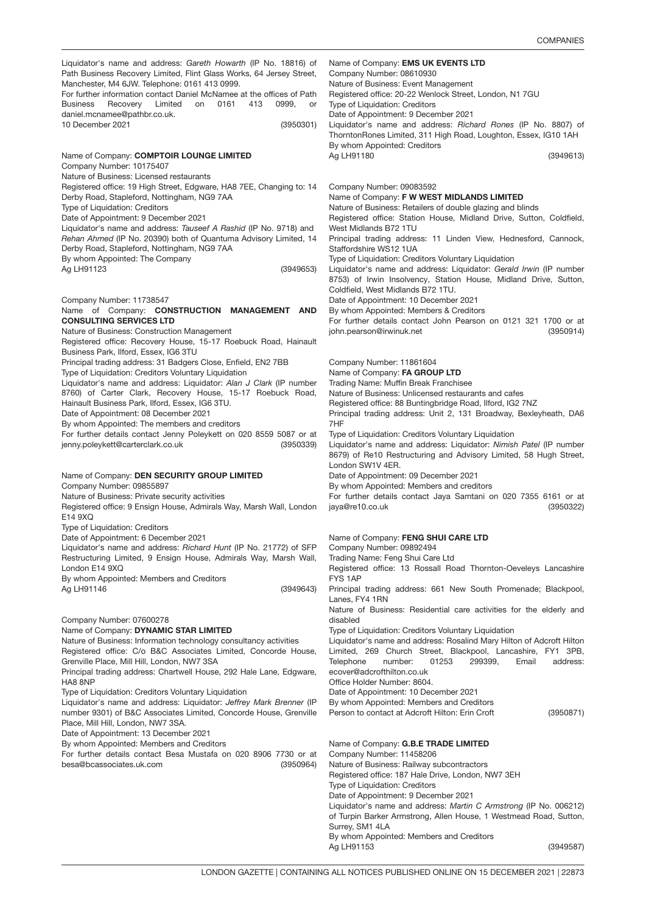Liquidator's name and address: *Gareth Howarth* (IP No. 18816) of Path Business Recovery Limited, Flint Glass Works, 64 Jersey Street, Manchester, M4 6JW. Telephone: 0161 413 0999.
For further information contact Daniel McNamee at the offices of Path Business Recovery Limited on 0161 413 0999, or daniel.mcnamee@pathbr.co.uk.
10 December 2021
(3950301)

Name of Company: **COMPTOIR LOUNGE LIMITED**
Company Number: 10175407
Nature of Business: Licensed restaurants
Registered office: 19 High Street, Edgware, HA8 7EE, Changing to: 14 Derby Road, Stapleford, Nottingham, NG9 7AA
Type of Liquidation: Creditors
Date of Appointment: 9 December 2021
Liquidator's name and address: *Tauseef A Rashid* (IP No. 9718) and *Rehan Ahmed* (IP No. 20390) both of Quantuma Advisory Limited, 14 Derby Road, Stapleford, Nottingham, NG9 7AA
By whom Appointed: The Company
Ag LH91123
(3949653)

Company Number: 11738547
Name of Company: **CONSTRUCTION MANAGEMENT AND CONSULTING SERVICES LTD**
Nature of Business: Construction Management
Registered office: Recovery House, 15-17 Roebuck Road, Hainault Business Park, Ilford, Essex, IG6 3TU
Principal trading address: 31 Badgers Close, Enfield, EN2 7BB
Type of Liquidation: Creditors Voluntary Liquidation
Liquidator's name and address: Liquidator: *Alan J Clark* (IP number 8760) of Carter Clark, Recovery House, 15-17 Roebuck Road, Hainault Business Park, Ilford, Essex, IG6 3TU.
Date of Appointment: 08 December 2021
By whom Appointed: The members and creditors
For further details contact Jenny Poleykett on 020 8559 5087 or at jenny.poleykett@carterclark.co.uk
(3950339)

Name of Company: **DEN SECURITY GROUP LIMITED**
Company Number: 09855897
Nature of Business: Private security activities
Registered office: 9 Ensign House, Admirals Way, Marsh Wall, London E14 9XQ
Type of Liquidation: Creditors
Date of Appointment: 6 December 2021
Liquidator's name and address: *Richard Hunt* (IP No. 21772) of SFP Restructuring Limited, 9 Ensign House, Admirals Way, Marsh Wall, London E14 9XQ
By whom Appointed: Members and Creditors
Ag LH91146
(3949643)

Company Number: 07600278
Name of Company: **DYNAMIC STAR LIMITED**
Nature of Business: Information technology consultancy activities
Registered office: C/o B&C Associates Limited, Concorde House, Grenville Place, Mill Hill, London, NW7 3SA
Principal trading address: Chartwell House, 292 Hale Lane, Edgware, HA8 8NP
Type of Liquidation: Creditors Voluntary Liquidation
Liquidator's name and address: Liquidator: *Jeffrey Mark Brenner* (IP number 9301) of B&C Associates Limited, Concorde House, Grenville Place, Mill Hill, London, NW7 3SA.
Date of Appointment: 13 December 2021
By whom Appointed: Members and Creditors
For further details contact Besa Mustafa on 020 8906 7730 or at besa@bcassociates.uk.com
(3950964)

Name of Company: **EMS UK EVENTS LTD**
Company Number: 08610930
Nature of Business: Event Management
Registered office: 20-22 Wenlock Street, London, N1 7GU
Type of Liquidation: Creditors
Date of Appointment: 9 December 2021
Liquidator's name and address: *Richard Rones* (IP No. 8807) of ThorntonRones Limited, 311 High Road, Loughton, Essex, IG10 1AH
By whom Appointed: Creditors
Ag LH91180
(3949613)

Company Number: 09083592
Name of Company: **F W WEST MIDLANDS LIMITED**
Nature of Business: Retailers of double glazing and blinds
Registered office: Station House, Midland Drive, Sutton, Coldfield, West Midlands B72 1TU
Principal trading address: 11 Linden View, Hednesford, Cannock, Staffordshire WS12 1UA
Type of Liquidation: Creditors Voluntary Liquidation
Liquidator's name and address: Liquidator: *Gerald Irwin* (IP number 8753) of Irwin Insolvency, Station House, Midland Drive, Sutton, Coldfield, West Midlands B72 1TU.
Date of Appointment: 10 December 2021
By whom Appointed: Members & Creditors
For further details contact John Pearson on 0121 321 1700 or at john.pearson@irwinuk.net
(3950914)

Company Number: 11861604
Name of Company: **FA GROUP LTD**
Trading Name: Muffin Break Franchisee
Nature of Business: Unlicensed restaurants and cafes
Registered office: 88 Buntingbridge Road, Ilford, IG2 7NZ
Principal trading address: Unit 2, 131 Broadway, Bexleyheath, DA6 7HF
Type of Liquidation: Creditors Voluntary Liquidation
Liquidator's name and address: Liquidator: *Nimish Patel* (IP number 8679) of Re10 Restructuring and Advisory Limited, 58 Hugh Street, London SW1V 4ER.
Date of Appointment: 09 December 2021
By whom Appointed: Members and creditors
For further details contact Jaya Samtani on 020 7355 6161 or at jaya@re10.co.uk
(3950322)

Name of Company: **FENG SHUI CARE LTD**
Company Number: 09892494
Trading Name: Feng Shui Care Ltd
Registered office: 13 Rossall Road Thornton-Oeveleys Lancashire FYS 1AP
Principal trading address: 661 New South Promenade; Blackpool, Lancs, FY4 1RN
Nature of Business: Residential care activities for the elderly and disabled
Type of Liquidation: Creditors Voluntary Liquidation
Liquidator's name and address: Rosalind Mary Hilton of Adcroft Hilton Limited, 269 Church Street, Blackpool, Lancashire, FY1 3PB, Telephone number: 01253 299399, Email address: ecover@adcrofthilton.co.uk
Office Holder Number: 8604.
Date of Appointment: 10 December 2021
By whom Appointed: Members and Creditors
Person to contact at Adcroft Hilton: Erin Croft
(3950871)

Name of Company: **G.B.E TRADE LIMITED**
Company Number: 11458206
Nature of Business: Railway subcontractors
Registered office: 187 Hale Drive, London, NW7 3EH
Type of Liquidation: Creditors
Date of Appointment: 9 December 2021
Liquidator's name and address: *Martin C Armstrong* (IP No. 006212) of Turpin Barker Armstrong, Allen House, 1 Westmead Road, Sutton, Surrey, SM1 4LA
By whom Appointed: Members and Creditors
Ag LH91153
(3949587)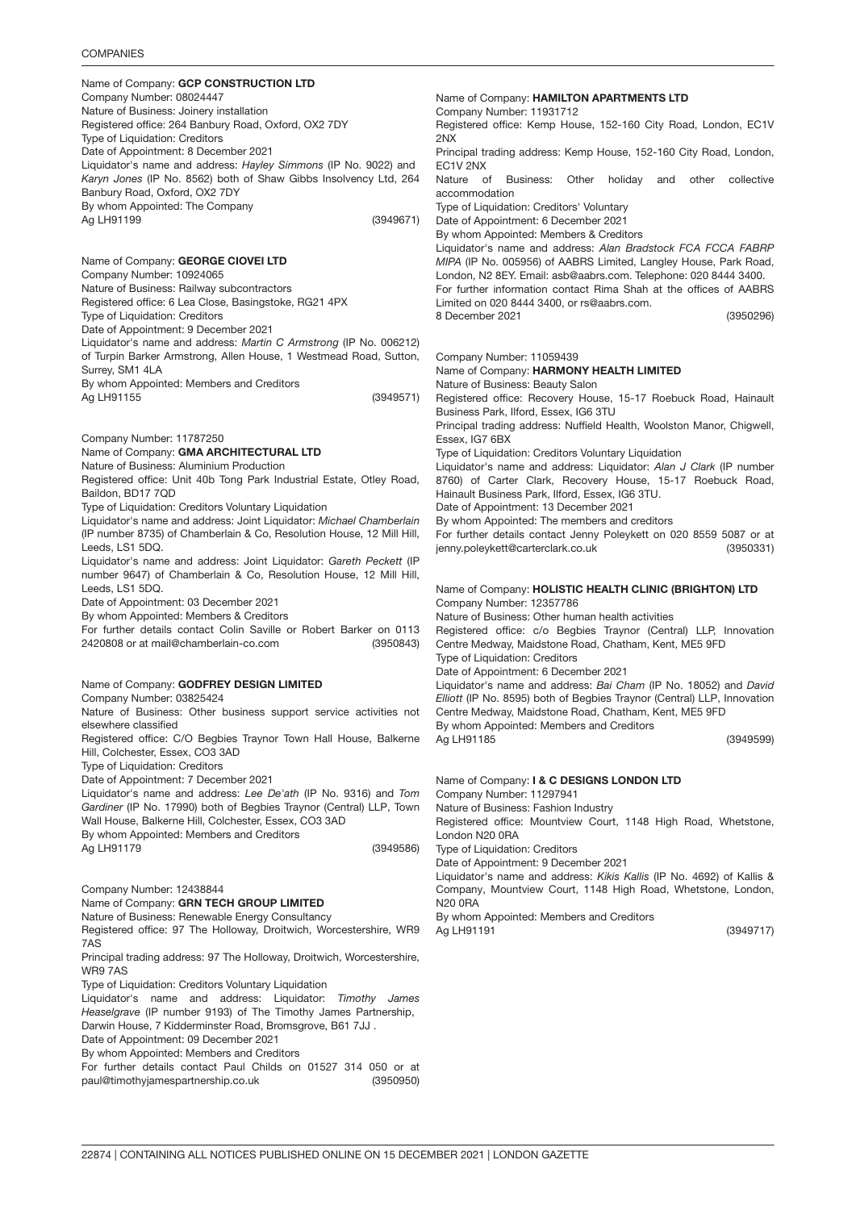Name of Company: **GCP CONSTRUCTION LTD**
Company Number: 08024447
Nature of Business: Joinery installation
Registered office: 264 Banbury Road, Oxford, OX2 7DY
Type of Liquidation: Creditors
Date of Appointment: 8 December 2021
Liquidator's name and address: *Hayley Simmons* (IP No. 9022) and *Karyn Jones* (IP No. 8562) both of Shaw Gibbs Insolvency Ltd, 264 Banbury Road, Oxford, OX2 7DY
By whom Appointed: The Company
Ag LH91199 (3949671)

Name of Company: **GEORGE CIOVEI LTD**
Company Number: 10924065
Nature of Business: Railway subcontractors
Registered office: 6 Lea Close, Basingstoke, RG21 4PX
Type of Liquidation: Creditors
Date of Appointment: 9 December 2021
Liquidator's name and address: *Martin C Armstrong* (IP No. 006212) of Turpin Barker Armstrong, Allen House, 1 Westmead Road, Sutton, Surrey, SM1 4LA
By whom Appointed: Members and Creditors
Ag LH91155 (3949571)

Company Number: 11787250
Name of Company: **GMA ARCHITECTURAL LTD**
Nature of Business: Aluminium Production
Registered office: Unit 40b Tong Park Industrial Estate, Otley Road, Baildon, BD17 7QD
Type of Liquidation: Creditors Voluntary Liquidation
Liquidator's name and address: Joint Liquidator: *Michael Chamberlain* (IP number 8735) of Chamberlain & Co, Resolution House, 12 Mill Hill, Leeds, LS1 5DQ.
Liquidator's name and address: Joint Liquidator: *Gareth Peckett* (IP number 9647) of Chamberlain & Co, Resolution House, 12 Mill Hill, Leeds, LS1 5DQ.
Date of Appointment: 03 December 2021
By whom Appointed: Members & Creditors
For further details contact Colin Saville or Robert Barker on 0113 2420808 or at mail@chamberlain-co.com (3950843)

Name of Company: **GODFREY DESIGN LIMITED**
Company Number: 03825424
Nature of Business: Other business support service activities not elsewhere classified
Registered office: C/O Begbies Traynor Town Hall House, Balkerne Hill, Colchester, Essex, CO3 3AD
Type of Liquidation: Creditors
Date of Appointment: 7 December 2021
Liquidator's name and address: *Lee De'ath* (IP No. 9316) and *Tom Gardiner* (IP No. 17990) both of Begbies Traynor (Central) LLP, Town Wall House, Balkerne Hill, Colchester, Essex, CO3 3AD
By whom Appointed: Members and Creditors
Ag LH91179 (3949586)

Company Number: 12438844
Name of Company: **GRN TECH GROUP LIMITED**
Nature of Business: Renewable Energy Consultancy
Registered office: 97 The Holloway, Droitwich, Worcestershire, WR9 7AS
Principal trading address: 97 The Holloway, Droitwich, Worcestershire, WR9 7AS
Type of Liquidation: Creditors Voluntary Liquidation
Liquidator's name and address: Liquidator: *Timothy James Heaselgrave* (IP number 9193) of The Timothy James Partnership, Darwin House, 7 Kidderminster Road, Bromsgrove, B61 7JJ .
Date of Appointment: 09 December 2021
By whom Appointed: Members and Creditors
For further details contact Paul Childs on 01527 314 050 or at paul@timothyjamespartnership.co.uk (3950950)

Name of Company: **HAMILTON APARTMENTS LTD**
Company Number: 11931712
Registered office: Kemp House, 152-160 City Road, London, EC1V 2NX
Principal trading address: Kemp House, 152-160 City Road, London, EC1V 2NX
Nature of Business: Other holiday and other collective accommodation
Type of Liquidation: Creditors' Voluntary
Date of Appointment: 6 December 2021
By whom Appointed: Members & Creditors
Liquidator's name and address: *Alan Bradstock FCA FCCA FABRP MIPA* (IP No. 005956) of AABRS Limited, Langley House, Park Road, London, N2 8EY. Email: asb@aabrs.com. Telephone: 020 8444 3400.
For further information contact Rima Shah at the offices of AABRS Limited on 020 8444 3400, or rs@aabrs.com.
8 December 2021 (3950296)

Company Number: 11059439
Name of Company: **HARMONY HEALTH LIMITED**
Nature of Business: Beauty Salon
Registered office: Recovery House, 15-17 Roebuck Road, Hainault Business Park, Ilford, Essex, IG6 3TU
Principal trading address: Nuffield Health, Woolston Manor, Chigwell, Essex, IG7 6BX
Type of Liquidation: Creditors Voluntary Liquidation
Liquidator's name and address: Liquidator: *Alan J Clark* (IP number 8760) of Carter Clark, Recovery House, 15-17 Roebuck Road, Hainault Business Park, Ilford, Essex, IG6 3TU.
Date of Appointment: 13 December 2021
By whom Appointed: The members and creditors
For further details contact Jenny Poleykett on 020 8559 5087 or at jenny.poleykett@carterclark.co.uk (3950331)

Name of Company: **HOLISTIC HEALTH CLINIC (BRIGHTON) LTD**
Company Number: 12357786
Nature of Business: Other human health activities
Registered office: c/o Begbies Traynor (Central) LLP, Innovation Centre Medway, Maidstone Road, Chatham, Kent, ME5 9FD
Type of Liquidation: Creditors
Date of Appointment: 6 December 2021
Liquidator's name and address: *Bai Cham* (IP No. 18052) and *David Elliott* (IP No. 8595) both of Begbies Traynor (Central) LLP, Innovation Centre Medway, Maidstone Road, Chatham, Kent, ME5 9FD
By whom Appointed: Members and Creditors
Ag LH91185 (3949599)

Name of Company: **I & C DESIGNS LONDON LTD**
Company Number: 11297941
Nature of Business: Fashion Industry
Registered office: Mountview Court, 1148 High Road, Whetstone, London N20 0RA
Type of Liquidation: Creditors
Date of Appointment: 9 December 2021
Liquidator's name and address: *Kikis Kallis* (IP No. 4692) of Kallis & Company, Mountview Court, 1148 High Road, Whetstone, London, N20 0RA
By whom Appointed: Members and Creditors
Ag LH91191 (3949717)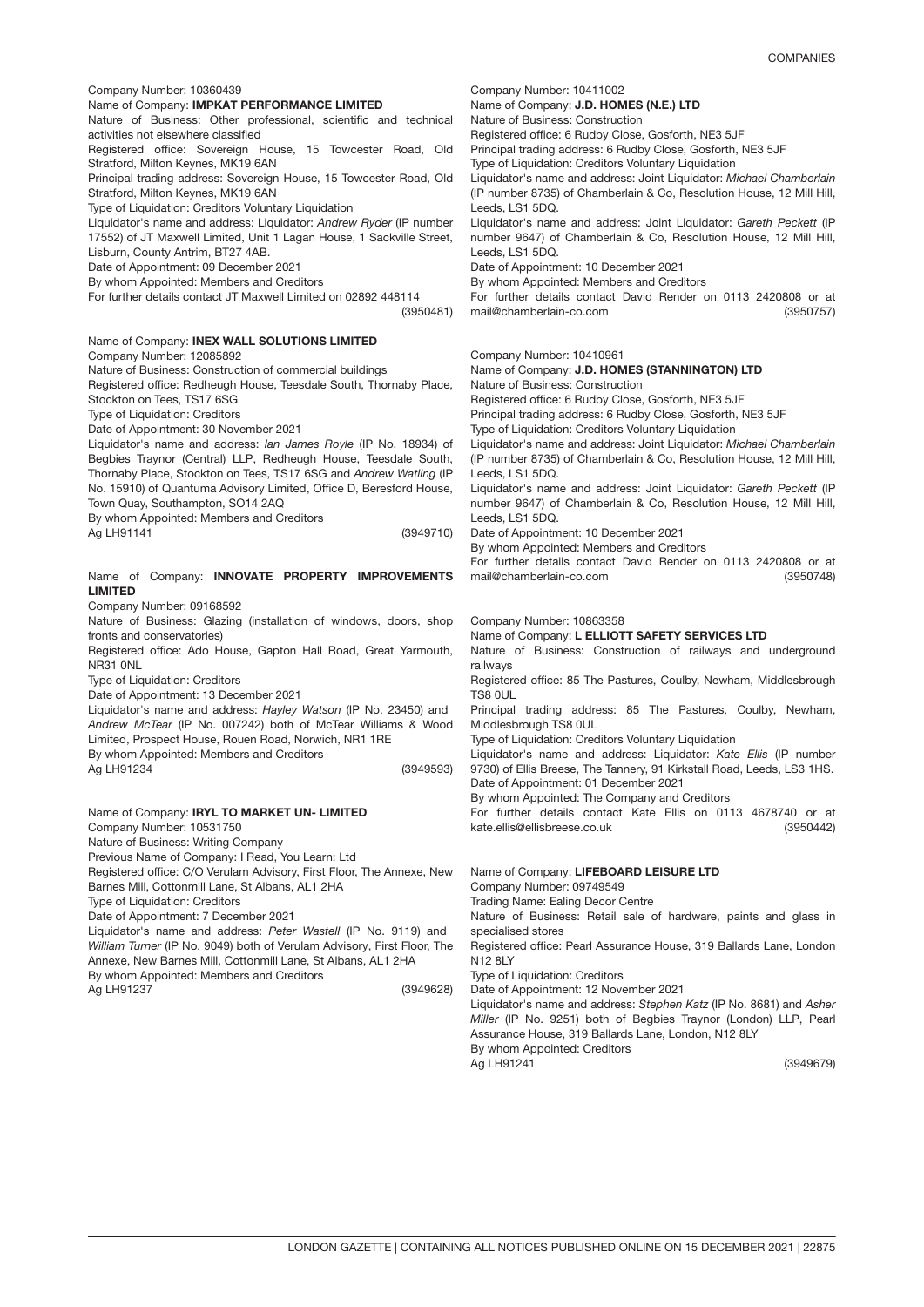Company Number: 10360439

Name of Company: **IMPKAT PERFORMANCE LIMITED**

Nature of Business: Other professional, scientific and technical activities not elsewhere classified

Registered office: Sovereign House, 15 Towcester Road, Old Stratford, Milton Keynes, MK19 6AN

Principal trading address: Sovereign House, 15 Towcester Road, Old Stratford, Milton Keynes, MK19 6AN

Type of Liquidation: Creditors Voluntary Liquidation

Liquidator's name and address: Liquidator: *Andrew Ryder* (IP number 17552) of JT Maxwell Limited, Unit 1 Lagan House, 1 Sackville Street, Lisburn, County Antrim, BT27 4AB.

Date of Appointment: 09 December 2021

By whom Appointed: Members and Creditors

For further details contact JT Maxwell Limited on 02892 448114

(3950481)

Name of Company: **INEX WALL SOLUTIONS LIMITED**

Company Number: 12085892

Nature of Business: Construction of commercial buildings

Registered office: Redheugh House, Teesdale South, Thornaby Place, Stockton on Tees, TS17 6SG

Type of Liquidation: Creditors

Date of Appointment: 30 November 2021

Liquidator's name and address: *Ian James Royle* (IP No. 18934) of Begbies Traynor (Central) LLP, Redheugh House, Teesdale South, Thornaby Place, Stockton on Tees, TS17 6SG and *Andrew Watling* (IP No. 15910) of Quantuma Advisory Limited, Office D, Beresford House, Town Quay, Southampton, SO14 2AQ

By whom Appointed: Members and Creditors

Ag LH91141

(3949710)

Name of Company: **INNOVATE PROPERTY IMPROVEMENTS LIMITED**

Company Number: 09168592

Nature of Business: Glazing (installation of windows, doors, shop fronts and conservatories)

Registered office: Ado House, Gapton Hall Road, Great Yarmouth, NR31 0NL

Type of Liquidation: Creditors

Date of Appointment: 13 December 2021

Liquidator's name and address: *Hayley Watson* (IP No. 23450) and *Andrew McTear* (IP No. 007242) both of McTear Williams & Wood Limited, Prospect House, Rouen Road, Norwich, NR1 1RE

By whom Appointed: Members and Creditors

Ag LH91234

(3949593)

Name of Company: **IRYL TO MARKET UN- LIMITED**

Company Number: 10531750

Nature of Business: Writing Company

Previous Name of Company: I Read, You Learn: Ltd

Registered office: C/O Verulam Advisory, First Floor, The Annexe, New Barnes Mill, Cottonmill Lane, St Albans, AL1 2HA

Type of Liquidation: Creditors

Date of Appointment: 7 December 2021

Liquidator's name and address: *Peter Wastell* (IP No. 9119) and *William Turner* (IP No. 9049) both of Verulam Advisory, First Floor, The Annexe, New Barnes Mill, Cottonmill Lane, St Albans, AL1 2HA

By whom Appointed: Members and Creditors

Ag LH91237

(3949628)

Company Number: 10411002

Name of Company: **J.D. HOMES (N.E.) LTD**

Nature of Business: Construction

Registered office: 6 Rudby Close, Gosforth, NE3 5JF

Principal trading address: 6 Rudby Close, Gosforth, NE3 5JF

Type of Liquidation: Creditors Voluntary Liquidation

Liquidator's name and address: Joint Liquidator: *Michael Chamberlain* (IP number 8735) of Chamberlain & Co, Resolution House, 12 Mill Hill, Leeds, LS1 5DQ.

Liquidator's name and address: Joint Liquidator: *Gareth Peckett* (IP number 9647) of Chamberlain & Co, Resolution House, 12 Mill Hill, Leeds, LS1 5DQ.

Date of Appointment: 10 December 2021

By whom Appointed: Members and Creditors

For further details contact David Render on 0113 2420808 or at mail@chamberlain-co.com

(3950757)

Company Number: 10410961

Name of Company: **J.D. HOMES (STANNINGTON) LTD**

Nature of Business: Construction

Registered office: 6 Rudby Close, Gosforth, NE3 5JF

Principal trading address: 6 Rudby Close, Gosforth, NE3 5JF

Type of Liquidation: Creditors Voluntary Liquidation

Liquidator's name and address: Joint Liquidator: *Michael Chamberlain* (IP number 8735) of Chamberlain & Co, Resolution House, 12 Mill Hill, Leeds, LS1 5DQ.

Liquidator's name and address: Joint Liquidator: *Gareth Peckett* (IP number 9647) of Chamberlain & Co, Resolution House, 12 Mill Hill, Leeds, LS1 5DQ.

Date of Appointment: 10 December 2021

By whom Appointed: Members and Creditors

For further details contact David Render on 0113 2420808 or at mail@chamberlain-co.com

(3950748)

Company Number: 10863358

Name of Company: **L ELLIOTT SAFETY SERVICES LTD**

Nature of Business: Construction of railways and underground railways

Registered office: 85 The Pastures, Coulby, Newham, Middlesbrough TS8 0UL

Principal trading address: 85 The Pastures, Coulby, Newham, Middlesbrough TS8 0UL

Type of Liquidation: Creditors Voluntary Liquidation

Liquidator's name and address: Liquidator: *Kate Ellis* (IP number 9730) of Ellis Breese, The Tannery, 91 Kirkstall Road, Leeds, LS3 1HS.

Date of Appointment: 01 December 2021

By whom Appointed: The Company and Creditors

For further details contact Kate Ellis on 0113 4678740 or at kate.ellis@ellisbreese.co.uk

(3950442)

Name of Company: **LIFEBOARD LEISURE LTD**

Company Number: 09749549

Trading Name: Ealing Decor Centre

Nature of Business: Retail sale of hardware, paints and glass in specialised stores

Registered office: Pearl Assurance House, 319 Ballards Lane, London N12 8LY

Type of Liquidation: Creditors

Date of Appointment: 12 November 2021

Liquidator's name and address: *Stephen Katz* (IP No. 8681) and *Asher Miller* (IP No. 9251) both of Begbies Traynor (London) LLP, Pearl Assurance House, 319 Ballards Lane, London, N12 8LY

By whom Appointed: Creditors

Ag LH91241

(3949679)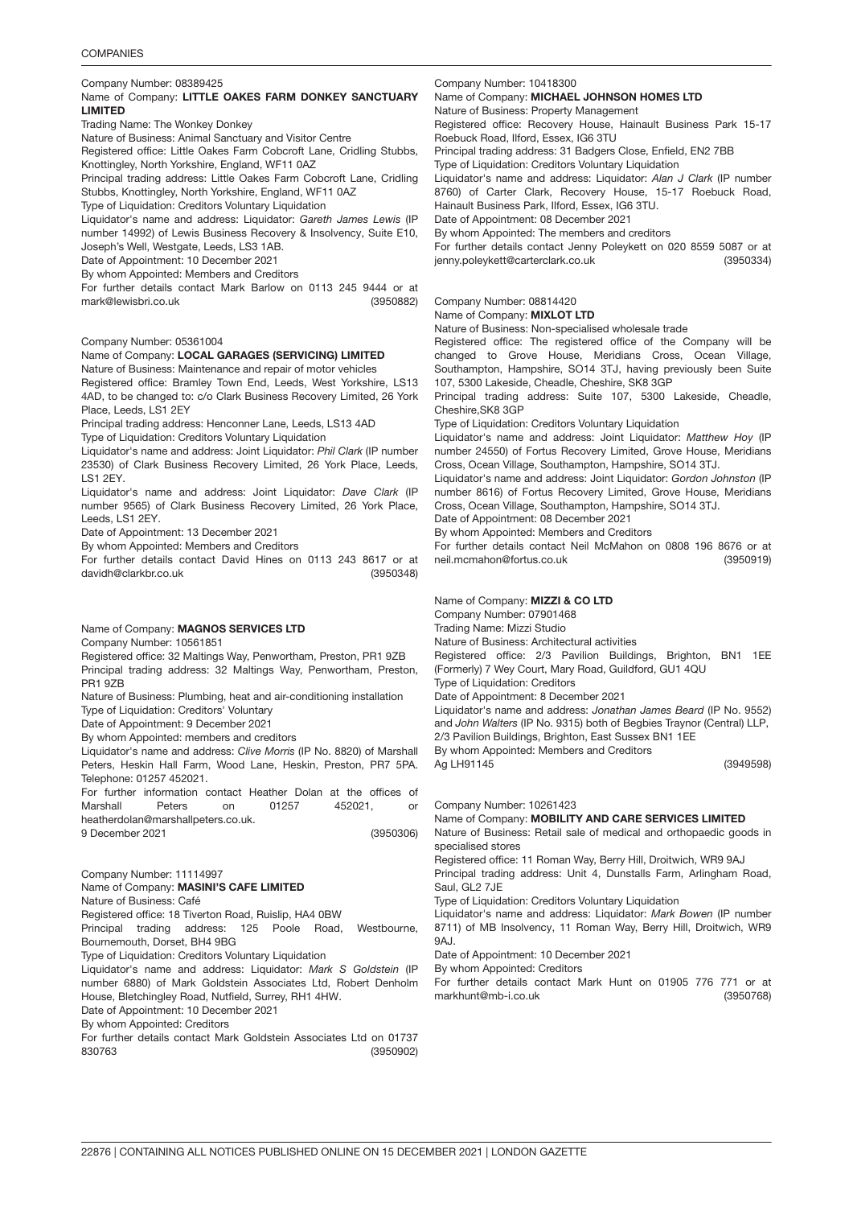Company Number: 08389425
Name of Company: **LITTLE OAKES FARM DONKEY SANCTUARY LIMITED**
Trading Name: The Wonkey Donkey
Nature of Business: Animal Sanctuary and Visitor Centre
Registered office: Little Oakes Farm Cobcroft Lane, Cridling Stubbs, Knottingley, North Yorkshire, England, WF11 0AZ
Principal trading address: Little Oakes Farm Cobcroft Lane, Cridling Stubbs, Knottingley, North Yorkshire, England, WF11 0AZ
Type of Liquidation: Creditors Voluntary Liquidation
Liquidator's name and address: Liquidator: *Gareth James Lewis* (IP number 14992) of Lewis Business Recovery & Insolvency, Suite E10, Joseph's Well, Westgate, Leeds, LS3 1AB.
Date of Appointment: 10 December 2021
By whom Appointed: Members and Creditors
For further details contact Mark Barlow on 0113 245 9444 or at mark@lewisbri.co.uk (3950882)

Company Number: 05361004
Name of Company: **LOCAL GARAGES (SERVICING) LIMITED**
Nature of Business: Maintenance and repair of motor vehicles
Registered office: Bramley Town End, Leeds, West Yorkshire, LS13 4AD, to be changed to: c/o Clark Business Recovery Limited, 26 York Place, Leeds, LS1 2EY
Principal trading address: Henconner Lane, Leeds, LS13 4AD
Type of Liquidation: Creditors Voluntary Liquidation
Liquidator's name and address: Joint Liquidator: *Phil Clark* (IP number 23530) of Clark Business Recovery Limited, 26 York Place, Leeds, LS1 2EY.
Liquidator's name and address: Joint Liquidator: *Dave Clark* (IP number 9565) of Clark Business Recovery Limited, 26 York Place, Leeds, LS1 2EY.
Date of Appointment: 13 December 2021
By whom Appointed: Members and Creditors
For further details contact David Hines on 0113 243 8617 or at davidh@clarkbr.co.uk (3950348)

Name of Company: **MAGNOS SERVICES LTD**
Company Number: 10561851
Registered office: 32 Maltings Way, Penwortham, Preston, PR1 9ZB
Principal trading address: 32 Maltings Way, Penwortham, Preston, PR1 9ZB
Nature of Business: Plumbing, heat and air-conditioning installation
Type of Liquidation: Creditors' Voluntary
Date of Appointment: 9 December 2021
By whom Appointed: members and creditors
Liquidator's name and address: *Clive Morris* (IP No. 8820) of Marshall Peters, Heskin Hall Farm, Wood Lane, Heskin, Preston, PR7 5PA. Telephone: 01257 452021.
For further information contact Heather Dolan at the offices of Marshall Peters on 01257 452021, or heatherdolan@marshallpeters.co.uk.
9 December 2021 (3950306)

Company Number: 11114997
Name of Company: **MASINI'S CAFE LIMITED**
Nature of Business: Café
Registered office: 18 Tiverton Road, Ruislip, HA4 0BW
Principal trading address: 125 Poole Road, Westbourne, Bournemouth, Dorset, BH4 9BG
Type of Liquidation: Creditors Voluntary Liquidation
Liquidator's name and address: Liquidator: *Mark S Goldstein* (IP number 6880) of Mark Goldstein Associates Ltd, Robert Denholm House, Bletchingley Road, Nutfield, Surrey, RH1 4HW.
Date of Appointment: 10 December 2021
By whom Appointed: Creditors
For further details contact Mark Goldstein Associates Ltd on 01737 830763 (3950902)

Company Number: 10418300
Name of Company: **MICHAEL JOHNSON HOMES LTD**
Nature of Business: Property Management
Registered office: Recovery House, Hainault Business Park 15-17 Roebuck Road, Ilford, Essex, IG6 3TU
Principal trading address: 31 Badgers Close, Enfield, EN2 7BB
Type of Liquidation: Creditors Voluntary Liquidation
Liquidator's name and address: Liquidator: *Alan J Clark* (IP number 8760) of Carter Clark, Recovery House, 15-17 Roebuck Road, Hainault Business Park, Ilford, Essex, IG6 3TU.
Date of Appointment: 08 December 2021
By whom Appointed: The members and creditors
For further details contact Jenny Poleykett on 020 8559 5087 or at jenny.poleykett@carterclark.co.uk (3950334)

Company Number: 08814420
Name of Company: **MIXLOT LTD**
Nature of Business: Non-specialised wholesale trade
Registered office: The registered office of the Company will be changed to Grove House, Meridians Cross, Ocean Village, Southampton, Hampshire, SO14 3TJ, having previously been Suite 107, 5300 Lakeside, Cheadle, Cheshire, SK8 3GP
Principal trading address: Suite 107, 5300 Lakeside, Cheadle, Cheshire,SK8 3GP
Type of Liquidation: Creditors Voluntary Liquidation
Liquidator's name and address: Joint Liquidator: *Matthew Hoy* (IP number 24550) of Fortus Recovery Limited, Grove House, Meridians Cross, Ocean Village, Southampton, Hampshire, SO14 3TJ.
Liquidator's name and address: Joint Liquidator: *Gordon Johnston* (IP number 8616) of Fortus Recovery Limited, Grove House, Meridians Cross, Ocean Village, Southampton, Hampshire, SO14 3TJ.
Date of Appointment: 08 December 2021
By whom Appointed: Members and Creditors
For further details contact Neil McMahon on 0808 196 8676 or at neil.mcmahon@fortus.co.uk (3950919)

Name of Company: **MIZZI & CO LTD**
Company Number: 07901468
Trading Name: Mizzi Studio
Nature of Business: Architectural activities
Registered office: 2/3 Pavilion Buildings, Brighton, BN1 1EE (Formerly) 7 Wey Court, Mary Road, Guildford, GU1 4QU
Type of Liquidation: Creditors
Date of Appointment: 8 December 2021
Liquidator's name and address: *Jonathan James Beard* (IP No. 9552) and *John Walters* (IP No. 9315) both of Begbies Traynor (Central) LLP, 2/3 Pavilion Buildings, Brighton, East Sussex BN1 1EE
By whom Appointed: Members and Creditors
Ag LH91145 (3949598)

Company Number: 10261423
Name of Company: **MOBILITY AND CARE SERVICES LIMITED**
Nature of Business: Retail sale of medical and orthopaedic goods in specialised stores
Registered office: 11 Roman Way, Berry Hill, Droitwich, WR9 9AJ
Principal trading address: Unit 4, Dunstalls Farm, Arlingham Road, Saul, GL2 7JE
Type of Liquidation: Creditors Voluntary Liquidation
Liquidator's name and address: Liquidator: *Mark Bowen* (IP number 8711) of MB Insolvency, 11 Roman Way, Berry Hill, Droitwich, WR9 9AJ.
Date of Appointment: 10 December 2021
By whom Appointed: Creditors
For further details contact Mark Hunt on 01905 776 771 or at markhunt@mb-i.co.uk (3950768)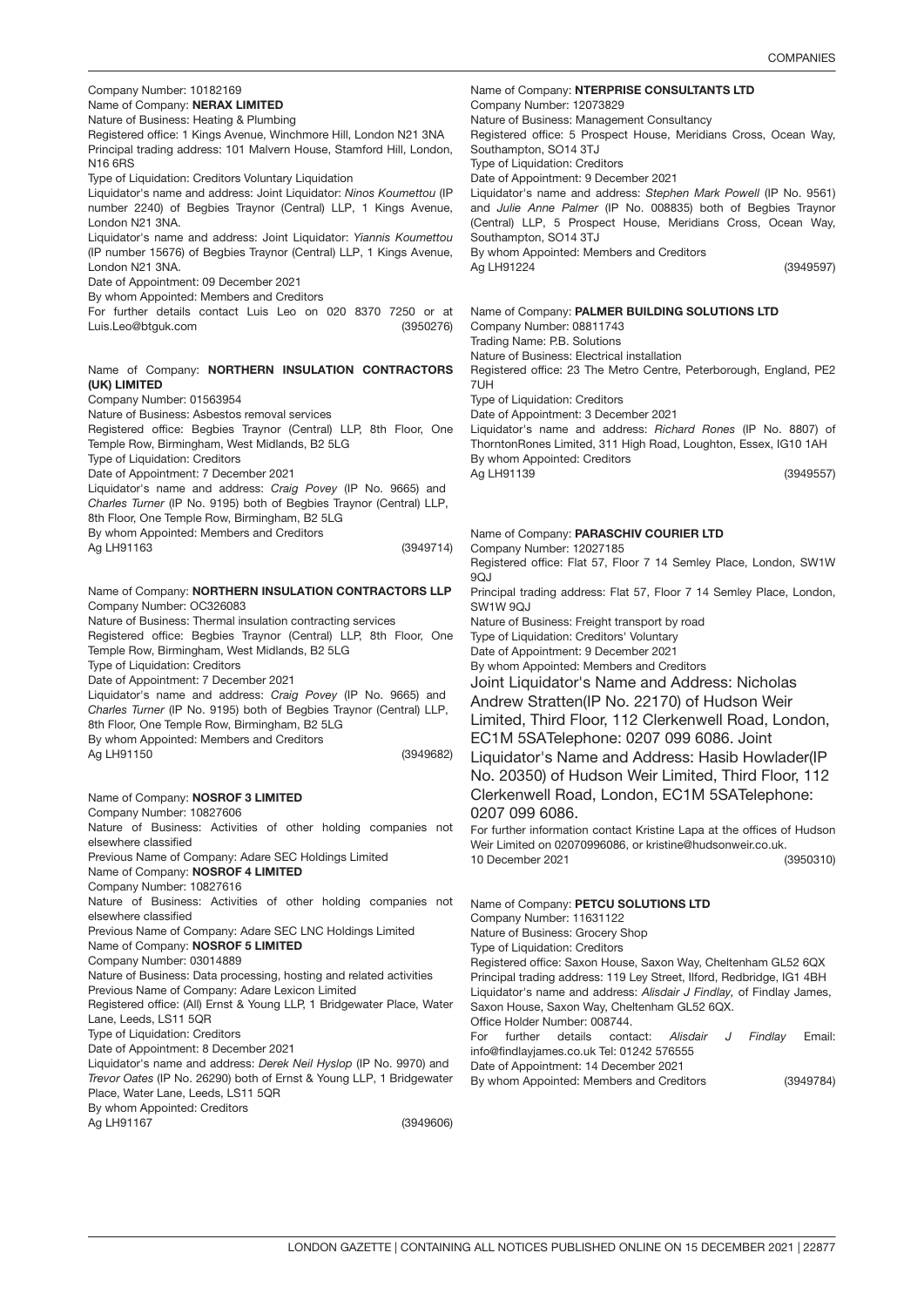Company Number: 10182169
Name of Company: **NERAX LIMITED**
Nature of Business: Heating & Plumbing
Registered office: 1 Kings Avenue, Winchmore Hill, London N21 3NA
Principal trading address: 101 Malvern House, Stamford Hill, London, N16 6RS
Type of Liquidation: Creditors Voluntary Liquidation
Liquidator's name and address: Joint Liquidator: *Ninos Koumettou* (IP number 2240) of Begbies Traynor (Central) LLP, 1 Kings Avenue, London N21 3NA.
Liquidator's name and address: Joint Liquidator: *Yiannis Koumettou* (IP number 15676) of Begbies Traynor (Central) LLP, 1 Kings Avenue, London N21 3NA.
Date of Appointment: 09 December 2021
By whom Appointed: Members and Creditors
For further details contact Luis Leo on 020 8370 7250 or at Luis.Leo@btguk.com (3950276)

Name of Company: **NORTHERN INSULATION CONTRACTORS (UK) LIMITED**
Company Number: 01563954
Nature of Business: Asbestos removal services
Registered office: Begbies Traynor (Central) LLP, 8th Floor, One Temple Row, Birmingham, West Midlands, B2 5LG
Type of Liquidation: Creditors
Date of Appointment: 7 December 2021
Liquidator's name and address: *Craig Povey* (IP No. 9665) and *Charles Turner* (IP No. 9195) both of Begbies Traynor (Central) LLP, 8th Floor, One Temple Row, Birmingham, B2 5LG
By whom Appointed: Members and Creditors
Ag LH91163 (3949714)

Name of Company: **NORTHERN INSULATION CONTRACTORS LLP**
Company Number: OC326083
Nature of Business: Thermal insulation contracting services
Registered office: Begbies Traynor (Central) LLP, 8th Floor, One Temple Row, Birmingham, West Midlands, B2 5LG
Type of Liquidation: Creditors
Date of Appointment: 7 December 2021
Liquidator's name and address: *Craig Povey* (IP No. 9665) and *Charles Turner* (IP No. 9195) both of Begbies Traynor (Central) LLP, 8th Floor, One Temple Row, Birmingham, B2 5LG
By whom Appointed: Members and Creditors
Ag LH91150 (3949682)

Name of Company: **NOSROF 3 LIMITED**
Company Number: 10827606
Nature of Business: Activities of other holding companies not elsewhere classified
Previous Name of Company: Adare SEC Holdings Limited
Name of Company: **NOSROF 4 LIMITED**
Company Number: 10827616
Nature of Business: Activities of other holding companies not elsewhere classified
Previous Name of Company: Adare SEC LNC Holdings Limited
Name of Company: **NOSROF 5 LIMITED**
Company Number: 03014889
Nature of Business: Data processing, hosting and related activities
Previous Name of Company: Adare Lexicon Limited
Registered office: (All) Ernst & Young LLP, 1 Bridgewater Place, Water Lane, Leeds, LS11 5QR
Type of Liquidation: Creditors
Date of Appointment: 8 December 2021
Liquidator's name and address: *Derek Neil Hyslop* (IP No. 9970) and *Trevor Oates* (IP No. 26290) both of Ernst & Young LLP, 1 Bridgewater Place, Water Lane, Leeds, LS11 5QR
By whom Appointed: Creditors
Ag LH91167 (3949606)

Name of Company: **NTERPRISE CONSULTANTS LTD**
Company Number: 12073829
Nature of Business: Management Consultancy
Registered office: 5 Prospect House, Meridians Cross, Ocean Way, Southampton, SO14 3TJ
Type of Liquidation: Creditors
Date of Appointment: 9 December 2021
Liquidator's name and address: *Stephen Mark Powell* (IP No. 9561) and *Julie Anne Palmer* (IP No. 008835) both of Begbies Traynor (Central) LLP, 5 Prospect House, Meridians Cross, Ocean Way, Southampton, SO14 3TJ
By whom Appointed: Members and Creditors
Ag LH91224 (3949597)

Name of Company: **PALMER BUILDING SOLUTIONS LTD**
Company Number: 08811743
Trading Name: P.B. Solutions
Nature of Business: Electrical installation
Registered office: 23 The Metro Centre, Peterborough, England, PE2 7UH
Type of Liquidation: Creditors
Date of Appointment: 3 December 2021
Liquidator's name and address: *Richard Rones* (IP No. 8807) of ThorntonRones Limited, 311 High Road, Loughton, Essex, IG10 1AH
By whom Appointed: Creditors
Ag LH91139 (3949557)

Name of Company: **PARASCHIV COURIER LTD**
Company Number: 12027185
Registered office: Flat 57, Floor 7 14 Semley Place, London, SW1W 9QJ
Principal trading address: Flat 57, Floor 7 14 Semley Place, London, SW1W 9QJ
Nature of Business: Freight transport by road
Type of Liquidation: Creditors' Voluntary
Date of Appointment: 9 December 2021
By whom Appointed: Members and Creditors
Joint Liquidator's Name and Address: Nicholas Andrew Stratten(IP No. 22170) of Hudson Weir Limited, Third Floor, 112 Clerkenwell Road, London, EC1M 5SATelephone: 0207 099 6086. Joint Liquidator's Name and Address: Hasib Howlader(IP No. 20350) of Hudson Weir Limited, Third Floor, 112 Clerkenwell Road, London, EC1M 5SATelephone: 0207 099 6086.
For further information contact Kristine Lapa at the offices of Hudson Weir Limited on 02070996086, or kristine@hudsonweir.co.uk.
10 December 2021 (3950310)

Name of Company: **PETCU SOLUTIONS LTD**
Company Number: 11631122
Nature of Business: Grocery Shop
Type of Liquidation: Creditors
Registered office: Saxon House, Saxon Way, Cheltenham GL52 6QX
Principal trading address: 119 Ley Street, Ilford, Redbridge, IG1 4BH
Liquidator's name and address: *Alisdair J Findlay*, of Findlay James, Saxon House, Saxon Way, Cheltenham GL52 6QX.
Office Holder Number: 008744.
For further details contact: *Alisdair J Findlay* Email: info@findlayjames.co.uk Tel: 01242 576555
Date of Appointment: 14 December 2021
By whom Appointed: Members and Creditors (3949784)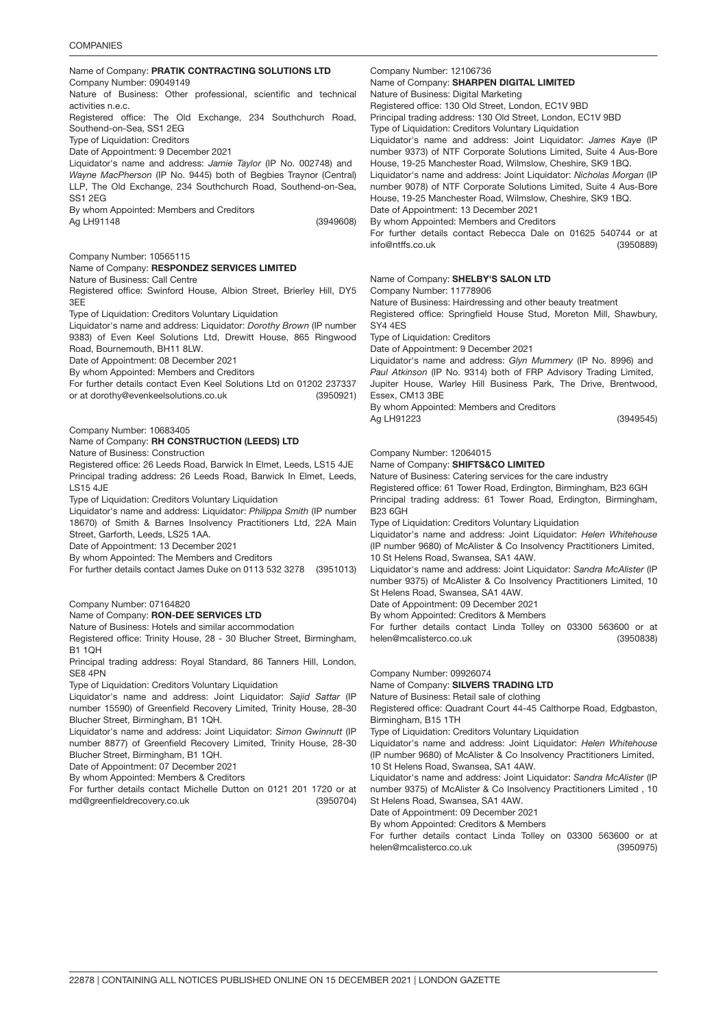Name of Company: **PRATIK CONTRACTING SOLUTIONS LTD**
Company Number: 09049149
Nature of Business: Other professional, scientific and technical activities n.e.c.
Registered office: The Old Exchange, 234 Southchurch Road, Southend-on-Sea, SS1 2EG
Type of Liquidation: Creditors
Date of Appointment: 9 December 2021
Liquidator's name and address: *Jamie Taylor* (IP No. 002748) and *Wayne MacPherson* (IP No. 9445) both of Begbies Traynor (Central) LLP, The Old Exchange, 234 Southchurch Road, Southend-on-Sea, SS1 2EG
By whom Appointed: Members and Creditors
Ag LH91148 (3949608)

Company Number: 10565115
Name of Company: **RESPONDEZ SERVICES LIMITED**
Nature of Business: Call Centre
Registered office: Swinford House, Albion Street, Brierley Hill, DY5 3EE
Type of Liquidation: Creditors Voluntary Liquidation
Liquidator's name and address: Liquidator: *Dorothy Brown* (IP number 9383) of Even Keel Solutions Ltd, Drewitt House, 865 Ringwood Road, Bournemouth, BH11 8LW.
Date of Appointment: 08 December 2021
By whom Appointed: Members and Creditors
For further details contact Even Keel Solutions Ltd on 01202 237337 or at dorothy@evenkeelsolutions.co.uk (3950921)

Company Number: 10683405
Name of Company: **RH CONSTRUCTION (LEEDS) LTD**
Nature of Business: Construction
Registered office: 26 Leeds Road, Barwick In Elmet, Leeds, LS15 4JE
Principal trading address: 26 Leeds Road, Barwick In Elmet, Leeds, LS15 4JE
Type of Liquidation: Creditors Voluntary Liquidation
Liquidator's name and address: Liquidator: *Philippa Smith* (IP number 18670) of Smith & Barnes Insolvency Practitioners Ltd, 22A Main Street, Garforth, Leeds, LS25 1AA.
Date of Appointment: 13 December 2021
By whom Appointed: The Members and Creditors
For further details contact James Duke on 0113 532 3278 (3951013)

Company Number: 07164820
Name of Company: **RON-DEE SERVICES LTD**
Nature of Business: Hotels and similar accommodation
Registered office: Trinity House, 28 - 30 Blucher Street, Birmingham, B1 1QH
Principal trading address: Royal Standard, 86 Tanners Hill, London, SE8 4PN
Type of Liquidation: Creditors Voluntary Liquidation
Liquidator's name and address: Joint Liquidator: *Sajid Sattar* (IP number 15590) of Greenfield Recovery Limited, Trinity House, 28-30 Blucher Street, Birmingham, B1 1QH.
Liquidator's name and address: Joint Liquidator: *Simon Gwinnutt* (IP number 8877) of Greenfield Recovery Limited, Trinity House, 28-30 Blucher Street, Birmingham, B1 1QH.
Date of Appointment: 07 December 2021
By whom Appointed: Members & Creditors
For further details contact Michelle Dutton on 0121 201 1720 or at md@greenfieldrecovery.co.uk (3950704)

Company Number: 12106736
Name of Company: **SHARPEN DIGITAL LIMITED**
Nature of Business: Digital Marketing
Registered office: 130 Old Street, London, EC1V 9BD
Principal trading address: 130 Old Street, London, EC1V 9BD
Type of Liquidation: Creditors Voluntary Liquidation
Liquidator's name and address: Joint Liquidator: *James Kaye* (IP number 9373) of NTF Corporate Solutions Limited, Suite 4 Aus-Bore House, 19-25 Manchester Road, Wilmslow, Cheshire, SK9 1BQ.
Liquidator's name and address: Joint Liquidator: *Nicholas Morgan* (IP number 9078) of NTF Corporate Solutions Limited, Suite 4 Aus-Bore House, 19-25 Manchester Road, Wilmslow, Cheshire, SK9 1BQ.
Date of Appointment: 13 December 2021
By whom Appointed: Members and Creditors
For further details contact Rebecca Dale on 01625 540744 or at info@ntffs.co.uk (3950889)

Name of Company: **SHELBY'S SALON LTD**
Company Number: 11778906
Nature of Business: Hairdressing and other beauty treatment
Registered office: Springfield House Stud, Moreton Mill, Shawbury, SY4 4ES
Type of Liquidation: Creditors
Date of Appointment: 9 December 2021
Liquidator's name and address: *Glyn Mummery* (IP No. 8996) and *Paul Atkinson* (IP No. 9314) both of FRP Advisory Trading Limited, Jupiter House, Warley Hill Business Park, The Drive, Brentwood, Essex, CM13 3BE
By whom Appointed: Members and Creditors
Ag LH91223 (3949545)

Company Number: 12064015
Name of Company: **SHIFTS&CO LIMITED**
Nature of Business: Catering services for the care industry
Registered office: 61 Tower Road, Erdington, Birmingham, B23 6GH
Principal trading address: 61 Tower Road, Erdington, Birmingham, B23 6GH
Type of Liquidation: Creditors Voluntary Liquidation
Liquidator's name and address: Joint Liquidator: *Helen Whitehouse* (IP number 9680) of McAlister & Co Insolvency Practitioners Limited, 10 St Helens Road, Swansea, SA1 4AW.
Liquidator's name and address: Joint Liquidator: *Sandra McAlister* (IP number 9375) of McAlister & Co Insolvency Practitioners Limited, 10 St Helens Road, Swansea, SA1 4AW.
Date of Appointment: 09 December 2021
By whom Appointed: Creditors & Members
For further details contact Linda Tolley on 03300 563600 or at helen@mcalisterco.co.uk (3950838)

Company Number: 09926074
Name of Company: **SILVERS TRADING LTD**
Nature of Business: Retail sale of clothing
Registered office: Quadrant Court 44-45 Calthorpe Road, Edgbaston, Birmingham, B15 1TH
Type of Liquidation: Creditors Voluntary Liquidation
Liquidator's name and address: Joint Liquidator: *Helen Whitehouse* (IP number 9680) of McAlister & Co Insolvency Practitioners Limited, 10 St Helens Road, Swansea, SA1 4AW.
Liquidator's name and address: Joint Liquidator: *Sandra McAlister* (IP number 9375) of McAlister & Co Insolvency Practitioners Limited , 10 St Helens Road, Swansea, SA1 4AW.
Date of Appointment: 09 December 2021
By whom Appointed: Creditors & Members
For further details contact Linda Tolley on 03300 563600 or at helen@mcalisterco.co.uk (3950975)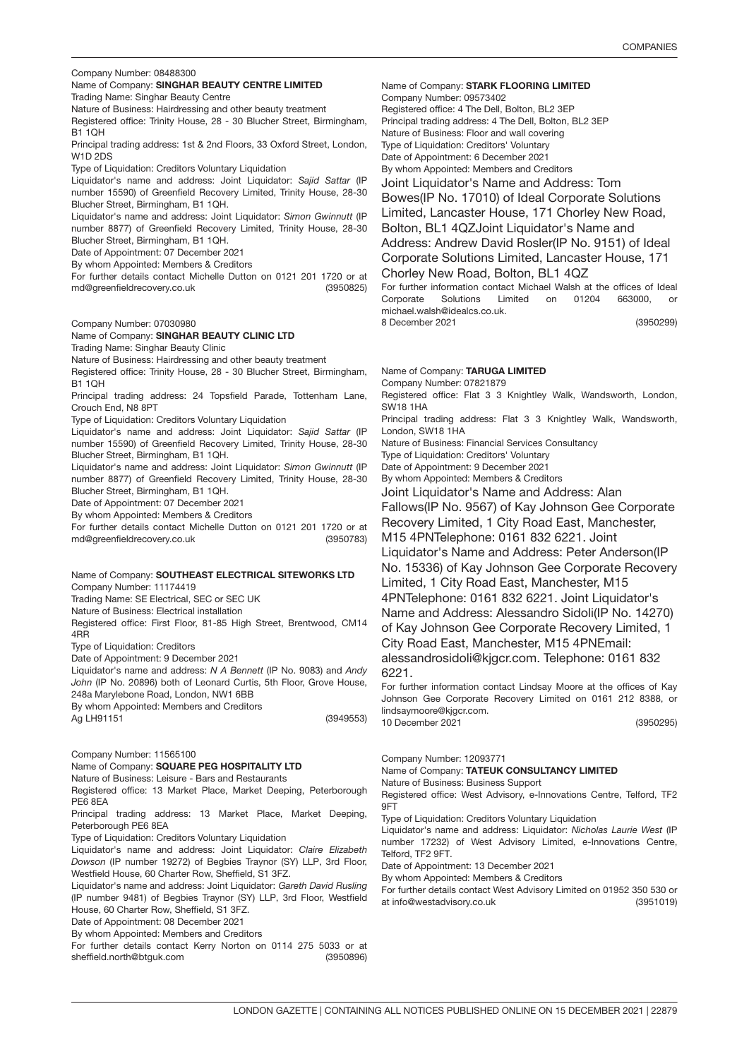Company Number: 08488300

Name of Company: **SINGHAR BEAUTY CENTRE LIMITED**

Trading Name: Singhar Beauty Centre

Nature of Business: Hairdressing and other beauty treatment

Registered office: Trinity House, 28 - 30 Blucher Street, Birmingham, B1 1QH

Principal trading address: 1st & 2nd Floors, 33 Oxford Street, London, W1D 2DS

Type of Liquidation: Creditors Voluntary Liquidation

Liquidator's name and address: Joint Liquidator: *Sajid Sattar* (IP number 15590) of Greenfield Recovery Limited, Trinity House, 28-30 Blucher Street, Birmingham, B1 1QH.

Liquidator's name and address: Joint Liquidator: *Simon Gwinnutt* (IP number 8877) of Greenfield Recovery Limited, Trinity House, 28-30 Blucher Street, Birmingham, B1 1QH.

Date of Appointment: 07 December 2021

By whom Appointed: Members & Creditors

For further details contact Michelle Dutton on 0121 201 1720 or at md@greenfieldrecovery.co.uk (3950825)

Company Number: 07030980

Name of Company: **SINGHAR BEAUTY CLINIC LTD**

Trading Name: Singhar Beauty Clinic

Nature of Business: Hairdressing and other beauty treatment

Registered office: Trinity House, 28 - 30 Blucher Street, Birmingham, B1 1QH

Principal trading address: 24 Topsfield Parade, Tottenham Lane, Crouch End, N8 8PT

Type of Liquidation: Creditors Voluntary Liquidation

Liquidator's name and address: Joint Liquidator: *Sajid Sattar* (IP number 15590) of Greenfield Recovery Limited, Trinity House, 28-30 Blucher Street, Birmingham, B1 1QH.

Liquidator's name and address: Joint Liquidator: *Simon Gwinnutt* (IP number 8877) of Greenfield Recovery Limited, Trinity House, 28-30 Blucher Street, Birmingham, B1 1QH.

Date of Appointment: 07 December 2021

By whom Appointed: Members & Creditors

For further details contact Michelle Dutton on 0121 201 1720 or at md@greenfieldrecovery.co.uk (3950783)

Name of Company: **SOUTHEAST ELECTRICAL SITEWORKS LTD**

Company Number: 11174419

Trading Name: SE Electrical, SEC or SEC UK

Nature of Business: Electrical installation

Registered office: First Floor, 81-85 High Street, Brentwood, CM14 4RR

Type of Liquidation: Creditors

Date of Appointment: 9 December 2021

Liquidator's name and address: *N A Bennett* (IP No. 9083) and *Andy John* (IP No. 20896) both of Leonard Curtis, 5th Floor, Grove House, 248a Marylebone Road, London, NW1 6BB

By whom Appointed: Members and Creditors

Ag LH91151 (3949553)

Company Number: 11565100

Name of Company: **SQUARE PEG HOSPITALITY LTD**

Nature of Business: Leisure - Bars and Restaurants

Registered office: 13 Market Place, Market Deeping, Peterborough PE6 8EA

Principal trading address: 13 Market Place, Market Deeping, Peterborough PE6 8EA

Type of Liquidation: Creditors Voluntary Liquidation

Liquidator's name and address: Joint Liquidator: *Claire Elizabeth Dowson* (IP number 19272) of Begbies Traynor (SY) LLP, 3rd Floor, Westfield House, 60 Charter Row, Sheffield, S1 3FZ.

Liquidator's name and address: Joint Liquidator: *Gareth David Rusling* (IP number 9481) of Begbies Traynor (SY) LLP, 3rd Floor, Westfield House, 60 Charter Row, Sheffield, S1 3FZ.

Date of Appointment: 08 December 2021

By whom Appointed: Members and Creditors

For further details contact Kerry Norton on 0114 275 5033 or at sheffield.north@btguk.com (3950896)

Name of Company: **STARK FLOORING LIMITED**

Company Number: 09573402

Registered office: 4 The Dell, Bolton, BL2 3EP

Principal trading address: 4 The Dell, Bolton, BL2 3EP

Nature of Business: Floor and wall covering

Type of Liquidation: Creditors' Voluntary

Date of Appointment: 6 December 2021

By whom Appointed: Members and Creditors

Joint Liquidator's Name and Address: Tom Bowes(IP No. 17010) of Ideal Corporate Solutions Limited, Lancaster House, 171 Chorley New Road, Bolton, BL1 4QZJoint Liquidator's Name and Address: Andrew David Rosler(IP No. 9151) of Ideal Corporate Solutions Limited, Lancaster House, 171 Chorley New Road, Bolton, BL1 4QZ

For further information contact Michael Walsh at the offices of Ideal Corporate Solutions Limited on 01204 663000, or michael.walsh@idealcs.co.uk.

8 December 2021 (3950299)

Name of Company: **TARUGA LIMITED**

Company Number: 07821879

Registered office: Flat 3 3 Knightley Walk, Wandsworth, London, SW18 1HA

Principal trading address: Flat 3 3 Knightley Walk, Wandsworth, London, SW18 1HA

Nature of Business: Financial Services Consultancy

Type of Liquidation: Creditors' Voluntary

Date of Appointment: 9 December 2021

By whom Appointed: Members & Creditors

Joint Liquidator's Name and Address: Alan Fallows(IP No. 9567) of Kay Johnson Gee Corporate Recovery Limited, 1 City Road East, Manchester, M15 4PNTelephone: 0161 832 6221. Joint Liquidator's Name and Address: Peter Anderson(IP No. 15336) of Kay Johnson Gee Corporate Recovery Limited, 1 City Road East, Manchester, M15 4PNTelephone: 0161 832 6221. Joint Liquidator's Name and Address: Alessandro Sidoli(IP No. 14270) of Kay Johnson Gee Corporate Recovery Limited, 1 City Road East, Manchester, M15 4PNEmail: alessandrosidoli@kjgcr.com. Telephone: 0161 832 6221.

For further information contact Lindsay Moore at the offices of Kay Johnson Gee Corporate Recovery Limited on 0161 212 8388, or lindsaymoore@kjgcr.com.

10 December 2021 (3950295)

Company Number: 12093771

Name of Company: **TATEUK CONSULTANCY LIMITED**

Nature of Business: Business Support

Registered office: West Advisory, e-Innovations Centre, Telford, TF2 9FT

Type of Liquidation: Creditors Voluntary Liquidation

Liquidator's name and address: Liquidator: *Nicholas Laurie West* (IP number 17232) of West Advisory Limited, e-Innovations Centre, Telford, TF2 9FT.

Date of Appointment: 13 December 2021

By whom Appointed: Members & Creditors

For further details contact West Advisory Limited on 01952 350 530 or at info@westadvisory.co.uk (3951019)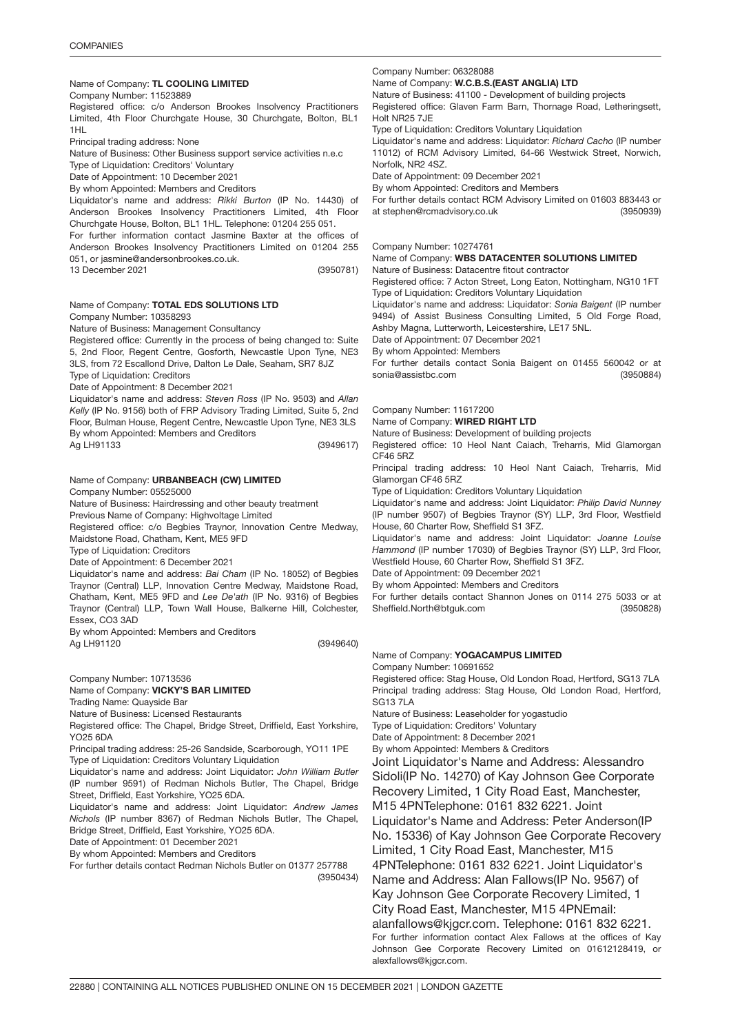Name of Company: **TL COOLING LIMITED**

Company Number: 11523889

Registered office: c/o Anderson Brookes Insolvency Practitioners Limited, 4th Floor Churchgate House, 30 Churchgate, Bolton, BL1 1HL

Principal trading address: None

Nature of Business: Other Business support service activities n.e.c

Type of Liquidation: Creditors' Voluntary

Date of Appointment: 10 December 2021

By whom Appointed: Members and Creditors

Liquidator's name and address: *Rikki Burton* (IP No. 14430) of Anderson Brookes Insolvency Practitioners Limited, 4th Floor Churchgate House, Bolton, BL1 1HL. Telephone: 01204 255 051.

For further information contact Jasmine Baxter at the offices of Anderson Brookes Insolvency Practitioners Limited on 01204 255 051, or jasmine@andersonbrookes.co.uk.

13 December 2021 (3950781)

Name of Company: **TOTAL EDS SOLUTIONS LTD**

Company Number: 10358293

Nature of Business: Management Consultancy

Registered office: Currently in the process of being changed to: Suite 5, 2nd Floor, Regent Centre, Gosforth, Newcastle Upon Tyne, NE3 3LS, from 72 Escallond Drive, Dalton Le Dale, Seaham, SR7 8JZ

Type of Liquidation: Creditors

Date of Appointment: 8 December 2021

Liquidator's name and address: *Steven Ross* (IP No. 9503) and *Allan Kelly* (IP No. 9156) both of FRP Advisory Trading Limited, Suite 5, 2nd Floor, Bulman House, Regent Centre, Newcastle Upon Tyne, NE3 3LS

By whom Appointed: Members and Creditors

Ag LH91133 (3949617)

Name of Company: **URBANBEACH (CW) LIMITED**

Company Number: 05525000

Nature of Business: Hairdressing and other beauty treatment

Previous Name of Company: Highvoltage Limited

Registered office: c/o Begbies Traynor, Innovation Centre Medway, Maidstone Road, Chatham, Kent, ME5 9FD

Type of Liquidation: Creditors

Date of Appointment: 6 December 2021

Liquidator's name and address: *Bai Cham* (IP No. 18052) of Begbies Traynor (Central) LLP, Innovation Centre Medway, Maidstone Road, Chatham, Kent, ME5 9FD and *Lee De'ath* (IP No. 9316) of Begbies Traynor (Central) LLP, Town Wall House, Balkerne Hill, Colchester, Essex, CO3 3AD

By whom Appointed: Members and Creditors

Ag LH91120 (3949640)

Company Number: 10713536

Name of Company: **VICKY'S BAR LIMITED**

Trading Name: Quayside Bar

Nature of Business: Licensed Restaurants

Registered office: The Chapel, Bridge Street, Driffield, East Yorkshire, YO25 6DA

Principal trading address: 25-26 Sandside, Scarborough, YO11 1PE

Type of Liquidation: Creditors Voluntary Liquidation

Liquidator's name and address: Joint Liquidator: *John William Butler* (IP number 9591) of Redman Nichols Butler, The Chapel, Bridge Street, Driffield, East Yorkshire, YO25 6DA.

Liquidator's name and address: Joint Liquidator: *Andrew James Nichols* (IP number 8367) of Redman Nichols Butler, The Chapel, Bridge Street, Driffield, East Yorkshire, YO25 6DA.

Date of Appointment: 01 December 2021

By whom Appointed: Members and Creditors

For further details contact Redman Nichols Butler on 01377 257788 (3950434)

Company Number: 06328088

Name of Company: **W.C.B.S.(EAST ANGLIA) LTD**

Nature of Business: 41100 - Development of building projects

Registered office: Glaven Farm Barn, Thornage Road, Letheringsett, Holt NR25 7JE

Type of Liquidation: Creditors Voluntary Liquidation

Liquidator's name and address: Liquidator: *Richard Cacho* (IP number 11012) of RCM Advisory Limited, 64-66 Westwick Street, Norwich, Norfolk, NR2 4SZ.

Date of Appointment: 09 December 2021

By whom Appointed: Creditors and Members

For further details contact RCM Advisory Limited on 01603 883443 or at stephen@rcmadvisory.co.uk (3950939)

Company Number: 10274761

Name of Company: **WBS DATACENTER SOLUTIONS LIMITED**

Nature of Business: Datacentre fitout contractor

Registered office: 7 Acton Street, Long Eaton, Nottingham, NG10 1FT

Type of Liquidation: Creditors Voluntary Liquidation

Liquidator's name and address: Liquidator: *Sonia Baigent* (IP number 9494) of Assist Business Consulting Limited, 5 Old Forge Road, Ashby Magna, Lutterworth, Leicestershire, LE17 5NL.

Date of Appointment: 07 December 2021

By whom Appointed: Members

For further details contact Sonia Baigent on 01455 560042 or at sonia@assistbc.com (3950884)

Company Number: 11617200

Name of Company: **WIRED RIGHT LTD**

Nature of Business: Development of building projects

Registered office: 10 Heol Nant Caiach, Treharris, Mid Glamorgan CF46 5RZ

Principal trading address: 10 Heol Nant Caiach, Treharris, Mid Glamorgan CF46 5RZ

Type of Liquidation: Creditors Voluntary Liquidation

Liquidator's name and address: Joint Liquidator: *Philip David Nunney* (IP number 9507) of Begbies Traynor (SY) LLP, 3rd Floor, Westfield House, 60 Charter Row, Sheffield S1 3FZ.

Liquidator's name and address: Joint Liquidator: *Joanne Louise Hammond* (IP number 17030) of Begbies Traynor (SY) LLP, 3rd Floor, Westfield House, 60 Charter Row, Sheffield S1 3FZ.

Date of Appointment: 09 December 2021

By whom Appointed: Members and Creditors

For further details contact Shannon Jones on 0114 275 5033 or at Sheffield.North@btguk.com (3950828)

Name of Company: **YOGACAMPUS LIMITED**

Company Number: 10691652

Registered office: Stag House, Old London Road, Hertford, SG13 7LA

Principal trading address: Stag House, Old London Road, Hertford, SG13 7LA

Nature of Business: Leaseholder for yogastudio

Type of Liquidation: Creditors' Voluntary

Date of Appointment: 8 December 2021

By whom Appointed: Members & Creditors

Joint Liquidator's Name and Address: Alessandro Sidoli(IP No. 14270) of Kay Johnson Gee Corporate Recovery Limited, 1 City Road East, Manchester, M15 4PNTelephone: 0161 832 6221. Joint Liquidator's Name and Address: Peter Anderson(IP No. 15336) of Kay Johnson Gee Corporate Recovery Limited, 1 City Road East, Manchester, M15 4PNTelephone: 0161 832 6221. Joint Liquidator's Name and Address: Alan Fallows(IP No. 9567) of Kay Johnson Gee Corporate Recovery Limited, 1 City Road East, Manchester, M15 4PNEmail: alanfallows@kjgcr.com. Telephone: 0161 832 6221.

For further information contact Alex Fallows at the offices of Kay Johnson Gee Corporate Recovery Limited on 01612128419, or alexfallows@kjgcr.com.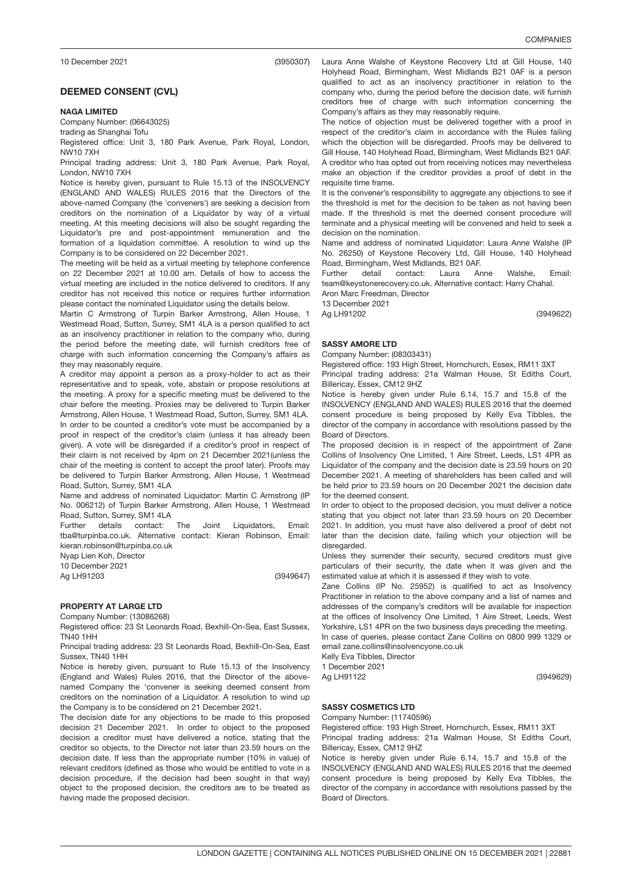10 December 2021 (3950307)

## DEEMED CONSENT (CVL)

### NAGA LIMITED

Company Number: (06643025)

trading as Shanghai Tofu

Registered office: Unit 3, 180 Park Avenue, Park Royal, London, NW10 7XH

Principal trading address: Unit 3, 180 Park Avenue, Park Royal, London, NW10 7XH

Notice is hereby given, pursuant to Rule 15.13 of the INSOLVENCY (ENGLAND AND WALES) RULES 2016 that the Directors of the above-named Company (the 'conveners') are seeking a decision from creditors on the nomination of a Liquidator by way of a virtual meeting. At this meeting decisions will also be sought regarding the Liquidator's pre and post-appointment remuneration and the formation of a liquidation committee. A resolution to wind up the Company is to be considered on 22 December 2021.

The meeting will be held as a virtual meeting by telephone conference on 22 December 2021 at 10.00 am. Details of how to access the virtual meeting are included in the notice delivered to creditors. If any creditor has not received this notice or requires further information please contact the nominated Liquidator using the details below.

Martin C Armstrong of Turpin Barker Armstrong, Allen House, 1 Westmead Road, Sutton, Surrey, SM1 4LA is a person qualified to act as an insolvency practitioner in relation to the company who, during the period before the meeting date, will furnish creditors free of charge with such information concerning the Company's affairs as they may reasonably require.

A creditor may appoint a person as a proxy-holder to act as their representative and to speak, vote, abstain or propose resolutions at the meeting. A proxy for a specific meeting must be delivered to the chair before the meeting. Proxies may be delivered to Turpin Barker Armstrong, Allen House, 1 Westmead Road, Sutton, Surrey, SM1 4LA.

In order to be counted a creditor's vote must be accompanied by a proof in respect of the creditor's claim (unless it has already been given). A vote will be disregarded if a creditor's proof in respect of their claim is not received by 4pm on 21 December 2021(unless the chair of the meeting is content to accept the proof later). Proofs may be delivered to Turpin Barker Armstrong, Allen House, 1 Westmead Road, Sutton, Surrey, SM1 4LA

Name and address of nominated Liquidator: Martin C Armstrong (IP No. 006212) of Turpin Barker Armstrong, Allen House, 1 Westmead Road, Sutton, Surrey, SM1 4LA

Further details contact: The Joint Liquidators, Email: tba@turpinba.co.uk. Alternative contact: Kieran Robinson, Email: kieran.robinson@turpinba.co.uk

Nyap Lien Koh, Director

10 December 2021

Ag LH91203 (3949647)

### PROPERTY AT LARGE LTD

Company Number: (13086268)

Registered office: 23 St Leonards Road, Bexhill-On-Sea, East Sussex, TN40 1HH

Principal trading address: 23 St Leonards Road, Bexhill-On-Sea, East Sussex, TN40 1HH

Notice is hereby given, pursuant to Rule 15.13 of the Insolvency (England and Wales) Rules 2016, that the Director of the above-named Company the 'convener is seeking deemed consent from creditors on the nomination of a Liquidator. A resolution to wind up the Company is to be considered on 21 December 2021.

The decision date for any objections to be made to this proposed decision 21 December 2021. In order to object to the proposed decision a creditor must have delivered a notice, stating that the creditor so objects, to the Director not later than 23.59 hours on the decision date. If less than the appropriate number (10% in value) of relevant creditors (defined as those who would be entitled to vote in a decision procedure, if the decision had been sought in that way) object to the proposed decision, the creditors are to be treated as having made the proposed decision.

Laura Anne Walshe of Keystone Recovery Ltd at Gill House, 140 Holyhead Road, Birmingham, West Midlands B21 0AF is a person qualified to act as an insolvency practitioner in relation to the company who, during the period before the decision date, will furnish creditors free of charge with such information concerning the Company's affairs as they may reasonably require.

The notice of objection must be delivered together with a proof in respect of the creditor's claim in accordance with the Rules failing which the objection will be disregarded. Proofs may be delivered to Gill House, 140 Holyhead Road, Birmingham, West Midlands B21 0AF. A creditor who has opted out from receiving notices may nevertheless make an objection if the creditor provides a proof of debt in the requisite time frame.

It is the convener's responsibility to aggregate any objections to see if the threshold is met for the decision to be taken as not having been made. If the threshold is met the deemed consent procedure will terminate and a physical meeting will be convened and held to seek a decision on the nomination.

Name and address of nominated Liquidator: Laura Anne Walshe (IP No. 26250) of Keystone Recovery Ltd, Gill House, 140 Holyhead Road, Birmingham, West Midlands, B21 0AF.

Further detail contact: Laura Anne Walshe, Email: team@keystonerecovery.co.uk. Alternative contact: Harry Chahal.

Aron Marc Freedman, Director

13 December 2021

Ag LH91202 (3949622)

### SASSY AMORE LTD

Company Number: (08303431)

Registered office: 193 High Street, Hornchurch, Essex, RM11 3XT

Principal trading address: 21a Walman House, St Ediths Court, Billericay, Essex, CM12 9HZ

Notice is hereby given under Rule 6.14, 15.7 and 15.8 of the INSOLVENCY (ENGLAND AND WALES) RULES 2016 that the deemed consent procedure is being proposed by Kelly Eva Tibbles, the director of the company in accordance with resolutions passed by the Board of Directors.

The proposed decision is in respect of the appointment of Zane Collins of Insolvency One Limited, 1 Aire Street, Leeds, LS1 4PR as Liquidator of the company and the decision date is 23.59 hours on 20 December 2021. A meeting of shareholders has been called and will be held prior to 23.59 hours on 20 December 2021 the decision date for the deemed consent.

In order to object to the proposed decision, you must deliver a notice stating that you object not later than 23.59 hours on 20 December 2021. In addition, you must have also delivered a proof of debt not later than the decision date, failing which your objection will be disregarded.

Unless they surrender their security, secured creditors must give particulars of their security, the date when it was given and the estimated value at which it is assessed if they wish to vote.

Zane Collins (IP No. 25952) is qualified to act as Insolvency Practitioner in relation to the above company and a list of names and addresses of the company's creditors will be available for inspection at the offices of Insolvency One Limited, 1 Aire Street, Leeds, West Yorkshire, LS1 4PR on the two business days preceding the meeting.

In case of queries, please contact Zane Collins on 0800 999 1329 or email zane.collins@insolvencyone.co.uk

Kelly Eva Tibbles, Director

1 December 2021

Ag LH91122 (3949629)

### SASSY COSMETICS LTD

Company Number: (11740596)

Registered office: 193 High Street, Hornchurch, Essex, RM11 3XT

Principal trading address: 21a Walman House, St Ediths Court, Billericay, Essex, CM12 9HZ

Notice is hereby given under Rule 6.14, 15.7 and 15.8 of the INSOLVENCY (ENGLAND AND WALES) RULES 2016 that the deemed consent procedure is being proposed by Kelly Eva Tibbles, the director of the company in accordance with resolutions passed by the Board of Directors.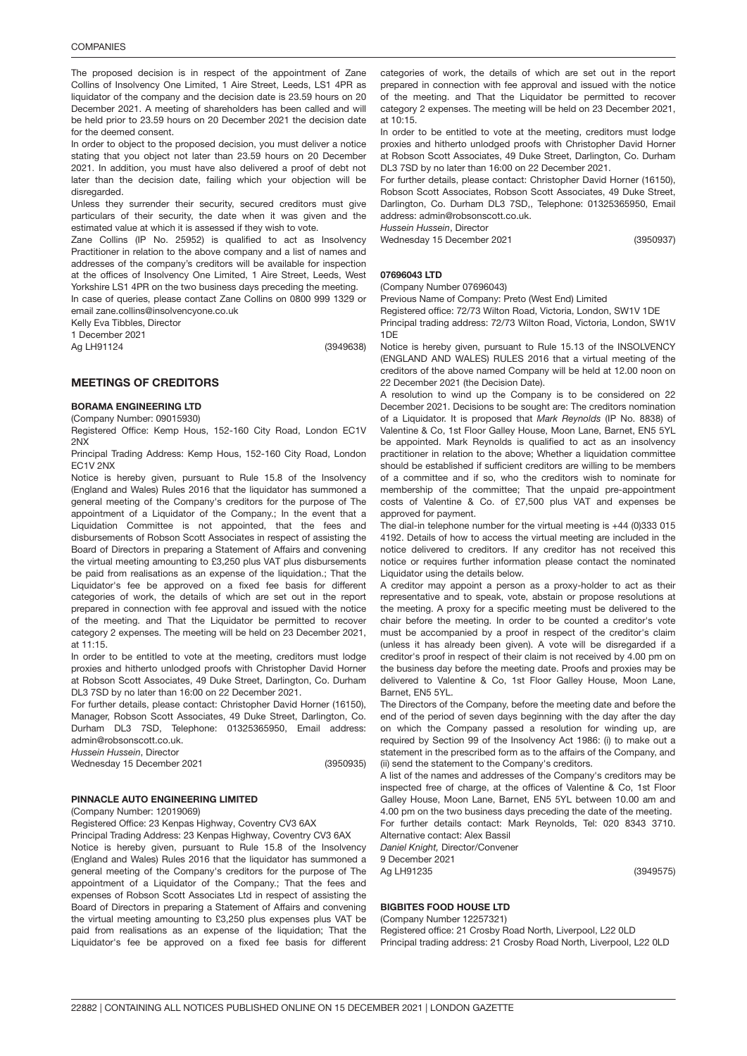The proposed decision is in respect of the appointment of Zane Collins of Insolvency One Limited, 1 Aire Street, Leeds, LS1 4PR as liquidator of the company and the decision date is 23.59 hours on 20 December 2021. A meeting of shareholders has been called and will be held prior to 23.59 hours on 20 December 2021 the decision date for the deemed consent.

In order to object to the proposed decision, you must deliver a notice stating that you object not later than 23.59 hours on 20 December 2021. In addition, you must have also delivered a proof of debt not later than the decision date, failing which your objection will be disregarded.

Unless they surrender their security, secured creditors must give particulars of their security, the date when it was given and the estimated value at which it is assessed if they wish to vote.

Zane Collins (IP No. 25952) is qualified to act as Insolvency Practitioner in relation to the above company and a list of names and addresses of the company's creditors will be available for inspection at the offices of Insolvency One Limited, 1 Aire Street, Leeds, West Yorkshire LS1 4PR on the two business days preceding the meeting.

In case of queries, please contact Zane Collins on 0800 999 1329 or email zane.collins@insolvencyone.co.uk

Kelly Eva Tibbles, Director

1 December 2021

Ag LH91124 (3949638)

## MEETINGS OF CREDITORS

### BORAMA ENGINEERING LTD

(Company Number: 09015930)

Registered Office: Kemp Hous, 152-160 City Road, London EC1V 2NX

Principal Trading Address: Kemp Hous, 152-160 City Road, London EC1V 2NX

Notice is hereby given, pursuant to Rule 15.8 of the Insolvency (England and Wales) Rules 2016 that the liquidator has summoned a general meeting of the Company's creditors for the purpose of The appointment of a Liquidator of the Company.; In the event that a Liquidation Committee is not appointed, that the fees and disbursements of Robson Scott Associates in respect of assisting the Board of Directors in preparing a Statement of Affairs and convening the virtual meeting amounting to £3,250 plus VAT plus disbursements be paid from realisations as an expense of the liquidation.; That the Liquidator's fee be approved on a fixed fee basis for different categories of work, the details of which are set out in the report prepared in connection with fee approval and issued with the notice of the meeting. and That the Liquidator be permitted to recover category 2 expenses. The meeting will be held on 23 December 2021, at 11:15.

In order to be entitled to vote at the meeting, creditors must lodge proxies and hitherto unlodged proofs with Christopher David Horner at Robson Scott Associates, 49 Duke Street, Darlington, Co. Durham DL3 7SD by no later than 16:00 on 22 December 2021.

For further details, please contact: Christopher David Horner (16150), Manager, Robson Scott Associates, 49 Duke Street, Darlington, Co. Durham DL3 7SD, Telephone: 01325365950, Email address: admin@robsonscott.co.uk.

*Hussein Hussein*, Director

Wednesday 15 December 2021 (3950935)

### PINNACLE AUTO ENGINEERING LIMITED

(Company Number: 12019069)

Registered Office: 23 Kenpas Highway, Coventry CV3 6AX

Principal Trading Address: 23 Kenpas Highway, Coventry CV3 6AX

Notice is hereby given, pursuant to Rule 15.8 of the Insolvency (England and Wales) Rules 2016 that the liquidator has summoned a general meeting of the Company's creditors for the purpose of The appointment of a Liquidator of the Company.; That the fees and expenses of Robson Scott Associates Ltd in respect of assisting the Board of Directors in preparing a Statement of Affairs and convening the virtual meeting amounting to £3,250 plus expenses plus VAT be paid from realisations as an expense of the liquidation; That the Liquidator's fee be approved on a fixed fee basis for different categories of work, the details of which are set out in the report prepared in connection with fee approval and issued with the notice of the meeting. and That the Liquidator be permitted to recover category 2 expenses. The meeting will be held on 23 December 2021, at 10:15.

In order to be entitled to vote at the meeting, creditors must lodge proxies and hitherto unlodged proofs with Christopher David Horner at Robson Scott Associates, 49 Duke Street, Darlington, Co. Durham DL3 7SD by no later than 16:00 on 22 December 2021.

For further details, please contact: Christopher David Horner (16150), Robson Scott Associates, Robson Scott Associates, 49 Duke Street, Darlington, Co. Durham DL3 7SD,, Telephone: 01325365950, Email address: admin@robsonscott.co.uk.

*Hussein Hussein*, Director

Wednesday 15 December 2021 (3950937)

### 07696043 LTD

(Company Number 07696043)

Previous Name of Company: Preto (West End) Limited

Registered office: 72/73 Wilton Road, Victoria, London, SW1V 1DE

Principal trading address: 72/73 Wilton Road, Victoria, London, SW1V 1DE

Notice is hereby given, pursuant to Rule 15.13 of the INSOLVENCY (ENGLAND AND WALES) RULES 2016 that a virtual meeting of the creditors of the above named Company will be held at 12.00 noon on 22 December 2021 (the Decision Date).

A resolution to wind up the Company is to be considered on 22 December 2021. Decisions to be sought are: The creditors nomination of a Liquidator. It is proposed that *Mark Reynolds* (IP No. 8838) of Valentine & Co, 1st Floor Galley House, Moon Lane, Barnet, EN5 5YL be appointed. Mark Reynolds is qualified to act as an insolvency practitioner in relation to the above; Whether a liquidation committee should be established if sufficient creditors are willing to be members of a committee and if so, who the creditors wish to nominate for membership of the committee; That the unpaid pre-appointment costs of Valentine & Co. of £7,500 plus VAT and expenses be approved for payment.

The dial-in telephone number for the virtual meeting is +44 (0)333 015 4192. Details of how to access the virtual meeting are included in the notice delivered to creditors. If any creditor has not received this notice or requires further information please contact the nominated Liquidator using the details below.

A creditor may appoint a person as a proxy-holder to act as their representative and to speak, vote, abstain or propose resolutions at the meeting. A proxy for a specific meeting must be delivered to the chair before the meeting. In order to be counted a creditor's vote must be accompanied by a proof in respect of the creditor's claim (unless it has already been given). A vote will be disregarded if a creditor's proof in respect of their claim is not received by 4.00 pm on the business day before the meeting date. Proofs and proxies may be delivered to Valentine & Co, 1st Floor Galley House, Moon Lane, Barnet, EN5 5YL.

The Directors of the Company, before the meeting date and before the end of the period of seven days beginning with the day after the day on which the Company passed a resolution for winding up, are required by Section 99 of the Insolvency Act 1986: (i) to make out a statement in the prescribed form as to the affairs of the Company, and (ii) send the statement to the Company's creditors.

A list of the names and addresses of the Company's creditors may be inspected free of charge, at the offices of Valentine & Co, 1st Floor Galley House, Moon Lane, Barnet, EN5 5YL between 10.00 am and 4.00 pm on the two business days preceding the date of the meeting.

For further details contact: Mark Reynolds, Tel: 020 8343 3710. Alternative contact: Alex Bassil

*Daniel Knight,* Director/Convener

9 December 2021

Ag LH91235 (3949575)

### BIGBITES FOOD HOUSE LTD

(Company Number 12257321)

Registered office: 21 Crosby Road North, Liverpool, L22 0LD

Principal trading address: 21 Crosby Road North, Liverpool, L22 0LD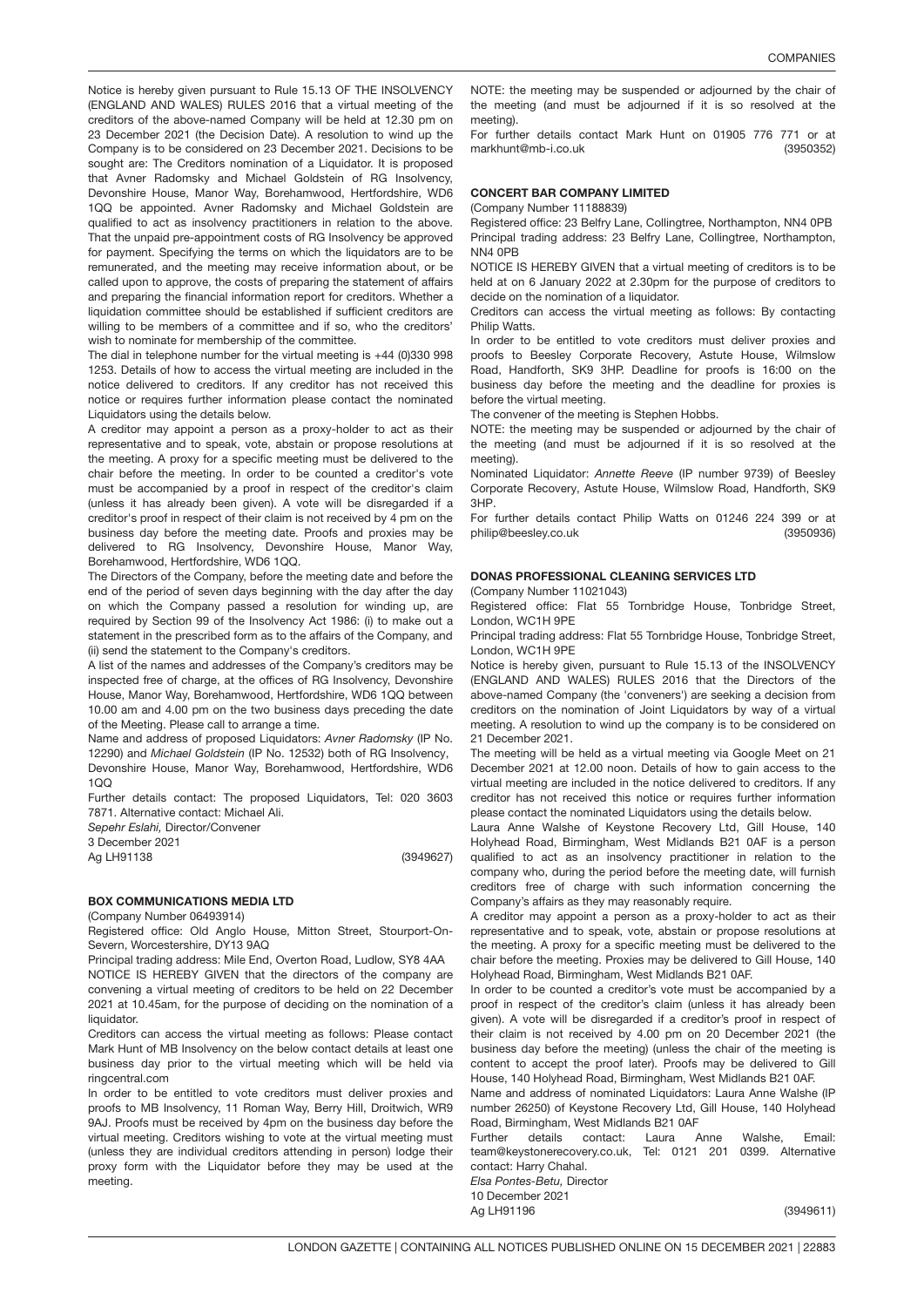Notice is hereby given pursuant to Rule 15.13 OF THE INSOLVENCY (ENGLAND AND WALES) RULES 2016 that a virtual meeting of the creditors of the above-named Company will be held at 12.30 pm on 23 December 2021 (the Decision Date). A resolution to wind up the Company is to be considered on 23 December 2021. Decisions to be sought are: The Creditors nomination of a Liquidator. It is proposed that Avner Radomsky and Michael Goldstein of RG Insolvency, Devonshire House, Manor Way, Borehamwood, Hertfordshire, WD6 1QQ be appointed. Avner Radomsky and Michael Goldstein are qualified to act as insolvency practitioners in relation to the above. That the unpaid pre-appointment costs of RG Insolvency be approved for payment. Specifying the terms on which the liquidators are to be remunerated, and the meeting may receive information about, or be called upon to approve, the costs of preparing the statement of affairs and preparing the financial information report for creditors. Whether a liquidation committee should be established if sufficient creditors are willing to be members of a committee and if so, who the creditors' wish to nominate for membership of the committee.

The dial in telephone number for the virtual meeting is +44 (0)330 998 1253. Details of how to access the virtual meeting are included in the notice delivered to creditors. If any creditor has not received this notice or requires further information please contact the nominated Liquidators using the details below.

A creditor may appoint a person as a proxy-holder to act as their representative and to speak, vote, abstain or propose resolutions at the meeting. A proxy for a specific meeting must be delivered to the chair before the meeting. In order to be counted a creditor's vote must be accompanied by a proof in respect of the creditor's claim (unless it has already been given). A vote will be disregarded if a creditor's proof in respect of their claim is not received by 4 pm on the business day before the meeting date. Proofs and proxies may be delivered to RG Insolvency, Devonshire House, Manor Way, Borehamwood, Hertfordshire, WD6 1QQ.

The Directors of the Company, before the meeting date and before the end of the period of seven days beginning with the day after the day on which the Company passed a resolution for winding up, are required by Section 99 of the Insolvency Act 1986: (i) to make out a statement in the prescribed form as to the affairs of the Company, and (ii) send the statement to the Company's creditors.

A list of the names and addresses of the Company's creditors may be inspected free of charge, at the offices of RG Insolvency, Devonshire House, Manor Way, Borehamwood, Hertfordshire, WD6 1QQ between 10.00 am and 4.00 pm on the two business days preceding the date of the Meeting. Please call to arrange a time.

Name and address of proposed Liquidators: *Avner Radomsky* (IP No. 12290) and *Michael Goldstein* (IP No. 12532) both of RG Insolvency, Devonshire House, Manor Way, Borehamwood, Hertfordshire, WD6 1QQ

Further details contact: The proposed Liquidators, Tel: 020 3603 7871. Alternative contact: Michael Ali.

*Sepehr Eslahi*, Director/Convener

3 December 2021

Ag LH91138 (3949627)

### BOX COMMUNICATIONS MEDIA LTD

(Company Number 06493914)

Registered office: Old Anglo House, Mitton Street, Stourport-On-Severn, Worcestershire, DY13 9AQ

Principal trading address: Mile End, Overton Road, Ludlow, SY8 4AA

NOTICE IS HEREBY GIVEN that the directors of the company are convening a virtual meeting of creditors to be held on 22 December 2021 at 10.45am, for the purpose of deciding on the nomination of a liquidator.

Creditors can access the virtual meeting as follows: Please contact Mark Hunt of MB Insolvency on the below contact details at least one business day prior to the virtual meeting which will be held via ringcentral.com

In order to be entitled to vote creditors must deliver proxies and proofs to MB Insolvency, 11 Roman Way, Berry Hill, Droitwich, WR9 9AJ. Proofs must be received by 4pm on the business day before the virtual meeting. Creditors wishing to vote at the virtual meeting must (unless they are individual creditors attending in person) lodge their proxy form with the Liquidator before they may be used at the meeting.

NOTE: the meeting may be suspended or adjourned by the chair of the meeting (and must be adjourned if it is so resolved at the meeting).

For further details contact Mark Hunt on 01905 776 771 or at markhunt@mb-i.co.uk (3950352)

### CONCERT BAR COMPANY LIMITED

(Company Number 11188839)

Registered office: 23 Belfry Lane, Collingtree, Northampton, NN4 0PB

Principal trading address: 23 Belfry Lane, Collingtree, Northampton, NN4 0PB

NOTICE IS HEREBY GIVEN that a virtual meeting of creditors is to be held at on 6 January 2022 at 2.30pm for the purpose of creditors to decide on the nomination of a liquidator.

Creditors can access the virtual meeting as follows: By contacting Philip Watts.

In order to be entitled to vote creditors must deliver proxies and proofs to Beesley Corporate Recovery, Astute House, Wilmslow Road, Handforth, SK9 3HP. Deadline for proofs is 16:00 on the business day before the meeting and the deadline for proxies is before the virtual meeting.

The convener of the meeting is Stephen Hobbs.

NOTE: the meeting may be suspended or adjourned by the chair of the meeting (and must be adjourned if it is so resolved at the meeting).

Nominated Liquidator: *Annette Reeve* (IP number 9739) of Beesley Corporate Recovery, Astute House, Wilmslow Road, Handforth, SK9 3HP.

For further details contact Philip Watts on 01246 224 399 or at philip@beesley.co.uk (3950936)

### DONAS PROFESSIONAL CLEANING SERVICES LTD

(Company Number 11021043)

Registered office: Flat 55 Tornbridge House, Tonbridge Street, London, WC1H 9PE

Principal trading address: Flat 55 Tornbridge House, Tonbridge Street, London, WC1H 9PE

Notice is hereby given, pursuant to Rule 15.13 of the INSOLVENCY (ENGLAND AND WALES) RULES 2016 that the Directors of the above-named Company (the 'conveners') are seeking a decision from creditors on the nomination of Joint Liquidators by way of a virtual meeting. A resolution to wind up the company is to be considered on 21 December 2021.

The meeting will be held as a virtual meeting via Google Meet on 21 December 2021 at 12.00 noon. Details of how to gain access to the virtual meeting are included in the notice delivered to creditors. If any creditor has not received this notice or requires further information please contact the nominated Liquidators using the details below.

Laura Anne Walshe of Keystone Recovery Ltd, Gill House, 140 Holyhead Road, Birmingham, West Midlands B21 0AF is a person qualified to act as an insolvency practitioner in relation to the company who, during the period before the meeting date, will furnish creditors free of charge with such information concerning the Company's affairs as they may reasonably require.

A creditor may appoint a person as a proxy-holder to act as their representative and to speak, vote, abstain or propose resolutions at the meeting. A proxy for a specific meeting must be delivered to the chair before the meeting. Proxies may be delivered to Gill House, 140 Holyhead Road, Birmingham, West Midlands B21 0AF.

In order to be counted a creditor's vote must be accompanied by a proof in respect of the creditor's claim (unless it has already been given). A vote will be disregarded if a creditor's proof in respect of their claim is not received by 4.00 pm on 20 December 2021 (the business day before the meeting) (unless the chair of the meeting is content to accept the proof later). Proofs may be delivered to Gill House, 140 Holyhead Road, Birmingham, West Midlands B21 0AF.

Name and address of nominated Liquidators: Laura Anne Walshe (IP number 26250) of Keystone Recovery Ltd, Gill House, 140 Holyhead Road, Birmingham, West Midlands B21 0AF

Further details contact: Laura Anne Walshe, Email: team@keystonerecovery.co.uk, Tel: 0121 201 0399. Alternative contact: Harry Chahal.

*Elsa Pontes-Betu*, Director

10 December 2021

Ag LH91196 (3949611)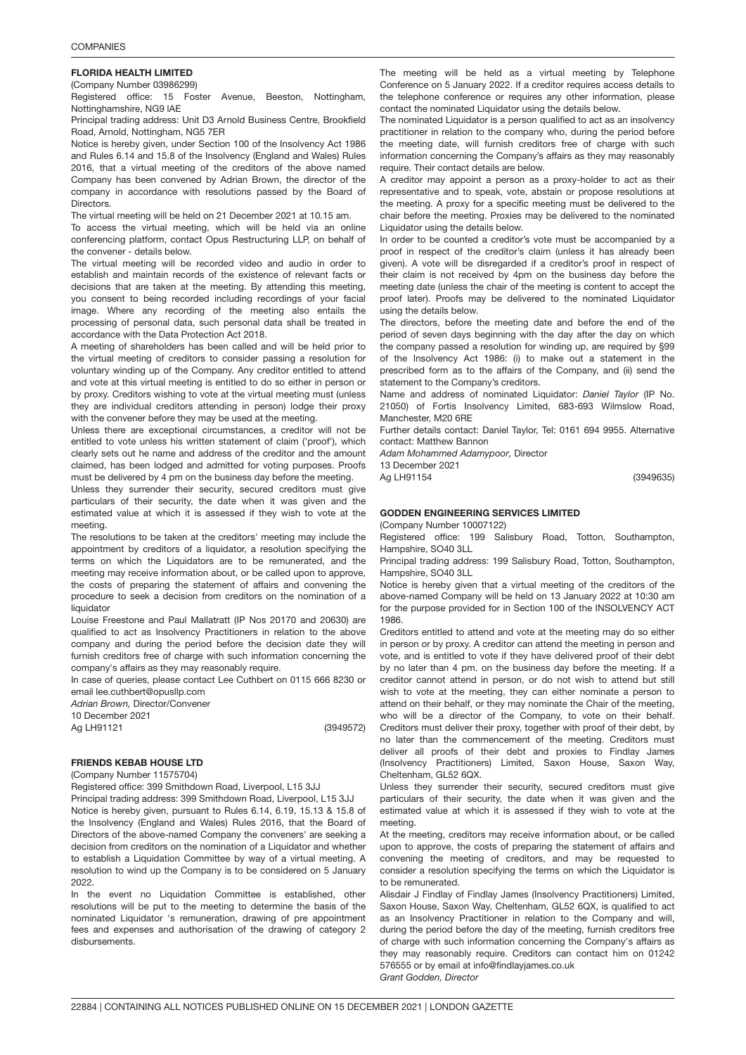#### FLORIDA HEALTH LIMITED

(Company Number 03986299)

Registered office: 15 Foster Avenue, Beeston, Nottingham, Nottinghamshire, NG9 lAE

Principal trading address: Unit D3 Arnold Business Centre, Brookfield Road, Arnold, Nottingham, NG5 7ER

Notice is hereby given, under Section 100 of the Insolvency Act 1986 and Rules 6.14 and 15.8 of the Insolvency (England and Wales) Rules 2016, that a virtual meeting of the creditors of the above named Company has been convened by Adrian Brown, the director of the company in accordance with resolutions passed by the Board of Directors.

The virtual meeting will be held on 21 December 2021 at 10.15 am.

To access the virtual meeting, which will be held via an online conferencing platform, contact Opus Restructuring LLP, on behalf of the convener - details below.

The virtual meeting will be recorded video and audio in order to establish and maintain records of the existence of relevant facts or decisions that are taken at the meeting. By attending this meeting, you consent to being recorded including recordings of your facial image. Where any recording of the meeting also entails the processing of personal data, such personal data shall be treated in accordance with the Data Protection Act 2018.

A meeting of shareholders has been called and will be held prior to the virtual meeting of creditors to consider passing a resolution for voluntary winding up of the Company. Any creditor entitled to attend and vote at this virtual meeting is entitled to do so either in person or by proxy. Creditors wishing to vote at the virtual meeting must (unless they are individual creditors attending in person) lodge their proxy with the convener before they may be used at the meeting.

Unless there are exceptional circumstances, a creditor will not be entitled to vote unless his written statement of claim ('proof'), which clearly sets out he name and address of the creditor and the amount claimed, has been lodged and admitted for voting purposes. Proofs must be delivered by 4 pm on the business day before the meeting.

Unless they surrender their security, secured creditors must give particulars of their security, the date when it was given and the estimated value at which it is assessed if they wish to vote at the meeting.

The resolutions to be taken at the creditors' meeting may include the appointment by creditors of a liquidator, a resolution specifying the terms on which the Liquidators are to be remunerated, and the meeting may receive information about, or be called upon to approve, the costs of preparing the statement of affairs and convening the procedure to seek a decision from creditors on the nomination of a liquidator

Louise Freestone and Paul Mallatratt (IP Nos 20170 and 20630) are qualified to act as Insolvency Practitioners in relation to the above company and during the period before the decision date they will furnish creditors free of charge with such information concerning the company's affairs as they may reasonably require.

In case of queries, please contact Lee Cuthbert on 0115 666 8230 or email lee.cuthbert@opusllp.com

*Adrian Brown,* Director/Convener

10 December 2021

Ag LH91121 (3949572)

#### FRIENDS KEBAB HOUSE LTD

(Company Number 11575704)

Registered office: 399 Smithdown Road, Liverpool, L15 3JJ

Principal trading address: 399 Smithdown Road, Liverpool, L15 3JJ

Notice is hereby given, pursuant to Rules 6.14, 6.19, 15.13 & 15.8 of the Insolvency (England and Wales) Rules 2016, that the Board of Directors of the above-named Company the conveners' are seeking a decision from creditors on the nomination of a Liquidator and whether to establish a Liquidation Committee by way of a virtual meeting. A resolution to wind up the Company is to be considered on 5 January 2022.

In the event no Liquidation Committee is established, other resolutions will be put to the meeting to determine the basis of the nominated Liquidator 's remuneration, drawing of pre appointment fees and expenses and authorisation of the drawing of category 2 disbursements.

The meeting will be held as a virtual meeting by Telephone Conference on 5 January 2022. If a creditor requires access details to the telephone conference or requires any other information, please contact the nominated Liquidator using the details below.

The nominated Liquidator is a person qualified to act as an insolvency practitioner in relation to the company who, during the period before the meeting date, will furnish creditors free of charge with such information concerning the Company's affairs as they may reasonably require. Their contact details are below.

A creditor may appoint a person as a proxy-holder to act as their representative and to speak, vote, abstain or propose resolutions at the meeting. A proxy for a specific meeting must be delivered to the chair before the meeting. Proxies may be delivered to the nominated Liquidator using the details below.

In order to be counted a creditor's vote must be accompanied by a proof in respect of the creditor's claim (unless it has already been given). A vote will be disregarded if a creditor's proof in respect of their claim is not received by 4pm on the business day before the meeting date (unless the chair of the meeting is content to accept the proof later). Proofs may be delivered to the nominated Liquidator using the details below.

The directors, before the meeting date and before the end of the period of seven days beginning with the day after the day on which the company passed a resolution for winding up, are required by §99 of the Insolvency Act 1986: (i) to make out a statement in the prescribed form as to the affairs of the Company, and (ii) send the statement to the Company's creditors.

Name and address of nominated Liquidator: *Daniel Taylor* (IP No. 21050) of Fortis Insolvency Limited, 683-693 Wilmslow Road, Manchester, M20 6RE

Further details contact: Daniel Taylor, Tel: 0161 694 9955. Alternative contact: Matthew Bannon

*Adam Mohammed Adamypoor,* Director

13 December 2021

Ag LH91154 (3949635)

#### GODDEN ENGINEERING SERVICES LIMITED

(Company Number 10007122)

Registered office: 199 Salisbury Road, Totton, Southampton, Hampshire, SO40 3LL

Principal trading address: 199 Salisbury Road, Totton, Southampton, Hampshire, SO40 3LL

Notice is hereby given that a virtual meeting of the creditors of the above-named Company will be held on 13 January 2022 at 10:30 am for the purpose provided for in Section 100 of the INSOLVENCY ACT 1986.

Creditors entitled to attend and vote at the meeting may do so either in person or by proxy. A creditor can attend the meeting in person and vote, and is entitled to vote if they have delivered proof of their debt by no later than 4 pm. on the business day before the meeting. If a creditor cannot attend in person, or do not wish to attend but still wish to vote at the meeting, they can either nominate a person to attend on their behalf, or they may nominate the Chair of the meeting, who will be a director of the Company, to vote on their behalf. Creditors must deliver their proxy, together with proof of their debt, by no later than the commencement of the meeting. Creditors must deliver all proofs of their debt and proxies to Findlay James (Insolvency Practitioners) Limited, Saxon House, Saxon Way, Cheltenham, GL52 6QX.

Unless they surrender their security, secured creditors must give particulars of their security, the date when it was given and the estimated value at which it is assessed if they wish to vote at the meeting.

At the meeting, creditors may receive information about, or be called upon to approve, the costs of preparing the statement of affairs and convening the meeting of creditors, and may be requested to consider a resolution specifying the terms on which the Liquidator is to be remunerated.

Alisdair J Findlay of Findlay James (Insolvency Practitioners) Limited, Saxon House, Saxon Way, Cheltenham, GL52 6QX, is qualified to act as an Insolvency Practitioner in relation to the Company and will, during the period before the day of the meeting, furnish creditors free of charge with such information concerning the Company's affairs as they may reasonably require. Creditors can contact him on 01242 576555 or by email at info@findlayjames.co.uk

*Grant Godden, Director*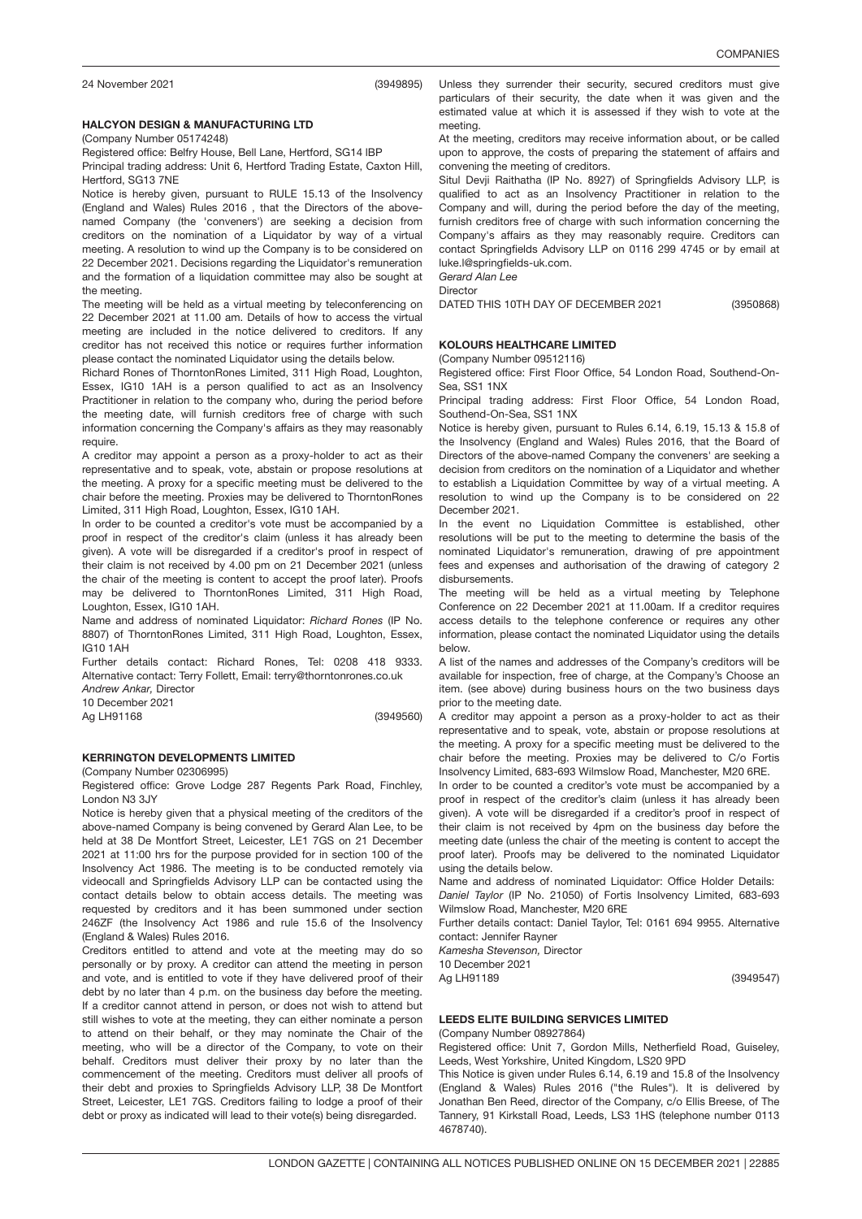24 November 2021 (3949895)

### HALCYON DESIGN & MANUFACTURING LTD

(Company Number 05174248)

Registered office: Belfry House, Bell Lane, Hertford, SG14 lBP

Principal trading address: Unit 6, Hertford Trading Estate, Caxton Hill, Hertford, SG13 7NE

Notice is hereby given, pursuant to RULE 15.13 of the Insolvency (England and Wales) Rules 2016 , that the Directors of the above-named Company (the 'conveners') are seeking a decision from creditors on the nomination of a Liquidator by way of a virtual meeting. A resolution to wind up the Company is to be considered on 22 December 2021. Decisions regarding the Liquidator's remuneration and the formation of a liquidation committee may also be sought at the meeting.

The meeting will be held as a virtual meeting by teleconferencing on 22 December 2021 at 11.00 am. Details of how to access the virtual meeting are included in the notice delivered to creditors. If any creditor has not received this notice or requires further information please contact the nominated Liquidator using the details below.

Richard Rones of ThorntonRones Limited, 311 High Road, Loughton, Essex, IG10 1AH is a person qualified to act as an Insolvency Practitioner in relation to the company who, during the period before the meeting date, will furnish creditors free of charge with such information concerning the Company's affairs as they may reasonably require.

A creditor may appoint a person as a proxy-holder to act as their representative and to speak, vote, abstain or propose resolutions at the meeting. A proxy for a specific meeting must be delivered to the chair before the meeting. Proxies may be delivered to ThorntonRones Limited, 311 High Road, Loughton, Essex, IG10 1AH.

In order to be counted a creditor's vote must be accompanied by a proof in respect of the creditor's claim (unless it has already been given). A vote will be disregarded if a creditor's proof in respect of their claim is not received by 4.00 pm on 21 December 2021 (unless the chair of the meeting is content to accept the proof later). Proofs may be delivered to ThorntonRones Limited, 311 High Road, Loughton, Essex, IG10 1AH.

Name and address of nominated Liquidator: *Richard Rones* (IP No. 8807) of ThorntonRones Limited, 311 High Road, Loughton, Essex, IG10 1AH

Further details contact: Richard Rones, Tel: 0208 418 9333. Alternative contact: Terry Follett, Email: terry@thorntonrones.co.uk

*Andrew Ankar,* Director

10 December 2021

Ag LH91168 (3949560)

### KERRINGTON DEVELOPMENTS LIMITED

(Company Number 02306995)

Registered office: Grove Lodge 287 Regents Park Road, Finchley, London N3 3JY

Notice is hereby given that a physical meeting of the creditors of the above-named Company is being convened by Gerard Alan Lee, to be held at 38 De Montfort Street, Leicester, LE1 7GS on 21 December 2021 at 11:00 hrs for the purpose provided for in section 100 of the Insolvency Act 1986. The meeting is to be conducted remotely via videocall and Springfields Advisory LLP can be contacted using the contact details below to obtain access details. The meeting was requested by creditors and it has been summoned under section 246ZF (the Insolvency Act 1986 and rule 15.6 of the Insolvency (England & Wales) Rules 2016.

Creditors entitled to attend and vote at the meeting may do so personally or by proxy. A creditor can attend the meeting in person and vote, and is entitled to vote if they have delivered proof of their debt by no later than 4 p.m. on the business day before the meeting. If a creditor cannot attend in person, or does not wish to attend but still wishes to vote at the meeting, they can either nominate a person to attend on their behalf, or they may nominate the Chair of the meeting, who will be a director of the Company, to vote on their behalf. Creditors must deliver their proxy by no later than the commencement of the meeting. Creditors must deliver all proofs of their debt and proxies to Springfields Advisory LLP, 38 De Montfort Street, Leicester, LE1 7GS. Creditors failing to lodge a proof of their debt or proxy as indicated will lead to their vote(s) being disregarded.

Unless they surrender their security, secured creditors must give particulars of their security, the date when it was given and the estimated value at which it is assessed if they wish to vote at the meeting.

At the meeting, creditors may receive information about, or be called upon to approve, the costs of preparing the statement of affairs and convening the meeting of creditors.

Situl Devji Raithatha (IP No. 8927) of Springfields Advisory LLP, is qualified to act as an Insolvency Practitioner in relation to the Company and will, during the period before the day of the meeting, furnish creditors free of charge with such information concerning the Company's affairs as they may reasonably require. Creditors can contact Springfields Advisory LLP on 0116 299 4745 or by email at luke.l@springfields-uk.com.

*Gerard Alan Lee*

Director

DATED THIS 10TH DAY OF DECEMBER 2021 (3950868)

### KOLOURS HEALTHCARE LIMITED

(Company Number 09512116)

Registered office: First Floor Office, 54 London Road, Southend-On-Sea, SS1 1NX

Principal trading address: First Floor Office, 54 London Road, Southend-On-Sea, SS1 1NX

Notice is hereby given, pursuant to Rules 6.14, 6.19, 15.13 & 15.8 of the Insolvency (England and Wales) Rules 2016, that the Board of Directors of the above-named Company the conveners' are seeking a decision from creditors on the nomination of a Liquidator and whether to establish a Liquidation Committee by way of a virtual meeting. A resolution to wind up the Company is to be considered on 22 December 2021.

In the event no Liquidation Committee is established, other resolutions will be put to the meeting to determine the basis of the nominated Liquidator's remuneration, drawing of pre appointment fees and expenses and authorisation of the drawing of category 2 disbursements.

The meeting will be held as a virtual meeting by Telephone Conference on 22 December 2021 at 11.00am. If a creditor requires access details to the telephone conference or requires any other information, please contact the nominated Liquidator using the details below.

A list of the names and addresses of the Company's creditors will be available for inspection, free of charge, at the Company's Choose an item. (see above) during business hours on the two business days prior to the meeting date.

A creditor may appoint a person as a proxy-holder to act as their representative and to speak, vote, abstain or propose resolutions at the meeting. A proxy for a specific meeting must be delivered to the chair before the meeting. Proxies may be delivered to C/o Fortis Insolvency Limited, 683-693 Wilmslow Road, Manchester, M20 6RE.

In order to be counted a creditor's vote must be accompanied by a proof in respect of the creditor's claim (unless it has already been given). A vote will be disregarded if a creditor's proof in respect of their claim is not received by 4pm on the business day before the meeting date (unless the chair of the meeting is content to accept the proof later). Proofs may be delivered to the nominated Liquidator using the details below.

Name and address of nominated Liquidator: Office Holder Details: *Daniel Taylor* (IP No. 21050) of Fortis Insolvency Limited, 683-693 Wilmslow Road, Manchester, M20 6RE

Further details contact: Daniel Taylor, Tel: 0161 694 9955. Alternative contact: Jennifer Rayner

*Kamesha Stevenson,* Director

10 December 2021

Ag LH91189 (3949547)

### LEEDS ELITE BUILDING SERVICES LIMITED

(Company Number 08927864)

Registered office: Unit 7, Gordon Mills, Netherfield Road, Guiseley, Leeds, West Yorkshire, United Kingdom, LS20 9PD

This Notice is given under Rules 6.14, 6.19 and 15.8 of the Insolvency (England & Wales) Rules 2016 ("the Rules"). It is delivered by Jonathan Ben Reed, director of the Company, c/o Ellis Breese, of The Tannery, 91 Kirkstall Road, Leeds, LS3 1HS (telephone number 0113 4678740).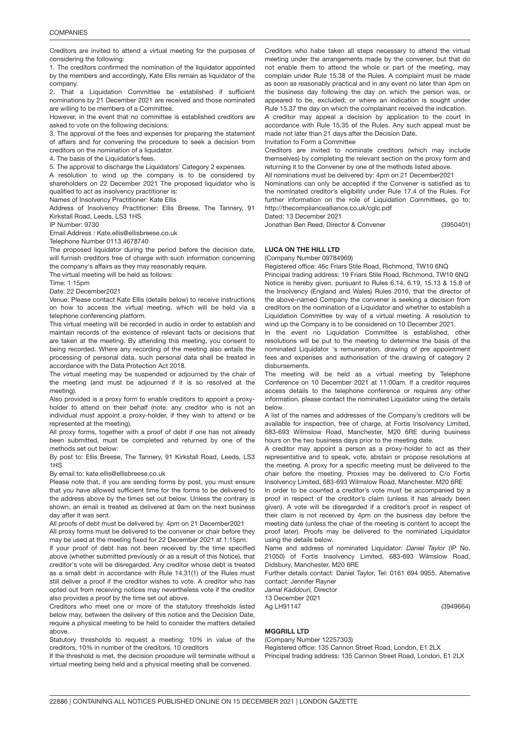Creditors are invited to attend a virtual meeting for the purposes of considering the following:

1. The creditors confirmed the nomination of the liquidator appointed by the members and accordingly, Kate Ellis remain as liquidator of the company.
2. That a Liquidation Committee be established if sufficient nominations by 21 December 2021 are received and those nominated are willing to be members of a Committee.

However, in the event that no committee is established creditors are asked to vote on the following decisions:

3. The approval of the fees and expenses for preparing the statement of affairs and for convening the procedure to seek a decision from creditors on the nomination of a liquidator.
4. The basis of the Liquidator's fees.
5. The approval to discharge the Liquidators' Category 2 expenses.

A resolution to wind up the company is to be considered by shareholders on 22 December 2021 The proposed liquidator who is qualified to act as insolvency practitioner is:

Names of Insolvency Practitioner: Kate Ellis

Address of Insolvency Practitioner: Ellis Breese, The Tannery, 91 Kirkstall Road, Leeds, LS3 1HS

IP Number: 9730

Email Address : Kate.ellis@ellisbreese.co.uk

Telephone Number 0113 4678740

The proposed liquidator during the period before the decision date, will furnish creditors free of charge with such information concerning the company's affairs as they may reasonably require.

The virtual meeting will be held as follows:

Time: 1:15pm

Date: 22 December2021

Venue: Please contact Kate Ellis (details below) to receive instructions on how to access the virtual meeting, which will be held via a telephone conferencing platform.

This virtual meeting will be recorded in audio in order to establish and maintain records of the existence of relevant facts or decisions that are taken at the meeting. By attending this meeting, you consent to being recorded. Where any recording of the meeting also entails the processing of personal data, such personal data shall be treated in accordance with the Data Protection Act 2018.

The virtual meeting may be suspended or adjourned by the chair of the meeting (and must be adjourned if it is so resolved at the meeting).

Also provided is a proxy form to enable creditors to appoint a proxy-holder to attend on their behalf (note: any creditor who is not an individual must appoint a proxy-holder, if they wish to attend or be represented at the meeting).

All proxy forms, together with a proof of debt if one has not already been submitted, must be completed and returned by one of the methods set out below:

By post to: Ellis Breese, The Tannery, 91 Kirkstall Road, Leeds, LS3 1HS

By email to: kate.ellis@ellisbreese.co.uk

Please note that, if you are sending forms by post, you must ensure that you have allowed sufficient time for the forms to be delivered to the address above by the times set out below. Unless the contrary is shown, an email is treated as delivered at 9am on the next business day after it was sent.

All proofs of debt must be delivered by: 4pm on 21 December2021

All proxy forms must be delivered to the convener or chair before they may be used at the meeting fixed for 22 December 2021 at 1:15pm.

If your proof of debt has not been received by the time specified above (whether submitted previously or as a result of this Notice), that creditor's vote will be disregarded. Any creditor whose debt is treated as a small debt in accordance with Rule 14.31(1) of the Rules must still deliver a proof if the creditor wishes to vote. A creditor who has opted out from receiving notices may nevertheless vote if the creditor also provides a proof by the time set out above.

Creditors who meet one or more of the statutory thresholds listed below may, between the delivery of this notice and the Decision Date, require a physical meeting to be held to consider the matters detailed above.

Statutory thresholds to request a meeting: 10% in value of the creditors, 10% in number of the creditors, 10 creditors

If the threshold is met, the decision procedure will terminate without a virtual meeting being held and a physical meeting shall be convened.

Creditors who habe taken all steps necessary to attend the virtual meeting under the arrangements made by the convener, but that do not enable them to attend the whole or part of the meeting, may complain under Rule 15.38 of the Rules. A complaint must be made as soon as reasonably practical and in any event no later than 4pm on the business day following the day on which the person was, or appeared to be, excluded; or where an indication is sought under Rule 15.37 the day on which the complainant received the indication.

A creditor may appeal a decision by application to the court In accordance with Rule 15.35 of the Rules. Any such appeal must be made not later than 21 days after the Decision Date.

Invitation to Form a Committee

Creditors are invited to nominate creditors (which may include themselves) by completing the relevant section on the proxy form and returning it to the Convener by one of the methods listed above.

All nominations must be delivered by: 4pm on 21 December2021

Nominations can only be accepted if the Convener is satisfied as to the nominated creditor's eligibility under Rule 17.4 of the Rules. For further information on the role of Liquidation Committees, go to: http://thecompliancealliance.co.uk/cglc.pdf

Dated: 13 December 2021

Jonathan Ben Reed, Director & Convener (3950401)

## LUCA ON THE HILL LTD

(Company Number 09784969)

Registered office: 46c Friars Stile Road, Richmond, TW10 6NQ

Principal trading address: 19 Friars Stile Road, Richmond, TW10 6NQ

Notice is hereby given, pursuant to Rules 6.14, 6.19, 15.13 & 15.8 of the Insolvency (England and Wales) Rules 2016, that the director of the above-named Company the convener is seeking a decision from creditors on the nomination of a Liquidator and whether to establish a Liquidation Committee by way of a virtual meeting. A resolution to wind up the Company is to be considered on 10 December 2021.

In the event no Liquidation Committee is established, other resolutions will be put to the meeting to determine the basis of the nominated Liquidator 's remuneration, drawing of pre appointment fees and expenses and authorisation of the drawing of category 2 disbursements.

The meeting will be held as a virtual meeting by Telephone Conference on 10 December 2021 at 11:00am. If a creditor requires access details to the telephone conference or requires any other information, please contact the nominated Liquidator using the details below.

A list of the names and addresses of the Company's creditors will be available for inspection, free of charge, at Fortis Insolvency Limited, 683-693 Wilmslow Road, Manchester, M20 6RE during business hours on the two business days prior to the meeting date.

A creditor may appoint a person as a proxy-holder to act as their representative and to speak, vote, abstain or propose resolutions at the meeting. A proxy for a specific meeting must be delivered to the chair before the meeting. Proxies may be delivered to C/o Fortis Insolvency Limited, 683-693 Wilmslow Road, Manchester, M20 6RE

In order to be counted a creditor's vote must be accompanied by a proof in respect of the creditor's claim (unless it has already been given). A vote will be disregarded if a creditor's proof in respect of their claim is not received by 4pm on the business day before the meeting date (unless the chair of the meeting is content to accept the proof later). Proofs may be delivered to the nominated Liquidator using the details below.

Name and address of nominated Liquidator: *Daniel Taylor* (IP No. 21050) of Fortis Insolvency Limited, 683-693 Wilmslow Road, Didsbury, Manchester, M20 6RE

Further details contact: Daniel Taylor, Tel: 0161 694 9955. Alternative contact: Jennifer Rayner

*Jamal Kaddouri,* Director

13 December 2021

Ag LH91147 (3949664)

## MGGRILL LTD

(Company Number 12257303)

Registered office: 135 Cannon Street Road, London, E1 2LX

Principal trading address: 135 Cannon Street Road, London, E1 2LX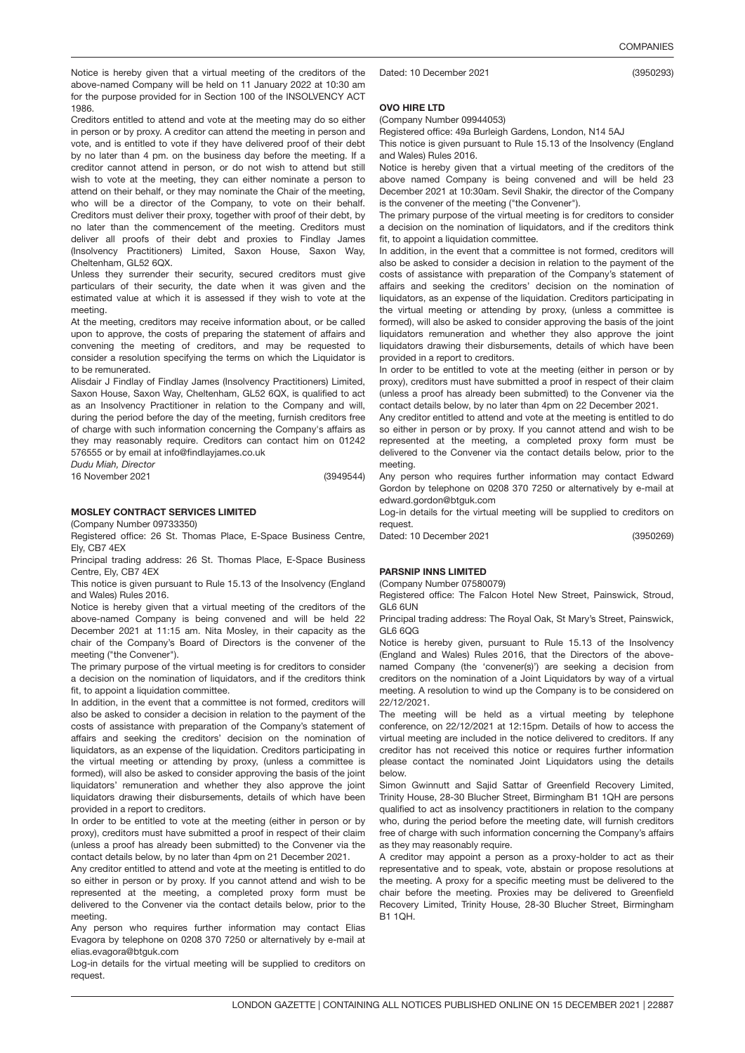Notice is hereby given that a virtual meeting of the creditors of the above-named Company will be held on 11 January 2022 at 10:30 am for the purpose provided for in Section 100 of the INSOLVENCY ACT 1986.

Creditors entitled to attend and vote at the meeting may do so either in person or by proxy. A creditor can attend the meeting in person and vote, and is entitled to vote if they have delivered proof of their debt by no later than 4 pm. on the business day before the meeting. If a creditor cannot attend in person, or do not wish to attend but still wish to vote at the meeting, they can either nominate a person to attend on their behalf, or they may nominate the Chair of the meeting, who will be a director of the Company, to vote on their behalf. Creditors must deliver their proxy, together with proof of their debt, by no later than the commencement of the meeting. Creditors must deliver all proofs of their debt and proxies to Findlay James (Insolvency Practitioners) Limited, Saxon House, Saxon Way, Cheltenham, GL52 6QX.

Unless they surrender their security, secured creditors must give particulars of their security, the date when it was given and the estimated value at which it is assessed if they wish to vote at the meeting.

At the meeting, creditors may receive information about, or be called upon to approve, the costs of preparing the statement of affairs and convening the meeting of creditors, and may be requested to consider a resolution specifying the terms on which the Liquidator is to be remunerated.

Alisdair J Findlay of Findlay James (Insolvency Practitioners) Limited, Saxon House, Saxon Way, Cheltenham, GL52 6QX, is qualified to act as an Insolvency Practitioner in relation to the Company and will, during the period before the day of the meeting, furnish creditors free of charge with such information concerning the Company's affairs as they may reasonably require. Creditors can contact him on 01242 576555 or by email at info@findlayjames.co.uk

*Dudu Miah, Director*

16 November 2021 (3949544)

### MOSLEY CONTRACT SERVICES LIMITED

(Company Number 09733350)

Registered office: 26 St. Thomas Place, E-Space Business Centre, Ely, CB7 4EX

Principal trading address: 26 St. Thomas Place, E-Space Business Centre, Ely, CB7 4EX

This notice is given pursuant to Rule 15.13 of the Insolvency (England and Wales) Rules 2016.

Notice is hereby given that a virtual meeting of the creditors of the above-named Company is being convened and will be held 22 December 2021 at 11:15 am. Nita Mosley, in their capacity as the chair of the Company's Board of Directors is the convener of the meeting ("the Convener").

The primary purpose of the virtual meeting is for creditors to consider a decision on the nomination of liquidators, and if the creditors think fit, to appoint a liquidation committee.

In addition, in the event that a committee is not formed, creditors will also be asked to consider a decision in relation to the payment of the costs of assistance with preparation of the Company's statement of affairs and seeking the creditors' decision on the nomination of liquidators, as an expense of the liquidation. Creditors participating in the virtual meeting or attending by proxy, (unless a committee is formed), will also be asked to consider approving the basis of the joint liquidators' remuneration and whether they also approve the joint liquidators drawing their disbursements, details of which have been provided in a report to creditors.

In order to be entitled to vote at the meeting (either in person or by proxy), creditors must have submitted a proof in respect of their claim (unless a proof has already been submitted) to the Convener via the contact details below, by no later than 4pm on 21 December 2021.

Any creditor entitled to attend and vote at the meeting is entitled to do so either in person or by proxy. If you cannot attend and wish to be represented at the meeting, a completed proxy form must be delivered to the Convener via the contact details below, prior to the meeting.

Any person who requires further information may contact Elias Evagora by telephone on 0208 370 7250 or alternatively by e-mail at elias.evagora@btguk.com

Log-in details for the virtual meeting will be supplied to creditors on request.

Dated: 10 December 2021 (3950293)

### OVO HIRE LTD

(Company Number 09944053)

Registered office: 49a Burleigh Gardens, London, N14 5AJ

This notice is given pursuant to Rule 15.13 of the Insolvency (England and Wales) Rules 2016.

Notice is hereby given that a virtual meeting of the creditors of the above named Company is being convened and will be held 23 December 2021 at 10:30am. Sevil Shakir, the director of the Company is the convener of the meeting ("the Convener").

The primary purpose of the virtual meeting is for creditors to consider a decision on the nomination of liquidators, and if the creditors think fit, to appoint a liquidation committee.

In addition, in the event that a committee is not formed, creditors will also be asked to consider a decision in relation to the payment of the costs of assistance with preparation of the Company's statement of affairs and seeking the creditors' decision on the nomination of liquidators, as an expense of the liquidation. Creditors participating in the virtual meeting or attending by proxy, (unless a committee is formed), will also be asked to consider approving the basis of the joint liquidators remuneration and whether they also approve the joint liquidators drawing their disbursements, details of which have been provided in a report to creditors.

In order to be entitled to vote at the meeting (either in person or by proxy), creditors must have submitted a proof in respect of their claim (unless a proof has already been submitted) to the Convener via the contact details below, by no later than 4pm on 22 December 2021.

Any creditor entitled to attend and vote at the meeting is entitled to do so either in person or by proxy. If you cannot attend and wish to be represented at the meeting, a completed proxy form must be delivered to the Convener via the contact details below, prior to the meeting.

Any person who requires further information may contact Edward Gordon by telephone on 0208 370 7250 or alternatively by e-mail at edward.gordon@btguk.com

Log-in details for the virtual meeting will be supplied to creditors on request.

Dated: 10 December 2021 (3950269)

### PARSNIP INNS LIMITED

(Company Number 07580079)

Registered office: The Falcon Hotel New Street, Painswick, Stroud, GL6 6UN

Principal trading address: The Royal Oak, St Mary's Street, Painswick, GL6 6QG

Notice is hereby given, pursuant to Rule 15.13 of the Insolvency (England and Wales) Rules 2016, that the Directors of the above-named Company (the 'convener(s)') are seeking a decision from creditors on the nomination of a Joint Liquidators by way of a virtual meeting. A resolution to wind up the Company is to be considered on 22/12/2021.

The meeting will be held as a virtual meeting by telephone conference, on 22/12/2021 at 12:15pm. Details of how to access the virtual meeting are included in the notice delivered to creditors. If any creditor has not received this notice or requires further information please contact the nominated Joint Liquidators using the details below.

Simon Gwinnutt and Sajid Sattar of Greenfield Recovery Limited, Trinity House, 28-30 Blucher Street, Birmingham B1 1QH are persons qualified to act as insolvency practitioners in relation to the company who, during the period before the meeting date, will furnish creditors free of charge with such information concerning the Company's affairs as they may reasonably require.

A creditor may appoint a person as a proxy-holder to act as their representative and to speak, vote, abstain or propose resolutions at the meeting. A proxy for a specific meeting must be delivered to the chair before the meeting. Proxies may be delivered to Greenfield Recovery Limited, Trinity House, 28-30 Blucher Street, Birmingham B1 1QH.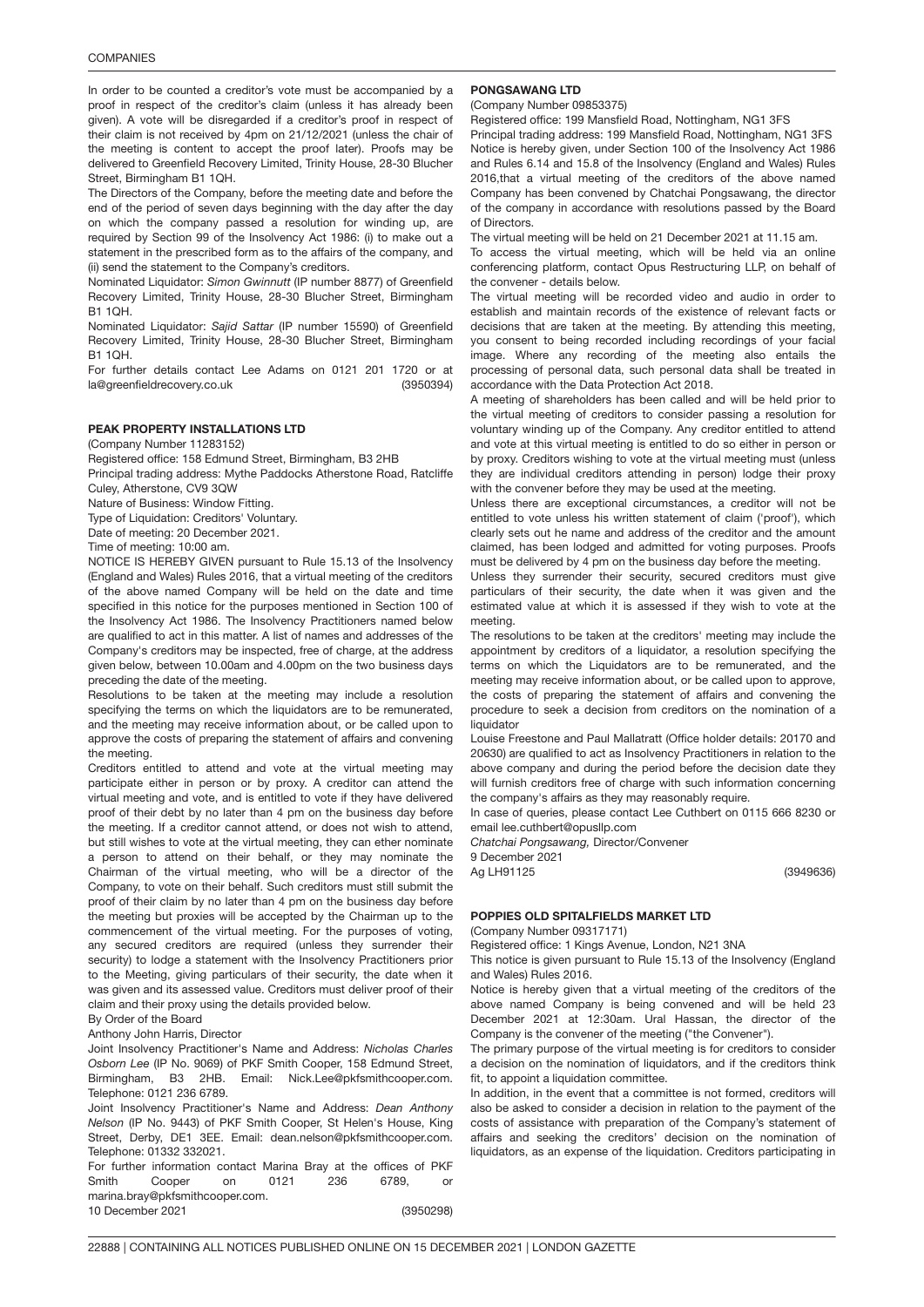In order to be counted a creditor's vote must be accompanied by a proof in respect of the creditor's claim (unless it has already been given). A vote will be disregarded if a creditor's proof in respect of their claim is not received by 4pm on 21/12/2021 (unless the chair of the meeting is content to accept the proof later). Proofs may be delivered to Greenfield Recovery Limited, Trinity House, 28-30 Blucher Street, Birmingham B1 1QH.

The Directors of the Company, before the meeting date and before the end of the period of seven days beginning with the day after the day on which the company passed a resolution for winding up, are required by Section 99 of the Insolvency Act 1986: (i) to make out a statement in the prescribed form as to the affairs of the company, and (ii) send the statement to the Company's creditors.

Nominated Liquidator: *Simon Gwinnutt* (IP number 8877) of Greenfield Recovery Limited, Trinity House, 28-30 Blucher Street, Birmingham B1 1QH.

Nominated Liquidator: *Sajid Sattar* (IP number 15590) of Greenfield Recovery Limited, Trinity House, 28-30 Blucher Street, Birmingham B1 1QH.

For further details contact Lee Adams on 0121 201 1720 or at la@greenfieldrecovery.co.uk (3950394)

### PEAK PROPERTY INSTALLATIONS LTD

(Company Number 11283152)

Registered office: 158 Edmund Street, Birmingham, B3 2HB

Principal trading address: Mythe Paddocks Atherstone Road, Ratcliffe Culey, Atherstone, CV9 3QW

Nature of Business: Window Fitting.

Type of Liquidation: Creditors' Voluntary.

Date of meeting: 20 December 2021.

Time of meeting: 10:00 am.

NOTICE IS HEREBY GIVEN pursuant to Rule 15.13 of the Insolvency (England and Wales) Rules 2016, that a virtual meeting of the creditors of the above named Company will be held on the date and time specified in this notice for the purposes mentioned in Section 100 of the Insolvency Act 1986. The Insolvency Practitioners named below are qualified to act in this matter. A list of names and addresses of the Company's creditors may be inspected, free of charge, at the address given below, between 10.00am and 4.00pm on the two business days preceding the date of the meeting.

Resolutions to be taken at the meeting may include a resolution specifying the terms on which the liquidators are to be remunerated, and the meeting may receive information about, or be called upon to approve the costs of preparing the statement of affairs and convening the meeting.

Creditors entitled to attend and vote at the virtual meeting may participate either in person or by proxy. A creditor can attend the virtual meeting and vote, and is entitled to vote if they have delivered proof of their debt by no later than 4 pm on the business day before the meeting. If a creditor cannot attend, or does not wish to attend, but still wishes to vote at the virtual meeting, they can ether nominate a person to attend on their behalf, or they may nominate the Chairman of the virtual meeting, who will be a director of the Company, to vote on their behalf. Such creditors must still submit the proof of their claim by no later than 4 pm on the business day before the meeting but proxies will be accepted by the Chairman up to the commencement of the virtual meeting. For the purposes of voting, any secured creditors are required (unless they surrender their security) to lodge a statement with the Insolvency Practitioners prior to the Meeting, giving particulars of their security, the date when it was given and its assessed value. Creditors must deliver proof of their claim and their proxy using the details provided below.

By Order of the Board

Anthony John Harris, Director

Joint Insolvency Practitioner's Name and Address: *Nicholas Charles Osborn Lee* (IP No. 9069) of PKF Smith Cooper, 158 Edmund Street, Birmingham, B3 2HB. Email: Nick.Lee@pkfsmithcooper.com. Telephone: 0121 236 6789.

Joint Insolvency Practitioner's Name and Address: *Dean Anthony Nelson* (IP No. 9443) of PKF Smith Cooper, St Helen's House, King Street, Derby, DE1 3EE. Email: dean.nelson@pkfsmithcooper.com. Telephone: 01332 332021.

For further information contact Marina Bray at the offices of PKF Smith Cooper on 0121 236 6789, or marina.bray@pkfsmithcooper.com.

10 December 2021 (3950298)

### PONGSAWANG LTD

(Company Number 09853375)

Registered office: 199 Mansfield Road, Nottingham, NG1 3FS

Principal trading address: 199 Mansfield Road, Nottingham, NG1 3FS

Notice is hereby given, under Section 100 of the Insolvency Act 1986 and Rules 6.14 and 15.8 of the Insolvency (England and Wales) Rules 2016,that a virtual meeting of the creditors of the above named Company has been convened by Chatchai Pongsawang, the director of the company in accordance with resolutions passed by the Board of Directors.

The virtual meeting will be held on 21 December 2021 at 11.15 am.

To access the virtual meeting, which will be held via an online conferencing platform, contact Opus Restructuring LLP, on behalf of the convener - details below.

The virtual meeting will be recorded video and audio in order to establish and maintain records of the existence of relevant facts or decisions that are taken at the meeting. By attending this meeting, you consent to being recorded including recordings of your facial image. Where any recording of the meeting also entails the processing of personal data, such personal data shall be treated in accordance with the Data Protection Act 2018.

A meeting of shareholders has been called and will be held prior to the virtual meeting of creditors to consider passing a resolution for voluntary winding up of the Company. Any creditor entitled to attend and vote at this virtual meeting is entitled to do so either in person or by proxy. Creditors wishing to vote at the virtual meeting must (unless they are individual creditors attending in person) lodge their proxy with the convener before they may be used at the meeting.

Unless there are exceptional circumstances, a creditor will not be entitled to vote unless his written statement of claim ('proof'), which clearly sets out he name and address of the creditor and the amount claimed, has been lodged and admitted for voting purposes. Proofs must be delivered by 4 pm on the business day before the meeting.

Unless they surrender their security, secured creditors must give particulars of their security, the date when it was given and the estimated value at which it is assessed if they wish to vote at the meeting.

The resolutions to be taken at the creditors' meeting may include the appointment by creditors of a liquidator, a resolution specifying the terms on which the Liquidators are to be remunerated, and the meeting may receive information about, or be called upon to approve, the costs of preparing the statement of affairs and convening the procedure to seek a decision from creditors on the nomination of a liquidator

Louise Freestone and Paul Mallatratt (Office holder details: 20170 and 20630) are qualified to act as Insolvency Practitioners in relation to the above company and during the period before the decision date they will furnish creditors free of charge with such information concerning the company's affairs as they may reasonably require.

In case of queries, please contact Lee Cuthbert on 0115 666 8230 or email lee.cuthbert@opusllp.com

*Chatchai Pongsawang,* Director/Convener

9 December 2021

Ag LH91125 (3949636)

### POPPIES OLD SPITALFIELDS MARKET LTD

(Company Number 09317171)

Registered office: 1 Kings Avenue, London, N21 3NA

This notice is given pursuant to Rule 15.13 of the Insolvency (England and Wales) Rules 2016.

Notice is hereby given that a virtual meeting of the creditors of the above named Company is being convened and will be held 23 December 2021 at 12:30am. Ural Hassan, the director of the Company is the convener of the meeting ("the Convener").

The primary purpose of the virtual meeting is for creditors to consider a decision on the nomination of liquidators, and if the creditors think fit, to appoint a liquidation committee.

In addition, in the event that a committee is not formed, creditors will also be asked to consider a decision in relation to the payment of the costs of assistance with preparation of the Company's statement of affairs and seeking the creditors' decision on the nomination of liquidators, as an expense of the liquidation. Creditors participating in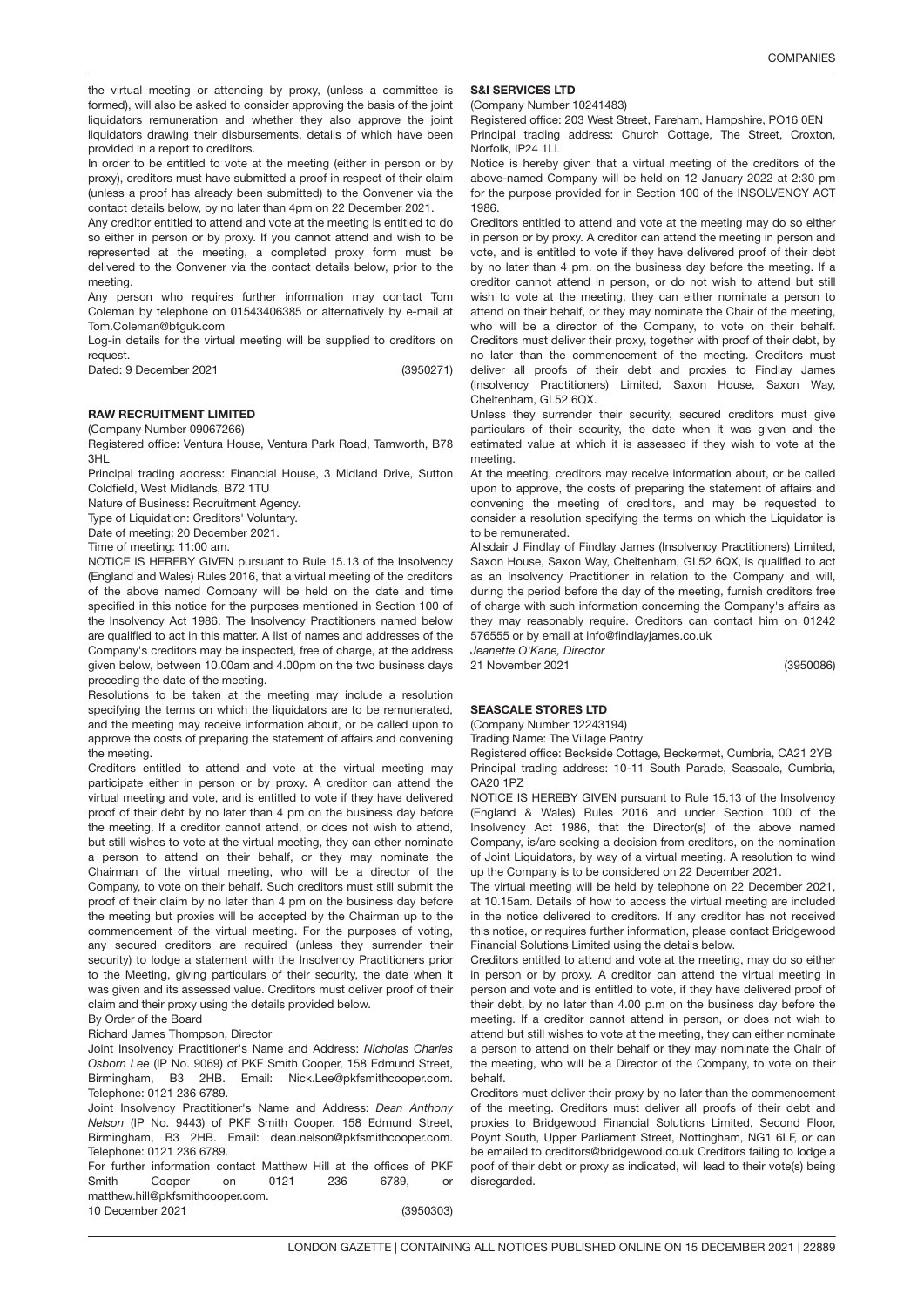the virtual meeting or attending by proxy, (unless a committee is formed), will also be asked to consider approving the basis of the joint liquidators remuneration and whether they also approve the joint liquidators drawing their disbursements, details of which have been provided in a report to creditors.

In order to be entitled to vote at the meeting (either in person or by proxy), creditors must have submitted a proof in respect of their claim (unless a proof has already been submitted) to the Convener via the contact details below, by no later than 4pm on 22 December 2021.

Any creditor entitled to attend and vote at the meeting is entitled to do so either in person or by proxy. If you cannot attend and wish to be represented at the meeting, a completed proxy form must be delivered to the Convener via the contact details below, prior to the meeting.

Any person who requires further information may contact Tom Coleman by telephone on 01543406385 or alternatively by e-mail at Tom.Coleman@btguk.com

Log-in details for the virtual meeting will be supplied to creditors on request.

Dated: 9 December 2021 (3950271)

### RAW RECRUITMENT LIMITED

(Company Number 09067266)

Registered office: Ventura House, Ventura Park Road, Tamworth, B78 3HL

Principal trading address: Financial House, 3 Midland Drive, Sutton Coldfield, West Midlands, B72 1TU

Nature of Business: Recruitment Agency.

Type of Liquidation: Creditors' Voluntary.

Date of meeting: 20 December 2021.

Time of meeting: 11:00 am.

NOTICE IS HEREBY GIVEN pursuant to Rule 15.13 of the Insolvency (England and Wales) Rules 2016, that a virtual meeting of the creditors of the above named Company will be held on the date and time specified in this notice for the purposes mentioned in Section 100 of the Insolvency Act 1986. The Insolvency Practitioners named below are qualified to act in this matter. A list of names and addresses of the Company's creditors may be inspected, free of charge, at the address given below, between 10.00am and 4.00pm on the two business days preceding the date of the meeting.

Resolutions to be taken at the meeting may include a resolution specifying the terms on which the liquidators are to be remunerated, and the meeting may receive information about, or be called upon to approve the costs of preparing the statement of affairs and convening the meeting.

Creditors entitled to attend and vote at the virtual meeting may participate either in person or by proxy. A creditor can attend the virtual meeting and vote, and is entitled to vote if they have delivered proof of their debt by no later than 4 pm on the business day before the meeting. If a creditor cannot attend, or does not wish to attend, but still wishes to vote at the virtual meeting, they can ether nominate a person to attend on their behalf, or they may nominate the Chairman of the virtual meeting, who will be a director of the Company, to vote on their behalf. Such creditors must still submit the proof of their claim by no later than 4 pm on the business day before the meeting but proxies will be accepted by the Chairman up to the commencement of the virtual meeting. For the purposes of voting, any secured creditors are required (unless they surrender their security) to lodge a statement with the Insolvency Practitioners prior to the Meeting, giving particulars of their security, the date when it was given and its assessed value. Creditors must deliver proof of their claim and their proxy using the details provided below.

By Order of the Board

Richard James Thompson, Director

Joint Insolvency Practitioner's Name and Address: *Nicholas Charles Osborn Lee* (IP No. 9069) of PKF Smith Cooper, 158 Edmund Street, Birmingham, B3 2HB. Email: Nick.Lee@pkfsmithcooper.com. Telephone: 0121 236 6789.

Joint Insolvency Practitioner's Name and Address: *Dean Anthony Nelson* (IP No. 9443) of PKF Smith Cooper, 158 Edmund Street, Birmingham, B3 2HB. Email: dean.nelson@pkfsmithcooper.com. Telephone: 0121 236 6789.

For further information contact Matthew Hill at the offices of PKF Smith Cooper on 0121 236 6789, or matthew.hill@pkfsmithcooper.com.

10 December 2021 (3950303)

### S&I SERVICES LTD

(Company Number 10241483)

Registered office: 203 West Street, Fareham, Hampshire, PO16 0EN

Principal trading address: Church Cottage, The Street, Croxton, Norfolk, IP24 1LL

Notice is hereby given that a virtual meeting of the creditors of the above-named Company will be held on 12 January 2022 at 2:30 pm for the purpose provided for in Section 100 of the INSOLVENCY ACT 1986.

Creditors entitled to attend and vote at the meeting may do so either in person or by proxy. A creditor can attend the meeting in person and vote, and is entitled to vote if they have delivered proof of their debt by no later than 4 pm. on the business day before the meeting. If a creditor cannot attend in person, or do not wish to attend but still wish to vote at the meeting, they can either nominate a person to attend on their behalf, or they may nominate the Chair of the meeting, who will be a director of the Company, to vote on their behalf. Creditors must deliver their proxy, together with proof of their debt, by no later than the commencement of the meeting. Creditors must deliver all proofs of their debt and proxies to Findlay James (Insolvency Practitioners) Limited, Saxon House, Saxon Way, Cheltenham, GL52 6QX.

Unless they surrender their security, secured creditors must give particulars of their security, the date when it was given and the estimated value at which it is assessed if they wish to vote at the meeting.

At the meeting, creditors may receive information about, or be called upon to approve, the costs of preparing the statement of affairs and convening the meeting of creditors, and may be requested to consider a resolution specifying the terms on which the Liquidator is to be remunerated.

Alisdair J Findlay of Findlay James (Insolvency Practitioners) Limited, Saxon House, Saxon Way, Cheltenham, GL52 6QX, is qualified to act as an Insolvency Practitioner in relation to the Company and will, during the period before the day of the meeting, furnish creditors free of charge with such information concerning the Company's affairs as they may reasonably require. Creditors can contact him on 01242 576555 or by email at info@findlayjames.co.uk

*Jeanette O'Kane, Director*

21 November 2021 (3950086)

### SEASCALE STORES LTD

(Company Number 12243194)

Trading Name: The Village Pantry

Registered office: Beckside Cottage, Beckermet, Cumbria, CA21 2YB

Principal trading address: 10-11 South Parade, Seascale, Cumbria, CA20 1PZ

NOTICE IS HEREBY GIVEN pursuant to Rule 15.13 of the Insolvency (England & Wales) Rules 2016 and under Section 100 of the Insolvency Act 1986, that the Director(s) of the above named Company, is/are seeking a decision from creditors, on the nomination of Joint Liquidators, by way of a virtual meeting. A resolution to wind up the Company is to be considered on 22 December 2021.

The virtual meeting will be held by telephone on 22 December 2021, at 10.15am. Details of how to access the virtual meeting are included in the notice delivered to creditors. If any creditor has not received this notice, or requires further information, please contact Bridgewood Financial Solutions Limited using the details below.

Creditors entitled to attend and vote at the meeting, may do so either in person or by proxy. A creditor can attend the virtual meeting in person and vote and is entitled to vote, if they have delivered proof of their debt, by no later than 4.00 p.m on the business day before the meeting. If a creditor cannot attend in person, or does not wish to attend but still wishes to vote at the meeting, they can either nominate a person to attend on their behalf or they may nominate the Chair of the meeting, who will be a Director of the Company, to vote on their behalf.

Creditors must deliver their proxy by no later than the commencement of the meeting. Creditors must deliver all proofs of their debt and proxies to Bridgewood Financial Solutions Limited, Second Floor, Poynt South, Upper Parliament Street, Nottingham, NG1 6LF, or can be emailed to creditors@bridgewood.co.uk Creditors failing to lodge a poof of their debt or proxy as indicated, will lead to their vote(s) being disregarded.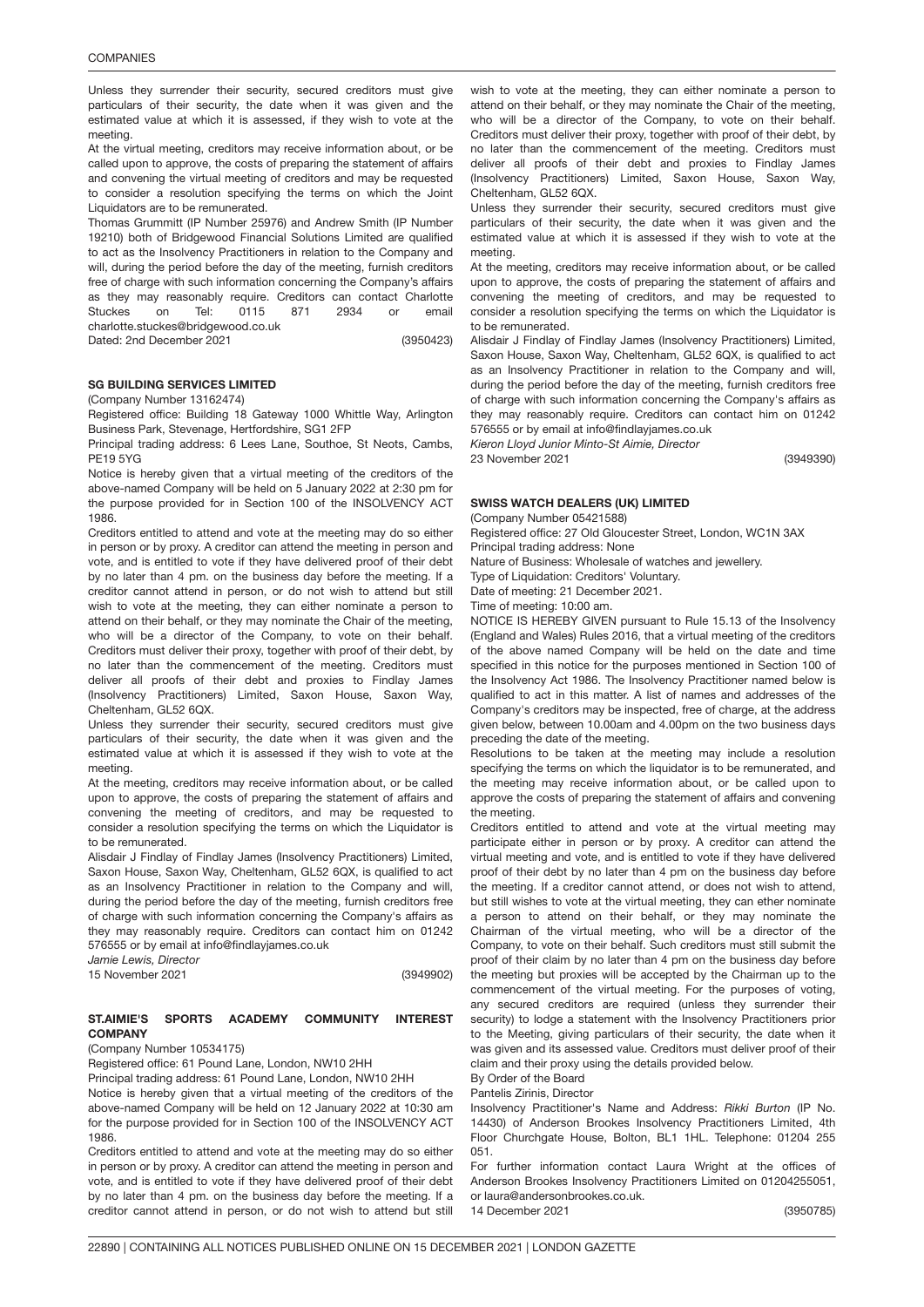Unless they surrender their security, secured creditors must give particulars of their security, the date when it was given and the estimated value at which it is assessed, if they wish to vote at the meeting.

At the virtual meeting, creditors may receive information about, or be called upon to approve, the costs of preparing the statement of affairs and convening the virtual meeting of creditors and may be requested to consider a resolution specifying the terms on which the Joint Liquidators are to be remunerated.

Thomas Grummitt (IP Number 25976) and Andrew Smith (IP Number 19210) both of Bridgewood Financial Solutions Limited are qualified to act as the Insolvency Practitioners in relation to the Company and will, during the period before the day of the meeting, furnish creditors free of charge with such information concerning the Company's affairs as they may reasonably require. Creditors can contact Charlotte Stuckes on Tel: 0115 871 2934 or email charlotte.stuckes@bridgewood.co.uk

Dated: 2nd December 2021

(3950423)

### SG BUILDING SERVICES LIMITED

(Company Number 13162474)

Registered office: Building 18 Gateway 1000 Whittle Way, Arlington Business Park, Stevenage, Hertfordshire, SG1 2FP

Principal trading address: 6 Lees Lane, Southoe, St Neots, Cambs, PE19 5YG

Notice is hereby given that a virtual meeting of the creditors of the above-named Company will be held on 5 January 2022 at 2:30 pm for the purpose provided for in Section 100 of the INSOLVENCY ACT 1986.

Creditors entitled to attend and vote at the meeting may do so either in person or by proxy. A creditor can attend the meeting in person and vote, and is entitled to vote if they have delivered proof of their debt by no later than 4 pm. on the business day before the meeting. If a creditor cannot attend in person, or do not wish to attend but still wish to vote at the meeting, they can either nominate a person to attend on their behalf, or they may nominate the Chair of the meeting, who will be a director of the Company, to vote on their behalf. Creditors must deliver their proxy, together with proof of their debt, by no later than the commencement of the meeting. Creditors must deliver all proofs of their debt and proxies to Findlay James (Insolvency Practitioners) Limited, Saxon House, Saxon Way, Cheltenham, GL52 6QX.

Unless they surrender their security, secured creditors must give particulars of their security, the date when it was given and the estimated value at which it is assessed if they wish to vote at the meeting.

At the meeting, creditors may receive information about, or be called upon to approve, the costs of preparing the statement of affairs and convening the meeting of creditors, and may be requested to consider a resolution specifying the terms on which the Liquidator is to be remunerated.

Alisdair J Findlay of Findlay James (Insolvency Practitioners) Limited, Saxon House, Saxon Way, Cheltenham, GL52 6QX, is qualified to act as an Insolvency Practitioner in relation to the Company and will, during the period before the day of the meeting, furnish creditors free of charge with such information concerning the Company's affairs as they may reasonably require. Creditors can contact him on 01242 576555 or by email at info@findlayjames.co.uk

*Jamie Lewis, Director*

15 November 2021

(3949902)

### ST.AIMIE'S SPORTS ACADEMY COMMUNITY INTEREST COMPANY

(Company Number 10534175)

Registered office: 61 Pound Lane, London, NW10 2HH

Principal trading address: 61 Pound Lane, London, NW10 2HH

Notice is hereby given that a virtual meeting of the creditors of the above-named Company will be held on 12 January 2022 at 10:30 am for the purpose provided for in Section 100 of the INSOLVENCY ACT 1986.

Creditors entitled to attend and vote at the meeting may do so either in person or by proxy. A creditor can attend the meeting in person and vote, and is entitled to vote if they have delivered proof of their debt by no later than 4 pm. on the business day before the meeting. If a creditor cannot attend in person, or do not wish to attend but still wish to vote at the meeting, they can either nominate a person to attend on their behalf, or they may nominate the Chair of the meeting, who will be a director of the Company, to vote on their behalf. Creditors must deliver their proxy, together with proof of their debt, by no later than the commencement of the meeting. Creditors must deliver all proofs of their debt and proxies to Findlay James (Insolvency Practitioners) Limited, Saxon House, Saxon Way, Cheltenham, GL52 6QX.

Unless they surrender their security, secured creditors must give particulars of their security, the date when it was given and the estimated value at which it is assessed if they wish to vote at the meeting.

At the meeting, creditors may receive information about, or be called upon to approve, the costs of preparing the statement of affairs and convening the meeting of creditors, and may be requested to consider a resolution specifying the terms on which the Liquidator is to be remunerated.

Alisdair J Findlay of Findlay James (Insolvency Practitioners) Limited, Saxon House, Saxon Way, Cheltenham, GL52 6QX, is qualified to act as an Insolvency Practitioner in relation to the Company and will, during the period before the day of the meeting, furnish creditors free of charge with such information concerning the Company's affairs as they may reasonably require. Creditors can contact him on 01242 576555 or by email at info@findlayjames.co.uk

*Kieron Lloyd Junior Minto-St Aimie, Director*

23 November 2021

(3949390)

### SWISS WATCH DEALERS (UK) LIMITED

(Company Number 05421588)

Registered office: 27 Old Gloucester Street, London, WC1N 3AX

Principal trading address: None

Nature of Business: Wholesale of watches and jewellery.

Type of Liquidation: Creditors' Voluntary.

Date of meeting: 21 December 2021.

Time of meeting: 10:00 am.

NOTICE IS HEREBY GIVEN pursuant to Rule 15.13 of the Insolvency (England and Wales) Rules 2016, that a virtual meeting of the creditors of the above named Company will be held on the date and time specified in this notice for the purposes mentioned in Section 100 of the Insolvency Act 1986. The Insolvency Practitioner named below is qualified to act in this matter. A list of names and addresses of the Company's creditors may be inspected, free of charge, at the address given below, between 10.00am and 4.00pm on the two business days preceding the date of the meeting.

Resolutions to be taken at the meeting may include a resolution specifying the terms on which the liquidator is to be remunerated, and the meeting may receive information about, or be called upon to approve the costs of preparing the statement of affairs and convening the meeting.

Creditors entitled to attend and vote at the virtual meeting may participate either in person or by proxy. A creditor can attend the virtual meeting and vote, and is entitled to vote if they have delivered proof of their debt by no later than 4 pm on the business day before the meeting. If a creditor cannot attend, or does not wish to attend, but still wishes to vote at the virtual meeting, they can ether nominate a person to attend on their behalf, or they may nominate the Chairman of the virtual meeting, who will be a director of the Company, to vote on their behalf. Such creditors must still submit the proof of their claim by no later than 4 pm on the business day before the meeting but proxies will be accepted by the Chairman up to the commencement of the virtual meeting. For the purposes of voting, any secured creditors are required (unless they surrender their security) to lodge a statement with the Insolvency Practitioners prior to the Meeting, giving particulars of their security, the date when it was given and its assessed value. Creditors must deliver proof of their claim and their proxy using the details provided below.

By Order of the Board

Pantelis Zirinis, Director

Insolvency Practitioner's Name and Address: *Rikki Burton* (IP No. 14430) of Anderson Brookes Insolvency Practitioners Limited, 4th Floor Churchgate House, Bolton, BL1 1HL. Telephone: 01204 255 051.

For further information contact Laura Wright at the offices of Anderson Brookes Insolvency Practitioners Limited on 01204255051, or laura@andersonbrookes.co.uk.

14 December 2021

(3950785)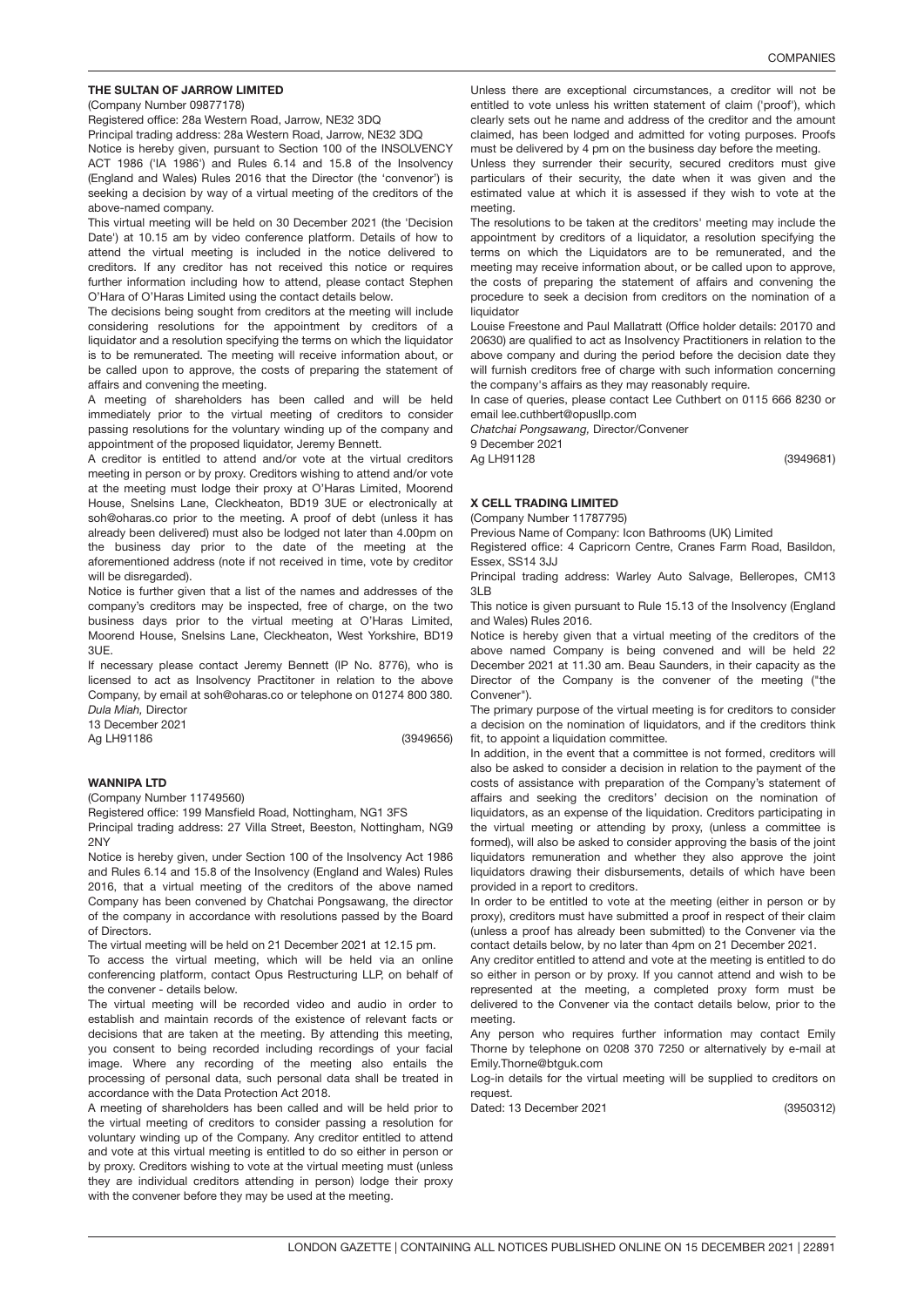### THE SULTAN OF JARROW LIMITED

(Company Number 09877178)

Registered office: 28a Western Road, Jarrow, NE32 3DQ

Principal trading address: 28a Western Road, Jarrow, NE32 3DQ

Notice is hereby given, pursuant to Section 100 of the INSOLVENCY ACT 1986 ('IA 1986') and Rules 6.14 and 15.8 of the Insolvency (England and Wales) Rules 2016 that the Director (the 'convenor') is seeking a decision by way of a virtual meeting of the creditors of the above-named company.

This virtual meeting will be held on 30 December 2021 (the 'Decision Date') at 10.15 am by video conference platform. Details of how to attend the virtual meeting is included in the notice delivered to creditors. If any creditor has not received this notice or requires further information including how to attend, please contact Stephen O'Hara of O'Haras Limited using the contact details below.

The decisions being sought from creditors at the meeting will include considering resolutions for the appointment by creditors of a liquidator and a resolution specifying the terms on which the liquidator is to be remunerated. The meeting will receive information about, or be called upon to approve, the costs of preparing the statement of affairs and convening the meeting.

A meeting of shareholders has been called and will be held immediately prior to the virtual meeting of creditors to consider passing resolutions for the voluntary winding up of the company and appointment of the proposed liquidator, Jeremy Bennett.

A creditor is entitled to attend and/or vote at the virtual creditors meeting in person or by proxy. Creditors wishing to attend and/or vote at the meeting must lodge their proxy at O'Haras Limited, Moorend House, Snelsins Lane, Cleckheaton, BD19 3UE or electronically at soh@oharas.co prior to the meeting. A proof of debt (unless it has already been delivered) must also be lodged not later than 4.00pm on the business day prior to the date of the meeting at the aforementioned address (note if not received in time, vote by creditor will be disregarded).

Notice is further given that a list of the names and addresses of the company's creditors may be inspected, free of charge, on the two business days prior to the virtual meeting at O'Haras Limited, Moorend House, Snelsins Lane, Cleckheaton, West Yorkshire, BD19 3UE.

If necessary please contact Jeremy Bennett (IP No. 8776), who is licensed to act as Insolvency Practitoner in relation to the above Company, by email at soh@oharas.co or telephone on 01274 800 380.

*Dula Miah,* Director

13 December 2021

Ag LH91186 (3949656)

### WANNIPA LTD

(Company Number 11749560)

Registered office: 199 Mansfield Road, Nottingham, NG1 3FS

Principal trading address: 27 Villa Street, Beeston, Nottingham, NG9 2NY

Notice is hereby given, under Section 100 of the Insolvency Act 1986 and Rules 6.14 and 15.8 of the Insolvency (England and Wales) Rules 2016, that a virtual meeting of the creditors of the above named Company has been convened by Chatchai Pongsawang, the director of the company in accordance with resolutions passed by the Board of Directors.

The virtual meeting will be held on 21 December 2021 at 12.15 pm.

To access the virtual meeting, which will be held via an online conferencing platform, contact Opus Restructuring LLP, on behalf of the convener - details below.

The virtual meeting will be recorded video and audio in order to establish and maintain records of the existence of relevant facts or decisions that are taken at the meeting. By attending this meeting, you consent to being recorded including recordings of your facial image. Where any recording of the meeting also entails the processing of personal data, such personal data shall be treated in accordance with the Data Protection Act 2018.

A meeting of shareholders has been called and will be held prior to the virtual meeting of creditors to consider passing a resolution for voluntary winding up of the Company. Any creditor entitled to attend and vote at this virtual meeting is entitled to do so either in person or by proxy. Creditors wishing to vote at the virtual meeting must (unless they are individual creditors attending in person) lodge their proxy with the convener before they may be used at the meeting.

Unless there are exceptional circumstances, a creditor will not be entitled to vote unless his written statement of claim ('proof'), which clearly sets out he name and address of the creditor and the amount claimed, has been lodged and admitted for voting purposes. Proofs must be delivered by 4 pm on the business day before the meeting.

Unless they surrender their security, secured creditors must give particulars of their security, the date when it was given and the estimated value at which it is assessed if they wish to vote at the meeting.

The resolutions to be taken at the creditors' meeting may include the appointment by creditors of a liquidator, a resolution specifying the terms on which the Liquidators are to be remunerated, and the meeting may receive information about, or be called upon to approve, the costs of preparing the statement of affairs and convening the procedure to seek a decision from creditors on the nomination of a liquidator

Louise Freestone and Paul Mallatratt (Office holder details: 20170 and 20630) are qualified to act as Insolvency Practitioners in relation to the above company and during the period before the decision date they will furnish creditors free of charge with such information concerning the company's affairs as they may reasonably require.

In case of queries, please contact Lee Cuthbert on 0115 666 8230 or email lee.cuthbert@opusllp.com

*Chatchai Pongsawang,* Director/Convener

9 December 2021

Ag LH91128 (3949681)

### X CELL TRADING LIMITED

(Company Number 11787795)

Previous Name of Company: Icon Bathrooms (UK) Limited

Registered office: 4 Capricorn Centre, Cranes Farm Road, Basildon, Essex, SS14 3JJ

Principal trading address: Warley Auto Salvage, Belleropes, CM13 3LB

This notice is given pursuant to Rule 15.13 of the Insolvency (England and Wales) Rules 2016.

Notice is hereby given that a virtual meeting of the creditors of the above named Company is being convened and will be held 22 December 2021 at 11.30 am. Beau Saunders, in their capacity as the Director of the Company is the convener of the meeting ("the Convener").

The primary purpose of the virtual meeting is for creditors to consider a decision on the nomination of liquidators, and if the creditors think fit, to appoint a liquidation committee.

In addition, in the event that a committee is not formed, creditors will also be asked to consider a decision in relation to the payment of the costs of assistance with preparation of the Company's statement of affairs and seeking the creditors' decision on the nomination of liquidators, as an expense of the liquidation. Creditors participating in the virtual meeting or attending by proxy, (unless a committee is formed), will also be asked to consider approving the basis of the joint liquidators remuneration and whether they also approve the joint liquidators drawing their disbursements, details of which have been provided in a report to creditors.

In order to be entitled to vote at the meeting (either in person or by proxy), creditors must have submitted a proof in respect of their claim (unless a proof has already been submitted) to the Convener via the contact details below, by no later than 4pm on 21 December 2021.

Any creditor entitled to attend and vote at the meeting is entitled to do so either in person or by proxy. If you cannot attend and wish to be represented at the meeting, a completed proxy form must be delivered to the Convener via the contact details below, prior to the meeting.

Any person who requires further information may contact Emily Thorne by telephone on 0208 370 7250 or alternatively by e-mail at Emily.Thorne@btguk.com

Log-in details for the virtual meeting will be supplied to creditors on request.

Dated: 13 December 2021 (3950312)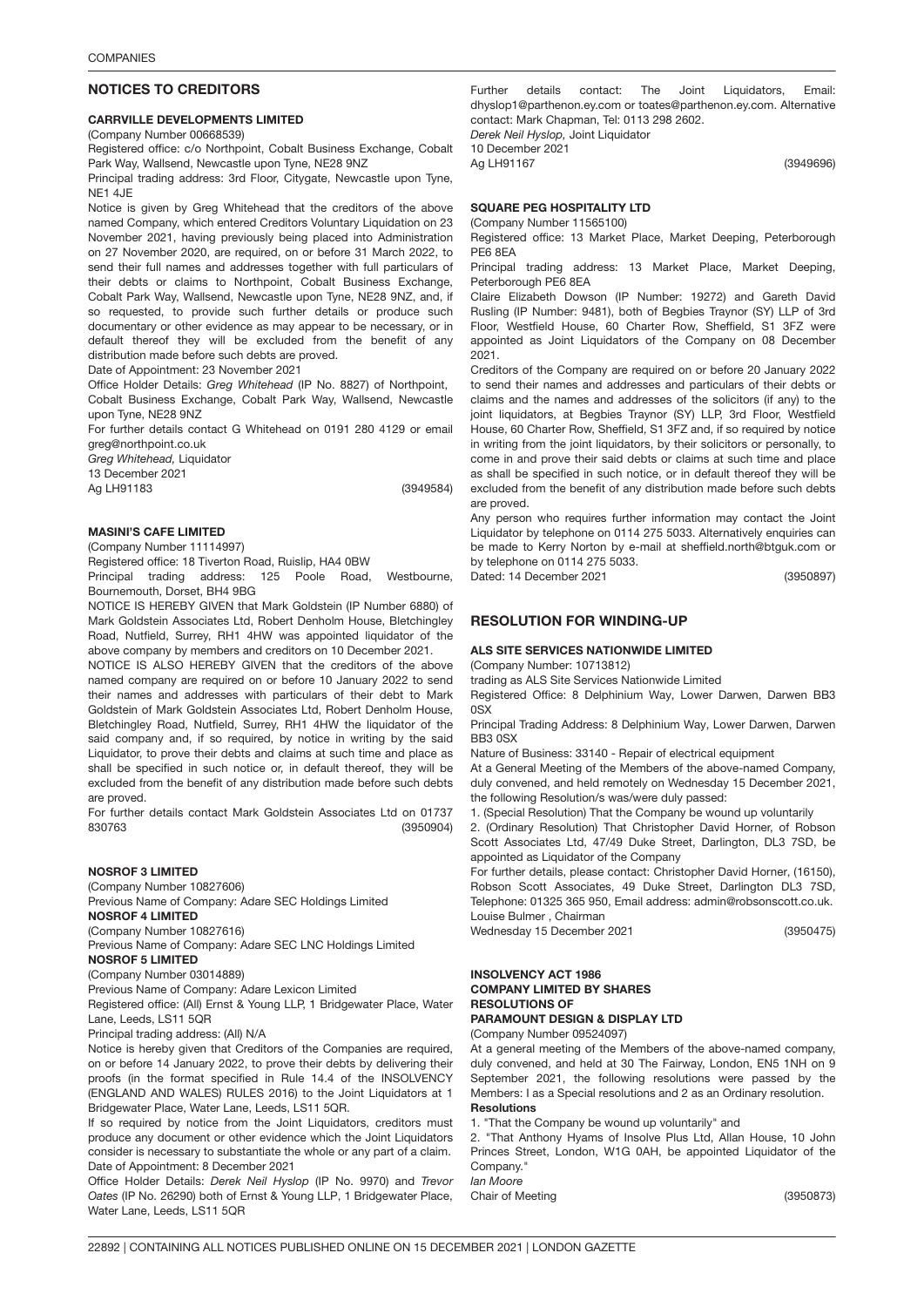## NOTICES TO CREDITORS

### CARRVILLE DEVELOPMENTS LIMITED

(Company Number 00668539)

Registered office: c/o Northpoint, Cobalt Business Exchange, Cobalt Park Way, Wallsend, Newcastle upon Tyne, NE28 9NZ

Principal trading address: 3rd Floor, Citygate, Newcastle upon Tyne, NE1 4JE

Notice is given by Greg Whitehead that the creditors of the above named Company, which entered Creditors Voluntary Liquidation on 23 November 2021, having previously being placed into Administration on 27 November 2020, are required, on or before 31 March 2022, to send their full names and addresses together with full particulars of their debts or claims to Northpoint, Cobalt Business Exchange, Cobalt Park Way, Wallsend, Newcastle upon Tyne, NE28 9NZ, and, if so requested, to provide such further details or produce such documentary or other evidence as may appear to be necessary, or in default thereof they will be excluded from the benefit of any distribution made before such debts are proved.

Date of Appointment: 23 November 2021

Office Holder Details: *Greg Whitehead* (IP No. 8827) of Northpoint, Cobalt Business Exchange, Cobalt Park Way, Wallsend, Newcastle upon Tyne, NE28 9NZ

For further details contact G Whitehead on 0191 280 4129 or email greg@northpoint.co.uk

*Greg Whitehead,* Liquidator

13 December 2021

Ag LH91183 (3949584)

### MASINI'S CAFE LIMITED

(Company Number 11114997)

Registered office: 18 Tiverton Road, Ruislip, HA4 0BW

Principal trading address: 125 Poole Road, Westbourne, Bournemouth, Dorset, BH4 9BG

NOTICE IS HEREBY GIVEN that Mark Goldstein (IP Number 6880) of Mark Goldstein Associates Ltd, Robert Denholm House, Bletchingley Road, Nutfield, Surrey, RH1 4HW was appointed liquidator of the above company by members and creditors on 10 December 2021.

NOTICE IS ALSO HEREBY GIVEN that the creditors of the above named company are required on or before 10 January 2022 to send their names and addresses with particulars of their debt to Mark Goldstein of Mark Goldstein Associates Ltd, Robert Denholm House, Bletchingley Road, Nutfield, Surrey, RH1 4HW the liquidator of the said company and, if so required, by notice in writing by the said Liquidator, to prove their debts and claims at such time and place as shall be specified in such notice or, in default thereof, they will be excluded from the benefit of any distribution made before such debts are proved.

For further details contact Mark Goldstein Associates Ltd on 01737 830763 (3950904)

### NOSROF 3 LIMITED

(Company Number 10827606)

Previous Name of Company: Adare SEC Holdings Limited

### NOSROF 4 LIMITED

(Company Number 10827616)

Previous Name of Company: Adare SEC LNC Holdings Limited

### NOSROF 5 LIMITED

(Company Number 03014889)

Previous Name of Company: Adare Lexicon Limited

Registered office: (All) Ernst & Young LLP, 1 Bridgewater Place, Water Lane, Leeds, LS11 5QR

Principal trading address: (All) N/A

Notice is hereby given that Creditors of the Companies are required, on or before 14 January 2022, to prove their debts by delivering their proofs (in the format specified in Rule 14.4 of the INSOLVENCY (ENGLAND AND WALES) RULES 2016) to the Joint Liquidators at 1 Bridgewater Place, Water Lane, Leeds, LS11 5QR.

If so required by notice from the Joint Liquidators, creditors must produce any document or other evidence which the Joint Liquidators consider is necessary to substantiate the whole or any part of a claim.

Date of Appointment: 8 December 2021

Office Holder Details: *Derek Neil Hyslop* (IP No. 9970) and *Trevor Oates* (IP No. 26290) both of Ernst & Young LLP, 1 Bridgewater Place, Water Lane, Leeds, LS11 5QR

Further details contact: The Joint Liquidators, Email: dhyslop1@parthenon.ey.com or toates@parthenon.ey.com. Alternative contact: Mark Chapman, Tel: 0113 298 2602.

*Derek Neil Hyslop,* Joint Liquidator

10 December 2021

Ag LH91167 (3949696)

### SQUARE PEG HOSPITALITY LTD

(Company Number 11565100)

Registered office: 13 Market Place, Market Deeping, Peterborough PE6 8EA

Principal trading address: 13 Market Place, Market Deeping, Peterborough PE6 8EA

Claire Elizabeth Dowson (IP Number: 19272) and Gareth David Rusling (IP Number: 9481), both of Begbies Traynor (SY) LLP of 3rd Floor, Westfield House, 60 Charter Row, Sheffield, S1 3FZ were appointed as Joint Liquidators of the Company on 08 December 2021.

Creditors of the Company are required on or before 20 January 2022 to send their names and addresses and particulars of their debts or claims and the names and addresses of the solicitors (if any) to the joint liquidators, at Begbies Traynor (SY) LLP, 3rd Floor, Westfield House, 60 Charter Row, Sheffield, S1 3FZ and, if so required by notice in writing from the joint liquidators, by their solicitors or personally, to come in and prove their said debts or claims at such time and place as shall be specified in such notice, or in default thereof they will be excluded from the benefit of any distribution made before such debts are proved.

Any person who requires further information may contact the Joint Liquidator by telephone on 0114 275 5033. Alternatively enquiries can be made to Kerry Norton by e-mail at sheffield.north@btguk.com or by telephone on 0114 275 5033.

Dated: 14 December 2021 (3950897)

## RESOLUTION FOR WINDING-UP

### ALS SITE SERVICES NATIONWIDE LIMITED

(Company Number: 10713812)

trading as ALS Site Services Nationwide Limited

Registered Office: 8 Delphinium Way, Lower Darwen, Darwen BB3 0SX

Principal Trading Address: 8 Delphinium Way, Lower Darwen, Darwen BB3 0SX

Nature of Business: 33140 - Repair of electrical equipment

At a General Meeting of the Members of the above-named Company, duly convened, and held remotely on Wednesday 15 December 2021, the following Resolution/s was/were duly passed:

1. (Special Resolution) That the Company be wound up voluntarily
2. (Ordinary Resolution) That Christopher David Horner, of Robson Scott Associates Ltd, 47/49 Duke Street, Darlington, DL3 7SD, be appointed as Liquidator of the Company

For further details, please contact: Christopher David Horner, (16150), Robson Scott Associates, 49 Duke Street, Darlington DL3 7SD, Telephone: 01325 365 950, Email address: admin@robsonscott.co.uk.

Louise Bulmer , Chairman

Wednesday 15 December 2021 (3950475)

### INSOLVENCY ACT 1986
### COMPANY LIMITED BY SHARES
### RESOLUTIONS OF
### PARAMOUNT DESIGN & DISPLAY LTD

(Company Number 09524097)

At a general meeting of the Members of the above-named company, duly convened, and held at 30 The Fairway, London, EN5 1NH on 9 September 2021, the following resolutions were passed by the Members: I as a Special resolutions and 2 as an Ordinary resolution.

**Resolutions**

1. "That the Company be wound up voluntarily" and
2. "That Anthony Hyams of Insolve Plus Ltd, Allan House, 10 John Princes Street, London, W1G 0AH, be appointed Liquidator of the Company."

*Ian Moore*

Chair of Meeting (3950873)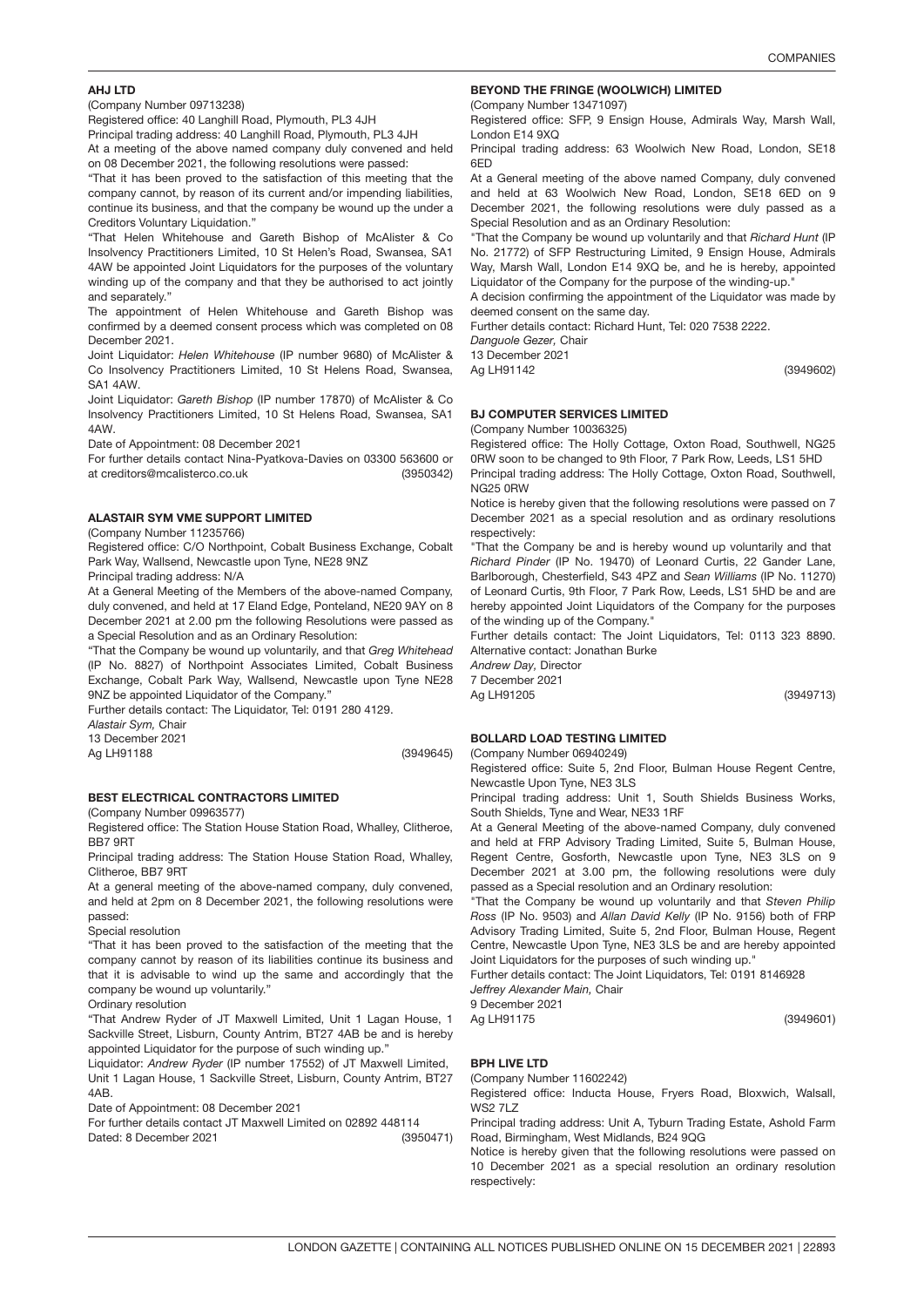### AHJ LTD

(Company Number 09713238)

Registered office: 40 Langhill Road, Plymouth, PL3 4JH

Principal trading address: 40 Langhill Road, Plymouth, PL3 4JH

At a meeting of the above named company duly convened and held on 08 December 2021, the following resolutions were passed:

"That it has been proved to the satisfaction of this meeting that the company cannot, by reason of its current and/or impending liabilities, continue its business, and that the company be wound up the under a Creditors Voluntary Liquidation."

"That Helen Whitehouse and Gareth Bishop of McAlister & Co Insolvency Practitioners Limited, 10 St Helen's Road, Swansea, SA1 4AW be appointed Joint Liquidators for the purposes of the voluntary winding up of the company and that they be authorised to act jointly and separately."

The appointment of Helen Whitehouse and Gareth Bishop was confirmed by a deemed consent process which was completed on 08 December 2021.

Joint Liquidator: *Helen Whitehouse* (IP number 9680) of McAlister & Co Insolvency Practitioners Limited, 10 St Helens Road, Swansea, SA1 4AW.

Joint Liquidator: *Gareth Bishop* (IP number 17870) of McAlister & Co Insolvency Practitioners Limited, 10 St Helens Road, Swansea, SA1 4AW.

Date of Appointment: 08 December 2021

For further details contact Nina-Pyatkova-Davies on 03300 563600 or at creditors@mcalisterco.co.uk (3950342)

### ALASTAIR SYM VME SUPPORT LIMITED

(Company Number 11235766)

Registered office: C/O Northpoint, Cobalt Business Exchange, Cobalt Park Way, Wallsend, Newcastle upon Tyne, NE28 9NZ

Principal trading address: N/A

At a General Meeting of the Members of the above-named Company, duly convened, and held at 17 Eland Edge, Ponteland, NE20 9AY on 8 December 2021 at 2.00 pm the following Resolutions were passed as a Special Resolution and as an Ordinary Resolution:

"That the Company be wound up voluntarily, and that *Greg Whitehead* (IP No. 8827) of Northpoint Associates Limited, Cobalt Business Exchange, Cobalt Park Way, Wallsend, Newcastle upon Tyne NE28 9NZ be appointed Liquidator of the Company."

Further details contact: The Liquidator, Tel: 0191 280 4129.

*Alastair Sym,* Chair

13 December 2021

Ag LH91188 (3949645)

### BEST ELECTRICAL CONTRACTORS LIMITED

(Company Number 09963577)

Registered office: The Station House Station Road, Whalley, Clitheroe, BB7 9RT

Principal trading address: The Station House Station Road, Whalley, Clitheroe, BB7 9RT

At a general meeting of the above-named company, duly convened, and held at 2pm on 8 December 2021, the following resolutions were passed:

Special resolution

"That it has been proved to the satisfaction of the meeting that the company cannot by reason of its liabilities continue its business and that it is advisable to wind up the same and accordingly that the company be wound up voluntarily."

Ordinary resolution

"That Andrew Ryder of JT Maxwell Limited, Unit 1 Lagan House, 1 Sackville Street, Lisburn, County Antrim, BT27 4AB be and is hereby appointed Liquidator for the purpose of such winding up."

Liquidator: *Andrew Ryder* (IP number 17552) of JT Maxwell Limited, Unit 1 Lagan House, 1 Sackville Street, Lisburn, County Antrim, BT27 4AB.

Date of Appointment: 08 December 2021

For further details contact JT Maxwell Limited on 02892 448114

Dated: 8 December 2021 (3950471)

### BEYOND THE FRINGE (WOOLWICH) LIMITED

(Company Number 13471097)

Registered office: SFP, 9 Ensign House, Admirals Way, Marsh Wall, London E14 9XQ

Principal trading address: 63 Woolwich New Road, London, SE18 6ED

At a General meeting of the above named Company, duly convened and held at 63 Woolwich New Road, London, SE18 6ED on 9 December 2021, the following resolutions were duly passed as a Special Resolution and as an Ordinary Resolution:

"That the Company be wound up voluntarily and that *Richard Hunt* (IP No. 21772) of SFP Restructuring Limited, 9 Ensign House, Admirals Way, Marsh Wall, London E14 9XQ be, and he is hereby, appointed Liquidator of the Company for the purpose of the winding-up."

A decision confirming the appointment of the Liquidator was made by deemed consent on the same day.

Further details contact: Richard Hunt, Tel: 020 7538 2222.

*Danguole Gezer,* Chair

13 December 2021

Ag LH91142 (3949602)

### BJ COMPUTER SERVICES LIMITED

(Company Number 10036325)

Registered office: The Holly Cottage, Oxton Road, Southwell, NG25 0RW soon to be changed to 9th Floor, 7 Park Row, Leeds, LS1 5HD

Principal trading address: The Holly Cottage, Oxton Road, Southwell, NG25 0RW

Notice is hereby given that the following resolutions were passed on 7 December 2021 as a special resolution and as ordinary resolutions respectively:

"That the Company be and is hereby wound up voluntarily and that *Richard Pinder* (IP No. 19470) of Leonard Curtis, 22 Gander Lane, Barlborough, Chesterfield, S43 4PZ and *Sean Williams* (IP No. 11270) of Leonard Curtis, 9th Floor, 7 Park Row, Leeds, LS1 5HD be and are hereby appointed Joint Liquidators of the Company for the purposes of the winding up of the Company."

Further details contact: The Joint Liquidators, Tel: 0113 323 8890. Alternative contact: Jonathan Burke

*Andrew Day,* Director

7 December 2021

Ag LH91205 (3949713)

### BOLLARD LOAD TESTING LIMITED

(Company Number 06940249)

Registered office: Suite 5, 2nd Floor, Bulman House Regent Centre, Newcastle Upon Tyne, NE3 3LS

Principal trading address: Unit 1, South Shields Business Works, South Shields, Tyne and Wear, NE33 1RF

At a General Meeting of the above-named Company, duly convened and held at FRP Advisory Trading Limited, Suite 5, Bulman House, Regent Centre, Gosforth, Newcastle upon Tyne, NE3 3LS on 9 December 2021 at 3.00 pm, the following resolutions were duly passed as a Special resolution and an Ordinary resolution:

"That the Company be wound up voluntarily and that *Steven Philip Ross* (IP No. 9503) and *Allan David Kelly* (IP No. 9156) both of FRP Advisory Trading Limited, Suite 5, 2nd Floor, Bulman House, Regent Centre, Newcastle Upon Tyne, NE3 3LS be and are hereby appointed Joint Liquidators for the purposes of such winding up."

Further details contact: The Joint Liquidators, Tel: 0191 8146928

*Jeffrey Alexander Main,* Chair

9 December 2021

Ag LH91175 (3949601)

### BPH LIVE LTD

(Company Number 11602242)

Registered office: Inducta House, Fryers Road, Bloxwich, Walsall, WS2 7LZ

Principal trading address: Unit A, Tyburn Trading Estate, Ashold Farm Road, Birmingham, West Midlands, B24 9QG

Notice is hereby given that the following resolutions were passed on 10 December 2021 as a special resolution an ordinary resolution respectively: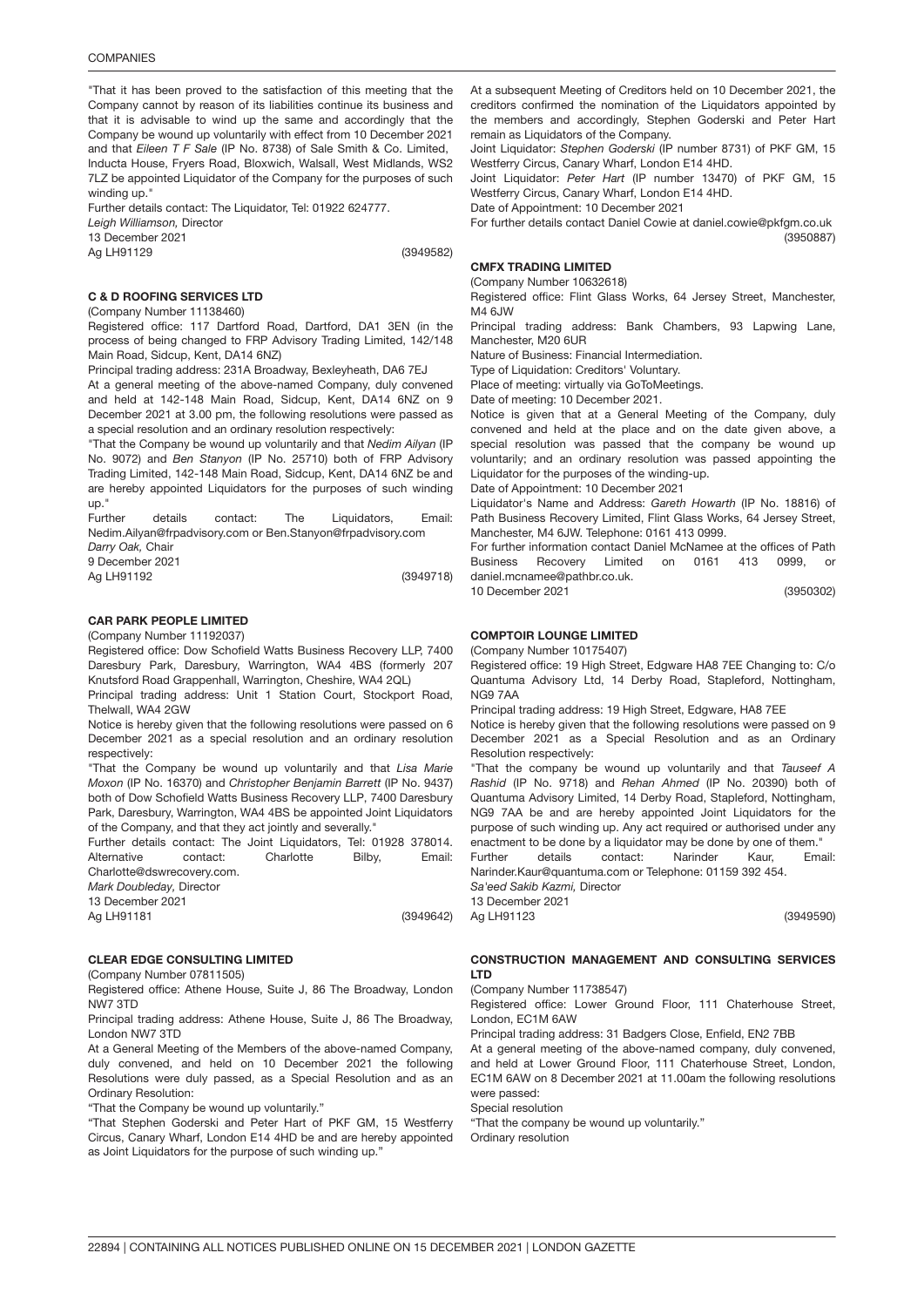"That it has been proved to the satisfaction of this meeting that the Company cannot by reason of its liabilities continue its business and that it is advisable to wind up the same and accordingly that the Company be wound up voluntarily with effect from 10 December 2021 and that *Eileen T F Sale* (IP No. 8738) of Sale Smith & Co. Limited, Inducta House, Fryers Road, Bloxwich, Walsall, West Midlands, WS2 7LZ be appointed Liquidator of the Company for the purposes of such winding up."

Further details contact: The Liquidator, Tel: 01922 624777.

*Leigh Williamson,* Director

13 December 2021

Ag LH91129 (3949582)

### C & D ROOFING SERVICES LTD

(Company Number 11138460)

Registered office: 117 Dartford Road, Dartford, DA1 3EN (in the process of being changed to FRP Advisory Trading Limited, 142/148 Main Road, Sidcup, Kent, DA14 6NZ)

Principal trading address: 231A Broadway, Bexleyheath, DA6 7EJ

At a general meeting of the above-named Company, duly convened and held at 142-148 Main Road, Sidcup, Kent, DA14 6NZ on 9 December 2021 at 3.00 pm, the following resolutions were passed as a special resolution and an ordinary resolution respectively:

"That the Company be wound up voluntarily and that *Nedim Ailyan* (IP No. 9072) and *Ben Stanyon* (IP No. 25710) both of FRP Advisory Trading Limited, 142-148 Main Road, Sidcup, Kent, DA14 6NZ be and are hereby appointed Liquidators for the purposes of such winding up."

Further details contact: The Liquidators, Email: Nedim.Ailyan@frpadvisory.com or Ben.Stanyon@frpadvisory.com

*Darry Oak,* Chair

9 December 2021

Ag LH91192 (3949718)

### CAR PARK PEOPLE LIMITED

(Company Number 11192037)

Registered office: Dow Schofield Watts Business Recovery LLP, 7400 Daresbury Park, Daresbury, Warrington, WA4 4BS (formerly 207 Knutsford Road Grappenhall, Warrington, Cheshire, WA4 2QL)

Principal trading address: Unit 1 Station Court, Stockport Road, Thelwall, WA4 2GW

Notice is hereby given that the following resolutions were passed on 6 December 2021 as a special resolution and an ordinary resolution respectively:

"That the Company be wound up voluntarily and that *Lisa Marie Moxon* (IP No. 16370) and *Christopher Benjamin Barrett* (IP No. 9437) both of Dow Schofield Watts Business Recovery LLP, 7400 Daresbury Park, Daresbury, Warrington, WA4 4BS be appointed Joint Liquidators of the Company, and that they act jointly and severally."

Further details contact: The Joint Liquidators, Tel: 01928 378014. Alternative contact: Charlotte Bilby, Email: Charlotte@dswrecovery.com.

*Mark Doubleday,* Director

13 December 2021

Ag LH91181 (3949642)

### CLEAR EDGE CONSULTING LIMITED

(Company Number 07811505)

Registered office: Athene House, Suite J, 86 The Broadway, London NW7 3TD

Principal trading address: Athene House, Suite J, 86 The Broadway, London NW7 3TD

At a General Meeting of the Members of the above-named Company, duly convened, and held on 10 December 2021 the following Resolutions were duly passed, as a Special Resolution and as an Ordinary Resolution:

"That the Company be wound up voluntarily."

"That Stephen Goderski and Peter Hart of PKF GM, 15 Westferry Circus, Canary Wharf, London E14 4HD be and are hereby appointed as Joint Liquidators for the purpose of such winding up."

At a subsequent Meeting of Creditors held on 10 December 2021, the creditors confirmed the nomination of the Liquidators appointed by the members and accordingly, Stephen Goderski and Peter Hart remain as Liquidators of the Company.

Joint Liquidator: *Stephen Goderski* (IP number 8731) of PKF GM, 15 Westferry Circus, Canary Wharf, London E14 4HD.

Joint Liquidator: *Peter Hart* (IP number 13470) of PKF GM, 15 Westferry Circus, Canary Wharf, London E14 4HD.

Date of Appointment: 10 December 2021

For further details contact Daniel Cowie at daniel.cowie@pkfgm.co.uk

(3950887)

### CMFX TRADING LIMITED

(Company Number 10632618)

Registered office: Flint Glass Works, 64 Jersey Street, Manchester, M4 6JW

Principal trading address: Bank Chambers, 93 Lapwing Lane, Manchester, M20 6UR

Nature of Business: Financial Intermediation.

Type of Liquidation: Creditors' Voluntary.

Place of meeting: virtually via GoToMeetings.

Date of meeting: 10 December 2021.

Notice is given that at a General Meeting of the Company, duly convened and held at the place and on the date given above, a special resolution was passed that the company be wound up voluntarily; and an ordinary resolution was passed appointing the Liquidator for the purposes of the winding-up.

Date of Appointment: 10 December 2021

Liquidator's Name and Address: *Gareth Howarth* (IP No. 18816) of Path Business Recovery Limited, Flint Glass Works, 64 Jersey Street, Manchester, M4 6JW. Telephone: 0161 413 0999.

For further information contact Daniel McNamee at the offices of Path Business Recovery Limited on 0161 413 0999, or daniel.mcnamee@pathbr.co.uk.

10 December 2021 (3950302)

### COMPTOIR LOUNGE LIMITED

(Company Number 10175407)

Registered office: 19 High Street, Edgware HA8 7EE Changing to: C/o Quantuma Advisory Ltd, 14 Derby Road, Stapleford, Nottingham, NG9 7AA

Principal trading address: 19 High Street, Edgware, HA8 7EE

Notice is hereby given that the following resolutions were passed on 9 December 2021 as a Special Resolution and as an Ordinary Resolution respectively:

"That the company be wound up voluntarily and that *Tauseef A Rashid* (IP No. 9718) and *Rehan Ahmed* (IP No. 20390) both of Quantuma Advisory Limited, 14 Derby Road, Stapleford, Nottingham, NG9 7AA be and are hereby appointed Joint Liquidators for the purpose of such winding up. Any act required or authorised under any enactment to be done by a liquidator may be done by one of them."

Further details contact: Narinder Kaur, Email: Narinder.Kaur@quantuma.com or Telephone: 01159 392 454.

*Sa'eed Sakib Kazmi,* Director

13 December 2021

Ag LH91123 (3949590)

### CONSTRUCTION MANAGEMENT AND CONSULTING SERVICES LTD

(Company Number 11738547)

Registered office: Lower Ground Floor, 111 Chaterhouse Street, London, EC1M 6AW

Principal trading address: 31 Badgers Close, Enfield, EN2 7BB

At a general meeting of the above-named company, duly convened, and held at Lower Ground Floor, 111 Chaterhouse Street, London, EC1M 6AW on 8 December 2021 at 11.00am the following resolutions were passed:

Special resolution

"That the company be wound up voluntarily."

Ordinary resolution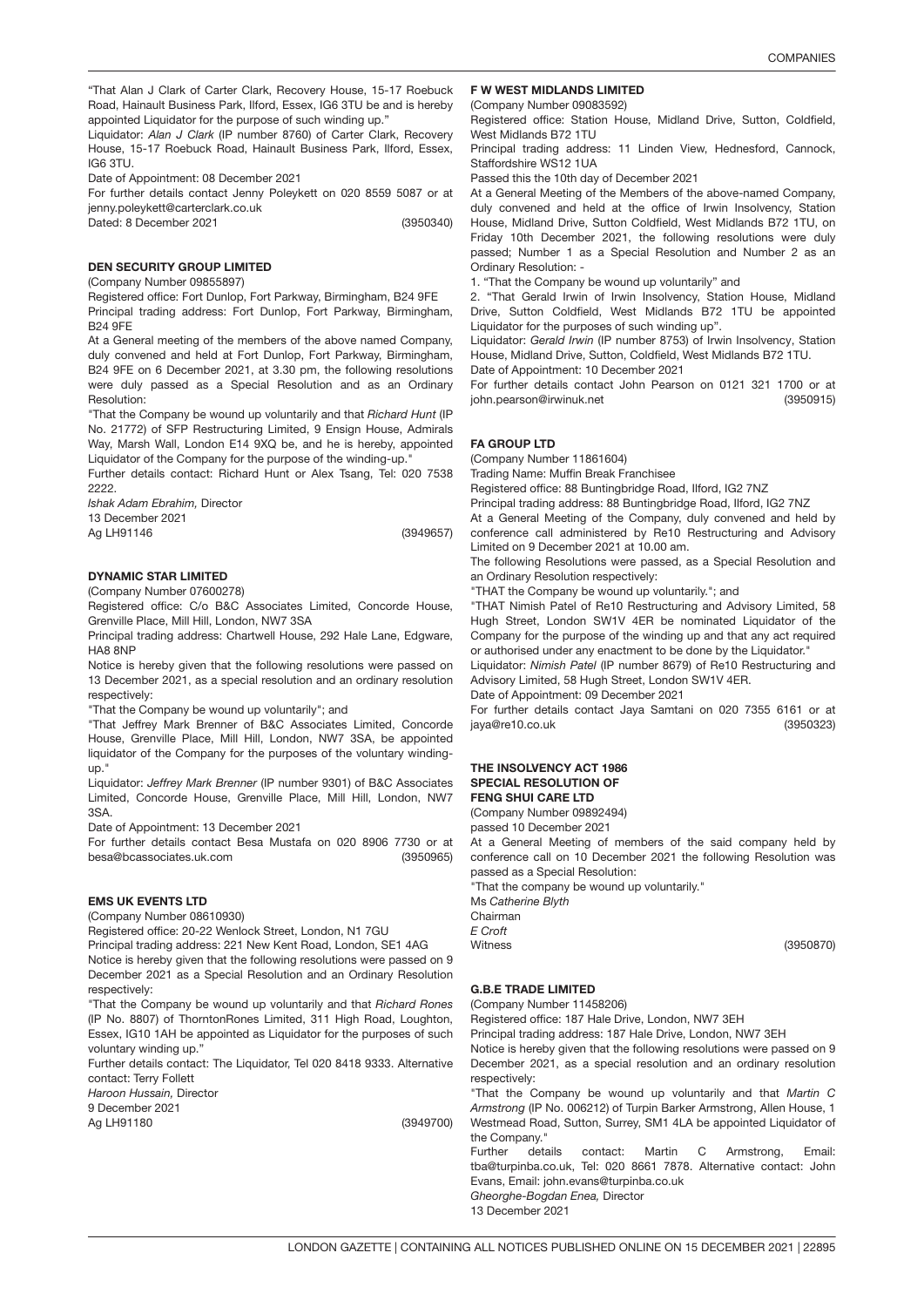"That Alan J Clark of Carter Clark, Recovery House, 15-17 Roebuck Road, Hainault Business Park, Ilford, Essex, IG6 3TU be and is hereby appointed Liquidator for the purpose of such winding up."

Liquidator: *Alan J Clark* (IP number 8760) of Carter Clark, Recovery House, 15-17 Roebuck Road, Hainault Business Park, Ilford, Essex, IG6 3TU.

Date of Appointment: 08 December 2021

For further details contact Jenny Poleykett on 020 8559 5087 or at jenny.poleykett@carterclark.co.uk

Dated: 8 December 2021

(3950340)

### DEN SECURITY GROUP LIMITED

(Company Number 09855897)

Registered office: Fort Dunlop, Fort Parkway, Birmingham, B24 9FE

Principal trading address: Fort Dunlop, Fort Parkway, Birmingham, B24 9FE

At a General meeting of the members of the above named Company, duly convened and held at Fort Dunlop, Fort Parkway, Birmingham, B24 9FE on 6 December 2021, at 3.30 pm, the following resolutions were duly passed as a Special Resolution and as an Ordinary Resolution:

"That the Company be wound up voluntarily and that *Richard Hunt* (IP No. 21772) of SFP Restructuring Limited, 9 Ensign House, Admirals Way, Marsh Wall, London E14 9XQ be, and he is hereby, appointed Liquidator of the Company for the purpose of the winding-up."

Further details contact: Richard Hunt or Alex Tsang, Tel: 020 7538 2222.

*Ishak Adam Ebrahim,* Director

13 December 2021

Ag LH91146

(3949657)

### DYNAMIC STAR LIMITED

(Company Number 07600278)

Registered office: C/o B&C Associates Limited, Concorde House, Grenville Place, Mill Hill, London, NW7 3SA

Principal trading address: Chartwell House, 292 Hale Lane, Edgware, HA8 8NP

Notice is hereby given that the following resolutions were passed on 13 December 2021, as a special resolution and an ordinary resolution respectively:

"That the Company be wound up voluntarily"; and

"That Jeffrey Mark Brenner of B&C Associates Limited, Concorde House, Grenville Place, Mill Hill, London, NW7 3SA, be appointed liquidator of the Company for the purposes of the voluntary winding-up."

Liquidator: *Jeffrey Mark Brenner* (IP number 9301) of B&C Associates Limited, Concorde House, Grenville Place, Mill Hill, London, NW7 3SA.

Date of Appointment: 13 December 2021

For further details contact Besa Mustafa on 020 8906 7730 or at besa@bcassociates.uk.com

(3950965)

### EMS UK EVENTS LTD

(Company Number 08610930)

Registered office: 20-22 Wenlock Street, London, N1 7GU

Principal trading address: 221 New Kent Road, London, SE1 4AG

Notice is hereby given that the following resolutions were passed on 9 December 2021 as a Special Resolution and an Ordinary Resolution respectively:

"That the Company be wound up voluntarily and that *Richard Rones* (IP No. 8807) of ThorntonRones Limited, 311 High Road, Loughton, Essex, IG10 1AH be appointed as Liquidator for the purposes of such voluntary winding up."

Further details contact: The Liquidator, Tel 020 8418 9333. Alternative contact: Terry Follett

*Haroon Hussain,* Director

9 December 2021

Ag LH91180

(3949700)

### F W WEST MIDLANDS LIMITED

(Company Number 09083592)

Registered office: Station House, Midland Drive, Sutton, Coldfield, West Midlands B72 1TU

Principal trading address: 11 Linden View, Hednesford, Cannock, Staffordshire WS12 1UA

Passed this the 10th day of December 2021

At a General Meeting of the Members of the above-named Company, duly convened and held at the office of Irwin Insolvency, Station House, Midland Drive, Sutton Coldfield, West Midlands B72 1TU, on Friday 10th December 2021, the following resolutions were duly passed; Number 1 as a Special Resolution and Number 2 as an Ordinary Resolution: -

1. "That the Company be wound up voluntarily" and
2. "That Gerald Irwin of Irwin Insolvency, Station House, Midland Drive, Sutton Coldfield, West Midlands B72 1TU be appointed Liquidator for the purposes of such winding up".

Liquidator: *Gerald Irwin* (IP number 8753) of Irwin Insolvency, Station House, Midland Drive, Sutton, Coldfield, West Midlands B72 1TU.

Date of Appointment: 10 December 2021

For further details contact John Pearson on 0121 321 1700 or at john.pearson@irwinuk.net

(3950915)

### FA GROUP LTD

(Company Number 11861604)

Trading Name: Muffin Break Franchisee

Registered office: 88 Buntingbridge Road, Ilford, IG2 7NZ

Principal trading address: 88 Buntingbridge Road, Ilford, IG2 7NZ

At a General Meeting of the Company, duly convened and held by conference call administered by Re10 Restructuring and Advisory Limited on 9 December 2021 at 10.00 am.

The following Resolutions were passed, as a Special Resolution and an Ordinary Resolution respectively:

"THAT the Company be wound up voluntarily."; and

"THAT Nimish Patel of Re10 Restructuring and Advisory Limited, 58 Hugh Street, London SW1V 4ER be nominated Liquidator of the Company for the purpose of the winding up and that any act required or authorised under any enactment to be done by the Liquidator."

Liquidator: *Nimish Patel* (IP number 8679) of Re10 Restructuring and Advisory Limited, 58 Hugh Street, London SW1V 4ER.

Date of Appointment: 09 December 2021

For further details contact Jaya Samtani on 020 7355 6161 or at jaya@re10.co.uk

(3950323)

### THE INSOLVENCY ACT 1986
### SPECIAL RESOLUTION OF
### FENG SHUI CARE LTD

(Company Number 09892494)

passed 10 December 2021

At a General Meeting of members of the said company held by conference call on 10 December 2021 the following Resolution was passed as a Special Resolution:

"That the company be wound up voluntarily."

Ms *Catherine Blyth*

Chairman

*E Croft*

Witness

(3950870)

### G.B.E TRADE LIMITED

(Company Number 11458206)

Registered office: 187 Hale Drive, London, NW7 3EH

Principal trading address: 187 Hale Drive, London, NW7 3EH

Notice is hereby given that the following resolutions were passed on 9 December 2021, as a special resolution and an ordinary resolution respectively:

"That the Company be wound up voluntarily and that *Martin C Armstrong* (IP No. 006212) of Turpin Barker Armstrong, Allen House, 1 Westmead Road, Sutton, Surrey, SM1 4LA be appointed Liquidator of the Company."

Further details contact: Martin C Armstrong, Email: tba@turpinba.co.uk, Tel: 020 8661 7878. Alternative contact: John Evans, Email: john.evans@turpinba.co.uk

*Gheorghe-Bogdan Enea,* Director

13 December 2021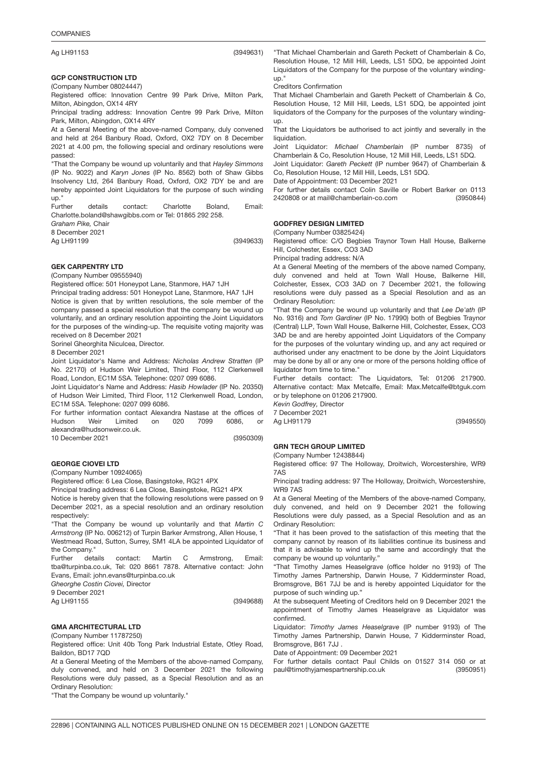Ag LH91153 (3949631)

### GCP CONSTRUCTION LTD

(Company Number 08024447)

Registered office: Innovation Centre 99 Park Drive, Milton Park, Milton, Abingdon, OX14 4RY

Principal trading address: Innovation Centre 99 Park Drive, Milton Park, Milton, Abingdon, OX14 4RY

At a General Meeting of the above-named Company, duly convened and held at 264 Banbury Road, Oxford, OX2 7DY on 8 December 2021 at 4.00 pm, the following special and ordinary resolutions were passed:

"That the Company be wound up voluntarily and that *Hayley Simmons* (IP No. 9022) and *Karyn Jones* (IP No. 8562) both of Shaw Gibbs Insolvency Ltd, 264 Banbury Road, Oxford, OX2 7DY be and are hereby appointed Joint Liquidators for the purpose of such winding up."

Further details contact: Charlotte Boland, Email: Charlotte.boland@shawgibbs.com or Tel: 01865 292 258.

*Graham Pike,* Chair

8 December 2021

Ag LH91199 (3949633)

### GEK CARPENTRY LTD

(Company Number 09555940)

Registered office: 501 Honeypot Lane, Stanmore, HA7 1JH

Principal trading address: 501 Honeypot Lane, Stanmore, HA7 1JH

Notice is given that by written resolutions, the sole member of the company passed a special resolution that the company be wound up voluntarily, and an ordinary resolution appointing the Joint Liquidators for the purposes of the winding-up. The requisite voting majority was received on 8 December 2021

Sorinel Gheorghita Niculcea, Director.

8 December 2021

Joint Liquidator's Name and Address: *Nicholas Andrew Stratten* (IP No. 22170) of Hudson Weir Limited, Third Floor, 112 Clerkenwell Road, London, EC1M 5SA. Telephone: 0207 099 6086.

Joint Liquidator's Name and Address: *Hasib Howlader* (IP No. 20350) of Hudson Weir Limited, Third Floor, 112 Clerkenwell Road, London, EC1M 5SA. Telephone: 0207 099 6086.

For further information contact Alexandra Nastase at the offices of Hudson Weir Limited on 020 7099 6086, or alexandra@hudsonweir.co.uk.

10 December 2021 (3950309)

### GEORGE CIOVEI LTD

(Company Number 10924065)

Registered office: 6 Lea Close, Basingstoke, RG21 4PX

Principal trading address: 6 Lea Close, Basingstoke, RG21 4PX

Notice is hereby given that the following resolutions were passed on 9 December 2021, as a special resolution and an ordinary resolution respectively:

"That the Company be wound up voluntarily and that *Martin C Armstrong* (IP No. 006212) of Turpin Barker Armstrong, Allen House, 1 Westmead Road, Sutton, Surrey, SM1 4LA be appointed Liquidator of the Company."

Further details contact: Martin C Armstrong, Email: tba@turpinba.co.uk, Tel: 020 8661 7878. Alternative contact: John Evans, Email: john.evans@turpinba.co.uk

*Gheorghe Costin Ciovei,* Director

9 December 2021

Ag LH91155 (3949688)

### GMA ARCHITECTURAL LTD

(Company Number 11787250)

Registered office: Unit 40b Tong Park Industrial Estate, Otley Road, Baildon, BD17 7QD

At a General Meeting of the Members of the above-named Company, duly convened, and held on 3 December 2021 the following Resolutions were duly passed, as a Special Resolution and as an Ordinary Resolution:

"That the Company be wound up voluntarily."

"That Michael Chamberlain and Gareth Peckett of Chamberlain & Co, Resolution House, 12 Mill Hill, Leeds, LS1 5DQ, be appointed Joint Liquidators of the Company for the purpose of the voluntary winding-up."

Creditors Confirmation

That Michael Chamberlain and Gareth Peckett of Chamberlain & Co, Resolution House, 12 Mill Hill, Leeds, LS1 5DQ, be appointed joint liquidators of the Company for the purposes of the voluntary winding-up.

That the Liquidators be authorised to act jointly and severally in the liquidation.

Joint Liquidator: *Michael Chamberlain* (IP number 8735) of Chamberlain & Co, Resolution House, 12 Mill Hill, Leeds, LS1 5DQ.

Joint Liquidator: *Gareth Peckett* (IP number 9647) of Chamberlain & Co, Resolution House, 12 Mill Hill, Leeds, LS1 5DQ.

Date of Appointment: 03 December 2021

For further details contact Colin Saville or Robert Barker on 0113 2420808 or at mail@chamberlain-co.com (3950844)

### GODFREY DESIGN LIMITED

(Company Number 03825424)

Registered office: C/O Begbies Traynor Town Hall House, Balkerne Hill, Colchester, Essex, CO3 3AD

Principal trading address: N/A

At a General Meeting of the members of the above named Company, duly convened and held at Town Wall House, Balkerne Hill, Colchester, Essex, CO3 3AD on 7 December 2021, the following resolutions were duly passed as a Special Resolution and as an Ordinary Resolution:

"That the Company be wound up voluntarily and that *Lee De'ath* (IP No. 9316) and *Tom Gardiner* (IP No. 17990) both of Begbies Traynor (Central) LLP, Town Wall House, Balkerne Hill, Colchester, Essex, CO3 3AD be and are hereby appointed Joint Liquidators of the Company for the purposes of the voluntary winding up, and any act required or authorised under any enactment to be done by the Joint Liquidators may be done by all or any one or more of the persons holding office of liquidator from time to time."

Further details contact: The Liquidators, Tel: 01206 217900. Alternative contact: Max Metcalfe, Email: Max.Metcalfe@btguk.com or by telephone on 01206 217900.

*Kevin Godfrey,* Director

7 December 2021

Ag LH91179 (3949550)

### GRN TECH GROUP LIMITED

(Company Number 12438844)

Registered office: 97 The Holloway, Droitwich, Worcestershire, WR9 7AS

Principal trading address: 97 The Holloway, Droitwich, Worcestershire, WR9 7AS

At a General Meeting of the Members of the above-named Company, duly convened, and held on 9 December 2021 the following Resolutions were duly passed, as a Special Resolution and as an Ordinary Resolution:

"That it has been proved to the satisfaction of this meeting that the company cannot by reason of its liabilities continue its business and that it is advisable to wind up the same and accordingly that the company be wound up voluntarily."

"That Timothy James Heaselgrave (office holder no 9193) of The Timothy James Partnership, Darwin House, 7 Kidderminster Road, Bromsgrove, B61 7JJ be and is hereby appointed Liquidator for the purpose of such winding up."

At the subsequent Meeting of Creditors held on 9 December 2021 the appointment of Timothy James Heaselgrave as Liquidator was confirmed.

Liquidator: *Timothy James Heaselgrave* (IP number 9193) of The Timothy James Partnership, Darwin House, 7 Kidderminster Road, Bromsgrove, B61 7JJ .

Date of Appointment: 09 December 2021

For further details contact Paul Childs on 01527 314 050 or at paul@timothyjamespartnership.co.uk (3950951)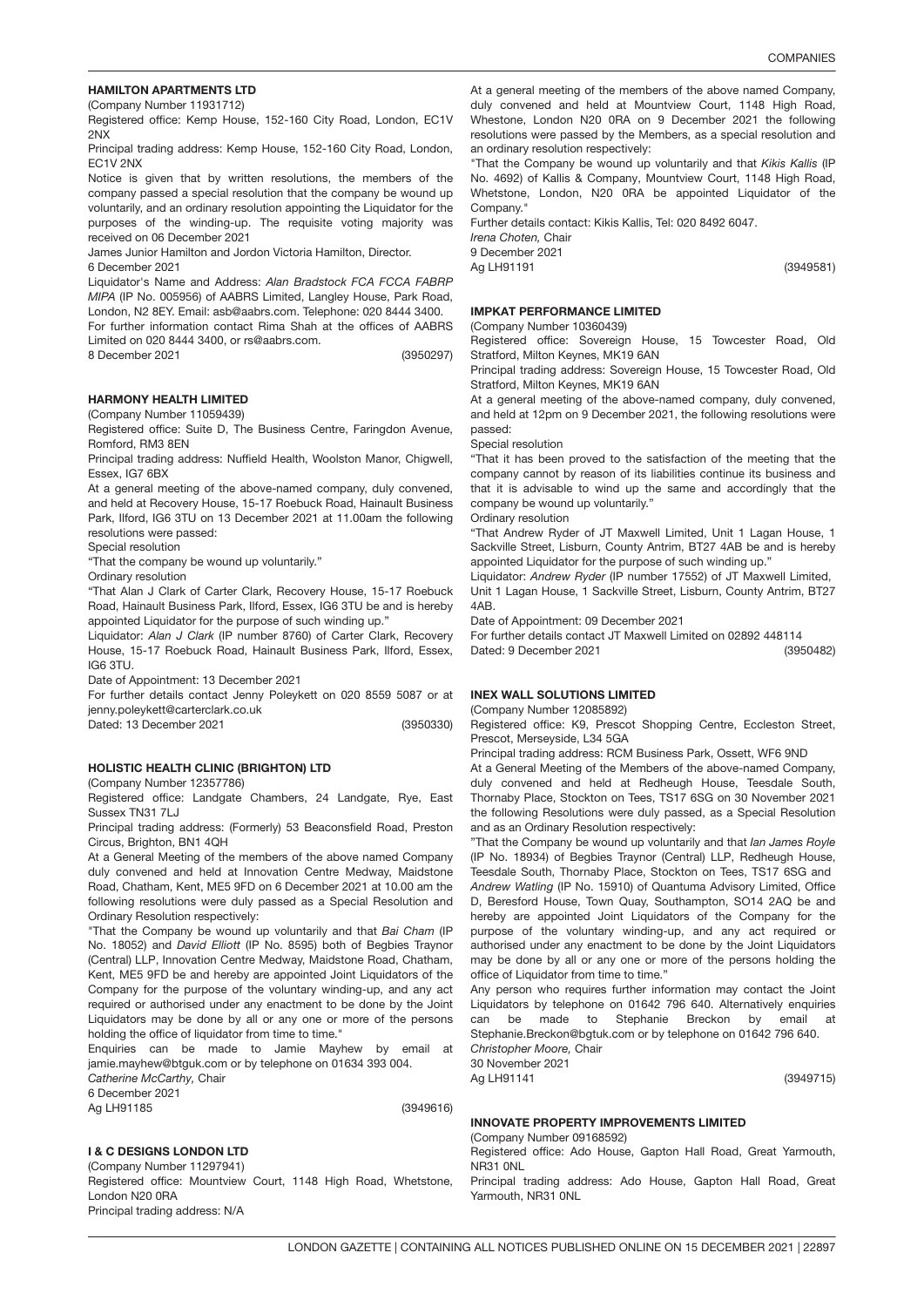### HAMILTON APARTMENTS LTD

(Company Number 11931712)

Registered office: Kemp House, 152-160 City Road, London, EC1V 2NX

Principal trading address: Kemp House, 152-160 City Road, London, EC1V 2NX

Notice is given that by written resolutions, the members of the company passed a special resolution that the company be wound up voluntarily, and an ordinary resolution appointing the Liquidator for the purposes of the winding-up. The requisite voting majority was received on 06 December 2021

James Junior Hamilton and Jordon Victoria Hamilton, Director.

6 December 2021

Liquidator's Name and Address: *Alan Bradstock FCA FCCA FABRP MIPA* (IP No. 005956) of AABRS Limited, Langley House, Park Road, London, N2 8EY. Email: asb@aabrs.com. Telephone: 020 8444 3400.

For further information contact Rima Shah at the offices of AABRS Limited on 020 8444 3400, or rs@aabrs.com.

8 December 2021 (3950297)

### HARMONY HEALTH LIMITED

(Company Number 11059439)

Registered office: Suite D, The Business Centre, Faringdon Avenue, Romford, RM3 8EN

Principal trading address: Nuffield Health, Woolston Manor, Chigwell, Essex, IG7 6BX

At a general meeting of the above-named company, duly convened, and held at Recovery House, 15-17 Roebuck Road, Hainault Business Park, Ilford, IG6 3TU on 13 December 2021 at 11.00am the following resolutions were passed:

Special resolution

"That the company be wound up voluntarily."

Ordinary resolution

"That Alan J Clark of Carter Clark, Recovery House, 15-17 Roebuck Road, Hainault Business Park, Ilford, Essex, IG6 3TU be and is hereby appointed Liquidator for the purpose of such winding up."

Liquidator: *Alan J Clark* (IP number 8760) of Carter Clark, Recovery House, 15-17 Roebuck Road, Hainault Business Park, Ilford, Essex, IG6 3TU.

Date of Appointment: 13 December 2021

For further details contact Jenny Poleykett on 020 8559 5087 or at jenny.poleykett@carterclark.co.uk

Dated: 13 December 2021 (3950330)

### HOLISTIC HEALTH CLINIC (BRIGHTON) LTD

(Company Number 12357786)

Registered office: Landgate Chambers, 24 Landgate, Rye, East Sussex TN31 7LJ

Principal trading address: (Formerly) 53 Beaconsfield Road, Preston Circus, Brighton, BN1 4QH

At a General Meeting of the members of the above named Company duly convened and held at Innovation Centre Medway, Maidstone Road, Chatham, Kent, ME5 9FD on 6 December 2021 at 10.00 am the following resolutions were duly passed as a Special Resolution and Ordinary Resolution respectively:

"That the Company be wound up voluntarily and that *Bai Cham* (IP No. 18052) and *David Elliott* (IP No. 8595) both of Begbies Traynor (Central) LLP, Innovation Centre Medway, Maidstone Road, Chatham, Kent, ME5 9FD be and hereby are appointed Joint Liquidators of the Company for the purpose of the voluntary winding-up, and any act required or authorised under any enactment to be done by the Joint Liquidators may be done by all or any one or more of the persons holding the office of liquidator from time to time."

Enquiries can be made to Jamie Mayhew by email at jamie.mayhew@btguk.com or by telephone on 01634 393 004.

*Catherine McCarthy,* Chair

6 December 2021

Ag LH91185 (3949616)

### I & C DESIGNS LONDON LTD

(Company Number 11297941)

Registered office: Mountview Court, 1148 High Road, Whetstone, London N20 0RA

Principal trading address: N/A

At a general meeting of the members of the above named Company, duly convened and held at Mountview Court, 1148 High Road, Whestone, London N20 0RA on 9 December 2021 the following resolutions were passed by the Members, as a special resolution and an ordinary resolution respectively:

"That the Company be wound up voluntarily and that *Kikis Kallis* (IP No. 4692) of Kallis & Company, Mountview Court, 1148 High Road, Whetstone, London, N20 0RA be appointed Liquidator of the Company."

Further details contact: Kikis Kallis, Tel: 020 8492 6047.

*Irena Choten,* Chair

9 December 2021

Ag LH91191 (3949581)

### IMPKAT PERFORMANCE LIMITED

(Company Number 10360439)

Registered office: Sovereign House, 15 Towcester Road, Old Stratford, Milton Keynes, MK19 6AN

Principal trading address: Sovereign House, 15 Towcester Road, Old Stratford, Milton Keynes, MK19 6AN

At a general meeting of the above-named company, duly convened, and held at 12pm on 9 December 2021, the following resolutions were passed:

Special resolution

"That it has been proved to the satisfaction of the meeting that the company cannot by reason of its liabilities continue its business and that it is advisable to wind up the same and accordingly that the company be wound up voluntarily."

Ordinary resolution

"That Andrew Ryder of JT Maxwell Limited, Unit 1 Lagan House, 1 Sackville Street, Lisburn, County Antrim, BT27 4AB be and is hereby appointed Liquidator for the purpose of such winding up."

Liquidator: *Andrew Ryder* (IP number 17552) of JT Maxwell Limited, Unit 1 Lagan House, 1 Sackville Street, Lisburn, County Antrim, BT27 4AB.

Date of Appointment: 09 December 2021

For further details contact JT Maxwell Limited on 02892 448114

Dated: 9 December 2021 (3950482)

### INEX WALL SOLUTIONS LIMITED

(Company Number 12085892)

Registered office: K9, Prescot Shopping Centre, Eccleston Street, Prescot, Merseyside, L34 5GA

Principal trading address: RCM Business Park, Ossett, WF6 9ND

At a General Meeting of the Members of the above-named Company, duly convened and held at Redheugh House, Teesdale South, Thornaby Place, Stockton on Tees, TS17 6SG on 30 November 2021 the following Resolutions were duly passed, as a Special Resolution and as an Ordinary Resolution respectively:

"That the Company be wound up voluntarily and that *Ian James Royle* (IP No. 18934) of Begbies Traynor (Central) LLP, Redheugh House, Teesdale South, Thornaby Place, Stockton on Tees, TS17 6SG and *Andrew Watling* (IP No. 15910) of Quantuma Advisory Limited, Office D, Beresford House, Town Quay, Southampton, SO14 2AQ be and hereby are appointed Joint Liquidators of the Company for the purpose of the voluntary winding-up, and any act required or authorised under any enactment to be done by the Joint Liquidators may be done by all or any one or more of the persons holding the office of Liquidator from time to time."

Any person who requires further information may contact the Joint Liquidators by telephone on 01642 796 640. Alternatively enquiries can be made to Stephanie Breckon by email at Stephanie.Breckon@bgtuk.com or by telephone on 01642 796 640.

*Christopher Moore,* Chair

30 November 2021

Ag LH91141 (3949715)

### INNOVATE PROPERTY IMPROVEMENTS LIMITED

(Company Number 09168592)

Registered office: Ado House, Gapton Hall Road, Great Yarmouth, NR31 0NL

Principal trading address: Ado House, Gapton Hall Road, Great Yarmouth, NR31 0NL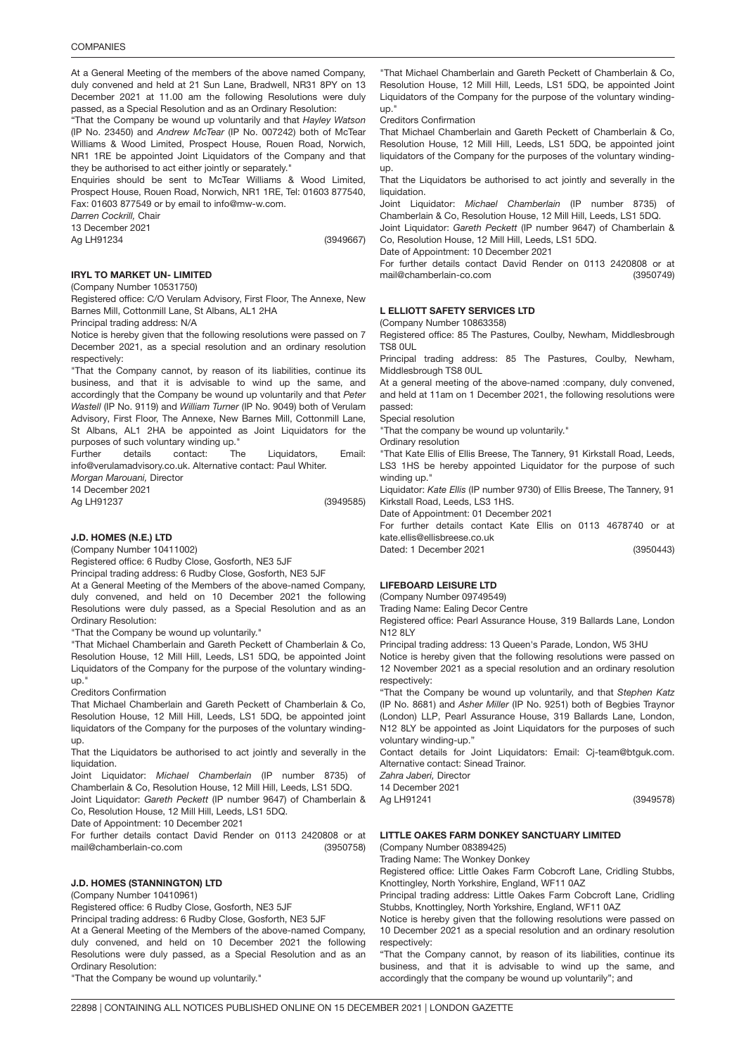At a General Meeting of the members of the above named Company, duly convened and held at 21 Sun Lane, Bradwell, NR31 8PY on 13 December 2021 at 11.00 am the following Resolutions were duly passed, as a Special Resolution and as an Ordinary Resolution:

"That the Company be wound up voluntarily and that *Hayley Watson* (IP No. 23450) and *Andrew McTear* (IP No. 007242) both of McTear Williams & Wood Limited, Prospect House, Rouen Road, Norwich, NR1 1RE be appointed Joint Liquidators of the Company and that they be authorised to act either jointly or separately."

Enquiries should be sent to McTear Williams & Wood Limited, Prospect House, Rouen Road, Norwich, NR1 1RE, Tel: 01603 877540, Fax: 01603 877549 or by email to info@mw-w.com.

*Darren Cockrill,* Chair

13 December 2021

Ag LH91234 (3949667)

### IRYL TO MARKET UN- LIMITED

(Company Number 10531750)

Registered office: C/O Verulam Advisory, First Floor, The Annexe, New Barnes Mill, Cottonmill Lane, St Albans, AL1 2HA

Principal trading address: N/A

Notice is hereby given that the following resolutions were passed on 7 December 2021, as a special resolution and an ordinary resolution respectively:

"That the Company cannot, by reason of its liabilities, continue its business, and that it is advisable to wind up the same, and accordingly that the Company be wound up voluntarily and that *Peter Wastell* (IP No. 9119) and *William Turner* (IP No. 9049) both of Verulam Advisory, First Floor, The Annexe, New Barnes Mill, Cottonmill Lane, St Albans, AL1 2HA be appointed as Joint Liquidators for the purposes of such voluntary winding up."

Further details contact: The Liquidators, Email: info@verulamadvisory.co.uk. Alternative contact: Paul Whiter.

*Morgan Marouani,* Director

14 December 2021

Ag LH91237 (3949585)

### J.D. HOMES (N.E.) LTD

(Company Number 10411002)

Registered office: 6 Rudby Close, Gosforth, NE3 5JF

Principal trading address: 6 Rudby Close, Gosforth, NE3 5JF

At a General Meeting of the Members of the above-named Company, duly convened, and held on 10 December 2021 the following Resolutions were duly passed, as a Special Resolution and as an Ordinary Resolution:

"That the Company be wound up voluntarily."

"That Michael Chamberlain and Gareth Peckett of Chamberlain & Co, Resolution House, 12 Mill Hill, Leeds, LS1 5DQ, be appointed Joint Liquidators of the Company for the purpose of the voluntary winding-up."

Creditors Confirmation

That Michael Chamberlain and Gareth Peckett of Chamberlain & Co, Resolution House, 12 Mill Hill, Leeds, LS1 5DQ, be appointed joint liquidators of the Company for the purposes of the voluntary winding-up.

That the Liquidators be authorised to act jointly and severally in the liquidation.

Joint Liquidator: *Michael Chamberlain* (IP number 8735) of Chamberlain & Co, Resolution House, 12 Mill Hill, Leeds, LS1 5DQ.

Joint Liquidator: *Gareth Peckett* (IP number 9647) of Chamberlain & Co, Resolution House, 12 Mill Hill, Leeds, LS1 5DQ.

Date of Appointment: 10 December 2021

For further details contact David Render on 0113 2420808 or at mail@chamberlain-co.com (3950758)

### J.D. HOMES (STANNINGTON) LTD

(Company Number 10410961)

Registered office: 6 Rudby Close, Gosforth, NE3 5JF

Principal trading address: 6 Rudby Close, Gosforth, NE3 5JF

At a General Meeting of the Members of the above-named Company, duly convened, and held on 10 December 2021 the following Resolutions were duly passed, as a Special Resolution and as an Ordinary Resolution:

"That the Company be wound up voluntarily."

"That Michael Chamberlain and Gareth Peckett of Chamberlain & Co, Resolution House, 12 Mill Hill, Leeds, LS1 5DQ, be appointed Joint Liquidators of the Company for the purpose of the voluntary winding-up."

Creditors Confirmation

That Michael Chamberlain and Gareth Peckett of Chamberlain & Co, Resolution House, 12 Mill Hill, Leeds, LS1 5DQ, be appointed joint liquidators of the Company for the purposes of the voluntary winding-up.

That the Liquidators be authorised to act jointly and severally in the liquidation.

Joint Liquidator: *Michael Chamberlain* (IP number 8735) of Chamberlain & Co, Resolution House, 12 Mill Hill, Leeds, LS1 5DQ.

Joint Liquidator: *Gareth Peckett* (IP number 9647) of Chamberlain & Co, Resolution House, 12 Mill Hill, Leeds, LS1 5DQ.

Date of Appointment: 10 December 2021

For further details contact David Render on 0113 2420808 or at mail@chamberlain-co.com (3950749)

### L ELLIOTT SAFETY SERVICES LTD

(Company Number 10863358)

Registered office: 85 The Pastures, Coulby, Newham, Middlesbrough TS8 0UL

Principal trading address: 85 The Pastures, Coulby, Newham, Middlesbrough TS8 0UL

At a general meeting of the above-named :company, duly convened, and held at 11am on 1 December 2021, the following resolutions were passed:

Special resolution

"That the company be wound up voluntarily."

Ordinary resolution

"That Kate Ellis of Ellis Breese, The Tannery, 91 Kirkstall Road, Leeds, LS3 1HS be hereby appointed Liquidator for the purpose of such winding up."

Liquidator: *Kate Ellis* (IP number 9730) of Ellis Breese, The Tannery, 91 Kirkstall Road, Leeds, LS3 1HS.

Date of Appointment: 01 December 2021

For further details contact Kate Ellis on 0113 4678740 or at kate.ellis@ellisbreese.co.uk

Dated: 1 December 2021 (3950443)

### LIFEBOARD LEISURE LTD

(Company Number 09749549)

Trading Name: Ealing Decor Centre

Registered office: Pearl Assurance House, 319 Ballards Lane, London N12 8LY

Principal trading address: 13 Queen's Parade, London, W5 3HU

Notice is hereby given that the following resolutions were passed on 12 November 2021 as a special resolution and an ordinary resolution respectively:

"That the Company be wound up voluntarily, and that *Stephen Katz* (IP No. 8681) and *Asher Miller* (IP No. 9251) both of Begbies Traynor (London) LLP, Pearl Assurance House, 319 Ballards Lane, London, N12 8LY be appointed as Joint Liquidators for the purposes of such voluntary winding-up."

Contact details for Joint Liquidators: Email: Cj-team@btguk.com. Alternative contact: Sinead Trainor.

*Zahra Jaberi,* Director

14 December 2021

Ag LH91241 (3949578)

### LITTLE OAKES FARM DONKEY SANCTUARY LIMITED

(Company Number 08389425)

Trading Name: The Wonkey Donkey

Registered office: Little Oakes Farm Cobcroft Lane, Cridling Stubbs, Knottingley, North Yorkshire, England, WF11 0AZ

Principal trading address: Little Oakes Farm Cobcroft Lane, Cridling Stubbs, Knottingley, North Yorkshire, England, WF11 0AZ

Notice is hereby given that the following resolutions were passed on 10 December 2021 as a special resolution and an ordinary resolution respectively:

"That the Company cannot, by reason of its liabilities, continue its business, and that it is advisable to wind up the same, and accordingly that the company be wound up voluntarily"; and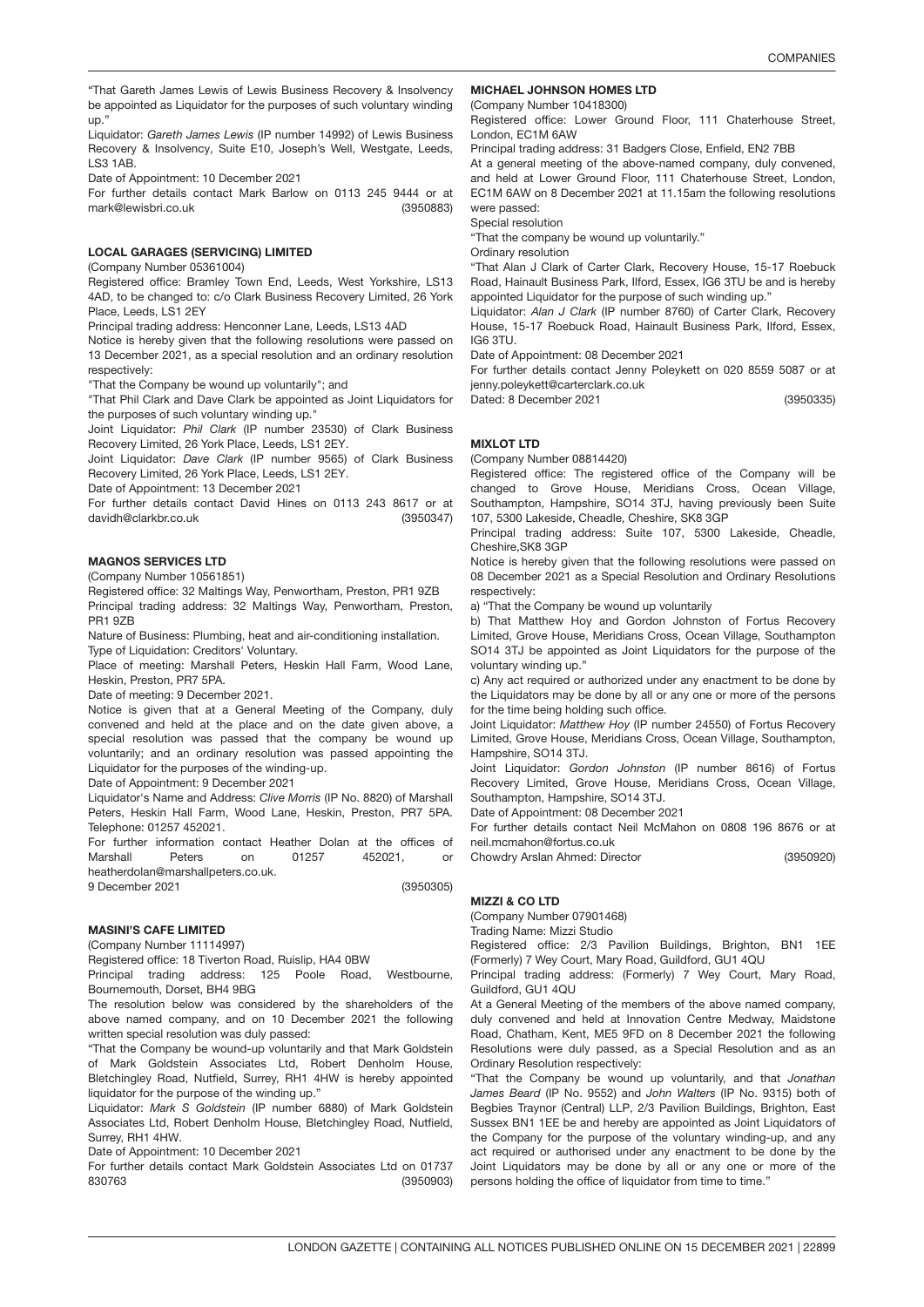"That Gareth James Lewis of Lewis Business Recovery & Insolvency be appointed as Liquidator for the purposes of such voluntary winding up."

Liquidator: *Gareth James Lewis* (IP number 14992) of Lewis Business Recovery & Insolvency, Suite E10, Joseph's Well, Westgate, Leeds, LS3 1AB.

Date of Appointment: 10 December 2021

For further details contact Mark Barlow on 0113 245 9444 or at mark@lewisbri.co.uk (3950883)

### LOCAL GARAGES (SERVICING) LIMITED

(Company Number 05361004)

Registered office: Bramley Town End, Leeds, West Yorkshire, LS13 4AD, to be changed to: c/o Clark Business Recovery Limited, 26 York Place, Leeds, LS1 2EY

Principal trading address: Henconner Lane, Leeds, LS13 4AD

Notice is hereby given that the following resolutions were passed on 13 December 2021, as a special resolution and an ordinary resolution respectively:

"That the Company be wound up voluntarily"; and

"That Phil Clark and Dave Clark be appointed as Joint Liquidators for the purposes of such voluntary winding up."

Joint Liquidator: *Phil Clark* (IP number 23530) of Clark Business Recovery Limited, 26 York Place, Leeds, LS1 2EY.

Joint Liquidator: *Dave Clark* (IP number 9565) of Clark Business Recovery Limited, 26 York Place, Leeds, LS1 2EY.

Date of Appointment: 13 December 2021

For further details contact David Hines on 0113 243 8617 or at davidh@clarkbr.co.uk (3950347)

### MAGNOS SERVICES LTD

(Company Number 10561851)

Registered office: 32 Maltings Way, Penwortham, Preston, PR1 9ZB

Principal trading address: 32 Maltings Way, Penwortham, Preston, PR1 9ZB

Nature of Business: Plumbing, heat and air-conditioning installation.

Type of Liquidation: Creditors' Voluntary.

Place of meeting: Marshall Peters, Heskin Hall Farm, Wood Lane, Heskin, Preston, PR7 5PA.

Date of meeting: 9 December 2021.

Notice is given that at a General Meeting of the Company, duly convened and held at the place and on the date given above, a special resolution was passed that the company be wound up voluntarily; and an ordinary resolution was passed appointing the Liquidator for the purposes of the winding-up.

Date of Appointment: 9 December 2021

Liquidator's Name and Address: *Clive Morris* (IP No. 8820) of Marshall Peters, Heskin Hall Farm, Wood Lane, Heskin, Preston, PR7 5PA. Telephone: 01257 452021.

For further information contact Heather Dolan at the offices of Marshall Peters on 01257 452021, or heatherdolan@marshallpeters.co.uk.

9 December 2021 (3950305)

### MASINI'S CAFE LIMITED

(Company Number 11114997)

Registered office: 18 Tiverton Road, Ruislip, HA4 0BW

Principal trading address: 125 Poole Road, Westbourne, Bournemouth, Dorset, BH4 9BG

The resolution below was considered by the shareholders of the above named company, and on 10 December 2021 the following written special resolution was duly passed:

"That the Company be wound-up voluntarily and that Mark Goldstein of Mark Goldstein Associates Ltd, Robert Denholm House, Bletchingley Road, Nutfield, Surrey, RH1 4HW is hereby appointed liquidator for the purpose of the winding up."

Liquidator: *Mark S Goldstein* (IP number 6880) of Mark Goldstein Associates Ltd, Robert Denholm House, Bletchingley Road, Nutfield, Surrey, RH1 4HW.

Date of Appointment: 10 December 2021

For further details contact Mark Goldstein Associates Ltd on 01737 830763 (3950903)

### MICHAEL JOHNSON HOMES LTD

(Company Number 10418300)

Registered office: Lower Ground Floor, 111 Chaterhouse Street, London, EC1M 6AW

Principal trading address: 31 Badgers Close, Enfield, EN2 7BB

At a general meeting of the above-named company, duly convened, and held at Lower Ground Floor, 111 Chaterhouse Street, London, EC1M 6AW on 8 December 2021 at 11.15am the following resolutions were passed:

Special resolution

"That the company be wound up voluntarily."

Ordinary resolution

"That Alan J Clark of Carter Clark, Recovery House, 15-17 Roebuck Road, Hainault Business Park, Ilford, Essex, IG6 3TU be and is hereby appointed Liquidator for the purpose of such winding up."

Liquidator: *Alan J Clark* (IP number 8760) of Carter Clark, Recovery House, 15-17 Roebuck Road, Hainault Business Park, Ilford, Essex, IG6 3TU.

Date of Appointment: 08 December 2021

For further details contact Jenny Poleykett on 020 8559 5087 or at jenny.poleykett@carterclark.co.uk

Dated: 8 December 2021 (3950335)

### MIXLOT LTD

(Company Number 08814420)

Registered office: The registered office of the Company will be changed to Grove House, Meridians Cross, Ocean Village, Southampton, Hampshire, SO14 3TJ, having previously been Suite 107, 5300 Lakeside, Cheadle, Cheshire, SK8 3GP

Principal trading address: Suite 107, 5300 Lakeside, Cheadle, Cheshire,SK8 3GP

Notice is hereby given that the following resolutions were passed on 08 December 2021 as a Special Resolution and Ordinary Resolutions respectively:

a) "That the Company be wound up voluntarily

b) That Matthew Hoy and Gordon Johnston of Fortus Recovery Limited, Grove House, Meridians Cross, Ocean Village, Southampton SO14 3TJ be appointed as Joint Liquidators for the purpose of the voluntary winding up."

c) Any act required or authorized under any enactment to be done by the Liquidators may be done by all or any one or more of the persons for the time being holding such office.

Joint Liquidator: *Matthew Hoy* (IP number 24550) of Fortus Recovery Limited, Grove House, Meridians Cross, Ocean Village, Southampton, Hampshire, SO14 3TJ.

Joint Liquidator: *Gordon Johnston* (IP number 8616) of Fortus Recovery Limited, Grove House, Meridians Cross, Ocean Village, Southampton, Hampshire, SO14 3TJ.

Date of Appointment: 08 December 2021

For further details contact Neil McMahon on 0808 196 8676 or at neil.mcmahon@fortus.co.uk

Chowdry Arslan Ahmed: Director (3950920)

### MIZZI & CO LTD

(Company Number 07901468)

Trading Name: Mizzi Studio

Registered office: 2/3 Pavilion Buildings, Brighton, BN1 1EE (Formerly) 7 Wey Court, Mary Road, Guildford, GU1 4QU

Principal trading address: (Formerly) 7 Wey Court, Mary Road, Guildford, GU1 4QU

At a General Meeting of the members of the above named company, duly convened and held at Innovation Centre Medway, Maidstone Road, Chatham, Kent, ME5 9FD on 8 December 2021 the following Resolutions were duly passed, as a Special Resolution and as an Ordinary Resolution respectively:

"That the Company be wound up voluntarily, and that *Jonathan James Beard* (IP No. 9552) and *John Walters* (IP No. 9315) both of Begbies Traynor (Central) LLP, 2/3 Pavilion Buildings, Brighton, East Sussex BN1 1EE be and hereby are appointed as Joint Liquidators of the Company for the purpose of the voluntary winding-up, and any act required or authorised under any enactment to be done by the Joint Liquidators may be done by all or any one or more of the persons holding the office of liquidator from time to time."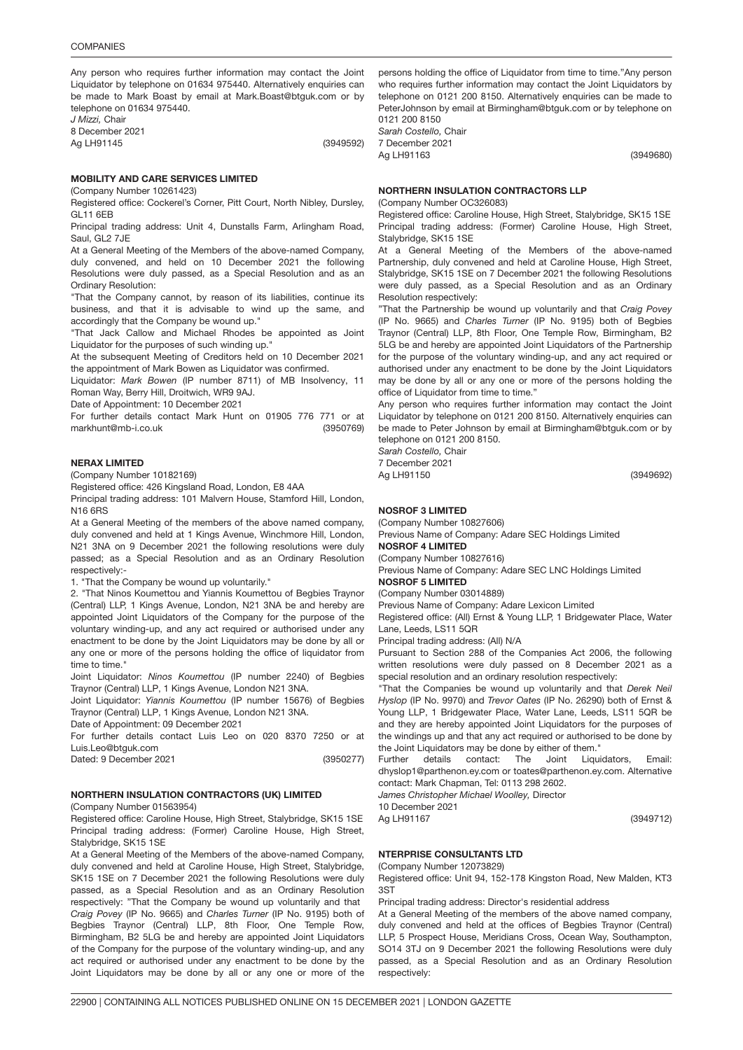Any person who requires further information may contact the Joint Liquidator by telephone on 01634 975440. Alternatively enquiries can be made to Mark Boast by email at Mark.Boast@btguk.com or by telephone on 01634 975440.

*J Mizzi,* Chair

8 December 2021

Ag LH91145 (3949592)

### MOBILITY AND CARE SERVICES LIMITED

(Company Number 10261423)

Registered office: Cockerel's Corner, Pitt Court, North Nibley, Dursley, GL11 6EB

Principal trading address: Unit 4, Dunstalls Farm, Arlingham Road, Saul, GL2 7JE

At a General Meeting of the Members of the above-named Company, duly convened, and held on 10 December 2021 the following Resolutions were duly passed, as a Special Resolution and as an Ordinary Resolution:

"That the Company cannot, by reason of its liabilities, continue its business, and that it is advisable to wind up the same, and accordingly that the Company be wound up."

"That Jack Callow and Michael Rhodes be appointed as Joint Liquidator for the purposes of such winding up."

At the subsequent Meeting of Creditors held on 10 December 2021 the appointment of Mark Bowen as Liquidator was confirmed.

Liquidator: *Mark Bowen* (IP number 8711) of MB Insolvency, 11 Roman Way, Berry Hill, Droitwich, WR9 9AJ.

Date of Appointment: 10 December 2021

For further details contact Mark Hunt on 01905 776 771 or at markhunt@mb-i.co.uk (3950769)

### NERAX LIMITED

(Company Number 10182169)

Registered office: 426 Kingsland Road, London, E8 4AA

Principal trading address: 101 Malvern House, Stamford Hill, London, N16 6RS

At a General Meeting of the members of the above named company, duly convened and held at 1 Kings Avenue, Winchmore Hill, London, N21 3NA on 9 December 2021 the following resolutions were duly passed; as a Special Resolution and as an Ordinary Resolution respectively:-

1. "That the Company be wound up voluntarily."
2. "That Ninos Koumettou and Yiannis Koumettou of Begbies Traynor (Central) LLP, 1 Kings Avenue, London, N21 3NA be and hereby are appointed Joint Liquidators of the Company for the purpose of the voluntary winding-up, and any act required or authorised under any enactment to be done by the Joint Liquidators may be done by all or any one or more of the persons holding the office of liquidator from time to time."

Joint Liquidator: *Ninos Koumettou* (IP number 2240) of Begbies Traynor (Central) LLP, 1 Kings Avenue, London N21 3NA.

Joint Liquidator: *Yiannis Koumettou* (IP number 15676) of Begbies Traynor (Central) LLP, 1 Kings Avenue, London N21 3NA.

Date of Appointment: 09 December 2021

For further details contact Luis Leo on 020 8370 7250 or at Luis.Leo@btguk.com

Dated: 9 December 2021 (3950277)

### NORTHERN INSULATION CONTRACTORS (UK) LIMITED

(Company Number 01563954)

Registered office: Caroline House, High Street, Stalybridge, SK15 1SE

Principal trading address: (Former) Caroline House, High Street, Stalybridge, SK15 1SE

At a General Meeting of the Members of the above-named Company, duly convened and held at Caroline House, High Street, Stalybridge, SK15 1SE on 7 December 2021 the following Resolutions were duly passed, as a Special Resolution and as an Ordinary Resolution respectively: "That the Company be wound up voluntarily and that *Craig Povey* (IP No. 9665) and *Charles Turner* (IP No. 9195) both of Begbies Traynor (Central) LLP, 8th Floor, One Temple Row, Birmingham, B2 5LG be and hereby are appointed Joint Liquidators of the Company for the purpose of the voluntary winding-up, and any act required or authorised under any enactment to be done by the Joint Liquidators may be done by all or any one or more of the persons holding the office of Liquidator from time to time."Any person who requires further information may contact the Joint Liquidators by telephone on 0121 200 8150. Alternatively enquiries can be made to PeterJohnson by email at Birmingham@btguk.com or by telephone on 0121 200 8150

*Sarah Costello,* Chair

7 December 2021

Ag LH91163 (3949680)

### NORTHERN INSULATION CONTRACTORS LLP

(Company Number OC326083)

Registered office: Caroline House, High Street, Stalybridge, SK15 1SE

Principal trading address: (Former) Caroline House, High Street, Stalybridge, SK15 1SE

At a General Meeting of the Members of the above-named Partnership, duly convened and held at Caroline House, High Street, Stalybridge, SK15 1SE on 7 December 2021 the following Resolutions were duly passed, as a Special Resolution and as an Ordinary Resolution respectively:

"That the Partnership be wound up voluntarily and that *Craig Povey* (IP No. 9665) and *Charles Turner* (IP No. 9195) both of Begbies Traynor (Central) LLP, 8th Floor, One Temple Row, Birmingham, B2 5LG be and hereby are appointed Joint Liquidators of the Partnership for the purpose of the voluntary winding-up, and any act required or authorised under any enactment to be done by the Joint Liquidators may be done by all or any one or more of the persons holding the office of Liquidator from time to time."

Any person who requires further information may contact the Joint Liquidator by telephone on 0121 200 8150. Alternatively enquiries can be made to Peter Johnson by email at Birmingham@btguk.com or by telephone on 0121 200 8150.

*Sarah Costello,* Chair

7 December 2021

Ag LH91150 (3949692)

### NOSROF 3 LIMITED

(Company Number 10827606)

Previous Name of Company: Adare SEC Holdings Limited

### NOSROF 4 LIMITED

(Company Number 10827616)

Previous Name of Company: Adare SEC LNC Holdings Limited

### NOSROF 5 LIMITED

(Company Number 03014889)

Previous Name of Company: Adare Lexicon Limited

Registered office: (All) Ernst & Young LLP, 1 Bridgewater Place, Water Lane, Leeds, LS11 5QR

Principal trading address: (All) N/A

Pursuant to Section 288 of the Companies Act 2006, the following written resolutions were duly passed on 8 December 2021 as a special resolution and an ordinary resolution respectively:

"That the Companies be wound up voluntarily and that *Derek Neil Hyslop* (IP No. 9970) and *Trevor Oates* (IP No. 26290) both of Ernst & Young LLP, 1 Bridgewater Place, Water Lane, Leeds, LS11 5QR be and they are hereby appointed Joint Liquidators for the purposes of the windings up and that any act required or authorised to be done by the Joint Liquidators may be done by either of them."

Further details contact: The Joint Liquidators, Email: dhyslop1@parthenon.ey.com or toates@parthenon.ey.com. Alternative contact: Mark Chapman, Tel: 0113 298 2602.

*James Christopher Michael Woolley,* Director

10 December 2021

Ag LH91167 (3949712)

### NTERPRISE CONSULTANTS LTD

(Company Number 12073829)

Registered office: Unit 94, 152-178 Kingston Road, New Malden, KT3 3ST

Principal trading address: Director's residential address

At a General Meeting of the members of the above named company, duly convened and held at the offices of Begbies Traynor (Central) LLP, 5 Prospect House, Meridians Cross, Ocean Way, Southampton, SO14 3TJ on 9 December 2021 the following Resolutions were duly passed, as a Special Resolution and as an Ordinary Resolution respectively: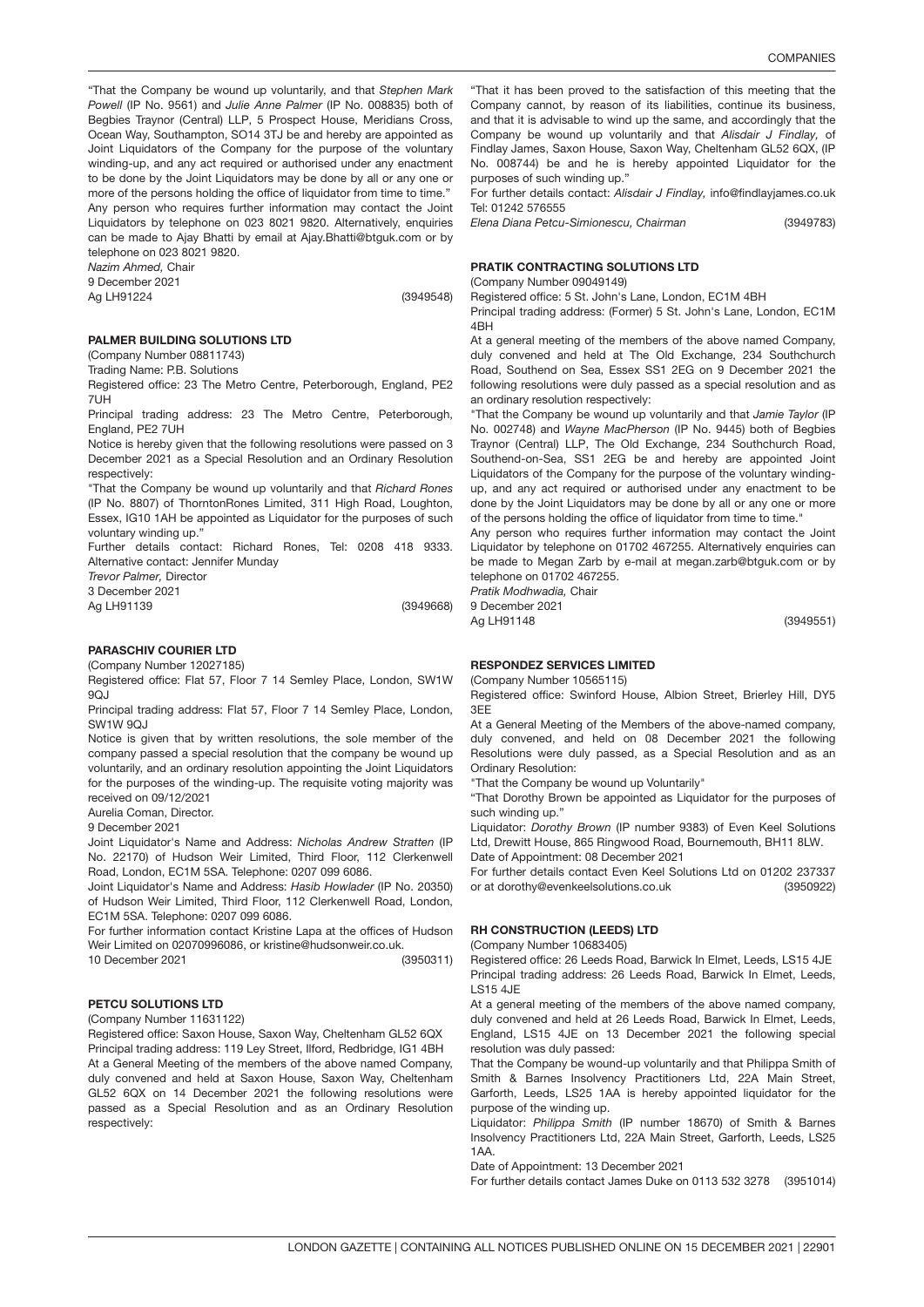"That the Company be wound up voluntarily, and that *Stephen Mark Powell* (IP No. 9561) and *Julie Anne Palmer* (IP No. 008835) both of Begbies Traynor (Central) LLP, 5 Prospect House, Meridians Cross, Ocean Way, Southampton, SO14 3TJ be and hereby are appointed as Joint Liquidators of the Company for the purpose of the voluntary winding-up, and any act required or authorised under any enactment to be done by the Joint Liquidators may be done by all or any one or more of the persons holding the office of liquidator from time to time."

Any person who requires further information may contact the Joint Liquidators by telephone on 023 8021 9820. Alternatively, enquiries can be made to Ajay Bhatti by email at Ajay.Bhatti@btguk.com or by telephone on 023 8021 9820.

*Nazim Ahmed,* Chair

9 December 2021

Ag LH91224 (3949548)

### PALMER BUILDING SOLUTIONS LTD

(Company Number 08811743)

Trading Name: P.B. Solutions

Registered office: 23 The Metro Centre, Peterborough, England, PE2 7UH

Principal trading address: 23 The Metro Centre, Peterborough, England, PE2 7UH

Notice is hereby given that the following resolutions were passed on 3 December 2021 as a Special Resolution and an Ordinary Resolution respectively:

"That the Company be wound up voluntarily and that *Richard Rones* (IP No. 8807) of ThorntonRones Limited, 311 High Road, Loughton, Essex, IG10 1AH be appointed as Liquidator for the purposes of such voluntary winding up."

Further details contact: Richard Rones, Tel: 0208 418 9333. Alternative contact: Jennifer Munday

*Trevor Palmer,* Director

3 December 2021

Ag LH91139 (3949668)

### PARASCHIV COURIER LTD

(Company Number 12027185)

Registered office: Flat 57, Floor 7 14 Semley Place, London, SW1W 9QJ

Principal trading address: Flat 57, Floor 7 14 Semley Place, London, SW1W 9QJ

Notice is given that by written resolutions, the sole member of the company passed a special resolution that the company be wound up voluntarily, and an ordinary resolution appointing the Joint Liquidators for the purposes of the winding-up. The requisite voting majority was received on 09/12/2021

Aurelia Coman, Director.

9 December 2021

Joint Liquidator's Name and Address: *Nicholas Andrew Stratten* (IP No. 22170) of Hudson Weir Limited, Third Floor, 112 Clerkenwell Road, London, EC1M 5SA. Telephone: 0207 099 6086.

Joint Liquidator's Name and Address: *Hasib Howlader* (IP No. 20350) of Hudson Weir Limited, Third Floor, 112 Clerkenwell Road, London, EC1M 5SA. Telephone: 0207 099 6086.

For further information contact Kristine Lapa at the offices of Hudson Weir Limited on 02070996086, or kristine@hudsonweir.co.uk.

10 December 2021 (3950311)

### PETCU SOLUTIONS LTD

(Company Number 11631122)

Registered office: Saxon House, Saxon Way, Cheltenham GL52 6QX

Principal trading address: 119 Ley Street, Ilford, Redbridge, IG1 4BH

At a General Meeting of the members of the above named Company, duly convened and held at Saxon House, Saxon Way, Cheltenham GL52 6QX on 14 December 2021 the following resolutions were passed as a Special Resolution and as an Ordinary Resolution respectively:

"That it has been proved to the satisfaction of this meeting that the Company cannot, by reason of its liabilities, continue its business, and that it is advisable to wind up the same, and accordingly that the Company be wound up voluntarily and that *Alisdair J Findlay,* of Findlay James, Saxon House, Saxon Way, Cheltenham GL52 6QX, (IP No. 008744) be and he is hereby appointed Liquidator for the purposes of such winding up."

For further details contact: *Alisdair J Findlay,* info@findlayjames.co.uk Tel: 01242 576555

*Elena Diana Petcu-Simionescu, Chairman* (3949783)

### PRATIK CONTRACTING SOLUTIONS LTD

(Company Number 09049149)

Registered office: 5 St. John's Lane, London, EC1M 4BH

Principal trading address: (Former) 5 St. John's Lane, London, EC1M 4BH

At a general meeting of the members of the above named Company, duly convened and held at The Old Exchange, 234 Southchurch Road, Southend on Sea, Essex SS1 2EG on 9 December 2021 the following resolutions were duly passed as a special resolution and as an ordinary resolution respectively:

"That the Company be wound up voluntarily and that *Jamie Taylor* (IP No. 002748) and *Wayne MacPherson* (IP No. 9445) both of Begbies Traynor (Central) LLP, The Old Exchange, 234 Southchurch Road, Southend-on-Sea, SS1 2EG be and hereby are appointed Joint Liquidators of the Company for the purpose of the voluntary winding-up, and any act required or authorised under any enactment to be done by the Joint Liquidators may be done by all or any one or more of the persons holding the office of liquidator from time to time."

Any person who requires further information may contact the Joint Liquidator by telephone on 01702 467255. Alternatively enquiries can be made to Megan Zarb by e-mail at megan.zarb@btguk.com or by telephone on 01702 467255.

*Pratik Modhwadia,* Chair

9 December 2021

Ag LH91148 (3949551)

### RESPONDEZ SERVICES LIMITED

(Company Number 10565115)

Registered office: Swinford House, Albion Street, Brierley Hill, DY5 3EE

At a General Meeting of the Members of the above-named company, duly convened, and held on 08 December 2021 the following Resolutions were duly passed, as a Special Resolution and as an Ordinary Resolution:

"That the Company be wound up Voluntarily"

"That Dorothy Brown be appointed as Liquidator for the purposes of such winding up."

Liquidator: *Dorothy Brown* (IP number 9383) of Even Keel Solutions Ltd, Drewitt House, 865 Ringwood Road, Bournemouth, BH11 8LW.

Date of Appointment: 08 December 2021

For further details contact Even Keel Solutions Ltd on 01202 237337 or at dorothy@evenkeelsolutions.co.uk (3950922)

### RH CONSTRUCTION (LEEDS) LTD

(Company Number 10683405)

Registered office: 26 Leeds Road, Barwick In Elmet, Leeds, LS15 4JE

Principal trading address: 26 Leeds Road, Barwick In Elmet, Leeds, LS15 4JE

At a general meeting of the members of the above named company, duly convened and held at 26 Leeds Road, Barwick In Elmet, Leeds, England, LS15 4JE on 13 December 2021 the following special resolution was duly passed:

That the Company be wound-up voluntarily and that Philippa Smith of Smith & Barnes Insolvency Practitioners Ltd, 22A Main Street, Garforth, Leeds, LS25 1AA is hereby appointed liquidator for the purpose of the winding up.

Liquidator: *Philippa Smith* (IP number 18670) of Smith & Barnes Insolvency Practitioners Ltd, 22A Main Street, Garforth, Leeds, LS25 1AA.

Date of Appointment: 13 December 2021

For further details contact James Duke on 0113 532 3278 (3951014)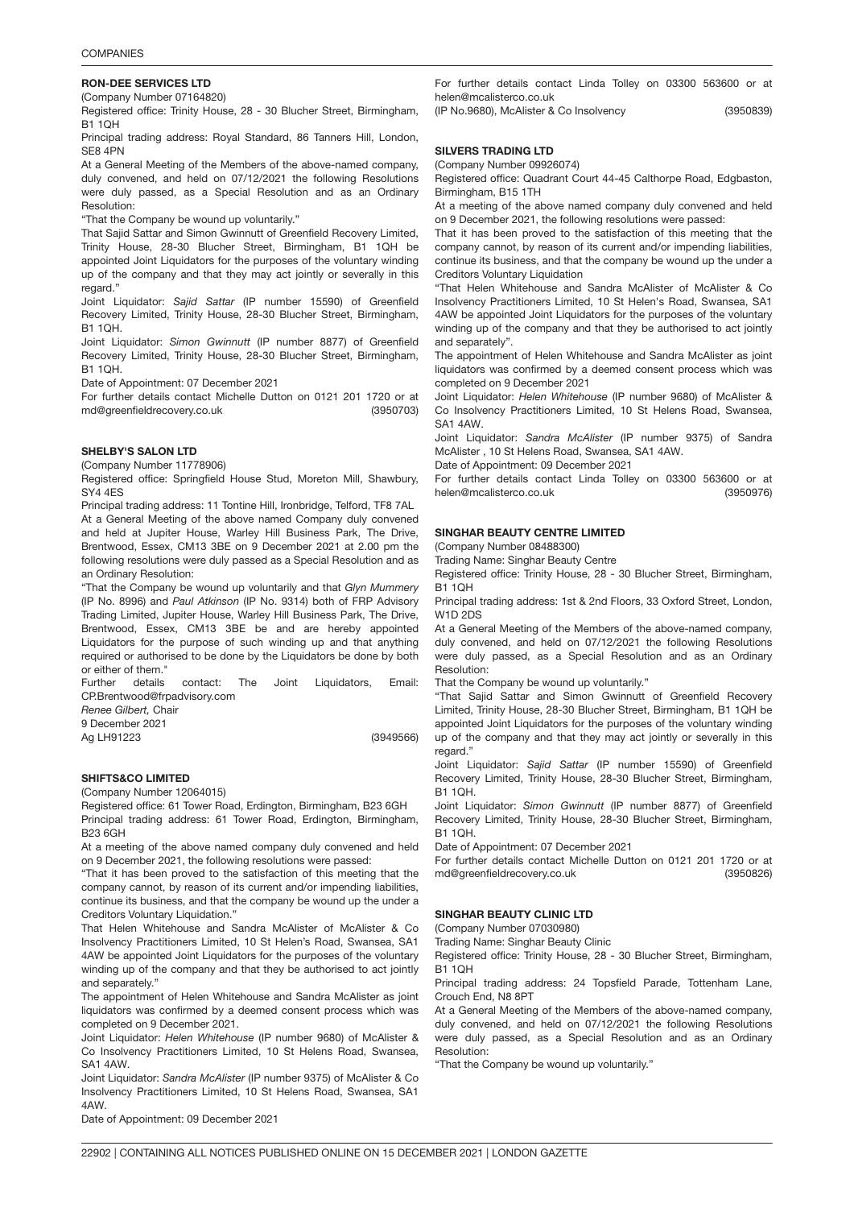### RON-DEE SERVICES LTD

(Company Number 07164820)

Registered office: Trinity House, 28 - 30 Blucher Street, Birmingham, B1 1QH

Principal trading address: Royal Standard, 86 Tanners Hill, London, SE8 4PN

At a General Meeting of the Members of the above-named company, duly convened, and held on 07/12/2021 the following Resolutions were duly passed, as a Special Resolution and as an Ordinary Resolution:

"That the Company be wound up voluntarily."

That Sajid Sattar and Simon Gwinnutt of Greenfield Recovery Limited, Trinity House, 28-30 Blucher Street, Birmingham, B1 1QH be appointed Joint Liquidators for the purposes of the voluntary winding up of the company and that they may act jointly or severally in this regard."

Joint Liquidator: *Sajid Sattar* (IP number 15590) of Greenfield Recovery Limited, Trinity House, 28-30 Blucher Street, Birmingham, B1 1QH.

Joint Liquidator: *Simon Gwinnutt* (IP number 8877) of Greenfield Recovery Limited, Trinity House, 28-30 Blucher Street, Birmingham, B1 1QH.

Date of Appointment: 07 December 2021

For further details contact Michelle Dutton on 0121 201 1720 or at md@greenfieldrecovery.co.uk (3950703)

### SHELBY'S SALON LTD

(Company Number 11778906)

Registered office: Springfield House Stud, Moreton Mill, Shawbury, SY4 4ES

Principal trading address: 11 Tontine Hill, Ironbridge, Telford, TF8 7AL

At a General Meeting of the above named Company duly convened and held at Jupiter House, Warley Hill Business Park, The Drive, Brentwood, Essex, CM13 3BE on 9 December 2021 at 2.00 pm the following resolutions were duly passed as a Special Resolution and as an Ordinary Resolution:

"That the Company be wound up voluntarily and that *Glyn Mummery* (IP No. 8996) and *Paul Atkinson* (IP No. 9314) both of FRP Advisory Trading Limited, Jupiter House, Warley Hill Business Park, The Drive, Brentwood, Essex, CM13 3BE be and are hereby appointed Liquidators for the purpose of such winding up and that anything required or authorised to be done by the Liquidators be done by both or either of them."

Further details contact: The Joint Liquidators, Email: CP.Brentwood@frpadvisory.com

*Renee Gilbert,* Chair

9 December 2021

Ag LH91223 (3949566)

### SHIFTS&CO LIMITED

(Company Number 12064015)

Registered office: 61 Tower Road, Erdington, Birmingham, B23 6GH

Principal trading address: 61 Tower Road, Erdington, Birmingham, B23 6GH

At a meeting of the above named company duly convened and held on 9 December 2021, the following resolutions were passed:

"That it has been proved to the satisfaction of this meeting that the company cannot, by reason of its current and/or impending liabilities, continue its business, and that the company be wound up the under a Creditors Voluntary Liquidation."

That Helen Whitehouse and Sandra McAlister of McAlister & Co Insolvency Practitioners Limited, 10 St Helen's Road, Swansea, SA1 4AW be appointed Joint Liquidators for the purposes of the voluntary winding up of the company and that they be authorised to act jointly and separately."

The appointment of Helen Whitehouse and Sandra McAlister as joint liquidators was confirmed by a deemed consent process which was completed on 9 December 2021.

Joint Liquidator: *Helen Whitehouse* (IP number 9680) of McAlister & Co Insolvency Practitioners Limited, 10 St Helens Road, Swansea, SA1 4AW.

Joint Liquidator: *Sandra McAlister* (IP number 9375) of McAlister & Co Insolvency Practitioners Limited, 10 St Helens Road, Swansea, SA1 4AW.

Date of Appointment: 09 December 2021

For further details contact Linda Tolley on 03300 563600 or at helen@mcalisterco.co.uk

(IP No.9680), McAlister & Co Insolvency (3950839)

### SILVERS TRADING LTD

(Company Number 09926074)

Registered office: Quadrant Court 44-45 Calthorpe Road, Edgbaston, Birmingham, B15 1TH

At a meeting of the above named company duly convened and held on 9 December 2021, the following resolutions were passed:

That it has been proved to the satisfaction of this meeting that the company cannot, by reason of its current and/or impending liabilities, continue its business, and that the company be wound up the under a Creditors Voluntary Liquidation

"That Helen Whitehouse and Sandra McAlister of McAlister & Co Insolvency Practitioners Limited, 10 St Helen's Road, Swansea, SA1 4AW be appointed Joint Liquidators for the purposes of the voluntary winding up of the company and that they be authorised to act jointly and separately".

The appointment of Helen Whitehouse and Sandra McAlister as joint liquidators was confirmed by a deemed consent process which was completed on 9 December 2021

Joint Liquidator: *Helen Whitehouse* (IP number 9680) of McAlister & Co Insolvency Practitioners Limited, 10 St Helens Road, Swansea, SA1 4AW.

Joint Liquidator: *Sandra McAlister* (IP number 9375) of Sandra McAlister , 10 St Helens Road, Swansea, SA1 4AW.

Date of Appointment: 09 December 2021

For further details contact Linda Tolley on 03300 563600 or at helen@mcalisterco.co.uk (3950976)

### SINGHAR BEAUTY CENTRE LIMITED

(Company Number 08488300)

Trading Name: Singhar Beauty Centre

Registered office: Trinity House, 28 - 30 Blucher Street, Birmingham, B1 1QH

Principal trading address: 1st & 2nd Floors, 33 Oxford Street, London, W1D 2DS

At a General Meeting of the Members of the above-named company, duly convened, and held on 07/12/2021 the following Resolutions were duly passed, as a Special Resolution and as an Ordinary Resolution:

That the Company be wound up voluntarily."

"That Sajid Sattar and Simon Gwinnutt of Greenfield Recovery Limited, Trinity House, 28-30 Blucher Street, Birmingham, B1 1QH be appointed Joint Liquidators for the purposes of the voluntary winding up of the company and that they may act jointly or severally in this regard."

Joint Liquidator: *Sajid Sattar* (IP number 15590) of Greenfield Recovery Limited, Trinity House, 28-30 Blucher Street, Birmingham, B1 1QH.

Joint Liquidator: *Simon Gwinnutt* (IP number 8877) of Greenfield Recovery Limited, Trinity House, 28-30 Blucher Street, Birmingham, B1 1QH.

Date of Appointment: 07 December 2021

For further details contact Michelle Dutton on 0121 201 1720 or at md@greenfieldrecovery.co.uk (3950826)

### SINGHAR BEAUTY CLINIC LTD

(Company Number 07030980)

Trading Name: Singhar Beauty Clinic

Registered office: Trinity House, 28 - 30 Blucher Street, Birmingham, B1 1QH

Principal trading address: 24 Topsfield Parade, Tottenham Lane, Crouch End, N8 8PT

At a General Meeting of the Members of the above-named company, duly convened, and held on 07/12/2021 the following Resolutions were duly passed, as a Special Resolution and as an Ordinary Resolution:

"That the Company be wound up voluntarily."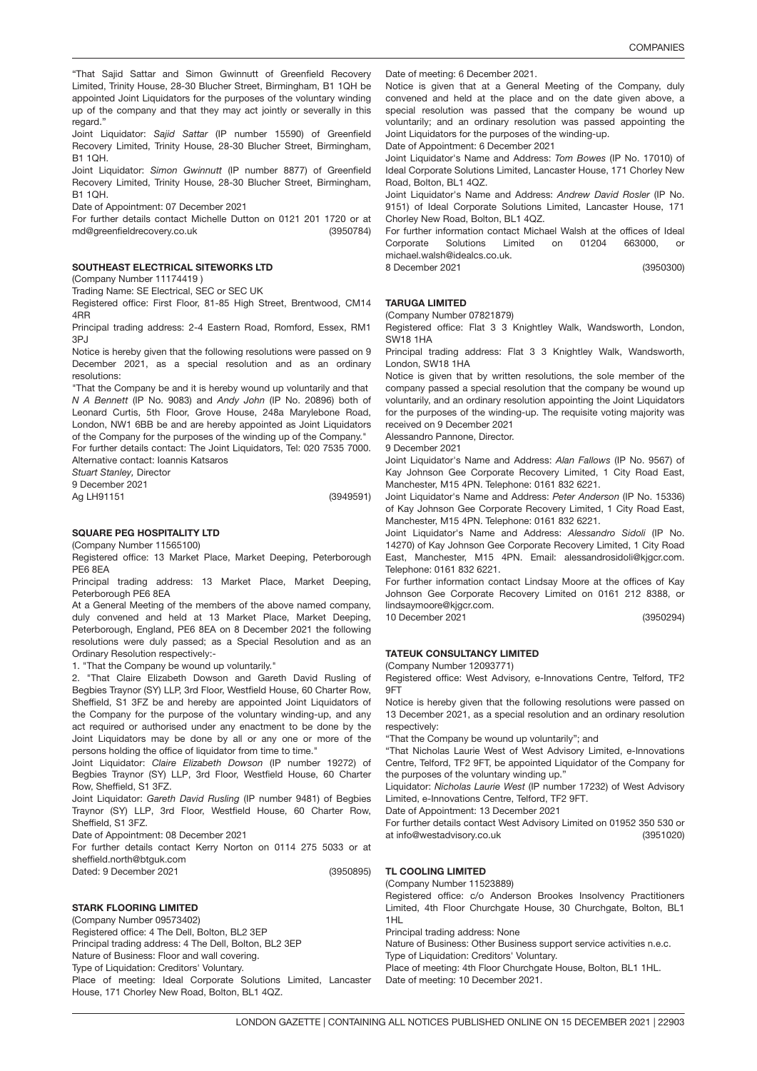"That Sajid Sattar and Simon Gwinnutt of Greenfield Recovery Limited, Trinity House, 28-30 Blucher Street, Birmingham, B1 1QH be appointed Joint Liquidators for the purposes of the voluntary winding up of the company and that they may act jointly or severally in this regard."

Joint Liquidator: *Sajid Sattar* (IP number 15590) of Greenfield Recovery Limited, Trinity House, 28-30 Blucher Street, Birmingham, B1 1QH.

Joint Liquidator: *Simon Gwinnutt* (IP number 8877) of Greenfield Recovery Limited, Trinity House, 28-30 Blucher Street, Birmingham, B1 1QH.

Date of Appointment: 07 December 2021

For further details contact Michelle Dutton on 0121 201 1720 or at md@greenfieldrecovery.co.uk (3950784)

### SOUTHEAST ELECTRICAL SITEWORKS LTD

(Company Number 11174419 )

Trading Name: SE Electrical, SEC or SEC UK

Registered office: First Floor, 81-85 High Street, Brentwood, CM14 4RR

Principal trading address: 2-4 Eastern Road, Romford, Essex, RM1 3PJ

Notice is hereby given that the following resolutions were passed on 9 December 2021, as a special resolution and as an ordinary resolutions:

"That the Company be and it is hereby wound up voluntarily and that *N A Bennett* (IP No. 9083) and *Andy John* (IP No. 20896) both of Leonard Curtis, 5th Floor, Grove House, 248a Marylebone Road, London, NW1 6BB be and are hereby appointed as Joint Liquidators of the Company for the purposes of the winding up of the Company."

For further details contact: The Joint Liquidators, Tel: 020 7535 7000. Alternative contact: Ioannis Katsaros

*Stuart Stanley,* Director

9 December 2021

Ag LH91151 (3949591)

### SQUARE PEG HOSPITALITY LTD

(Company Number 11565100)

Registered office: 13 Market Place, Market Deeping, Peterborough PE6 8EA

Principal trading address: 13 Market Place, Market Deeping, Peterborough PE6 8EA

At a General Meeting of the members of the above named company, duly convened and held at 13 Market Place, Market Deeping, Peterborough, England, PE6 8EA on 8 December 2021 the following resolutions were duly passed; as a Special Resolution and as an Ordinary Resolution respectively:-

1. "That the Company be wound up voluntarily."

2. "That Claire Elizabeth Dowson and Gareth David Rusling of Begbies Traynor (SY) LLP, 3rd Floor, Westfield House, 60 Charter Row, Sheffield, S1 3FZ be and hereby are appointed Joint Liquidators of the Company for the purpose of the voluntary winding-up, and any act required or authorised under any enactment to be done by the Joint Liquidators may be done by all or any one or more of the persons holding the office of liquidator from time to time."

Joint Liquidator: *Claire Elizabeth Dowson* (IP number 19272) of Begbies Traynor (SY) LLP, 3rd Floor, Westfield House, 60 Charter Row, Sheffield, S1 3FZ.

Joint Liquidator: *Gareth David Rusling* (IP number 9481) of Begbies Traynor (SY) LLP, 3rd Floor, Westfield House, 60 Charter Row, Sheffield, S1 3FZ.

Date of Appointment: 08 December 2021

For further details contact Kerry Norton on 0114 275 5033 or at sheffield.north@btguk.com

Dated: 9 December 2021 (3950895)

### STARK FLOORING LIMITED

(Company Number 09573402)

Registered office: 4 The Dell, Bolton, BL2 3EP

Principal trading address: 4 The Dell, Bolton, BL2 3EP

Nature of Business: Floor and wall covering.

Type of Liquidation: Creditors' Voluntary.

Place of meeting: Ideal Corporate Solutions Limited, Lancaster House, 171 Chorley New Road, Bolton, BL1 4QZ.

Date of meeting: 6 December 2021.

Notice is given that at a General Meeting of the Company, duly convened and held at the place and on the date given above, a special resolution was passed that the company be wound up voluntarily; and an ordinary resolution was passed appointing the Joint Liquidators for the purposes of the winding-up.

Date of Appointment: 6 December 2021

Joint Liquidator's Name and Address: *Tom Bowes* (IP No. 17010) of Ideal Corporate Solutions Limited, Lancaster House, 171 Chorley New Road, Bolton, BL1 4QZ.

Joint Liquidator's Name and Address: *Andrew David Rosler* (IP No. 9151) of Ideal Corporate Solutions Limited, Lancaster House, 171 Chorley New Road, Bolton, BL1 4QZ.

For further information contact Michael Walsh at the offices of Ideal Corporate Solutions Limited on 01204 663000, or michael.walsh@idealcs.co.uk.

8 December 2021 (3950300)

### TARUGA LIMITED

(Company Number 07821879)

Registered office: Flat 3 3 Knightley Walk, Wandsworth, London, SW18 1HA

Principal trading address: Flat 3 3 Knightley Walk, Wandsworth, London, SW18 1HA

Notice is given that by written resolutions, the sole member of the company passed a special resolution that the company be wound up voluntarily, and an ordinary resolution appointing the Joint Liquidators for the purposes of the winding-up. The requisite voting majority was received on 9 December 2021

Alessandro Pannone, Director.

9 December 2021

Joint Liquidator's Name and Address: *Alan Fallows* (IP No. 9567) of Kay Johnson Gee Corporate Recovery Limited, 1 City Road East, Manchester, M15 4PN. Telephone: 0161 832 6221.

Joint Liquidator's Name and Address: *Peter Anderson* (IP No. 15336) of Kay Johnson Gee Corporate Recovery Limited, 1 City Road East, Manchester, M15 4PN. Telephone: 0161 832 6221.

Joint Liquidator's Name and Address: *Alessandro Sidoli* (IP No. 14270) of Kay Johnson Gee Corporate Recovery Limited, 1 City Road East, Manchester, M15 4PN. Email: alessandrosidoli@kjgcr.com. Telephone: 0161 832 6221.

For further information contact Lindsay Moore at the offices of Kay Johnson Gee Corporate Recovery Limited on 0161 212 8388, or lindsaymoore@kjgcr.com.

10 December 2021 (3950294)

### TATEUK CONSULTANCY LIMITED

(Company Number 12093771)

Registered office: West Advisory, e-Innovations Centre, Telford, TF2 9FT

Notice is hereby given that the following resolutions were passed on 13 December 2021, as a special resolution and an ordinary resolution respectively:

"That the Company be wound up voluntarily"; and

"That Nicholas Laurie West of West Advisory Limited, e-Innovations Centre, Telford, TF2 9FT, be appointed Liquidator of the Company for the purposes of the voluntary winding up."

Liquidator: *Nicholas Laurie West* (IP number 17232) of West Advisory Limited, e-Innovations Centre, Telford, TF2 9FT.

Date of Appointment: 13 December 2021

For further details contact West Advisory Limited on 01952 350 530 or at info@westadvisory.co.uk (3951020)

### TL COOLING LIMITED

(Company Number 11523889)

Registered office: c/o Anderson Brookes Insolvency Practitioners Limited, 4th Floor Churchgate House, 30 Churchgate, Bolton, BL1 1HL

Principal trading address: None

Nature of Business: Other Business support service activities n.e.c.

Type of Liquidation: Creditors' Voluntary.

Place of meeting: 4th Floor Churchgate House, Bolton, BL1 1HL.

Date of meeting: 10 December 2021.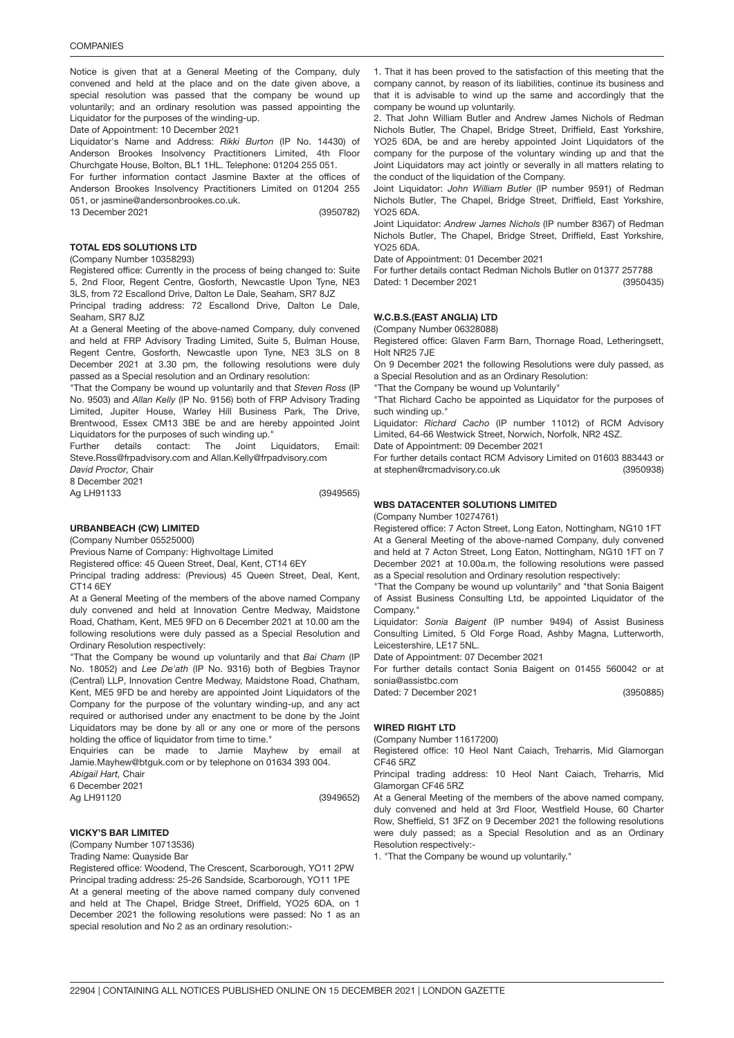Notice is given that at a General Meeting of the Company, duly convened and held at the place and on the date given above, a special resolution was passed that the company be wound up voluntarily; and an ordinary resolution was passed appointing the Liquidator for the purposes of the winding-up.

Date of Appointment: 10 December 2021

Liquidator's Name and Address: *Rikki Burton* (IP No. 14430) of Anderson Brookes Insolvency Practitioners Limited, 4th Floor Churchgate House, Bolton, BL1 1HL. Telephone: 01204 255 051.

For further information contact Jasmine Baxter at the offices of Anderson Brookes Insolvency Practitioners Limited on 01204 255 051, or jasmine@andersonbrookes.co.uk.

13 December 2021 (3950782)

### TOTAL EDS SOLUTIONS LTD

(Company Number 10358293)

Registered office: Currently in the process of being changed to: Suite 5, 2nd Floor, Regent Centre, Gosforth, Newcastle Upon Tyne, NE3 3LS, from 72 Escallond Drive, Dalton Le Dale, Seaham, SR7 8JZ

Principal trading address: 72 Escallond Drive, Dalton Le Dale, Seaham, SR7 8JZ

At a General Meeting of the above-named Company, duly convened and held at FRP Advisory Trading Limited, Suite 5, Bulman House, Regent Centre, Gosforth, Newcastle upon Tyne, NE3 3LS on 8 December 2021 at 3.30 pm, the following resolutions were duly passed as a Special resolution and an Ordinary resolution:

"That the Company be wound up voluntarily and that *Steven Ross* (IP No. 9503) and *Allan Kelly* (IP No. 9156) both of FRP Advisory Trading Limited, Jupiter House, Warley Hill Business Park, The Drive, Brentwood, Essex CM13 3BE be and are hereby appointed Joint Liquidators for the purposes of such winding up."

Further details contact: The Joint Liquidators, Email: Steve.Ross@frpadvisory.com and Allan.Kelly@frpadvisory.com

*David Proctor,* Chair

8 December 2021

Ag LH91133 (3949565)

### URBANBEACH (CW) LIMITED

(Company Number 05525000)

Previous Name of Company: Highvoltage Limited

Registered office: 45 Queen Street, Deal, Kent, CT14 6EY

Principal trading address: (Previous) 45 Queen Street, Deal, Kent, CT14 6EY

At a General Meeting of the members of the above named Company duly convened and held at Innovation Centre Medway, Maidstone Road, Chatham, Kent, ME5 9FD on 6 December 2021 at 10.00 am the following resolutions were duly passed as a Special Resolution and Ordinary Resolution respectively:

"That the Company be wound up voluntarily and that *Bai Cham* (IP No. 18052) and *Lee De'ath* (IP No. 9316) both of Begbies Traynor (Central) LLP, Innovation Centre Medway, Maidstone Road, Chatham, Kent, ME5 9FD be and hereby are appointed Joint Liquidators of the Company for the purpose of the voluntary winding-up, and any act required or authorised under any enactment to be done by the Joint Liquidators may be done by all or any one or more of the persons holding the office of liquidator from time to time."

Enquiries can be made to Jamie Mayhew by email at Jamie.Mayhew@btguk.com or by telephone on 01634 393 004.

*Abigail Hart,* Chair

6 December 2021

Ag LH91120 (3949652)

### VICKY'S BAR LIMITED

(Company Number 10713536)

Trading Name: Quayside Bar

Registered office: Woodend, The Crescent, Scarborough, YO11 2PW

Principal trading address: 25-26 Sandside, Scarborough, YO11 1PE

At a general meeting of the above named company duly convened and held at The Chapel, Bridge Street, Driffield, YO25 6DA, on 1 December 2021 the following resolutions were passed: No 1 as an special resolution and No 2 as an ordinary resolution:-

1. That it has been proved to the satisfaction of this meeting that the company cannot, by reason of its liabilities, continue its business and that it is advisable to wind up the same and accordingly that the company be wound up voluntarily.
2. That John William Butler and Andrew James Nichols of Redman Nichols Butler, The Chapel, Bridge Street, Driffield, East Yorkshire, YO25 6DA, be and are hereby appointed Joint Liquidators of the company for the purpose of the voluntary winding up and that the Joint Liquidators may act jointly or severally in all matters relating to the conduct of the liquidation of the Company.

Joint Liquidator: *John William Butler* (IP number 9591) of Redman Nichols Butler, The Chapel, Bridge Street, Driffield, East Yorkshire, YO25 6DA.

Joint Liquidator: *Andrew James Nichols* (IP number 8367) of Redman Nichols Butler, The Chapel, Bridge Street, Driffield, East Yorkshire, YO25 6DA.

Date of Appointment: 01 December 2021

For further details contact Redman Nichols Butler on 01377 257788

Dated: 1 December 2021 (3950435)

### W.C.B.S.(EAST ANGLIA) LTD

(Company Number 06328088)

Registered office: Glaven Farm Barn, Thornage Road, Letheringsett, Holt NR25 7JE

On 9 December 2021 the following Resolutions were duly passed, as a Special Resolution and as an Ordinary Resolution:

"That the Company be wound up Voluntarily"

"That Richard Cacho be appointed as Liquidator for the purposes of such winding up."

Liquidator: *Richard Cacho* (IP number 11012) of RCM Advisory Limited, 64-66 Westwick Street, Norwich, Norfolk, NR2 4SZ.

Date of Appointment: 09 December 2021

For further details contact RCM Advisory Limited on 01603 883443 or at stephen@rcmadvisory.co.uk (3950938)

### WBS DATACENTER SOLUTIONS LIMITED

(Company Number 10274761)

Registered office: 7 Acton Street, Long Eaton, Nottingham, NG10 1FT

At a General Meeting of the above-named Company, duly convened and held at 7 Acton Street, Long Eaton, Nottingham, NG10 1FT on 7 December 2021 at 10.00a.m, the following resolutions were passed as a Special resolution and Ordinary resolution respectively:

"That the Company be wound up voluntarily" and "that Sonia Baigent of Assist Business Consulting Ltd, be appointed Liquidator of the Company."

Liquidator: *Sonia Baigent* (IP number 9494) of Assist Business Consulting Limited, 5 Old Forge Road, Ashby Magna, Lutterworth, Leicestershire, LE17 5NL.

Date of Appointment: 07 December 2021

For further details contact Sonia Baigent on 01455 560042 or at sonia@assistbc.com

Dated: 7 December 2021 (3950885)

### WIRED RIGHT LTD

(Company Number 11617200)

Registered office: 10 Heol Nant Caiach, Treharris, Mid Glamorgan CF46 5RZ

Principal trading address: 10 Heol Nant Caiach, Treharris, Mid Glamorgan CF46 5RZ

At a General Meeting of the members of the above named company, duly convened and held at 3rd Floor, Westfield House, 60 Charter Row, Sheffield, S1 3FZ on 9 December 2021 the following resolutions were duly passed; as a Special Resolution and as an Ordinary Resolution respectively:-

1. "That the Company be wound up voluntarily."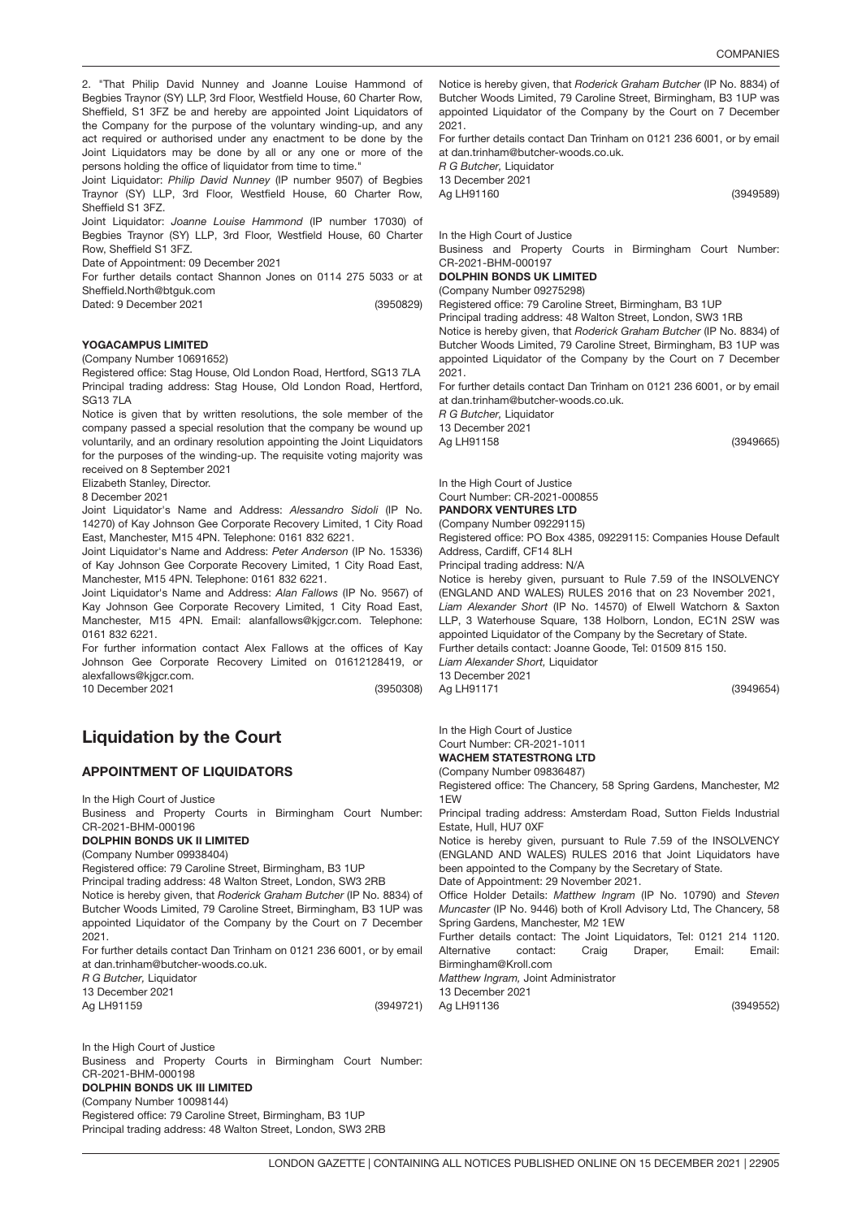2. "That Philip David Nunney and Joanne Louise Hammond of Begbies Traynor (SY) LLP, 3rd Floor, Westfield House, 60 Charter Row, Sheffield, S1 3FZ be and hereby are appointed Joint Liquidators of the Company for the purpose of the voluntary winding-up, and any act required or authorised under any enactment to be done by the Joint Liquidators may be done by all or any one or more of the persons holding the office of liquidator from time to time."

Joint Liquidator: *Philip David Nunney* (IP number 9507) of Begbies Traynor (SY) LLP, 3rd Floor, Westfield House, 60 Charter Row, Sheffield S1 3FZ.

Joint Liquidator: *Joanne Louise Hammond* (IP number 17030) of Begbies Traynor (SY) LLP, 3rd Floor, Westfield House, 60 Charter Row, Sheffield S1 3FZ.

Date of Appointment: 09 December 2021

For further details contact Shannon Jones on 0114 275 5033 or at Sheffield.North@btguk.com

Dated: 9 December 2021

(3950829)

**YOGACAMPUS LIMITED**

(Company Number 10691652)

Registered office: Stag House, Old London Road, Hertford, SG13 7LA

Principal trading address: Stag House, Old London Road, Hertford, SG13 7LA

Notice is given that by written resolutions, the sole member of the company passed a special resolution that the company be wound up voluntarily, and an ordinary resolution appointing the Joint Liquidators for the purposes of the winding-up. The requisite voting majority was received on 8 September 2021

Elizabeth Stanley, Director.

8 December 2021

Joint Liquidator's Name and Address: *Alessandro Sidoli* (IP No. 14270) of Kay Johnson Gee Corporate Recovery Limited, 1 City Road East, Manchester, M15 4PN. Telephone: 0161 832 6221.

Joint Liquidator's Name and Address: *Peter Anderson* (IP No. 15336) of Kay Johnson Gee Corporate Recovery Limited, 1 City Road East, Manchester, M15 4PN. Telephone: 0161 832 6221.

Joint Liquidator's Name and Address: *Alan Fallows* (IP No. 9567) of Kay Johnson Gee Corporate Recovery Limited, 1 City Road East, Manchester, M15 4PN. Email: alanfallows@kjgcr.com. Telephone: 0161 832 6221.

For further information contact Alex Fallows at the offices of Kay Johnson Gee Corporate Recovery Limited on 01612128419, or alexfallows@kjgcr.com.

10 December 2021

(3950308)

## Liquidation by the Court

### APPOINTMENT OF LIQUIDATORS

In the High Court of Justice

Business and Property Courts in Birmingham Court Number: CR-2021-BHM-000196

**DOLPHIN BONDS UK II LIMITED**

(Company Number 09938404)

Registered office: 79 Caroline Street, Birmingham, B3 1UP

Principal trading address: 48 Walton Street, London, SW3 2RB

Notice is hereby given, that *Roderick Graham Butcher* (IP No. 8834) of Butcher Woods Limited, 79 Caroline Street, Birmingham, B3 1UP was appointed Liquidator of the Company by the Court on 7 December 2021.

For further details contact Dan Trinham on 0121 236 6001, or by email at dan.trinham@butcher-woods.co.uk.

*R G Butcher,* Liquidator

13 December 2021

Ag LH91159

(3949721)

In the High Court of Justice

Business and Property Courts in Birmingham Court Number: CR-2021-BHM-000198

**DOLPHIN BONDS UK III LIMITED**

(Company Number 10098144)

Registered office: 79 Caroline Street, Birmingham, B3 1UP

Principal trading address: 48 Walton Street, London, SW3 2RB

Notice is hereby given, that *Roderick Graham Butcher* (IP No. 8834) of Butcher Woods Limited, 79 Caroline Street, Birmingham, B3 1UP was appointed Liquidator of the Company by the Court on 7 December 2021.

For further details contact Dan Trinham on 0121 236 6001, or by email at dan.trinham@butcher-woods.co.uk.

*R G Butcher,* Liquidator

13 December 2021

Ag LH91160

(3949589)

In the High Court of Justice

Business and Property Courts in Birmingham Court Number: CR-2021-BHM-000197

**DOLPHIN BONDS UK LIMITED**

(Company Number 09275298)

Registered office: 79 Caroline Street, Birmingham, B3 1UP

Principal trading address: 48 Walton Street, London, SW3 1RB

Notice is hereby given, that *Roderick Graham Butcher* (IP No. 8834) of Butcher Woods Limited, 79 Caroline Street, Birmingham, B3 1UP was appointed Liquidator of the Company by the Court on 7 December 2021.

For further details contact Dan Trinham on 0121 236 6001, or by email at dan.trinham@butcher-woods.co.uk.

*R G Butcher,* Liquidator

13 December 2021

Ag LH91158

(3949665)

In the High Court of Justice

Court Number: CR-2021-000855

**PANDORX VENTURES LTD**

(Company Number 09229115)

Registered office: PO Box 4385, 09229115: Companies House Default Address, Cardiff, CF14 8LH

Principal trading address: N/A

Notice is hereby given, pursuant to Rule 7.59 of the INSOLVENCY (ENGLAND AND WALES) RULES 2016 that on 23 November 2021, *Liam Alexander Short* (IP No. 14570) of Elwell Watchorn & Saxton LLP, 3 Waterhouse Square, 138 Holborn, London, EC1N 2SW was appointed Liquidator of the Company by the Secretary of State.

Further details contact: Joanne Goode, Tel: 01509 815 150.

*Liam Alexander Short,* Liquidator

13 December 2021

Ag LH91171

(3949654)

In the High Court of Justice

Court Number: CR-2021-1011

**WACHEM STATESTRONG LTD**

(Company Number 09836487)

Registered office: The Chancery, 58 Spring Gardens, Manchester, M2 1EW

Principal trading address: Amsterdam Road, Sutton Fields Industrial Estate, Hull, HU7 0XF

Notice is hereby given, pursuant to Rule 7.59 of the INSOLVENCY (ENGLAND AND WALES) RULES 2016 that Joint Liquidators have been appointed to the Company by the Secretary of State.

Date of Appointment: 29 November 2021.

Office Holder Details: *Matthew Ingram* (IP No. 10790) and *Steven Muncaster* (IP No. 9446) both of Kroll Advisory Ltd, The Chancery, 58 Spring Gardens, Manchester, M2 1EW

Further details contact: The Joint Liquidators, Tel: 0121 214 1120. Alternative contact: Craig Draper, Email: Email: Birmingham@Kroll.com

*Matthew Ingram,* Joint Administrator

13 December 2021

Ag LH91136

(3949552)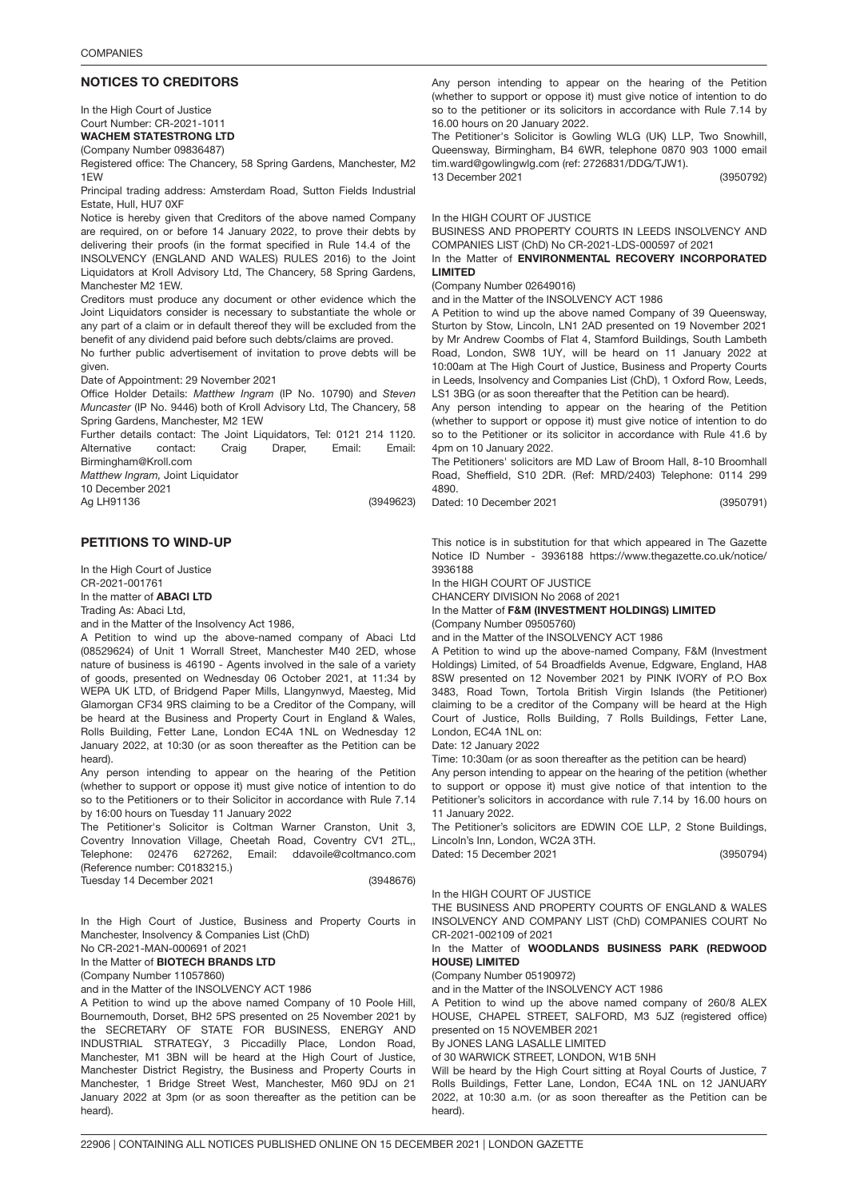## NOTICES TO CREDITORS

In the High Court of Justice
Court Number: CR-2021-1011
**WACHEM STATESTRONG LTD**
(Company Number 09836487)
Registered office: The Chancery, 58 Spring Gardens, Manchester, M2 1EW
Principal trading address: Amsterdam Road, Sutton Fields Industrial Estate, Hull, HU7 0XF
Notice is hereby given that Creditors of the above named Company are required, on or before 14 January 2022, to prove their debts by delivering their proofs (in the format specified in Rule 14.4 of the INSOLVENCY (ENGLAND AND WALES) RULES 2016) to the Joint Liquidators at Kroll Advisory Ltd, The Chancery, 58 Spring Gardens, Manchester M2 1EW.
Creditors must produce any document or other evidence which the Joint Liquidators consider is necessary to substantiate the whole or any part of a claim or in default thereof they will be excluded from the benefit of any dividend paid before such debts/claims are proved.
No further public advertisement of invitation to prove debts will be given.
Date of Appointment: 29 November 2021
Office Holder Details: *Matthew Ingram* (IP No. 10790) and *Steven Muncaster* (IP No. 9446) both of Kroll Advisory Ltd, The Chancery, 58 Spring Gardens, Manchester, M2 1EW
Further details contact: The Joint Liquidators, Tel: 0121 214 1120. Alternative contact: Craig Draper, Email: Email: Birmingham@Kroll.com
*Matthew Ingram,* Joint Liquidator
10 December 2021
Ag LH91136 (3949623)

## PETITIONS TO WIND-UP

In the High Court of Justice
CR-2021-001761
In the matter of **ABACI LTD**
Trading As: Abaci Ltd,
and in the Matter of the Insolvency Act 1986,
A Petition to wind up the above-named company of Abaci Ltd (08529624) of Unit 1 Worrall Street, Manchester M40 2ED, whose nature of business is 46190 - Agents involved in the sale of a variety of goods, presented on Wednesday 06 October 2021, at 11:34 by WEPA UK LTD, of Bridgend Paper Mills, Llangynwyd, Maesteg, Mid Glamorgan CF34 9RS claiming to be a Creditor of the Company, will be heard at the Business and Property Court in England & Wales, Rolls Building, Fetter Lane, London EC4A 1NL on Wednesday 12 January 2022, at 10:30 (or as soon thereafter as the Petition can be heard).
Any person intending to appear on the hearing of the Petition (whether to support or oppose it) must give notice of intention to do so to the Petitioners or to their Solicitor in accordance with Rule 7.14 by 16:00 hours on Tuesday 11 January 2022
The Petitioner's Solicitor is Coltman Warner Cranston, Unit 3, Coventry Innovation Village, Cheetah Road, Coventry CV1 2TL,, Telephone: 02476 627262, Email: ddavoile@coltmanco.com (Reference number: C0183215.)
Tuesday 14 December 2021 (3948676)

In the High Court of Justice, Business and Property Courts in Manchester, Insolvency & Companies List (ChD)
No CR-2021-MAN-000691 of 2021
In the Matter of **BIOTECH BRANDS LTD**
(Company Number 11057860)
and in the Matter of the INSOLVENCY ACT 1986
A Petition to wind up the above named Company of 10 Poole Hill, Bournemouth, Dorset, BH2 5PS presented on 25 November 2021 by the SECRETARY OF STATE FOR BUSINESS, ENERGY AND INDUSTRIAL STRATEGY, 3 Piccadilly Place, London Road, Manchester, M1 3BN will be heard at the High Court of Justice, Manchester District Registry, the Business and Property Courts in Manchester, 1 Bridge Street West, Manchester, M60 9DJ on 21 January 2022 at 3pm (or as soon thereafter as the petition can be heard).
Any person intending to appear on the hearing of the Petition (whether to support or oppose it) must give notice of intention to do so to the petitioner or its solicitors in accordance with Rule 7.14 by 16.00 hours on 20 January 2022.
The Petitioner's Solicitor is Gowling WLG (UK) LLP, Two Snowhill, Queensway, Birmingham, B4 6WR, telephone 0870 903 1000 email tim.ward@gowlingwlg.com (ref: 2726831/DDG/TJW1).
13 December 2021 (3950792)

In the HIGH COURT OF JUSTICE
BUSINESS AND PROPERTY COURTS IN LEEDS INSOLVENCY AND COMPANIES LIST (ChD) No CR-2021-LDS-000597 of 2021
In the Matter of **ENVIRONMENTAL RECOVERY INCORPORATED LIMITED**
(Company Number 02649016)
and in the Matter of the INSOLVENCY ACT 1986
A Petition to wind up the above named Company of 39 Queensway, Sturton by Stow, Lincoln, LN1 2AD presented on 19 November 2021 by Mr Andrew Coombs of Flat 4, Stamford Buildings, South Lambeth Road, London, SW8 1UY, will be heard on 11 January 2022 at 10:00am at The High Court of Justice, Business and Property Courts in Leeds, Insolvency and Companies List (ChD), 1 Oxford Row, Leeds, LS1 3BG (or as soon thereafter that the Petition can be heard).
Any person intending to appear on the hearing of the Petition (whether to support or oppose it) must give notice of intention to do so to the Petitioner or its solicitor in accordance with Rule 41.6 by 4pm on 10 January 2022.
The Petitioners' solicitors are MD Law of Broom Hall, 8-10 Broomhall Road, Sheffield, S10 2DR. (Ref: MRD/2403) Telephone: 0114 299 4890.
Dated: 10 December 2021 (3950791)

This notice is in substitution for that which appeared in The Gazette Notice ID Number - 3936188 https://www.thegazette.co.uk/notice/3936188
In the HIGH COURT OF JUSTICE
CHANCERY DIVISION No 2068 of 2021
In the Matter of **F&M (INVESTMENT HOLDINGS) LIMITED**
(Company Number 09505760)
and in the Matter of the INSOLVENCY ACT 1986
A Petition to wind up the above-named Company, F&M (Investment Holdings) Limited, of 54 Broadfields Avenue, Edgware, England, HA8 8SW presented on 12 November 2021 by PINK IVORY of P.O Box 3483, Road Town, Tortola British Virgin Islands (the Petitioner) claiming to be a creditor of the Company will be heard at the High Court of Justice, Rolls Building, 7 Rolls Buildings, Fetter Lane, London, EC4A 1NL on:
Date: 12 January 2022
Time: 10:30am (or as soon thereafter as the petition can be heard)
Any person intending to appear on the hearing of the petition (whether to support or oppose it) must give notice of that intention to the Petitioner's solicitors in accordance with rule 7.14 by 16.00 hours on 11 January 2022.
The Petitioner's solicitors are EDWIN COE LLP, 2 Stone Buildings, Lincoln's Inn, London, WC2A 3TH.
Dated: 15 December 2021 (3950794)

In the HIGH COURT OF JUSTICE
THE BUSINESS AND PROPERTY COURTS OF ENGLAND & WALES INSOLVENCY AND COMPANY LIST (ChD) COMPANIES COURT No CR-2021-002109 of 2021
In the Matter of **WOODLANDS BUSINESS PARK (REDWOOD HOUSE) LIMITED**
(Company Number 05190972)
and in the Matter of the INSOLVENCY ACT 1986
A Petition to wind up the above named company of 260/8 ALEX HOUSE, CHAPEL STREET, SALFORD, M3 5JZ (registered office) presented on 15 NOVEMBER 2021
By JONES LANG LASALLE LIMITED
of 30 WARWICK STREET, LONDON, W1B 5NH
Will be heard by the High Court sitting at Royal Courts of Justice, 7 Rolls Buildings, Fetter Lane, London, EC4A 1NL on 12 JANUARY 2022, at 10:30 a.m. (or as soon thereafter as the Petition can be heard).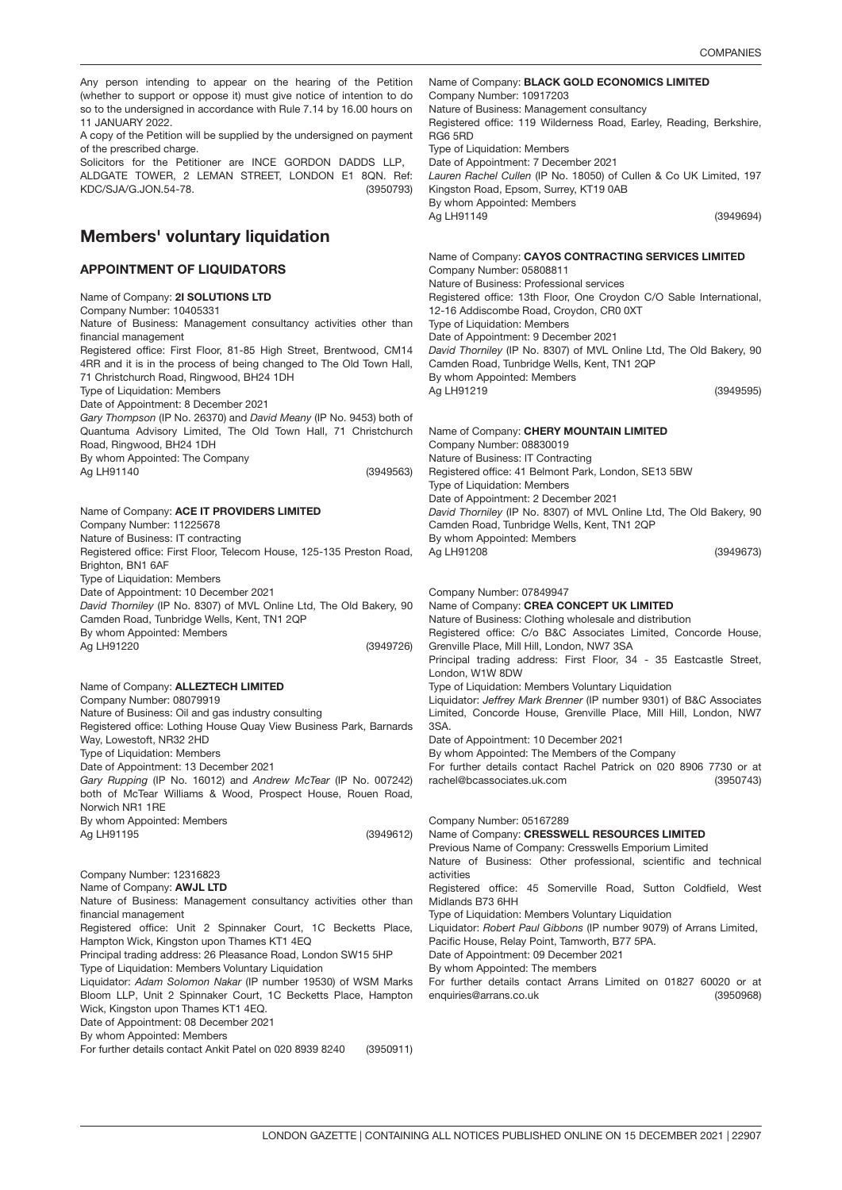Any person intending to appear on the hearing of the Petition (whether to support or oppose it) must give notice of intention to do so to the undersigned in accordance with Rule 7.14 by 16.00 hours on 11 JANUARY 2022.

A copy of the Petition will be supplied by the undersigned on payment of the prescribed charge.

Solicitors for the Petitioner are INCE GORDON DADDS LLP, ALDGATE TOWER, 2 LEMAN STREET, LONDON E1 8QN. Ref: KDC/SJA/G.JON.54-78. (3950793)

## Members' voluntary liquidation

### APPOINTMENT OF LIQUIDATORS

Name of Company: **2I SOLUTIONS LTD**
Company Number: 10405331
Nature of Business: Management consultancy activities other than financial management
Registered office: First Floor, 81-85 High Street, Brentwood, CM14 4RR and it is in the process of being changed to The Old Town Hall, 71 Christchurch Road, Ringwood, BH24 1DH
Type of Liquidation: Members
Date of Appointment: 8 December 2021
*Gary Thompson* (IP No. 26370) and *David Meany* (IP No. 9453) both of Quantuma Advisory Limited, The Old Town Hall, 71 Christchurch Road, Ringwood, BH24 1DH
By whom Appointed: The Company
Ag LH91140 (3949563)

Name of Company: **ACE IT PROVIDERS LIMITED**
Company Number: 11225678
Nature of Business: IT contracting
Registered office: First Floor, Telecom House, 125-135 Preston Road, Brighton, BN1 6AF
Type of Liquidation: Members
Date of Appointment: 10 December 2021
*David Thorniley* (IP No. 8307) of MVL Online Ltd, The Old Bakery, 90 Camden Road, Tunbridge Wells, Kent, TN1 2QP
By whom Appointed: Members
Ag LH91220 (3949726)

Name of Company: **ALLEZTECH LIMITED**
Company Number: 08079919
Nature of Business: Oil and gas industry consulting
Registered office: Lothing House Quay View Business Park, Barnards Way, Lowestoft, NR32 2HD
Type of Liquidation: Members
Date of Appointment: 13 December 2021
*Gary Rupping* (IP No. 16012) and *Andrew McTear* (IP No. 007242) both of McTear Williams & Wood, Prospect House, Rouen Road, Norwich NR1 1RE
By whom Appointed: Members
Ag LH91195 (3949612)

Company Number: 12316823
Name of Company: **AWJL LTD**
Nature of Business: Management consultancy activities other than financial management
Registered office: Unit 2 Spinnaker Court, 1C Becketts Place, Hampton Wick, Kingston upon Thames KT1 4EQ
Principal trading address: 26 Pleasance Road, London SW15 5HP
Type of Liquidation: Members Voluntary Liquidation
Liquidator: *Adam Solomon Nakar* (IP number 19530) of WSM Marks Bloom LLP, Unit 2 Spinnaker Court, 1C Becketts Place, Hampton Wick, Kingston upon Thames KT1 4EQ.
Date of Appointment: 08 December 2021
By whom Appointed: Members
For further details contact Ankit Patel on 020 8939 8240 (3950911)

Name of Company: **BLACK GOLD ECONOMICS LIMITED**
Company Number: 10917203
Nature of Business: Management consultancy
Registered office: 119 Wilderness Road, Earley, Reading, Berkshire, RG6 5RD
Type of Liquidation: Members
Date of Appointment: 7 December 2021
*Lauren Rachel Cullen* (IP No. 18050) of Cullen & Co UK Limited, 197 Kingston Road, Epsom, Surrey, KT19 0AB
By whom Appointed: Members
Ag LH91149 (3949694)

Name of Company: **CAYOS CONTRACTING SERVICES LIMITED**
Company Number: 05808811
Nature of Business: Professional services
Registered office: 13th Floor, One Croydon C/O Sable International, 12-16 Addiscombe Road, Croydon, CR0 0XT
Type of Liquidation: Members
Date of Appointment: 9 December 2021
*David Thorniley* (IP No. 8307) of MVL Online Ltd, The Old Bakery, 90 Camden Road, Tunbridge Wells, Kent, TN1 2QP
By whom Appointed: Members
Ag LH91219 (3949595)

Name of Company: **CHERY MOUNTAIN LIMITED**
Company Number: 08830019
Nature of Business: IT Contracting
Registered office: 41 Belmont Park, London, SE13 5BW
Type of Liquidation: Members
Date of Appointment: 2 December 2021
*David Thorniley* (IP No. 8307) of MVL Online Ltd, The Old Bakery, 90 Camden Road, Tunbridge Wells, Kent, TN1 2QP
By whom Appointed: Members
Ag LH91208 (3949673)

Company Number: 07849947
Name of Company: **CREA CONCEPT UK LIMITED**
Nature of Business: Clothing wholesale and distribution
Registered office: C/o B&C Associates Limited, Concorde House, Grenville Place, Mill Hill, London, NW7 3SA
Principal trading address: First Floor, 34 - 35 Eastcastle Street, London, W1W 8DW
Type of Liquidation: Members Voluntary Liquidation
Liquidator: *Jeffrey Mark Brenner* (IP number 9301) of B&C Associates Limited, Concorde House, Grenville Place, Mill Hill, London, NW7 3SA.
Date of Appointment: 10 December 2021
By whom Appointed: The Members of the Company
For further details contact Rachel Patrick on 020 8906 7730 or at rachel@bcassociates.uk.com (3950743)

Company Number: 05167289
Name of Company: **CRESSWELL RESOURCES LIMITED**
Previous Name of Company: Cresswells Emporium Limited
Nature of Business: Other professional, scientific and technical activities
Registered office: 45 Somerville Road, Sutton Coldfield, West Midlands B73 6HH
Type of Liquidation: Members Voluntary Liquidation
Liquidator: *Robert Paul Gibbons* (IP number 9079) of Arrans Limited, Pacific House, Relay Point, Tamworth, B77 5PA.
Date of Appointment: 09 December 2021
By whom Appointed: The members
For further details contact Arrans Limited on 01827 60020 or at enquiries@arrans.co.uk (3950968)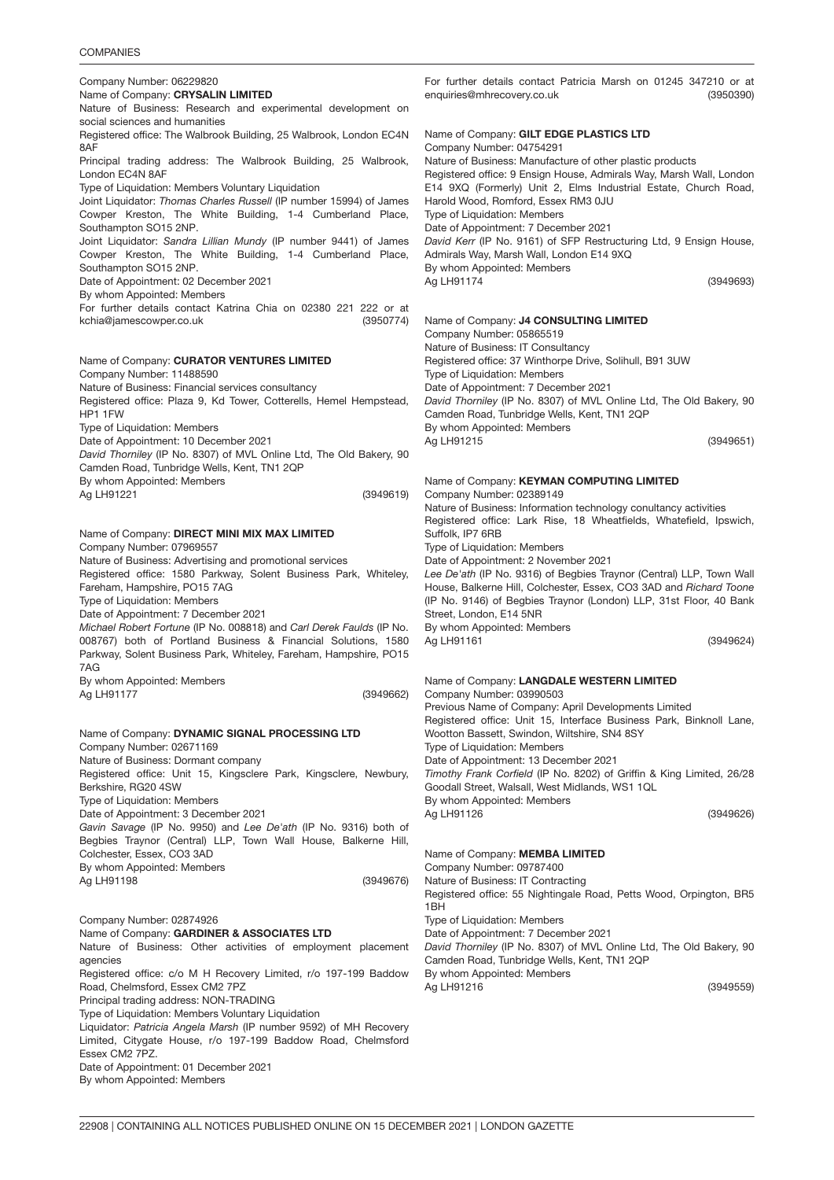Company Number: 06229820
Name of Company: **CRYSALIN LIMITED**
Nature of Business: Research and experimental development on social sciences and humanities
Registered office: The Walbrook Building, 25 Walbrook, London EC4N 8AF
Principal trading address: The Walbrook Building, 25 Walbrook, London EC4N 8AF
Type of Liquidation: Members Voluntary Liquidation
Joint Liquidator: *Thomas Charles Russell* (IP number 15994) of James Cowper Kreston, The White Building, 1-4 Cumberland Place, Southampton SO15 2NP.
Joint Liquidator: *Sandra Lillian Mundy* (IP number 9441) of James Cowper Kreston, The White Building, 1-4 Cumberland Place, Southampton SO15 2NP.
Date of Appointment: 02 December 2021
By whom Appointed: Members
For further details contact Katrina Chia on 02380 221 222 or at kchia@jamescowper.co.uk (3950774)

Name of Company: **CURATOR VENTURES LIMITED**
Company Number: 11488590
Nature of Business: Financial services consultancy
Registered office: Plaza 9, Kd Tower, Cotterells, Hemel Hempstead, HP1 1FW
Type of Liquidation: Members
Date of Appointment: 10 December 2021
*David Thorniley* (IP No. 8307) of MVL Online Ltd, The Old Bakery, 90 Camden Road, Tunbridge Wells, Kent, TN1 2QP
By whom Appointed: Members
Ag LH91221 (3949619)

Name of Company: **DIRECT MINI MIX MAX LIMITED**
Company Number: 07969557
Nature of Business: Advertising and promotional services
Registered office: 1580 Parkway, Solent Business Park, Whiteley, Fareham, Hampshire, PO15 7AG
Type of Liquidation: Members
Date of Appointment: 7 December 2021
*Michael Robert Fortune* (IP No. 008818) and *Carl Derek Faulds* (IP No. 008767) both of Portland Business & Financial Solutions, 1580 Parkway, Solent Business Park, Whiteley, Fareham, Hampshire, PO15 7AG
By whom Appointed: Members
Ag LH91177 (3949662)

Name of Company: **DYNAMIC SIGNAL PROCESSING LTD**
Company Number: 02671169
Nature of Business: Dormant company
Registered office: Unit 15, Kingsclere Park, Kingsclere, Newbury, Berkshire, RG20 4SW
Type of Liquidation: Members
Date of Appointment: 3 December 2021
*Gavin Savage* (IP No. 9950) and *Lee De'ath* (IP No. 9316) both of Begbies Traynor (Central) LLP, Town Wall House, Balkerne Hill, Colchester, Essex, CO3 3AD
By whom Appointed: Members
Ag LH91198 (3949676)

Company Number: 02874926
Name of Company: **GARDINER & ASSOCIATES LTD**
Nature of Business: Other activities of employment placement agencies
Registered office: c/o M H Recovery Limited, r/o 197-199 Baddow Road, Chelmsford, Essex CM2 7PZ
Principal trading address: NON-TRADING
Type of Liquidation: Members Voluntary Liquidation
Liquidator: *Patricia Angela Marsh* (IP number 9592) of MH Recovery Limited, Citygate House, r/o 197-199 Baddow Road, Chelmsford Essex CM2 7PZ.
Date of Appointment: 01 December 2021
By whom Appointed: Members
For further details contact Patricia Marsh on 01245 347210 or at enquiries@mhrecovery.co.uk (3950390)

Name of Company: **GILT EDGE PLASTICS LTD**
Company Number: 04754291
Nature of Business: Manufacture of other plastic products
Registered office: 9 Ensign House, Admirals Way, Marsh Wall, London E14 9XQ (Formerly) Unit 2, Elms Industrial Estate, Church Road, Harold Wood, Romford, Essex RM3 0JU
Type of Liquidation: Members
Date of Appointment: 7 December 2021
*David Kerr* (IP No. 9161) of SFP Restructuring Ltd, 9 Ensign House, Admirals Way, Marsh Wall, London E14 9XQ
By whom Appointed: Members
Ag LH91174 (3949693)

Name of Company: **J4 CONSULTING LIMITED**
Company Number: 05865519
Nature of Business: IT Consultancy
Registered office: 37 Winthorpe Drive, Solihull, B91 3UW
Type of Liquidation: Members
Date of Appointment: 7 December 2021
*David Thorniley* (IP No. 8307) of MVL Online Ltd, The Old Bakery, 90 Camden Road, Tunbridge Wells, Kent, TN1 2QP
By whom Appointed: Members
Ag LH91215 (3949651)

Name of Company: **KEYMAN COMPUTING LIMITED**
Company Number: 02389149
Nature of Business: Information technology conultancy activities
Registered office: Lark Rise, 18 Wheatfields, Whatefield, Ipswich, Suffolk, IP7 6RB
Type of Liquidation: Members
Date of Appointment: 2 November 2021
*Lee De'ath* (IP No. 9316) of Begbies Traynor (Central) LLP, Town Wall House, Balkerne Hill, Colchester, Essex, CO3 3AD and *Richard Toone* (IP No. 9146) of Begbies Traynor (London) LLP, 31st Floor, 40 Bank Street, London, E14 5NR
By whom Appointed: Members
Ag LH91161 (3949624)

Name of Company: **LANGDALE WESTERN LIMITED**
Company Number: 03990503
Previous Name of Company: April Developments Limited
Registered office: Unit 15, Interface Business Park, Binknoll Lane, Wootton Bassett, Swindon, Wiltshire, SN4 8SY
Type of Liquidation: Members
Date of Appointment: 13 December 2021
*Timothy Frank Corfield* (IP No. 8202) of Griffin & King Limited, 26/28 Goodall Street, Walsall, West Midlands, WS1 1QL
By whom Appointed: Members
Ag LH91126 (3949626)

Name of Company: **MEMBA LIMITED**
Company Number: 09787400
Nature of Business: IT Contracting
Registered office: 55 Nightingale Road, Petts Wood, Orpington, BR5 1BH
Type of Liquidation: Members
Date of Appointment: 7 December 2021
*David Thorniley* (IP No. 8307) of MVL Online Ltd, The Old Bakery, 90 Camden Road, Tunbridge Wells, Kent, TN1 2QP
By whom Appointed: Members
Ag LH91216 (3949559)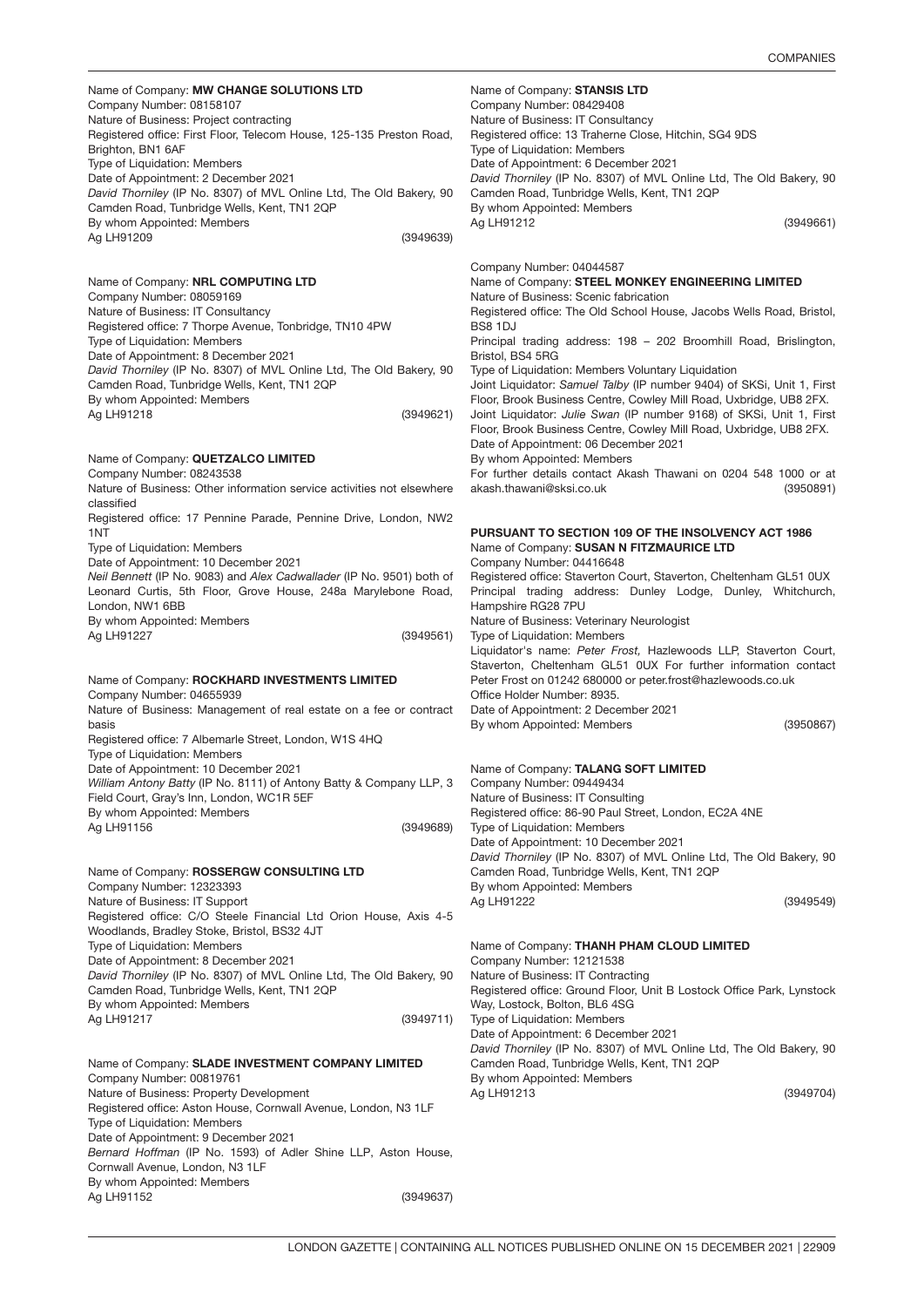Name of Company: **MW CHANGE SOLUTIONS LTD**
Company Number: 08158107
Nature of Business: Project contracting
Registered office: First Floor, Telecom House, 125-135 Preston Road, Brighton, BN1 6AF
Type of Liquidation: Members
Date of Appointment: 2 December 2021
*David Thorniley* (IP No. 8307) of MVL Online Ltd, The Old Bakery, 90 Camden Road, Tunbridge Wells, Kent, TN1 2QP
By whom Appointed: Members
Ag LH91209 (3949639)

Name of Company: **NRL COMPUTING LTD**
Company Number: 08059169
Nature of Business: IT Consultancy
Registered office: 7 Thorpe Avenue, Tonbridge, TN10 4PW
Type of Liquidation: Members
Date of Appointment: 8 December 2021
*David Thorniley* (IP No. 8307) of MVL Online Ltd, The Old Bakery, 90 Camden Road, Tunbridge Wells, Kent, TN1 2QP
By whom Appointed: Members
Ag LH91218 (3949621)

Name of Company: **QUETZALCO LIMITED**
Company Number: 08243538
Nature of Business: Other information service activities not elsewhere classified
Registered office: 17 Pennine Parade, Pennine Drive, London, NW2 1NT
Type of Liquidation: Members
Date of Appointment: 10 December 2021
*Neil Bennett* (IP No. 9083) and *Alex Cadwallader* (IP No. 9501) both of Leonard Curtis, 5th Floor, Grove House, 248a Marylebone Road, London, NW1 6BB
By whom Appointed: Members
Ag LH91227 (3949561)

Name of Company: **ROCKHARD INVESTMENTS LIMITED**
Company Number: 04655939
Nature of Business: Management of real estate on a fee or contract basis
Registered office: 7 Albemarle Street, London, W1S 4HQ
Type of Liquidation: Members
Date of Appointment: 10 December 2021
*William Antony Batty* (IP No. 8111) of Antony Batty & Company LLP, 3 Field Court, Gray's Inn, London, WC1R 5EF
By whom Appointed: Members
Ag LH91156 (3949689)

Name of Company: **ROSSERGW CONSULTING LTD**
Company Number: 12323393
Nature of Business: IT Support
Registered office: C/O Steele Financial Ltd Orion House, Axis 4-5 Woodlands, Bradley Stoke, Bristol, BS32 4JT
Type of Liquidation: Members
Date of Appointment: 8 December 2021
*David Thorniley* (IP No. 8307) of MVL Online Ltd, The Old Bakery, 90 Camden Road, Tunbridge Wells, Kent, TN1 2QP
By whom Appointed: Members
Ag LH91217 (3949711)

Name of Company: **SLADE INVESTMENT COMPANY LIMITED**
Company Number: 00819761
Nature of Business: Property Development
Registered office: Aston House, Cornwall Avenue, London, N3 1LF
Type of Liquidation: Members
Date of Appointment: 9 December 2021
*Bernard Hoffman* (IP No. 1593) of Adler Shine LLP, Aston House, Cornwall Avenue, London, N3 1LF
By whom Appointed: Members
Ag LH91152 (3949637)

Name of Company: **STANSIS LTD**
Company Number: 08429408
Nature of Business: IT Consultancy
Registered office: 13 Traherne Close, Hitchin, SG4 9DS
Type of Liquidation: Members
Date of Appointment: 6 December 2021
*David Thorniley* (IP No. 8307) of MVL Online Ltd, The Old Bakery, 90 Camden Road, Tunbridge Wells, Kent, TN1 2QP
By whom Appointed: Members
Ag LH91212 (3949661)

Company Number: 04044587
Name of Company: **STEEL MONKEY ENGINEERING LIMITED**
Nature of Business: Scenic fabrication
Registered office: The Old School House, Jacobs Wells Road, Bristol, BS8 1DJ
Principal trading address: 198 – 202 Broomhill Road, Brislington, Bristol, BS4 5RG
Type of Liquidation: Members Voluntary Liquidation
Joint Liquidator: *Samuel Talby* (IP number 9404) of SKSi, Unit 1, First Floor, Brook Business Centre, Cowley Mill Road, Uxbridge, UB8 2FX.
Joint Liquidator: *Julie Swan* (IP number 9168) of SKSi, Unit 1, First Floor, Brook Business Centre, Cowley Mill Road, Uxbridge, UB8 2FX.
Date of Appointment: 06 December 2021
By whom Appointed: Members
For further details contact Akash Thawani on 0204 548 1000 or at akash.thawani@sksi.co.uk (3950891)

**PURSUANT TO SECTION 109 OF THE INSOLVENCY ACT 1986**
Name of Company: **SUSAN N FITZMAURICE LTD**
Company Number: 04416648
Registered office: Staverton Court, Staverton, Cheltenham GL51 0UX
Principal trading address: Dunley Lodge, Dunley, Whitchurch, Hampshire RG28 7PU
Nature of Business: Veterinary Neurologist
Type of Liquidation: Members
Liquidator's name: *Peter Frost,* Hazlewoods LLP, Staverton Court, Staverton, Cheltenham GL51 0UX For further information contact Peter Frost on 01242 680000 or peter.frost@hazlewoods.co.uk
Office Holder Number: 8935.
Date of Appointment: 2 December 2021
By whom Appointed: Members (3950867)

Name of Company: **TALANG SOFT LIMITED**
Company Number: 09449434
Nature of Business: IT Consulting
Registered office: 86-90 Paul Street, London, EC2A 4NE
Type of Liquidation: Members
Date of Appointment: 10 December 2021
*David Thorniley* (IP No. 8307) of MVL Online Ltd, The Old Bakery, 90 Camden Road, Tunbridge Wells, Kent, TN1 2QP
By whom Appointed: Members
Ag LH91222 (3949549)

Name of Company: **THANH PHAM CLOUD LIMITED**
Company Number: 12121538
Nature of Business: IT Contracting
Registered office: Ground Floor, Unit B Lostock Office Park, Lynstock Way, Lostock, Bolton, BL6 4SG
Type of Liquidation: Members
Date of Appointment: 6 December 2021
*David Thorniley* (IP No. 8307) of MVL Online Ltd, The Old Bakery, 90 Camden Road, Tunbridge Wells, Kent, TN1 2QP
By whom Appointed: Members
Ag LH91213 (3949704)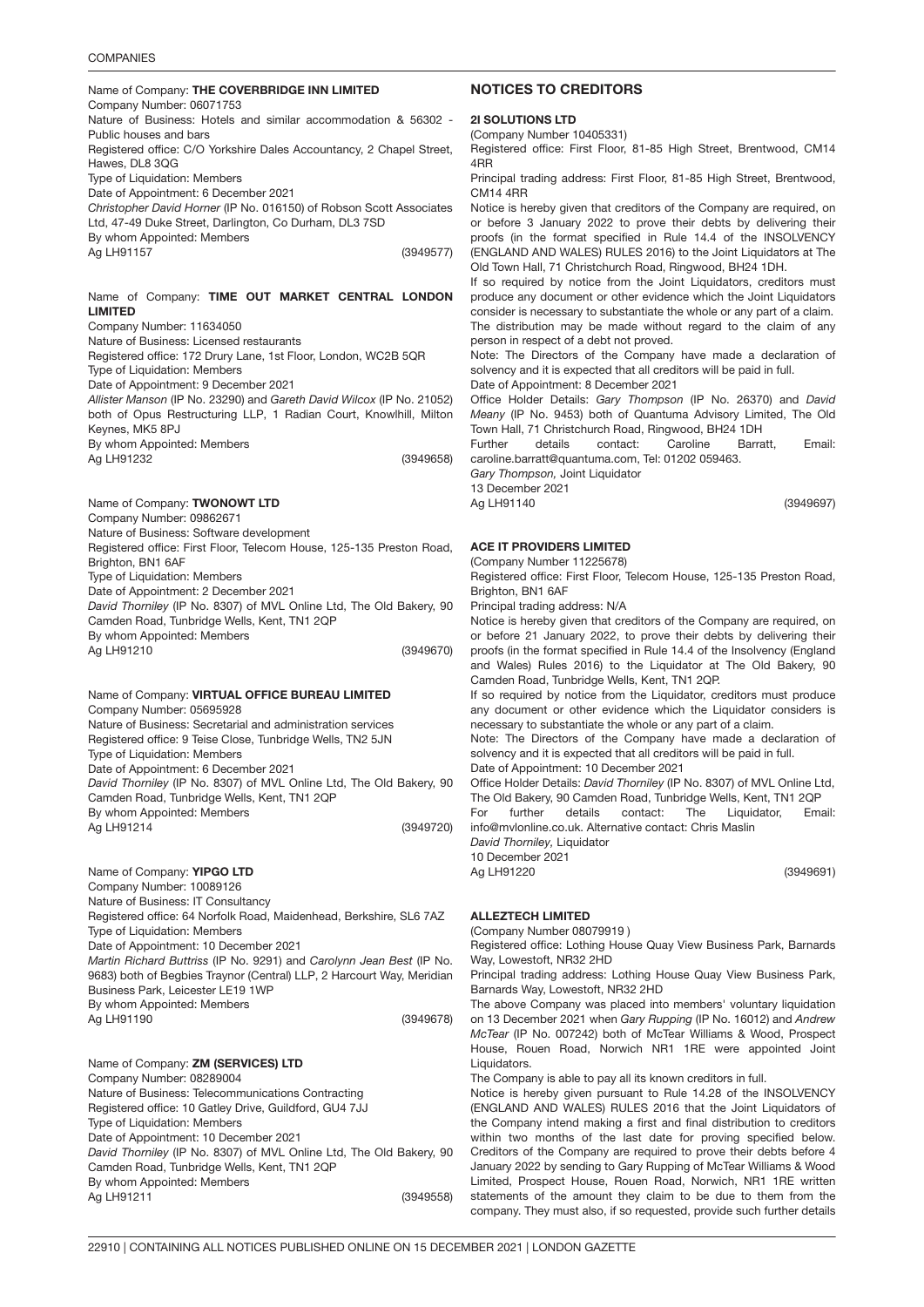Name of Company: **THE COVERBRIDGE INN LIMITED**
Company Number: 06071753
Nature of Business: Hotels and similar accommodation & 56302 - Public houses and bars
Registered office: C/O Yorkshire Dales Accountancy, 2 Chapel Street, Hawes, DL8 3QG
Type of Liquidation: Members
Date of Appointment: 6 December 2021
*Christopher David Horner* (IP No. 016150) of Robson Scott Associates Ltd, 47-49 Duke Street, Darlington, Co Durham, DL3 7SD
By whom Appointed: Members
Ag LH91157 (3949577)

Name of Company: **TIME OUT MARKET CENTRAL LONDON LIMITED**
Company Number: 11634050
Nature of Business: Licensed restaurants
Registered office: 172 Drury Lane, 1st Floor, London, WC2B 5QR
Type of Liquidation: Members
Date of Appointment: 9 December 2021
*Allister Manson* (IP No. 23290) and *Gareth David Wilcox* (IP No. 21052) both of Opus Restructuring LLP, 1 Radian Court, Knowlhill, Milton Keynes, MK5 8PJ
By whom Appointed: Members
Ag LH91232 (3949658)

Name of Company: **TWONOWT LTD**
Company Number: 09862671
Nature of Business: Software development
Registered office: First Floor, Telecom House, 125-135 Preston Road, Brighton, BN1 6AF
Type of Liquidation: Members
Date of Appointment: 2 December 2021
*David Thorniley* (IP No. 8307) of MVL Online Ltd, The Old Bakery, 90 Camden Road, Tunbridge Wells, Kent, TN1 2QP
By whom Appointed: Members
Ag LH91210 (3949670)

Name of Company: **VIRTUAL OFFICE BUREAU LIMITED**
Company Number: 05695928
Nature of Business: Secretarial and administration services
Registered office: 9 Teise Close, Tunbridge Wells, TN2 5JN
Type of Liquidation: Members
Date of Appointment: 6 December 2021
*David Thorniley* (IP No. 8307) of MVL Online Ltd, The Old Bakery, 90 Camden Road, Tunbridge Wells, Kent, TN1 2QP
By whom Appointed: Members
Ag LH91214 (3949720)

Name of Company: **YIPGO LTD**
Company Number: 10089126
Nature of Business: IT Consultancy
Registered office: 64 Norfolk Road, Maidenhead, Berkshire, SL6 7AZ
Type of Liquidation: Members
Date of Appointment: 10 December 2021
*Martin Richard Buttriss* (IP No. 9291) and *Carolynn Jean Best* (IP No. 9683) both of Begbies Traynor (Central) LLP, 2 Harcourt Way, Meridian Business Park, Leicester LE19 1WP
By whom Appointed: Members
Ag LH91190 (3949678)

Name of Company: **ZM (SERVICES) LTD**
Company Number: 08289004
Nature of Business: Telecommunications Contracting
Registered office: 10 Gatley Drive, Guildford, GU4 7JJ
Type of Liquidation: Members
Date of Appointment: 10 December 2021
*David Thorniley* (IP No. 8307) of MVL Online Ltd, The Old Bakery, 90 Camden Road, Tunbridge Wells, Kent, TN1 2QP
By whom Appointed: Members
Ag LH91211 (3949558)

## NOTICES TO CREDITORS

### 2I SOLUTIONS LTD

(Company Number 10405331)
Registered office: First Floor, 81-85 High Street, Brentwood, CM14 4RR
Principal trading address: First Floor, 81-85 High Street, Brentwood, CM14 4RR
Notice is hereby given that creditors of the Company are required, on or before 3 January 2022 to prove their debts by delivering their proofs (in the format specified in Rule 14.4 of the INSOLVENCY (ENGLAND AND WALES) RULES 2016) to the Joint Liquidators at The Old Town Hall, 71 Christchurch Road, Ringwood, BH24 1DH.
If so required by notice from the Joint Liquidators, creditors must produce any document or other evidence which the Joint Liquidators consider is necessary to substantiate the whole or any part of a claim. The distribution may be made without regard to the claim of any person in respect of a debt not proved.
Note: The Directors of the Company have made a declaration of solvency and it is expected that all creditors will be paid in full.
Date of Appointment: 8 December 2021
Office Holder Details: *Gary Thompson* (IP No. 26370) and *David Meany* (IP No. 9453) both of Quantuma Advisory Limited, The Old Town Hall, 71 Christchurch Road, Ringwood, BH24 1DH
Further details contact: Caroline Barratt, Email: caroline.barratt@quantuma.com, Tel: 01202 059463.
*Gary Thompson,* Joint Liquidator
13 December 2021
Ag LH91140 (3949697)

### ACE IT PROVIDERS LIMITED

(Company Number 11225678)
Registered office: First Floor, Telecom House, 125-135 Preston Road, Brighton, BN1 6AF
Principal trading address: N/A
Notice is hereby given that creditors of the Company are required, on or before 21 January 2022, to prove their debts by delivering their proofs (in the format specified in Rule 14.4 of the Insolvency (England and Wales) Rules 2016) to the Liquidator at The Old Bakery, 90 Camden Road, Tunbridge Wells, Kent, TN1 2QP.
If so required by notice from the Liquidator, creditors must produce any document or other evidence which the Liquidator considers is necessary to substantiate the whole or any part of a claim.
Note: The Directors of the Company have made a declaration of solvency and it is expected that all creditors will be paid in full.
Date of Appointment: 10 December 2021
Office Holder Details: *David Thorniley* (IP No. 8307) of MVL Online Ltd, The Old Bakery, 90 Camden Road, Tunbridge Wells, Kent, TN1 2QP
For further details contact: The Liquidator, Email: info@mvlonline.co.uk. Alternative contact: Chris Maslin
*David Thorniley,* Liquidator
10 December 2021
Ag LH91220 (3949691)

### ALLEZTECH LIMITED

(Company Number 08079919 )
Registered office: Lothing House Quay View Business Park, Barnards Way, Lowestoft, NR32 2HD
Principal trading address: Lothing House Quay View Business Park, Barnards Way, Lowestoft, NR32 2HD
The above Company was placed into members' voluntary liquidation on 13 December 2021 when *Gary Rupping* (IP No. 16012) and *Andrew McTear* (IP No. 007242) both of McTear Williams & Wood, Prospect House, Rouen Road, Norwich NR1 1RE were appointed Joint Liquidators.
The Company is able to pay all its known creditors in full.
Notice is hereby given pursuant to Rule 14.28 of the INSOLVENCY (ENGLAND AND WALES) RULES 2016 that the Joint Liquidators of the Company intend making a first and final distribution to creditors within two months of the last date for proving specified below. Creditors of the Company are required to prove their debts before 4 January 2022 by sending to Gary Rupping of McTear Williams & Wood Limited, Prospect House, Rouen Road, Norwich, NR1 1RE written statements of the amount they claim to be due to them from the company. They must also, if so requested, provide such further details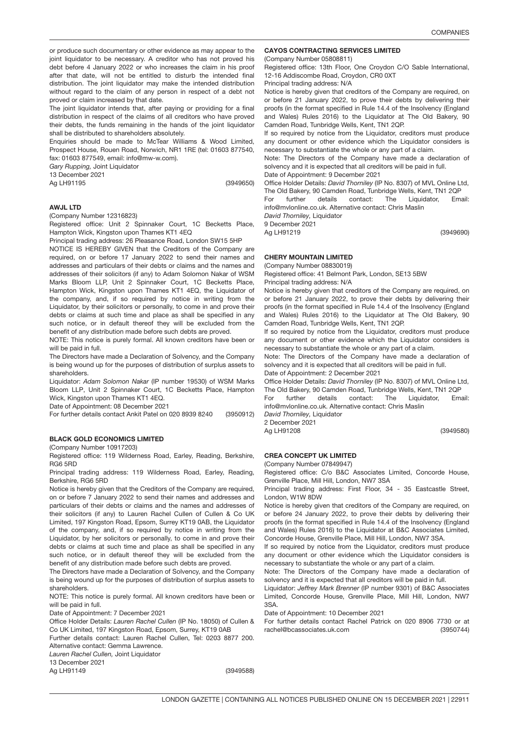or produce such documentary or other evidence as may appear to the joint liquidator to be necessary. A creditor who has not proved his debt before 4 January 2022 or who increases the claim in his proof after that date, will not be entitled to disturb the intended final distribution. The joint liquidator may make the intended distribution without regard to the claim of any person in respect of a debt not proved or claim increased by that date.

The joint liquidator intends that, after paying or providing for a final distribution in respect of the claims of all creditors who have proved their debts, the funds remaining in the hands of the joint liquidator shall be distributed to shareholders absolutely.

Enquiries should be made to McTear Williams & Wood Limited, Prospect House, Rouen Road, Norwich, NR1 1RE (tel: 01603 877540, fax: 01603 877549, email: info@mw-w.com).

*Gary Rupping,* Joint Liquidator

13 December 2021

Ag LH91195 (3949650)

### AWJL LTD

(Company Number 12316823)

Registered office: Unit 2 Spinnaker Court, 1C Becketts Place, Hampton Wick, Kingston upon Thames KT1 4EQ

Principal trading address: 26 Pleasance Road, London SW15 5HP

NOTICE IS HEREBY GIVEN that the Creditors of the Company are required, on or before 17 January 2022 to send their names and addresses and particulars of their debts or claims and the names and addresses of their solicitors (if any) to Adam Solomon Nakar of WSM Marks Bloom LLP, Unit 2 Spinnaker Court, 1C Becketts Place, Hampton Wick, Kingston upon Thames KT1 4EQ, the Liquidator of the company, and, if so required by notice in writing from the Liquidator, by their solicitors or personally, to come in and prove their debts or claims at such time and place as shall be specified in any such notice, or in default thereof they will be excluded from the benefit of any distribution made before such debts are proved.

NOTE: This notice is purely formal. All known creditors have been or will be paid in full.

The Directors have made a Declaration of Solvency, and the Company is being wound up for the purposes of distribution of surplus assets to shareholders.

Liquidator: *Adam Solomon Nakar* (IP number 19530) of WSM Marks Bloom LLP, Unit 2 Spinnaker Court, 1C Becketts Place, Hampton Wick, Kingston upon Thames KT1 4EQ.

Date of Appointment: 08 December 2021

For further details contact Ankit Patel on 020 8939 8240 (3950912)

### BLACK GOLD ECONOMICS LIMITED

(Company Number 10917203)

Registered office: 119 Wilderness Road, Earley, Reading, Berkshire, RG6 5RD

Principal trading address: 119 Wilderness Road, Earley, Reading, Berkshire, RG6 5RD

Notice is hereby given that the Creditors of the Company are required, on or before 7 January 2022 to send their names and addresses and particulars of their debts or claims and the names and addresses of their solicitors (if any) to Lauren Rachel Cullen of Cullen & Co UK Limited, 197 Kingston Road, Epsom, Surrey KT19 0AB, the Liquidator of the company, and, if so required by notice in writing from the Liquidator, by her solicitors or personally, to come in and prove their debts or claims at such time and place as shall be specified in any such notice, or in default thereof they will be excluded from the benefit of any distribution made before such debts are proved.

The Directors have made a Declaration of Solvency, and the Company is being wound up for the purposes of distribution of surplus assets to shareholders.

NOTE: This notice is purely formal. All known creditors have been or will be paid in full.

Date of Appointment: 7 December 2021

Office Holder Details: *Lauren Rachel Cullen* (IP No. 18050) of Cullen & Co UK Limited, 197 Kingston Road, Epsom, Surrey, KT19 0AB

Further details contact: Lauren Rachel Cullen, Tel: 0203 8877 200. Alternative contact: Gemma Lawrence.

*Lauren Rachel Cullen,* Joint Liquidator

13 December 2021

Ag LH91149 (3949588)

### CAYOS CONTRACTING SERVICES LIMITED

(Company Number 05808811)

Registered office: 13th Floor, One Croydon C/O Sable International, 12-16 Addiscombe Road, Croydon, CR0 0XT

Principal trading address: N/A

Notice is hereby given that creditors of the Company are required, on or before 21 January 2022, to prove their debts by delivering their proofs (in the format specified in Rule 14.4 of the Insolvency (England and Wales) Rules 2016) to the Liquidator at The Old Bakery, 90 Camden Road, Tunbridge Wells, Kent, TN1 2QP.

If so required by notice from the Liquidator, creditors must produce any document or other evidence which the Liquidator considers is necessary to substantiate the whole or any part of a claim.

Note: The Directors of the Company have made a declaration of solvency and it is expected that all creditors will be paid in full.

Date of Appointment: 9 December 2021

Office Holder Details: *David Thorniley* (IP No. 8307) of MVL Online Ltd, The Old Bakery, 90 Camden Road, Tunbridge Wells, Kent, TN1 2QP

For further details contact: The Liquidator, Email: info@mvlonline.co.uk. Alternative contact: Chris Maslin

*David Thorniley,* Liquidator

9 December 2021

Ag LH91219 (3949690)

### CHERY MOUNTAIN LIMITED

(Company Number 08830019)

Registered office: 41 Belmont Park, London, SE13 5BW

Principal trading address: N/A

Notice is hereby given that creditors of the Company are required, on or before 21 January 2022, to prove their debts by delivering their proofs (in the format specified in Rule 14.4 of the Insolvency (England and Wales) Rules 2016) to the Liquidator at The Old Bakery, 90 Camden Road, Tunbridge Wells, Kent, TN1 2QP.

If so required by notice from the Liquidator, creditors must produce any document or other evidence which the Liquidator considers is necessary to substantiate the whole or any part of a claim.

Note: The Directors of the Company have made a declaration of solvency and it is expected that all creditors will be paid in full.

Date of Appointment: 2 December 2021

Office Holder Details: *David Thorniley* (IP No. 8307) of MVL Online Ltd, The Old Bakery, 90 Camden Road, Tunbridge Wells, Kent, TN1 2QP

For further details contact: The Liquidator, Email: info@mvlonline.co.uk. Alternative contact: Chris Maslin

*David Thorniley,* Liquidator

2 December 2021

Ag LH91208 (3949580)

### CREA CONCEPT UK LIMITED

(Company Number 07849947)

Registered office: C/o B&C Associates Limited, Concorde House, Grenville Place, Mill Hill, London, NW7 3SA

Principal trading address: First Floor, 34 - 35 Eastcastle Street, London, W1W 8DW

Notice is hereby given that creditors of the Company are required, on or before 24 January 2022, to prove their debts by delivering their proofs (in the format specified in Rule 14.4 of the Insolvency (England and Wales) Rules 2016) to the Liquidator at B&C Associates Limited, Concorde House, Grenville Place, Mill Hill, London, NW7 3SA.

If so required by notice from the Liquidator, creditors must produce any document or other evidence which the Liquidator considers is necessary to substantiate the whole or any part of a claim.

Note: The Directors of the Company have made a declaration of solvency and it is expected that all creditors will be paid in full.

Liquidator: *Jeffrey Mark Brenner* (IP number 9301) of B&C Associates Limited, Concorde House, Grenville Place, Mill Hill, London, NW7 3SA.

Date of Appointment: 10 December 2021

For further details contact Rachel Patrick on 020 8906 7730 or at rachel@bcassociates.uk.com (3950744)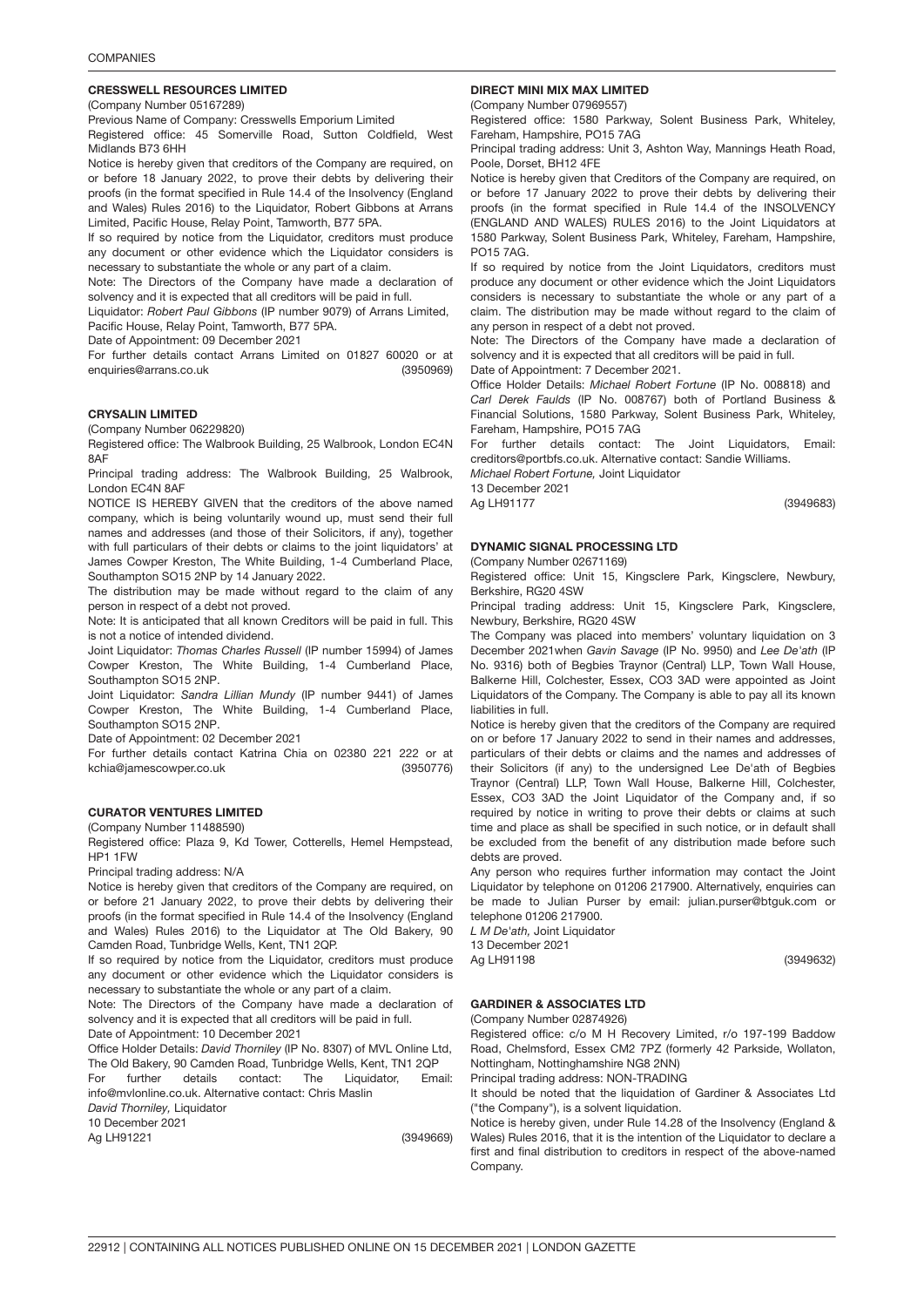#### CRESSWELL RESOURCES LIMITED

(Company Number 05167289)

Previous Name of Company: Cresswells Emporium Limited

Registered office: 45 Somerville Road, Sutton Coldfield, West Midlands B73 6HH

Notice is hereby given that creditors of the Company are required, on or before 18 January 2022, to prove their debts by delivering their proofs (in the format specified in Rule 14.4 of the Insolvency (England and Wales) Rules 2016) to the Liquidator, Robert Gibbons at Arrans Limited, Pacific House, Relay Point, Tamworth, B77 5PA.

If so required by notice from the Liquidator, creditors must produce any document or other evidence which the Liquidator considers is necessary to substantiate the whole or any part of a claim.

Note: The Directors of the Company have made a declaration of solvency and it is expected that all creditors will be paid in full.

Liquidator: *Robert Paul Gibbons* (IP number 9079) of Arrans Limited, Pacific House, Relay Point, Tamworth, B77 5PA.

Date of Appointment: 09 December 2021

For further details contact Arrans Limited on 01827 60020 or at enquiries@arrans.co.uk (3950969)

#### CRYSALIN LIMITED

(Company Number 06229820)

Registered office: The Walbrook Building, 25 Walbrook, London EC4N 8AF

Principal trading address: The Walbrook Building, 25 Walbrook, London EC4N 8AF

NOTICE IS HEREBY GIVEN that the creditors of the above named company, which is being voluntarily wound up, must send their full names and addresses (and those of their Solicitors, if any), together with full particulars of their debts or claims to the joint liquidators' at James Cowper Kreston, The White Building, 1-4 Cumberland Place, Southampton SO15 2NP by 14 January 2022.

The distribution may be made without regard to the claim of any person in respect of a debt not proved.

Note: It is anticipated that all known Creditors will be paid in full. This is not a notice of intended dividend.

Joint Liquidator: *Thomas Charles Russell* (IP number 15994) of James Cowper Kreston, The White Building, 1-4 Cumberland Place, Southampton SO15 2NP.

Joint Liquidator: *Sandra Lillian Mundy* (IP number 9441) of James Cowper Kreston, The White Building, 1-4 Cumberland Place, Southampton SO15 2NP.

Date of Appointment: 02 December 2021

For further details contact Katrina Chia on 02380 221 222 or at kchia@jamescowper.co.uk (3950776)

#### CURATOR VENTURES LIMITED

(Company Number 11488590)

Registered office: Plaza 9, Kd Tower, Cotterells, Hemel Hempstead, HP1 1FW

Principal trading address: N/A

Notice is hereby given that creditors of the Company are required, on or before 21 January 2022, to prove their debts by delivering their proofs (in the format specified in Rule 14.4 of the Insolvency (England and Wales) Rules 2016) to the Liquidator at The Old Bakery, 90 Camden Road, Tunbridge Wells, Kent, TN1 2QP.

If so required by notice from the Liquidator, creditors must produce any document or other evidence which the Liquidator considers is necessary to substantiate the whole or any part of a claim.

Note: The Directors of the Company have made a declaration of solvency and it is expected that all creditors will be paid in full.

Date of Appointment: 10 December 2021

Office Holder Details: *David Thorniley* (IP No. 8307) of MVL Online Ltd, The Old Bakery, 90 Camden Road, Tunbridge Wells, Kent, TN1 2QP

For further details contact: The Liquidator, Email: info@mvlonline.co.uk. Alternative contact: Chris Maslin

*David Thorniley,* Liquidator

10 December 2021

Ag LH91221 (3949669)

#### DIRECT MINI MIX MAX LIMITED

(Company Number 07969557)

Registered office: 1580 Parkway, Solent Business Park, Whiteley, Fareham, Hampshire, PO15 7AG

Principal trading address: Unit 3, Ashton Way, Mannings Heath Road, Poole, Dorset, BH12 4FE

Notice is hereby given that Creditors of the Company are required, on or before 17 January 2022 to prove their debts by delivering their proofs (in the format specified in Rule 14.4 of the INSOLVENCY (ENGLAND AND WALES) RULES 2016) to the Joint Liquidators at 1580 Parkway, Solent Business Park, Whiteley, Fareham, Hampshire, PO15 7AG.

If so required by notice from the Joint Liquidators, creditors must produce any document or other evidence which the Joint Liquidators considers is necessary to substantiate the whole or any part of a claim. The distribution may be made without regard to the claim of any person in respect of a debt not proved.

Note: The Directors of the Company have made a declaration of solvency and it is expected that all creditors will be paid in full.

Date of Appointment: 7 December 2021.

Office Holder Details: *Michael Robert Fortune* (IP No. 008818) and *Carl Derek Faulds* (IP No. 008767) both of Portland Business & Financial Solutions, 1580 Parkway, Solent Business Park, Whiteley, Fareham, Hampshire, PO15 7AG

For further details contact: The Joint Liquidators, Email: creditors@portbfs.co.uk. Alternative contact: Sandie Williams.

*Michael Robert Fortune,* Joint Liquidator

13 December 2021

Ag LH91177 (3949683)

#### DYNAMIC SIGNAL PROCESSING LTD

(Company Number 02671169)

Registered office: Unit 15, Kingsclere Park, Kingsclere, Newbury, Berkshire, RG20 4SW

Principal trading address: Unit 15, Kingsclere Park, Kingsclere, Newbury, Berkshire, RG20 4SW

The Company was placed into members' voluntary liquidation on 3 December 2021when *Gavin Savage* (IP No. 9950) and *Lee De'ath* (IP No. 9316) both of Begbies Traynor (Central) LLP, Town Wall House, Balkerne Hill, Colchester, Essex, CO3 3AD were appointed as Joint Liquidators of the Company. The Company is able to pay all its known liabilities in full.

Notice is hereby given that the creditors of the Company are required on or before 17 January 2022 to send in their names and addresses, particulars of their debts or claims and the names and addresses of their Solicitors (if any) to the undersigned Lee De'ath of Begbies Traynor (Central) LLP, Town Wall House, Balkerne Hill, Colchester, Essex, CO3 3AD the Joint Liquidator of the Company and, if so required by notice in writing to prove their debts or claims at such time and place as shall be specified in such notice, or in default shall be excluded from the benefit of any distribution made before such debts are proved.

Any person who requires further information may contact the Joint Liquidator by telephone on 01206 217900. Alternatively, enquiries can be made to Julian Purser by email: julian.purser@btguk.com or telephone 01206 217900.

*L M De'ath,* Joint Liquidator

13 December 2021

Ag LH91198 (3949632)

#### GARDINER & ASSOCIATES LTD

(Company Number 02874926)

Registered office: c/o M H Recovery Limited, r/o 197-199 Baddow Road, Chelmsford, Essex CM2 7PZ (formerly 42 Parkside, Wollaton, Nottingham, Nottinghamshire NG8 2NN)

Principal trading address: NON-TRADING

It should be noted that the liquidation of Gardiner & Associates Ltd ("the Company"), is a solvent liquidation.

Notice is hereby given, under Rule 14.28 of the Insolvency (England & Wales) Rules 2016, that it is the intention of the Liquidator to declare a first and final distribution to creditors in respect of the above-named Company.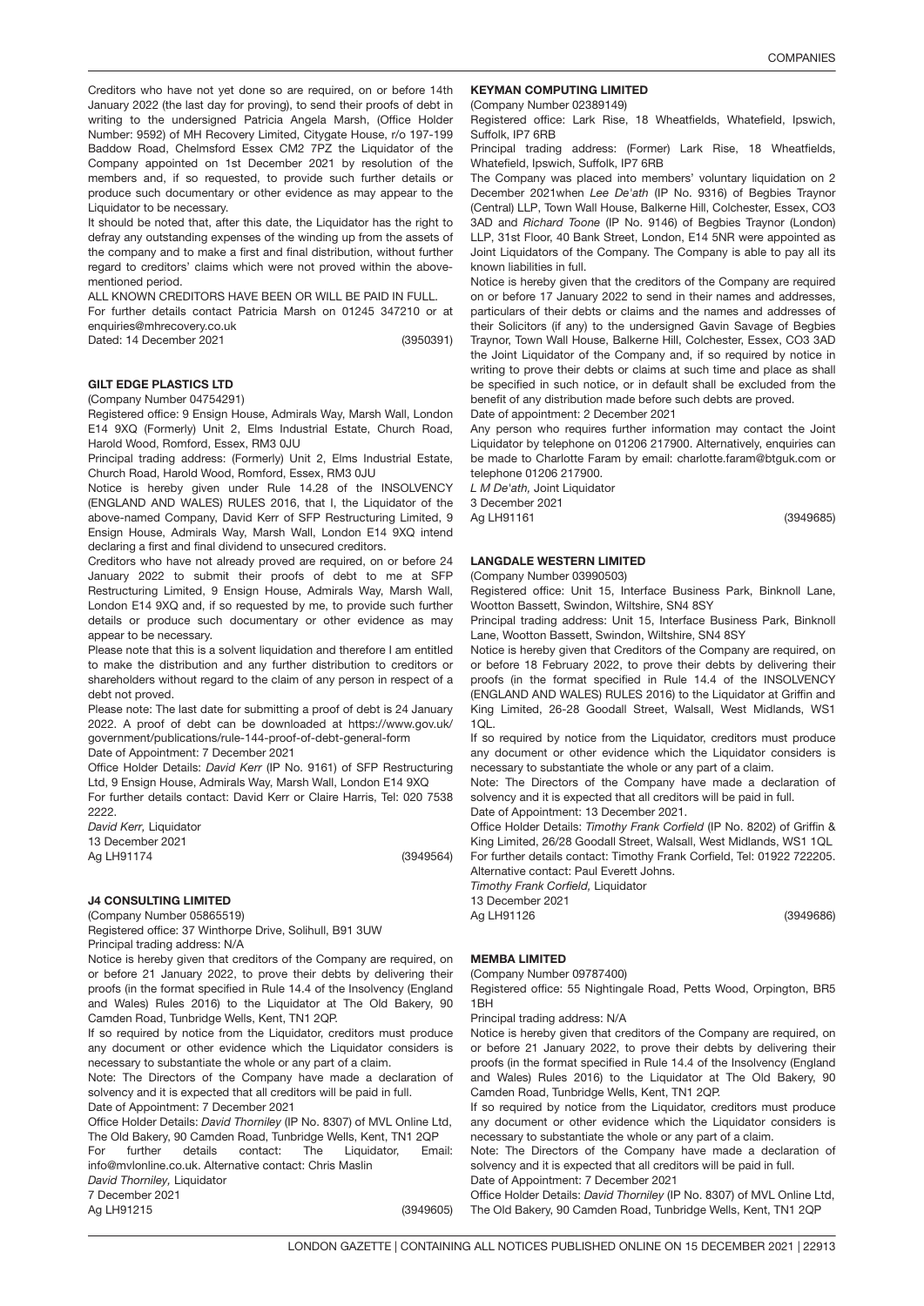Creditors who have not yet done so are required, on or before 14th January 2022 (the last day for proving), to send their proofs of debt in writing to the undersigned Patricia Angela Marsh, (Office Holder Number: 9592) of MH Recovery Limited, Citygate House, r/o 197-199 Baddow Road, Chelmsford Essex CM2 7PZ the Liquidator of the Company appointed on 1st December 2021 by resolution of the members and, if so requested, to provide such further details or produce such documentary or other evidence as may appear to the Liquidator to be necessary.

It should be noted that, after this date, the Liquidator has the right to defray any outstanding expenses of the winding up from the assets of the company and to make a first and final distribution, without further regard to creditors' claims which were not proved within the above-mentioned period.

ALL KNOWN CREDITORS HAVE BEEN OR WILL BE PAID IN FULL.

For further details contact Patricia Marsh on 01245 347210 or at enquiries@mhrecovery.co.uk

Dated: 14 December 2021

(3950391)

### GILT EDGE PLASTICS LTD

(Company Number 04754291)

Registered office: 9 Ensign House, Admirals Way, Marsh Wall, London E14 9XQ (Formerly) Unit 2, Elms Industrial Estate, Church Road, Harold Wood, Romford, Essex, RM3 0JU

Principal trading address: (Formerly) Unit 2, Elms Industrial Estate, Church Road, Harold Wood, Romford, Essex, RM3 0JU

Notice is hereby given under Rule 14.28 of the INSOLVENCY (ENGLAND AND WALES) RULES 2016, that I, the Liquidator of the above-named Company, David Kerr of SFP Restructuring Limited, 9 Ensign House, Admirals Way, Marsh Wall, London E14 9XQ intend declaring a first and final dividend to unsecured creditors.

Creditors who have not already proved are required, on or before 24 January 2022 to submit their proofs of debt to me at SFP Restructuring Limited, 9 Ensign House, Admirals Way, Marsh Wall, London E14 9XQ and, if so requested by me, to provide such further details or produce such documentary or other evidence as may appear to be necessary.

Please note that this is a solvent liquidation and therefore I am entitled to make the distribution and any further distribution to creditors or shareholders without regard to the claim of any person in respect of a debt not proved.

Please note: The last date for submitting a proof of debt is 24 January 2022. A proof of debt can be downloaded at https://www.gov.uk/government/publications/rule-144-proof-of-debt-general-form

Date of Appointment: 7 December 2021

Office Holder Details: *David Kerr* (IP No. 9161) of SFP Restructuring Ltd, 9 Ensign House, Admirals Way, Marsh Wall, London E14 9XQ

For further details contact: David Kerr or Claire Harris, Tel: 020 7538 2222.

*David Kerr,* Liquidator

13 December 2021

Ag LH91174

(3949564)

### J4 CONSULTING LIMITED

(Company Number 05865519)

Registered office: 37 Winthorpe Drive, Solihull, B91 3UW

Principal trading address: N/A

Notice is hereby given that creditors of the Company are required, on or before 21 January 2022, to prove their debts by delivering their proofs (in the format specified in Rule 14.4 of the Insolvency (England and Wales) Rules 2016) to the Liquidator at The Old Bakery, 90 Camden Road, Tunbridge Wells, Kent, TN1 2QP.

If so required by notice from the Liquidator, creditors must produce any document or other evidence which the Liquidator considers is necessary to substantiate the whole or any part of a claim.

Note: The Directors of the Company have made a declaration of solvency and it is expected that all creditors will be paid in full.

Date of Appointment: 7 December 2021

Office Holder Details: *David Thorniley* (IP No. 8307) of MVL Online Ltd, The Old Bakery, 90 Camden Road, Tunbridge Wells, Kent, TN1 2QP

For further details contact: The Liquidator, Email: info@mvlonline.co.uk. Alternative contact: Chris Maslin

*David Thorniley,* Liquidator

7 December 2021

Ag LH91215

(3949605)

### KEYMAN COMPUTING LIMITED

(Company Number 02389149)

Registered office: Lark Rise, 18 Wheatfields, Whatefield, Ipswich, Suffolk, IP7 6RB

Principal trading address: (Former) Lark Rise, 18 Wheatfields, Whatefield, Ipswich, Suffolk, IP7 6RB

The Company was placed into members' voluntary liquidation on 2 December 2021when *Lee De'ath* (IP No. 9316) of Begbies Traynor (Central) LLP, Town Wall House, Balkerne Hill, Colchester, Essex, CO3 3AD and *Richard Toone* (IP No. 9146) of Begbies Traynor (London) LLP, 31st Floor, 40 Bank Street, London, E14 5NR were appointed as Joint Liquidators of the Company. The Company is able to pay all its known liabilities in full.

Notice is hereby given that the creditors of the Company are required on or before 17 January 2022 to send in their names and addresses, particulars of their debts or claims and the names and addresses of their Solicitors (if any) to the undersigned Gavin Savage of Begbies Traynor, Town Wall House, Balkerne Hill, Colchester, Essex, CO3 3AD the Joint Liquidator of the Company and, if so required by notice in writing to prove their debts or claims at such time and place as shall be specified in such notice, or in default shall be excluded from the benefit of any distribution made before such debts are proved.

Date of appointment: 2 December 2021

Any person who requires further information may contact the Joint Liquidator by telephone on 01206 217900. Alternatively, enquiries can be made to Charlotte Faram by email: charlotte.faram@btguk.com or telephone 01206 217900.

*L M De'ath,* Joint Liquidator

3 December 2021

Ag LH91161

(3949685)

### LANGDALE WESTERN LIMITED

(Company Number 03990503)

Registered office: Unit 15, Interface Business Park, Binknoll Lane, Wootton Bassett, Swindon, Wiltshire, SN4 8SY

Principal trading address: Unit 15, Interface Business Park, Binknoll Lane, Wootton Bassett, Swindon, Wiltshire, SN4 8SY

Notice is hereby given that Creditors of the Company are required, on or before 18 February 2022, to prove their debts by delivering their proofs (in the format specified in Rule 14.4 of the INSOLVENCY (ENGLAND AND WALES) RULES 2016) to the Liquidator at Griffin and King Limited, 26-28 Goodall Street, Walsall, West Midlands, WS1 1QL.

If so required by notice from the Liquidator, creditors must produce any document or other evidence which the Liquidator considers is necessary to substantiate the whole or any part of a claim.

Note: The Directors of the Company have made a declaration of solvency and it is expected that all creditors will be paid in full.

Date of Appointment: 13 December 2021.

Office Holder Details: *Timothy Frank Corfield* (IP No. 8202) of Griffin & King Limited, 26/28 Goodall Street, Walsall, West Midlands, WS1 1QL

For further details contact: Timothy Frank Corfield, Tel: 01922 722205. Alternative contact: Paul Everett Johns.

*Timothy Frank Corfield,* Liquidator

13 December 2021

Ag LH91126

(3949686)

### MEMBA LIMITED

(Company Number 09787400)

Registered office: 55 Nightingale Road, Petts Wood, Orpington, BR5 1BH

Principal trading address: N/A

Notice is hereby given that creditors of the Company are required, on or before 21 January 2022, to prove their debts by delivering their proofs (in the format specified in Rule 14.4 of the Insolvency (England and Wales) Rules 2016) to the Liquidator at The Old Bakery, 90 Camden Road, Tunbridge Wells, Kent, TN1 2QP.

If so required by notice from the Liquidator, creditors must produce any document or other evidence which the Liquidator considers is necessary to substantiate the whole or any part of a claim.

Note: The Directors of the Company have made a declaration of solvency and it is expected that all creditors will be paid in full.

Date of Appointment: 7 December 2021

Office Holder Details: *David Thorniley* (IP No. 8307) of MVL Online Ltd, The Old Bakery, 90 Camden Road, Tunbridge Wells, Kent, TN1 2QP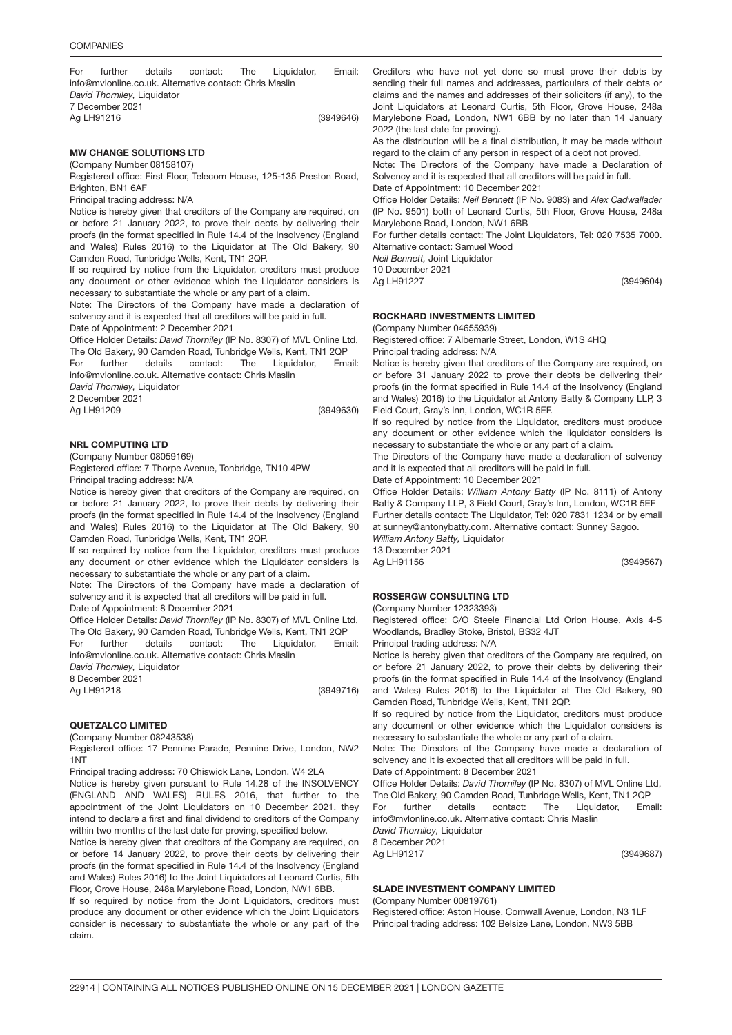For further details contact: The Liquidator, Email: info@mvlonline.co.uk. Alternative contact: Chris Maslin
*David Thorniley,* Liquidator
7 December 2021
Ag LH91216 (3949646)

### MW CHANGE SOLUTIONS LTD

(Company Number 08158107)
Registered office: First Floor, Telecom House, 125-135 Preston Road, Brighton, BN1 6AF
Principal trading address: N/A
Notice is hereby given that creditors of the Company are required, on or before 21 January 2022, to prove their debts by delivering their proofs (in the format specified in Rule 14.4 of the Insolvency (England and Wales) Rules 2016) to the Liquidator at The Old Bakery, 90 Camden Road, Tunbridge Wells, Kent, TN1 2QP.
If so required by notice from the Liquidator, creditors must produce any document or other evidence which the Liquidator considers is necessary to substantiate the whole or any part of a claim.
Note: The Directors of the Company have made a declaration of solvency and it is expected that all creditors will be paid in full.
Date of Appointment: 2 December 2021
Office Holder Details: *David Thorniley* (IP No. 8307) of MVL Online Ltd, The Old Bakery, 90 Camden Road, Tunbridge Wells, Kent, TN1 2QP
For further details contact: The Liquidator, Email: info@mvlonline.co.uk. Alternative contact: Chris Maslin
*David Thorniley,* Liquidator
2 December 2021
Ag LH91209 (3949630)

### NRL COMPUTING LTD

(Company Number 08059169)
Registered office: 7 Thorpe Avenue, Tonbridge, TN10 4PW
Principal trading address: N/A
Notice is hereby given that creditors of the Company are required, on or before 21 January 2022, to prove their debts by delivering their proofs (in the format specified in Rule 14.4 of the Insolvency (England and Wales) Rules 2016) to the Liquidator at The Old Bakery, 90 Camden Road, Tunbridge Wells, Kent, TN1 2QP.
If so required by notice from the Liquidator, creditors must produce any document or other evidence which the Liquidator considers is necessary to substantiate the whole or any part of a claim.
Note: The Directors of the Company have made a declaration of solvency and it is expected that all creditors will be paid in full.
Date of Appointment: 8 December 2021
Office Holder Details: *David Thorniley* (IP No. 8307) of MVL Online Ltd, The Old Bakery, 90 Camden Road, Tunbridge Wells, Kent, TN1 2QP
For further details contact: The Liquidator, Email: info@mvlonline.co.uk. Alternative contact: Chris Maslin
*David Thorniley,* Liquidator
8 December 2021
Ag LH91218 (3949716)

### QUETZALCO LIMITED

(Company Number 08243538)
Registered office: 17 Pennine Parade, Pennine Drive, London, NW2 1NT
Principal trading address: 70 Chiswick Lane, London, W4 2LA
Notice is hereby given pursuant to Rule 14.28 of the INSOLVENCY (ENGLAND AND WALES) RULES 2016, that further to the appointment of the Joint Liquidators on 10 December 2021, they intend to declare a first and final dividend to creditors of the Company within two months of the last date for proving, specified below.
Notice is hereby given that creditors of the Company are required, on or before 14 January 2022, to prove their debts by delivering their proofs (in the format specified in Rule 14.4 of the Insolvency (England and Wales) Rules 2016) to the Joint Liquidators at Leonard Curtis, 5th Floor, Grove House, 248a Marylebone Road, London, NW1 6BB.
If so required by notice from the Joint Liquidators, creditors must produce any document or other evidence which the Joint Liquidators consider is necessary to substantiate the whole or any part of the claim.
Creditors who have not yet done so must prove their debts by sending their full names and addresses, particulars of their debts or claims and the names and addresses of their solicitors (if any), to the Joint Liquidators at Leonard Curtis, 5th Floor, Grove House, 248a Marylebone Road, London, NW1 6BB by no later than 14 January 2022 (the last date for proving).
As the distribution will be a final distribution, it may be made without regard to the claim of any person in respect of a debt not proved.
Note: The Directors of the Company have made a Declaration of Solvency and it is expected that all creditors will be paid in full.
Date of Appointment: 10 December 2021
Office Holder Details: *Neil Bennett* (IP No. 9083) and *Alex Cadwallader* (IP No. 9501) both of Leonard Curtis, 5th Floor, Grove House, 248a Marylebone Road, London, NW1 6BB
For further details contact: The Joint Liquidators, Tel: 020 7535 7000. Alternative contact: Samuel Wood
*Neil Bennett,* Joint Liquidator
10 December 2021
Ag LH91227 (3949604)

### ROCKHARD INVESTMENTS LIMITED

(Company Number 04655939)
Registered office: 7 Albemarle Street, London, W1S 4HQ
Principal trading address: N/A
Notice is hereby given that creditors of the Company are required, on or before 31 January 2022 to prove their debts be delivering their proofs (in the format specified in Rule 14.4 of the Insolvency (England and Wales) 2016) to the Liquidator at Antony Batty & Company LLP, 3 Field Court, Gray's Inn, London, WC1R 5EF.
If so required by notice from the Liquidator, creditors must produce any document or other evidence which the liquidator considers is necessary to substantiate the whole or any part of a claim.
The Directors of the Company have made a declaration of solvency and it is expected that all creditors will be paid in full.
Date of Appointment: 10 December 2021
Office Holder Details: *William Antony Batty* (IP No. 8111) of Antony Batty & Company LLP, 3 Field Court, Gray's Inn, London, WC1R 5EF
Further details contact: The Liquidator, Tel: 020 7831 1234 or by email at sunney@antonybatty.com. Alternative contact: Sunney Sagoo.
*William Antony Batty,* Liquidator
13 December 2021
Ag LH91156 (3949567)

### ROSSERGW CONSULTING LTD

(Company Number 12323393)
Registered office: C/O Steele Financial Ltd Orion House, Axis 4-5 Woodlands, Bradley Stoke, Bristol, BS32 4JT
Principal trading address: N/A
Notice is hereby given that creditors of the Company are required, on or before 21 January 2022, to prove their debts by delivering their proofs (in the format specified in Rule 14.4 of the Insolvency (England and Wales) Rules 2016) to the Liquidator at The Old Bakery, 90 Camden Road, Tunbridge Wells, Kent, TN1 2QP.
If so required by notice from the Liquidator, creditors must produce any document or other evidence which the Liquidator considers is necessary to substantiate the whole or any part of a claim.
Note: The Directors of the Company have made a declaration of solvency and it is expected that all creditors will be paid in full.
Date of Appointment: 8 December 2021
Office Holder Details: *David Thorniley* (IP No. 8307) of MVL Online Ltd, The Old Bakery, 90 Camden Road, Tunbridge Wells, Kent, TN1 2QP
For further details contact: The Liquidator, Email: info@mvlonline.co.uk. Alternative contact: Chris Maslin
*David Thorniley,* Liquidator
8 December 2021
Ag LH91217 (3949687)

### SLADE INVESTMENT COMPANY LIMITED

(Company Number 00819761)
Registered office: Aston House, Cornwall Avenue, London, N3 1LF
Principal trading address: 102 Belsize Lane, London, NW3 5BB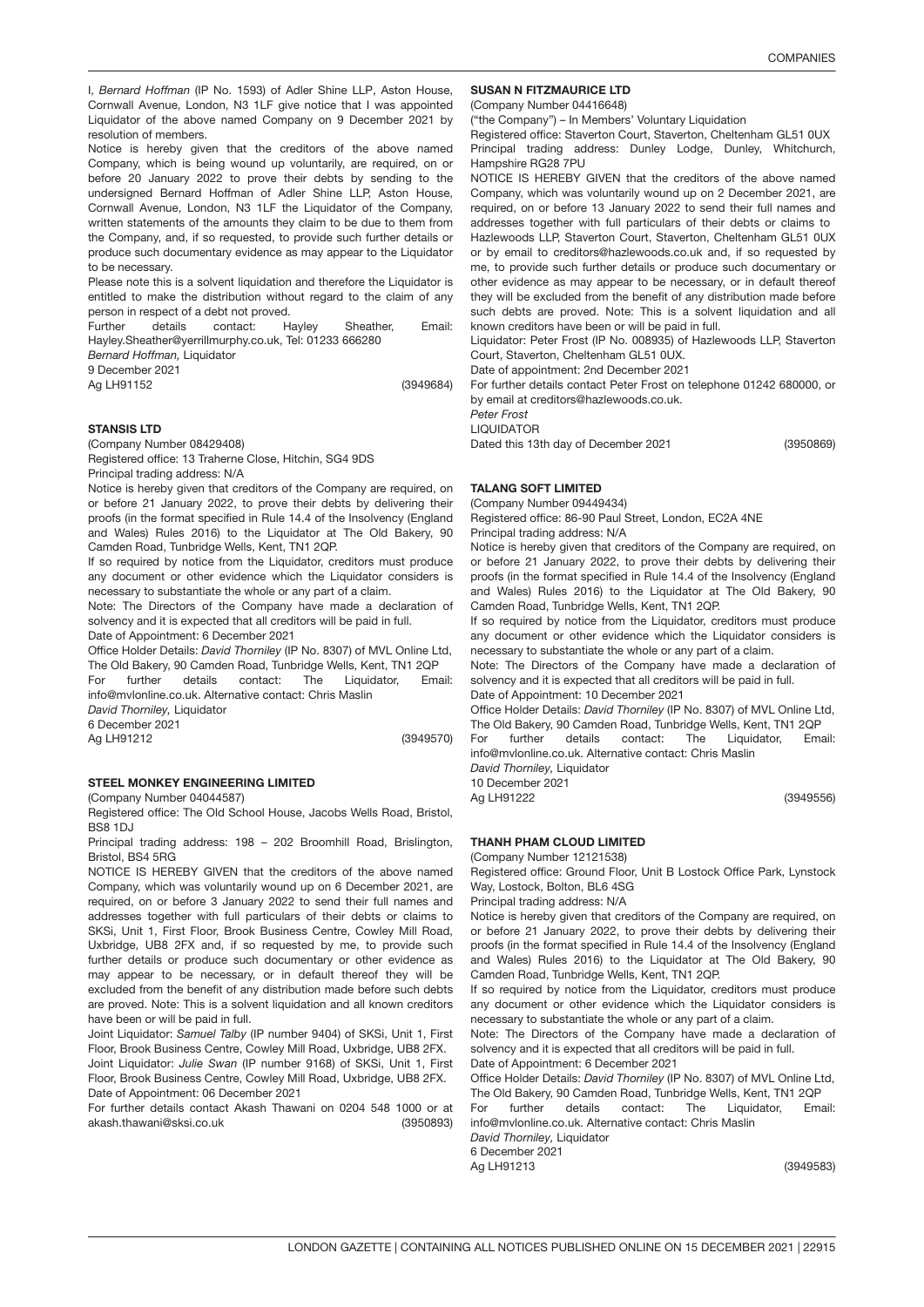I, *Bernard Hoffman* (IP No. 1593) of Adler Shine LLP, Aston House, Cornwall Avenue, London, N3 1LF give notice that I was appointed Liquidator of the above named Company on 9 December 2021 by resolution of members.

Notice is hereby given that the creditors of the above named Company, which is being wound up voluntarily, are required, on or before 20 January 2022 to prove their debts by sending to the undersigned Bernard Hoffman of Adler Shine LLP, Aston House, Cornwall Avenue, London, N3 1LF the Liquidator of the Company, written statements of the amounts they claim to be due to them from the Company, and, if so requested, to provide such further details or produce such documentary evidence as may appear to the Liquidator to be necessary.

Please note this is a solvent liquidation and therefore the Liquidator is entitled to make the distribution without regard to the claim of any person in respect of a debt not proved.

Further details contact: Hayley Sheather, Email: Hayley.Sheather@yerrillmurphy.co.uk, Tel: 01233 666280

*Bernard Hoffman,* Liquidator

9 December 2021

Ag LH91152 (3949684)

### STANSIS LTD

(Company Number 08429408)

Registered office: 13 Traherne Close, Hitchin, SG4 9DS

Principal trading address: N/A

Notice is hereby given that creditors of the Company are required, on or before 21 January 2022, to prove their debts by delivering their proofs (in the format specified in Rule 14.4 of the Insolvency (England and Wales) Rules 2016) to the Liquidator at The Old Bakery, 90 Camden Road, Tunbridge Wells, Kent, TN1 2QP.

If so required by notice from the Liquidator, creditors must produce any document or other evidence which the Liquidator considers is necessary to substantiate the whole or any part of a claim.

Note: The Directors of the Company have made a declaration of solvency and it is expected that all creditors will be paid in full.

Date of Appointment: 6 December 2021

Office Holder Details: *David Thorniley* (IP No. 8307) of MVL Online Ltd, The Old Bakery, 90 Camden Road, Tunbridge Wells, Kent, TN1 2QP

For further details contact: The Liquidator, Email: info@mvlonline.co.uk. Alternative contact: Chris Maslin

*David Thorniley,* Liquidator

6 December 2021

Ag LH91212 (3949570)

### STEEL MONKEY ENGINEERING LIMITED

(Company Number 04044587)

Registered office: The Old School House, Jacobs Wells Road, Bristol, BS8 1DJ

Principal trading address: 198 – 202 Broomhill Road, Brislington, Bristol, BS4 5RG

NOTICE IS HEREBY GIVEN that the creditors of the above named Company, which was voluntarily wound up on 6 December 2021, are required, on or before 3 January 2022 to send their full names and addresses together with full particulars of their debts or claims to SKSi, Unit 1, First Floor, Brook Business Centre, Cowley Mill Road, Uxbridge, UB8 2FX and, if so requested by me, to provide such further details or produce such documentary or other evidence as may appear to be necessary, or in default thereof they will be excluded from the benefit of any distribution made before such debts are proved. Note: This is a solvent liquidation and all known creditors have been or will be paid in full.

Joint Liquidator: *Samuel Talby* (IP number 9404) of SKSi, Unit 1, First Floor, Brook Business Centre, Cowley Mill Road, Uxbridge, UB8 2FX.

Joint Liquidator: *Julie Swan* (IP number 9168) of SKSi, Unit 1, First Floor, Brook Business Centre, Cowley Mill Road, Uxbridge, UB8 2FX.

Date of Appointment: 06 December 2021

For further details contact Akash Thawani on 0204 548 1000 or at akash.thawani@sksi.co.uk (3950893)

### SUSAN N FITZMAURICE LTD

(Company Number 04416648)

("the Company") – In Members' Voluntary Liquidation

Registered office: Staverton Court, Staverton, Cheltenham GL51 0UX

Principal trading address: Dunley Lodge, Dunley, Whitchurch, Hampshire RG28 7PU

NOTICE IS HEREBY GIVEN that the creditors of the above named Company, which was voluntarily wound up on 2 December 2021, are required, on or before 13 January 2022 to send their full names and addresses together with full particulars of their debts or claims to Hazlewoods LLP, Staverton Court, Staverton, Cheltenham GL51 0UX or by email to creditors@hazlewoods.co.uk and, if so requested by me, to provide such further details or produce such documentary or other evidence as may appear to be necessary, or in default thereof they will be excluded from the benefit of any distribution made before such debts are proved. Note: This is a solvent liquidation and all known creditors have been or will be paid in full.

Liquidator: Peter Frost (IP No. 008935) of Hazlewoods LLP, Staverton Court, Staverton, Cheltenham GL51 0UX.

Date of appointment: 2nd December 2021

For further details contact Peter Frost on telephone 01242 680000, or by email at creditors@hazlewoods.co.uk.

*Peter Frost*

LIQUIDATOR

Dated this 13th day of December 2021 (3950869)

### TALANG SOFT LIMITED

(Company Number 09449434)

Registered office: 86-90 Paul Street, London, EC2A 4NE

Principal trading address: N/A

Notice is hereby given that creditors of the Company are required, on or before 21 January 2022, to prove their debts by delivering their proofs (in the format specified in Rule 14.4 of the Insolvency (England and Wales) Rules 2016) to the Liquidator at The Old Bakery, 90 Camden Road, Tunbridge Wells, Kent, TN1 2QP.

If so required by notice from the Liquidator, creditors must produce any document or other evidence which the Liquidator considers is necessary to substantiate the whole or any part of a claim.

Note: The Directors of the Company have made a declaration of solvency and it is expected that all creditors will be paid in full.

Date of Appointment: 10 December 2021

Office Holder Details: *David Thorniley* (IP No. 8307) of MVL Online Ltd, The Old Bakery, 90 Camden Road, Tunbridge Wells, Kent, TN1 2QP

For further details contact: The Liquidator, Email: info@mvlonline.co.uk. Alternative contact: Chris Maslin

*David Thorniley,* Liquidator

10 December 2021

Ag LH91222 (3949556)

### THANH PHAM CLOUD LIMITED

(Company Number 12121538)

Registered office: Ground Floor, Unit B Lostock Office Park, Lynstock Way, Lostock, Bolton, BL6 4SG

Principal trading address: N/A

Notice is hereby given that creditors of the Company are required, on or before 21 January 2022, to prove their debts by delivering their proofs (in the format specified in Rule 14.4 of the Insolvency (England and Wales) Rules 2016) to the Liquidator at The Old Bakery, 90 Camden Road, Tunbridge Wells, Kent, TN1 2QP.

If so required by notice from the Liquidator, creditors must produce any document or other evidence which the Liquidator considers is necessary to substantiate the whole or any part of a claim.

Note: The Directors of the Company have made a declaration of solvency and it is expected that all creditors will be paid in full.

Date of Appointment: 6 December 2021

Office Holder Details: *David Thorniley* (IP No. 8307) of MVL Online Ltd, The Old Bakery, 90 Camden Road, Tunbridge Wells, Kent, TN1 2QP

For further details contact: The Liquidator, Email: info@mvlonline.co.uk. Alternative contact: Chris Maslin

*David Thorniley,* Liquidator

6 December 2021

Ag LH91213 (3949583)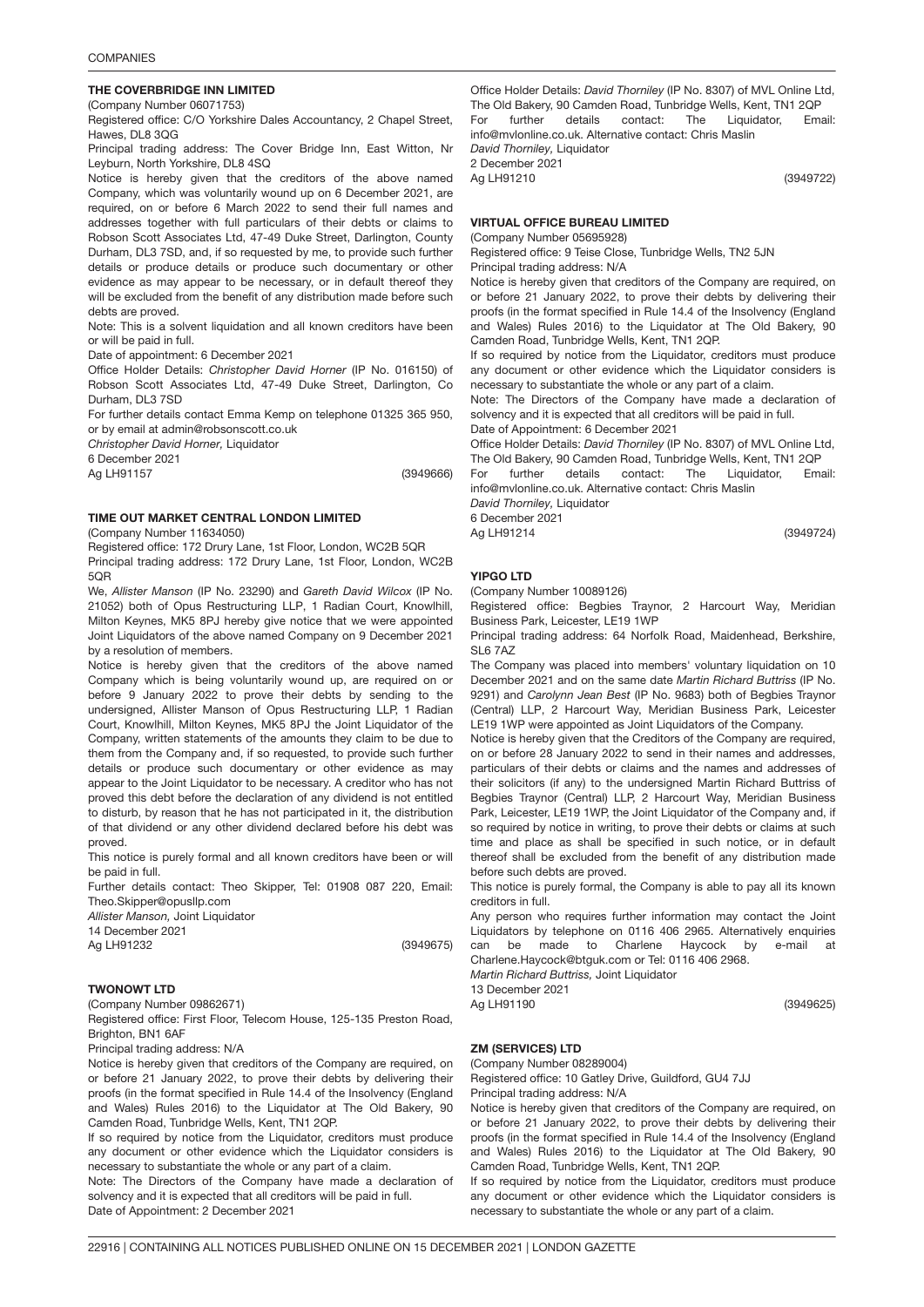### THE COVERBRIDGE INN LIMITED

(Company Number 06071753)

Registered office: C/O Yorkshire Dales Accountancy, 2 Chapel Street, Hawes, DL8 3QG

Principal trading address: The Cover Bridge Inn, East Witton, Nr Leyburn, North Yorkshire, DL8 4SQ

Notice is hereby given that the creditors of the above named Company, which was voluntarily wound up on 6 December 2021, are required, on or before 6 March 2022 to send their full names and addresses together with full particulars of their debts or claims to Robson Scott Associates Ltd, 47-49 Duke Street, Darlington, County Durham, DL3 7SD, and, if so requested by me, to provide such further details or produce details or produce such documentary or other evidence as may appear to be necessary, or in default thereof they will be excluded from the benefit of any distribution made before such debts are proved.

Note: This is a solvent liquidation and all known creditors have been or will be paid in full.

Date of appointment: 6 December 2021

Office Holder Details: *Christopher David Horner* (IP No. 016150) of Robson Scott Associates Ltd, 47-49 Duke Street, Darlington, Co Durham, DL3 7SD

For further details contact Emma Kemp on telephone 01325 365 950, or by email at admin@robsonscott.co.uk

*Christopher David Horner,* Liquidator

6 December 2021

Ag LH91157 (3949666)

### TIME OUT MARKET CENTRAL LONDON LIMITED

(Company Number 11634050)

Registered office: 172 Drury Lane, 1st Floor, London, WC2B 5QR

Principal trading address: 172 Drury Lane, 1st Floor, London, WC2B 5QR

We, *Allister Manson* (IP No. 23290) and *Gareth David Wilcox* (IP No. 21052) both of Opus Restructuring LLP, 1 Radian Court, Knowlhill, Milton Keynes, MK5 8PJ hereby give notice that we were appointed Joint Liquidators of the above named Company on 9 December 2021 by a resolution of members.

Notice is hereby given that the creditors of the above named Company which is being voluntarily wound up, are required on or before 9 January 2022 to prove their debts by sending to the undersigned, Allister Manson of Opus Restructuring LLP, 1 Radian Court, Knowlhill, Milton Keynes, MK5 8PJ the Joint Liquidator of the Company, written statements of the amounts they claim to be due to them from the Company and, if so requested, to provide such further details or produce such documentary or other evidence as may appear to the Joint Liquidator to be necessary. A creditor who has not proved this debt before the declaration of any dividend is not entitled to disturb, by reason that he has not participated in it, the distribution of that dividend or any other dividend declared before his debt was proved.

This notice is purely formal and all known creditors have been or will be paid in full.

Further details contact: Theo Skipper, Tel: 01908 087 220, Email: Theo.Skipper@opusllp.com

*Allister Manson,* Joint Liquidator

14 December 2021

Ag LH91232 (3949675)

### TWONOWT LTD

(Company Number 09862671)

Registered office: First Floor, Telecom House, 125-135 Preston Road, Brighton, BN1 6AF

Principal trading address: N/A

Notice is hereby given that creditors of the Company are required, on or before 21 January 2022, to prove their debts by delivering their proofs (in the format specified in Rule 14.4 of the Insolvency (England and Wales) Rules 2016) to the Liquidator at The Old Bakery, 90 Camden Road, Tunbridge Wells, Kent, TN1 2QP.

If so required by notice from the Liquidator, creditors must produce any document or other evidence which the Liquidator considers is necessary to substantiate the whole or any part of a claim.

Note: The Directors of the Company have made a declaration of solvency and it is expected that all creditors will be paid in full.

Date of Appointment: 2 December 2021

Office Holder Details: *David Thorniley* (IP No. 8307) of MVL Online Ltd, The Old Bakery, 90 Camden Road, Tunbridge Wells, Kent, TN1 2QP

For further details contact: The Liquidator, Email: info@mvlonline.co.uk. Alternative contact: Chris Maslin

*David Thorniley,* Liquidator

2 December 2021

Ag LH91210 (3949722)

### VIRTUAL OFFICE BUREAU LIMITED

(Company Number 05695928)

Registered office: 9 Teise Close, Tunbridge Wells, TN2 5JN

Principal trading address: N/A

Notice is hereby given that creditors of the Company are required, on or before 21 January 2022, to prove their debts by delivering their proofs (in the format specified in Rule 14.4 of the Insolvency (England and Wales) Rules 2016) to the Liquidator at The Old Bakery, 90 Camden Road, Tunbridge Wells, Kent, TN1 2QP.

If so required by notice from the Liquidator, creditors must produce any document or other evidence which the Liquidator considers is necessary to substantiate the whole or any part of a claim.

Note: The Directors of the Company have made a declaration of solvency and it is expected that all creditors will be paid in full.

Date of Appointment: 6 December 2021

Office Holder Details: *David Thorniley* (IP No. 8307) of MVL Online Ltd, The Old Bakery, 90 Camden Road, Tunbridge Wells, Kent, TN1 2QP

For further details contact: The Liquidator, Email: info@mvlonline.co.uk. Alternative contact: Chris Maslin

*David Thorniley,* Liquidator

6 December 2021

Ag LH91214 (3949724)

### YIPGO LTD

(Company Number 10089126)

Registered office: Begbies Traynor, 2 Harcourt Way, Meridian Business Park, Leicester, LE19 1WP

Principal trading address: 64 Norfolk Road, Maidenhead, Berkshire, SL6 7AZ

The Company was placed into members' voluntary liquidation on 10 December 2021 and on the same date *Martin Richard Buttriss* (IP No. 9291) and *Carolynn Jean Best* (IP No. 9683) both of Begbies Traynor (Central) LLP, 2 Harcourt Way, Meridian Business Park, Leicester LE19 1WP were appointed as Joint Liquidators of the Company.

Notice is hereby given that the Creditors of the Company are required, on or before 28 January 2022 to send in their names and addresses, particulars of their debts or claims and the names and addresses of their solicitors (if any) to the undersigned Martin Richard Buttriss of Begbies Traynor (Central) LLP, 2 Harcourt Way, Meridian Business Park, Leicester, LE19 1WP, the Joint Liquidator of the Company and, if so required by notice in writing, to prove their debts or claims at such time and place as shall be specified in such notice, or in default thereof shall be excluded from the benefit of any distribution made before such debts are proved.

This notice is purely formal, the Company is able to pay all its known creditors in full.

Any person who requires further information may contact the Joint Liquidators by telephone on 0116 406 2965. Alternatively enquiries can be made to Charlene Haycock by e-mail at Charlene.Haycock@btguk.com or Tel: 0116 406 2968.

*Martin Richard Buttriss,* Joint Liquidator

13 December 2021

Ag LH91190 (3949625)

### ZM (SERVICES) LTD

(Company Number 08289004)

Registered office: 10 Gatley Drive, Guildford, GU4 7JJ

Principal trading address: N/A

Notice is hereby given that creditors of the Company are required, on or before 21 January 2022, to prove their debts by delivering their proofs (in the format specified in Rule 14.4 of the Insolvency (England and Wales) Rules 2016) to the Liquidator at The Old Bakery, 90 Camden Road, Tunbridge Wells, Kent, TN1 2QP.

If so required by notice from the Liquidator, creditors must produce any document or other evidence which the Liquidator considers is necessary to substantiate the whole or any part of a claim.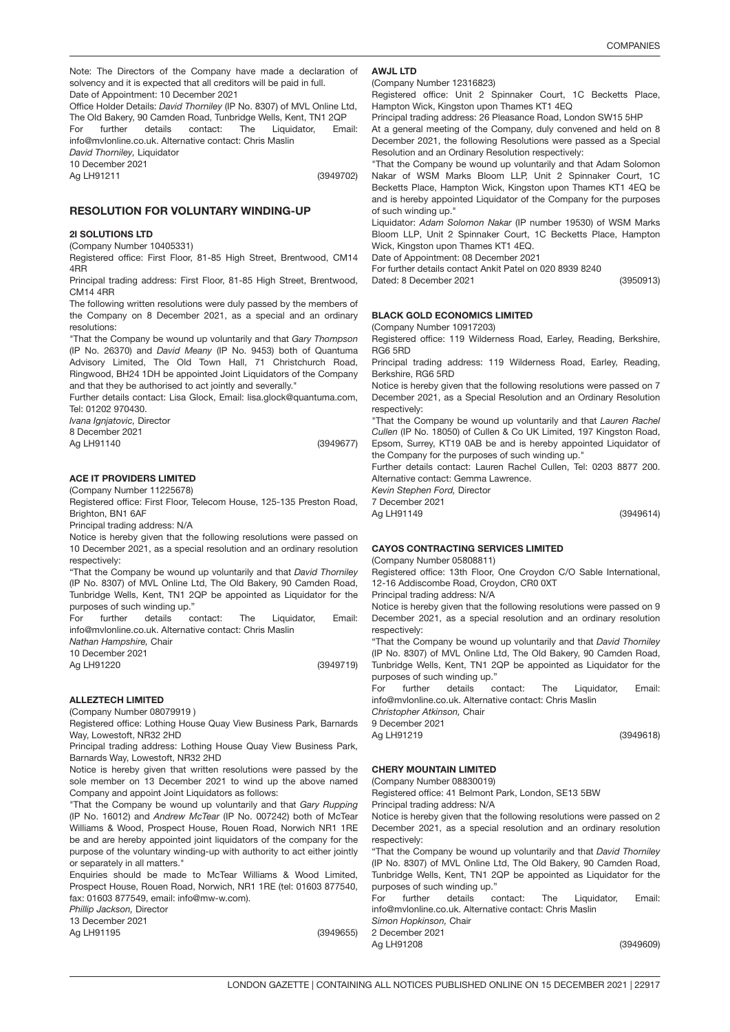Note: The Directors of the Company have made a declaration of solvency and it is expected that all creditors will be paid in full.
Date of Appointment: 10 December 2021
Office Holder Details: *David Thorniley* (IP No. 8307) of MVL Online Ltd, The Old Bakery, 90 Camden Road, Tunbridge Wells, Kent, TN1 2QP
For further details contact: The Liquidator, Email: info@mvlonline.co.uk. Alternative contact: Chris Maslin
*David Thorniley,* Liquidator
10 December 2021
Ag LH91211 (3949702)

## RESOLUTION FOR VOLUNTARY WINDING-UP

### 2I SOLUTIONS LTD

(Company Number 10405331)
Registered office: First Floor, 81-85 High Street, Brentwood, CM14 4RR
Principal trading address: First Floor, 81-85 High Street, Brentwood, CM14 4RR
The following written resolutions were duly passed by the members of the Company on 8 December 2021, as a special and an ordinary resolutions:
"That the Company be wound up voluntarily and that *Gary Thompson* (IP No. 26370) and *David Meany* (IP No. 9453) both of Quantuma Advisory Limited, The Old Town Hall, 71 Christchurch Road, Ringwood, BH24 1DH be appointed Joint Liquidators of the Company and that they be authorised to act jointly and severally."
Further details contact: Lisa Glock, Email: lisa.glock@quantuma.com, Tel: 01202 970430.
*Ivana Ignjatovic,* Director
8 December 2021
Ag LH91140 (3949677)

### ACE IT PROVIDERS LIMITED

(Company Number 11225678)
Registered office: First Floor, Telecom House, 125-135 Preston Road, Brighton, BN1 6AF
Principal trading address: N/A
Notice is hereby given that the following resolutions were passed on 10 December 2021, as a special resolution and an ordinary resolution respectively:
"That the Company be wound up voluntarily and that *David Thorniley* (IP No. 8307) of MVL Online Ltd, The Old Bakery, 90 Camden Road, Tunbridge Wells, Kent, TN1 2QP be appointed as Liquidator for the purposes of such winding up."
For further details contact: The Liquidator, Email: info@mvlonline.co.uk. Alternative contact: Chris Maslin
*Nathan Hampshire,* Chair
10 December 2021
Ag LH91220 (3949719)

### ALLEZTECH LIMITED

(Company Number 08079919 )
Registered office: Lothing House Quay View Business Park, Barnards Way, Lowestoft, NR32 2HD
Principal trading address: Lothing House Quay View Business Park, Barnards Way, Lowestoft, NR32 2HD
Notice is hereby given that written resolutions were passed by the sole member on 13 December 2021 to wind up the above named Company and appoint Joint Liquidators as follows:
"That the Company be wound up voluntarily and that *Gary Rupping* (IP No. 16012) and *Andrew McTear* (IP No. 007242) both of McTear Williams & Wood, Prospect House, Rouen Road, Norwich NR1 1RE be and are hereby appointed joint liquidators of the company for the purpose of the voluntary winding-up with authority to act either jointly or separately in all matters."
Enquiries should be made to McTear Williams & Wood Limited, Prospect House, Rouen Road, Norwich, NR1 1RE (tel: 01603 877540, fax: 01603 877549, email: info@mw-w.com).
*Phillip Jackson,* Director
13 December 2021
Ag LH91195 (3949655)

### AWJL LTD

(Company Number 12316823)
Registered office: Unit 2 Spinnaker Court, 1C Becketts Place, Hampton Wick, Kingston upon Thames KT1 4EQ
Principal trading address: 26 Pleasance Road, London SW15 5HP
At a general meeting of the Company, duly convened and held on 8 December 2021, the following Resolutions were passed as a Special Resolution and an Ordinary Resolution respectively:
"That the Company be wound up voluntarily and that Adam Solomon Nakar of WSM Marks Bloom LLP, Unit 2 Spinnaker Court, 1C Becketts Place, Hampton Wick, Kingston upon Thames KT1 4EQ be and is hereby appointed Liquidator of the Company for the purposes of such winding up."
Liquidator: *Adam Solomon Nakar* (IP number 19530) of WSM Marks Bloom LLP, Unit 2 Spinnaker Court, 1C Becketts Place, Hampton Wick, Kingston upon Thames KT1 4EQ.
Date of Appointment: 08 December 2021
For further details contact Ankit Patel on 020 8939 8240
Dated: 8 December 2021 (3950913)

### BLACK GOLD ECONOMICS LIMITED

(Company Number 10917203)
Registered office: 119 Wilderness Road, Earley, Reading, Berkshire, RG6 5RD
Principal trading address: 119 Wilderness Road, Earley, Reading, Berkshire, RG6 5RD
Notice is hereby given that the following resolutions were passed on 7 December 2021, as a Special Resolution and an Ordinary Resolution respectively:
"That the Company be wound up voluntarily and that *Lauren Rachel Cullen* (IP No. 18050) of Cullen & Co UK Limited, 197 Kingston Road, Epsom, Surrey, KT19 0AB be and is hereby appointed Liquidator of the Company for the purposes of such winding up."
Further details contact: Lauren Rachel Cullen, Tel: 0203 8877 200. Alternative contact: Gemma Lawrence.
*Kevin Stephen Ford,* Director
7 December 2021
Ag LH91149 (3949614)

### CAYOS CONTRACTING SERVICES LIMITED

(Company Number 05808811)
Registered office: 13th Floor, One Croydon C/O Sable International, 12-16 Addiscombe Road, Croydon, CR0 0XT
Principal trading address: N/A
Notice is hereby given that the following resolutions were passed on 9 December 2021, as a special resolution and an ordinary resolution respectively:
"That the Company be wound up voluntarily and that *David Thorniley* (IP No. 8307) of MVL Online Ltd, The Old Bakery, 90 Camden Road, Tunbridge Wells, Kent, TN1 2QP be appointed as Liquidator for the purposes of such winding up."
For further details contact: The Liquidator, Email: info@mvlonline.co.uk. Alternative contact: Chris Maslin
*Christopher Atkinson,* Chair
9 December 2021
Ag LH91219 (3949618)

### CHERY MOUNTAIN LIMITED

(Company Number 08830019)
Registered office: 41 Belmont Park, London, SE13 5BW
Principal trading address: N/A
Notice is hereby given that the following resolutions were passed on 2 December 2021, as a special resolution and an ordinary resolution respectively:
"That the Company be wound up voluntarily and that *David Thorniley* (IP No. 8307) of MVL Online Ltd, The Old Bakery, 90 Camden Road, Tunbridge Wells, Kent, TN1 2QP be appointed as Liquidator for the purposes of such winding up."
For further details contact: The Liquidator, Email: info@mvlonline.co.uk. Alternative contact: Chris Maslin
*Simon Hopkinson,* Chair
2 December 2021
Ag LH91208 (3949609)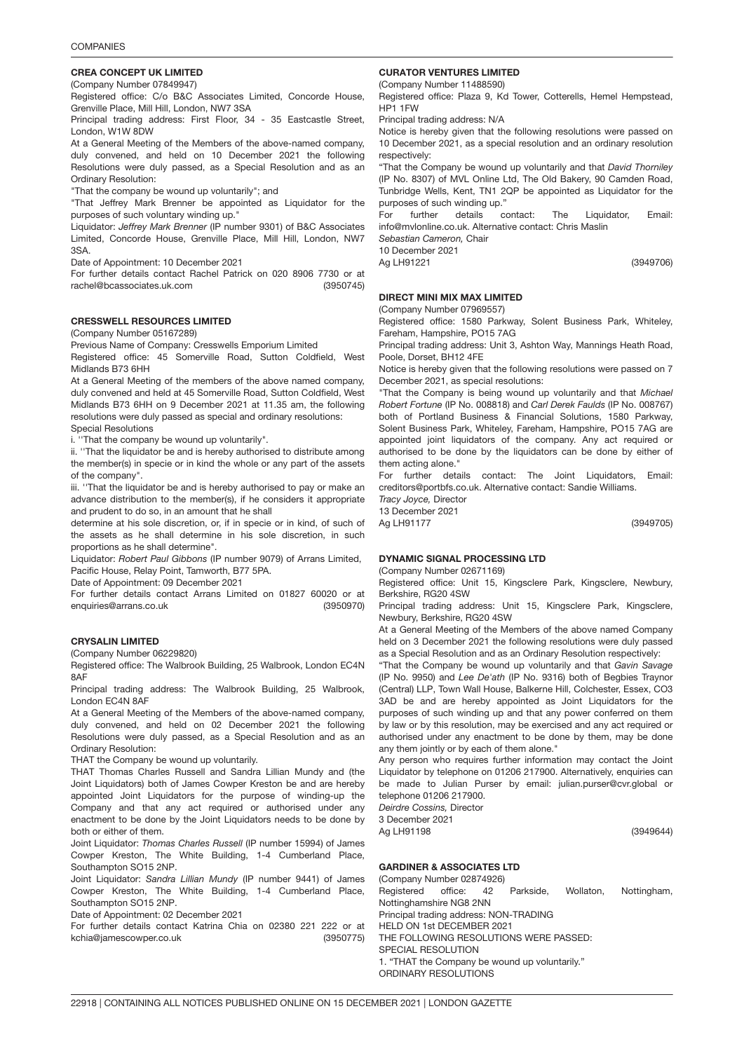### CREA CONCEPT UK LIMITED

(Company Number 07849947)

Registered office: C/o B&C Associates Limited, Concorde House, Grenville Place, Mill Hill, London, NW7 3SA

Principal trading address: First Floor, 34 - 35 Eastcastle Street, London, W1W 8DW

At a General Meeting of the Members of the above-named company, duly convened, and held on 10 December 2021 the following Resolutions were duly passed, as a Special Resolution and as an Ordinary Resolution:

"That the company be wound up voluntarily"; and

"That Jeffrey Mark Brenner be appointed as Liquidator for the purposes of such voluntary winding up."

Liquidator: *Jeffrey Mark Brenner* (IP number 9301) of B&C Associates Limited, Concorde House, Grenville Place, Mill Hill, London, NW7 3SA.

Date of Appointment: 10 December 2021

For further details contact Rachel Patrick on 020 8906 7730 or at rachel@bcassociates.uk.com (3950745)

### CRESSWELL RESOURCES LIMITED

(Company Number 05167289)

Previous Name of Company: Cresswells Emporium Limited

Registered office: 45 Somerville Road, Sutton Coldfield, West Midlands B73 6HH

At a General Meeting of the members of the above named company, duly convened and held at 45 Somerville Road, Sutton Coldfield, West Midlands B73 6HH on 9 December 2021 at 11.35 am, the following resolutions were duly passed as special and ordinary resolutions:

Special Resolutions

i. ''That the company be wound up voluntarily".

ii. ''That the liquidator be and is hereby authorised to distribute among the member(s) in specie or in kind the whole or any part of the assets of the company".

iii. ''That the liquidator be and is hereby authorised to pay or make an advance distribution to the member(s), if he considers it appropriate and prudent to do so, in an amount that he shall

determine at his sole discretion, or, if in specie or in kind, of such of the assets as he shall determine in his sole discretion, in such proportions as he shall determine".

Liquidator: *Robert Paul Gibbons* (IP number 9079) of Arrans Limited, Pacific House, Relay Point, Tamworth, B77 5PA.

Date of Appointment: 09 December 2021

For further details contact Arrans Limited on 01827 60020 or at enquiries@arrans.co.uk (3950970)

### CRYSALIN LIMITED

(Company Number 06229820)

Registered office: The Walbrook Building, 25 Walbrook, London EC4N 8AF

Principal trading address: The Walbrook Building, 25 Walbrook, London EC4N 8AF

At a General Meeting of the Members of the above-named company, duly convened, and held on 02 December 2021 the following Resolutions were duly passed, as a Special Resolution and as an Ordinary Resolution:

THAT the Company be wound up voluntarily.

THAT Thomas Charles Russell and Sandra Lillian Mundy and (the Joint Liquidators) both of James Cowper Kreston be and are hereby appointed Joint Liquidators for the purpose of winding-up the Company and that any act required or authorised under any enactment to be done by the Joint Liquidators needs to be done by both or either of them.

Joint Liquidator: *Thomas Charles Russell* (IP number 15994) of James Cowper Kreston, The White Building, 1-4 Cumberland Place, Southampton SO15 2NP.

Joint Liquidator: *Sandra Lillian Mundy* (IP number 9441) of James Cowper Kreston, The White Building, 1-4 Cumberland Place, Southampton SO15 2NP.

Date of Appointment: 02 December 2021

For further details contact Katrina Chia on 02380 221 222 or at kchia@jamescowper.co.uk (3950775)

### CURATOR VENTURES LIMITED

(Company Number 11488590)

Registered office: Plaza 9, Kd Tower, Cotterells, Hemel Hempstead, HP1 1FW

Principal trading address: N/A

Notice is hereby given that the following resolutions were passed on 10 December 2021, as a special resolution and an ordinary resolution respectively:

"That the Company be wound up voluntarily and that *David Thorniley* (IP No. 8307) of MVL Online Ltd, The Old Bakery, 90 Camden Road, Tunbridge Wells, Kent, TN1 2QP be appointed as Liquidator for the purposes of such winding up."

For further details contact: The Liquidator, Email: info@mvlonline.co.uk. Alternative contact: Chris Maslin

*Sebastian Cameron,* Chair

10 December 2021

Ag LH91221 (3949706)

### DIRECT MINI MIX MAX LIMITED

(Company Number 07969557)

Registered office: 1580 Parkway, Solent Business Park, Whiteley, Fareham, Hampshire, PO15 7AG

Principal trading address: Unit 3, Ashton Way, Mannings Heath Road, Poole, Dorset, BH12 4FE

Notice is hereby given that the following resolutions were passed on 7 December 2021, as special resolutions:

"That the Company is being wound up voluntarily and that *Michael Robert Fortune* (IP No. 008818) and *Carl Derek Faulds* (IP No. 008767) both of Portland Business & Financial Solutions, 1580 Parkway, Solent Business Park, Whiteley, Fareham, Hampshire, PO15 7AG are appointed joint liquidators of the company. Any act required or authorised to be done by the liquidators can be done by either of them acting alone."

For further details contact: The Joint Liquidators, Email: creditors@portbfs.co.uk. Alternative contact: Sandie Williams.

*Tracy Joyce,* Director

13 December 2021

Ag LH91177 (3949705)

### DYNAMIC SIGNAL PROCESSING LTD

(Company Number 02671169)

Registered office: Unit 15, Kingsclere Park, Kingsclere, Newbury, Berkshire, RG20 4SW

Principal trading address: Unit 15, Kingsclere Park, Kingsclere, Newbury, Berkshire, RG20 4SW

At a General Meeting of the Members of the above named Company held on 3 December 2021 the following resolutions were duly passed as a Special Resolution and as an Ordinary Resolution respectively:

"That the Company be wound up voluntarily and that *Gavin Savage* (IP No. 9950) and *Lee De'ath* (IP No. 9316) both of Begbies Traynor (Central) LLP, Town Wall House, Balkerne Hill, Colchester, Essex, CO3 3AD be and are hereby appointed as Joint Liquidators for the purposes of such winding up and that any power conferred on them by law or by this resolution, may be exercised and any act required or authorised under any enactment to be done by them, may be done any them jointly or by each of them alone."

Any person who requires further information may contact the Joint Liquidator by telephone on 01206 217900. Alternatively, enquiries can be made to Julian Purser by email: julian.purser@cvr.global or telephone 01206 217900.

*Deirdre Cossins,* Director

3 December 2021

Ag LH91198 (3949644)

### GARDINER & ASSOCIATES LTD

(Company Number 02874926)

Registered office: 42 Parkside, Wollaton, Nottingham, Nottinghamshire NG8 2NN

Principal trading address: NON-TRADING

HELD ON 1st DECEMBER 2021

THE FOLLOWING RESOLUTIONS WERE PASSED:

SPECIAL RESOLUTION

1. "THAT the Company be wound up voluntarily."

ORDINARY RESOLUTIONS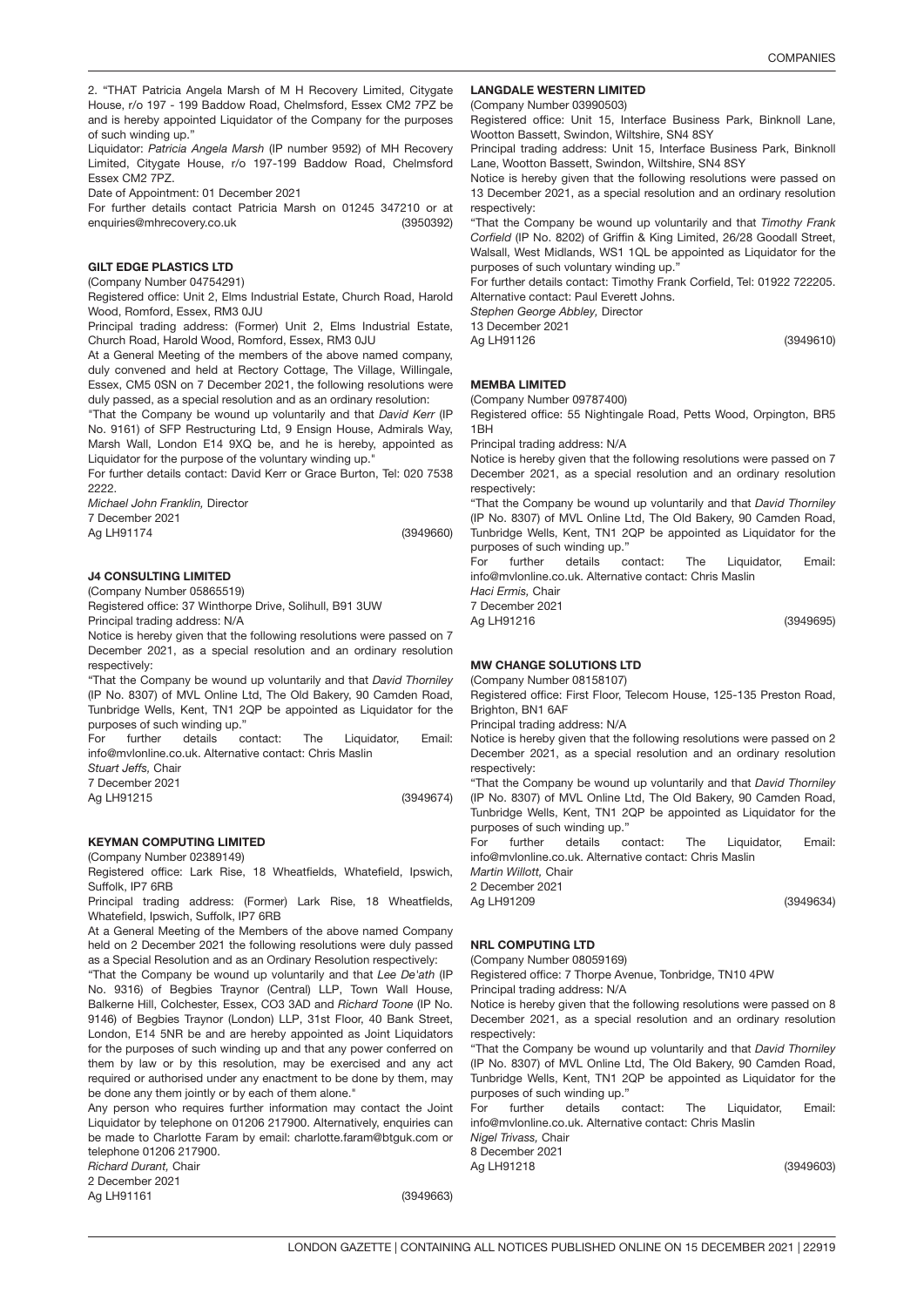2. "THAT Patricia Angela Marsh of M H Recovery Limited, Citygate House, r/o 197 - 199 Baddow Road, Chelmsford, Essex CM2 7PZ be and is hereby appointed Liquidator of the Company for the purposes of such winding up."

Liquidator: *Patricia Angela Marsh* (IP number 9592) of MH Recovery Limited, Citygate House, r/o 197-199 Baddow Road, Chelmsford Essex CM2 7PZ.

Date of Appointment: 01 December 2021

For further details contact Patricia Marsh on 01245 347210 or at enquiries@mhrecovery.co.uk (3950392)

### GILT EDGE PLASTICS LTD

(Company Number 04754291)

Registered office: Unit 2, Elms Industrial Estate, Church Road, Harold Wood, Romford, Essex, RM3 0JU

Principal trading address: (Former) Unit 2, Elms Industrial Estate, Church Road, Harold Wood, Romford, Essex, RM3 0JU

At a General Meeting of the members of the above named company, duly convened and held at Rectory Cottage, The Village, Willingale, Essex, CM5 0SN on 7 December 2021, the following resolutions were duly passed, as a special resolution and as an ordinary resolution:

"That the Company be wound up voluntarily and that *David Kerr* (IP No. 9161) of SFP Restructuring Ltd, 9 Ensign House, Admirals Way, Marsh Wall, London E14 9XQ be, and he is hereby, appointed as Liquidator for the purpose of the voluntary winding up."

For further details contact: David Kerr or Grace Burton, Tel: 020 7538 2222.

*Michael John Franklin,* Director

7 December 2021

Ag LH91174 (3949660)

### J4 CONSULTING LIMITED

(Company Number 05865519)

Registered office: 37 Winthorpe Drive, Solihull, B91 3UW

Principal trading address: N/A

Notice is hereby given that the following resolutions were passed on 7 December 2021, as a special resolution and an ordinary resolution respectively:

"That the Company be wound up voluntarily and that *David Thorniley* (IP No. 8307) of MVL Online Ltd, The Old Bakery, 90 Camden Road, Tunbridge Wells, Kent, TN1 2QP be appointed as Liquidator for the purposes of such winding up."

For further details contact: The Liquidator, Email: info@mvlonline.co.uk. Alternative contact: Chris Maslin

*Stuart Jeffs,* Chair

7 December 2021

Ag LH91215 (3949674)

### KEYMAN COMPUTING LIMITED

(Company Number 02389149)

Registered office: Lark Rise, 18 Wheatfields, Whatefield, Ipswich, Suffolk, IP7 6RB

Principal trading address: (Former) Lark Rise, 18 Wheatfields, Whatefield, Ipswich, Suffolk, IP7 6RB

At a General Meeting of the Members of the above named Company held on 2 December 2021 the following resolutions were duly passed as a Special Resolution and as an Ordinary Resolution respectively:

"That the Company be wound up voluntarily and that *Lee De'ath* (IP No. 9316) of Begbies Traynor (Central) LLP, Town Wall House, Balkerne Hill, Colchester, Essex, CO3 3AD and *Richard Toone* (IP No. 9146) of Begbies Traynor (London) LLP, 31st Floor, 40 Bank Street, London, E14 5NR be and are hereby appointed as Joint Liquidators for the purposes of such winding up and that any power conferred on them by law or by this resolution, may be exercised and any act required or authorised under any enactment to be done by them, may be done any them jointly or by each of them alone."

Any person who requires further information may contact the Joint Liquidator by telephone on 01206 217900. Alternatively, enquiries can be made to Charlotte Faram by email: charlotte.faram@btguk.com or telephone 01206 217900.

*Richard Durant,* Chair

2 December 2021

Ag LH91161 (3949663)

### LANGDALE WESTERN LIMITED

(Company Number 03990503)

Registered office: Unit 15, Interface Business Park, Binknoll Lane, Wootton Bassett, Swindon, Wiltshire, SN4 8SY

Principal trading address: Unit 15, Interface Business Park, Binknoll Lane, Wootton Bassett, Swindon, Wiltshire, SN4 8SY

Notice is hereby given that the following resolutions were passed on 13 December 2021, as a special resolution and an ordinary resolution respectively:

"That the Company be wound up voluntarily and that *Timothy Frank Corfield* (IP No. 8202) of Griffin & King Limited, 26/28 Goodall Street, Walsall, West Midlands, WS1 1QL be appointed as Liquidator for the purposes of such voluntary winding up."

For further details contact: Timothy Frank Corfield, Tel: 01922 722205. Alternative contact: Paul Everett Johns.

*Stephen George Abbley,* Director

13 December 2021

Ag LH91126 (3949610)

### MEMBA LIMITED

(Company Number 09787400)

Registered office: 55 Nightingale Road, Petts Wood, Orpington, BR5 1BH

Principal trading address: N/A

Notice is hereby given that the following resolutions were passed on 7 December 2021, as a special resolution and an ordinary resolution respectively:

"That the Company be wound up voluntarily and that *David Thorniley* (IP No. 8307) of MVL Online Ltd, The Old Bakery, 90 Camden Road, Tunbridge Wells, Kent, TN1 2QP be appointed as Liquidator for the purposes of such winding up."

For further details contact: The Liquidator, Email: info@mvlonline.co.uk. Alternative contact: Chris Maslin

*Haci Ermis,* Chair

7 December 2021

Ag LH91216 (3949695)

### MW CHANGE SOLUTIONS LTD

(Company Number 08158107)

Registered office: First Floor, Telecom House, 125-135 Preston Road, Brighton, BN1 6AF

Principal trading address: N/A

Notice is hereby given that the following resolutions were passed on 2 December 2021, as a special resolution and an ordinary resolution respectively:

"That the Company be wound up voluntarily and that *David Thorniley* (IP No. 8307) of MVL Online Ltd, The Old Bakery, 90 Camden Road, Tunbridge Wells, Kent, TN1 2QP be appointed as Liquidator for the purposes of such winding up."

For further details contact: The Liquidator, Email: info@mvlonline.co.uk. Alternative contact: Chris Maslin

*Martin Willott,* Chair

2 December 2021

Ag LH91209 (3949634)

### NRL COMPUTING LTD

(Company Number 08059169)

Registered office: 7 Thorpe Avenue, Tonbridge, TN10 4PW

Principal trading address: N/A

Notice is hereby given that the following resolutions were passed on 8 December 2021, as a special resolution and an ordinary resolution respectively:

"That the Company be wound up voluntarily and that *David Thorniley* (IP No. 8307) of MVL Online Ltd, The Old Bakery, 90 Camden Road, Tunbridge Wells, Kent, TN1 2QP be appointed as Liquidator for the purposes of such winding up."

For further details contact: The Liquidator, Email: info@mvlonline.co.uk. Alternative contact: Chris Maslin

*Nigel Trivass,* Chair

8 December 2021

Ag LH91218 (3949603)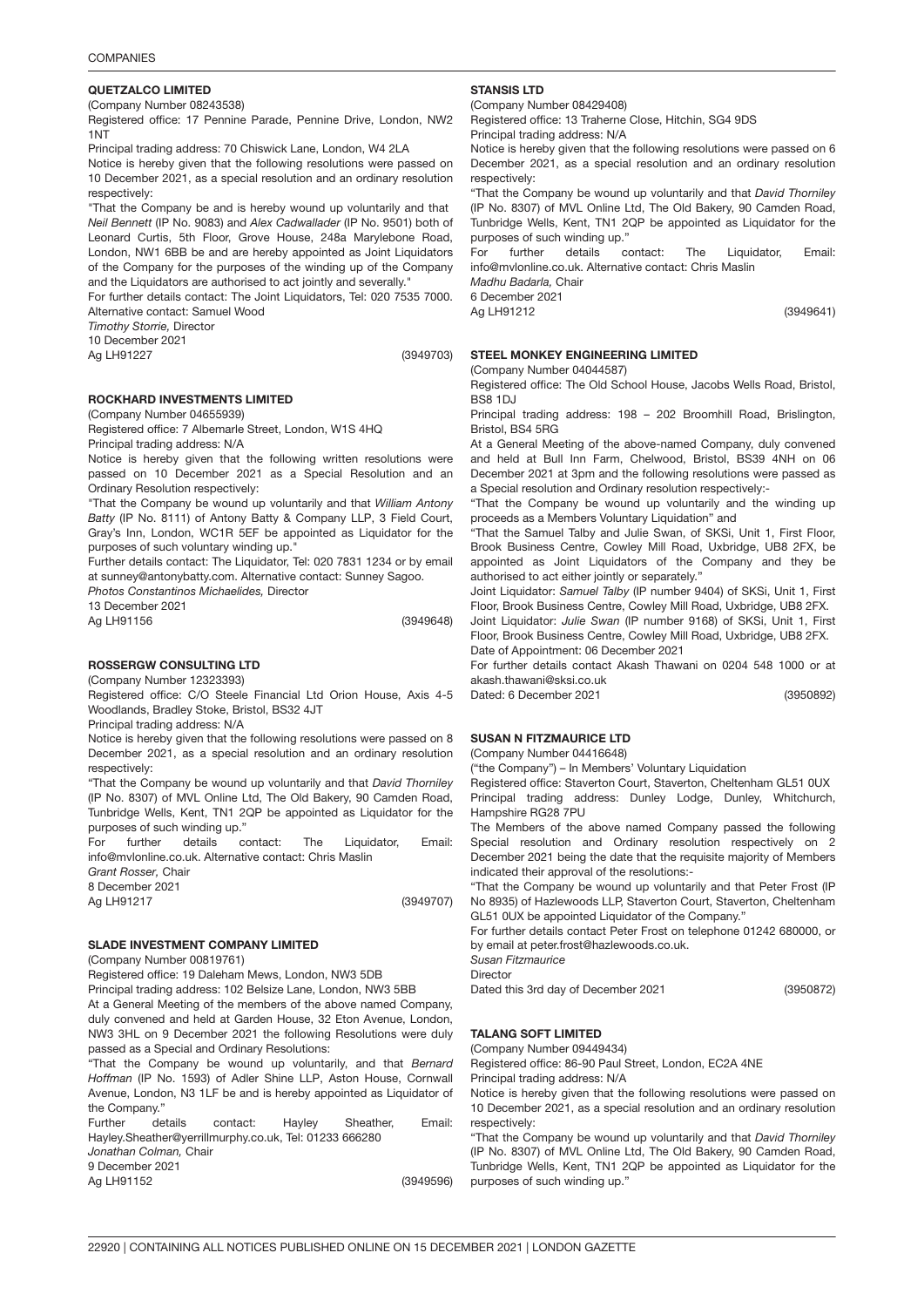### QUETZALCO LIMITED

(Company Number 08243538)

Registered office: 17 Pennine Parade, Pennine Drive, London, NW2 1NT

Principal trading address: 70 Chiswick Lane, London, W4 2LA

Notice is hereby given that the following resolutions were passed on 10 December 2021, as a special resolution and an ordinary resolution respectively:

"That the Company be and is hereby wound up voluntarily and that *Neil Bennett* (IP No. 9083) and *Alex Cadwallader* (IP No. 9501) both of Leonard Curtis, 5th Floor, Grove House, 248a Marylebone Road, London, NW1 6BB be and are hereby appointed as Joint Liquidators of the Company for the purposes of the winding up of the Company and the Liquidators are authorised to act jointly and severally."

For further details contact: The Joint Liquidators, Tel: 020 7535 7000. Alternative contact: Samuel Wood

*Timothy Storrie,* Director

10 December 2021

Ag LH91227 (3949703)

### ROCKHARD INVESTMENTS LIMITED

(Company Number 04655939)

Registered office: 7 Albemarle Street, London, W1S 4HQ

Principal trading address: N/A

Notice is hereby given that the following written resolutions were passed on 10 December 2021 as a Special Resolution and an Ordinary Resolution respectively:

"That the Company be wound up voluntarily and that *William Antony Batty* (IP No. 8111) of Antony Batty & Company LLP, 3 Field Court, Gray's Inn, London, WC1R 5EF be appointed as Liquidator for the purposes of such voluntary winding up."

Further details contact: The Liquidator, Tel: 020 7831 1234 or by email at sunney@antonybatty.com. Alternative contact: Sunney Sagoo.

*Photos Constantinos Michaelides,* Director

13 December 2021

Ag LH91156 (3949648)

### ROSSERGW CONSULTING LTD

(Company Number 12323393)

Registered office: C/O Steele Financial Ltd Orion House, Axis 4-5 Woodlands, Bradley Stoke, Bristol, BS32 4JT

Principal trading address: N/A

Notice is hereby given that the following resolutions were passed on 8 December 2021, as a special resolution and an ordinary resolution respectively:

"That the Company be wound up voluntarily and that *David Thorniley* (IP No. 8307) of MVL Online Ltd, The Old Bakery, 90 Camden Road, Tunbridge Wells, Kent, TN1 2QP be appointed as Liquidator for the purposes of such winding up."

For further details contact: The Liquidator, Email: info@mvlonline.co.uk. Alternative contact: Chris Maslin

*Grant Rosser,* Chair

8 December 2021

Ag LH91217 (3949707)

### SLADE INVESTMENT COMPANY LIMITED

(Company Number 00819761)

Registered office: 19 Daleham Mews, London, NW3 5DB

Principal trading address: 102 Belsize Lane, London, NW3 5BB

At a General Meeting of the members of the above named Company, duly convened and held at Garden House, 32 Eton Avenue, London, NW3 3HL on 9 December 2021 the following Resolutions were duly passed as a Special and Ordinary Resolutions:

"That the Company be wound up voluntarily, and that *Bernard Hoffman* (IP No. 1593) of Adler Shine LLP, Aston House, Cornwall Avenue, London, N3 1LF be and is hereby appointed as Liquidator of the Company."

Further details contact: Hayley Sheather, Email: Hayley.Sheather@yerrillmurphy.co.uk, Tel: 01233 666280

*Jonathan Colman,* Chair

9 December 2021

Ag LH91152 (3949596)

### STANSIS LTD

(Company Number 08429408)

Registered office: 13 Traherne Close, Hitchin, SG4 9DS

Principal trading address: N/A

Notice is hereby given that the following resolutions were passed on 6 December 2021, as a special resolution and an ordinary resolution respectively:

"That the Company be wound up voluntarily and that *David Thorniley* (IP No. 8307) of MVL Online Ltd, The Old Bakery, 90 Camden Road, Tunbridge Wells, Kent, TN1 2QP be appointed as Liquidator for the purposes of such winding up."

For further details contact: The Liquidator, Email: info@mvlonline.co.uk. Alternative contact: Chris Maslin

*Madhu Badarla,* Chair

6 December 2021

Ag LH91212 (3949641)

### STEEL MONKEY ENGINEERING LIMITED

(Company Number 04044587)

Registered office: The Old School House, Jacobs Wells Road, Bristol, BS8 1DJ

Principal trading address: 198 – 202 Broomhill Road, Brislington, Bristol, BS4 5RG

At a General Meeting of the above-named Company, duly convened and held at Bull Inn Farm, Chelwood, Bristol, BS39 4NH on 06 December 2021 at 3pm and the following resolutions were passed as a Special resolution and Ordinary resolution respectively:-

"That the Company be wound up voluntarily and the winding up proceeds as a Members Voluntary Liquidation" and

"That the Samuel Talby and Julie Swan, of SKSi, Unit 1, First Floor, Brook Business Centre, Cowley Mill Road, Uxbridge, UB8 2FX, be appointed as Joint Liquidators of the Company and they be authorised to act either jointly or separately."

Joint Liquidator: *Samuel Talby* (IP number 9404) of SKSi, Unit 1, First Floor, Brook Business Centre, Cowley Mill Road, Uxbridge, UB8 2FX.

Joint Liquidator: *Julie Swan* (IP number 9168) of SKSi, Unit 1, First Floor, Brook Business Centre, Cowley Mill Road, Uxbridge, UB8 2FX.

Date of Appointment: 06 December 2021

For further details contact Akash Thawani on 0204 548 1000 or at akash.thawani@sksi.co.uk

Dated: 6 December 2021 (3950892)

### SUSAN N FITZMAURICE LTD

(Company Number 04416648)

("the Company") – In Members' Voluntary Liquidation

Registered office: Staverton Court, Staverton, Cheltenham GL51 0UX

Principal trading address: Dunley Lodge, Dunley, Whitchurch, Hampshire RG28 7PU

The Members of the above named Company passed the following Special resolution and Ordinary resolution respectively on 2 December 2021 being the date that the requisite majority of Members indicated their approval of the resolutions:-

"That the Company be wound up voluntarily and that Peter Frost (IP No 8935) of Hazlewoods LLP, Staverton Court, Staverton, Cheltenham GL51 0UX be appointed Liquidator of the Company."

For further details contact Peter Frost on telephone 01242 680000, or by email at peter.frost@hazlewoods.co.uk.

*Susan Fitzmaurice*

Director

Dated this 3rd day of December 2021 (3950872)

### TALANG SOFT LIMITED

(Company Number 09449434)

Registered office: 86-90 Paul Street, London, EC2A 4NE

Principal trading address: N/A

Notice is hereby given that the following resolutions were passed on 10 December 2021, as a special resolution and an ordinary resolution respectively:

"That the Company be wound up voluntarily and that *David Thorniley* (IP No. 8307) of MVL Online Ltd, The Old Bakery, 90 Camden Road, Tunbridge Wells, Kent, TN1 2QP be appointed as Liquidator for the purposes of such winding up."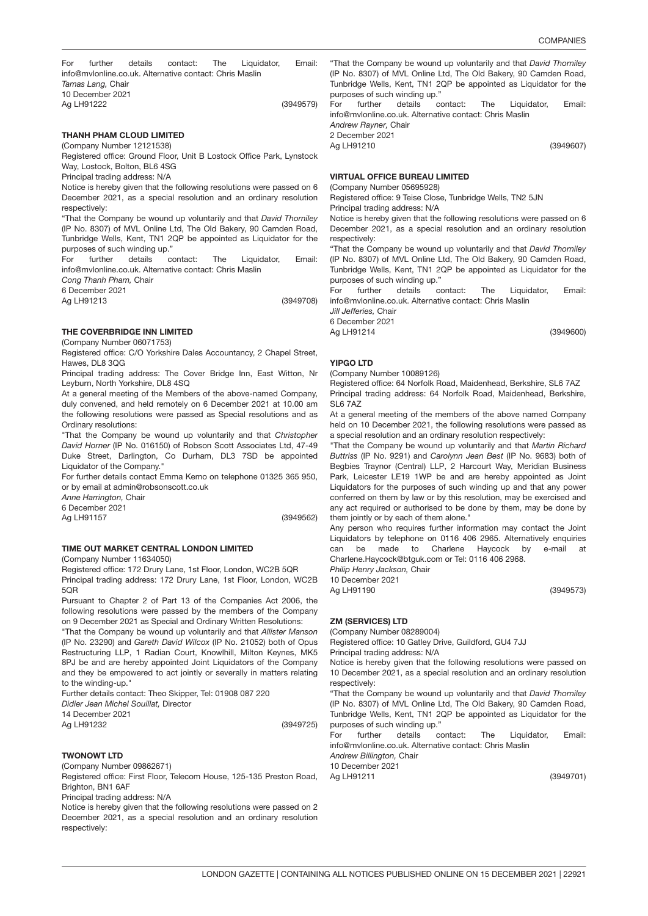For further details contact: The Liquidator, Email: info@mvlonline.co.uk. Alternative contact: Chris Maslin

*Tamas Lang,* Chair

10 December 2021

Ag LH91222 (3949579)

**THANH PHAM CLOUD LIMITED**

(Company Number 12121538)

Registered office: Ground Floor, Unit B Lostock Office Park, Lynstock Way, Lostock, Bolton, BL6 4SG

Principal trading address: N/A

Notice is hereby given that the following resolutions were passed on 6 December 2021, as a special resolution and an ordinary resolution respectively:

"That the Company be wound up voluntarily and that *David Thorniley* (IP No. 8307) of MVL Online Ltd, The Old Bakery, 90 Camden Road, Tunbridge Wells, Kent, TN1 2QP be appointed as Liquidator for the purposes of such winding up."

For further details contact: The Liquidator, Email: info@mvlonline.co.uk. Alternative contact: Chris Maslin

*Cong Thanh Pham,* Chair

6 December 2021

Ag LH91213 (3949708)

**THE COVERBRIDGE INN LIMITED**

(Company Number 06071753)

Registered office: C/O Yorkshire Dales Accountancy, 2 Chapel Street, Hawes, DL8 3QG

Principal trading address: The Cover Bridge Inn, East Witton, Nr Leyburn, North Yorkshire, DL8 4SQ

At a general meeting of the Members of the above-named Company, duly convened, and held remotely on 6 December 2021 at 10.00 am the following resolutions were passed as Special resolutions and as Ordinary resolutions:

"That the Company be wound up voluntarily and that *Christopher David Horner* (IP No. 016150) of Robson Scott Associates Ltd, 47-49 Duke Street, Darlington, Co Durham, DL3 7SD be appointed Liquidator of the Company."

For further details contact Emma Kemo on telephone 01325 365 950, or by email at admin@robsonscott.co.uk

*Anne Harrington,* Chair

6 December 2021

Ag LH91157 (3949562)

**TIME OUT MARKET CENTRAL LONDON LIMITED**

(Company Number 11634050)

Registered office: 172 Drury Lane, 1st Floor, London, WC2B 5QR

Principal trading address: 172 Drury Lane, 1st Floor, London, WC2B 5QR

Pursuant to Chapter 2 of Part 13 of the Companies Act 2006, the following resolutions were passed by the members of the Company on 9 December 2021 as Special and Ordinary Written Resolutions:

"That the Company be wound up voluntarily and that *Allister Manson* (IP No. 23290) and *Gareth David Wilcox* (IP No. 21052) both of Opus Restructuring LLP, 1 Radian Court, Knowlhill, Milton Keynes, MK5 8PJ be and are hereby appointed Joint Liquidators of the Company and they be empowered to act jointly or severally in matters relating to the winding-up."

Further details contact: Theo Skipper, Tel: 01908 087 220

*Didier Jean Michel Souillat,* Director

14 December 2021

Ag LH91232 (3949725)

**TWONOWT LTD**

(Company Number 09862671)

Registered office: First Floor, Telecom House, 125-135 Preston Road, Brighton, BN1 6AF

Principal trading address: N/A

Notice is hereby given that the following resolutions were passed on 2 December 2021, as a special resolution and an ordinary resolution respectively:

"That the Company be wound up voluntarily and that *David Thorniley* (IP No. 8307) of MVL Online Ltd, The Old Bakery, 90 Camden Road, Tunbridge Wells, Kent, TN1 2QP be appointed as Liquidator for the purposes of such winding up."

For further details contact: The Liquidator, Email: info@mvlonline.co.uk. Alternative contact: Chris Maslin

*Andrew Rayner,* Chair

2 December 2021

Ag LH91210 (3949607)

**VIRTUAL OFFICE BUREAU LIMITED**

(Company Number 05695928)

Registered office: 9 Teise Close, Tunbridge Wells, TN2 5JN

Principal trading address: N/A

Notice is hereby given that the following resolutions were passed on 6 December 2021, as a special resolution and an ordinary resolution respectively:

"That the Company be wound up voluntarily and that *David Thorniley* (IP No. 8307) of MVL Online Ltd, The Old Bakery, 90 Camden Road, Tunbridge Wells, Kent, TN1 2QP be appointed as Liquidator for the purposes of such winding up."

For further details contact: The Liquidator, Email: info@mvlonline.co.uk. Alternative contact: Chris Maslin

*Jill Jefferies,* Chair

6 December 2021

Ag LH91214 (3949600)

**YIPGO LTD**

(Company Number 10089126)

Registered office: 64 Norfolk Road, Maidenhead, Berkshire, SL6 7AZ

Principal trading address: 64 Norfolk Road, Maidenhead, Berkshire, SL6 7AZ

At a general meeting of the members of the above named Company held on 10 December 2021, the following resolutions were passed as a special resolution and an ordinary resolution respectively:

"That the Company be wound up voluntarily and that *Martin Richard Buttriss* (IP No. 9291) and *Carolynn Jean Best* (IP No. 9683) both of Begbies Traynor (Central) LLP, 2 Harcourt Way, Meridian Business Park, Leicester LE19 1WP be and are hereby appointed as Joint Liquidators for the purposes of such winding up and that any power conferred on them by law or by this resolution, may be exercised and any act required or authorised to be done by them, may be done by them jointly or by each of them alone."

Any person who requires further information may contact the Joint Liquidators by telephone on 0116 406 2965. Alternatively enquiries can be made to Charlene Haycock by e-mail at Charlene.Haycock@btguk.com or Tel: 0116 406 2968.

*Philip Henry Jackson,* Chair

10 December 2021

Ag LH91190 (3949573)

**ZM (SERVICES) LTD**

(Company Number 08289004)

Registered office: 10 Gatley Drive, Guildford, GU4 7JJ

Principal trading address: N/A

Notice is hereby given that the following resolutions were passed on 10 December 2021, as a special resolution and an ordinary resolution respectively:

"That the Company be wound up voluntarily and that *David Thorniley* (IP No. 8307) of MVL Online Ltd, The Old Bakery, 90 Camden Road, Tunbridge Wells, Kent, TN1 2QP be appointed as Liquidator for the purposes of such winding up."

For further details contact: The Liquidator, Email: info@mvlonline.co.uk. Alternative contact: Chris Maslin

*Andrew Billington,* Chair

10 December 2021

Ag LH91211 (3949701)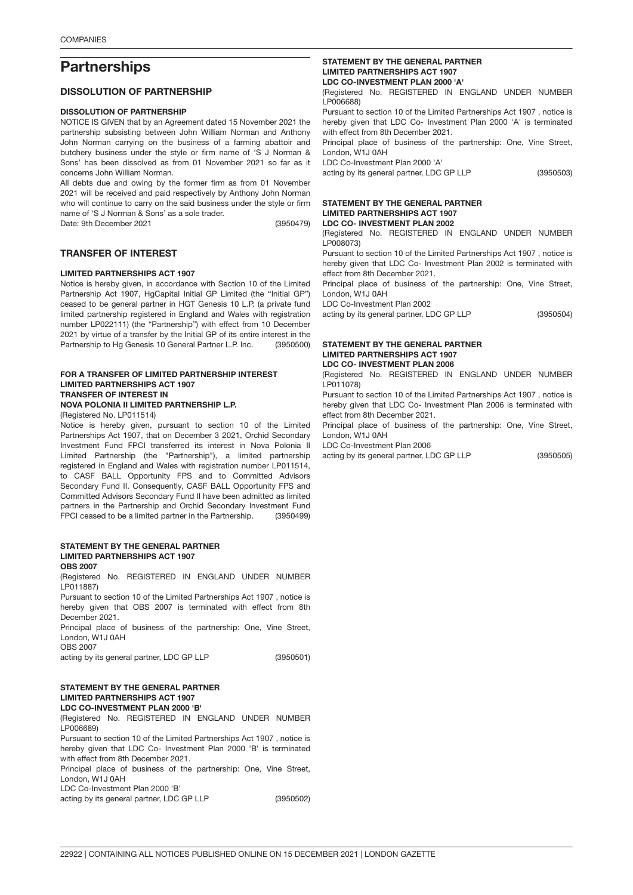# Partnerships

## DISSOLUTION OF PARTNERSHIP

### DISSOLUTION OF PARTNERSHIP

NOTICE IS GIVEN that by an Agreement dated 15 November 2021 the partnership subsisting between John William Norman and Anthony John Norman carrying on the business of a farming abattoir and butchery business under the style or firm name of 'S J Norman & Sons' has been dissolved as from 01 November 2021 so far as it concerns John William Norman.

All debts due and owing by the former firm as from 01 November 2021 will be received and paid respectively by Anthony John Norman who will continue to carry on the said business under the style or firm name of 'S J Norman & Sons' as a sole trader.

Date: 9th December 2021 (3950479)

## TRANSFER OF INTEREST

### LIMITED PARTNERSHIPS ACT 1907

Notice is hereby given, in accordance with Section 10 of the Limited Partnership Act 1907, HgCapital Initial GP Limited (the "Initial GP") ceased to be general partner in HGT Genesis 10 L.P. (a private fund limited partnership registered in England and Wales with registration number LP022111) (the "Partnership") with effect from 10 December 2021 by virtue of a transfer by the Initial GP of its entire interest in the Partnership to Hg Genesis 10 General Partner L.P. Inc. (3950500)

### FOR A TRANSFER OF LIMITED PARTNERSHIP INTEREST LIMITED PARTNERSHIPS ACT 1907 TRANSFER OF INTEREST IN NOVA POLONIA II LIMITED PARTNERSHIP L.P.

(Registered No. LP011514)

Notice is hereby given, pursuant to section 10 of the Limited Partnerships Act 1907, that on December 3 2021, Orchid Secondary Investment Fund FPCI transferred its interest in Nova Polonia II Limited Partnership (the "Partnership"), a limited partnership registered in England and Wales with registration number LP011514, to CASF BALL Opportunity FPS and to Committed Advisors Secondary Fund II. Consequently, CASF BALL Opportunity FPS and Committed Advisors Secondary Fund II have been admitted as limited partners in the Partnership and Orchid Secondary Investment Fund FPCI ceased to be a limited partner in the Partnership. (3950499)

### STATEMENT BY THE GENERAL PARTNER LIMITED PARTNERSHIPS ACT 1907 OBS 2007

(Registered No. REGISTERED IN ENGLAND UNDER NUMBER LP011887)

Pursuant to section 10 of the Limited Partnerships Act 1907 , notice is hereby given that OBS 2007 is terminated with effect from 8th December 2021.

Principal place of business of the partnership: One, Vine Street, London, W1J 0AH

OBS 2007

acting by its general partner, LDC GP LLP (3950501)

### STATEMENT BY THE GENERAL PARTNER LIMITED PARTNERSHIPS ACT 1907 LDC CO-INVESTMENT PLAN 2000 'B'

(Registered No. REGISTERED IN ENGLAND UNDER NUMBER LP006689)

Pursuant to section 10 of the Limited Partnerships Act 1907 , notice is hereby given that LDC Co- Investment Plan 2000 'B' is terminated with effect from 8th December 2021.

Principal place of business of the partnership: One, Vine Street, London, W1J 0AH

LDC Co-Investment Plan 2000 'B'

acting by its general partner, LDC GP LLP (3950502)

### STATEMENT BY THE GENERAL PARTNER LIMITED PARTNERSHIPS ACT 1907 LDC CO-INVESTMENT PLAN 2000 'A'

(Registered No. REGISTERED IN ENGLAND UNDER NUMBER LP006688)

Pursuant to section 10 of the Limited Partnerships Act 1907 , notice is hereby given that LDC Co- Investment Plan 2000 'A' is terminated with effect from 8th December 2021.

Principal place of business of the partnership: One, Vine Street, London, W1J 0AH

LDC Co-Investment Plan 2000 'A'

acting by its general partner, LDC GP LLP (3950503)

### STATEMENT BY THE GENERAL PARTNER LIMITED PARTNERSHIPS ACT 1907 LDC CO- INVESTMENT PLAN 2002

(Registered No. REGISTERED IN ENGLAND UNDER NUMBER LP008073)

Pursuant to section 10 of the Limited Partnerships Act 1907 , notice is hereby given that LDC Co- Investment Plan 2002 is terminated with effect from 8th December 2021.

Principal place of business of the partnership: One, Vine Street, London, W1J 0AH

LDC Co-Investment Plan 2002

acting by its general partner, LDC GP LLP (3950504)

### STATEMENT BY THE GENERAL PARTNER LIMITED PARTNERSHIPS ACT 1907 LDC CO- INVESTMENT PLAN 2006

(Registered No. REGISTERED IN ENGLAND UNDER NUMBER LP011078)

Pursuant to section 10 of the Limited Partnerships Act 1907 , notice is hereby given that LDC Co- Investment Plan 2006 is terminated with effect from 8th December 2021.

Principal place of business of the partnership: One, Vine Street, London, W1J 0AH

LDC Co-Investment Plan 2006

acting by its general partner, LDC GP LLP (3950505)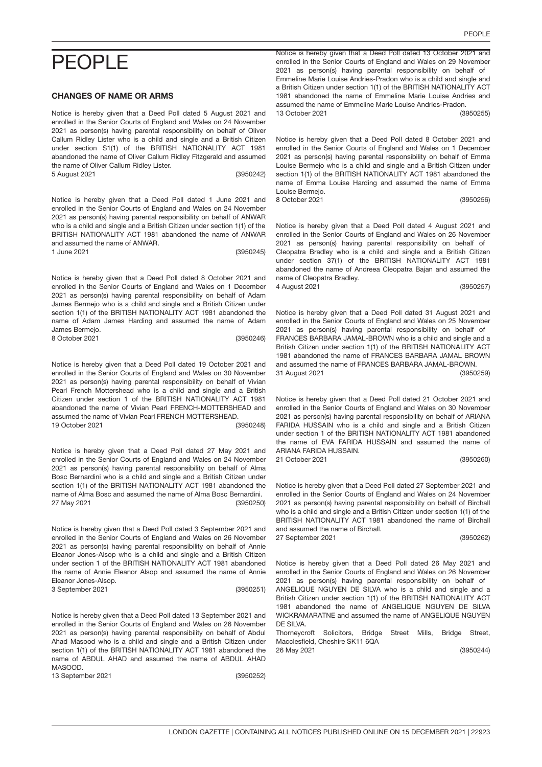# PEOPLE

### CHANGES OF NAME OR ARMS

Notice is hereby given that a Deed Poll dated 5 August 2021 and enrolled in the Senior Courts of England and Wales on 24 November 2021 as person(s) having parental responsibility on behalf of Oliver Callum Ridley Lister who is a child and single and a British Citizen under section S1(1) of the BRITISH NATIONALITY ACT 1981 abandoned the name of Oliver Callum Ridley Fitzgerald and assumed the name of Oliver Callum Ridley Lister.
5 August 2021 (3950242)

Notice is hereby given that a Deed Poll dated 1 June 2021 and enrolled in the Senior Courts of England and Wales on 24 November 2021 as person(s) having parental responsibility on behalf of ANWAR who is a child and single and a British Citizen under section 1(1) of the BRITISH NATIONALITY ACT 1981 abandoned the name of ANWAR and assumed the name of ANWAR.
1 June 2021 (3950245)

Notice is hereby given that a Deed Poll dated 8 October 2021 and enrolled in the Senior Courts of England and Wales on 1 December 2021 as person(s) having parental responsibility on behalf of Adam James Bermejo who is a child and single and a British Citizen under section 1(1) of the BRITISH NATIONALITY ACT 1981 abandoned the name of Adam James Harding and assumed the name of Adam James Bermejo.
8 October 2021 (3950246)

Notice is hereby given that a Deed Poll dated 19 October 2021 and enrolled in the Senior Courts of England and Wales on 30 November 2021 as person(s) having parental responsibility on behalf of Vivian Pearl French Mottershead who is a child and single and a British Citizen under section 1 of the BRITISH NATIONALITY ACT 1981 abandoned the name of Vivian Pearl FRENCH-MOTTERSHEAD and assumed the name of Vivian Pearl FRENCH MOTTERSHEAD.
19 October 2021 (3950248)

Notice is hereby given that a Deed Poll dated 27 May 2021 and enrolled in the Senior Courts of England and Wales on 24 November 2021 as person(s) having parental responsibility on behalf of Alma Bosc Bernardini who is a child and single and a British Citizen under section 1(1) of the BRITISH NATIONALITY ACT 1981 abandoned the name of Alma Bosc and assumed the name of Alma Bosc Bernardini.
27 May 2021 (3950250)

Notice is hereby given that a Deed Poll dated 3 September 2021 and enrolled in the Senior Courts of England and Wales on 26 November 2021 as person(s) having parental responsibility on behalf of Annie Eleanor Jones-Alsop who is a child and single and a British Citizen under section 1 of the BRITISH NATIONALITY ACT 1981 abandoned the name of Annie Eleanor Alsop and assumed the name of Annie Eleanor Jones-Alsop.
3 September 2021 (3950251)

Notice is hereby given that a Deed Poll dated 13 September 2021 and enrolled in the Senior Courts of England and Wales on 26 November 2021 as person(s) having parental responsibility on behalf of Abdul Ahad Masood who is a child and single and a British Citizen under section 1(1) of the BRITISH NATIONALITY ACT 1981 abandoned the name of ABDUL AHAD and assumed the name of ABDUL AHAD MASOOD.
13 September 2021 (3950252)

Notice is hereby given that a Deed Poll dated 13 October 2021 and enrolled in the Senior Courts of England and Wales on 29 November 2021 as person(s) having parental responsibility on behalf of Emmeline Marie Louise Andries-Pradon who is a child and single and a British Citizen under section 1(1) of the BRITISH NATIONALITY ACT 1981 abandoned the name of Emmeline Marie Louise Andries and assumed the name of Emmeline Marie Louise Andries-Pradon.
13 October 2021 (3950255)

Notice is hereby given that a Deed Poll dated 8 October 2021 and enrolled in the Senior Courts of England and Wales on 1 December 2021 as person(s) having parental responsibility on behalf of Emma Louise Bermejo who is a child and single and a British Citizen under section 1(1) of the BRITISH NATIONALITY ACT 1981 abandoned the name of Emma Louise Harding and assumed the name of Emma Louise Bermejo.
8 October 2021 (3950256)

Notice is hereby given that a Deed Poll dated 4 August 2021 and enrolled in the Senior Courts of England and Wales on 26 November 2021 as person(s) having parental responsibility on behalf of Cleopatra Bradley who is a child and single and a British Citizen under section 37(1) of the BRITISH NATIONALITY ACT 1981 abandoned the name of Andreea Cleopatra Bajan and assumed the name of Cleopatra Bradley.
4 August 2021 (3950257)

Notice is hereby given that a Deed Poll dated 31 August 2021 and enrolled in the Senior Courts of England and Wales on 25 November 2021 as person(s) having parental responsibility on behalf of FRANCES BARBARA JAMAL-BROWN who is a child and single and a British Citizen under section 1(1) of the BRITISH NATIONALITY ACT 1981 abandoned the name of FRANCES BARBARA JAMAL BROWN and assumed the name of FRANCES BARBARA JAMAL-BROWN.
31 August 2021 (3950259)

Notice is hereby given that a Deed Poll dated 21 October 2021 and enrolled in the Senior Courts of England and Wales on 30 November 2021 as person(s) having parental responsibility on behalf of ARIANA FARIDA HUSSAIN who is a child and single and a British Citizen under section 1 of the BRITISH NATIONALITY ACT 1981 abandoned the name of EVA FARIDA HUSSAIN and assumed the name of ARIANA FARIDA HUSSAIN.
21 October 2021 (3950260)

Notice is hereby given that a Deed Poll dated 27 September 2021 and enrolled in the Senior Courts of England and Wales on 24 November 2021 as person(s) having parental responsibility on behalf of Birchall who is a child and single and a British Citizen under section 1(1) of the BRITISH NATIONALITY ACT 1981 abandoned the name of Birchall and assumed the name of Birchall.
27 September 2021 (3950262)

Notice is hereby given that a Deed Poll dated 26 May 2021 and enrolled in the Senior Courts of England and Wales 26 November 2021 as person(s) having parental responsibility on behalf of ANGELIQUE NGUYEN DE SILVA who is a child and single and a British Citizen under section 1(1) of the BRITISH NATIONALITY ACT 1981 abandoned the name of ANGELIQUE NGUYEN DE SILVA WICKRAMARATNE and assumed the name of ANGELIQUE NGUYEN DE SILVA.
Thorneycroft Solicitors, Bridge Street Mills, Bridge Street, Macclesfield, Cheshire SK11 6QA
26 May 2021 (3950244)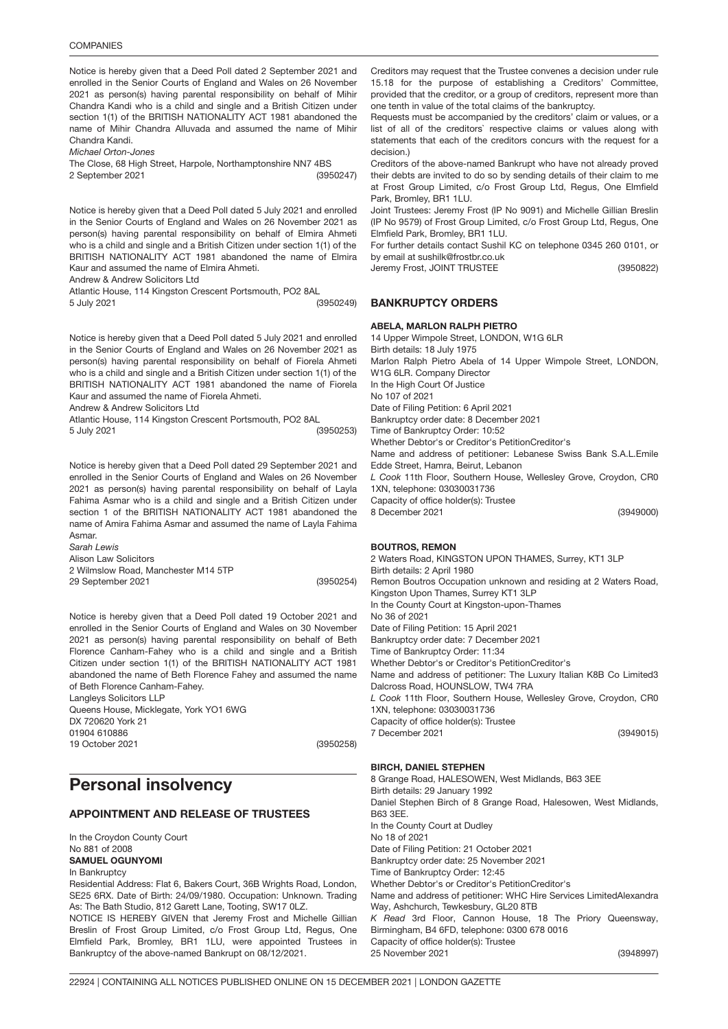Notice is hereby given that a Deed Poll dated 2 September 2021 and enrolled in the Senior Courts of England and Wales on 26 November 2021 as person(s) having parental responsibility on behalf of Mihir Chandra Kandi who is a child and single and a British Citizen under section 1(1) of the BRITISH NATIONALITY ACT 1981 abandoned the name of Mihir Chandra Alluvada and assumed the name of Mihir Chandra Kandi.

*Michael Orton-Jones*

The Close, 68 High Street, Harpole, Northamptonshire NN7 4BS

2 September 2021 (3950247)

Notice is hereby given that a Deed Poll dated 5 July 2021 and enrolled in the Senior Courts of England and Wales on 26 November 2021 as person(s) having parental responsibility on behalf of Elmira Ahmeti who is a child and single and a British Citizen under section 1(1) of the BRITISH NATIONALITY ACT 1981 abandoned the name of Elmira Kaur and assumed the name of Elmira Ahmeti.

Andrew & Andrew Solicitors Ltd

Atlantic House, 114 Kingston Crescent Portsmouth, PO2 8AL

5 July 2021 (3950249)

Notice is hereby given that a Deed Poll dated 5 July 2021 and enrolled in the Senior Courts of England and Wales on 26 November 2021 as person(s) having parental responsibility on behalf of Fiorela Ahmeti who is a child and single and a British Citizen under section 1(1) of the BRITISH NATIONALITY ACT 1981 abandoned the name of Fiorela Kaur and assumed the name of Fiorela Ahmeti.

Andrew & Andrew Solicitors Ltd

Atlantic House, 114 Kingston Crescent Portsmouth, PO2 8AL

5 July 2021 (3950253)

Notice is hereby given that a Deed Poll dated 29 September 2021 and enrolled in the Senior Courts of England and Wales on 26 November 2021 as person(s) having parental responsibility on behalf of Layla Fahima Asmar who is a child and single and a British Citizen under section 1 of the BRITISH NATIONALITY ACT 1981 abandoned the name of Amira Fahima Asmar and assumed the name of Layla Fahima Asmar.

*Sarah Lewis*

Alison Law Solicitors

2 Wilmslow Road, Manchester M14 5TP

29 September 2021 (3950254)

Notice is hereby given that a Deed Poll dated 19 October 2021 and enrolled in the Senior Courts of England and Wales on 30 November 2021 as person(s) having parental responsibility on behalf of Beth Florence Canham-Fahey who is a child and single and a British Citizen under section 1(1) of the BRITISH NATIONALITY ACT 1981 abandoned the name of Beth Florence Fahey and assumed the name of Beth Florence Canham-Fahey.

Langleys Solicitors LLP

Queens House, Micklegate, York YO1 6WG

DX 720620 York 21

01904 610886

19 October 2021 (3950258)

# Personal insolvency

## APPOINTMENT AND RELEASE OF TRUSTEES

In the Croydon County Court

No 881 of 2008

**SAMUEL OGUNYOMI**

In Bankruptcy

Residential Address: Flat 6, Bakers Court, 36B Wrights Road, London, SE25 6RX. Date of Birth: 24/09/1980. Occupation: Unknown. Trading As: The Bath Studio, 812 Garett Lane, Tooting, SW17 0LZ.

NOTICE IS HEREBY GIVEN that Jeremy Frost and Michelle Gillian Breslin of Frost Group Limited, c/o Frost Group Ltd, Regus, One Elmfield Park, Bromley, BR1 1LU, were appointed Trustees in Bankruptcy of the above-named Bankrupt on 08/12/2021.

Creditors may request that the Trustee convenes a decision under rule 15.18 for the purpose of establishing a Creditors' Committee, provided that the creditor, or a group of creditors, represent more than one tenth in value of the total claims of the bankruptcy.

Requests must be accompanied by the creditors' claim or values, or a list of all of the creditors` respective claims or values along with statements that each of the creditors concurs with the request for a decision.)

Creditors of the above-named Bankrupt who have not already proved their debts are invited to do so by sending details of their claim to me at Frost Group Limited, c/o Frost Group Ltd, Regus, One Elmfield Park, Bromley, BR1 1LU.

Joint Trustees: Jeremy Frost (IP No 9091) and Michelle Gillian Breslin (IP No 9579) of Frost Group Limited, c/o Frost Group Ltd, Regus, One Elmfield Park, Bromley, BR1 1LU.

For further details contact Sushil KC on telephone 0345 260 0101, or by email at sushilk@frostbr.co.uk

Jeremy Frost, JOINT TRUSTEE (3950822)

## BANKRUPTCY ORDERS

### ABELA, MARLON RALPH PIETRO

14 Upper Wimpole Street, LONDON, W1G 6LR

Birth details: 18 July 1975

Marlon Ralph Pietro Abela of 14 Upper Wimpole Street, LONDON, W1G 6LR. Company Director

In the High Court Of Justice

No 107 of 2021

Date of Filing Petition: 6 April 2021

Bankruptcy order date: 8 December 2021

Time of Bankruptcy Order: 10:52

Whether Debtor's or Creditor's PetitionCreditor's

Name and address of petitioner: Lebanese Swiss Bank S.A.L.Emile Edde Street, Hamra, Beirut, Lebanon

*L Cook* 11th Floor, Southern House, Wellesley Grove, Croydon, CR0 1XN, telephone: 03030031736

Capacity of office holder(s): Trustee

8 December 2021 (3949000)

### BOUTROS, REMON

2 Waters Road, KINGSTON UPON THAMES, Surrey, KT1 3LP

Birth details: 2 April 1980

Remon Boutros Occupation unknown and residing at 2 Waters Road, Kingston Upon Thames, Surrey KT1 3LP

In the County Court at Kingston-upon-Thames

No 36 of 2021

Date of Filing Petition: 15 April 2021

Bankruptcy order date: 7 December 2021

Time of Bankruptcy Order: 11:34

Whether Debtor's or Creditor's PetitionCreditor's

Name and address of petitioner: The Luxury Italian K8B Co Limited3 Dalcross Road, HOUNSLOW, TW4 7RA

*L Cook* 11th Floor, Southern House, Wellesley Grove, Croydon, CR0 1XN, telephone: 03030031736

Capacity of office holder(s): Trustee

7 December 2021 (3949015)

### BIRCH, DANIEL STEPHEN

8 Grange Road, HALESOWEN, West Midlands, B63 3EE

Birth details: 29 January 1992

Daniel Stephen Birch of 8 Grange Road, Halesowen, West Midlands, B63 3EE.

In the County Court at Dudley

No 18 of 2021

Date of Filing Petition: 21 October 2021

Bankruptcy order date: 25 November 2021

Time of Bankruptcy Order: 12:45

Whether Debtor's or Creditor's PetitionCreditor's

Name and address of petitioner: WHC Hire Services LimitedAlexandra Way, Ashchurch, Tewkesbury, GL20 8TB

*K Read* 3rd Floor, Cannon House, 18 The Priory Queensway, Birmingham, B4 6FD, telephone: 0300 678 0016

Capacity of office holder(s): Trustee

25 November 2021 (3948997)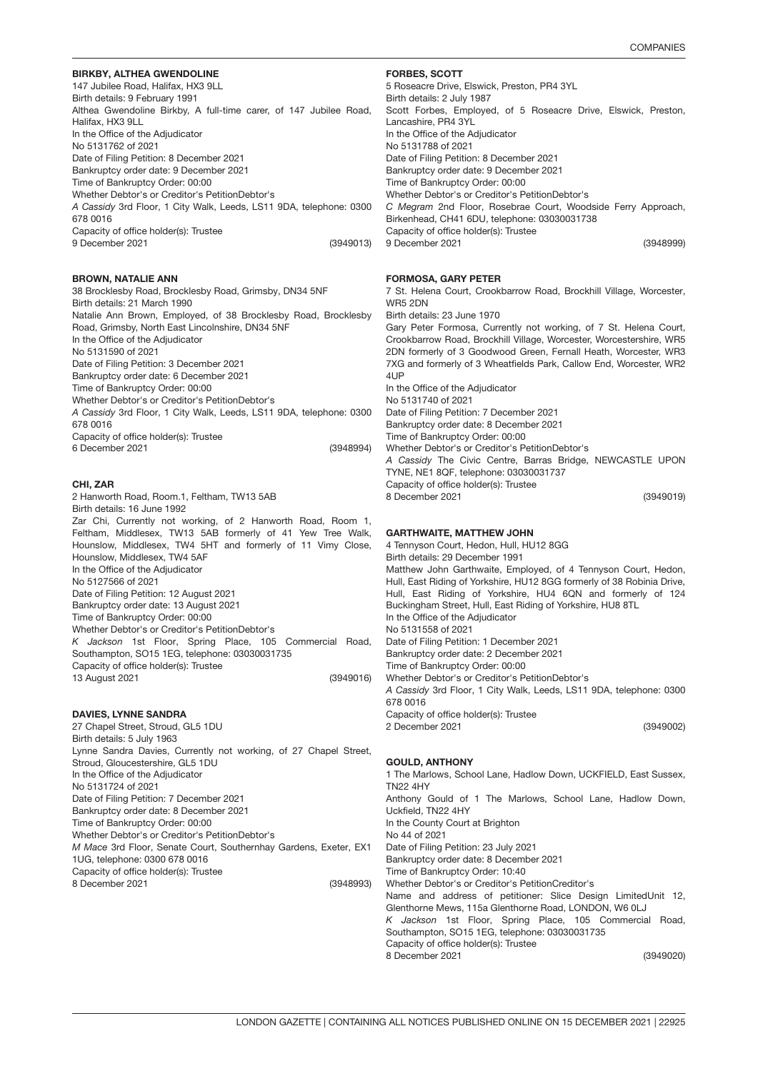### BIRKBY, ALTHEA GWENDOLINE

147 Jubilee Road, Halifax, HX3 9LL
Birth details: 9 February 1991
Althea Gwendoline Birkby, A full-time carer, of 147 Jubilee Road, Halifax, HX3 9LL
In the Office of the Adjudicator
No 5131762 of 2021
Date of Filing Petition: 8 December 2021
Bankruptcy order date: 9 December 2021
Time of Bankruptcy Order: 00:00
Whether Debtor's or Creditor's PetitionDebtor's
*A Cassidy* 3rd Floor, 1 City Walk, Leeds, LS11 9DA, telephone: 0300 678 0016
Capacity of office holder(s): Trustee
9 December 2021 (3949013)

### BROWN, NATALIE ANN

38 Brocklesby Road, Brocklesby Road, Grimsby, DN34 5NF
Birth details: 21 March 1990
Natalie Ann Brown, Employed, of 38 Brocklesby Road, Brocklesby Road, Grimsby, North East Lincolnshire, DN34 5NF
In the Office of the Adjudicator
No 5131590 of 2021
Date of Filing Petition: 3 December 2021
Bankruptcy order date: 6 December 2021
Time of Bankruptcy Order: 00:00
Whether Debtor's or Creditor's PetitionDebtor's
*A Cassidy* 3rd Floor, 1 City Walk, Leeds, LS11 9DA, telephone: 0300 678 0016
Capacity of office holder(s): Trustee
6 December 2021 (3948994)

### CHI, ZAR

2 Hanworth Road, Room.1, Feltham, TW13 5AB
Birth details: 16 June 1992
Zar Chi, Currently not working, of 2 Hanworth Road, Room 1, Feltham, Middlesex, TW13 5AB formerly of 41 Yew Tree Walk, Hounslow, Middlesex, TW4 5HT and formerly of 11 Vimy Close, Hounslow, Middlesex, TW4 5AF
In the Office of the Adjudicator
No 5127566 of 2021
Date of Filing Petition: 12 August 2021
Bankruptcy order date: 13 August 2021
Time of Bankruptcy Order: 00:00
Whether Debtor's or Creditor's PetitionDebtor's
*K Jackson* 1st Floor, Spring Place, 105 Commercial Road, Southampton, SO15 1EG, telephone: 03030031735
Capacity of office holder(s): Trustee
13 August 2021 (3949016)

### DAVIES, LYNNE SANDRA

27 Chapel Street, Stroud, GL5 1DU
Birth details: 5 July 1963
Lynne Sandra Davies, Currently not working, of 27 Chapel Street, Stroud, Gloucestershire, GL5 1DU
In the Office of the Adjudicator
No 5131724 of 2021
Date of Filing Petition: 7 December 2021
Bankruptcy order date: 8 December 2021
Time of Bankruptcy Order: 00:00
Whether Debtor's or Creditor's PetitionDebtor's
*M Mace* 3rd Floor, Senate Court, Southernhay Gardens, Exeter, EX1 1UG, telephone: 0300 678 0016
Capacity of office holder(s): Trustee
8 December 2021 (3948993)

### FORBES, SCOTT

5 Roseacre Drive, Elswick, Preston, PR4 3YL
Birth details: 2 July 1987
Scott Forbes, Employed, of 5 Roseacre Drive, Elswick, Preston, Lancashire, PR4 3YL
In the Office of the Adjudicator
No 5131788 of 2021
Date of Filing Petition: 8 December 2021
Bankruptcy order date: 9 December 2021
Time of Bankruptcy Order: 00:00
Whether Debtor's or Creditor's PetitionDebtor's
*C Megram* 2nd Floor, Rosebrae Court, Woodside Ferry Approach, Birkenhead, CH41 6DU, telephone: 03030031738
Capacity of office holder(s): Trustee
9 December 2021 (3948999)

### FORMOSA, GARY PETER

7 St. Helena Court, Crookbarrow Road, Brockhill Village, Worcester, WR5 2DN
Birth details: 23 June 1970
Gary Peter Formosa, Currently not working, of 7 St. Helena Court, Crookbarrow Road, Brockhill Village, Worcester, Worcestershire, WR5 2DN formerly of 3 Goodwood Green, Fernall Heath, Worcester, WR3 7XG and formerly of 3 Wheatfields Park, Callow End, Worcester, WR2 4UP
In the Office of the Adjudicator
No 5131740 of 2021
Date of Filing Petition: 7 December 2021
Bankruptcy order date: 8 December 2021
Time of Bankruptcy Order: 00:00
Whether Debtor's or Creditor's PetitionDebtor's
*A Cassidy* The Civic Centre, Barras Bridge, NEWCASTLE UPON TYNE, NE1 8QF, telephone: 03030031737
Capacity of office holder(s): Trustee
8 December 2021 (3949019)

### GARTHWAITE, MATTHEW JOHN

4 Tennyson Court, Hedon, Hull, HU12 8GG
Birth details: 29 December 1991
Matthew John Garthwaite, Employed, of 4 Tennyson Court, Hedon, Hull, East Riding of Yorkshire, HU12 8GG formerly of 38 Robinia Drive, Hull, East Riding of Yorkshire, HU4 6QN and formerly of 124 Buckingham Street, Hull, East Riding of Yorkshire, HU8 8TL
In the Office of the Adjudicator
No 5131558 of 2021
Date of Filing Petition: 1 December 2021
Bankruptcy order date: 2 December 2021
Time of Bankruptcy Order: 00:00
Whether Debtor's or Creditor's PetitionDebtor's
*A Cassidy* 3rd Floor, 1 City Walk, Leeds, LS11 9DA, telephone: 0300 678 0016
Capacity of office holder(s): Trustee
2 December 2021 (3949002)

### GOULD, ANTHONY

1 The Marlows, School Lane, Hadlow Down, UCKFIELD, East Sussex, TN22 4HY
Anthony Gould of 1 The Marlows, School Lane, Hadlow Down, Uckfield, TN22 4HY
In the County Court at Brighton
No 44 of 2021
Date of Filing Petition: 23 July 2021
Bankruptcy order date: 8 December 2021
Time of Bankruptcy Order: 10:40
Whether Debtor's or Creditor's PetitionCreditor's
Name and address of petitioner: Slice Design LimitedUnit 12, Glenthorne Mews, 115a Glenthorne Road, LONDON, W6 0LJ
*K Jackson* 1st Floor, Spring Place, 105 Commercial Road, Southampton, SO15 1EG, telephone: 03030031735
Capacity of office holder(s): Trustee
8 December 2021 (3949020)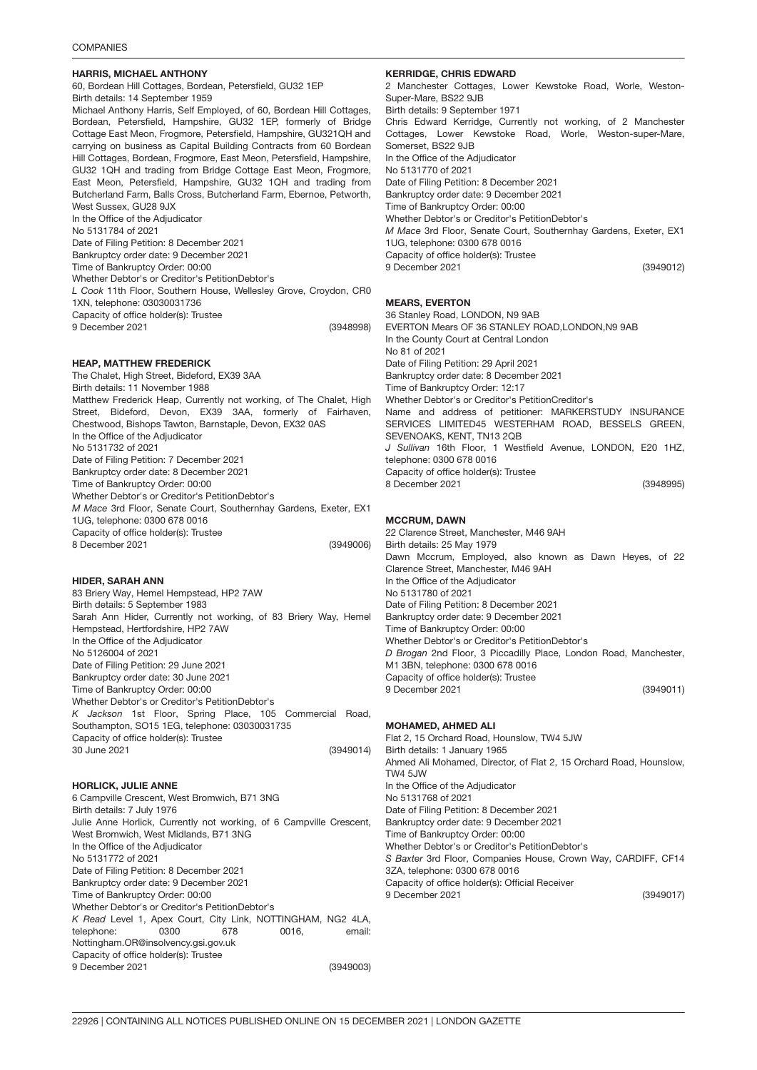#### HARRIS, MICHAEL ANTHONY

60, Bordean Hill Cottages, Bordean, Petersfield, GU32 1EP
Birth details: 14 September 1959
Michael Anthony Harris, Self Employed, of 60, Bordean Hill Cottages, Bordean, Petersfield, Hampshire, GU32 1EP, formerly of Bridge Cottage East Meon, Frogmore, Petersfield, Hampshire, GU321QH and carrying on business as Capital Building Contracts from 60 Bordean Hill Cottages, Bordean, Frogmore, East Meon, Petersfield, Hampshire, GU32 1QH and trading from Bridge Cottage East Meon, Frogmore, East Meon, Petersfield, Hampshire, GU32 1QH and trading from Butcherland Farm, Balls Cross, Butcherland Farm, Ebernoe, Petworth, West Sussex, GU28 9JX
In the Office of the Adjudicator
No 5131784 of 2021
Date of Filing Petition: 8 December 2021
Bankruptcy order date: 9 December 2021
Time of Bankruptcy Order: 00:00
Whether Debtor's or Creditor's PetitionDebtor's
*L Cook* 11th Floor, Southern House, Wellesley Grove, Croydon, CR0 1XN, telephone: 03030031736
Capacity of office holder(s): Trustee
9 December 2021 (3948998)

#### HEAP, MATTHEW FREDERICK

The Chalet, High Street, Bideford, EX39 3AA
Birth details: 11 November 1988
Matthew Frederick Heap, Currently not working, of The Chalet, High Street, Bideford, Devon, EX39 3AA, formerly of Fairhaven, Chestwood, Bishops Tawton, Barnstaple, Devon, EX32 0AS
In the Office of the Adjudicator
No 5131732 of 2021
Date of Filing Petition: 7 December 2021
Bankruptcy order date: 8 December 2021
Time of Bankruptcy Order: 00:00
Whether Debtor's or Creditor's PetitionDebtor's
*M Mace* 3rd Floor, Senate Court, Southernhay Gardens, Exeter, EX1 1UG, telephone: 0300 678 0016
Capacity of office holder(s): Trustee
8 December 2021 (3949006)

#### HIDER, SARAH ANN

83 Briery Way, Hemel Hempstead, HP2 7AW
Birth details: 5 September 1983
Sarah Ann Hider, Currently not working, of 83 Briery Way, Hemel Hempstead, Hertfordshire, HP2 7AW
In the Office of the Adjudicator
No 5126004 of 2021
Date of Filing Petition: 29 June 2021
Bankruptcy order date: 30 June 2021
Time of Bankruptcy Order: 00:00
Whether Debtor's or Creditor's PetitionDebtor's
*K Jackson* 1st Floor, Spring Place, 105 Commercial Road, Southampton, SO15 1EG, telephone: 03030031735
Capacity of office holder(s): Trustee
30 June 2021 (3949014)

#### HORLICK, JULIE ANNE

6 Campville Crescent, West Bromwich, B71 3NG
Birth details: 7 July 1976
Julie Anne Horlick, Currently not working, of 6 Campville Crescent, West Bromwich, West Midlands, B71 3NG
In the Office of the Adjudicator
No 5131772 of 2021
Date of Filing Petition: 8 December 2021
Bankruptcy order date: 9 December 2021
Time of Bankruptcy Order: 00:00
Whether Debtor's or Creditor's PetitionDebtor's
*K Read* Level 1, Apex Court, City Link, NOTTINGHAM, NG2 4LA, telephone: 0300 678 0016, email: Nottingham.OR@insolvency.gsi.gov.uk
Capacity of office holder(s): Trustee
9 December 2021 (3949003)

#### KERRIDGE, CHRIS EDWARD

2 Manchester Cottages, Lower Kewstoke Road, Worle, Weston-Super-Mare, BS22 9JB
Birth details: 9 September 1971
Chris Edward Kerridge, Currently not working, of 2 Manchester Cottages, Lower Kewstoke Road, Worle, Weston-super-Mare, Somerset, BS22 9JB
In the Office of the Adjudicator
No 5131770 of 2021
Date of Filing Petition: 8 December 2021
Bankruptcy order date: 9 December 2021
Time of Bankruptcy Order: 00:00
Whether Debtor's or Creditor's PetitionDebtor's
*M Mace* 3rd Floor, Senate Court, Southernhay Gardens, Exeter, EX1 1UG, telephone: 0300 678 0016
Capacity of office holder(s): Trustee
9 December 2021 (3949012)

#### MEARS, EVERTON

36 Stanley Road, LONDON, N9 9AB
EVERTON Mears OF 36 STANLEY ROAD,LONDON,N9 9AB
In the County Court at Central London
No 81 of 2021
Date of Filing Petition: 29 April 2021
Bankruptcy order date: 8 December 2021
Time of Bankruptcy Order: 12:17
Whether Debtor's or Creditor's PetitionCreditor's
Name and address of petitioner: MARKERSTUDY INSURANCE SERVICES LIMITED45 WESTERHAM ROAD, BESSELS GREEN, SEVENOAKS, KENT, TN13 2QB
*J Sullivan* 16th Floor, 1 Westfield Avenue, LONDON, E20 1HZ, telephone: 0300 678 0016
Capacity of office holder(s): Trustee
8 December 2021 (3948995)

#### MCCRUM, DAWN

22 Clarence Street, Manchester, M46 9AH
Birth details: 25 May 1979
Dawn Mccrum, Employed, also known as Dawn Heyes, of 22 Clarence Street, Manchester, M46 9AH
In the Office of the Adjudicator
No 5131780 of 2021
Date of Filing Petition: 8 December 2021
Bankruptcy order date: 9 December 2021
Time of Bankruptcy Order: 00:00
Whether Debtor's or Creditor's PetitionDebtor's
*D Brogan* 2nd Floor, 3 Piccadilly Place, London Road, Manchester, M1 3BN, telephone: 0300 678 0016
Capacity of office holder(s): Trustee
9 December 2021 (3949011)

#### MOHAMED, AHMED ALI

Flat 2, 15 Orchard Road, Hounslow, TW4 5JW
Birth details: 1 January 1965
Ahmed Ali Mohamed, Director, of Flat 2, 15 Orchard Road, Hounslow, TW4 5JW
In the Office of the Adjudicator
No 5131768 of 2021
Date of Filing Petition: 8 December 2021
Bankruptcy order date: 9 December 2021
Time of Bankruptcy Order: 00:00
Whether Debtor's or Creditor's PetitionDebtor's
*S Baxter* 3rd Floor, Companies House, Crown Way, CARDIFF, CF14 3ZA, telephone: 0300 678 0016
Capacity of office holder(s): Official Receiver
9 December 2021 (3949017)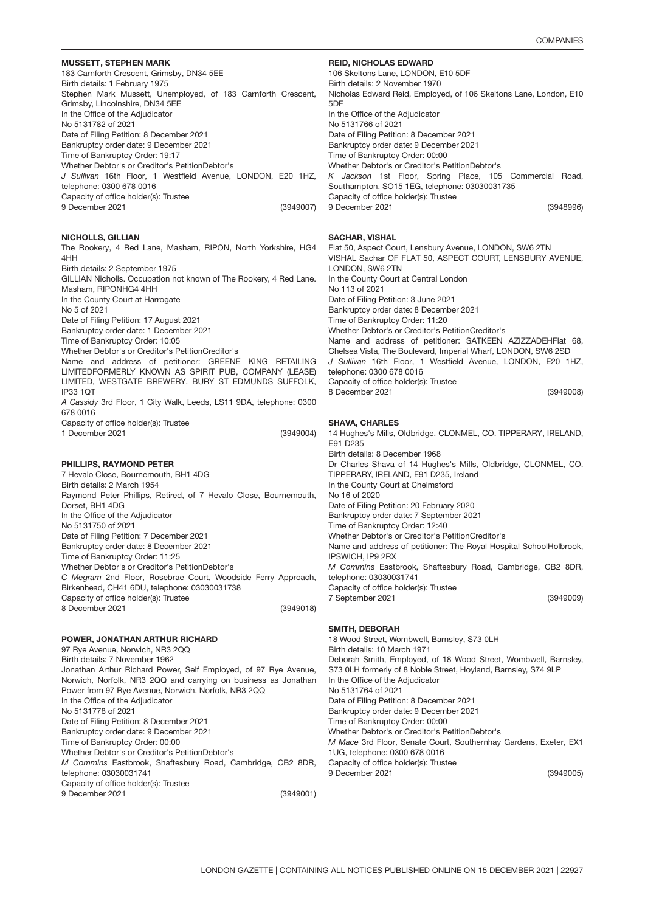**MUSSETT, STEPHEN MARK**

183 Carnforth Crescent, Grimsby, DN34 5EE
Birth details: 1 February 1975
Stephen Mark Mussett, Unemployed, of 183 Carnforth Crescent, Grimsby, Lincolnshire, DN34 5EE
In the Office of the Adjudicator
No 5131782 of 2021
Date of Filing Petition: 8 December 2021
Bankruptcy order date: 9 December 2021
Time of Bankruptcy Order: 19:17
Whether Debtor's or Creditor's PetitionDebtor's
*J Sullivan* 16th Floor, 1 Westfield Avenue, LONDON, E20 1HZ, telephone: 0300 678 0016
Capacity of office holder(s): Trustee
9 December 2021 (3949007)

**NICHOLLS, GILLIAN**

The Rookery, 4 Red Lane, Masham, RIPON, North Yorkshire, HG4 4HH
Birth details: 2 September 1975
GILLIAN Nicholls. Occupation not known of The Rookery, 4 Red Lane. Masham, RIPONHG4 4HH
In the County Court at Harrogate
No 5 of 2021
Date of Filing Petition: 17 August 2021
Bankruptcy order date: 1 December 2021
Time of Bankruptcy Order: 10:05
Whether Debtor's or Creditor's PetitionCreditor's
Name and address of petitioner: GREENE KING RETAILING LIMITEDFORMERLY KNOWN AS SPIRIT PUB, COMPANY (LEASE) LIMITED, WESTGATE BREWERY, BURY ST EDMUNDS SUFFOLK, IP33 1QT
*A Cassidy* 3rd Floor, 1 City Walk, Leeds, LS11 9DA, telephone: 0300 678 0016
Capacity of office holder(s): Trustee
1 December 2021 (3949004)

**PHILLIPS, RAYMOND PETER**

7 Hevalo Close, Bournemouth, BH1 4DG
Birth details: 2 March 1954
Raymond Peter Phillips, Retired, of 7 Hevalo Close, Bournemouth, Dorset, BH1 4DG
In the Office of the Adjudicator
No 5131750 of 2021
Date of Filing Petition: 7 December 2021
Bankruptcy order date: 8 December 2021
Time of Bankruptcy Order: 11:25
Whether Debtor's or Creditor's PetitionDebtor's
*C Megram* 2nd Floor, Rosebrae Court, Woodside Ferry Approach, Birkenhead, CH41 6DU, telephone: 03030031738
Capacity of office holder(s): Trustee
8 December 2021 (3949018)

**POWER, JONATHAN ARTHUR RICHARD**

97 Rye Avenue, Norwich, NR3 2QQ
Birth details: 7 November 1962
Jonathan Arthur Richard Power, Self Employed, of 97 Rye Avenue, Norwich, Norfolk, NR3 2QQ and carrying on business as Jonathan Power from 97 Rye Avenue, Norwich, Norfolk, NR3 2QQ
In the Office of the Adjudicator
No 5131778 of 2021
Date of Filing Petition: 8 December 2021
Bankruptcy order date: 9 December 2021
Time of Bankruptcy Order: 00:00
Whether Debtor's or Creditor's PetitionDebtor's
*M Commins* Eastbrook, Shaftesbury Road, Cambridge, CB2 8DR, telephone: 03030031741
Capacity of office holder(s): Trustee
9 December 2021 (3949001)

**REID, NICHOLAS EDWARD**

106 Skeltons Lane, LONDON, E10 5DF
Birth details: 2 November 1970
Nicholas Edward Reid, Employed, of 106 Skeltons Lane, London, E10 5DF
In the Office of the Adjudicator
No 5131766 of 2021
Date of Filing Petition: 8 December 2021
Bankruptcy order date: 9 December 2021
Time of Bankruptcy Order: 00:00
Whether Debtor's or Creditor's PetitionDebtor's
*K Jackson* 1st Floor, Spring Place, 105 Commercial Road, Southampton, SO15 1EG, telephone: 03030031735
Capacity of office holder(s): Trustee
9 December 2021 (3948996)

**SACHAR, VISHAL**

Flat 50, Aspect Court, Lensbury Avenue, LONDON, SW6 2TN
VISHAL Sachar OF FLAT 50, ASPECT COURT, LENSBURY AVENUE, LONDON, SW6 2TN
In the County Court at Central London
No 113 of 2021
Date of Filing Petition: 3 June 2021
Bankruptcy order date: 8 December 2021
Time of Bankruptcy Order: 11:20
Whether Debtor's or Creditor's PetitionCreditor's
Name and address of petitioner: SATKEEN AZIZZADEHFlat 68, Chelsea Vista, The Boulevard, Imperial Wharf, LONDON, SW6 2SD
*J Sullivan* 16th Floor, 1 Westfield Avenue, LONDON, E20 1HZ, telephone: 0300 678 0016
Capacity of office holder(s): Trustee
8 December 2021 (3949008)

**SHAVA, CHARLES**

14 Hughes's Mills, Oldbridge, CLONMEL, CO. TIPPERARY, IRELAND, E91 D235
Birth details: 8 December 1968
Dr Charles Shava of 14 Hughes's Mills, Oldbridge, CLONMEL, CO. TIPPERARY, IRELAND, E91 D235, Ireland
In the County Court at Chelmsford
No 16 of 2020
Date of Filing Petition: 20 February 2020
Bankruptcy order date: 7 September 2021
Time of Bankruptcy Order: 12:40
Whether Debtor's or Creditor's PetitionCreditor's
Name and address of petitioner: The Royal Hospital SchoolHolbrook, IPSWICH, IP9 2RX
*M Commins* Eastbrook, Shaftesbury Road, Cambridge, CB2 8DR, telephone: 03030031741
Capacity of office holder(s): Trustee
7 September 2021 (3949009)

**SMITH, DEBORAH**

18 Wood Street, Wombwell, Barnsley, S73 0LH
Birth details: 10 March 1971
Deborah Smith, Employed, of 18 Wood Street, Wombwell, Barnsley, S73 0LH formerly of 8 Noble Street, Hoyland, Barnsley, S74 9LP
In the Office of the Adjudicator
No 5131764 of 2021
Date of Filing Petition: 8 December 2021
Bankruptcy order date: 9 December 2021
Time of Bankruptcy Order: 00:00
Whether Debtor's or Creditor's PetitionDebtor's
*M Mace* 3rd Floor, Senate Court, Southernhay Gardens, Exeter, EX1 1UG, telephone: 0300 678 0016
Capacity of office holder(s): Trustee
9 December 2021 (3949005)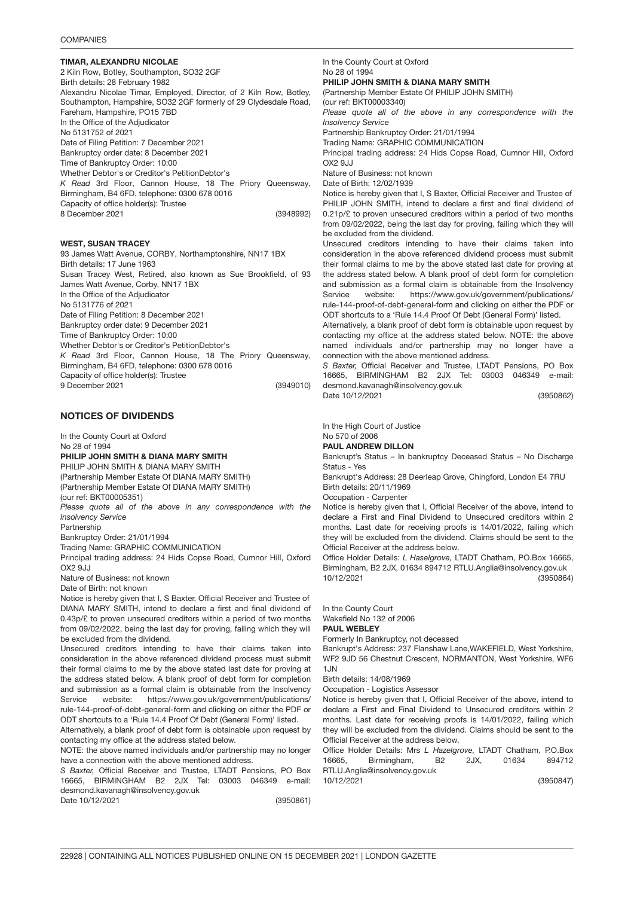**TIMAR, ALEXANDRU NICOLAE**

2 Kiln Row, Botley, Southampton, SO32 2GF

Birth details: 28 February 1982

Alexandru Nicolae Timar, Employed, Director, of 2 Kiln Row, Botley, Southampton, Hampshire, SO32 2GF formerly of 29 Clydesdale Road, Fareham, Hampshire, PO15 7BD

In the Office of the Adjudicator

No 5131752 of 2021

Date of Filing Petition: 7 December 2021

Bankruptcy order date: 8 December 2021

Time of Bankruptcy Order: 10:00

Whether Debtor's or Creditor's PetitionDebtor's

*K Read* 3rd Floor, Cannon House, 18 The Priory Queensway, Birmingham, B4 6FD, telephone: 0300 678 0016

Capacity of office holder(s): Trustee

8 December 2021 (3948992)

**WEST, SUSAN TRACEY**

93 James Watt Avenue, CORBY, Northamptonshire, NN17 1BX

Birth details: 17 June 1963

Susan Tracey West, Retired, also known as Sue Brookfield, of 93 James Watt Avenue, Corby, NN17 1BX

In the Office of the Adjudicator

No 5131776 of 2021

Date of Filing Petition: 8 December 2021

Bankruptcy order date: 9 December 2021

Time of Bankruptcy Order: 10:00

Whether Debtor's or Creditor's PetitionDebtor's

*K Read* 3rd Floor, Cannon House, 18 The Priory Queensway, Birmingham, B4 6FD, telephone: 0300 678 0016

Capacity of office holder(s): Trustee

9 December 2021 (3949010)

## NOTICES OF DIVIDENDS

In the County Court at Oxford

No 28 of 1994

**PHILIP JOHN SMITH & DIANA MARY SMITH**

PHILIP JOHN SMITH & DIANA MARY SMITH

(Partnership Member Estate Of DIANA MARY SMITH)

(Partnership Member Estate Of DIANA MARY SMITH)

(our ref: BKT00005351)

*Please quote all of the above in any correspondence with the Insolvency Service*

Partnership

Bankruptcy Order: 21/01/1994

Trading Name: GRAPHIC COMMUNICATION

Principal trading address: 24 Hids Copse Road, Cumnor Hill, Oxford OX2 9JJ

Nature of Business: not known

Date of Birth: not known

Notice is hereby given that I, S Baxter, Official Receiver and Trustee of DIANA MARY SMITH, intend to declare a first and final dividend of 0.43p/£ to proven unsecured creditors within a period of two months from 09/02/2022, being the last day for proving, failing which they will be excluded from the dividend.

Unsecured creditors intending to have their claims taken into consideration in the above referenced dividend process must submit their formal claims to me by the above stated last date for proving at the address stated below. A blank proof of debt form for completion and submission as a formal claim is obtainable from the Insolvency Service website: https://www.gov.uk/government/publications/rule-144-proof-of-debt-general-form and clicking on either the PDF or ODT shortcuts to a 'Rule 14.4 Proof Of Debt (General Form)' listed.

Alternatively, a blank proof of debt form is obtainable upon request by contacting my office at the address stated below.

NOTE: the above named individuals and/or partnership may no longer have a connection with the above mentioned address.

*S Baxter,* Official Receiver and Trustee, LTADT Pensions, PO Box 16665, BIRMINGHAM B2 2JX Tel: 03003 046349 e-mail: desmond.kavanagh@insolvency.gov.uk

Date 10/12/2021 (3950861)

In the County Court at Oxford

No 28 of 1994

**PHILIP JOHN SMITH & DIANA MARY SMITH**

(Partnership Member Estate Of PHILIP JOHN SMITH)

(our ref: BKT00003340)

*Please quote all of the above in any correspondence with the Insolvency Service*

Partnership Bankruptcy Order: 21/01/1994

Trading Name: GRAPHIC COMMUNICATION

Principal trading address: 24 Hids Copse Road, Cumnor Hill, Oxford OX2 9JJ

Nature of Business: not known

Date of Birth: 12/02/1939

Notice is hereby given that I, S Baxter, Official Receiver and Trustee of PHILIP JOHN SMITH, intend to declare a first and final dividend of 0.21p/£ to proven unsecured creditors within a period of two months from 09/02/2022, being the last day for proving, failing which they will be excluded from the dividend.

Unsecured creditors intending to have their claims taken into consideration in the above referenced dividend process must submit their formal claims to me by the above stated last date for proving at the address stated below. A blank proof of debt form for completion and submission as a formal claim is obtainable from the Insolvency Service website: https://www.gov.uk/government/publications/rule-144-proof-of-debt-general-form and clicking on either the PDF or ODT shortcuts to a 'Rule 14.4 Proof Of Debt (General Form)' listed.

Alternatively, a blank proof of debt form is obtainable upon request by contacting my office at the address stated below. NOTE: the above named individuals and/or partnership may no longer have a connection with the above mentioned address.

*S Baxter,* Official Receiver and Trustee, LTADT Pensions, PO Box 16665, BIRMINGHAM B2 2JX Tel: 03003 046349 e-mail: desmond.kavanagh@insolvency.gov.uk

Date 10/12/2021 (3950862)

In the High Court of Justice

No 570 of 2006

**PAUL ANDREW DILLON**

Bankrupt's Status – In bankruptcy Deceased Status – No Discharge Status - Yes

Bankrupt's Address: 28 Deerleap Grove, Chingford, London E4 7RU

Birth details: 20/11/1969

Occupation - Carpenter

Notice is hereby given that I, Official Receiver of the above, intend to declare a First and Final Dividend to Unsecured creditors within 2 months. Last date for receiving proofs is 14/01/2022, failing which they will be excluded from the dividend. Claims should be sent to the Official Receiver at the address below.

Office Holder Details: *L Haselgrove,* LTADT Chatham, PO.Box 16665, Birmingham, B2 2JX, 01634 894712 RTLU.Anglia@insolvency.gov.uk

10/12/2021 (3950864)

In the County Court

Wakefield No 132 of 2006

**PAUL WEBLEY**

Formerly In Bankruptcy, not deceased

Bankrupt's Address: 237 Flanshaw Lane,WAKEFIELD, West Yorkshire, WF2 9JD 56 Chestnut Crescent, NORMANTON, West Yorkshire, WF6 1JN

Birth details: 14/08/1969

Occupation - Logistics Assessor

Notice is hereby given that I, Official Receiver of the above, intend to declare a First and Final Dividend to Unsecured creditors within 2 months. Last date for receiving proofs is 14/01/2022, failing which they will be excluded from the dividend. Claims should be sent to the Official Receiver at the address below.

Office Holder Details: Mrs *L Hazelgrove,* LTADT Chatham, P.O.Box 16665, Birmingham, B2 2JX, 01634 894712 RTLU.Anglia@insolvency.gov.uk

10/12/2021 (3950847)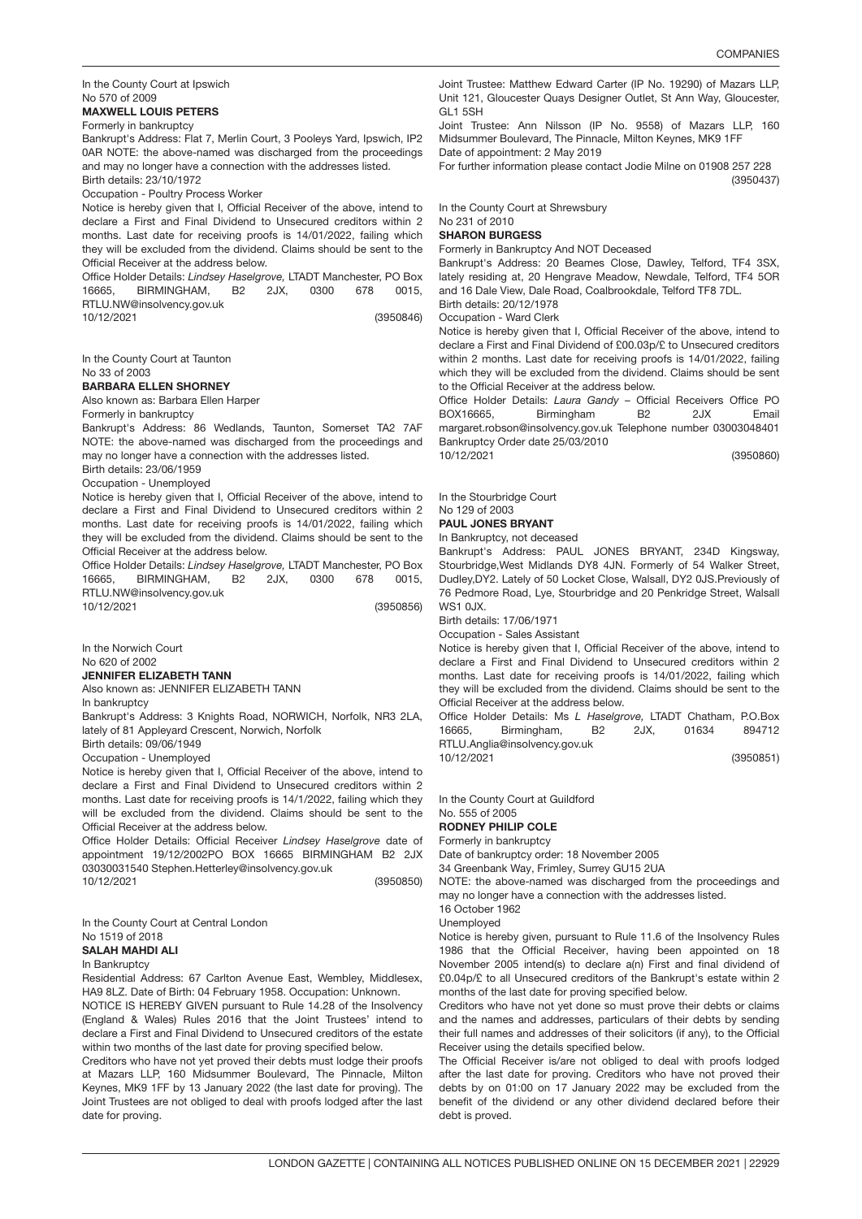In the County Court at Ipswich
No 570 of 2009

**MAXWELL LOUIS PETERS**

Formerly in bankruptcy

Bankrupt's Address: Flat 7, Merlin Court, 3 Pooleys Yard, Ipswich, IP2 0AR NOTE: the above-named was discharged from the proceedings and may no longer have a connection with the addresses listed.

Birth details: 23/10/1972

Occupation - Poultry Process Worker

Notice is hereby given that I, Official Receiver of the above, intend to declare a First and Final Dividend to Unsecured creditors within 2 months. Last date for receiving proofs is 14/01/2022, failing which they will be excluded from the dividend. Claims should be sent to the Official Receiver at the address below.

Office Holder Details: *Lindsey Haselgrove,* LTADT Manchester, PO Box 16665, BIRMINGHAM, B2 2JX, 0300 678 0015, RTLU.NW@insolvency.gov.uk

10/12/2021 (3950846)

In the County Court at Taunton
No 33 of 2003

**BARBARA ELLEN SHORNEY**

Also known as: Barbara Ellen Harper

Formerly in bankruptcy

Bankrupt's Address: 86 Wedlands, Taunton, Somerset TA2 7AF NOTE: the above-named was discharged from the proceedings and may no longer have a connection with the addresses listed.

Birth details: 23/06/1959

Occupation - Unemployed

Notice is hereby given that I, Official Receiver of the above, intend to declare a First and Final Dividend to Unsecured creditors within 2 months. Last date for receiving proofs is 14/01/2022, failing which they will be excluded from the dividend. Claims should be sent to the Official Receiver at the address below.

Office Holder Details: *Lindsey Haselgrove,* LTADT Manchester, PO Box 16665, BIRMINGHAM, B2 2JX, 0300 678 0015, RTLU.NW@insolvency.gov.uk

10/12/2021 (3950856)

In the Norwich Court
No 620 of 2002

**JENNIFER ELIZABETH TANN**

Also known as: JENNIFER ELIZABETH TANN

In bankruptcy

Bankrupt's Address: 3 Knights Road, NORWICH, Norfolk, NR3 2LA, lately of 81 Appleyard Crescent, Norwich, Norfolk

Birth details: 09/06/1949

Occupation - Unemployed

Notice is hereby given that I, Official Receiver of the above, intend to declare a First and Final Dividend to Unsecured creditors within 2 months. Last date for receiving proofs is 14/1/2022, failing which they will be excluded from the dividend. Claims should be sent to the Official Receiver at the address below.

Office Holder Details: Official Receiver *Lindsey Haselgrove* date of appointment 19/12/2002PO BOX 16665 BIRMINGHAM B2 2JX 03030031540 Stephen.Hetterley@insolvency.gov.uk

10/12/2021 (3950850)

In the County Court at Central London
No 1519 of 2018

**SALAH MAHDI ALI**

In Bankruptcy

Residential Address: 67 Carlton Avenue East, Wembley, Middlesex, HA9 8LZ. Date of Birth: 04 February 1958. Occupation: Unknown.

NOTICE IS HEREBY GIVEN pursuant to Rule 14.28 of the Insolvency (England & Wales) Rules 2016 that the Joint Trustees' intend to declare a First and Final Dividend to Unsecured creditors of the estate within two months of the last date for proving specified below.

Creditors who have not yet proved their debts must lodge their proofs at Mazars LLP, 160 Midsummer Boulevard, The Pinnacle, Milton Keynes, MK9 1FF by 13 January 2022 (the last date for proving). The Joint Trustees are not obliged to deal with proofs lodged after the last date for proving.

Joint Trustee: Matthew Edward Carter (IP No. 19290) of Mazars LLP, Unit 121, Gloucester Quays Designer Outlet, St Ann Way, Gloucester, GL1 5SH

Joint Trustee: Ann Nilsson (IP No. 9558) of Mazars LLP, 160 Midsummer Boulevard, The Pinnacle, Milton Keynes, MK9 1FF

Date of appointment: 2 May 2019

For further information please contact Jodie Milne on 01908 257 228

(3950437)

In the County Court at Shrewsbury
No 231 of 2010

**SHARON BURGESS**

Formerly in Bankruptcy And NOT Deceased

Bankrupt's Address: 20 Beames Close, Dawley, Telford, TF4 3SX, lately residing at, 20 Hengrave Meadow, Newdale, Telford, TF4 5OR and 16 Dale View, Dale Road, Coalbrookdale, Telford TF8 7DL.

Birth details: 20/12/1978

Occupation - Ward Clerk

Notice is hereby given that I, Official Receiver of the above, intend to declare a First and Final Dividend of £00.03p/£ to Unsecured creditors within 2 months. Last date for receiving proofs is 14/01/2022, failing which they will be excluded from the dividend. Claims should be sent to the Official Receiver at the address below.

Office Holder Details: *Laura Gandy* – Official Receivers Office PO BOX16665, Birmingham B2 2JX Email margaret.robson@insolvency.gov.uk Telephone number 03003048401 Bankruptcy Order date 25/03/2010

10/12/2021 (3950860)

In the Stourbridge Court
No 129 of 2003

**PAUL JONES BRYANT**

In Bankruptcy, not deceased

Bankrupt's Address: PAUL JONES BRYANT, 234D Kingsway, Stourbridge,West Midlands DY8 4JN. Formerly of 54 Walker Street, Dudley,DY2. Lately of 50 Locket Close, Walsall, DY2 0JS.Previously of 76 Pedmore Road, Lye, Stourbridge and 20 Penkridge Street, Walsall WS1 0JX.

Birth details: 17/06/1971

Occupation - Sales Assistant

Notice is hereby given that I, Official Receiver of the above, intend to declare a First and Final Dividend to Unsecured creditors within 2 months. Last date for receiving proofs is 14/01/2022, failing which they will be excluded from the dividend. Claims should be sent to the Official Receiver at the address below.

Office Holder Details: Ms *L Haselgrove,* LTADT Chatham, P.O.Box 16665, Birmingham, B2 2JX, 01634 894712 RTLU.Anglia@insolvency.gov.uk

10/12/2021 (3950851)

In the County Court at Guildford
No. 555 of 2005

**RODNEY PHILIP COLE**

Formerly in bankruptcy

Date of bankruptcy order: 18 November 2005

34 Greenbank Way, Frimley, Surrey GU15 2UA

NOTE: the above-named was discharged from the proceedings and may no longer have a connection with the addresses listed.

16 October 1962

Unemployed

Notice is hereby given, pursuant to Rule 11.6 of the Insolvency Rules 1986 that the Official Receiver, having been appointed on 18 November 2005 intend(s) to declare a(n) First and final dividend of £0.04p/£ to all Unsecured creditors of the Bankrupt's estate within 2 months of the last date for proving specified below.

Creditors who have not yet done so must prove their debts or claims and the names and addresses, particulars of their debts by sending their full names and addresses of their solicitors (if any), to the Official Receiver using the details specified below.

The Official Receiver is/are not obliged to deal with proofs lodged after the last date for proving. Creditors who have not proved their debts by on 01:00 on 17 January 2022 may be excluded from the benefit of the dividend or any other dividend declared before their debt is proved.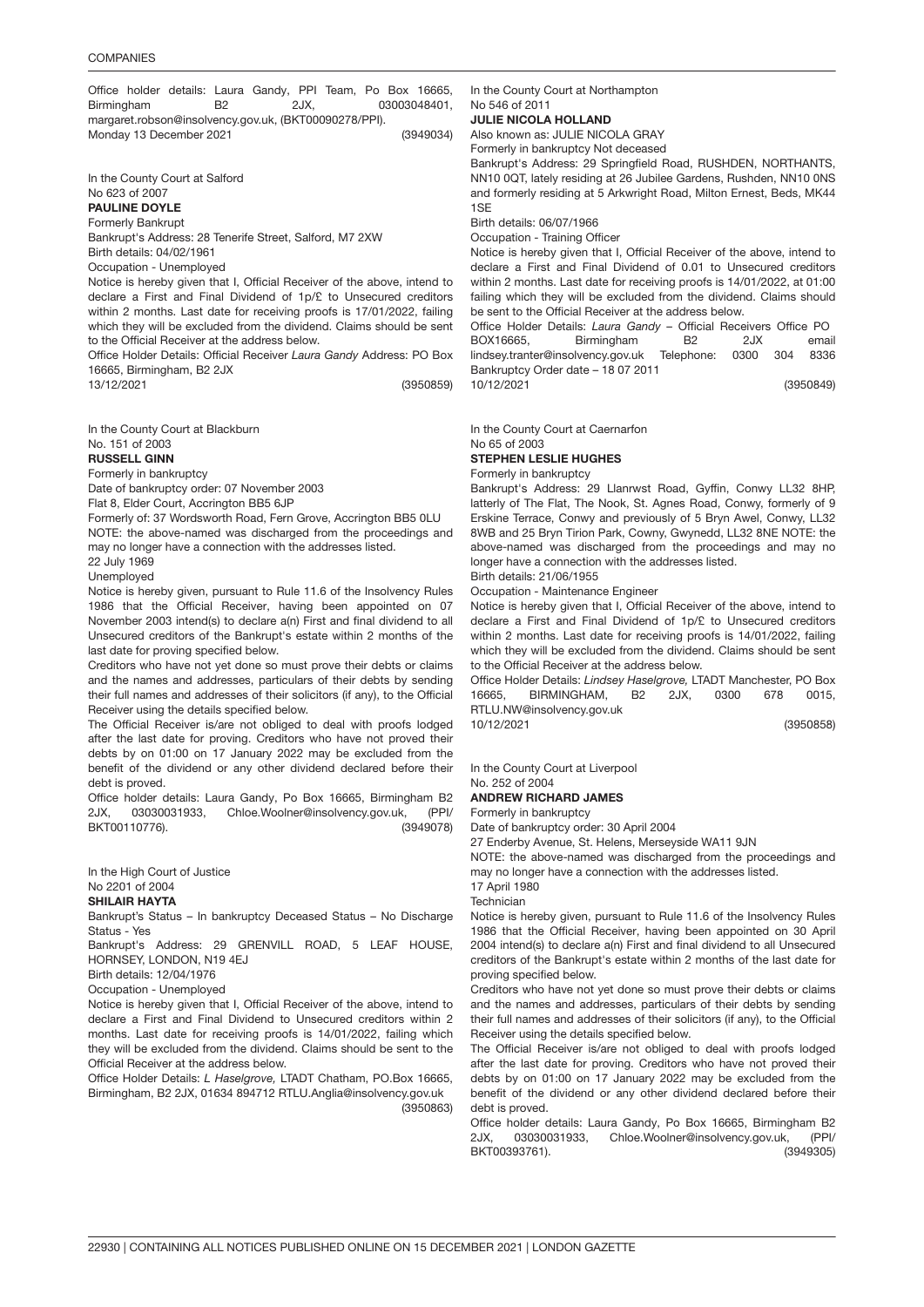Office holder details: Laura Gandy, PPI Team, Po Box 16665, Birmingham B2 2JX, 03003048401, margaret.robson@insolvency.gov.uk, (BKT00090278/PPI).
Monday 13 December 2021 (3949034)

In the County Court at Salford
No 623 of 2007

**PAULINE DOYLE**

Formerly Bankrupt
Bankrupt's Address: 28 Tenerife Street, Salford, M7 2XW
Birth details: 04/02/1961
Occupation - Unemployed

Notice is hereby given that I, Official Receiver of the above, intend to declare a First and Final Dividend of 1p/£ to Unsecured creditors within 2 months. Last date for receiving proofs is 17/01/2022, failing which they will be excluded from the dividend. Claims should be sent to the Official Receiver at the address below.

Office Holder Details: Official Receiver *Laura Gandy* Address: PO Box 16665, Birmingham, B2 2JX
13/12/2021 (3950859)

In the County Court at Blackburn
No. 151 of 2003

**RUSSELL GINN**

Formerly in bankruptcy
Date of bankruptcy order: 07 November 2003
Flat 8, Elder Court, Accrington BB5 6JP
Formerly of: 37 Wordsworth Road, Fern Grove, Accrington BB5 0LU
NOTE: the above-named was discharged from the proceedings and may no longer have a connection with the addresses listed.
22 July 1969
Unemployed

Notice is hereby given, pursuant to Rule 11.6 of the Insolvency Rules 1986 that the Official Receiver, having been appointed on 07 November 2003 intend(s) to declare a(n) First and final dividend to all Unsecured creditors of the Bankrupt's estate within 2 months of the last date for proving specified below.

Creditors who have not yet done so must prove their debts or claims and the names and addresses, particulars of their debts by sending their full names and addresses of their solicitors (if any), to the Official Receiver using the details specified below.

The Official Receiver is/are not obliged to deal with proofs lodged after the last date for proving. Creditors who have not proved their debts by on 01:00 on 17 January 2022 may be excluded from the benefit of the dividend or any other dividend declared before their debt is proved.

Office holder details: Laura Gandy, Po Box 16665, Birmingham B2 2JX, 03030031933, Chloe.Woolner@insolvency.gov.uk, (PPI/ BKT00110776). (3949078)

In the High Court of Justice
No 2201 of 2004

**SHILAIR HAYTA**

Bankrupt's Status – In bankruptcy Deceased Status – No Discharge Status - Yes
Bankrupt's Address: 29 GRENVILL ROAD, 5 LEAF HOUSE, HORNSEY, LONDON, N19 4EJ
Birth details: 12/04/1976
Occupation - Unemployed

Notice is hereby given that I, Official Receiver of the above, intend to declare a First and Final Dividend to Unsecured creditors within 2 months. Last date for receiving proofs is 14/01/2022, failing which they will be excluded from the dividend. Claims should be sent to the Official Receiver at the address below.

Office Holder Details: *L Haselgrove,* LTADT Chatham, PO.Box 16665, Birmingham, B2 2JX, 01634 894712 RTLU.Anglia@insolvency.gov.uk (3950863)

In the County Court at Northampton
No 546 of 2011

**JULIE NICOLA HOLLAND**

Also known as: JULIE NICOLA GRAY
Formerly in bankruptcy Not deceased
Bankrupt's Address: 29 Springfield Road, RUSHDEN, NORTHANTS, NN10 0QT, lately residing at 26 Jubilee Gardens, Rushden, NN10 0NS and formerly residing at 5 Arkwright Road, Milton Ernest, Beds, MK44 1SE
Birth details: 06/07/1966
Occupation - Training Officer

Notice is hereby given that I, Official Receiver of the above, intend to declare a First and Final Dividend of 0.01 to Unsecured creditors within 2 months. Last date for receiving proofs is 14/01/2022, at 01:00 failing which they will be excluded from the dividend. Claims should be sent to the Official Receiver at the address below.

Office Holder Details: *Laura Gandy* – Official Receivers Office PO BOX16665, Birmingham B2 2JX email lindsey.tranter@insolvency.gov.uk Telephone: 0300 304 8336
Bankruptcy Order date – 18 07 2011
10/12/2021 (3950849)

In the County Court at Caernarfon
No 65 of 2003

**STEPHEN LESLIE HUGHES**

Formerly in bankruptcy
Bankrupt's Address: 29 Llanrwst Road, Gyffin, Conwy LL32 8HP, latterly of The Flat, The Nook, St. Agnes Road, Conwy, formerly of 9 Erskine Terrace, Conwy and previously of 5 Bryn Awel, Conwy, LL32 8WB and 25 Bryn Tirion Park, Cowny, Gwynedd, LL32 8NE NOTE: the above-named was discharged from the proceedings and may no longer have a connection with the addresses listed.
Birth details: 21/06/1955
Occupation - Maintenance Engineer

Notice is hereby given that I, Official Receiver of the above, intend to declare a First and Final Dividend of 1p/£ to Unsecured creditors within 2 months. Last date for receiving proofs is 14/01/2022, failing which they will be excluded from the dividend. Claims should be sent to the Official Receiver at the address below.

Office Holder Details: *Lindsey Haselgrove,* LTADT Manchester, PO Box 16665, BIRMINGHAM, B2 2JX, 0300 678 0015, RTLU.NW@insolvency.gov.uk
10/12/2021 (3950858)

In the County Court at Liverpool
No. 252 of 2004

**ANDREW RICHARD JAMES**

Formerly in bankruptcy
Date of bankruptcy order: 30 April 2004
27 Enderby Avenue, St. Helens, Merseyside WA11 9JN
NOTE: the above-named was discharged from the proceedings and may no longer have a connection with the addresses listed.
17 April 1980
Technician

Notice is hereby given, pursuant to Rule 11.6 of the Insolvency Rules 1986 that the Official Receiver, having been appointed on 30 April 2004 intend(s) to declare a(n) First and final dividend to all Unsecured creditors of the Bankrupt's estate within 2 months of the last date for proving specified below.

Creditors who have not yet done so must prove their debts or claims and the names and addresses, particulars of their debts by sending their full names and addresses of their solicitors (if any), to the Official Receiver using the details specified below.

The Official Receiver is/are not obliged to deal with proofs lodged after the last date for proving. Creditors who have not proved their debts by on 01:00 on 17 January 2022 may be excluded from the benefit of the dividend or any other dividend declared before their debt is proved.

Office holder details: Laura Gandy, Po Box 16665, Birmingham B2 2JX, 03030031933, Chloe.Woolner@insolvency.gov.uk, (PPI/ BKT00393761). (3949305)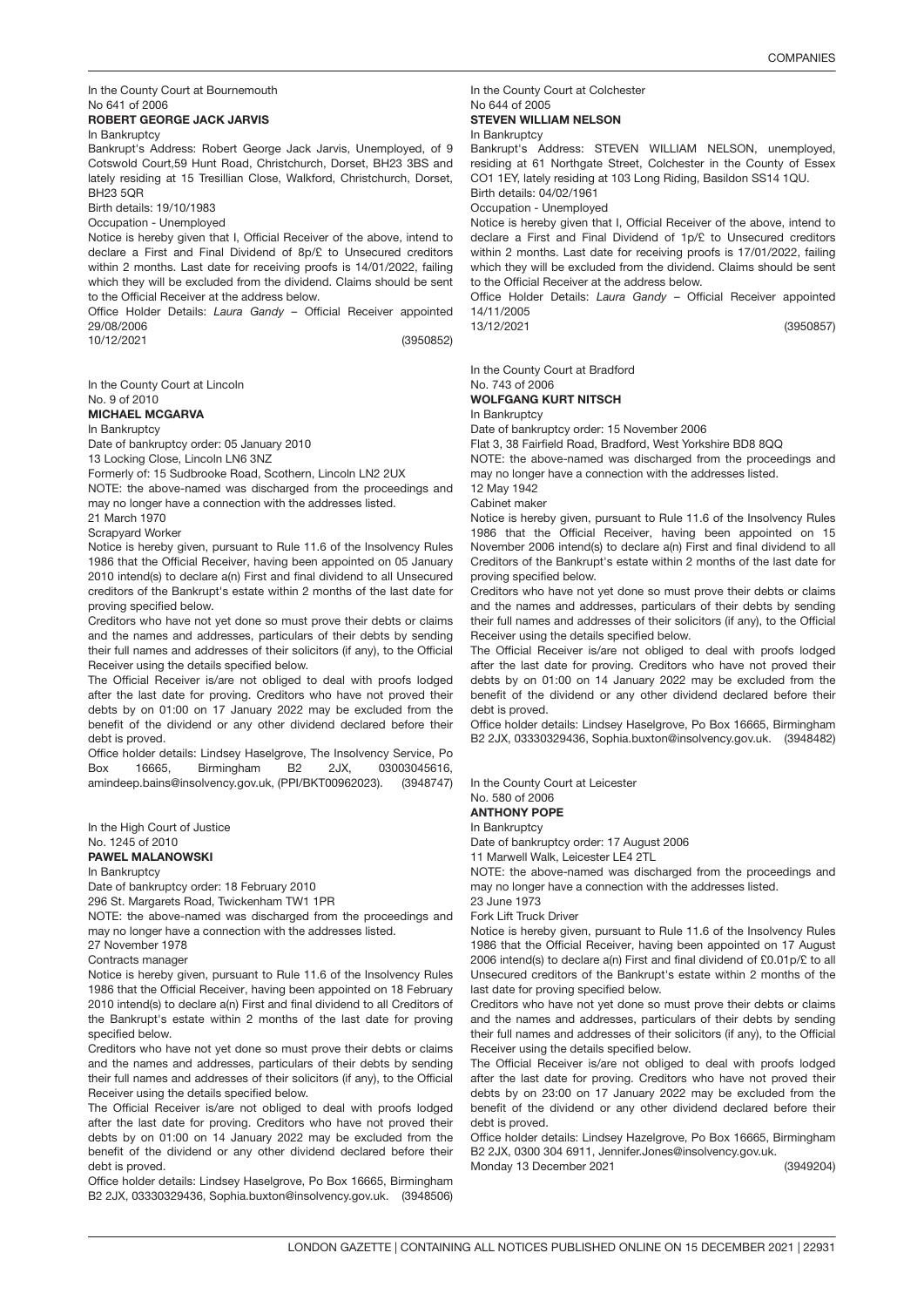In the County Court at Bournemouth
No 641 of 2006
**ROBERT GEORGE JACK JARVIS**
In Bankruptcy
Bankrupt's Address: Robert George Jack Jarvis, Unemployed, of 9 Cotswold Court,59 Hunt Road, Christchurch, Dorset, BH23 3BS and lately residing at 15 Tresillian Close, Walkford, Christchurch, Dorset, BH23 5QR
Birth details: 19/10/1983
Occupation - Unemployed
Notice is hereby given that I, Official Receiver of the above, intend to declare a First and Final Dividend of 8p/£ to Unsecured creditors within 2 months. Last date for receiving proofs is 14/01/2022, failing which they will be excluded from the dividend. Claims should be sent to the Official Receiver at the address below.
Office Holder Details: *Laura Gandy* – Official Receiver appointed 29/08/2006
10/12/2021 (3950852)

In the County Court at Lincoln
No. 9 of 2010
**MICHAEL MCGARVA**
In Bankruptcy
Date of bankruptcy order: 05 January 2010
13 Locking Close, Lincoln LN6 3NZ
Formerly of: 15 Sudbrooke Road, Scothern, Lincoln LN2 2UX
NOTE: the above-named was discharged from the proceedings and may no longer have a connection with the addresses listed.
21 March 1970
Scrapyard Worker
Notice is hereby given, pursuant to Rule 11.6 of the Insolvency Rules 1986 that the Official Receiver, having been appointed on 05 January 2010 intend(s) to declare a(n) First and final dividend to all Unsecured creditors of the Bankrupt's estate within 2 months of the last date for proving specified below.
Creditors who have not yet done so must prove their debts or claims and the names and addresses, particulars of their debts by sending their full names and addresses of their solicitors (if any), to the Official Receiver using the details specified below.
The Official Receiver is/are not obliged to deal with proofs lodged after the last date for proving. Creditors who have not proved their debts by on 01:00 on 17 January 2022 may be excluded from the benefit of the dividend or any other dividend declared before their debt is proved.
Office holder details: Lindsey Haselgrove, The Insolvency Service, Po Box 16665, Birmingham B2 2JX, 03003045616, amindeep.bains@insolvency.gov.uk, (PPI/BKT00962023). (3948747)

In the High Court of Justice
No. 1245 of 2010
**PAWEL MALANOWSKI**
In Bankruptcy
Date of bankruptcy order: 18 February 2010
296 St. Margarets Road, Twickenham TW1 1PR
NOTE: the above-named was discharged from the proceedings and may no longer have a connection with the addresses listed.
27 November 1978
Contracts manager
Notice is hereby given, pursuant to Rule 11.6 of the Insolvency Rules 1986 that the Official Receiver, having been appointed on 18 February 2010 intend(s) to declare a(n) First and final dividend to all Creditors of the Bankrupt's estate within 2 months of the last date for proving specified below.
Creditors who have not yet done so must prove their debts or claims and the names and addresses, particulars of their debts by sending their full names and addresses of their solicitors (if any), to the Official Receiver using the details specified below.
The Official Receiver is/are not obliged to deal with proofs lodged after the last date for proving. Creditors who have not proved their debts by on 01:00 on 14 January 2022 may be excluded from the benefit of the dividend or any other dividend declared before their debt is proved.
Office holder details: Lindsey Haselgrove, Po Box 16665, Birmingham B2 2JX, 03330329436, Sophia.buxton@insolvency.gov.uk. (3948506)

In the County Court at Colchester
No 644 of 2005
**STEVEN WILLIAM NELSON**
In Bankruptcy
Bankrupt's Address: STEVEN WILLIAM NELSON, unemployed, residing at 61 Northgate Street, Colchester in the County of Essex CO1 1EY, lately residing at 103 Long Riding, Basildon SS14 1QU.
Birth details: 04/02/1961
Occupation - Unemployed
Notice is hereby given that I, Official Receiver of the above, intend to declare a First and Final Dividend of 1p/£ to Unsecured creditors within 2 months. Last date for receiving proofs is 17/01/2022, failing which they will be excluded from the dividend. Claims should be sent to the Official Receiver at the address below.
Office Holder Details: *Laura Gandy* – Official Receiver appointed 14/11/2005
13/12/2021 (3950857)

In the County Court at Bradford
No. 743 of 2006
**WOLFGANG KURT NITSCH**
In Bankruptcy
Date of bankruptcy order: 15 November 2006
Flat 3, 38 Fairfield Road, Bradford, West Yorkshire BD8 8QQ
NOTE: the above-named was discharged from the proceedings and may no longer have a connection with the addresses listed.
12 May 1942
Cabinet maker
Notice is hereby given, pursuant to Rule 11.6 of the Insolvency Rules 1986 that the Official Receiver, having been appointed on 15 November 2006 intend(s) to declare a(n) First and final dividend to all Creditors of the Bankrupt's estate within 2 months of the last date for proving specified below.
Creditors who have not yet done so must prove their debts or claims and the names and addresses, particulars of their debts by sending their full names and addresses of their solicitors (if any), to the Official Receiver using the details specified below.
The Official Receiver is/are not obliged to deal with proofs lodged after the last date for proving. Creditors who have not proved their debts by on 01:00 on 14 January 2022 may be excluded from the benefit of the dividend or any other dividend declared before their debt is proved.
Office holder details: Lindsey Haselgrove, Po Box 16665, Birmingham B2 2JX, 03330329436, Sophia.buxton@insolvency.gov.uk. (3948482)

In the County Court at Leicester
No. 580 of 2006
**ANTHONY POPE**
In Bankruptcy
Date of bankruptcy order: 17 August 2006
11 Marwell Walk, Leicester LE4 2TL
NOTE: the above-named was discharged from the proceedings and may no longer have a connection with the addresses listed.
23 June 1973
Fork Lift Truck Driver
Notice is hereby given, pursuant to Rule 11.6 of the Insolvency Rules 1986 that the Official Receiver, having been appointed on 17 August 2006 intend(s) to declare a(n) First and final dividend of £0.01p/£ to all Unsecured creditors of the Bankrupt's estate within 2 months of the last date for proving specified below.
Creditors who have not yet done so must prove their debts or claims and the names and addresses, particulars of their debts by sending their full names and addresses of their solicitors (if any), to the Official Receiver using the details specified below.
The Official Receiver is/are not obliged to deal with proofs lodged after the last date for proving. Creditors who have not proved their debts by on 23:00 on 17 January 2022 may be excluded from the benefit of the dividend or any other dividend declared before their debt is proved.
Office holder details: Lindsey Hazelgrove, Po Box 16665, Birmingham B2 2JX, 0300 304 6911, Jennifer.Jones@insolvency.gov.uk.
Monday 13 December 2021 (3949204)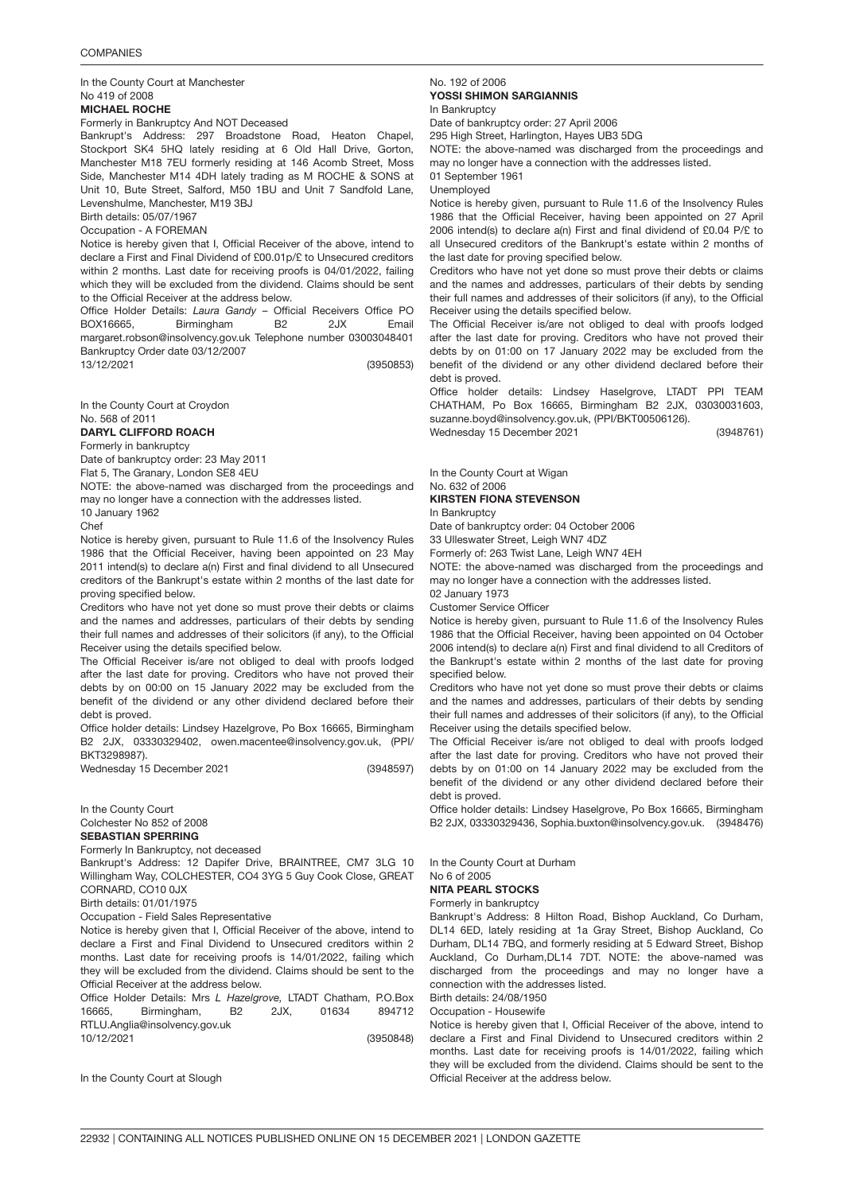In the County Court at Manchester
No 419 of 2008

**MICHAEL ROCHE**

Formerly in Bankruptcy And NOT Deceased

Bankrupt's Address: 297 Broadstone Road, Heaton Chapel, Stockport SK4 5HQ lately residing at 6 Old Hall Drive, Gorton, Manchester M18 7EU formerly residing at 146 Acomb Street, Moss Side, Manchester M14 4DH lately trading as M ROCHE & SONS at Unit 10, Bute Street, Salford, M50 1BU and Unit 7 Sandfold Lane, Levenshulme, Manchester, M19 3BJ

Birth details: 05/07/1967

Occupation - A FOREMAN

Notice is hereby given that I, Official Receiver of the above, intend to declare a First and Final Dividend of £00.01p/£ to Unsecured creditors within 2 months. Last date for receiving proofs is 04/01/2022, failing which they will be excluded from the dividend. Claims should be sent to the Official Receiver at the address below.

Office Holder Details: *Laura Gandy* – Official Receivers Office PO BOX16665, Birmingham B2 2JX Email margaret.robson@insolvency.gov.uk Telephone number 03003048401

Bankruptcy Order date 03/12/2007

13/12/2021 (3950853)

In the County Court at Croydon
No. 568 of 2011

**DARYL CLIFFORD ROACH**

Formerly in bankruptcy

Date of bankruptcy order: 23 May 2011

Flat 5, The Granary, London SE8 4EU

NOTE: the above-named was discharged from the proceedings and may no longer have a connection with the addresses listed.

10 January 1962

Chef

Notice is hereby given, pursuant to Rule 11.6 of the Insolvency Rules 1986 that the Official Receiver, having been appointed on 23 May 2011 intend(s) to declare a(n) First and final dividend to all Unsecured creditors of the Bankrupt's estate within 2 months of the last date for proving specified below.

Creditors who have not yet done so must prove their debts or claims and the names and addresses, particulars of their debts by sending their full names and addresses of their solicitors (if any), to the Official Receiver using the details specified below.

The Official Receiver is/are not obliged to deal with proofs lodged after the last date for proving. Creditors who have not proved their debts by on 00:00 on 15 January 2022 may be excluded from the benefit of the dividend or any other dividend declared before their debt is proved.

Office holder details: Lindsey Hazelgrove, Po Box 16665, Birmingham B2 2JX, 03330329402, owen.macentee@insolvency.gov.uk, (PPI/BKT3298987).

Wednesday 15 December 2021 (3948597)

In the County Court
Colchester No 852 of 2008

**SEBASTIAN SPERRING**

Formerly In Bankruptcy, not deceased

Bankrupt's Address: 12 Dapifer Drive, BRAINTREE, CM7 3LG 10 Willingham Way, COLCHESTER, CO4 3YG 5 Guy Cook Close, GREAT CORNARD, CO10 0JX

Birth details: 01/01/1975

Occupation - Field Sales Representative

Notice is hereby given that I, Official Receiver of the above, intend to declare a First and Final Dividend to Unsecured creditors within 2 months. Last date for receiving proofs is 14/01/2022, failing which they will be excluded from the dividend. Claims should be sent to the Official Receiver at the address below.

Office Holder Details: Mrs *L Hazelgrove,* LTADT Chatham, P.O.Box 16665, Birmingham, B2 2JX, 01634 894712 RTLU.Anglia@insolvency.gov.uk

10/12/2021 (3950848)

In the County Court at Slough
No. 192 of 2006

**YOSSI SHIMON SARGIANNIS**

In Bankruptcy

Date of bankruptcy order: 27 April 2006

295 High Street, Harlington, Hayes UB3 5DG

NOTE: the above-named was discharged from the proceedings and may no longer have a connection with the addresses listed.

01 September 1961

Unemployed

Notice is hereby given, pursuant to Rule 11.6 of the Insolvency Rules 1986 that the Official Receiver, having been appointed on 27 April 2006 intend(s) to declare a(n) First and final dividend of £0.04 P/£ to all Unsecured creditors of the Bankrupt's estate within 2 months of the last date for proving specified below.

Creditors who have not yet done so must prove their debts or claims and the names and addresses, particulars of their debts by sending their full names and addresses of their solicitors (if any), to the Official Receiver using the details specified below.

The Official Receiver is/are not obliged to deal with proofs lodged after the last date for proving. Creditors who have not proved their debts by 01:00 on 17 January 2022 may be excluded from the benefit of the dividend or any other dividend declared before their debt is proved.

Office holder details: Lindsey Haselgrove, LTADT PPI TEAM CHATHAM, Po Box 16665, Birmingham B2 2JX, 03030031603, suzanne.boyd@insolvency.gov.uk, (PPI/BKT00506126).

Wednesday 15 December 2021 (3948761)

In the County Court at Wigan
No. 632 of 2006

**KIRSTEN FIONA STEVENSON**

In Bankruptcy

Date of bankruptcy order: 04 October 2006

33 Ulleswater Street, Leigh WN7 4DZ

Formerly of: 263 Twist Lane, Leigh WN7 4EH

NOTE: the above-named was discharged from the proceedings and may no longer have a connection with the addresses listed.

02 January 1973

Customer Service Officer

Notice is hereby given, pursuant to Rule 11.6 of the Insolvency Rules 1986 that the Official Receiver, having been appointed on 04 October 2006 intend(s) to declare a(n) First and final dividend to all Creditors of the Bankrupt's estate within 2 months of the last date for proving specified below.

Creditors who have not yet done so must prove their debts or claims and the names and addresses, particulars of their debts by sending their full names and addresses of their solicitors (if any), to the Official Receiver using the details specified below.

The Official Receiver is/are not obliged to deal with proofs lodged after the last date for proving. Creditors who have not proved their debts by on 01:00 on 14 January 2022 may be excluded from the benefit of the dividend or any other dividend declared before their debt is proved.

Office holder details: Lindsey Haselgrove, Po Box 16665, Birmingham B2 2JX, 03330329436, Sophia.buxton@insolvency.gov.uk. (3948476)

In the County Court at Durham
No 6 of 2005

**NITA PEARL STOCKS**

Formerly in bankruptcy

Bankrupt's Address: 8 Hilton Road, Bishop Auckland, Co Durham, DL14 6ED, lately residing at 1a Gray Street, Bishop Auckland, Co Durham, DL14 7BQ, and formerly residing at 5 Edward Street, Bishop Auckland, Co Durham,DL14 7DT. NOTE: the above-named was discharged from the proceedings and may no longer have a connection with the addresses listed.

Birth details: 24/08/1950

Occupation - Housewife

Notice is hereby given that I, Official Receiver of the above, intend to declare a First and Final Dividend to Unsecured creditors within 2 months. Last date for receiving proofs is 14/01/2022, failing which they will be excluded from the dividend. Claims should be sent to the Official Receiver at the address below.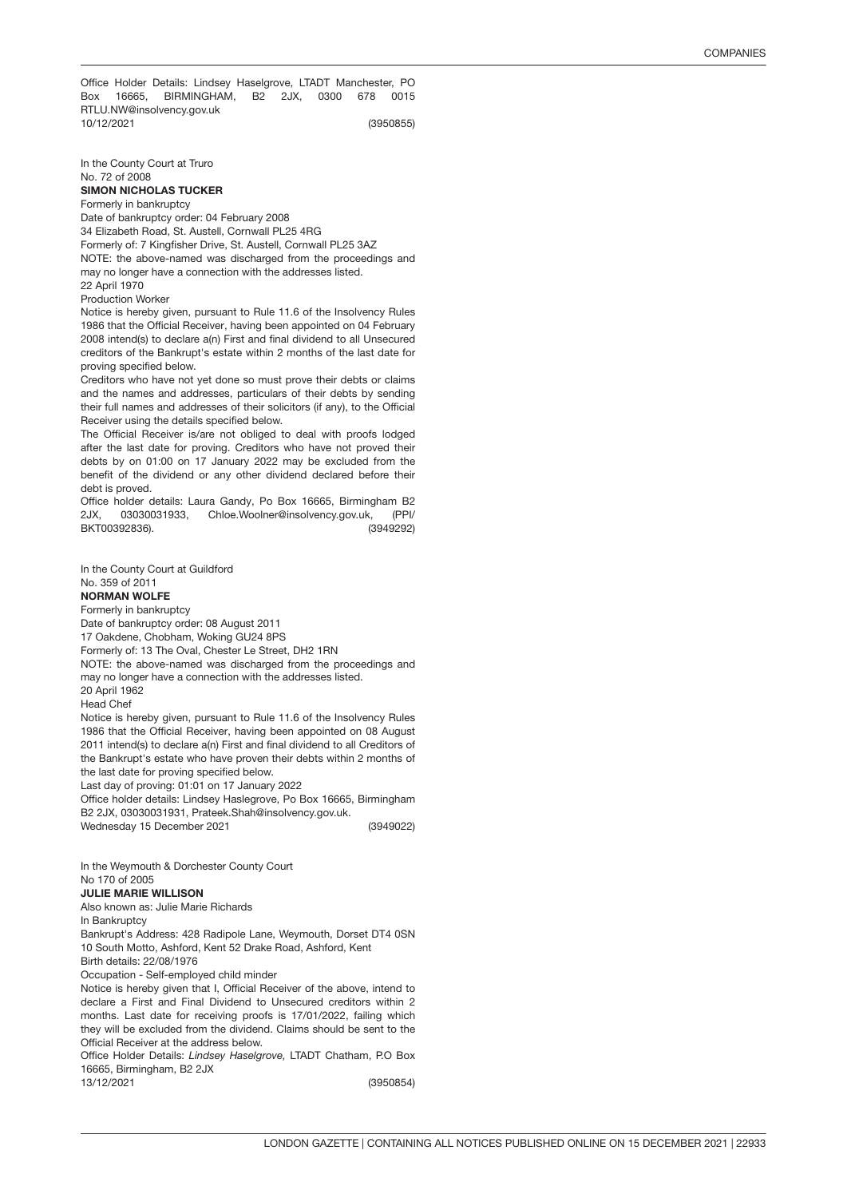Office Holder Details: Lindsey Haselgrove, LTADT Manchester, PO Box 16665, BIRMINGHAM, B2 2JX, 0300 678 0015 RTLU.NW@insolvency.gov.uk
10/12/2021 (3950855)

In the County Court at Truro
No. 72 of 2008
**SIMON NICHOLAS TUCKER**
Formerly in bankruptcy
Date of bankruptcy order: 04 February 2008
34 Elizabeth Road, St. Austell, Cornwall PL25 4RG
Formerly of: 7 Kingfisher Drive, St. Austell, Cornwall PL25 3AZ
NOTE: the above-named was discharged from the proceedings and may no longer have a connection with the addresses listed.
22 April 1970
Production Worker
Notice is hereby given, pursuant to Rule 11.6 of the Insolvency Rules 1986 that the Official Receiver, having been appointed on 04 February 2008 intend(s) to declare a(n) First and final dividend to all Unsecured creditors of the Bankrupt's estate within 2 months of the last date for proving specified below.
Creditors who have not yet done so must prove their debts or claims and the names and addresses, particulars of their debts by sending their full names and addresses of their solicitors (if any), to the Official Receiver using the details specified below.
The Official Receiver is/are not obliged to deal with proofs lodged after the last date for proving. Creditors who have not proved their debts by on 01:00 on 17 January 2022 may be excluded from the benefit of the dividend or any other dividend declared before their debt is proved.
Office holder details: Laura Gandy, Po Box 16665, Birmingham B2 2JX, 03030031933, Chloe.Woolner@insolvency.gov.uk, (PPI/ BKT00392836). (3949292)

In the County Court at Guildford
No. 359 of 2011
**NORMAN WOLFE**
Formerly in bankruptcy
Date of bankruptcy order: 08 August 2011
17 Oakdene, Chobham, Woking GU24 8PS
Formerly of: 13 The Oval, Chester Le Street, DH2 1RN
NOTE: the above-named was discharged from the proceedings and may no longer have a connection with the addresses listed.
20 April 1962
Head Chef
Notice is hereby given, pursuant to Rule 11.6 of the Insolvency Rules 1986 that the Official Receiver, having been appointed on 08 August 2011 intend(s) to declare a(n) First and final dividend to all Creditors of the Bankrupt's estate who have proven their debts within 2 months of the last date for proving specified below.
Last day of proving: 01:01 on 17 January 2022
Office holder details: Lindsey Haslegrove, Po Box 16665, Birmingham B2 2JX, 03030031931, Prateek.Shah@insolvency.gov.uk.
Wednesday 15 December 2021 (3949022)

In the Weymouth & Dorchester County Court
No 170 of 2005
**JULIE MARIE WILLISON**
Also known as: Julie Marie Richards
In Bankruptcy
Bankrupt's Address: 428 Radipole Lane, Weymouth, Dorset DT4 0SN
10 South Motto, Ashford, Kent 52 Drake Road, Ashford, Kent
Birth details: 22/08/1976
Occupation - Self-employed child minder
Notice is hereby given that I, Official Receiver of the above, intend to declare a First and Final Dividend to Unsecured creditors within 2 months. Last date for receiving proofs is 17/01/2022, failing which they will be excluded from the dividend. Claims should be sent to the Official Receiver at the address below.
Office Holder Details: *Lindsey Haselgrove,* LTADT Chatham, P.O Box 16665, Birmingham, B2 2JX
13/12/2021 (3950854)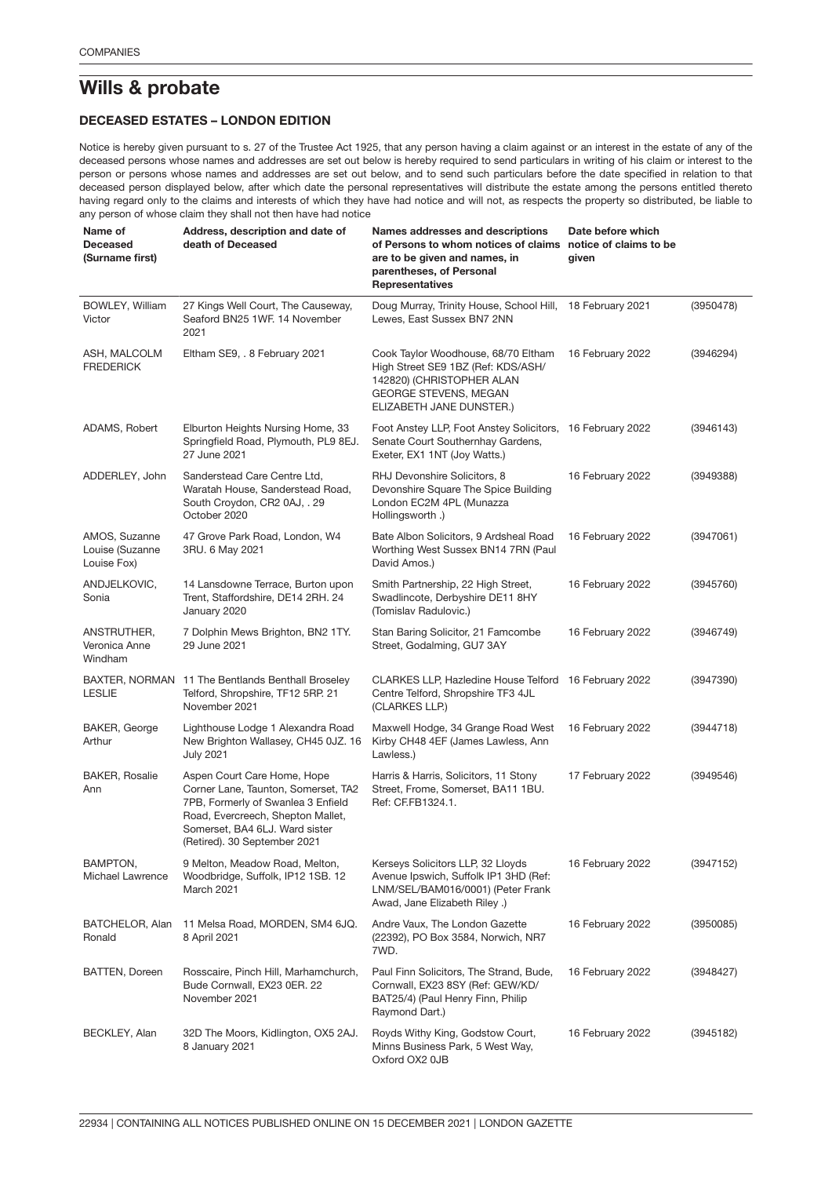## Wills & probate

### DECEASED ESTATES – LONDON EDITION

Notice is hereby given pursuant to s. 27 of the Trustee Act 1925, that any person having a claim against or an interest in the estate of any of the deceased persons whose names and addresses are set out below is hereby required to send particulars in writing of his claim or interest to the person or persons whose names and addresses are set out below, and to send such particulars before the date specified in relation to that deceased person displayed below, after which date the personal representatives will distribute the estate among the persons entitled thereto having regard only to the claims and interests of which they have had notice and will not, as respects the property so distributed, be liable to any person of whose claim they shall not then have had notice

| Name of Deceased (Surname first) | Address, description and date of death of Deceased | Names addresses and descriptions of Persons to whom notices of claims are to be given and names, in parentheses, of Personal Representatives | Date before which notice of claims to be given | |
|---|---|---|---|---|
| BOWLEY, William Victor | 27 Kings Well Court, The Causeway, Seaford BN25 1WF. 14 November 2021 | Doug Murray, Trinity House, School Hill, Lewes, East Sussex BN7 2NN | 18 February 2021 | (3950478) |
| ASH, MALCOLM FREDERICK | Eltham SE9, . 8 February 2021 | Cook Taylor Woodhouse, 68/70 Eltham High Street SE9 1BZ (Ref: KDS/ASH/142820) (CHRISTOPHER ALAN GEORGE STEVENS, MEGAN ELIZABETH JANE DUNSTER.) | 16 February 2022 | (3946294) |
| ADAMS, Robert | Elburton Heights Nursing Home, 33 Springfield Road, Plymouth, PL9 8EJ. 27 June 2021 | Foot Anstey LLP, Foot Anstey Solicitors, Senate Court Southernhay Gardens, Exeter, EX1 1NT (Joy Watts.) | 16 February 2022 | (3946143) |
| ADDERLEY, John | Sanderstead Care Centre Ltd, Waratah House, Sanderstead Road, South Croydon, CR2 0AJ, . 29 October 2020 | RHJ Devonshire Solicitors, 8 Devonshire Square The Spice Building London EC2M 4PL (Munazza Hollingsworth .) | 16 February 2022 | (3949388) |
| AMOS, Suzanne Louise (Suzanne Louise Fox) | 47 Grove Park Road, London, W4 3RU. 6 May 2021 | Bate Albon Solicitors, 9 Ardsheal Road Worthing West Sussex BN14 7RN (Paul David Amos.) | 16 February 2022 | (3947061) |
| ANDJELKOVIC, Sonia | 14 Lansdowne Terrace, Burton upon Trent, Staffordshire, DE14 2RH. 24 January 2020 | Smith Partnership, 22 High Street, Swadlincote, Derbyshire DE11 8HY (Tomislav Radulovic.) | 16 February 2022 | (3945760) |
| ANSTRUTHER, Veronica Anne Windham | 7 Dolphin Mews Brighton, BN2 1TY. 29 June 2021 | Stan Baring Solicitor, 21 Farncombe Street, Godalming, GU7 3AY | 16 February 2022 | (3946749) |
| BAXTER, NORMAN LESLIE | 11 The Bentlands Benthall Broseley Telford, Shropshire, TF12 5RP. 21 November 2021 | CLARKES LLP, Hazledine House Telford Centre Telford, Shropshire TF3 4JL (CLARKES LLP.) | 16 February 2022 | (3947390) |
| BAKER, George Arthur | Lighthouse Lodge 1 Alexandra Road New Brighton Wallasey, CH45 0JZ. 16 July 2021 | Maxwell Hodge, 34 Grange Road West Kirby CH48 4EF (James Lawless, Ann Lawless.) | 16 February 2022 | (3944718) |
| BAKER, Rosalie Ann | Aspen Court Care Home, Hope Corner Lane, Taunton, Somerset, TA2 7PB, Formerly of Swanlea 3 Enfield Road, Evercreech, Shepton Mallet, Somerset, BA4 6LJ. Ward sister (Retired). 30 September 2021 | Harris & Harris, Solicitors, 11 Stony Street, Frome, Somerset, BA11 1BU. Ref: CF.FB1324.1. | 17 February 2022 | (3949546) |
| BAMPTON, Michael Lawrence | 9 Melton, Meadow Road, Melton, Woodbridge, Suffolk, IP12 1SB. 12 March 2021 | Kerseys Solicitors LLP, 32 Lloyds Avenue Ipswich, Suffolk IP1 3HD (Ref: LNM/SEL/BAM016/0001) (Peter Frank Awad, Jane Elizabeth Riley .) | 16 February 2022 | (3947152) |
| BATCHELOR, Alan Ronald | 11 Melsa Road, MORDEN, SM4 6JQ. 8 April 2021 | Andre Vaux, The London Gazette (22392), PO Box 3584, Norwich, NR7 7WD. | 16 February 2022 | (3950085) |
| BATTEN, Doreen | Rosscaire, Pinch Hill, Marhamchurch, Bude Cornwall, EX23 0ER. 22 November 2021 | Paul Finn Solicitors, The Strand, Bude, Cornwall, EX23 8SY (Ref: GEW/KD/BAT25/4) (Paul Henry Finn, Philip Raymond Dart.) | 16 February 2022 | (3948427) |
| BECKLEY, Alan | 32D The Moors, Kidlington, OX5 2AJ. 8 January 2021 | Royds Withy King, Godstow Court, Minns Business Park, 5 West Way, Oxford OX2 0JB | 16 February 2022 | (3945182) |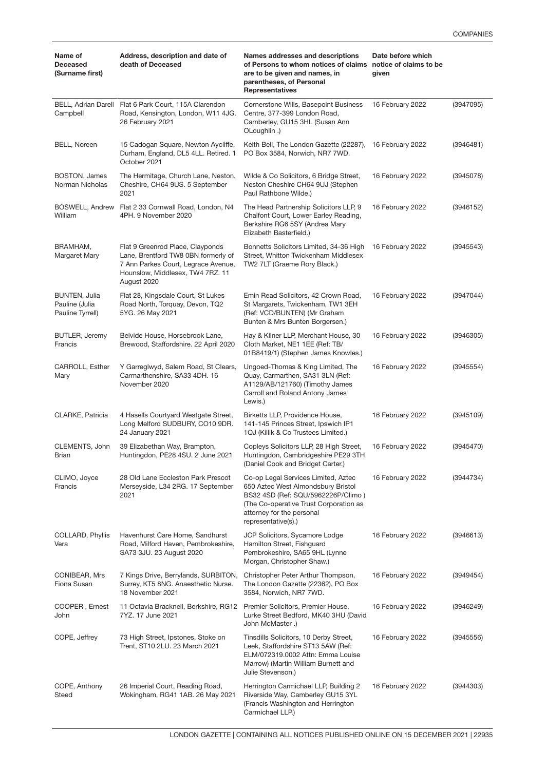| Name of Deceased (Surname first) | Address, description and date of death of Deceased | Names addresses and descriptions of Persons to whom notices of claims are to be given and names, in parentheses, of Personal Representatives | Date before which notice of claims to be given | |
|---|---|---|---|---|
| BELL, Adrian Darell Campbell | Flat 6 Park Court, 115A Clarendon Road, Kensington, London, W11 4JG. 26 February 2021 | Cornerstone Wills, Basepoint Business Centre, 377-399 London Road, Camberley, GU15 3HL (Susan Ann OLoughlin .) | 16 February 2022 | (3947095) |
| BELL, Noreen | 15 Cadogan Square, Newton Aycliffe, Durham, England, DL5 4LL. Retired. 1 October 2021 | Keith Bell, The London Gazette (22287), PO Box 3584, Norwich, NR7 7WD. | 16 February 2022 | (3946481) |
| BOSTON, James Norman Nicholas | The Hermitage, Church Lane, Neston, Cheshire, CH64 9US. 5 September 2021 | Wilde & Co Solicitors, 6 Bridge Street, Neston Cheshire CH64 9UJ (Stephen Paul Rathbone Wilde.) | 16 February 2022 | (3945078) |
| BOSWELL, Andrew William | Flat 2 33 Cornwall Road, London, N4 4PH. 9 November 2020 | The Head Partnership Solicitors LLP, 9 Chalfont Court, Lower Earley Reading, Berkshire RG6 5SY (Andrea Mary Elizabeth Basterfield.) | 16 February 2022 | (3946152) |
| BRAMHAM, Margaret Mary | Flat 9 Greenrod Place, Clayponds Lane, Brentford TW8 0BN formerly of 7 Ann Parkes Court, Legrace Avenue, Hounslow, Middlesex, TW4 7RZ. 11 August 2020 | Bonnetts Solicitors Limited, 34-36 High Street, Whitton Twickenham Middlesex TW2 7LT (Graeme Rory Black.) | 16 February 2022 | (3945543) |
| BUNTEN, Julia Pauline (Julia Pauline Tyrrell) | Flat 28, Kingsdale Court, St Lukes Road North, Torquay, Devon, TQ2 5YG. 26 May 2021 | Emin Read Solicitors, 42 Crown Road, St Margarets, Twickenham, TW1 3EH (Ref: VCD/BUNTEN) (Mr Graham Bunten & Mrs Bunten Borgersen.) | 16 February 2022 | (3947044) |
| BUTLER, Jeremy Francis | Belvide House, Horsebrook Lane, Brewood, Staffordshire. 22 April 2020 | Hay & Kilner LLP, Merchant House, 30 Cloth Market, NE1 1EE (Ref: TB/ 01B8419/1) (Stephen James Knowles.) | 16 February 2022 | (3946305) |
| CARROLL, Esther Mary | Y Garreglwyd, Salem Road, St Clears, Carmarthenshire, SA33 4DH. 16 November 2020 | Ungoed-Thomas & King Limited, The Quay, Carmarthen, SA31 3LN (Ref: A1129/AB/121760) (Timothy James Carroll and Roland Antony James Lewis.) | 16 February 2022 | (3945554) |
| CLARKE, Patricia | 4 Hasells Courtyard Westgate Street, Long Melford SUDBURY, CO10 9DR. 24 January 2021 | Birketts LLP, Providence House, 141-145 Princes Street, Ipswich IP1 1QJ (Killik & Co Trustees Limited.) | 16 February 2022 | (3945109) |
| CLEMENTS, John Brian | 39 Elizabethan Way, Brampton, Huntingdon, PE28 4SU. 2 June 2021 | Copleys Solicitors LLP, 28 High Street, Huntingdon, Cambridgeshire PE29 3TH (Daniel Cook and Bridget Carter.) | 16 February 2022 | (3945470) |
| CLIMO, Joyce Francis | 28 Old Lane Eccleston Park Prescot Merseyside, L34 2RG. 17 September 2021 | Co-op Legal Services Limited, Aztec 650 Aztec West Almondsbury Bristol BS32 4SD (Ref: SQU/5962226P/Climo ) (The Co-operative Trust Corporation as attorney for the personal representative(s).) | 16 February 2022 | (3944734) |
| COLLARD, Phyllis Vera | Havenhurst Care Home, Sandhurst Road, Milford Haven, Pembrokeshire, SA73 3JU. 23 August 2020 | JCP Solicitors, Sycamore Lodge Hamilton Street, Fishguard Pembrokeshire, SA65 9HL (Lynne Morgan, Christopher Shaw.) | 16 February 2022 | (3946613) |
| CONIBEAR, Mrs Fiona Susan | 7 Kings Drive, Berrylands, SURBITON, Surrey, KT5 8NG. Anaesthetic Nurse. 18 November 2021 | Christopher Peter Arthur Thompson, The London Gazette (22362), PO Box 3584, Norwich, NR7 7WD. | 16 February 2022 | (3949454) |
| COOPER , Ernest John | 11 Octavia Bracknell, Berkshire, RG12 7YZ. 17 June 2021 | Premier Solicltors, Premier House, Lurke Street Bedford, MK40 3HU (David John McMaster .) | 16 February 2022 | (3946249) |
| COPE, Jeffrey | 73 High Street, Ipstones, Stoke on Trent, ST10 2LU. 23 March 2021 | Tinsdills Solicitors, 10 Derby Street, Leek, Staffordshire ST13 5AW (Ref: ELM/072319.0002 Attn: Emma Louise Marrow) (Martin William Burnett and Julie Stevenson.) | 16 February 2022 | (3945556) |
| COPE, Anthony Steed | 26 Imperial Court, Reading Road, Wokingham, RG41 1AB. 26 May 2021 | Herrington Carmichael LLP, Building 2 Riverside Way, Camberley GU15 3YL (Francis Washington and Herrington Carmichael LLP.) | 16 February 2022 | (3944303) |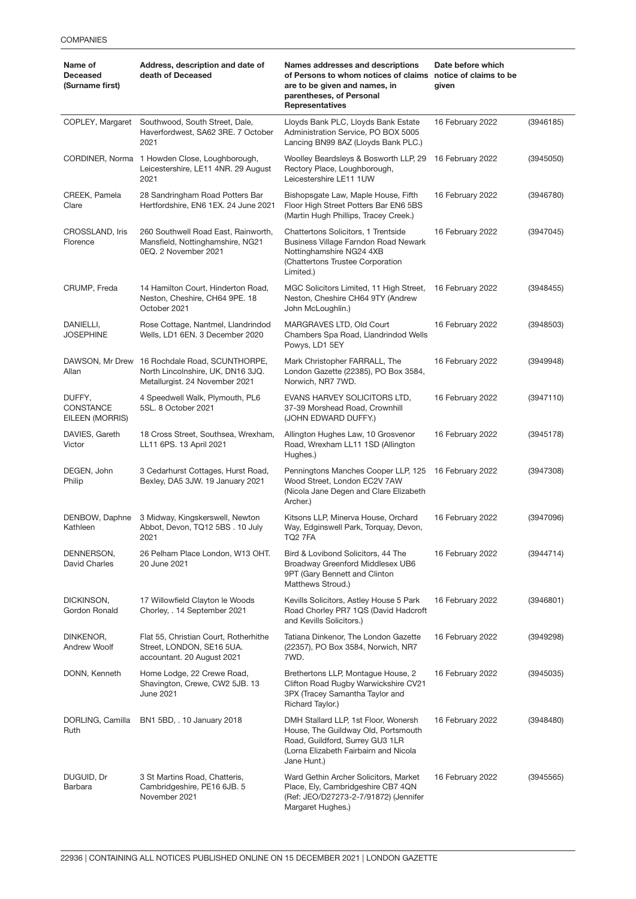| Name of Deceased (Surname first) | Address, description and date of death of Deceased | Names addresses and descriptions of Persons to whom notices of claims are to be given and names, in parentheses, of Personal Representatives | Date before which notice of claims to be given | |
|---|---|---|---|---|
| COPLEY, Margaret | Southwood, South Street, Dale, Haverfordwest, SA62 3RE. 7 October 2021 | Lloyds Bank PLC, Lloyds Bank Estate Administration Service, PO BOX 5005 Lancing BN99 8AZ (Lloyds Bank PLC.) | 16 February 2022 | (3946185) |
| CORDINER, Norma | 1 Howden Close, Loughborough, Leicestershire, LE11 4NR. 29 August 2021 | Woolley Beardsleys & Bosworth LLP, 29 Rectory Place, Loughborough, Leicestershire LE11 1UW | 16 February 2022 | (3945050) |
| CREEK, Pamela Clare | 28 Sandringham Road Potters Bar Hertfordshire, EN6 1EX. 24 June 2021 | Bishopsgate Law, Maple House, Fifth Floor High Street Potters Bar EN6 5BS (Martin Hugh Phillips, Tracey Creek.) | 16 February 2022 | (3946780) |
| CROSSLAND, Iris Florence | 260 Southwell Road East, Rainworth, Mansfield, Nottinghamshire, NG21 0EQ. 2 November 2021 | Chattertons Solicitors, 1 Trentside Business Village Farndon Road Newark Nottinghamshire NG24 4XB (Chattertons Trustee Corporation Limited.) | 16 February 2022 | (3947045) |
| CRUMP, Freda | 14 Hamilton Court, Hinderton Road, Neston, Cheshire, CH64 9PE. 18 October 2021 | MGC Solicitors Limited, 11 High Street, Neston, Cheshire CH64 9TY (Andrew John McLoughlin.) | 16 February 2022 | (3948455) |
| DANIELLI, JOSEPHINE | Rose Cottage, Nantmel, Llandrindod Wells, LD1 6EN. 3 December 2020 | MARGRAVES LTD, Old Court Chambers Spa Road, Llandrindod Wells Powys, LD1 5EY | 16 February 2022 | (3948503) |
| DAWSON, Mr Drew Allan | 16 Rochdale Road, SCUNTHORPE, North Lincolnshire, UK, DN16 3JQ. Metallurgist. 24 November 2021 | Mark Christopher FARRALL, The London Gazette (22385), PO Box 3584, Norwich, NR7 7WD. | 16 February 2022 | (3949948) |
| DUFFY, CONSTANCE EILEEN (MORRIS) | 4 Speedwell Walk, Plymouth, PL6 5SL. 8 October 2021 | EVANS HARVEY SOLICITORS LTD, 37-39 Morshead Road, Crownhill (JOHN EDWARD DUFFY.) | 16 February 2022 | (3947110) |
| DAVIES, Gareth Victor | 18 Cross Street, Southsea, Wrexham, LL11 6PS. 13 April 2021 | Allington Hughes Law, 10 Grosvenor Road, Wrexham LL11 1SD (Allington Hughes.) | 16 February 2022 | (3945178) |
| DEGEN, John Philip | 3 Cedarhurst Cottages, Hurst Road, Bexley, DA5 3JW. 19 January 2021 | Penningtons Manches Cooper LLP, 125 Wood Street, London EC2V 7AW (Nicola Jane Degen and Clare Elizabeth Archer.) | 16 February 2022 | (3947308) |
| DENBOW, Daphne Kathleen | 3 Midway, Kingskerswell, Newton Abbot, Devon, TQ12 5BS . 10 July 2021 | Kitsons LLP, Minerva House, Orchard Way, Edginswell Park, Torquay, Devon, TQ2 7FA | 16 February 2022 | (3947096) |
| DENNERSON, David Charles | 26 Pelham Place London, W13 OHT. 20 June 2021 | Bird & Lovibond Solicitors, 44 The Broadway Greenford Middlesex UB6 9PT (Gary Bennett and Clinton Matthews Stroud.) | 16 February 2022 | (3944714) |
| DICKINSON, Gordon Ronald | 17 Willowfield Clayton le Woods Chorley, . 14 September 2021 | Kevills Solicitors, Astley House 5 Park Road Chorley PR7 1QS (David Hadcroft and Kevills Solicitors.) | 16 February 2022 | (3946801) |
| DINKENOR, Andrew Woolf | Flat 55, Christian Court, Rotherhithe Street, LONDON, SE16 5UA. accountant. 20 August 2021 | Tatiana Dinkenor, The London Gazette (22357), PO Box 3584, Norwich, NR7 7WD. | 16 February 2022 | (3949298) |
| DONN, Kenneth | Home Lodge, 22 Crewe Road, Shavington, Crewe, CW2 5JB. 13 June 2021 | Brethertons LLP, Montague House, 2 Clifton Road Rugby Warwickshire CV21 3PX (Tracey Samantha Taylor and Richard Taylor.) | 16 February 2022 | (3945035) |
| DORLING, Camilla Ruth | BN1 5BD, . 10 January 2018 | DMH Stallard LLP, 1st Floor, Wonersh House, The Guildway Old, Portsmouth Road, Guildford, Surrey GU3 1LR (Lorna Elizabeth Fairbairn and Nicola Jane Hunt.) | 16 February 2022 | (3948480) |
| DUGUID, Dr Barbara | 3 St Martins Road, Chatteris, Cambridgeshire, PE16 6JB. 5 November 2021 | Ward Gethin Archer Solicitors, Market Place, Ely, Cambridgeshire CB7 4QN (Ref: JEO/D27273-2-7/91872) (Jennifer Margaret Hughes.) | 16 February 2022 | (3945565) |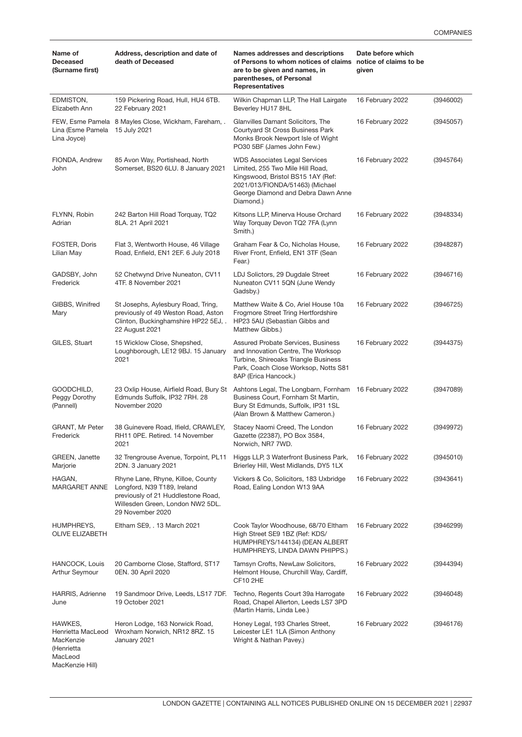| Name of Deceased (Surname first) | Address, description and date of death of Deceased | Names addresses and descriptions of Persons to whom notices of claims are to be given and names, in parentheses, of Personal Representatives | Date before which notice of claims to be given | |
|---|---|---|---|---|
| EDMISTON, Elizabeth Ann | 159 Pickering Road, Hull, HU4 6TB. 22 February 2021 | Wilkin Chapman LLP, The Hall Lairgate Beverley HU17 8HL | 16 February 2022 | (3946002) |
| FEW, Esme Pamela Lina (Esme Pamela Lina Joyce) | 8 Mayles Close, Wickham, Fareham, . 15 July 2021 | Glanvilles Damant Solicitors, The Courtyard St Cross Business Park Monks Brook Newport Isle of Wight PO30 5BF (James John Few.) | 16 February 2022 | (3945057) |
| FIONDA, Andrew John | 85 Avon Way, Portishead, North Somerset, BS20 6LU. 8 January 2021 | WDS Associates Legal Services Limited, 255 Two Mile Hill Road, Kingswood, Bristol BS15 1AY (Ref: 2021/013/FIONDA/51463) (Michael George Diamond and Debra Dawn Anne Diamond.) | 16 February 2022 | (3945764) |
| FLYNN, Robin Adrian | 242 Barton Hill Road Torquay, TQ2 8LA. 21 April 2021 | Kitsons LLP, Minerva House Orchard Way Torquay Devon TQ2 7FA (Lynn Smith.) | 16 February 2022 | (3948334) |
| FOSTER, Doris Lilian May | Flat 3, Wentworth House, 46 Village Road, Enfield, EN1 2EF. 6 July 2018 | Graham Fear & Co, Nicholas House, River Front, Enfield, EN1 3TF (Sean Fear.) | 16 February 2022 | (3948287) |
| GADSBY, John Frederick | 52 Chetwynd Drive Nuneaton, CV11 4TF. 8 November 2021 | LDJ Solictors, 29 Dugdale Street Nuneaton CV11 5QN (June Wendy Gadsby.) | 16 February 2022 | (3946716) |
| GIBBS, Winifred Mary | St Josephs, Aylesbury Road, Tring, previously of 49 Weston Road, Aston Clinton, Buckinghamshire HP22 5EJ, . 22 August 2021 | Matthew Waite & Co, Ariel House 10a Frogmore Street Tring Hertfordshire HP23 5AU (Sebastian Gibbs and Matthew Gibbs.) | 16 February 2022 | (3946725) |
| GILES, Stuart | 15 Wicklow Close, Shepshed, Loughborough, LE12 9BJ. 15 January 2021 | Assured Probate Services, Business and Innovation Centre, The Worksop Turbine, Shireoaks Triangle Business Park, Coach Close Worksop, Notts S81 8AP (Erica Hancock.) | 16 February 2022 | (3944375) |
| GOODCHILD, Peggy Dorothy (Pannell) | 23 Oxlip House, Airfield Road, Bury St Edmunds Suffolk, IP32 7RH. 28 November 2020 | Ashtons Legal, The Longbarn, Fornham Business Court, Fornham St Martin, Bury St Edmunds, Suffolk, IP31 1SL (Alan Brown & Matthew Cameron.) | 16 February 2022 | (3947089) |
| GRANT, Mr Peter Frederick | 38 Guinevere Road, Ifield, CRAWLEY, RH11 0PE. Retired. 14 November 2021 | Stacey Naomi Creed, The London Gazette (22387), PO Box 3584, Norwich, NR7 7WD. | 16 February 2022 | (3949972) |
| GREEN, Janette Marjorie | 32 Trengrouse Avenue, Torpoint, PL11 2DN. 3 January 2021 | Higgs LLP, 3 Waterfront Business Park, Brierley Hill, West Midlands, DY5 1LX | 16 February 2022 | (3945010) |
| HAGAN, MARGARET ANNE | Rhyne Lane, Rhyne, Killoe, County Longford, N39 T189, Ireland previously of 21 Huddlestone Road, Willesden Green, London NW2 5DL. 29 November 2020 | Vickers & Co, Solicitors, 183 Uxbridge Road, Ealing London W13 9AA | 16 February 2022 | (3943641) |
| HUMPHREYS, OLIVE ELIZABETH | Eltham SE9, . 13 March 2021 | Cook Taylor Woodhouse, 68/70 Eltham High Street SE9 1BZ (Ref: KDS/ HUMPHREYS/144134) (DEAN ALBERT HUMPHREYS, LINDA DAWN PHIPPS.) | 16 February 2022 | (3946299) |
| HANCOCK, Louis Arthur Seymour | 20 Camborne Close, Stafford, ST17 0EN. 30 April 2020 | Tamsyn Crofts, NewLaw Solicitors, Helmont House, Churchill Way, Cardiff, CF10 2HE | 16 February 2022 | (3944394) |
| HARRIS, Adrienne June | 19 Sandmoor Drive, Leeds, LS17 7DF. 19 October 2021 | Techno, Regents Court 39a Harrogate Road, Chapel Allerton, Leeds LS7 3PD (Martin Harris, Linda Lee.) | 16 February 2022 | (3946048) |
| HAWKES, Henrietta MacLeod MacKenzie (Henrietta MacLeod MacKenzie Hill) | Heron Lodge, 163 Norwick Road, Wroxham Norwich, NR12 8RZ. 15 January 2021 | Honey Legal, 193 Charles Street, Leicester LE1 1LA (Simon Anthony Wright & Nathan Pavey.) | 16 February 2022 | (3946176) |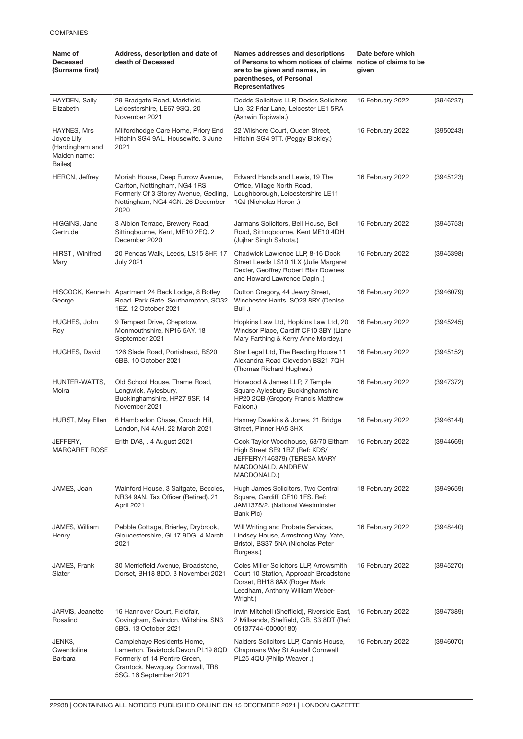| Name of Deceased (Surname first) | Address, description and date of death of Deceased | Names addresses and descriptions of Persons to whom notices of claims are to be given and names, in parentheses, of Personal Representatives | Date before which notice of claims to be given | |
|---|---|---|---|---|
| HAYDEN, Sally Elizabeth | 29 Bradgate Road, Markfield, Leicestershire, LE67 9SQ. 20 November 2021 | Dodds Solicitors LLP, Dodds Solicitors Llp, 32 Friar Lane, Leicester LE1 5RA (Ashwin Topiwala.) | 16 February 2022 | (3946237) |
| HAYNES, Mrs Joyce Lily (Hardingham and Maiden name: Bailes) | Milfordhodge Care Home, Priory End Hitchin SG4 9AL. Housewife. 3 June 2021 | 22 Wilshere Court, Queen Street, Hitchin SG4 9TT. (Peggy Bickley.) | 16 February 2022 | (3950243) |
| HERON, Jeffrey | Moriah House, Deep Furrow Avenue, Carlton, Nottingham, NG4 1RS Formerly Of 3 Storey Avenue, Gedling, Nottingham, NG4 4GN. 26 December 2020 | Edward Hands and Lewis, 19 The Office, Village North Road, Loughborough, Leicestershire LE11 1QJ (Nicholas Heron .) | 16 February 2022 | (3945123) |
| HIGGINS, Jane Gertrude | 3 Albion Terrace, Brewery Road, Sittingbourne, Kent, ME10 2EQ. 2 December 2020 | Jarmans Solicitors, Bell House, Bell Road, Sittingbourne, Kent ME10 4DH (Jujhar Singh Sahota.) | 16 February 2022 | (3945753) |
| HIRST , Winifred Mary | 20 Pendas Walk, Leeds, LS15 8HF. 17 July 2021 | Chadwick Lawrence LLP, 8-16 Dock Street Leeds LS10 1LX (Julie Margaret Dexter, Geoffrey Robert Blair Downes and Howard Lawrence Dapin .) | 16 February 2022 | (3945398) |
| HISCOCK, Kenneth George | Apartment 24 Beck Lodge, 8 Botley Road, Park Gate, Southampton, SO32 1EZ. 12 October 2021 | Dutton Gregory, 44 Jewry Street, Winchester Hants, SO23 8RY (Denise Bull .) | 16 February 2022 | (3946079) |
| HUGHES, John Roy | 9 Tempest Drive, Chepstow, Monmouthshire, NP16 5AY. 18 September 2021 | Hopkins Law Ltd, Hopkins Law Ltd, 20 Windsor Place, Cardiff CF10 3BY (Liane Mary Farthing & Kerry Anne Mordey.) | 16 February 2022 | (3945245) |
| HUGHES, David | 126 Slade Road, Portishead, BS20 6BB. 10 October 2021 | Star Legal Ltd, The Reading House 11 Alexandra Road Clevedon BS21 7QH (Thomas Richard Hughes.) | 16 February 2022 | (3945152) |
| HUNTER-WATTS, Moira | Old School House, Thame Road, Longwick, Aylesbury, Buckinghamshire, HP27 9SF. 14 November 2021 | Horwood & James LLP, 7 Temple Square Aylesbury Buckinghamshire HP20 2QB (Gregory Francis Matthew Falcon.) | 16 February 2022 | (3947372) |
| HURST, May Ellen | 6 Hambledon Chase, Crouch Hill, London, N4 4AH. 22 March 2021 | Hanney Dawkins & Jones, 21 Bridge Street, Pinner HA5 3HX | 16 February 2022 | (3946144) |
| JEFFERY, MARGARET ROSE | Erith DA8, . 4 August 2021 | Cook Taylor Woodhouse, 68/70 Eltham High Street SE9 1BZ (Ref: KDS/ JEFFERY/146379) (TERESA MARY MACDONALD, ANDREW MACDONALD.) | 16 February 2022 | (3944669) |
| JAMES, Joan | Wainford House, 3 Saltgate, Beccles, NR34 9AN. Tax Officer (Retired). 21 April 2021 | Hugh James Solicitors, Two Central Square, Cardiff, CF10 1FS. Ref: JAM1378/2. (National Westminster Bank Plc) | 18 February 2022 | (3949659) |
| JAMES, William Henry | Pebble Cottage, Brierley, Drybrook, Gloucestershire, GL17 9DG. 4 March 2021 | Will Writing and Probate Services, Lindsey House, Armstrong Way, Yate, Bristol, BS37 5NA (Nicholas Peter Burgess.) | 16 February 2022 | (3948440) |
| JAMES, Frank Slater | 30 Merriefield Avenue, Broadstone, Dorset, BH18 8DD. 3 November 2021 | Coles Miller Solicitors LLP, Arrowsmith Court 10 Station, Approach Broadstone Dorset, BH18 8AX (Roger Mark Leedham, Anthony William Weber-Wright.) | 16 February 2022 | (3945270) |
| JARVIS, Jeanette Rosalind | 16 Hannover Court, Fieldfair, Covingham, Swindon, Wiltshire, SN3 5BG. 13 October 2021 | Irwin Mitchell (Sheffield), Riverside East, 2 Millsands, Sheffield, GB, S3 8DT (Ref: 05137744-00000180) | 16 February 2022 | (3947389) |
| JENKS, Gwendoline Barbara | Camplehaye Residents Home, Lamerton, Tavistock,Devon,PL19 8QD Formerly of 14 Pentire Green, Crantock, Newquay, Cornwall, TR8 5SG. 16 September 2021 | Nalders Solicitors LLP, Cannis House, Chapmans Way St Austell Cornwall PL25 4QU (Philip Weaver .) | 16 February 2022 | (3946070) |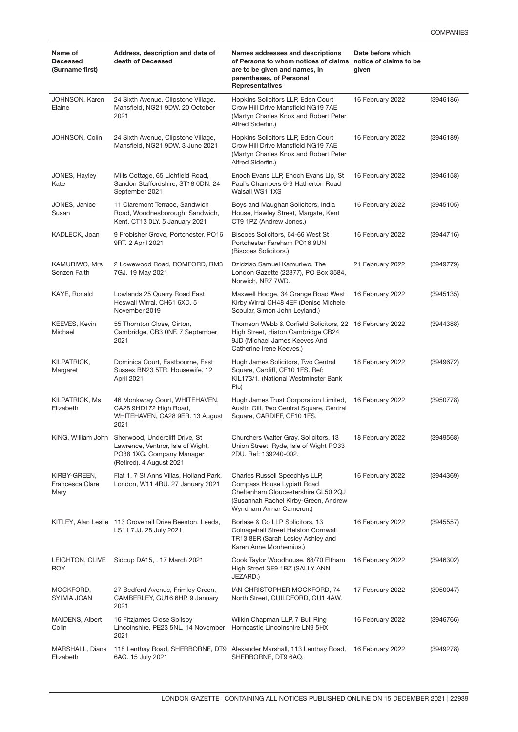| Name of Deceased (Surname first) | Address, description and date of death of Deceased | Names addresses and descriptions of Persons to whom notices of claims are to be given and names, in parentheses, of Personal Representatives | Date before which notice of claims to be given | |
|---|---|---|---|---|
| JOHNSON, Karen Elaine | 24 Sixth Avenue, Clipstone Village, Mansfield, NG21 9DW. 20 October 2021 | Hopkins Solicitors LLP, Eden Court Crow Hill Drive Mansfield NG19 7AE (Martyn Charles Knox and Robert Peter Alfred Siderfin.) | 16 February 2022 | (3946186) |
| JOHNSON, Colin | 24 Sixth Avenue, Clipstone Village, Mansfield, NG21 9DW. 3 June 2021 | Hopkins Solicitors LLP, Eden Court Crow Hill Drive Mansfield NG19 7AE (Martyn Charles Knox and Robert Peter Alfred Siderfin.) | 16 February 2022 | (3946189) |
| JONES, Hayley Kate | Mills Cottage, 65 Lichfield Road, Sandon Staffordshire, ST18 0DN. 24 September 2021 | Enoch Evans LLP, Enoch Evans Llp, St Paul`s Chambers 6-9 Hatherton Road Walsall WS1 1XS | 16 February 2022 | (3946158) |
| JONES, Janice Susan | 11 Claremont Terrace, Sandwich Road, Woodnesborough, Sandwich, Kent, CT13 0LY. 5 January 2021 | Boys and Maughan Solicitors, India House, Hawley Street, Margate, Kent CT9 1PZ (Andrew Jones.) | 16 February 2022 | (3945105) |
| KADLECK, Joan | 9 Frobisher Grove, Portchester, PO16 9RT. 2 April 2021 | Biscoes Solicitors, 64-66 West St Portchester Fareham PO16 9UN (Biscoes Solicitors.) | 16 February 2022 | (3944716) |
| KAMURIWO, Mrs Senzen Faith | 2 Lowewood Road, ROMFORD, RM3 7GJ. 19 May 2021 | Dzidziso Samuel Kamuriwo, The London Gazette (22377), PO Box 3584, Norwich, NR7 7WD. | 21 February 2022 | (3949779) |
| KAYE, Ronald | Lowlands 25 Quarry Road East Heswall Wirral, CH61 6XD. 5 November 2019 | Maxwell Hodge, 34 Grange Road West Kirby Wirral CH48 4EF (Denise Michele Scoular, Simon John Leyland.) | 16 February 2022 | (3945135) |
| KEEVES, Kevin Michael | 55 Thornton Close, Girton, Cambridge, CB3 0NF. 7 September 2021 | Thomson Webb & Corfield Solicitors, 22 High Street, Histon Cambridge CB24 9JD (Michael James Keeves And Catherine Irene Keeves.) | 16 February 2022 | (3944388) |
| KILPATRICK, Margaret | Dominica Court, Eastbourne, East Sussex BN23 5TR. Housewife. 12 April 2021 | Hugh James Solicitors, Two Central Square, Cardiff, CF10 1FS. Ref: KIL173/1. (National Westminster Bank Plc) | 18 February 2022 | (3949672) |
| KILPATRICK, Ms Elizabeth | 46 Monkwray Court, WHITEHAVEN, CA28 9HD172 High Road, WHITEHAVEN, CA28 9ER. 13 August 2021 | Hugh James Trust Corporation Limited, Austin Gill, Two Central Square, Central Square, CARDIFF, CF10 1FS. | 16 February 2022 | (3950778) |
| KING, William John | Sherwood, Undercliff Drive, St Lawrence, Ventnor, Isle of Wight, PO38 1XG. Company Manager (Retired). 4 August 2021 | Churchers Walter Gray, Solicitors, 13 Union Street, Ryde, Isle of Wight PO33 2DU. Ref: 139240-002. | 18 February 2022 | (3949568) |
| KIRBY-GREEN, Francesca Clare Mary | Flat 1, 7 St Anns Villas, Holland Park, London, W11 4RU. 27 January 2021 | Charles Russell Speechlys LLP, Compass House Lypiatt Road Cheltenham Gloucestershire GL50 2QJ (Susannah Rachel Kirby-Green, Andrew Wyndham Armar Cameron.) | 16 February 2022 | (3944369) |
| KITLEY, Alan Leslie | 113 Grovehall Drive Beeston, Leeds, LS11 7JJ. 28 July 2021 | Borlase & Co LLP Solicitors, 13 Coinagehall Street Helston Cornwall TR13 8ER (Sarah Lesley Ashley and Karen Anne Monhemius.) | 16 February 2022 | (3945557) |
| LEIGHTON, CLIVE ROY | Sidcup DA15, . 17 March 2021 | Cook Taylor Woodhouse, 68/70 Eltham High Street SE9 1BZ (SALLY ANN JEZARD.) | 16 February 2022 | (3946302) |
| MOCKFORD, SYLVIA JOAN | 27 Bedford Avenue, Frimley Green, CAMBERLEY, GU16 6HP. 9 January 2021 | IAN CHRISTOPHER MOCKFORD, 74 North Street, GUILDFORD, GU1 4AW. | 17 February 2022 | (3950047) |
| MAIDENS, Albert Colin | 16 Fitzjames Close Spilsby Lincolnshire, PE23 5NL. 14 November 2021 | Wilkin Chapman LLP, 7 Bull Ring Horncastle Lincolnshire LN9 5HX | 16 February 2022 | (3946766) |
| MARSHALL, Diana Elizabeth | 118 Lenthay Road, SHERBORNE, DT9 6AG. 15 July 2021 | Alexander Marshall, 113 Lenthay Road, SHERBORNE, DT9 6AQ. | 16 February 2022 | (3949278) |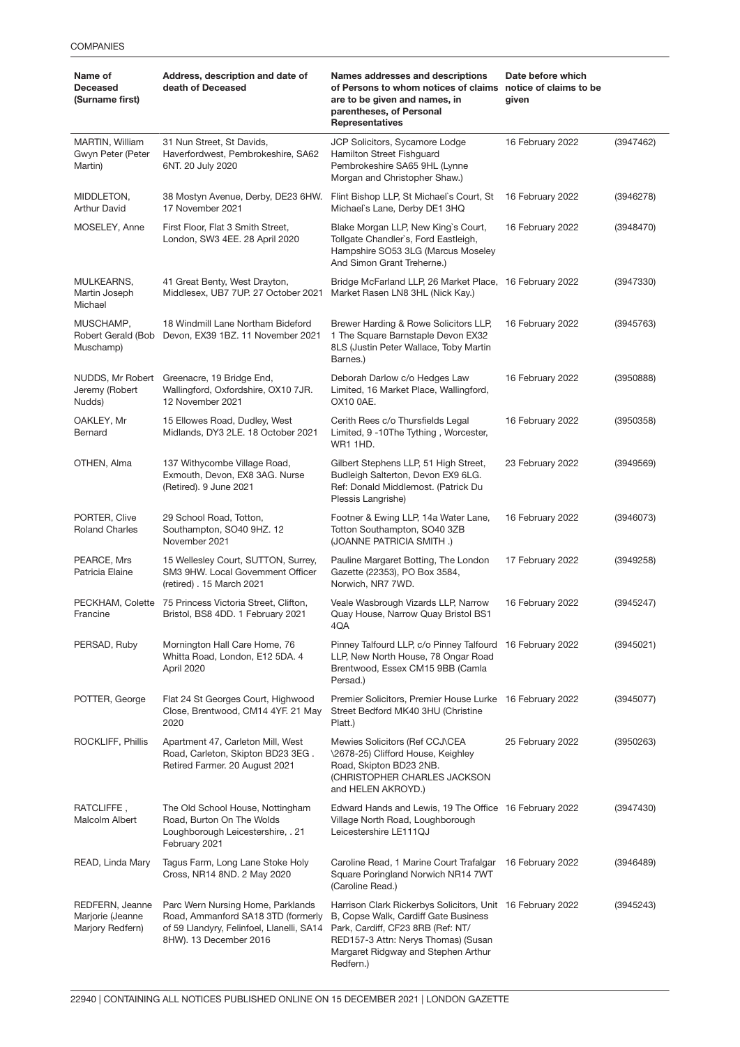| Name of Deceased (Surname first) | Address, description and date of death of Deceased | Names addresses and descriptions of Persons to whom notices of claims are to be given and names, in parentheses, of Personal Representatives | Date before which notice of claims to be given | |
|---|---|---|---|---|
| MARTIN, William Gwyn Peter (Peter Martin) | 31 Nun Street, St Davids, Haverfordwest, Pembrokeshire, SA62 6NT. 20 July 2020 | JCP Solicitors, Sycamore Lodge Hamilton Street Fishguard Pembrokeshire SA65 9HL (Lynne Morgan and Christopher Shaw.) | 16 February 2022 | (3947462) |
| MIDDLETON, Arthur David | 38 Mostyn Avenue, Derby, DE23 6HW. 17 November 2021 | Flint Bishop LLP, St Michael`s Court, St Michael`s Lane, Derby DE1 3HQ | 16 February 2022 | (3946278) |
| MOSELEY, Anne | First Floor, Flat 3 Smith Street, London, SW3 4EE. 28 April 2020 | Blake Morgan LLP, New King`s Court, Tollgate Chandler`s, Ford Eastleigh, Hampshire SO53 3LG (Marcus Moseley And Simon Grant Treherne.) | 16 February 2022 | (3948470) |
| MULKEARNS, Martin Joseph Michael | 41 Great Benty, West Drayton, Middlesex, UB7 7UP. 27 October 2021 | Bridge McFarland LLP, 26 Market Place, Market Rasen LN8 3HL (Nick Kay.) | 16 February 2022 | (3947330) |
| MUSCHAMP, Robert Gerald (Bob Muschamp) | 18 Windmill Lane Northam Bideford Devon, EX39 1BZ. 11 November 2021 | Brewer Harding & Rowe Solicitors LLP, 1 The Square Barnstaple Devon EX32 8LS (Justin Peter Wallace, Toby Martin Barnes.) | 16 February 2022 | (3945763) |
| NUDDS, Mr Robert Jeremy (Robert Nudds) | Greenacre, 19 Bridge End, Wallingford, Oxfordshire, OX10 7JR. 12 November 2021 | Deborah Darlow c/o Hedges Law Limited, 16 Market Place, Wallingford, OX10 0AE. | 16 February 2022 | (3950888) |
| OAKLEY, Mr Bernard | 15 Ellowes Road, Dudley, West Midlands, DY3 2LE. 18 October 2021 | Cerith Rees c/o Thursfields Legal Limited, 9 -10The Tything , Worcester, WR1 1HD. | 16 February 2022 | (3950358) |
| OTHEN, Alma | 137 Withycombe Village Road, Exmouth, Devon, EX8 3AG. Nurse (Retired). 9 June 2021 | Gilbert Stephens LLP, 51 High Street, Budleigh Salterton, Devon EX9 6LG. Ref: Donald Middlemost. (Patrick Du Plessis Langrishe) | 23 February 2022 | (3949569) |
| PORTER, Clive Roland Charles | 29 School Road, Totton, Southampton, SO40 9HZ. 12 November 2021 | Footner & Ewing LLP, 14a Water Lane, Totton Southampton, SO40 3ZB (JOANNE PATRICIA SMITH .) | 16 February 2022 | (3946073) |
| PEARCE, Mrs Patricia Elaine | 15 Wellesley Court, SUTTON, Surrey, SM3 9HW. Local Government Officer (retired) . 15 March 2021 | Pauline Margaret Botting, The London Gazette (22353), PO Box 3584, Norwich, NR7 7WD. | 17 February 2022 | (3949258) |
| PECKHAM, Colette Francine | 75 Princess Victoria Street, Clifton, Bristol, BS8 4DD. 1 February 2021 | Veale Wasbrough Vizards LLP, Narrow Quay House, Narrow Quay Bristol BS1 4QA | 16 February 2022 | (3945247) |
| PERSAD, Ruby | Mornington Hall Care Home, 76 Whitta Road, London, E12 5DA. 4 April 2020 | Pinney Talfourd LLP, c/o Pinney Talfourd LLP, New North House, 78 Ongar Road Brentwood, Essex CM15 9BB (Camla Persad.) | 16 February 2022 | (3945021) |
| POTTER, George | Flat 24 St Georges Court, Highwood Close, Brentwood, CM14 4YF. 21 May 2020 | Premier Solicitors, Premier House Lurke Street Bedford MK40 3HU (Christine Platt.) | 16 February 2022 | (3945077) |
| ROCKLIFF, Phillis | Apartment 47, Carleton Mill, West Road, Carleton, Skipton BD23 3EG . Retired Farmer. 20 August 2021 | Mewies Solicitors (Ref CCJ\CEA \2678-25) Clifford House, Keighley Road, Skipton BD23 2NB. (CHRISTOPHER CHARLES JACKSON and HELEN AKROYD.) | 25 February 2022 | (3950263) |
| RATCLIFFE , Malcolm Albert | The Old School House, Nottingham Road, Burton On The Wolds Loughborough Leicestershire, . 21 February 2021 | Edward Hands and Lewis, 19 The Office Village North Road, Loughborough Leicestershire LE111QJ | 16 February 2022 | (3947430) |
| READ, Linda Mary | Tagus Farm, Long Lane Stoke Holy Cross, NR14 8ND. 2 May 2020 | Caroline Read, 1 Marine Court Trafalgar Square Poringland Norwich NR14 7WT (Caroline Read.) | 16 February 2022 | (3946489) |
| REDFERN, Jeanne Marjorie (Jeanne Marjory Redfern) | Parc Wern Nursing Home, Parklands Road, Ammanford SA18 3TD (formerly of 59 Llandyry, Felinfoel, Llanelli, SA14 8HW). 13 December 2016 | Harrison Clark Rickerbys Solicitors, Unit B, Copse Walk, Cardiff Gate Business Park, Cardiff, CF23 8RB (Ref: NT/RED157-3 Attn: Nerys Thomas) (Susan Margaret Ridgway and Stephen Arthur Redfern.) | 16 February 2022 | (3945243) |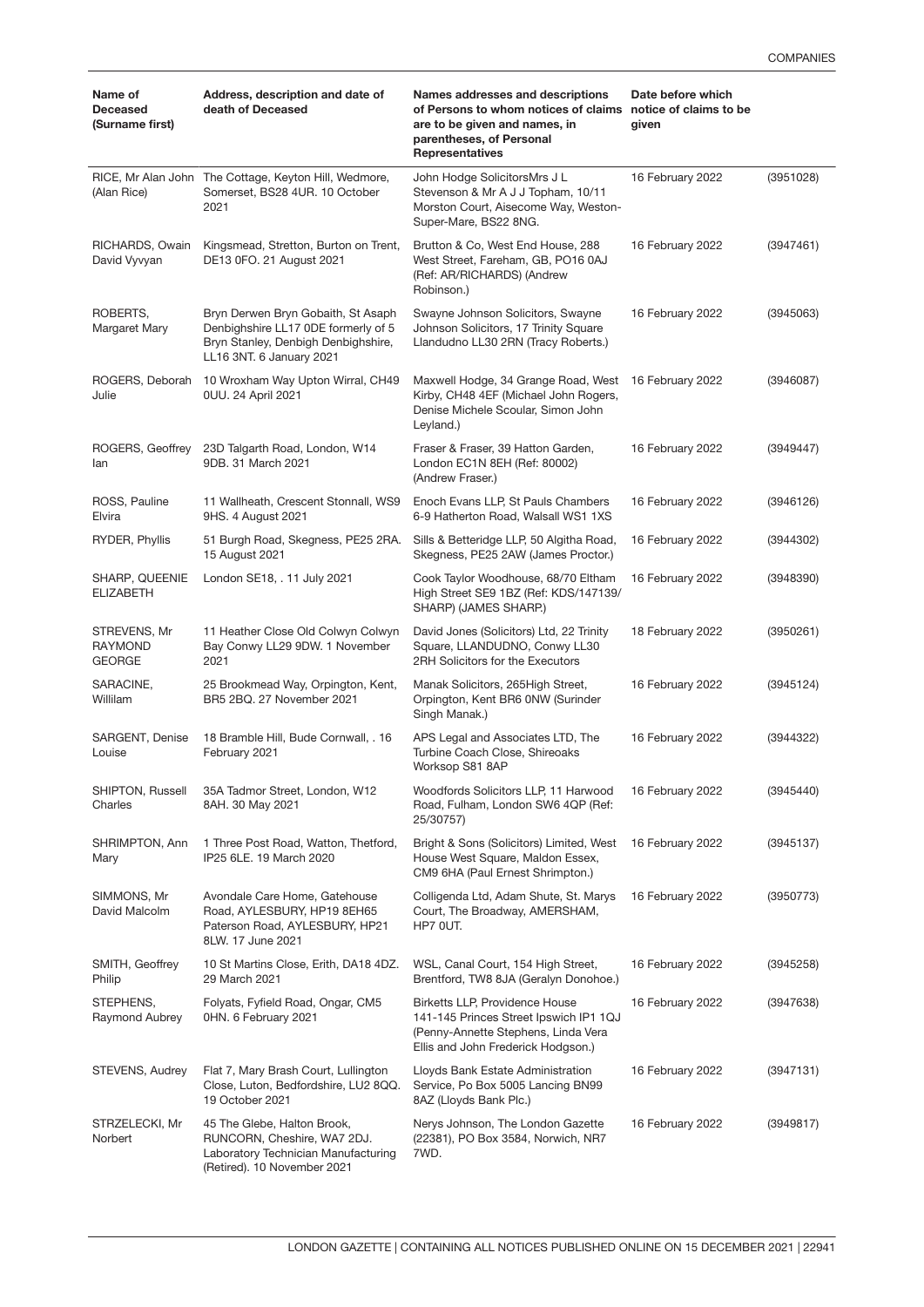| Name of Deceased (Surname first) | Address, description and date of death of Deceased | Names addresses and descriptions of Persons to whom notices of claims are to be given and names, in parentheses, of Personal Representatives | Date before which notice of claims to be given | |
|---|---|---|---|---|
| RICE, Mr Alan John (Alan Rice) | The Cottage, Keyton Hill, Wedmore, Somerset, BS28 4UR. 10 October 2021 | John Hodge SolicitorsMrs J L Stevenson & Mr A J J Topham, 10/11 Morston Court, Aisecome Way, Weston-Super-Mare, BS22 8NG. | 16 February 2022 | (3951028) |
| RICHARDS, Owain David Vyvyan | Kingsmead, Stretton, Burton on Trent, DE13 0FO. 21 August 2021 | Brutton & Co, West End House, 288 West Street, Fareham, GB, PO16 0AJ (Ref: AR/RICHARDS) (Andrew Robinson.) | 16 February 2022 | (3947461) |
| ROBERTS, Margaret Mary | Bryn Derwen Bryn Gobaith, St Asaph Denbighshire LL17 0DE formerly of 5 Bryn Stanley, Denbigh Denbighshire, LL16 3NT. 6 January 2021 | Swayne Johnson Solicitors, Swayne Johnson Solicitors, 17 Trinity Square Llandudno LL30 2RN (Tracy Roberts.) | 16 February 2022 | (3945063) |
| ROGERS, Deborah Julie | 10 Wroxham Way Upton Wirral, CH49 0UU. 24 April 2021 | Maxwell Hodge, 34 Grange Road, West Kirby, CH48 4EF (Michael John Rogers, Denise Michele Scoular, Simon John Leyland.) | 16 February 2022 | (3946087) |
| ROGERS, Geoffrey Ian | 23D Talgarth Road, London, W14 9DB. 31 March 2021 | Fraser & Fraser, 39 Hatton Garden, London EC1N 8EH (Ref: 80002) (Andrew Fraser.) | 16 February 2022 | (3949447) |
| ROSS, Pauline Elvira | 11 Wallheath, Crescent Stonnall, WS9 9HS. 4 August 2021 | Enoch Evans LLP, St Pauls Chambers 6-9 Hatherton Road, Walsall WS1 1XS | 16 February 2022 | (3946126) |
| RYDER, Phyllis | 51 Burgh Road, Skegness, PE25 2RA. 15 August 2021 | Sills & Betteridge LLP, 50 Algitha Road, Skegness, PE25 2AW (James Proctor.) | 16 February 2022 | (3944302) |
| SHARP, QUEENIE ELIZABETH | London SE18, . 11 July 2021 | Cook Taylor Woodhouse, 68/70 Eltham High Street SE9 1BZ (Ref: KDS/147139/ SHARP) (JAMES SHARP.) | 16 February 2022 | (3948390) |
| STREVENS, Mr RAYMOND GEORGE | 11 Heather Close Old Colwyn Colwyn Bay Conwy LL29 9DW. 1 November 2021 | David Jones (Solicitors) Ltd, 22 Trinity Square, LLANDUDNO, Conwy LL30 2RH Solicitors for the Executors | 18 February 2022 | (3950261) |
| SARACINE, Willilam | 25 Brookmead Way, Orpington, Kent, BR5 2BQ. 27 November 2021 | Manak Solicitors, 265High Street, Orpington, Kent BR6 0NW (Surinder Singh Manak.) | 16 February 2022 | (3945124) |
| SARGENT, Denise Louise | 18 Bramble Hill, Bude Cornwall, . 16 February 2021 | APS Legal and Associates LTD, The Turbine Coach Close, Shireoaks Worksop S81 8AP | 16 February 2022 | (3944322) |
| SHIPTON, Russell Charles | 35A Tadmor Street, London, W12 8AH. 30 May 2021 | Woodfords Solicitors LLP, 11 Harwood Road, Fulham, London SW6 4QP (Ref: 25/30757) | 16 February 2022 | (3945440) |
| SHRIMPTON, Ann Mary | 1 Three Post Road, Watton, Thetford, IP25 6LE. 19 March 2020 | Bright & Sons (Solicitors) Limited, West House West Square, Maldon Essex, CM9 6HA (Paul Ernest Shrimpton.) | 16 February 2022 | (3945137) |
| SIMMONS, Mr David Malcolm | Avondale Care Home, Gatehouse Road, AYLESBURY, HP19 8EH65 Paterson Road, AYLESBURY, HP21 8LW. 17 June 2021 | Colligenda Ltd, Adam Shute, St. Marys Court, The Broadway, AMERSHAM, HP7 0UT. | 16 February 2022 | (3950773) |
| SMITH, Geoffrey Philip | 10 St Martins Close, Erith, DA18 4DZ. 29 March 2021 | WSL, Canal Court, 154 High Street, Brentford, TW8 8JA (Geralyn Donohoe.) | 16 February 2022 | (3945258) |
| STEPHENS, Raymond Aubrey | Folyats, Fyfield Road, Ongar, CM5 0HN. 6 February 2021 | Birketts LLP, Providence House 141-145 Princes Street Ipswich IP1 1QJ (Penny-Annette Stephens, Linda Vera Ellis and John Frederick Hodgson.) | 16 February 2022 | (3947638) |
| STEVENS, Audrey | Flat 7, Mary Brash Court, Lullington Close, Luton, Bedfordshire, LU2 8QQ. 19 October 2021 | Lloyds Bank Estate Administration Service, Po Box 5005 Lancing BN99 8AZ (Lloyds Bank Plc.) | 16 February 2022 | (3947131) |
| STRZELECKI, Mr Norbert | 45 The Glebe, Halton Brook, RUNCORN, Cheshire, WA7 2DJ. Laboratory Technician Manufacturing (Retired). 10 November 2021 | Nerys Johnson, The London Gazette (22381), PO Box 3584, Norwich, NR7 7WD. | 16 February 2022 | (3949817) |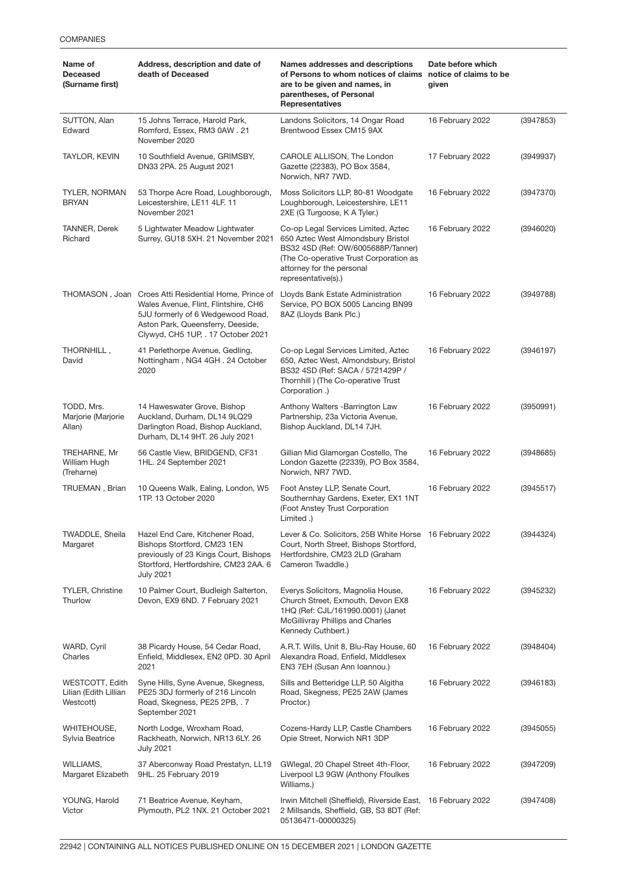| Name of Deceased (Surname first) | Address, description and date of death of Deceased | Names addresses and descriptions of Persons to whom notices of claims are to be given and names, in parentheses, of Personal Representatives | Date before which notice of claims to be given | |
|---|---|---|---|---|
| SUTTON, Alan Edward | 15 Johns Terrace, Harold Park, Romford, Essex, RM3 0AW . 21 November 2020 | Landons Solicitors, 14 Ongar Road Brentwood Essex CM15 9AX | 16 February 2022 | (3947853) |
| TAYLOR, KEVIN | 10 Southfield Avenue, GRIMSBY, DN33 2PA. 25 August 2021 | CAROLE ALLISON, The London Gazette (22383), PO Box 3584, Norwich, NR7 7WD. | 17 February 2022 | (3949937) |
| TYLER, NORMAN BRYAN | 53 Thorpe Acre Road, Loughborough, Leicestershire, LE11 4LF. 11 November 2021 | Moss Solicitors LLP, 80-81 Woodgate Loughborough, Leicestershire, LE11 2XE (G Turgoose, K A Tyler.) | 16 February 2022 | (3947370) |
| TANNER, Derek Richard | 5 Lightwater Meadow Lightwater Surrey, GU18 5XH. 21 November 2021 | Co-op Legal Services Limited, Aztec 650 Aztec West Almondsbury Bristol BS32 4SD (Ref: OW/6005688P/Tanner) (The Co-operative Trust Corporation as attorney for the personal representative(s).) | 16 February 2022 | (3946020) |
| THOMASON , Joan | Croes Atti Residential Home, Prince of Wales Avenue, Flint, Flintshire, CH6 5JU formerly of 6 Wedgewood Road, Aston Park, Queensferry, Deeside, Clywyd, CH5 1UP, . 17 October 2021 | Lloyds Bank Estate Administration Service, PO BOX 5005 Lancing BN99 8AZ (Lloyds Bank Plc.) | 16 February 2022 | (3949788) |
| THORNHILL , David | 41 Perlethorpe Avenue, Gedling, Nottingham , NG4 4GH . 24 October 2020 | Co-op Legal Services Limited, Aztec 650, Aztec West, Almondsbury, Bristol BS32 4SD (Ref: SACA / 5721429P / Thornhill ) (The Co-operative Trust Corporation .) | 16 February 2022 | (3946197) |
| TODD, Mrs. Marjorie (Marjorie Allan) | 14 Haweswater Grove, Bishop Auckland, Durham, DL14 9LQ29 Darlington Road, Bishop Auckland, Durham, DL14 9HT. 26 July 2021 | Anthony Walters -Barrington Law Partnership, 23a Victoria Avenue, Bishop Auckland, DL14 7JH. | 16 February 2022 | (3950991) |
| TREHARNE, Mr William Hugh (Treharne) | 56 Castle View, BRIDGEND, CF31 1HL. 24 September 2021 | Gillian Mid Glamorgan Costello, The London Gazette (22339), PO Box 3584, Norwich, NR7 7WD. | 16 February 2022 | (3948685) |
| TRUEMAN , Brian | 10 Queens Walk, Ealing, London, W5 1TP. 13 October 2020 | Foot Anstey LLP, Senate Court, Southernhay Gardens, Exeter, EX1 1NT (Foot Anstey Trust Corporation Limited .) | 16 February 2022 | (3945517) |
| TWADDLE, Sheila Margaret | Hazel End Care, Kitchener Road, Bishops Stortford, CM23 1EN previously of 23 Kings Court, Bishops Stortford, Hertfordshire, CM23 2AA. 6 July 2021 | Lever & Co. Solicitors, 25B White Horse Court, North Street, Bishops Stortford, Hertfordshire, CM23 2LD (Graham Cameron Twaddle.) | 16 February 2022 | (3944324) |
| TYLER, Christine Thurlow | 10 Palmer Court, Budleigh Salterton, Devon, EX9 6ND. 7 February 2021 | Everys Solicitors, Magnolia House, Church Street, Exmouth, Devon EX8 1HQ (Ref: CJL/161990.0001) (Janet McGillivray Phillips and Charles Kennedy Cuthbert.) | 16 February 2022 | (3945232) |
| WARD, Cyril Charles | 38 Picardy House, 54 Cedar Road, Enfield, Middlesex, EN2 0PD. 30 April 2021 | A.R.T. Wills, Unit 8, Blu-Ray House, 60 Alexandra Road, Enfield, Middlesex EN3 7EH (Susan Ann Ioannou.) | 16 February 2022 | (3948404) |
| WESTCOTT, Edith Lilian (Edith Lillian Westcott) | Syne Hills, Syne Avenue, Skegness, PE25 3DJ formerly of 216 Lincoln Road, Skegness, PE25 2PB, . 7 September 2021 | Sills and Betteridge LLP, 50 Algitha Road, Skegness, PE25 2AW (James Proctor.) | 16 February 2022 | (3946183) |
| WHITEHOUSE, Sylvia Beatrice | North Lodge, Wroxham Road, Rackheath, Norwich, NR13 6LY. 26 July 2021 | Cozens-Hardy LLP, Castle Chambers Opie Street, Norwich NR1 3DP | 16 February 2022 | (3945055) |
| WILLIAMS, Margaret Elizabeth | 37 Aberconway Road Prestatyn, LL19 9HL. 25 February 2019 | GWlegal, 20 Chapel Street 4th-Floor, Liverpool L3 9GW (Anthony Ffoulkes Williams.) | 16 February 2022 | (3947209) |
| YOUNG, Harold Victor | 71 Beatrice Avenue, Keyham, Plymouth, PL2 1NX. 21 October 2021 | Irwin Mitchell (Sheffield), Riverside East, 2 Millsands, Sheffield, GB, S3 8DT (Ref: 05136471-00000325) | 16 February 2022 | (3947408) |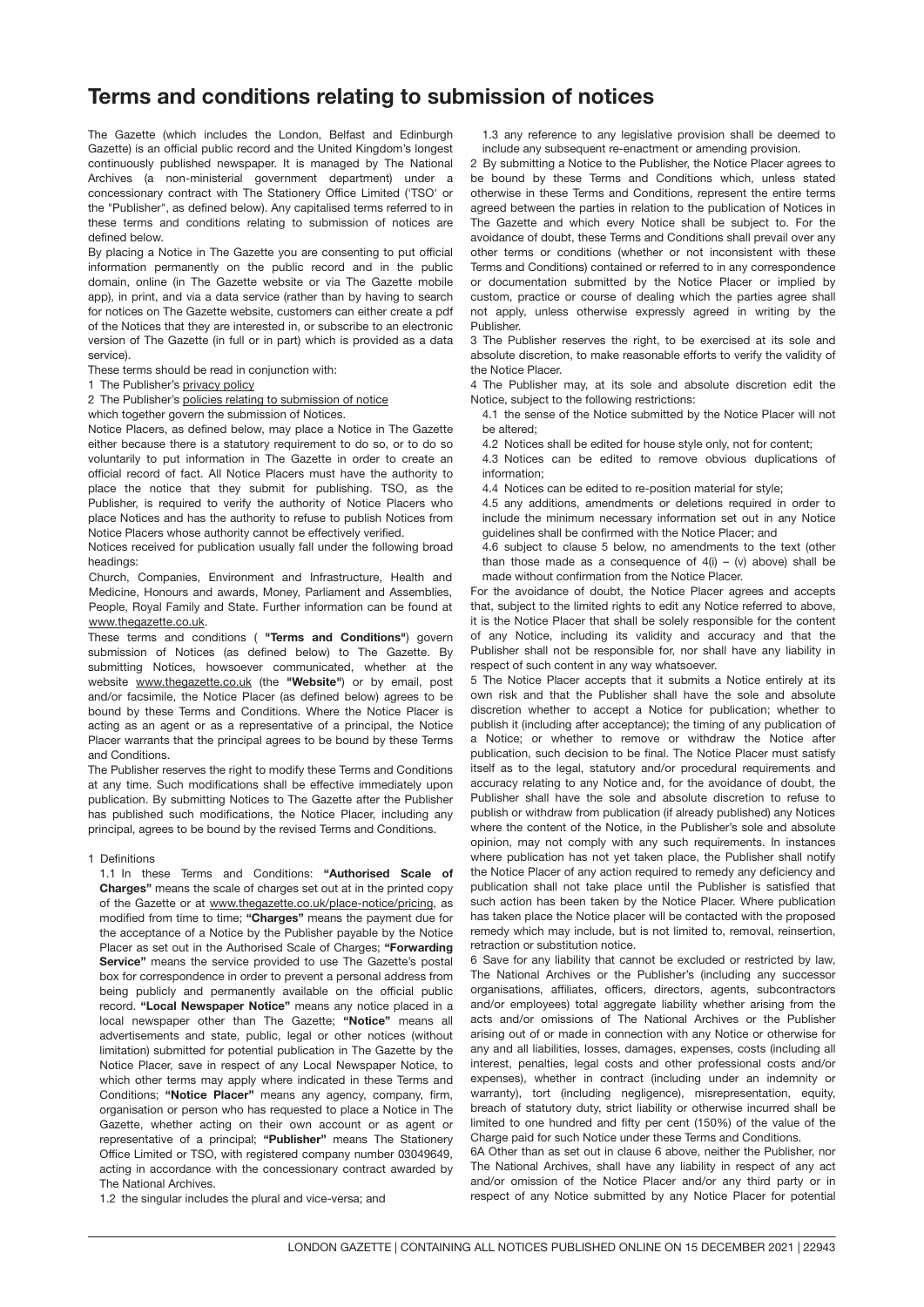# Terms and conditions relating to submission of notices

The Gazette (which includes the London, Belfast and Edinburgh Gazette) is an official public record and the United Kingdom's longest continuously published newspaper. It is managed by The National Archives (a non-ministerial government department) under a concessionary contract with The Stationery Office Limited ('TSO' or the "Publisher", as defined below). Any capitalised terms referred to in these terms and conditions relating to submission of notices are defined below.

By placing a Notice in The Gazette you are consenting to put official information permanently on the public record and in the public domain, online (in The Gazette website or via The Gazette mobile app), in print, and via a data service (rather than by having to search for notices on The Gazette website, customers can either create a pdf of the Notices that they are interested in, or subscribe to an electronic version of The Gazette (in full or in part) which is provided as a data service).

These terms should be read in conjunction with:

1 The Publisher's privacy policy

2 The Publisher's policies relating to submission of notice

which together govern the submission of Notices.

Notice Placers, as defined below, may place a Notice in The Gazette either because there is a statutory requirement to do so, or to do so voluntarily to put information in The Gazette in order to create an official record of fact. All Notice Placers must have the authority to place the notice that they submit for publishing. TSO, as the Publisher, is required to verify the authority of Notice Placers who place Notices and has the authority to refuse to publish Notices from Notice Placers whose authority cannot be effectively verified.

Notices received for publication usually fall under the following broad headings:

Church, Companies, Environment and Infrastructure, Health and Medicine, Honours and awards, Money, Parliament and Assemblies, People, Royal Family and State. Further information can be found at www.thegazette.co.uk.

These terms and conditions ( **"Terms and Conditions"**) govern submission of Notices (as defined below) to The Gazette. By submitting Notices, howsoever communicated, whether at the website www.thegazette.co.uk (the **"Website"**) or by email, post and/or facsimile, the Notice Placer (as defined below) agrees to be bound by these Terms and Conditions. Where the Notice Placer is acting as an agent or as a representative of a principal, the Notice Placer warrants that the principal agrees to be bound by these Terms and Conditions.

The Publisher reserves the right to modify these Terms and Conditions at any time. Such modifications shall be effective immediately upon publication. By submitting Notices to The Gazette after the Publisher has published such modifications, the Notice Placer, including any principal, agrees to be bound by the revised Terms and Conditions.

1 Definitions

1.1 In these Terms and Conditions: **"Authorised Scale of Charges"** means the scale of charges set out at in the printed copy of the Gazette or at www.thegazette.co.uk/place-notice/pricing, as modified from time to time; **"Charges"** means the payment due for the acceptance of a Notice by the Publisher payable by the Notice Placer as set out in the Authorised Scale of Charges; **"Forwarding Service"** means the service provided to use The Gazette's postal box for correspondence in order to prevent a personal address from being publicly and permanently available on the official public record. **"Local Newspaper Notice"** means any notice placed in a local newspaper other than The Gazette; **"Notice"** means all advertisements and state, public, legal or other notices (without limitation) submitted for potential publication in The Gazette by the Notice Placer, save in respect of any Local Newspaper Notice, to which other terms may apply where indicated in these Terms and Conditions; **"Notice Placer"** means any agency, company, firm, organisation or person who has requested to place a Notice in The Gazette, whether acting on their own account or as agent or representative of a principal; **"Publisher"** means The Stationery Office Limited or TSO, with registered company number 03049649, acting in accordance with the concessionary contract awarded by The National Archives.

1.2 the singular includes the plural and vice-versa; and

1.3 any reference to any legislative provision shall be deemed to include any subsequent re-enactment or amending provision.

2 By submitting a Notice to the Publisher, the Notice Placer agrees to be bound by these Terms and Conditions which, unless stated otherwise in these Terms and Conditions, represent the entire terms agreed between the parties in relation to the publication of Notices in The Gazette and which every Notice shall be subject to. For the avoidance of doubt, these Terms and Conditions shall prevail over any other terms or conditions (whether or not inconsistent with these Terms and Conditions) contained or referred to in any correspondence or documentation submitted by the Notice Placer or implied by custom, practice or course of dealing which the parties agree shall not apply, unless otherwise expressly agreed in writing by the Publisher.

3 The Publisher reserves the right, to be exercised at its sole and absolute discretion, to make reasonable efforts to verify the validity of the Notice Placer.

4 The Publisher may, at its sole and absolute discretion edit the Notice, subject to the following restrictions:

4.1 the sense of the Notice submitted by the Notice Placer will not be altered;

4.2 Notices shall be edited for house style only, not for content;

4.3 Notices can be edited to remove obvious duplications of information;

4.4 Notices can be edited to re-position material for style;

4.5 any additions, amendments or deletions required in order to include the minimum necessary information set out in any Notice guidelines shall be confirmed with the Notice Placer; and

4.6 subject to clause 5 below, no amendments to the text (other than those made as a consequence of 4(i) – (v) above) shall be made without confirmation from the Notice Placer.

For the avoidance of doubt, the Notice Placer agrees and accepts that, subject to the limited rights to edit any Notice referred to above, it is the Notice Placer that shall be solely responsible for the content of any Notice, including its validity and accuracy and that the Publisher shall not be responsible for, nor shall have any liability in respect of such content in any way whatsoever.

5 The Notice Placer accepts that it submits a Notice entirely at its own risk and that the Publisher shall have the sole and absolute discretion whether to accept a Notice for publication; whether to publish it (including after acceptance); the timing of any publication of a Notice; or whether to remove or withdraw the Notice after publication, such decision to be final. The Notice Placer must satisfy itself as to the legal, statutory and/or procedural requirements and accuracy relating to any Notice and, for the avoidance of doubt, the Publisher shall have the sole and absolute discretion to refuse to publish or withdraw from publication (if already published) any Notices where the content of the Notice, in the Publisher's sole and absolute opinion, may not comply with any such requirements. In instances where publication has not yet taken place, the Publisher shall notify the Notice Placer of any action required to remedy any deficiency and publication shall not take place until the Publisher is satisfied that such action has been taken by the Notice Placer. Where publication has taken place the Notice placer will be contacted with the proposed remedy which may include, but is not limited to, removal, reinsertion, retraction or substitution notice.

6 Save for any liability that cannot be excluded or restricted by law, The National Archives or the Publisher's (including any successor organisations, affiliates, officers, directors, agents, subcontractors and/or employees) total aggregate liability whether arising from the acts and/or omissions of The National Archives or the Publisher arising out of or made in connection with any Notice or otherwise for any and all liabilities, losses, damages, expenses, costs (including all interest, penalties, legal costs and other professional costs and/or expenses), whether in contract (including under an indemnity or warranty), tort (including negligence), misrepresentation, equity, breach of statutory duty, strict liability or otherwise incurred shall be limited to one hundred and fifty per cent (150%) of the value of the Charge paid for such Notice under these Terms and Conditions.

6A Other than as set out in clause 6 above, neither the Publisher, nor The National Archives, shall have any liability in respect of any act and/or omission of the Notice Placer and/or any third party or in respect of any Notice submitted by any Notice Placer for potential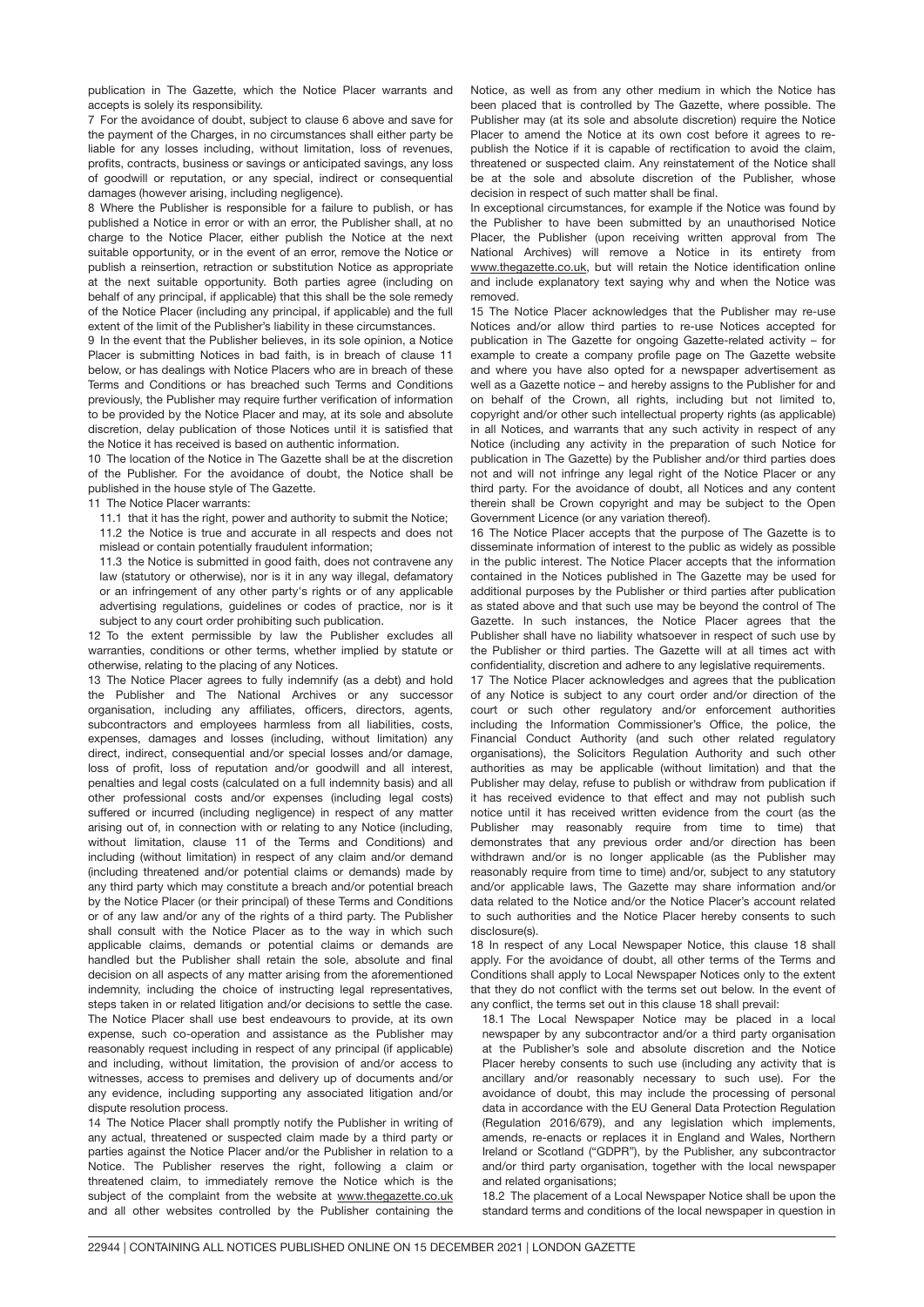publication in The Gazette, which the Notice Placer warrants and accepts is solely its responsibility.

7 For the avoidance of doubt, subject to clause 6 above and save for the payment of the Charges, in no circumstances shall either party be liable for any losses including, without limitation, loss of revenues, profits, contracts, business or savings or anticipated savings, any loss of goodwill or reputation, or any special, indirect or consequential damages (however arising, including negligence).

8 Where the Publisher is responsible for a failure to publish, or has published a Notice in error or with an error, the Publisher shall, at no charge to the Notice Placer, either publish the Notice at the next suitable opportunity, or in the event of an error, remove the Notice or publish a reinsertion, retraction or substitution Notice as appropriate at the next suitable opportunity. Both parties agree (including on behalf of any principal, if applicable) that this shall be the sole remedy of the Notice Placer (including any principal, if applicable) and the full extent of the limit of the Publisher's liability in these circumstances.

9 In the event that the Publisher believes, in its sole opinion, a Notice Placer is submitting Notices in bad faith, is in breach of clause 11 below, or has dealings with Notice Placers who are in breach of these Terms and Conditions or has breached such Terms and Conditions previously, the Publisher may require further verification of information to be provided by the Notice Placer and may, at its sole and absolute discretion, delay publication of those Notices until it is satisfied that the Notice it has received is based on authentic information.

10 The location of the Notice in The Gazette shall be at the discretion of the Publisher. For the avoidance of doubt, the Notice shall be published in the house style of The Gazette.

11 The Notice Placer warrants:

11.1 that it has the right, power and authority to submit the Notice;

11.2 the Notice is true and accurate in all respects and does not mislead or contain potentially fraudulent information;

11.3 the Notice is submitted in good faith, does not contravene any law (statutory or otherwise), nor is it in any way illegal, defamatory or an infringement of any other party's rights or of any applicable advertising regulations, guidelines or codes of practice, nor is it subject to any court order prohibiting such publication.

12 To the extent permissible by law the Publisher excludes all warranties, conditions or other terms, whether implied by statute or otherwise, relating to the placing of any Notices.

13 The Notice Placer agrees to fully indemnify (as a debt) and hold the Publisher and The National Archives or any successor organisation, including any affiliates, officers, directors, agents, subcontractors and employees harmless from all liabilities, costs, expenses, damages and losses (including, without limitation) any direct, indirect, consequential and/or special losses and/or damage, loss of profit, loss of reputation and/or goodwill and all interest, penalties and legal costs (calculated on a full indemnity basis) and all other professional costs and/or expenses (including legal costs) suffered or incurred (including negligence) in respect of any matter arising out of, in connection with or relating to any Notice (including, without limitation, clause 11 of the Terms and Conditions) and including (without limitation) in respect of any claim and/or demand (including threatened and/or potential claims or demands) made by any third party which may constitute a breach and/or potential breach by the Notice Placer (or their principal) of these Terms and Conditions or of any law and/or any of the rights of a third party. The Publisher shall consult with the Notice Placer as to the way in which such applicable claims, demands or potential claims or demands are handled but the Publisher shall retain the sole, absolute and final decision on all aspects of any matter arising from the aforementioned indemnity, including the choice of instructing legal representatives, steps taken in or related litigation and/or decisions to settle the case. The Notice Placer shall use best endeavours to provide, at its own expense, such co-operation and assistance as the Publisher may reasonably request including in respect of any principal (if applicable) and including, without limitation, the provision of and/or access to witnesses, access to premises and delivery up of documents and/or any evidence, including supporting any associated litigation and/or dispute resolution process.

14 The Notice Placer shall promptly notify the Publisher in writing of any actual, threatened or suspected claim made by a third party or parties against the Notice Placer and/or the Publisher in relation to a Notice. The Publisher reserves the right, following a claim or threatened claim, to immediately remove the Notice which is the subject of the complaint from the website at www.thegazette.co.uk and all other websites controlled by the Publisher containing the Notice, as well as from any other medium in which the Notice has been placed that is controlled by The Gazette, where possible. The Publisher may (at its sole and absolute discretion) require the Notice Placer to amend the Notice at its own cost before it agrees to re-publish the Notice if it is capable of rectification to avoid the claim, threatened or suspected claim. Any reinstatement of the Notice shall be at the sole and absolute discretion of the Publisher, whose decision in respect of such matter shall be final.

In exceptional circumstances, for example if the Notice was found by the Publisher to have been submitted by an unauthorised Notice Placer, the Publisher (upon receiving written approval from The National Archives) will remove a Notice in its entirety from www.thegazette.co.uk, but will retain the Notice identification online and include explanatory text saying why and when the Notice was removed.

15 The Notice Placer acknowledges that the Publisher may re-use Notices and/or allow third parties to re-use Notices accepted for publication in The Gazette for ongoing Gazette-related activity – for example to create a company profile page on The Gazette website and where you have also opted for a newspaper advertisement as well as a Gazette notice – and hereby assigns to the Publisher for and on behalf of the Crown, all rights, including but not limited to, copyright and/or other such intellectual property rights (as applicable) in all Notices, and warrants that any such activity in respect of any Notice (including any activity in the preparation of such Notice for publication in The Gazette) by the Publisher and/or third parties does not and will not infringe any legal right of the Notice Placer or any third party. For the avoidance of doubt, all Notices and any content therein shall be Crown copyright and may be subject to the Open Government Licence (or any variation thereof).

16 The Notice Placer accepts that the purpose of The Gazette is to disseminate information of interest to the public as widely as possible in the public interest. The Notice Placer accepts that the information contained in the Notices published in The Gazette may be used for additional purposes by the Publisher or third parties after publication as stated above and that such use may be beyond the control of The Gazette. In such instances, the Notice Placer agrees that the Publisher shall have no liability whatsoever in respect of such use by the Publisher or third parties. The Gazette will at all times act with confidentiality, discretion and adhere to any legislative requirements.

17 The Notice Placer acknowledges and agrees that the publication of any Notice is subject to any court order and/or direction of the court or such other regulatory and/or enforcement authorities including the Information Commissioner's Office, the police, the Financial Conduct Authority (and such other related regulatory organisations), the Solicitors Regulation Authority and such other authorities as may be applicable (without limitation) and that the Publisher may delay, refuse to publish or withdraw from publication if it has received evidence to that effect and may not publish such notice until it has received written evidence from the court (as the Publisher may reasonably require from time to time) that demonstrates that any previous order and/or direction has been withdrawn and/or is no longer applicable (as the Publisher may reasonably require from time to time) and/or, subject to any statutory and/or applicable laws, The Gazette may share information and/or data related to the Notice and/or the Notice Placer's account related to such authorities and the Notice Placer hereby consents to such disclosure(s).

18 In respect of any Local Newspaper Notice, this clause 18 shall apply. For the avoidance of doubt, all other terms of the Terms and Conditions shall apply to Local Newspaper Notices only to the extent that they do not conflict with the terms set out below. In the event of any conflict, the terms set out in this clause 18 shall prevail:

18.1 The Local Newspaper Notice may be placed in a local newspaper by any subcontractor and/or a third party organisation at the Publisher's sole and absolute discretion and the Notice Placer hereby consents to such use (including any activity that is ancillary and/or reasonably necessary to such use). For the avoidance of doubt, this may include the processing of personal data in accordance with the EU General Data Protection Regulation (Regulation 2016/679), and any legislation which implements, amends, re-enacts or replaces it in England and Wales, Northern Ireland or Scotland ("GDPR"), by the Publisher, any subcontractor and/or third party organisation, together with the local newspaper and related organisations;

18.2 The placement of a Local Newspaper Notice shall be upon the standard terms and conditions of the local newspaper in question in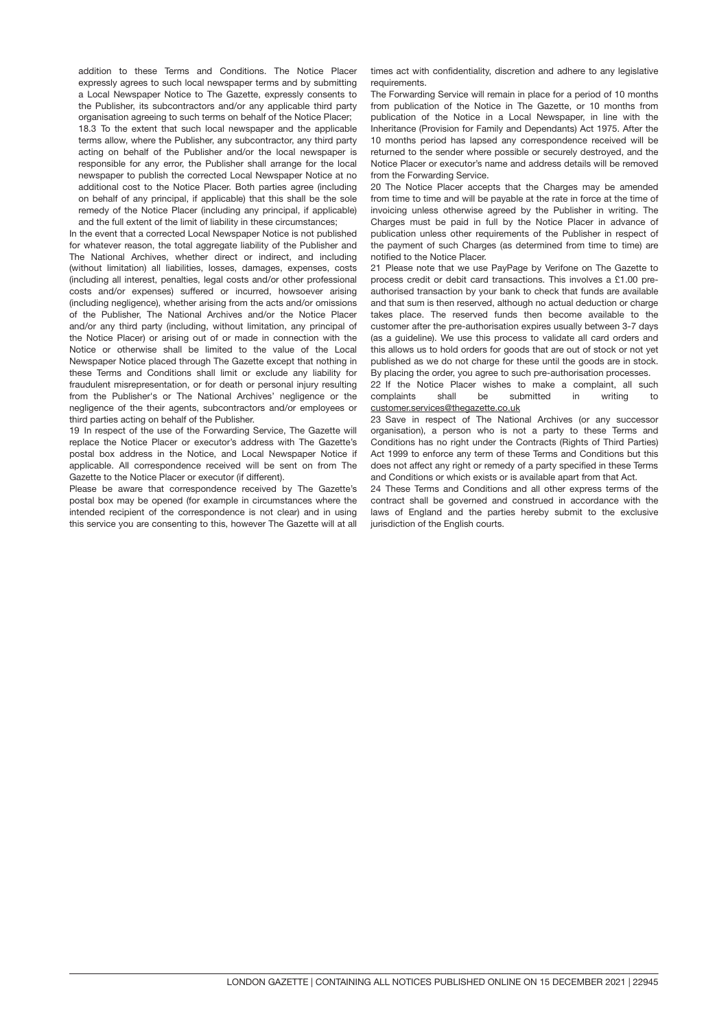addition to these Terms and Conditions. The Notice Placer expressly agrees to such local newspaper terms and by submitting a Local Newspaper Notice to The Gazette, expressly consents to the Publisher, its subcontractors and/or any applicable third party organisation agreeing to such terms on behalf of the Notice Placer;

18.3 To the extent that such local newspaper and the applicable terms allow, where the Publisher, any subcontractor, any third party acting on behalf of the Publisher and/or the local newspaper is responsible for any error, the Publisher shall arrange for the local newspaper to publish the corrected Local Newspaper Notice at no additional cost to the Notice Placer. Both parties agree (including on behalf of any principal, if applicable) that this shall be the sole remedy of the Notice Placer (including any principal, if applicable) and the full extent of the limit of liability in these circumstances;

In the event that a corrected Local Newspaper Notice is not published for whatever reason, the total aggregate liability of the Publisher and The National Archives, whether direct or indirect, and including (without limitation) all liabilities, losses, damages, expenses, costs (including all interest, penalties, legal costs and/or other professional costs and/or expenses) suffered or incurred, howsoever arising (including negligence), whether arising from the acts and/or omissions of the Publisher, The National Archives and/or the Notice Placer and/or any third party (including, without limitation, any principal of the Notice Placer) or arising out of or made in connection with the Notice or otherwise shall be limited to the value of the Local Newspaper Notice placed through The Gazette except that nothing in these Terms and Conditions shall limit or exclude any liability for fraudulent misrepresentation, or for death or personal injury resulting from the Publisher's or The National Archives' negligence or the negligence of the their agents, subcontractors and/or employees or third parties acting on behalf of the Publisher.

19 In respect of the use of the Forwarding Service, The Gazette will replace the Notice Placer or executor's address with The Gazette's postal box address in the Notice, and Local Newspaper Notice if applicable. All correspondence received will be sent on from The Gazette to the Notice Placer or executor (if different).

Please be aware that correspondence received by The Gazette's postal box may be opened (for example in circumstances where the intended recipient of the correspondence is not clear) and in using this service you are consenting to this, however The Gazette will at all times act with confidentiality, discretion and adhere to any legislative requirements.

The Forwarding Service will remain in place for a period of 10 months from publication of the Notice in The Gazette, or 10 months from publication of the Notice in a Local Newspaper, in line with the Inheritance (Provision for Family and Dependants) Act 1975. After the 10 months period has lapsed any correspondence received will be returned to the sender where possible or securely destroyed, and the Notice Placer or executor's name and address details will be removed from the Forwarding Service.

20 The Notice Placer accepts that the Charges may be amended from time to time and will be payable at the rate in force at the time of invoicing unless otherwise agreed by the Publisher in writing. The Charges must be paid in full by the Notice Placer in advance of publication unless other requirements of the Publisher in respect of the payment of such Charges (as determined from time to time) are notified to the Notice Placer.

21 Please note that we use PayPage by Verifone on The Gazette to process credit or debit card transactions. This involves a £1.00 pre-authorised transaction by your bank to check that funds are available and that sum is then reserved, although no actual deduction or charge takes place. The reserved funds then become available to the customer after the pre-authorisation expires usually between 3-7 days (as a guideline). We use this process to validate all card orders and this allows us to hold orders for goods that are out of stock or not yet published as we do not charge for these until the goods are in stock. By placing the order, you agree to such pre-authorisation processes.

22 If the Notice Placer wishes to make a complaint, all such complaints shall be submitted in writing to customer.services@thegazette.co.uk

23 Save in respect of The National Archives (or any successor organisation), a person who is not a party to these Terms and Conditions has no right under the Contracts (Rights of Third Parties) Act 1999 to enforce any term of these Terms and Conditions but this does not affect any right or remedy of a party specified in these Terms and Conditions or which exists or is available apart from that Act.

24 These Terms and Conditions and all other express terms of the contract shall be governed and construed in accordance with the laws of England and the parties hereby submit to the exclusive jurisdiction of the English courts.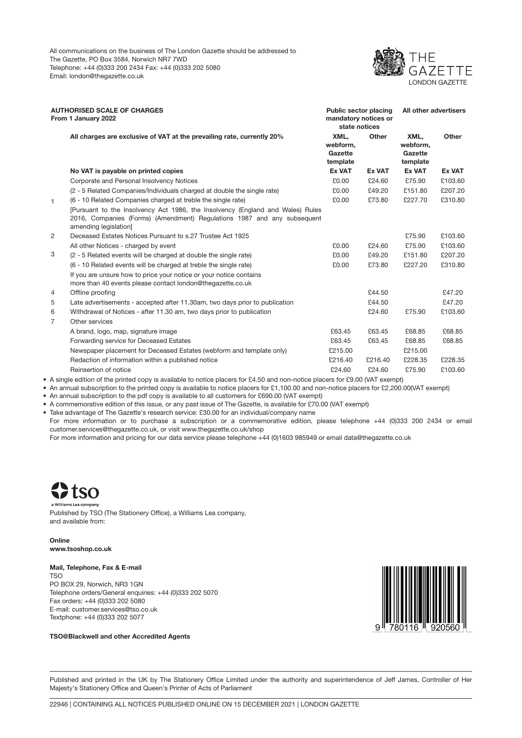All communications on the business of The London Gazette should be addressed to
The Gazette, PO Box 3584, Norwich NR7 7WD
Telephone: +44 (0)333 200 2434 Fax: +44 (0)333 202 5080
Email: london@thegazette.co.uk

THE GAZETTE
LONDON GAZETTE

| | **AUTHORISED SCALE OF CHARGES From 1 January 2022** | **Public sector placing mandatory notices or state notices** | | **All other advertisers** | |
|---|---|---|---|---|---|
| | **All charges are exclusive of VAT at the prevailing rate, currently 20%** | **XML, webform, Gazette template** | **Other** | **XML, webform, Gazette template** | **Other** |
| | **No VAT is payable on printed copies** | **Ex VAT** | **Ex VAT** | **Ex VAT** | **Ex VAT** |
| 1 | Corporate and Personal Insolvency Notices | £0.00 | £24.60 | £75.90 | £103.60 |
| | (2 - 5 Related Companies/Individuals charged at double the single rate) | £0.00 | £49.20 | £151.80 | £207.20 |
| | (6 - 10 Related Companies charged at treble the single rate) | £0.00 | £73.80 | £227.70 | £310.80 |
| | [Pursuant to the Insolvency Act 1986, the Insolvency (England and Wales) Rules 2016, Companies (Forms) (Amendment) Regulations 1987 and any subsequent amending legislation] | | | | |
| 2 | Deceased Estates Notices Pursuant to s.27 Trustee Act 1925 | | | £75.90 | £103.60 |
| 3 | All other Notices - charged by event | £0.00 | £24.60 | £75.90 | £103.60 |
| | (2 - 5 Related events will be charged at double the single rate) | £0.00 | £49.20 | £151.80 | £207.20 |
| | (6 - 10 Related events will be charged at treble the single rate) | £0.00 | £73.80 | £227.20 | £310.80 |
| | If you are unsure how to price your notice or your notice contains more than 40 events please contact london@thegazette.co.uk | | | | |
| 4 | Offline proofing | | £44.50 | | £47.20 |
| 5 | Late advertisements - accepted after 11.30am, two days prior to publication | | £44.50 | | £47.20 |
| 6 | Withdrawal of Notices - after 11.30 am, two days prior to publication | | £24.60 | £75.90 | £103.60 |
| 7 | Other services | | | | |
| | A brand, logo, map, signature image | £63.45 | £63.45 | £68.85 | £68.85 |
| | Forwarding service for Deceased Estates | £63.45 | £63.45 | £68.85 | £68.85 |
| | Newspaper placement for Deceased Estates (webform and template only) | £215.00 | | £215.00 | |
| | Redaction of information within a published notice | £216.40 | £216.40 | £228.35 | £228.35 |
| | Reinsertion of notice | £24.60 | £24.60 | £75.90 | £103.60 |

- A single edition of the printed copy is available to notice placers for £4.50 and non-notice placers for £9.00 (VAT exempt)
- An annual subscription to the printed copy is available to notice placers for £1,100.00 and non-notice placers for £2,200.00(VAT exempt)
- An annual subscription to the pdf copy is available to all customers for £690.00 (VAT exempt)
- A commemorative edition of this issue, or any past issue of The Gazette, is available for £70.00 (VAT exempt)
- Take advantage of The Gazette's research service: £30.00 for an individual/company name

For more information or to purchase a subscription or a commemorative edition, please telephone +44 (0)333 200 2434 or email customer.services@thegazette.co.uk, or visit www.thegazette.co.uk/shop

For more information and pricing for our data service please telephone +44 (0)1603 985949 or email data@thegazette.co.uk

tso
a Williams Lea company

Published by TSO (The Stationery Office), a Williams Lea company, and available from:

**Online**
**www.tsoshop.co.uk**

**Mail, Telephone, Fax & E-mail**
TSO
PO BOX 29, Norwich, NR3 1GN
Telephone orders/General enquiries: +44 (0)333 202 5070
Fax orders: +44 (0)333 202 5080
E-mail: customer.services@tso.co.uk
Textphone: +44 (0)333 202 5077

**TSO@Blackwell and other Accredited Agents**

9 780116 920560

Published and printed in the UK by The Stationery Office Limited under the authority and superintendence of Jeff James, Controller of Her Majesty's Stationery Office and Queen's Printer of Acts of Parliament

22946 | CONTAINING ALL NOTICES PUBLISHED ONLINE ON 15 DECEMBER 2021 | LONDON GAZETTE